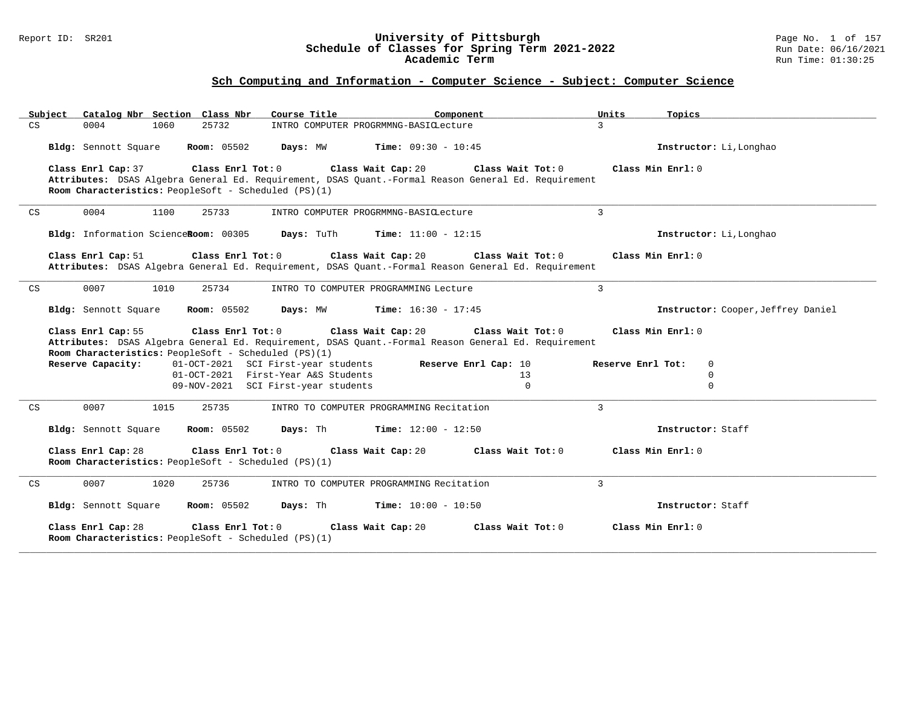# University of Pittsburgh
## Schedule of Classes for Spring Term 2021-2022
### Academic Term

Report ID: SR201

Run Date: 06/16/2021
Run Time: 01:30:25

## Sch Computing and Information - Computer Science - Subject: Computer Science

| Subject | Catalog Nbr | Section | Class Nbr | Course Title | Component | Units | Topics |
|---|---|---|---|---|---|---|---|
| CS | 0004 | 1060 | 25732 | INTRO COMPUTER PROGRMMNG-BASIC | Lecture | 3 | |

**Bldg:** Sennott Square **Room:** 05502 **Days:** MW **Time:** 09:30 - 10:45 **Instructor:** Li,Longhao

**Class Enrl Cap:** 37 **Class Enrl Tot:** 0 **Class Wait Cap:** 20 **Class Wait Tot:** 0 **Class Min Enrl:** 0
**Attributes:** DSAS Algebra General Ed. Requirement, DSAS Quant.-Formal Reason General Ed. Requirement
**Room Characteristics:** PeopleSoft - Scheduled (PS)(1)

---

| Subject | Catalog Nbr | Section | Class Nbr | Course Title | Component | Units | Topics |
|---|---|---|---|---|---|---|---|
| CS | 0004 | 1100 | 25733 | INTRO COMPUTER PROGRMMNG-BASIC | Lecture | 3 | |

**Bldg:** Information Sciences **Room:** 00305 **Days:** TuTh **Time:** 11:00 - 12:15 **Instructor:** Li,Longhao

**Class Enrl Cap:** 51 **Class Enrl Tot:** 0 **Class Wait Cap:** 20 **Class Wait Tot:** 0 **Class Min Enrl:** 0
**Attributes:** DSAS Algebra General Ed. Requirement, DSAS Quant.-Formal Reason General Ed. Requirement

---

| Subject | Catalog Nbr | Section | Class Nbr | Course Title | Component | Units | Topics |
|---|---|---|---|---|---|---|---|
| CS | 0007 | 1010 | 25734 | INTRO TO COMPUTER PROGRAMMING | Lecture | 3 | |

**Bldg:** Sennott Square **Room:** 05502 **Days:** MW **Time:** 16:30 - 17:45 **Instructor:** Cooper,Jeffrey Daniel

**Class Enrl Cap:** 55 **Class Enrl Tot:** 0 **Class Wait Cap:** 20 **Class Wait Tot:** 0 **Class Min Enrl:** 0
**Attributes:** DSAS Algebra General Ed. Requirement, DSAS Quant.-Formal Reason General Ed. Requirement
**Room Characteristics:** PeopleSoft - Scheduled (PS)(1)

| Reserve Capacity: | | Reserve Enrl Cap: | Reserve Enrl Tot: |
|---|---|---|---|
| 01-OCT-2021 | SCI First-year students | 10 | 0 |
| 01-OCT-2021 | First-Year A&S Students | 13 | 0 |
| 09-NOV-2021 | SCI First-year students | 0 | 0 |

---

| Subject | Catalog Nbr | Section | Class Nbr | Course Title | Component | Units | Topics |
|---|---|---|---|---|---|---|---|
| CS | 0007 | 1015 | 25735 | INTRO TO COMPUTER PROGRAMMING | Recitation | 3 | |

**Bldg:** Sennott Square **Room:** 05502 **Days:** Th **Time:** 12:00 - 12:50 **Instructor:** Staff

**Class Enrl Cap:** 28 **Class Enrl Tot:** 0 **Class Wait Cap:** 20 **Class Wait Tot:** 0 **Class Min Enrl:** 0
**Room Characteristics:** PeopleSoft - Scheduled (PS)(1)

---

| Subject | Catalog Nbr | Section | Class Nbr | Course Title | Component | Units | Topics |
|---|---|---|---|---|---|---|---|
| CS | 0007 | 1020 | 25736 | INTRO TO COMPUTER PROGRAMMING | Recitation | 3 | |

**Bldg:** Sennott Square **Room:** 05502 **Days:** Th **Time:** 10:00 - 10:50 **Instructor:** Staff

**Class Enrl Cap:** 28 **Class Enrl Tot:** 0 **Class Wait Cap:** 20 **Class Wait Tot:** 0 **Class Min Enrl:** 0
**Room Characteristics:** PeopleSoft - Scheduled (PS)(1)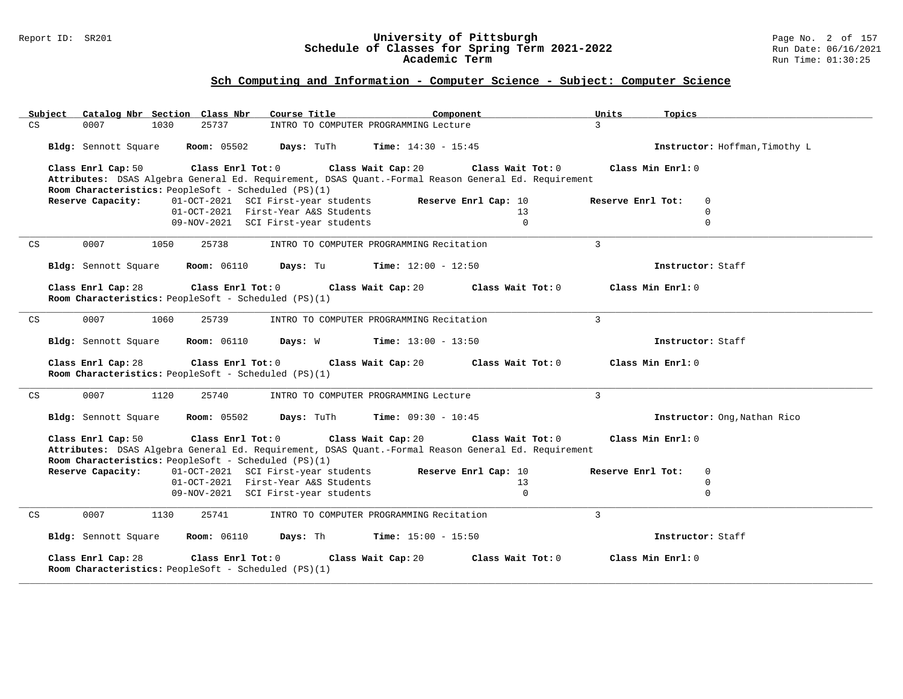## Sch Computing and Information - Computer Science - Subject: Computer Science

| Subject | Catalog Nbr | Section | Class Nbr | Course Title | Component | Units | Topics |
|---|---|---|---|---|---|---|---|
| CS | 0007 | 1030 | 25737 | INTRO TO COMPUTER PROGRAMMING | Lecture | 3 | |

**Bldg:** Sennott Square **Room:** 05502 **Days:** TuTh **Time:** 14:30 - 15:45 **Instructor:** Hoffman,Timothy L

**Class Enrl Cap:** 50 **Class Enrl Tot:** 0 **Class Wait Cap:** 20 **Class Wait Tot:** 0 **Class Min Enrl:** 0

**Attributes:** DSAS Algebra General Ed. Requirement, DSAS Quant.-Formal Reason General Ed. Requirement

**Room Characteristics:** PeopleSoft - Scheduled (PS)(1)

| Reserve Capacity: | | Reserve Enrl Cap | Reserve Enrl Tot |
|---|---|---|---|
| 01-OCT-2021 | SCI First-year students | 10 | 0 |
| 01-OCT-2021 | First-Year A&S Students | 13 | 0 |
| 09-NOV-2021 | SCI First-year students | 0 | 0 |

---

| Subject | Catalog Nbr | Section | Class Nbr | Course Title | Component | Units | Topics |
|---|---|---|---|---|---|---|---|
| CS | 0007 | 1050 | 25738 | INTRO TO COMPUTER PROGRAMMING | Recitation | 3 | |

**Bldg:** Sennott Square **Room:** 06110 **Days:** Tu **Time:** 12:00 - 12:50 **Instructor:** Staff

**Class Enrl Cap:** 28 **Class Enrl Tot:** 0 **Class Wait Cap:** 20 **Class Wait Tot:** 0 **Class Min Enrl:** 0

**Room Characteristics:** PeopleSoft - Scheduled (PS)(1)

---

| Subject | Catalog Nbr | Section | Class Nbr | Course Title | Component | Units | Topics |
|---|---|---|---|---|---|---|---|
| CS | 0007 | 1060 | 25739 | INTRO TO COMPUTER PROGRAMMING | Recitation | 3 | |

**Bldg:** Sennott Square **Room:** 06110 **Days:** W **Time:** 13:00 - 13:50 **Instructor:** Staff

**Class Enrl Cap:** 28 **Class Enrl Tot:** 0 **Class Wait Cap:** 20 **Class Wait Tot:** 0 **Class Min Enrl:** 0

**Room Characteristics:** PeopleSoft - Scheduled (PS)(1)

---

| Subject | Catalog Nbr | Section | Class Nbr | Course Title | Component | Units | Topics |
|---|---|---|---|---|---|---|---|
| CS | 0007 | 1120 | 25740 | INTRO TO COMPUTER PROGRAMMING | Lecture | 3 | |

**Bldg:** Sennott Square **Room:** 05502 **Days:** TuTh **Time:** 09:30 - 10:45 **Instructor:** Ong,Nathan Rico

**Class Enrl Cap:** 50 **Class Enrl Tot:** 0 **Class Wait Cap:** 20 **Class Wait Tot:** 0 **Class Min Enrl:** 0

**Attributes:** DSAS Algebra General Ed. Requirement, DSAS Quant.-Formal Reason General Ed. Requirement

**Room Characteristics:** PeopleSoft - Scheduled (PS)(1)

| Reserve Capacity: | | Reserve Enrl Cap | Reserve Enrl Tot |
|---|---|---|---|
| 01-OCT-2021 | SCI First-year students | 10 | 0 |
| 01-OCT-2021 | First-Year A&S Students | 13 | 0 |
| 09-NOV-2021 | SCI First-year students | 0 | 0 |

---

| Subject | Catalog Nbr | Section | Class Nbr | Course Title | Component | Units | Topics |
|---|---|---|---|---|---|---|---|
| CS | 0007 | 1130 | 25741 | INTRO TO COMPUTER PROGRAMMING | Recitation | 3 | |

**Bldg:** Sennott Square **Room:** 06110 **Days:** Th **Time:** 15:00 - 15:50 **Instructor:** Staff

**Class Enrl Cap:** 28 **Class Enrl Tot:** 0 **Class Wait Cap:** 20 **Class Wait Tot:** 0 **Class Min Enrl:** 0

**Room Characteristics:** PeopleSoft - Scheduled (PS)(1)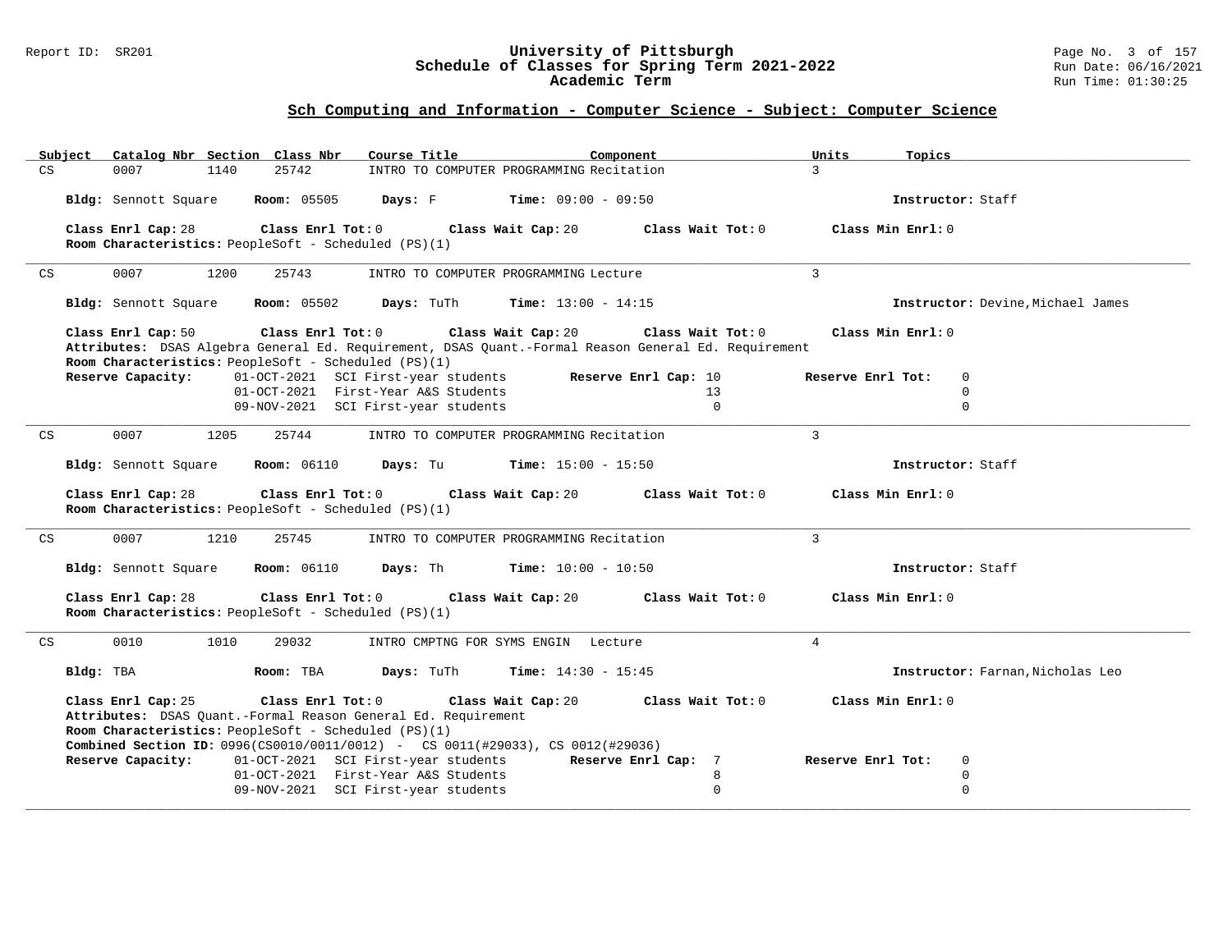## Sch Computing and Information - Computer Science - Subject: Computer Science

| Subject | Catalog Nbr | Section | Class Nbr | Course Title | Component | Units | Topics |
|---|---|---|---|---|---|---|---|
| CS | 0007 | 1140 | 25742 | INTRO TO COMPUTER PROGRAMMING | Recitation | 3 | |

**Bldg:** Sennott Square **Room:** 05505 **Days:** F **Time:** 09:00 - 09:50 **Instructor:** Staff

**Class Enrl Cap:** 28 **Class Enrl Tot:** 0 **Class Wait Cap:** 20 **Class Wait Tot:** 0 **Class Min Enrl:** 0
**Room Characteristics:** PeopleSoft - Scheduled (PS)(1)

---

| Subject | Catalog Nbr | Section | Class Nbr | Course Title | Component | Units | Topics |
|---|---|---|---|---|---|---|---|
| CS | 0007 | 1200 | 25743 | INTRO TO COMPUTER PROGRAMMING | Lecture | 3 | |

**Bldg:** Sennott Square **Room:** 05502 **Days:** TuTh **Time:** 13:00 - 14:15 **Instructor:** Devine,Michael James

**Class Enrl Cap:** 50 **Class Enrl Tot:** 0 **Class Wait Cap:** 20 **Class Wait Tot:** 0 **Class Min Enrl:** 0
**Attributes:** DSAS Algebra General Ed. Requirement, DSAS Quant.-Formal Reason General Ed. Requirement
**Room Characteristics:** PeopleSoft - Scheduled (PS)(1)

| Reserve Capacity: | Date | Group | Reserve Enrl Cap | Reserve Enrl Tot |
|---|---|---|---|---|
| | 01-OCT-2021 | SCI First-year students | 10 | 0 |
| | 01-OCT-2021 | First-Year A&S Students | 13 | 0 |
| | 09-NOV-2021 | SCI First-year students | 0 | 0 |

---

| Subject | Catalog Nbr | Section | Class Nbr | Course Title | Component | Units | Topics |
|---|---|---|---|---|---|---|---|
| CS | 0007 | 1205 | 25744 | INTRO TO COMPUTER PROGRAMMING | Recitation | 3 | |

**Bldg:** Sennott Square **Room:** 06110 **Days:** Tu **Time:** 15:00 - 15:50 **Instructor:** Staff

**Class Enrl Cap:** 28 **Class Enrl Tot:** 0 **Class Wait Cap:** 20 **Class Wait Tot:** 0 **Class Min Enrl:** 0
**Room Characteristics:** PeopleSoft - Scheduled (PS)(1)

---

| Subject | Catalog Nbr | Section | Class Nbr | Course Title | Component | Units | Topics |
|---|---|---|---|---|---|---|---|
| CS | 0007 | 1210 | 25745 | INTRO TO COMPUTER PROGRAMMING | Recitation | 3 | |

**Bldg:** Sennott Square **Room:** 06110 **Days:** Th **Time:** 10:00 - 10:50 **Instructor:** Staff

**Class Enrl Cap:** 28 **Class Enrl Tot:** 0 **Class Wait Cap:** 20 **Class Wait Tot:** 0 **Class Min Enrl:** 0
**Room Characteristics:** PeopleSoft - Scheduled (PS)(1)

---

| Subject | Catalog Nbr | Section | Class Nbr | Course Title | Component | Units | Topics |
|---|---|---|---|---|---|---|---|
| CS | 0010 | 1010 | 29032 | INTRO CMPTNG FOR SYMS ENGIN | Lecture | 4 | |

**Bldg:** TBA **Room:** TBA **Days:** TuTh **Time:** 14:30 - 15:45 **Instructor:** Farnan,Nicholas Leo

**Class Enrl Cap:** 25 **Class Enrl Tot:** 0 **Class Wait Cap:** 20 **Class Wait Tot:** 0 **Class Min Enrl:** 0
**Attributes:** DSAS Quant.-Formal Reason General Ed. Requirement
**Room Characteristics:** PeopleSoft - Scheduled (PS)(1)
**Combined Section ID:** 0996(CS0010/0011/0012) - CS 0011(#29033), CS 0012(#29036)

| Reserve Capacity: | Date | Group | Reserve Enrl Cap | Reserve Enrl Tot |
|---|---|---|---|---|
| | 01-OCT-2021 | SCI First-year students | 7 | 0 |
| | 01-OCT-2021 | First-Year A&S Students | 8 | 0 |
| | 09-NOV-2021 | SCI First-year students | 0 | 0 |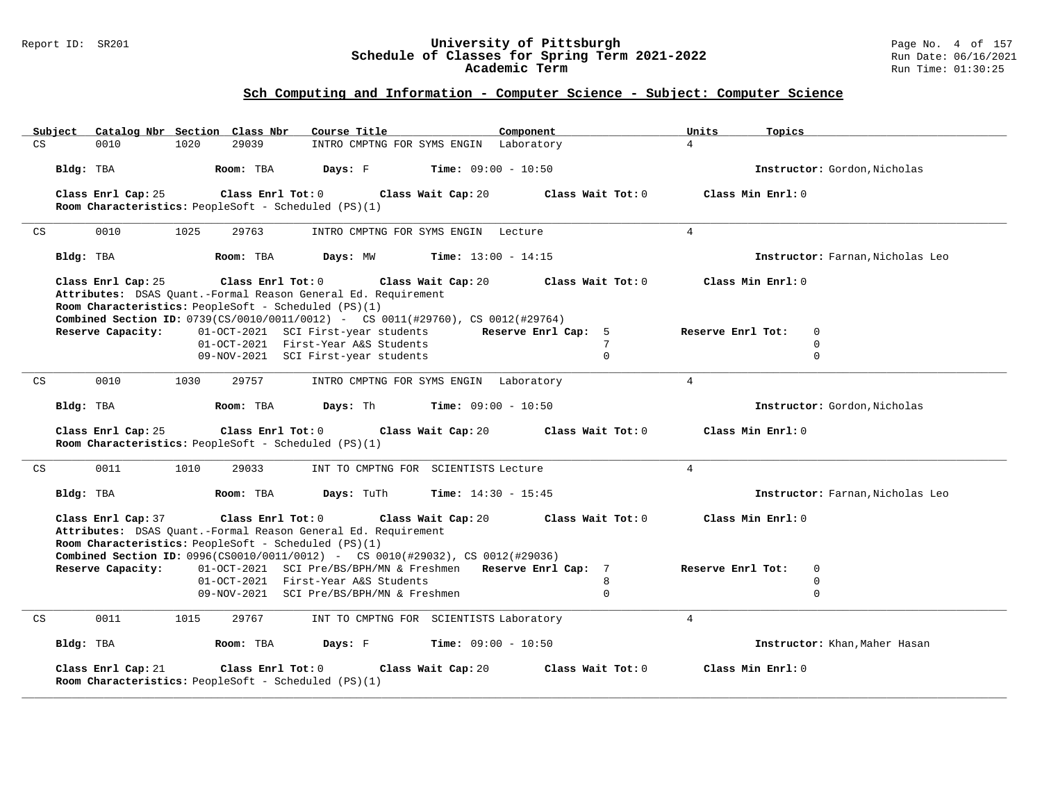## Sch Computing and Information - Computer Science - Subject: Computer Science

| Subject | Catalog Nbr | Section | Class Nbr | Course Title | Component | Units | Topics |
|---|---|---|---|---|---|---|---|
| CS | 0010 | 1020 | 29039 | INTRO CMPTNG FOR SYMS ENGIN | Laboratory | 4 | |

**Bldg:** TBA **Room:** TBA **Days:** F **Time:** 09:00 - 10:50 **Instructor:** Gordon,Nicholas

**Class Enrl Cap:** 25 **Class Enrl Tot:** 0 **Class Wait Cap:** 20 **Class Wait Tot:** 0 **Class Min Enrl:** 0
**Room Characteristics:** PeopleSoft - Scheduled (PS)(1)

---

| Subject | Catalog Nbr | Section | Class Nbr | Course Title | Component | Units | Topics |
|---|---|---|---|---|---|---|---|
| CS | 0010 | 1025 | 29763 | INTRO CMPTNG FOR SYMS ENGIN | Lecture | 4 | |

**Bldg:** TBA **Room:** TBA **Days:** MW **Time:** 13:00 - 14:15 **Instructor:** Farnan,Nicholas Leo

**Class Enrl Cap:** 25 **Class Enrl Tot:** 0 **Class Wait Cap:** 20 **Class Wait Tot:** 0 **Class Min Enrl:** 0
**Attributes:** DSAS Quant.-Formal Reason General Ed. Requirement
**Room Characteristics:** PeopleSoft - Scheduled (PS)(1)
**Combined Section ID:** 0739(CS/0010/0011/0012) - CS 0011(#29760), CS 0012(#29764)

| Reserve Capacity: | | Reserve Enrl Cap | Reserve Enrl Tot |
|---|---|---|---|
| 01-OCT-2021 | SCI First-year students | 5 | 0 |
| 01-OCT-2021 | First-Year A&S Students | 7 | 0 |
| 09-NOV-2021 | SCI First-year students | 0 | 0 |

---

| Subject | Catalog Nbr | Section | Class Nbr | Course Title | Component | Units | Topics |
|---|---|---|---|---|---|---|---|
| CS | 0010 | 1030 | 29757 | INTRO CMPTNG FOR SYMS ENGIN | Laboratory | 4 | |

**Bldg:** TBA **Room:** TBA **Days:** Th **Time:** 09:00 - 10:50 **Instructor:** Gordon,Nicholas

**Class Enrl Cap:** 25 **Class Enrl Tot:** 0 **Class Wait Cap:** 20 **Class Wait Tot:** 0 **Class Min Enrl:** 0
**Room Characteristics:** PeopleSoft - Scheduled (PS)(1)

---

| Subject | Catalog Nbr | Section | Class Nbr | Course Title | Component | Units | Topics |
|---|---|---|---|---|---|---|---|
| CS | 0011 | 1010 | 29033 | INT TO CMPTNG FOR SCIENTISTS | Lecture | 4 | |

**Bldg:** TBA **Room:** TBA **Days:** TuTh **Time:** 14:30 - 15:45 **Instructor:** Farnan,Nicholas Leo

**Class Enrl Cap:** 37 **Class Enrl Tot:** 0 **Class Wait Cap:** 20 **Class Wait Tot:** 0 **Class Min Enrl:** 0
**Attributes:** DSAS Quant.-Formal Reason General Ed. Requirement
**Room Characteristics:** PeopleSoft - Scheduled (PS)(1)
**Combined Section ID:** 0996(CS0010/0011/0012) - CS 0010(#29032), CS 0012(#29036)

| Reserve Capacity: | | Reserve Enrl Cap | Reserve Enrl Tot |
|---|---|---|---|
| 01-OCT-2021 | SCI Pre/BS/BPH/MN & Freshmen | 7 | 0 |
| 01-OCT-2021 | First-Year A&S Students | 8 | 0 |
| 09-NOV-2021 | SCI Pre/BS/BPH/MN & Freshmen | 0 | 0 |

---

| Subject | Catalog Nbr | Section | Class Nbr | Course Title | Component | Units | Topics |
|---|---|---|---|---|---|---|---|
| CS | 0011 | 1015 | 29767 | INT TO CMPTNG FOR SCIENTISTS | Laboratory | 4 | |

**Bldg:** TBA **Room:** TBA **Days:** F **Time:** 09:00 - 10:50 **Instructor:** Khan,Maher Hasan

**Class Enrl Cap:** 21 **Class Enrl Tot:** 0 **Class Wait Cap:** 20 **Class Wait Tot:** 0 **Class Min Enrl:** 0
**Room Characteristics:** PeopleSoft - Scheduled (PS)(1)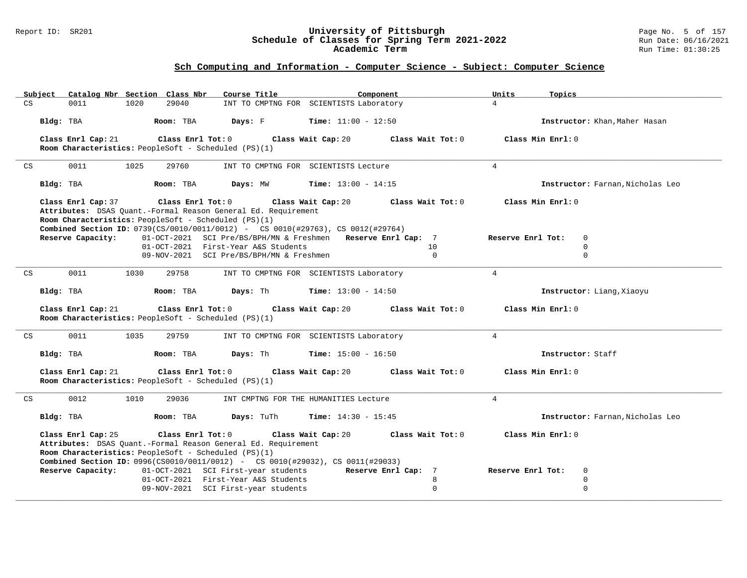## Sch Computing and Information - Computer Science - Subject: Computer Science

| Subject | Catalog Nbr | Section | Class Nbr | Course Title | Component | Units | Topics |
|---|---|---|---|---|---|---|---|
| CS | 0011 | 1020 | 29040 | INT TO CMPTNG FOR SCIENTISTS | Laboratory | 4 | |

**Bldg:** TBA **Room:** TBA **Days:** F **Time:** 11:00 - 12:50 **Instructor:** Khan,Maher Hasan

**Class Enrl Cap:** 21 **Class Enrl Tot:** 0 **Class Wait Cap:** 20 **Class Wait Tot:** 0 **Class Min Enrl:** 0
**Room Characteristics:** PeopleSoft - Scheduled (PS)(1)

---

| Subject | Catalog Nbr | Section | Class Nbr | Course Title | Component | Units | Topics |
|---|---|---|---|---|---|---|---|
| CS | 0011 | 1025 | 29760 | INT TO CMPTNG FOR SCIENTISTS | Lecture | 4 | |

**Bldg:** TBA **Room:** TBA **Days:** MW **Time:** 13:00 - 14:15 **Instructor:** Farnan,Nicholas Leo

**Class Enrl Cap:** 37 **Class Enrl Tot:** 0 **Class Wait Cap:** 20 **Class Wait Tot:** 0 **Class Min Enrl:** 0
**Attributes:** DSAS Quant.-Formal Reason General Ed. Requirement
**Room Characteristics:** PeopleSoft - Scheduled (PS)(1)
**Combined Section ID:** 0739(CS/0010/0011/0012) - CS 0010(#29763), CS 0012(#29764)

| Reserve Capacity: | | Reserve Enrl Cap | Reserve Enrl Tot |
|---|---|---|---|
| 01-OCT-2021 | SCI Pre/BS/BPH/MN & Freshmen | 7 | 0 |
| 01-OCT-2021 | First-Year A&S Students | 10 | 0 |
| 09-NOV-2021 | SCI Pre/BS/BPH/MN & Freshmen | 0 | 0 |

---

| Subject | Catalog Nbr | Section | Class Nbr | Course Title | Component | Units | Topics |
|---|---|---|---|---|---|---|---|
| CS | 0011 | 1030 | 29758 | INT TO CMPTNG FOR SCIENTISTS | Laboratory | 4 | |

**Bldg:** TBA **Room:** TBA **Days:** Th **Time:** 13:00 - 14:50 **Instructor:** Liang,Xiaoyu

**Class Enrl Cap:** 21 **Class Enrl Tot:** 0 **Class Wait Cap:** 20 **Class Wait Tot:** 0 **Class Min Enrl:** 0
**Room Characteristics:** PeopleSoft - Scheduled (PS)(1)

---

| Subject | Catalog Nbr | Section | Class Nbr | Course Title | Component | Units | Topics |
|---|---|---|---|---|---|---|---|
| CS | 0011 | 1035 | 29759 | INT TO CMPTNG FOR SCIENTISTS | Laboratory | 4 | |

**Bldg:** TBA **Room:** TBA **Days:** Th **Time:** 15:00 - 16:50 **Instructor:** Staff

**Class Enrl Cap:** 21 **Class Enrl Tot:** 0 **Class Wait Cap:** 20 **Class Wait Tot:** 0 **Class Min Enrl:** 0
**Room Characteristics:** PeopleSoft - Scheduled (PS)(1)

---

| Subject | Catalog Nbr | Section | Class Nbr | Course Title | Component | Units | Topics |
|---|---|---|---|---|---|---|---|
| CS | 0012 | 1010 | 29036 | INT CMPTNG FOR THE HUMANITIES | Lecture | 4 | |

**Bldg:** TBA **Room:** TBA **Days:** TuTh **Time:** 14:30 - 15:45 **Instructor:** Farnan,Nicholas Leo

**Class Enrl Cap:** 25 **Class Enrl Tot:** 0 **Class Wait Cap:** 20 **Class Wait Tot:** 0 **Class Min Enrl:** 0
**Attributes:** DSAS Quant.-Formal Reason General Ed. Requirement
**Room Characteristics:** PeopleSoft - Scheduled (PS)(1)
**Combined Section ID:** 0996(CS0010/0011/0012) - CS 0010(#29032), CS 0011(#29033)

| Reserve Capacity: | | Reserve Enrl Cap | Reserve Enrl Tot |
|---|---|---|---|
| 01-OCT-2021 | SCI First-year students | 7 | 0 |
| 01-OCT-2021 | First-Year A&S Students | 8 | 0 |
| 09-NOV-2021 | SCI First-year students | 0 | 0 |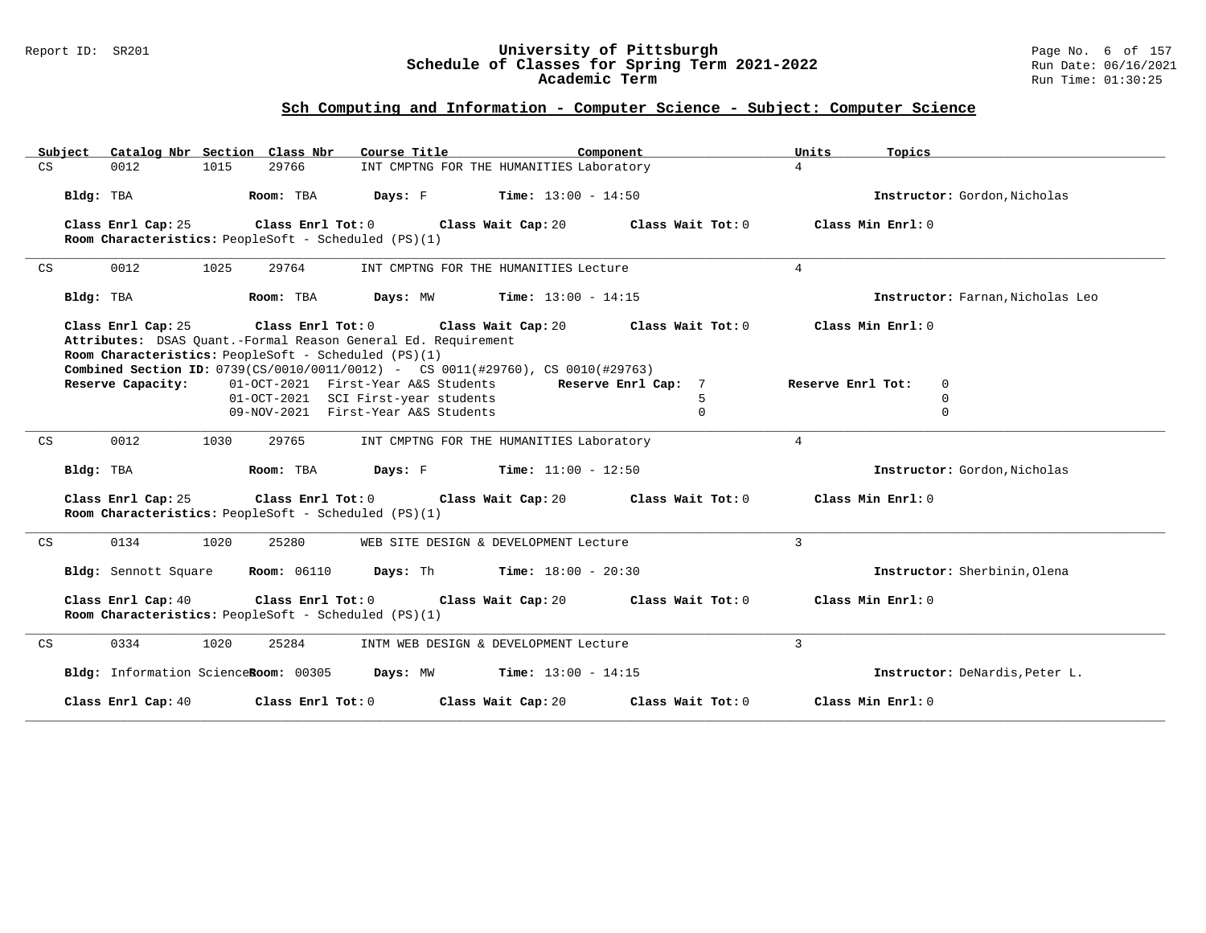## Sch Computing and Information - Computer Science - Subject: Computer Science

| Subject | Catalog Nbr | Section | Class Nbr | Course Title | Component | Units | Topics |
|---|---|---|---|---|---|---|---|
| CS | 0012 | 1015 | 29766 | INT CMPTNG FOR THE HUMANITIES | Laboratory | 4 | |

**Bldg:** TBA **Room:** TBA **Days:** F **Time:** 13:00 - 14:50 **Instructor:** Gordon,Nicholas

**Class Enrl Cap:** 25 **Class Enrl Tot:** 0 **Class Wait Cap:** 20 **Class Wait Tot:** 0 **Class Min Enrl:** 0

**Room Characteristics:** PeopleSoft - Scheduled (PS)(1)

---

| Subject | Catalog Nbr | Section | Class Nbr | Course Title | Component | Units | Topics |
|---|---|---|---|---|---|---|---|
| CS | 0012 | 1025 | 29764 | INT CMPTNG FOR THE HUMANITIES | Lecture | 4 | |

**Bldg:** TBA **Room:** TBA **Days:** MW **Time:** 13:00 - 14:15 **Instructor:** Farnan,Nicholas Leo

**Class Enrl Cap:** 25 **Class Enrl Tot:** 0 **Class Wait Cap:** 20 **Class Wait Tot:** 0 **Class Min Enrl:** 0

**Attributes:** DSAS Quant.-Formal Reason General Ed. Requirement

**Room Characteristics:** PeopleSoft - Scheduled (PS)(1)

**Combined Section ID:** 0739(CS/0010/0011/0012) - CS 0011(#29760), CS 0010(#29763)

| Reserve Capacity: | | Reserve Enrl Cap: | Reserve Enrl Tot: |
|---|---|---|---|
| 01-OCT-2021 | First-Year A&S Students | 7 | 0 |
| 01-OCT-2021 | SCI First-year students | 5 | 0 |
| 09-NOV-2021 | First-Year A&S Students | 0 | 0 |

---

| Subject | Catalog Nbr | Section | Class Nbr | Course Title | Component | Units | Topics |
|---|---|---|---|---|---|---|---|
| CS | 0012 | 1030 | 29765 | INT CMPTNG FOR THE HUMANITIES | Laboratory | 4 | |

**Bldg:** TBA **Room:** TBA **Days:** F **Time:** 11:00 - 12:50 **Instructor:** Gordon,Nicholas

**Class Enrl Cap:** 25 **Class Enrl Tot:** 0 **Class Wait Cap:** 20 **Class Wait Tot:** 0 **Class Min Enrl:** 0

**Room Characteristics:** PeopleSoft - Scheduled (PS)(1)

---

| Subject | Catalog Nbr | Section | Class Nbr | Course Title | Component | Units | Topics |
|---|---|---|---|---|---|---|---|
| CS | 0134 | 1020 | 25280 | WEB SITE DESIGN & DEVELOPMENT | Lecture | 3 | |

**Bldg:** Sennott Square **Room:** 06110 **Days:** Th **Time:** 18:00 - 20:30 **Instructor:** Sherbinin,Olena

**Class Enrl Cap:** 40 **Class Enrl Tot:** 0 **Class Wait Cap:** 20 **Class Wait Tot:** 0 **Class Min Enrl:** 0

**Room Characteristics:** PeopleSoft - Scheduled (PS)(1)

---

| Subject | Catalog Nbr | Section | Class Nbr | Course Title | Component | Units | Topics |
|---|---|---|---|---|---|---|---|
| CS | 0334 | 1020 | 25284 | INTM WEB DESIGN & DEVELOPMENT | Lecture | 3 | |

**Bldg:** Information Science **Room:** 00305 **Days:** MW **Time:** 13:00 - 14:15 **Instructor:** DeNardis,Peter L.

**Class Enrl Cap:** 40 **Class Enrl Tot:** 0 **Class Wait Cap:** 20 **Class Wait Tot:** 0 **Class Min Enrl:** 0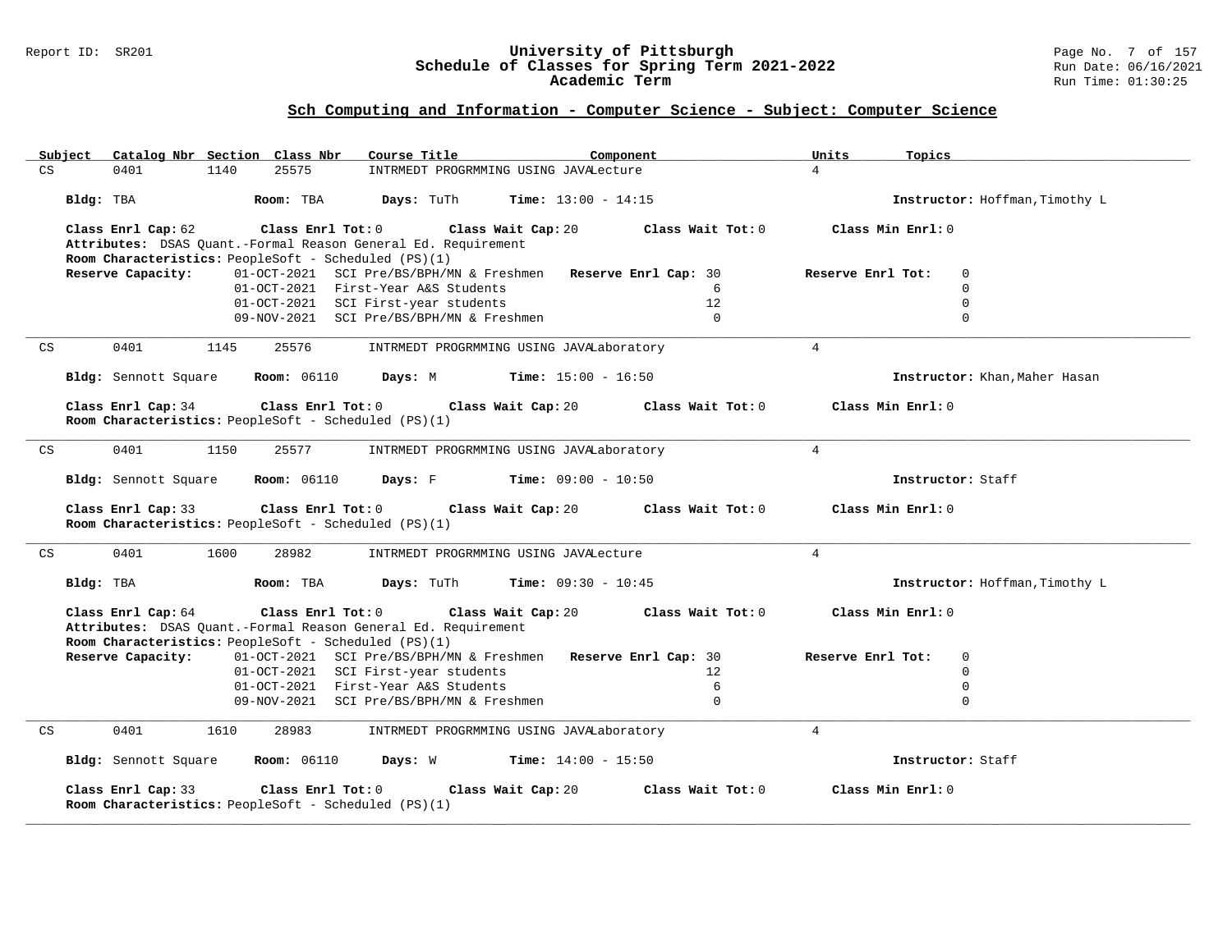# University of Pittsburgh
## Schedule of Classes for Spring Term 2021-2022
### Academic Term

Report ID: SR201

Run Date: 06/16/2021
Run Time: 01:30:25

## Sch Computing and Information - Computer Science - Subject: Computer Science

| Subject | Catalog Nbr | Section | Class Nbr | Course Title | Component | Units | Topics |
|---|---|---|---|---|---|---|---|
| CS | 0401 | 1140 | 25575 | INTRMEDT PROGRMMING USING JAVA | Lecture | 4 | |

**Bldg:** TBA  **Room:** TBA  **Days:** TuTh  **Time:** 13:00 - 14:15  **Instructor:** Hoffman,Timothy L

**Class Enrl Cap:** 62  **Class Enrl Tot:** 0  **Class Wait Cap:** 20  **Class Wait Tot:** 0  **Class Min Enrl:** 0

**Attributes:** DSAS Quant.-Formal Reason General Ed. Requirement

**Room Characteristics:** PeopleSoft - Scheduled (PS)(1)

**Reserve Capacity:**

| Date | Reserve Group | Reserve Enrl Cap | Reserve Enrl Tot |
|---|---|---|---|
| 01-OCT-2021 | SCI Pre/BS/BPH/MN & Freshmen | 30 | 0 |
| 01-OCT-2021 | First-Year A&S Students | 6 | 0 |
| 01-OCT-2021 | SCI First-year students | 12 | 0 |
| 09-NOV-2021 | SCI Pre/BS/BPH/MN & Freshmen | 0 | 0 |

---

| Subject | Catalog Nbr | Section | Class Nbr | Course Title | Component | Units | Topics |
|---|---|---|---|---|---|---|---|
| CS | 0401 | 1145 | 25576 | INTRMEDT PROGRMMING USING JAVA | Laboratory | 4 | |

**Bldg:** Sennott Square  **Room:** 06110  **Days:** M  **Time:** 15:00 - 16:50  **Instructor:** Khan,Maher Hasan

**Class Enrl Cap:** 34  **Class Enrl Tot:** 0  **Class Wait Cap:** 20  **Class Wait Tot:** 0  **Class Min Enrl:** 0

**Room Characteristics:** PeopleSoft - Scheduled (PS)(1)

---

| Subject | Catalog Nbr | Section | Class Nbr | Course Title | Component | Units | Topics |
|---|---|---|---|---|---|---|---|
| CS | 0401 | 1150 | 25577 | INTRMEDT PROGRMMING USING JAVA | Laboratory | 4 | |

**Bldg:** Sennott Square  **Room:** 06110  **Days:** F  **Time:** 09:00 - 10:50  **Instructor:** Staff

**Class Enrl Cap:** 33  **Class Enrl Tot:** 0  **Class Wait Cap:** 20  **Class Wait Tot:** 0  **Class Min Enrl:** 0

**Room Characteristics:** PeopleSoft - Scheduled (PS)(1)

---

| Subject | Catalog Nbr | Section | Class Nbr | Course Title | Component | Units | Topics |
|---|---|---|---|---|---|---|---|
| CS | 0401 | 1600 | 28982 | INTRMEDT PROGRMMING USING JAVA | Lecture | 4 | |

**Bldg:** TBA  **Room:** TBA  **Days:** TuTh  **Time:** 09:30 - 10:45  **Instructor:** Hoffman,Timothy L

**Class Enrl Cap:** 64  **Class Enrl Tot:** 0  **Class Wait Cap:** 20  **Class Wait Tot:** 0  **Class Min Enrl:** 0

**Attributes:** DSAS Quant.-Formal Reason General Ed. Requirement

**Room Characteristics:** PeopleSoft - Scheduled (PS)(1)

**Reserve Capacity:**

| Date | Reserve Group | Reserve Enrl Cap | Reserve Enrl Tot |
|---|---|---|---|
| 01-OCT-2021 | SCI Pre/BS/BPH/MN & Freshmen | 30 | 0 |
| 01-OCT-2021 | SCI First-year students | 12 | 0 |
| 01-OCT-2021 | First-Year A&S Students | 6 | 0 |
| 09-NOV-2021 | SCI Pre/BS/BPH/MN & Freshmen | 0 | 0 |

---

| Subject | Catalog Nbr | Section | Class Nbr | Course Title | Component | Units | Topics |
|---|---|---|---|---|---|---|---|
| CS | 0401 | 1610 | 28983 | INTRMEDT PROGRMMING USING JAVA | Laboratory | 4 | |

**Bldg:** Sennott Square  **Room:** 06110  **Days:** W  **Time:** 14:00 - 15:50  **Instructor:** Staff

**Class Enrl Cap:** 33  **Class Enrl Tot:** 0  **Class Wait Cap:** 20  **Class Wait Tot:** 0  **Class Min Enrl:** 0

**Room Characteristics:** PeopleSoft - Scheduled (PS)(1)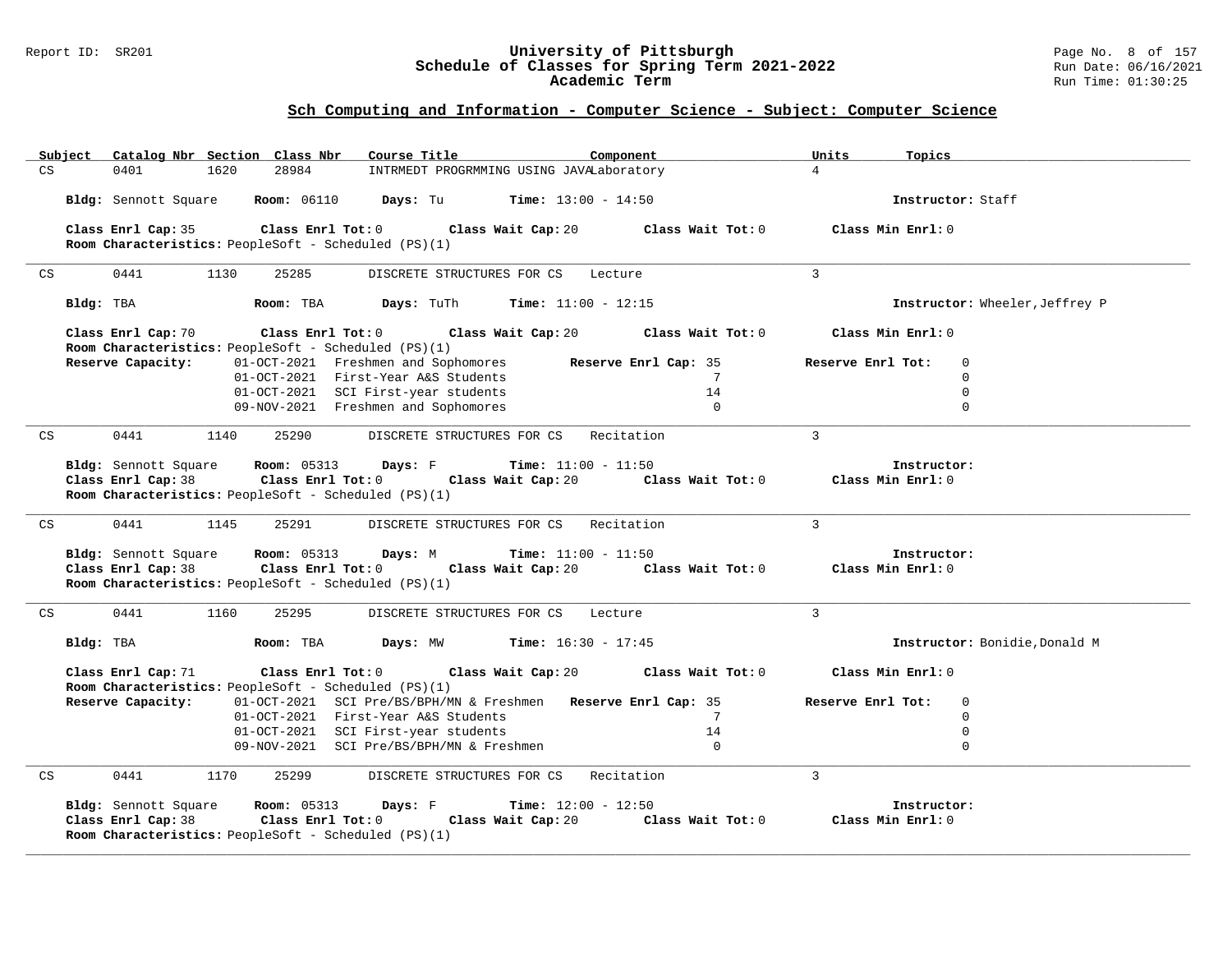## Sch Computing and Information - Computer Science - Subject: Computer Science

| Subject | Catalog Nbr | Section | Class Nbr | Course Title | Component | Units | Topics |
|---|---|---|---|---|---|---|---|
| CS | 0401 | 1620 | 28984 | INTRMEDT PROGRMMING USING JAVA | Laboratory | 4 | |

**Bldg:** Sennott Square **Room:** 06110 **Days:** Tu **Time:** 13:00 - 14:50 **Instructor:** Staff

**Class Enrl Cap:** 35 **Class Enrl Tot:** 0 **Class Wait Cap:** 20 **Class Wait Tot:** 0 **Class Min Enrl:** 0
**Room Characteristics:** PeopleSoft - Scheduled (PS)(1)

---

| Subject | Catalog Nbr | Section | Class Nbr | Course Title | Component | Units | Topics |
|---|---|---|---|---|---|---|---|
| CS | 0441 | 1130 | 25285 | DISCRETE STRUCTURES FOR CS | Lecture | 3 | |

**Bldg:** TBA **Room:** TBA **Days:** TuTh **Time:** 11:00 - 12:15 **Instructor:** Wheeler,Jeffrey P

**Class Enrl Cap:** 70 **Class Enrl Tot:** 0 **Class Wait Cap:** 20 **Class Wait Tot:** 0 **Class Min Enrl:** 0
**Room Characteristics:** PeopleSoft - Scheduled (PS)(1)

**Reserve Capacity:**

| Date | Reserve Group | Reserve Enrl Cap | Reserve Enrl Tot |
|---|---|---|---|
| 01-OCT-2021 | Freshmen and Sophomores | 35 | 0 |
| 01-OCT-2021 | First-Year A&S Students | 7 | 0 |
| 01-OCT-2021 | SCI First-year students | 14 | 0 |
| 09-NOV-2021 | Freshmen and Sophomores | 0 | 0 |

---

| Subject | Catalog Nbr | Section | Class Nbr | Course Title | Component | Units | Topics |
|---|---|---|---|---|---|---|---|
| CS | 0441 | 1140 | 25290 | DISCRETE STRUCTURES FOR CS | Recitation | 3 | |

**Bldg:** Sennott Square **Room:** 05313 **Days:** F **Time:** 11:00 - 11:50 **Instructor:**
**Class Enrl Cap:** 38 **Class Enrl Tot:** 0 **Class Wait Cap:** 20 **Class Wait Tot:** 0 **Class Min Enrl:** 0
**Room Characteristics:** PeopleSoft - Scheduled (PS)(1)

---

| Subject | Catalog Nbr | Section | Class Nbr | Course Title | Component | Units | Topics |
|---|---|---|---|---|---|---|---|
| CS | 0441 | 1145 | 25291 | DISCRETE STRUCTURES FOR CS | Recitation | 3 | |

**Bldg:** Sennott Square **Room:** 05313 **Days:** M **Time:** 11:00 - 11:50 **Instructor:**
**Class Enrl Cap:** 38 **Class Enrl Tot:** 0 **Class Wait Cap:** 20 **Class Wait Tot:** 0 **Class Min Enrl:** 0
**Room Characteristics:** PeopleSoft - Scheduled (PS)(1)

---

| Subject | Catalog Nbr | Section | Class Nbr | Course Title | Component | Units | Topics |
|---|---|---|---|---|---|---|---|
| CS | 0441 | 1160 | 25295 | DISCRETE STRUCTURES FOR CS | Lecture | 3 | |

**Bldg:** TBA **Room:** TBA **Days:** MW **Time:** 16:30 - 17:45 **Instructor:** Bonidie,Donald M

**Class Enrl Cap:** 71 **Class Enrl Tot:** 0 **Class Wait Cap:** 20 **Class Wait Tot:** 0 **Class Min Enrl:** 0
**Room Characteristics:** PeopleSoft - Scheduled (PS)(1)

**Reserve Capacity:**

| Date | Reserve Group | Reserve Enrl Cap | Reserve Enrl Tot |
|---|---|---|---|
| 01-OCT-2021 | SCI Pre/BS/BPH/MN & Freshmen | 35 | 0 |
| 01-OCT-2021 | First-Year A&S Students | 7 | 0 |
| 01-OCT-2021 | SCI First-year students | 14 | 0 |
| 09-NOV-2021 | SCI Pre/BS/BPH/MN & Freshmen | 0 | 0 |

---

| Subject | Catalog Nbr | Section | Class Nbr | Course Title | Component | Units | Topics |
|---|---|---|---|---|---|---|---|
| CS | 0441 | 1170 | 25299 | DISCRETE STRUCTURES FOR CS | Recitation | 3 | |

**Bldg:** Sennott Square **Room:** 05313 **Days:** F **Time:** 12:00 - 12:50 **Instructor:**
**Class Enrl Cap:** 38 **Class Enrl Tot:** 0 **Class Wait Cap:** 20 **Class Wait Tot:** 0 **Class Min Enrl:** 0
**Room Characteristics:** PeopleSoft - Scheduled (PS)(1)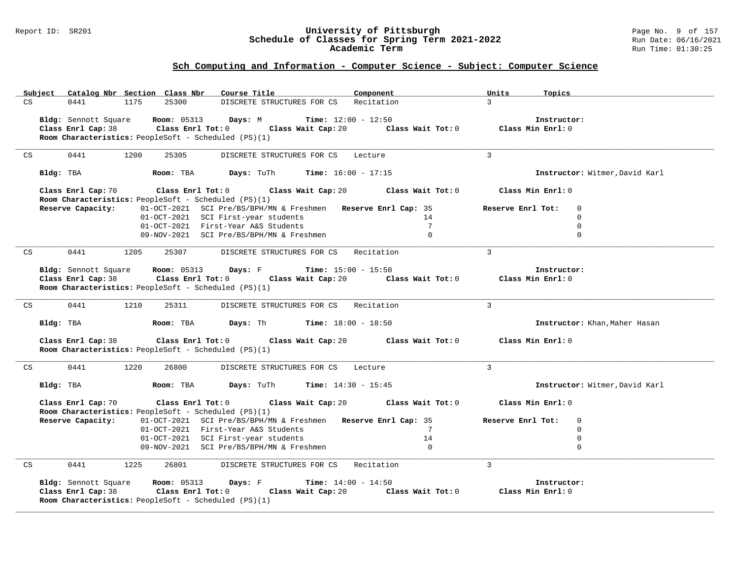## Sch Computing and Information - Computer Science - Subject: Computer Science

| Subject | Catalog Nbr | Section | Class Nbr | Course Title | Component | Units | Topics |
|---|---|---|---|---|---|---|---|
| CS | 0441 | 1175 | 25300 | DISCRETE STRUCTURES FOR CS | Recitation | 3 | |

**Bldg:** Sennott Square **Room:** 05313 **Days:** M **Time:** 12:00 - 12:50 **Instructor:**
**Class Enrl Cap:** 38 **Class Enrl Tot:** 0 **Class Wait Cap:** 20 **Class Wait Tot:** 0 **Class Min Enrl:** 0
**Room Characteristics:** PeopleSoft - Scheduled (PS)(1)

---

| Subject | Catalog Nbr | Section | Class Nbr | Course Title | Component | Units |
|---|---|---|---|---|---|---|
| CS | 0441 | 1200 | 25305 | DISCRETE STRUCTURES FOR CS | Lecture | 3 |

**Bldg:** TBA **Room:** TBA **Days:** TuTh **Time:** 16:00 - 17:15 **Instructor:** Witmer,David Karl

**Class Enrl Cap:** 70 **Class Enrl Tot:** 0 **Class Wait Cap:** 20 **Class Wait Tot:** 0 **Class Min Enrl:** 0
**Room Characteristics:** PeopleSoft - Scheduled (PS)(1)

| Reserve Capacity: | Date | Group | Reserve Enrl Cap | Reserve Enrl Tot |
|---|---|---|---|---|
| | 01-OCT-2021 | SCI Pre/BS/BPH/MN & Freshmen | 35 | 0 |
| | 01-OCT-2021 | SCI First-year students | 14 | 0 |
| | 01-OCT-2021 | First-Year A&S Students | 7 | 0 |
| | 09-NOV-2021 | SCI Pre/BS/BPH/MN & Freshmen | 0 | 0 |

---

| Subject | Catalog Nbr | Section | Class Nbr | Course Title | Component | Units |
|---|---|---|---|---|---|---|
| CS | 0441 | 1205 | 25307 | DISCRETE STRUCTURES FOR CS | Recitation | 3 |

**Bldg:** Sennott Square **Room:** 05313 **Days:** F **Time:** 15:00 - 15:50 **Instructor:**
**Class Enrl Cap:** 38 **Class Enrl Tot:** 0 **Class Wait Cap:** 20 **Class Wait Tot:** 0 **Class Min Enrl:** 0
**Room Characteristics:** PeopleSoft - Scheduled (PS)(1)

---

| Subject | Catalog Nbr | Section | Class Nbr | Course Title | Component | Units |
|---|---|---|---|---|---|---|
| CS | 0441 | 1210 | 25311 | DISCRETE STRUCTURES FOR CS | Recitation | 3 |

**Bldg:** TBA **Room:** TBA **Days:** Th **Time:** 18:00 - 18:50 **Instructor:** Khan,Maher Hasan

**Class Enrl Cap:** 38 **Class Enrl Tot:** 0 **Class Wait Cap:** 20 **Class Wait Tot:** 0 **Class Min Enrl:** 0
**Room Characteristics:** PeopleSoft - Scheduled (PS)(1)

---

| Subject | Catalog Nbr | Section | Class Nbr | Course Title | Component | Units |
|---|---|---|---|---|---|---|
| CS | 0441 | 1220 | 26800 | DISCRETE STRUCTURES FOR CS | Lecture | 3 |

**Bldg:** TBA **Room:** TBA **Days:** TuTh **Time:** 14:30 - 15:45 **Instructor:** Witmer,David Karl

**Class Enrl Cap:** 70 **Class Enrl Tot:** 0 **Class Wait Cap:** 20 **Class Wait Tot:** 0 **Class Min Enrl:** 0
**Room Characteristics:** PeopleSoft - Scheduled (PS)(1)

| Reserve Capacity: | Date | Group | Reserve Enrl Cap | Reserve Enrl Tot |
|---|---|---|---|---|
| | 01-OCT-2021 | SCI Pre/BS/BPH/MN & Freshmen | 35 | 0 |
| | 01-OCT-2021 | First-Year A&S Students | 7 | 0 |
| | 01-OCT-2021 | SCI First-year students | 14 | 0 |
| | 09-NOV-2021 | SCI Pre/BS/BPH/MN & Freshmen | 0 | 0 |

---

| Subject | Catalog Nbr | Section | Class Nbr | Course Title | Component | Units |
|---|---|---|---|---|---|---|
| CS | 0441 | 1225 | 26801 | DISCRETE STRUCTURES FOR CS | Recitation | 3 |

**Bldg:** Sennott Square **Room:** 05313 **Days:** F **Time:** 14:00 - 14:50 **Instructor:**
**Class Enrl Cap:** 38 **Class Enrl Tot:** 0 **Class Wait Cap:** 20 **Class Wait Tot:** 0 **Class Min Enrl:** 0
**Room Characteristics:** PeopleSoft - Scheduled (PS)(1)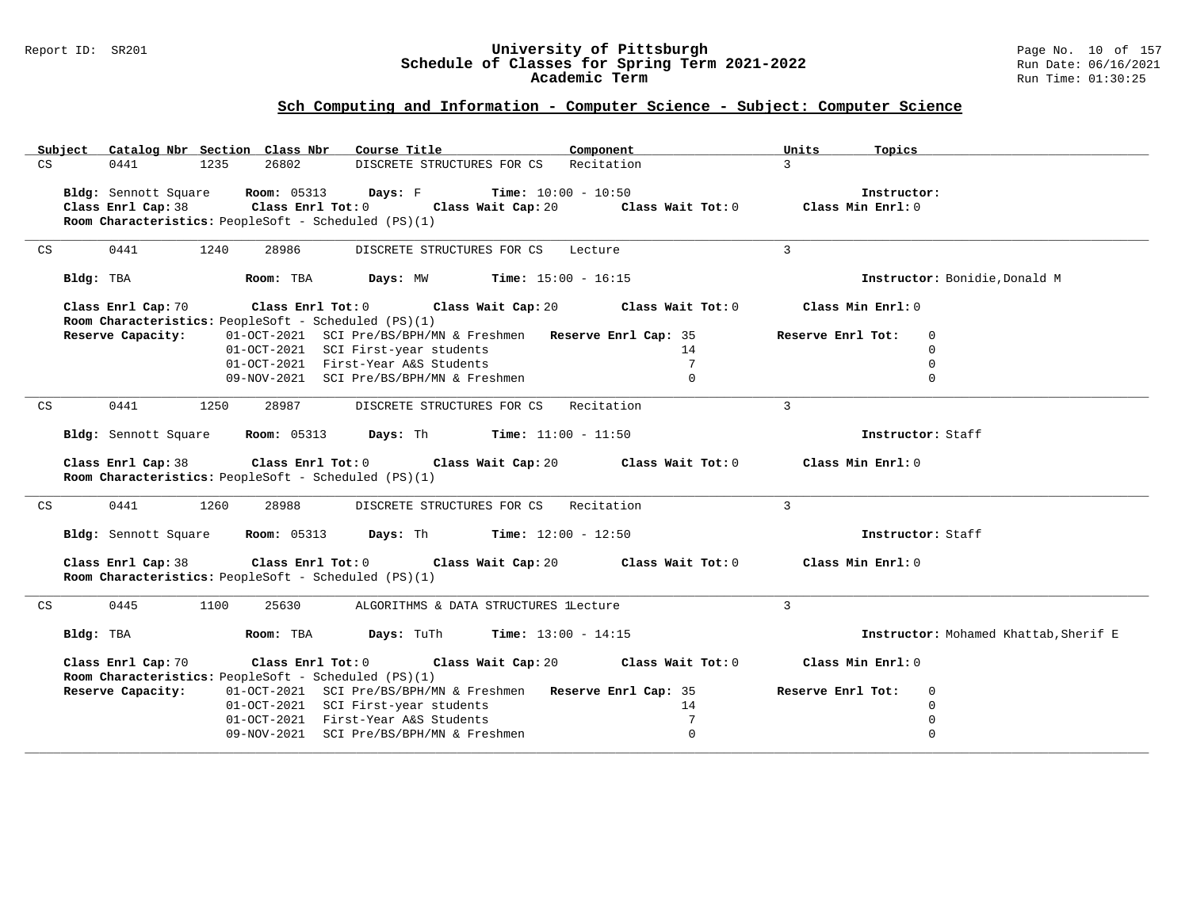## Sch Computing and Information - Computer Science - Subject: Computer Science

| Subject | Catalog Nbr | Section | Class Nbr | Course Title | Component | Units | Topics |
|---|---|---|---|---|---|---|---|
| CS | 0441 | 1235 | 26802 | DISCRETE STRUCTURES FOR CS | Recitation | 3 | |

**Bldg:** Sennott Square **Room:** 05313 **Days:** F **Time:** 10:00 - 10:50 **Instructor:**
**Class Enrl Cap:** 38 **Class Enrl Tot:** 0 **Class Wait Cap:** 20 **Class Wait Tot:** 0 **Class Min Enrl:** 0
**Room Characteristics:** PeopleSoft - Scheduled (PS)(1)

---

| Subject | Catalog Nbr | Section | Class Nbr | Course Title | Component | Units | Topics |
|---|---|---|---|---|---|---|---|
| CS | 0441 | 1240 | 28986 | DISCRETE STRUCTURES FOR CS | Lecture | 3 | |

**Bldg:** TBA **Room:** TBA **Days:** MW **Time:** 15:00 - 16:15 **Instructor:** Bonidie,Donald M

**Class Enrl Cap:** 70 **Class Enrl Tot:** 0 **Class Wait Cap:** 20 **Class Wait Tot:** 0 **Class Min Enrl:** 0
**Room Characteristics:** PeopleSoft - Scheduled (PS)(1)

| Reserve Capacity: | Date | Description | Reserve Enrl Cap | Reserve Enrl Tot |
|---|---|---|---|---|
| | 01-OCT-2021 | SCI Pre/BS/BPH/MN & Freshmen | 35 | 0 |
| | 01-OCT-2021 | SCI First-year students | 14 | 0 |
| | 01-OCT-2021 | First-Year A&S Students | 7 | 0 |
| | 09-NOV-2021 | SCI Pre/BS/BPH/MN & Freshmen | 0 | 0 |

---

| Subject | Catalog Nbr | Section | Class Nbr | Course Title | Component | Units | Topics |
|---|---|---|---|---|---|---|---|
| CS | 0441 | 1250 | 28987 | DISCRETE STRUCTURES FOR CS | Recitation | 3 | |

**Bldg:** Sennott Square **Room:** 05313 **Days:** Th **Time:** 11:00 - 11:50 **Instructor:** Staff

**Class Enrl Cap:** 38 **Class Enrl Tot:** 0 **Class Wait Cap:** 20 **Class Wait Tot:** 0 **Class Min Enrl:** 0
**Room Characteristics:** PeopleSoft - Scheduled (PS)(1)

---

| Subject | Catalog Nbr | Section | Class Nbr | Course Title | Component | Units | Topics |
|---|---|---|---|---|---|---|---|
| CS | 0441 | 1260 | 28988 | DISCRETE STRUCTURES FOR CS | Recitation | 3 | |

**Bldg:** Sennott Square **Room:** 05313 **Days:** Th **Time:** 12:00 - 12:50 **Instructor:** Staff

**Class Enrl Cap:** 38 **Class Enrl Tot:** 0 **Class Wait Cap:** 20 **Class Wait Tot:** 0 **Class Min Enrl:** 0
**Room Characteristics:** PeopleSoft - Scheduled (PS)(1)

---

| Subject | Catalog Nbr | Section | Class Nbr | Course Title | Component | Units | Topics |
|---|---|---|---|---|---|---|---|
| CS | 0445 | 1100 | 25630 | ALGORITHMS & DATA STRUCTURES 1 | Lecture | 3 | |

**Bldg:** TBA **Room:** TBA **Days:** TuTh **Time:** 13:00 - 14:15 **Instructor:** Mohamed Khattab,Sherif E

**Class Enrl Cap:** 70 **Class Enrl Tot:** 0 **Class Wait Cap:** 20 **Class Wait Tot:** 0 **Class Min Enrl:** 0
**Room Characteristics:** PeopleSoft - Scheduled (PS)(1)

| Reserve Capacity: | Date | Description | Reserve Enrl Cap | Reserve Enrl Tot |
|---|---|---|---|---|
| | 01-OCT-2021 | SCI Pre/BS/BPH/MN & Freshmen | 35 | 0 |
| | 01-OCT-2021 | SCI First-year students | 14 | 0 |
| | 01-OCT-2021 | First-Year A&S Students | 7 | 0 |
| | 09-NOV-2021 | SCI Pre/BS/BPH/MN & Freshmen | 0 | 0 |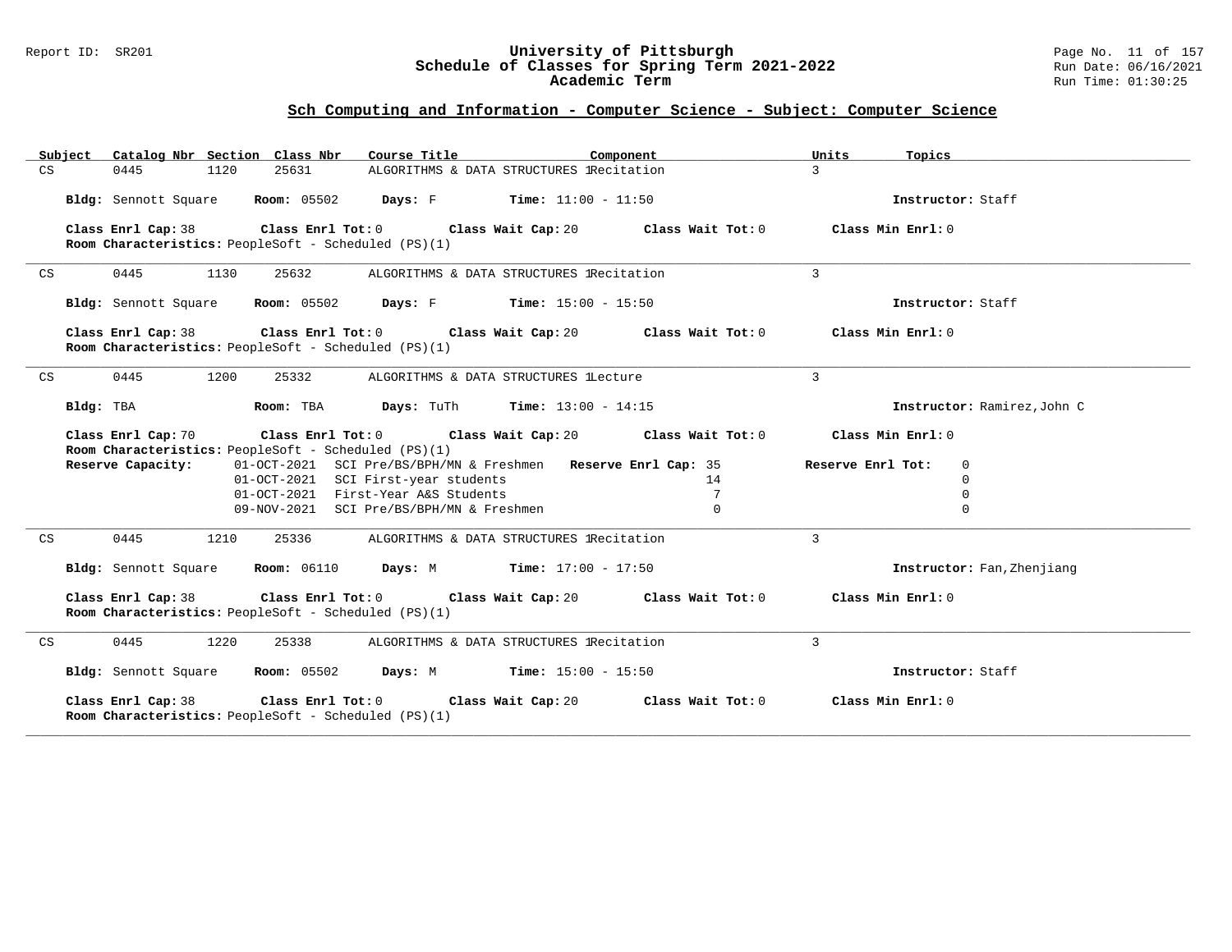## Sch Computing and Information - Computer Science - Subject: Computer Science

| Subject | Catalog Nbr | Section | Class Nbr | Course Title | Component | Units | Topics |
|---|---|---|---|---|---|---|---|
| CS | 0445 | 1120 | 25631 | ALGORITHMS & DATA STRUCTURES 1 | Recitation | 3 | |

**Bldg:** Sennott Square **Room:** 05502 **Days:** F **Time:** 11:00 - 11:50 **Instructor:** Staff

**Class Enrl Cap:** 38 **Class Enrl Tot:** 0 **Class Wait Cap:** 20 **Class Wait Tot:** 0 **Class Min Enrl:** 0

**Room Characteristics:** PeopleSoft - Scheduled (PS)(1)

---

| Subject | Catalog Nbr | Section | Class Nbr | Course Title | Component | Units | Topics |
|---|---|---|---|---|---|---|---|
| CS | 0445 | 1130 | 25632 | ALGORITHMS & DATA STRUCTURES 1 | Recitation | 3 | |

**Bldg:** Sennott Square **Room:** 05502 **Days:** F **Time:** 15:00 - 15:50 **Instructor:** Staff

**Class Enrl Cap:** 38 **Class Enrl Tot:** 0 **Class Wait Cap:** 20 **Class Wait Tot:** 0 **Class Min Enrl:** 0

**Room Characteristics:** PeopleSoft - Scheduled (PS)(1)

---

| Subject | Catalog Nbr | Section | Class Nbr | Course Title | Component | Units | Topics |
|---|---|---|---|---|---|---|---|
| CS | 0445 | 1200 | 25332 | ALGORITHMS & DATA STRUCTURES 1 | Lecture | 3 | |

**Bldg:** TBA **Room:** TBA **Days:** TuTh **Time:** 13:00 - 14:15 **Instructor:** Ramirez,John C

**Class Enrl Cap:** 70 **Class Enrl Tot:** 0 **Class Wait Cap:** 20 **Class Wait Tot:** 0 **Class Min Enrl:** 0

**Room Characteristics:** PeopleSoft - Scheduled (PS)(1)

**Reserve Capacity:**

| Date | Reserve Group | Reserve Enrl Cap | Reserve Enrl Tot |
|---|---|---|---|
| 01-OCT-2021 | SCI Pre/BS/BPH/MN & Freshmen | 35 | 0 |
| 01-OCT-2021 | SCI First-year students | 14 | 0 |
| 01-OCT-2021 | First-Year A&S Students | 7 | 0 |
| 09-NOV-2021 | SCI Pre/BS/BPH/MN & Freshmen | 0 | 0 |

---

| Subject | Catalog Nbr | Section | Class Nbr | Course Title | Component | Units | Topics |
|---|---|---|---|---|---|---|---|
| CS | 0445 | 1210 | 25336 | ALGORITHMS & DATA STRUCTURES 1 | Recitation | 3 | |

**Bldg:** Sennott Square **Room:** 06110 **Days:** M **Time:** 17:00 - 17:50 **Instructor:** Fan,Zhenjiang

**Class Enrl Cap:** 38 **Class Enrl Tot:** 0 **Class Wait Cap:** 20 **Class Wait Tot:** 0 **Class Min Enrl:** 0

**Room Characteristics:** PeopleSoft - Scheduled (PS)(1)

---

| Subject | Catalog Nbr | Section | Class Nbr | Course Title | Component | Units | Topics |
|---|---|---|---|---|---|---|---|
| CS | 0445 | 1220 | 25338 | ALGORITHMS & DATA STRUCTURES 1 | Recitation | 3 | |

**Bldg:** Sennott Square **Room:** 05502 **Days:** M **Time:** 15:00 - 15:50 **Instructor:** Staff

**Class Enrl Cap:** 38 **Class Enrl Tot:** 0 **Class Wait Cap:** 20 **Class Wait Tot:** 0 **Class Min Enrl:** 0

**Room Characteristics:** PeopleSoft - Scheduled (PS)(1)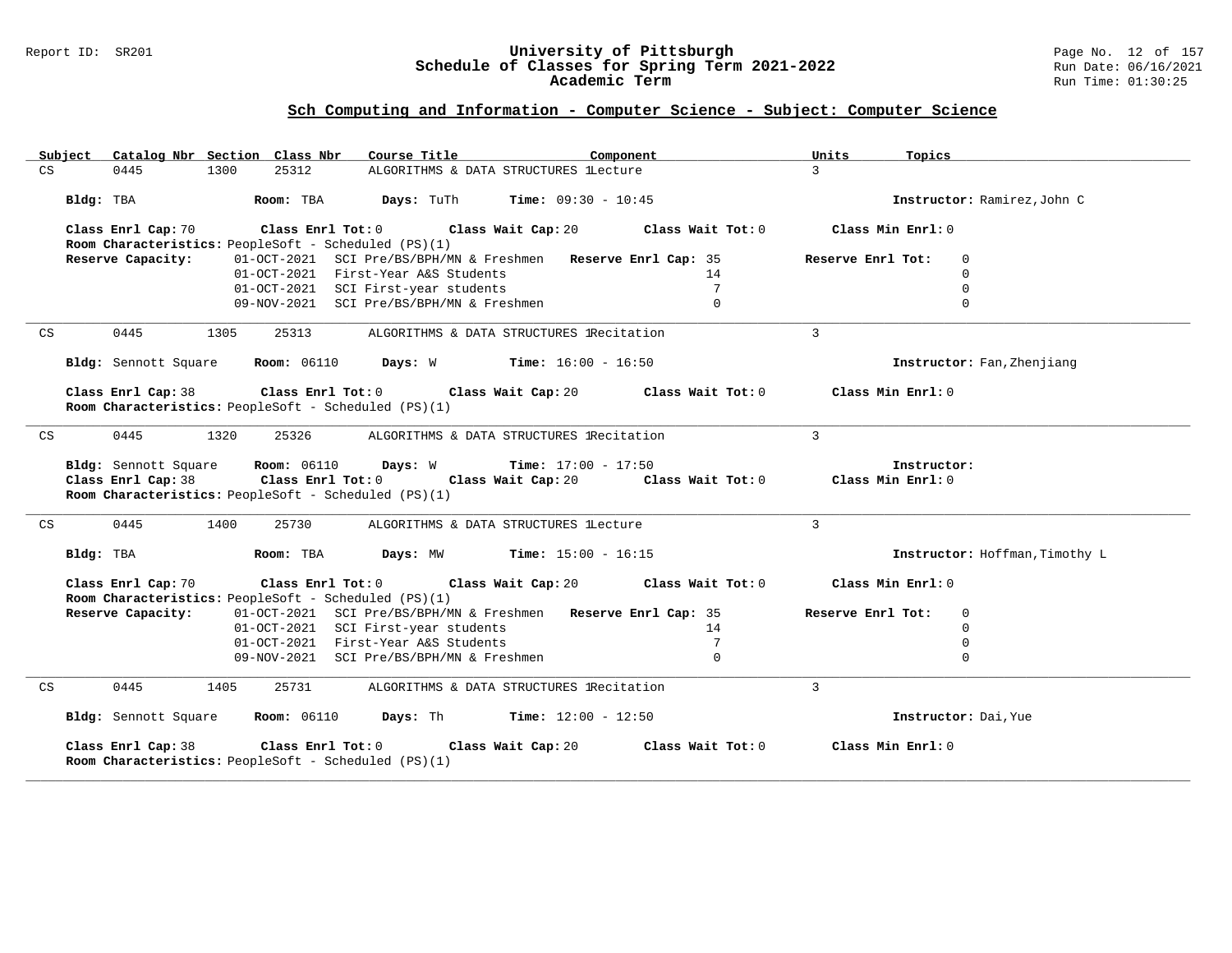## Sch Computing and Information - Computer Science - Subject: Computer Science

| Subject | Catalog Nbr | Section | Class Nbr | Course Title | Component | Units | Topics |
|---|---|---|---|---|---|---|---|
| CS | 0445 | 1300 | 25312 | ALGORITHMS & DATA STRUCTURES 1 | Lecture | 3 | |

**Bldg:** TBA **Room:** TBA **Days:** TuTh **Time:** 09:30 - 10:45 **Instructor:** Ramirez,John C

**Class Enrl Cap:** 70 **Class Enrl Tot:** 0 **Class Wait Cap:** 20 **Class Wait Tot:** 0 **Class Min Enrl:** 0

**Room Characteristics:** PeopleSoft - Scheduled (PS)(1)

**Reserve Capacity:**

| Date | Reserve Group | Reserve Enrl Cap | Reserve Enrl Tot |
|---|---|---|---|
| 01-OCT-2021 | SCI Pre/BS/BPH/MN & Freshmen | 35 | 0 |
| 01-OCT-2021 | First-Year A&S Students | 14 | 0 |
| 01-OCT-2021 | SCI First-year students | 7 | 0 |
| 09-NOV-2021 | SCI Pre/BS/BPH/MN & Freshmen | 0 | 0 |

---

| Subject | Catalog Nbr | Section | Class Nbr | Course Title | Component | Units | Topics |
|---|---|---|---|---|---|---|---|
| CS | 0445 | 1305 | 25313 | ALGORITHMS & DATA STRUCTURES 1 | Recitation | 3 | |

**Bldg:** Sennott Square **Room:** 06110 **Days:** W **Time:** 16:00 - 16:50 **Instructor:** Fan,Zhenjiang

**Class Enrl Cap:** 38 **Class Enrl Tot:** 0 **Class Wait Cap:** 20 **Class Wait Tot:** 0 **Class Min Enrl:** 0

**Room Characteristics:** PeopleSoft - Scheduled (PS)(1)

---

| Subject | Catalog Nbr | Section | Class Nbr | Course Title | Component | Units | Topics |
|---|---|---|---|---|---|---|---|
| CS | 0445 | 1320 | 25326 | ALGORITHMS & DATA STRUCTURES 1 | Recitation | 3 | |

**Bldg:** Sennott Square **Room:** 06110 **Days:** W **Time:** 17:00 - 17:50 **Instructor:**

**Class Enrl Cap:** 38 **Class Enrl Tot:** 0 **Class Wait Cap:** 20 **Class Wait Tot:** 0 **Class Min Enrl:** 0

**Room Characteristics:** PeopleSoft - Scheduled (PS)(1)

---

| Subject | Catalog Nbr | Section | Class Nbr | Course Title | Component | Units | Topics |
|---|---|---|---|---|---|---|---|
| CS | 0445 | 1400 | 25730 | ALGORITHMS & DATA STRUCTURES 1 | Lecture | 3 | |

**Bldg:** TBA **Room:** TBA **Days:** MW **Time:** 15:00 - 16:15 **Instructor:** Hoffman,Timothy L

**Class Enrl Cap:** 70 **Class Enrl Tot:** 0 **Class Wait Cap:** 20 **Class Wait Tot:** 0 **Class Min Enrl:** 0

**Room Characteristics:** PeopleSoft - Scheduled (PS)(1)

**Reserve Capacity:**

| Date | Reserve Group | Reserve Enrl Cap | Reserve Enrl Tot |
|---|---|---|---|
| 01-OCT-2021 | SCI Pre/BS/BPH/MN & Freshmen | 35 | 0 |
| 01-OCT-2021 | SCI First-year students | 14 | 0 |
| 01-OCT-2021 | First-Year A&S Students | 7 | 0 |
| 09-NOV-2021 | SCI Pre/BS/BPH/MN & Freshmen | 0 | 0 |

---

| Subject | Catalog Nbr | Section | Class Nbr | Course Title | Component | Units | Topics |
|---|---|---|---|---|---|---|---|
| CS | 0445 | 1405 | 25731 | ALGORITHMS & DATA STRUCTURES 1 | Recitation | 3 | |

**Bldg:** Sennott Square **Room:** 06110 **Days:** Th **Time:** 12:00 - 12:50 **Instructor:** Dai,Yue

**Class Enrl Cap:** 38 **Class Enrl Tot:** 0 **Class Wait Cap:** 20 **Class Wait Tot:** 0 **Class Min Enrl:** 0

**Room Characteristics:** PeopleSoft - Scheduled (PS)(1)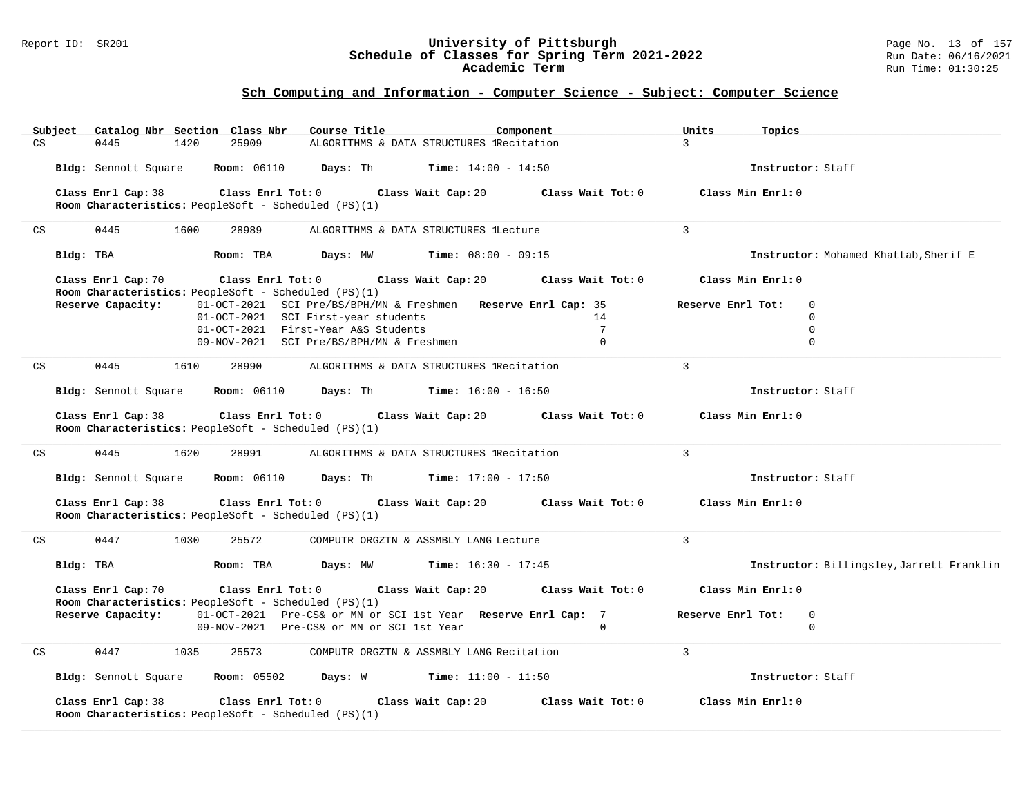## Sch Computing and Information - Computer Science - Subject: Computer Science

| Subject | Catalog Nbr | Section | Class Nbr | Course Title | Component | Units | Topics |
|---|---|---|---|---|---|---|---|
| CS | 0445 | 1420 | 25909 | ALGORITHMS & DATA STRUCTURES 1 | Recitation | 3 | |

**Bldg:** Sennott Square **Room:** 06110 **Days:** Th **Time:** 14:00 - 14:50 **Instructor:** Staff

**Class Enrl Cap:** 38 **Class Enrl Tot:** 0 **Class Wait Cap:** 20 **Class Wait Tot:** 0 **Class Min Enrl:** 0
**Room Characteristics:** PeopleSoft - Scheduled (PS)(1)

---

| Subject | Catalog Nbr | Section | Class Nbr | Course Title | Component | Units | Topics |
|---|---|---|---|---|---|---|---|
| CS | 0445 | 1600 | 28989 | ALGORITHMS & DATA STRUCTURES 1 | Lecture | 3 | |

**Bldg:** TBA **Room:** TBA **Days:** MW **Time:** 08:00 - 09:15 **Instructor:** Mohamed Khattab,Sherif E

**Class Enrl Cap:** 70 **Class Enrl Tot:** 0 **Class Wait Cap:** 20 **Class Wait Tot:** 0 **Class Min Enrl:** 0
**Room Characteristics:** PeopleSoft - Scheduled (PS)(1)

| Reserve Capacity: | | Reserve Enrl Cap: | Reserve Enrl Tot: |
|---|---|---|---|
| 01-OCT-2021 | SCI Pre/BS/BPH/MN & Freshmen | 35 | 0 |
| 01-OCT-2021 | SCI First-year students | 14 | 0 |
| 01-OCT-2021 | First-Year A&S Students | 7 | 0 |
| 09-NOV-2021 | SCI Pre/BS/BPH/MN & Freshmen | 0 | 0 |

---

| Subject | Catalog Nbr | Section | Class Nbr | Course Title | Component | Units | Topics |
|---|---|---|---|---|---|---|---|
| CS | 0445 | 1610 | 28990 | ALGORITHMS & DATA STRUCTURES 1 | Recitation | 3 | |

**Bldg:** Sennott Square **Room:** 06110 **Days:** Th **Time:** 16:00 - 16:50 **Instructor:** Staff

**Class Enrl Cap:** 38 **Class Enrl Tot:** 0 **Class Wait Cap:** 20 **Class Wait Tot:** 0 **Class Min Enrl:** 0
**Room Characteristics:** PeopleSoft - Scheduled (PS)(1)

---

| Subject | Catalog Nbr | Section | Class Nbr | Course Title | Component | Units | Topics |
|---|---|---|---|---|---|---|---|
| CS | 0445 | 1620 | 28991 | ALGORITHMS & DATA STRUCTURES 1 | Recitation | 3 | |

**Bldg:** Sennott Square **Room:** 06110 **Days:** Th **Time:** 17:00 - 17:50 **Instructor:** Staff

**Class Enrl Cap:** 38 **Class Enrl Tot:** 0 **Class Wait Cap:** 20 **Class Wait Tot:** 0 **Class Min Enrl:** 0
**Room Characteristics:** PeopleSoft - Scheduled (PS)(1)

---

| Subject | Catalog Nbr | Section | Class Nbr | Course Title | Component | Units | Topics |
|---|---|---|---|---|---|---|---|
| CS | 0447 | 1030 | 25572 | COMPUTR ORGZTN & ASSMBLY LANG | Lecture | 3 | |

**Bldg:** TBA **Room:** TBA **Days:** MW **Time:** 16:30 - 17:45 **Instructor:** Billingsley,Jarrett Franklin

**Class Enrl Cap:** 70 **Class Enrl Tot:** 0 **Class Wait Cap:** 20 **Class Wait Tot:** 0 **Class Min Enrl:** 0
**Room Characteristics:** PeopleSoft - Scheduled (PS)(1)

| Reserve Capacity: | | Reserve Enrl Cap: | Reserve Enrl Tot: |
|---|---|---|---|
| 01-OCT-2021 | Pre-CS& or MN or SCI 1st Year | 7 | 0 |
| 09-NOV-2021 | Pre-CS& or MN or SCI 1st Year | 0 | 0 |

---

| Subject | Catalog Nbr | Section | Class Nbr | Course Title | Component | Units | Topics |
|---|---|---|---|---|---|---|---|
| CS | 0447 | 1035 | 25573 | COMPUTR ORGZTN & ASSMBLY LANG | Recitation | 3 | |

**Bldg:** Sennott Square **Room:** 05502 **Days:** W **Time:** 11:00 - 11:50 **Instructor:** Staff

**Class Enrl Cap:** 38 **Class Enrl Tot:** 0 **Class Wait Cap:** 20 **Class Wait Tot:** 0 **Class Min Enrl:** 0
**Room Characteristics:** PeopleSoft - Scheduled (PS)(1)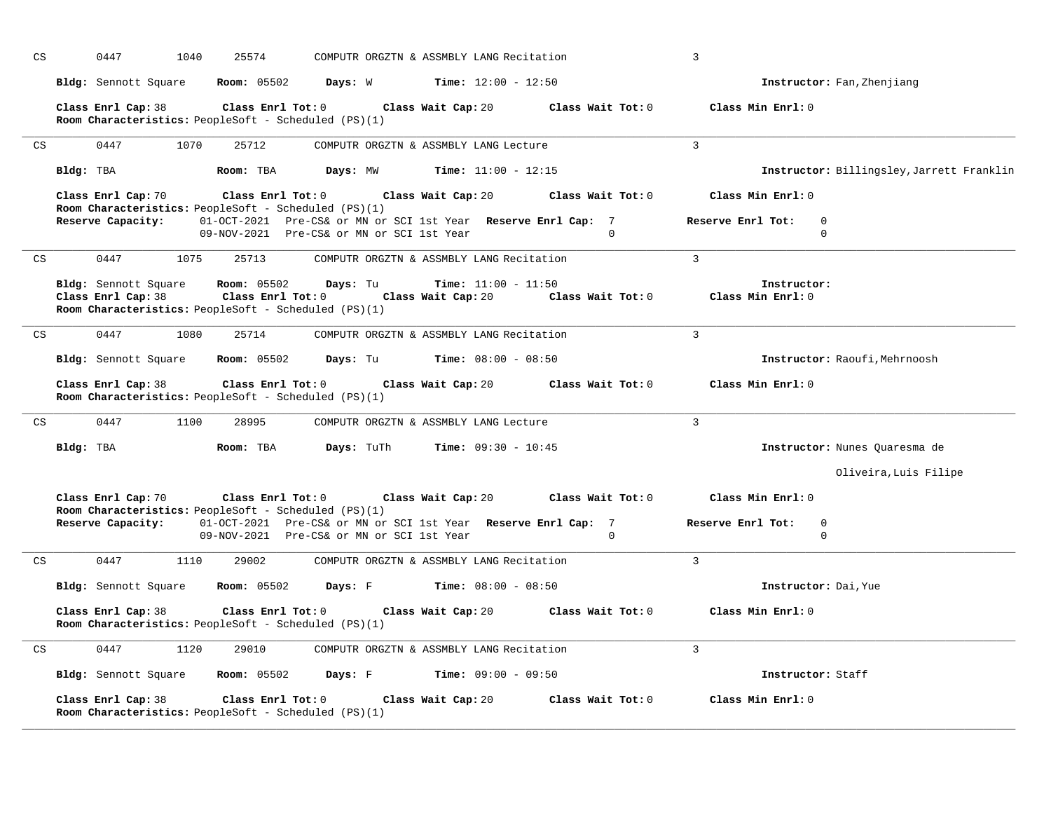CS 0447 1040 25574 COMPUTR ORGZTN & ASSMBLY LANG Recitation 3

**Bldg:** Sennott Square **Room:** 05502 **Days:** W **Time:** 12:00 - 12:50 **Instructor:** Fan,Zhenjiang

**Class Enrl Cap:** 38 **Class Enrl Tot:** 0 **Class Wait Cap:** 20 **Class Wait Tot:** 0 **Class Min Enrl:** 0
**Room Characteristics:** PeopleSoft - Scheduled (PS)(1)

---

CS 0447 1070 25712 COMPUTR ORGZTN & ASSMBLY LANG Lecture 3

**Bldg:** TBA **Room:** TBA **Days:** MW **Time:** 11:00 - 12:15 **Instructor:** Billingsley,Jarrett Franklin

**Class Enrl Cap:** 70 **Class Enrl Tot:** 0 **Class Wait Cap:** 20 **Class Wait Tot:** 0 **Class Min Enrl:** 0
**Room Characteristics:** PeopleSoft - Scheduled (PS)(1)
**Reserve Capacity:** 01-OCT-2021 Pre-CS& or MN or SCI 1st Year **Reserve Enrl Cap:** 7 **Reserve Enrl Tot:** 0
09-NOV-2021 Pre-CS& or MN or SCI 1st Year 0 0

---

CS 0447 1075 25713 COMPUTR ORGZTN & ASSMBLY LANG Recitation 3

**Bldg:** Sennott Square **Room:** 05502 **Days:** Tu **Time:** 11:00 - 11:50 **Instructor:**
**Class Enrl Cap:** 38 **Class Enrl Tot:** 0 **Class Wait Cap:** 20 **Class Wait Tot:** 0 **Class Min Enrl:** 0
**Room Characteristics:** PeopleSoft - Scheduled (PS)(1)

---

CS 0447 1080 25714 COMPUTR ORGZTN & ASSMBLY LANG Recitation 3

**Bldg:** Sennott Square **Room:** 05502 **Days:** Tu **Time:** 08:00 - 08:50 **Instructor:** Raoufi,Mehrnoosh

**Class Enrl Cap:** 38 **Class Enrl Tot:** 0 **Class Wait Cap:** 20 **Class Wait Tot:** 0 **Class Min Enrl:** 0
**Room Characteristics:** PeopleSoft - Scheduled (PS)(1)

---

CS 0447 1100 28995 COMPUTR ORGZTN & ASSMBLY LANG Lecture 3

**Bldg:** TBA **Room:** TBA **Days:** TuTh **Time:** 09:30 - 10:45 **Instructor:** Nunes Quaresma de Oliveira,Luis Filipe

**Class Enrl Cap:** 70 **Class Enrl Tot:** 0 **Class Wait Cap:** 20 **Class Wait Tot:** 0 **Class Min Enrl:** 0
**Room Characteristics:** PeopleSoft - Scheduled (PS)(1)
**Reserve Capacity:** 01-OCT-2021 Pre-CS& or MN or SCI 1st Year **Reserve Enrl Cap:** 7 **Reserve Enrl Tot:** 0
09-NOV-2021 Pre-CS& or MN or SCI 1st Year 0 0

---

CS 0447 1110 29002 COMPUTR ORGZTN & ASSMBLY LANG Recitation 3

**Bldg:** Sennott Square **Room:** 05502 **Days:** F **Time:** 08:00 - 08:50 **Instructor:** Dai,Yue

**Class Enrl Cap:** 38 **Class Enrl Tot:** 0 **Class Wait Cap:** 20 **Class Wait Tot:** 0 **Class Min Enrl:** 0
**Room Characteristics:** PeopleSoft - Scheduled (PS)(1)

---

CS 0447 1120 29010 COMPUTR ORGZTN & ASSMBLY LANG Recitation 3

**Bldg:** Sennott Square **Room:** 05502 **Days:** F **Time:** 09:00 - 09:50 **Instructor:** Staff

**Class Enrl Cap:** 38 **Class Enrl Tot:** 0 **Class Wait Cap:** 20 **Class Wait Tot:** 0 **Class Min Enrl:** 0
**Room Characteristics:** PeopleSoft - Scheduled (PS)(1)

---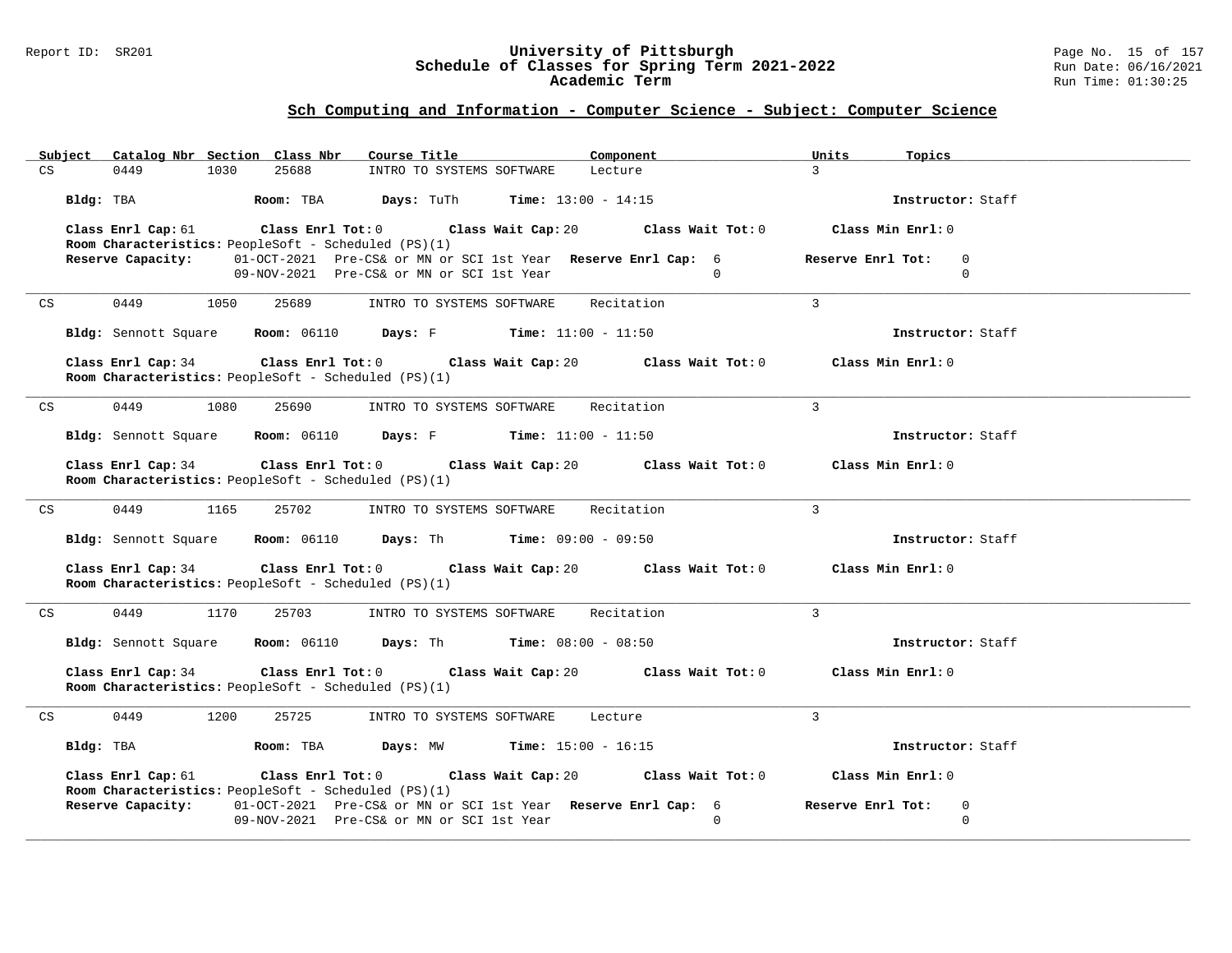## Sch Computing and Information - Computer Science - Subject: Computer Science

| Subject | Catalog Nbr | Section | Class Nbr | Course Title | Component | Units | Topics |
|---|---|---|---|---|---|---|---|
| CS | 0449 | 1030 | 25688 | INTRO TO SYSTEMS SOFTWARE | Lecture | 3 | |

**Bldg:** TBA **Room:** TBA **Days:** TuTh **Time:** 13:00 - 14:15 **Instructor:** Staff

**Class Enrl Cap:** 61 **Class Enrl Tot:** 0 **Class Wait Cap:** 20 **Class Wait Tot:** 0 **Class Min Enrl:** 0

**Room Characteristics:** PeopleSoft - Scheduled (PS)(1)

**Reserve Capacity:**

| Date | Reserve | Reserve Enrl Cap | Reserve Enrl Tot |
|---|---|---|---|
| 01-OCT-2021 | Pre-CS& or MN or SCI 1st Year | 6 | 0 |
| 09-NOV-2021 | Pre-CS& or MN or SCI 1st Year | 0 | 0 |

---

| Subject | Catalog Nbr | Section | Class Nbr | Course Title | Component | Units | Topics |
|---|---|---|---|---|---|---|---|
| CS | 0449 | 1050 | 25689 | INTRO TO SYSTEMS SOFTWARE | Recitation | 3 | |

**Bldg:** Sennott Square **Room:** 06110 **Days:** F **Time:** 11:00 - 11:50 **Instructor:** Staff

**Class Enrl Cap:** 34 **Class Enrl Tot:** 0 **Class Wait Cap:** 20 **Class Wait Tot:** 0 **Class Min Enrl:** 0

**Room Characteristics:** PeopleSoft - Scheduled (PS)(1)

---

| Subject | Catalog Nbr | Section | Class Nbr | Course Title | Component | Units | Topics |
|---|---|---|---|---|---|---|---|
| CS | 0449 | 1080 | 25690 | INTRO TO SYSTEMS SOFTWARE | Recitation | 3 | |

**Bldg:** Sennott Square **Room:** 06110 **Days:** F **Time:** 11:00 - 11:50 **Instructor:** Staff

**Class Enrl Cap:** 34 **Class Enrl Tot:** 0 **Class Wait Cap:** 20 **Class Wait Tot:** 0 **Class Min Enrl:** 0

**Room Characteristics:** PeopleSoft - Scheduled (PS)(1)

---

| Subject | Catalog Nbr | Section | Class Nbr | Course Title | Component | Units | Topics |
|---|---|---|---|---|---|---|---|
| CS | 0449 | 1165 | 25702 | INTRO TO SYSTEMS SOFTWARE | Recitation | 3 | |

**Bldg:** Sennott Square **Room:** 06110 **Days:** Th **Time:** 09:00 - 09:50 **Instructor:** Staff

**Class Enrl Cap:** 34 **Class Enrl Tot:** 0 **Class Wait Cap:** 20 **Class Wait Tot:** 0 **Class Min Enrl:** 0

**Room Characteristics:** PeopleSoft - Scheduled (PS)(1)

---

| Subject | Catalog Nbr | Section | Class Nbr | Course Title | Component | Units | Topics |
|---|---|---|---|---|---|---|---|
| CS | 0449 | 1170 | 25703 | INTRO TO SYSTEMS SOFTWARE | Recitation | 3 | |

**Bldg:** Sennott Square **Room:** 06110 **Days:** Th **Time:** 08:00 - 08:50 **Instructor:** Staff

**Class Enrl Cap:** 34 **Class Enrl Tot:** 0 **Class Wait Cap:** 20 **Class Wait Tot:** 0 **Class Min Enrl:** 0

**Room Characteristics:** PeopleSoft - Scheduled (PS)(1)

---

| Subject | Catalog Nbr | Section | Class Nbr | Course Title | Component | Units | Topics |
|---|---|---|---|---|---|---|---|
| CS | 0449 | 1200 | 25725 | INTRO TO SYSTEMS SOFTWARE | Lecture | 3 | |

**Bldg:** TBA **Room:** TBA **Days:** MW **Time:** 15:00 - 16:15 **Instructor:** Staff

**Class Enrl Cap:** 61 **Class Enrl Tot:** 0 **Class Wait Cap:** 20 **Class Wait Tot:** 0 **Class Min Enrl:** 0

**Room Characteristics:** PeopleSoft - Scheduled (PS)(1)

**Reserve Capacity:**

| Date | Reserve | Reserve Enrl Cap | Reserve Enrl Tot |
|---|---|---|---|
| 01-OCT-2021 | Pre-CS& or MN or SCI 1st Year | 6 | 0 |
| 09-NOV-2021 | Pre-CS& or MN or SCI 1st Year | 0 | 0 |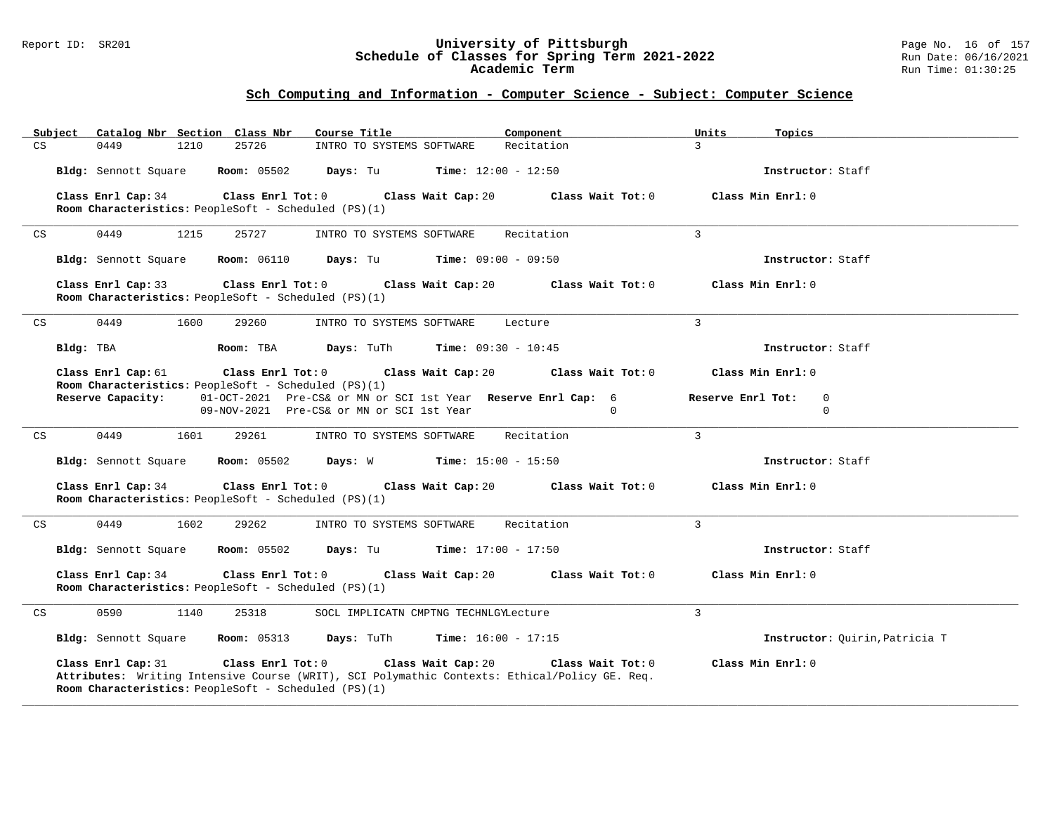## Sch Computing and Information - Computer Science - Subject: Computer Science

| Subject | Catalog Nbr | Section | Class Nbr | Course Title | Component | Units | Topics |
|---|---|---|---|---|---|---|---|
| CS | 0449 | 1210 | 25726 | INTRO TO SYSTEMS SOFTWARE | Recitation | 3 | |

**Bldg:** Sennott Square **Room:** 05502 **Days:** Tu **Time:** 12:00 - 12:50 **Instructor:** Staff

**Class Enrl Cap:** 34 **Class Enrl Tot:** 0 **Class Wait Cap:** 20 **Class Wait Tot:** 0 **Class Min Enrl:** 0
**Room Characteristics:** PeopleSoft - Scheduled (PS)(1)

---

| Subject | Catalog Nbr | Section | Class Nbr | Course Title | Component | Units | Topics |
|---|---|---|---|---|---|---|---|
| CS | 0449 | 1215 | 25727 | INTRO TO SYSTEMS SOFTWARE | Recitation | 3 | |

**Bldg:** Sennott Square **Room:** 06110 **Days:** Tu **Time:** 09:00 - 09:50 **Instructor:** Staff

**Class Enrl Cap:** 33 **Class Enrl Tot:** 0 **Class Wait Cap:** 20 **Class Wait Tot:** 0 **Class Min Enrl:** 0
**Room Characteristics:** PeopleSoft - Scheduled (PS)(1)

---

| Subject | Catalog Nbr | Section | Class Nbr | Course Title | Component | Units | Topics |
|---|---|---|---|---|---|---|---|
| CS | 0449 | 1600 | 29260 | INTRO TO SYSTEMS SOFTWARE | Lecture | 3 | |

**Bldg:** TBA **Room:** TBA **Days:** TuTh **Time:** 09:30 - 10:45 **Instructor:** Staff

**Class Enrl Cap:** 61 **Class Enrl Tot:** 0 **Class Wait Cap:** 20 **Class Wait Tot:** 0 **Class Min Enrl:** 0
**Room Characteristics:** PeopleSoft - Scheduled (PS)(1)

| Reserve Capacity: | | Reserve Enrl Cap: | Reserve Enrl Tot: |
|---|---|---|---|
| 01-OCT-2021 | Pre-CS& or MN or SCI 1st Year | 6 | 0 |
| 09-NOV-2021 | Pre-CS& or MN or SCI 1st Year | 0 | 0 |

---

| Subject | Catalog Nbr | Section | Class Nbr | Course Title | Component | Units | Topics |
|---|---|---|---|---|---|---|---|
| CS | 0449 | 1601 | 29261 | INTRO TO SYSTEMS SOFTWARE | Recitation | 3 | |

**Bldg:** Sennott Square **Room:** 05502 **Days:** W **Time:** 15:00 - 15:50 **Instructor:** Staff

**Class Enrl Cap:** 34 **Class Enrl Tot:** 0 **Class Wait Cap:** 20 **Class Wait Tot:** 0 **Class Min Enrl:** 0
**Room Characteristics:** PeopleSoft - Scheduled (PS)(1)

---

| Subject | Catalog Nbr | Section | Class Nbr | Course Title | Component | Units | Topics |
|---|---|---|---|---|---|---|---|
| CS | 0449 | 1602 | 29262 | INTRO TO SYSTEMS SOFTWARE | Recitation | 3 | |

**Bldg:** Sennott Square **Room:** 05502 **Days:** Tu **Time:** 17:00 - 17:50 **Instructor:** Staff

**Class Enrl Cap:** 34 **Class Enrl Tot:** 0 **Class Wait Cap:** 20 **Class Wait Tot:** 0 **Class Min Enrl:** 0
**Room Characteristics:** PeopleSoft - Scheduled (PS)(1)

---

| Subject | Catalog Nbr | Section | Class Nbr | Course Title | Component | Units | Topics |
|---|---|---|---|---|---|---|---|
| CS | 0590 | 1140 | 25318 | SOCL IMPLICATN CMPTNG TECHNLGY | Lecture | 3 | |

**Bldg:** Sennott Square **Room:** 05313 **Days:** TuTh **Time:** 16:00 - 17:15 **Instructor:** Quirin,Patricia T

**Class Enrl Cap:** 31 **Class Enrl Tot:** 0 **Class Wait Cap:** 20 **Class Wait Tot:** 0 **Class Min Enrl:** 0
**Attributes:** Writing Intensive Course (WRIT), SCI Polymathic Contexts: Ethical/Policy GE. Req.
**Room Characteristics:** PeopleSoft - Scheduled (PS)(1)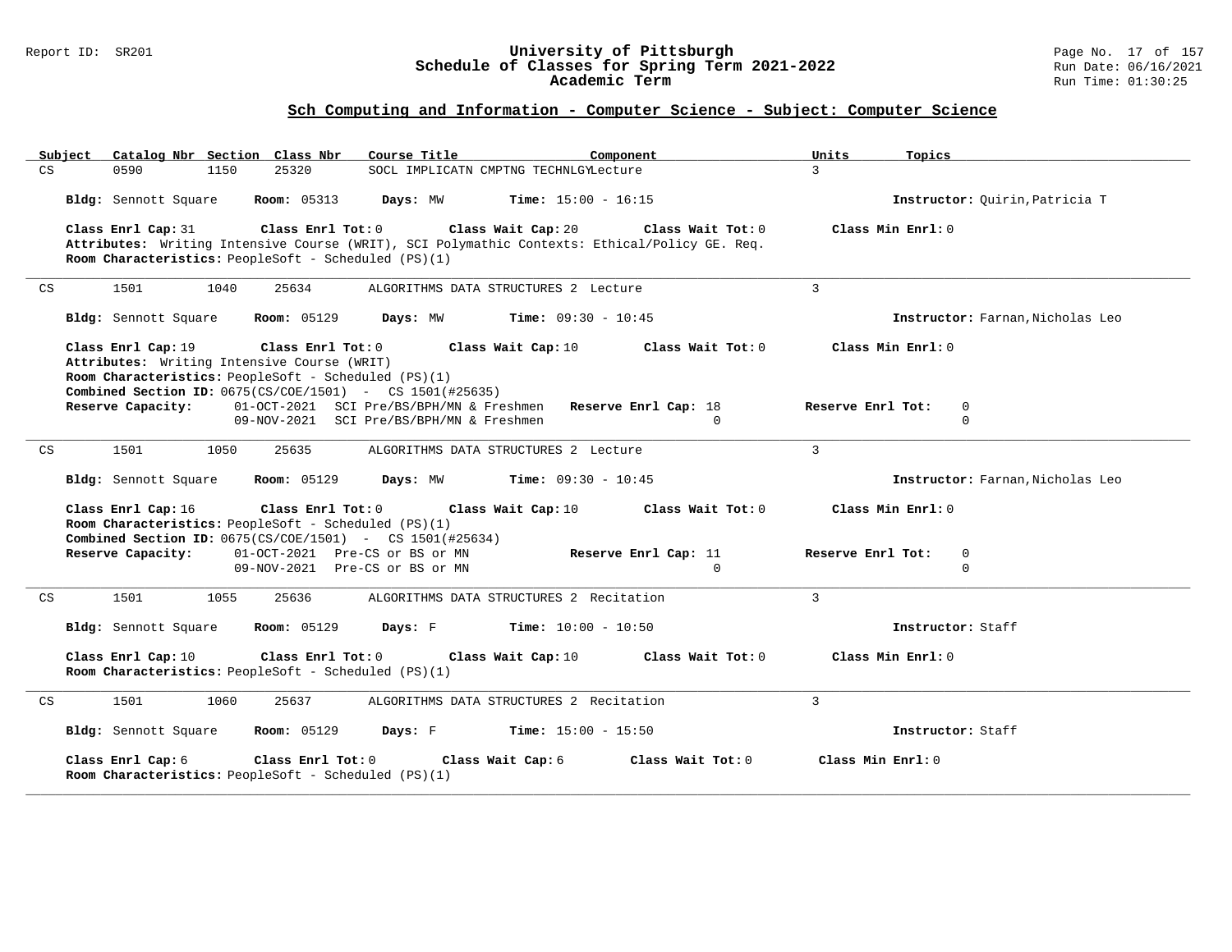## Sch Computing and Information - Computer Science - Subject: Computer Science

| Subject | Catalog Nbr | Section | Class Nbr | Course Title | Component | Units | Topics |
|---|---|---|---|---|---|---|---|
| CS | 0590 | 1150 | 25320 | SOCL IMPLICATN CMPTNG TECHNLGY | Lecture | 3 | |

**Bldg:** Sennott Square **Room:** 05313 **Days:** MW **Time:** 15:00 - 16:15 **Instructor:** Quirin,Patricia T

**Class Enrl Cap:** 31 **Class Enrl Tot:** 0 **Class Wait Cap:** 20 **Class Wait Tot:** 0 **Class Min Enrl:** 0

**Attributes:** Writing Intensive Course (WRIT), SCI Polymathic Contexts: Ethical/Policy GE. Req.

**Room Characteristics:** PeopleSoft - Scheduled (PS)(1)

---

| Subject | Catalog Nbr | Section | Class Nbr | Course Title | Component | Units | Topics |
|---|---|---|---|---|---|---|---|
| CS | 1501 | 1040 | 25634 | ALGORITHMS DATA STRUCTURES 2 | Lecture | 3 | |

**Bldg:** Sennott Square **Room:** 05129 **Days:** MW **Time:** 09:30 - 10:45 **Instructor:** Farnan,Nicholas Leo

**Class Enrl Cap:** 19 **Class Enrl Tot:** 0 **Class Wait Cap:** 10 **Class Wait Tot:** 0 **Class Min Enrl:** 0

**Attributes:** Writing Intensive Course (WRIT)

**Room Characteristics:** PeopleSoft - Scheduled (PS)(1)

**Combined Section ID:** 0675(CS/COE/1501) - CS 1501(#25635)

| Reserve Capacity: | Date | Group | Reserve Enrl Cap | Reserve Enrl Tot |
|---|---|---|---|---|
| | 01-OCT-2021 | SCI Pre/BS/BPH/MN & Freshmen | 18 | 0 |
| | 09-NOV-2021 | SCI Pre/BS/BPH/MN & Freshmen | 0 | 0 |

---

| Subject | Catalog Nbr | Section | Class Nbr | Course Title | Component | Units | Topics |
|---|---|---|---|---|---|---|---|
| CS | 1501 | 1050 | 25635 | ALGORITHMS DATA STRUCTURES 2 | Lecture | 3 | |

**Bldg:** Sennott Square **Room:** 05129 **Days:** MW **Time:** 09:30 - 10:45 **Instructor:** Farnan,Nicholas Leo

**Class Enrl Cap:** 16 **Class Enrl Tot:** 0 **Class Wait Cap:** 10 **Class Wait Tot:** 0 **Class Min Enrl:** 0

**Room Characteristics:** PeopleSoft - Scheduled (PS)(1)

**Combined Section ID:** 0675(CS/COE/1501) - CS 1501(#25634)

| Reserve Capacity: | Date | Group | Reserve Enrl Cap | Reserve Enrl Tot |
|---|---|---|---|---|
| | 01-OCT-2021 | Pre-CS or BS or MN | 11 | 0 |
| | 09-NOV-2021 | Pre-CS or BS or MN | 0 | 0 |

---

| Subject | Catalog Nbr | Section | Class Nbr | Course Title | Component | Units | Topics |
|---|---|---|---|---|---|---|---|
| CS | 1501 | 1055 | 25636 | ALGORITHMS DATA STRUCTURES 2 | Recitation | 3 | |

**Bldg:** Sennott Square **Room:** 05129 **Days:** F **Time:** 10:00 - 10:50 **Instructor:** Staff

**Class Enrl Cap:** 10 **Class Enrl Tot:** 0 **Class Wait Cap:** 10 **Class Wait Tot:** 0 **Class Min Enrl:** 0

**Room Characteristics:** PeopleSoft - Scheduled (PS)(1)

---

| Subject | Catalog Nbr | Section | Class Nbr | Course Title | Component | Units | Topics |
|---|---|---|---|---|---|---|---|
| CS | 1501 | 1060 | 25637 | ALGORITHMS DATA STRUCTURES 2 | Recitation | 3 | |

**Bldg:** Sennott Square **Room:** 05129 **Days:** F **Time:** 15:00 - 15:50 **Instructor:** Staff

**Class Enrl Cap:** 6 **Class Enrl Tot:** 0 **Class Wait Cap:** 6 **Class Wait Tot:** 0 **Class Min Enrl:** 0

**Room Characteristics:** PeopleSoft - Scheduled (PS)(1)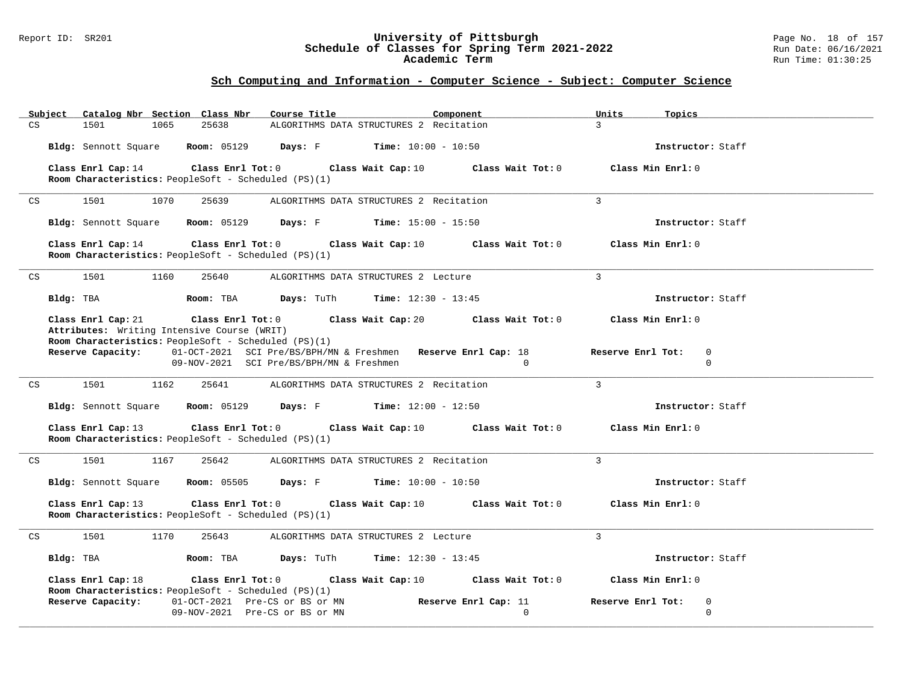## Sch Computing and Information - Computer Science - Subject: Computer Science

| Subject | Catalog Nbr | Section | Class Nbr | Course Title | Component | Units | Topics |
|---|---|---|---|---|---|---|---|
| CS | 1501 | 1065 | 25638 | ALGORITHMS DATA STRUCTURES 2 | Recitation | 3 | |

**Bldg:** Sennott Square **Room:** 05129 **Days:** F **Time:** 10:00 - 10:50 **Instructor:** Staff

**Class Enrl Cap:** 14 **Class Enrl Tot:** 0 **Class Wait Cap:** 10 **Class Wait Tot:** 0 **Class Min Enrl:** 0
**Room Characteristics:** PeopleSoft - Scheduled (PS)(1)

---

| Subject | Catalog Nbr | Section | Class Nbr | Course Title | Component | Units | Topics |
|---|---|---|---|---|---|---|---|
| CS | 1501 | 1070 | 25639 | ALGORITHMS DATA STRUCTURES 2 | Recitation | 3 | |

**Bldg:** Sennott Square **Room:** 05129 **Days:** F **Time:** 15:00 - 15:50 **Instructor:** Staff

**Class Enrl Cap:** 14 **Class Enrl Tot:** 0 **Class Wait Cap:** 10 **Class Wait Tot:** 0 **Class Min Enrl:** 0
**Room Characteristics:** PeopleSoft - Scheduled (PS)(1)

---

| Subject | Catalog Nbr | Section | Class Nbr | Course Title | Component | Units | Topics |
|---|---|---|---|---|---|---|---|
| CS | 1501 | 1160 | 25640 | ALGORITHMS DATA STRUCTURES 2 | Lecture | 3 | |

**Bldg:** TBA **Room:** TBA **Days:** TuTh **Time:** 12:30 - 13:45 **Instructor:** Staff

**Class Enrl Cap:** 21 **Class Enrl Tot:** 0 **Class Wait Cap:** 20 **Class Wait Tot:** 0 **Class Min Enrl:** 0
**Attributes:** Writing Intensive Course (WRIT)
**Room Characteristics:** PeopleSoft - Scheduled (PS)(1)

| Reserve Capacity: | | Reserve Enrl Cap: | Reserve Enrl Tot: |
|---|---|---|---|
| 01-OCT-2021 | SCI Pre/BS/BPH/MN & Freshmen | 18 | 0 |
| 09-NOV-2021 | SCI Pre/BS/BPH/MN & Freshmen | 0 | 0 |

---

| Subject | Catalog Nbr | Section | Class Nbr | Course Title | Component | Units | Topics |
|---|---|---|---|---|---|---|---|
| CS | 1501 | 1162 | 25641 | ALGORITHMS DATA STRUCTURES 2 | Recitation | 3 | |

**Bldg:** Sennott Square **Room:** 05129 **Days:** F **Time:** 12:00 - 12:50 **Instructor:** Staff

**Class Enrl Cap:** 13 **Class Enrl Tot:** 0 **Class Wait Cap:** 10 **Class Wait Tot:** 0 **Class Min Enrl:** 0
**Room Characteristics:** PeopleSoft - Scheduled (PS)(1)

---

| Subject | Catalog Nbr | Section | Class Nbr | Course Title | Component | Units | Topics |
|---|---|---|---|---|---|---|---|
| CS | 1501 | 1167 | 25642 | ALGORITHMS DATA STRUCTURES 2 | Recitation | 3 | |

**Bldg:** Sennott Square **Room:** 05505 **Days:** F **Time:** 10:00 - 10:50 **Instructor:** Staff

**Class Enrl Cap:** 13 **Class Enrl Tot:** 0 **Class Wait Cap:** 10 **Class Wait Tot:** 0 **Class Min Enrl:** 0
**Room Characteristics:** PeopleSoft - Scheduled (PS)(1)

---

| Subject | Catalog Nbr | Section | Class Nbr | Course Title | Component | Units | Topics |
|---|---|---|---|---|---|---|---|
| CS | 1501 | 1170 | 25643 | ALGORITHMS DATA STRUCTURES 2 | Lecture | 3 | |

**Bldg:** TBA **Room:** TBA **Days:** TuTh **Time:** 12:30 - 13:45 **Instructor:** Staff

**Class Enrl Cap:** 18 **Class Enrl Tot:** 0 **Class Wait Cap:** 10 **Class Wait Tot:** 0 **Class Min Enrl:** 0
**Room Characteristics:** PeopleSoft - Scheduled (PS)(1)

| Reserve Capacity: | | Reserve Enrl Cap: | Reserve Enrl Tot: |
|---|---|---|---|
| 01-OCT-2021 | Pre-CS or BS or MN | 11 | 0 |
| 09-NOV-2021 | Pre-CS or BS or MN | 0 | 0 |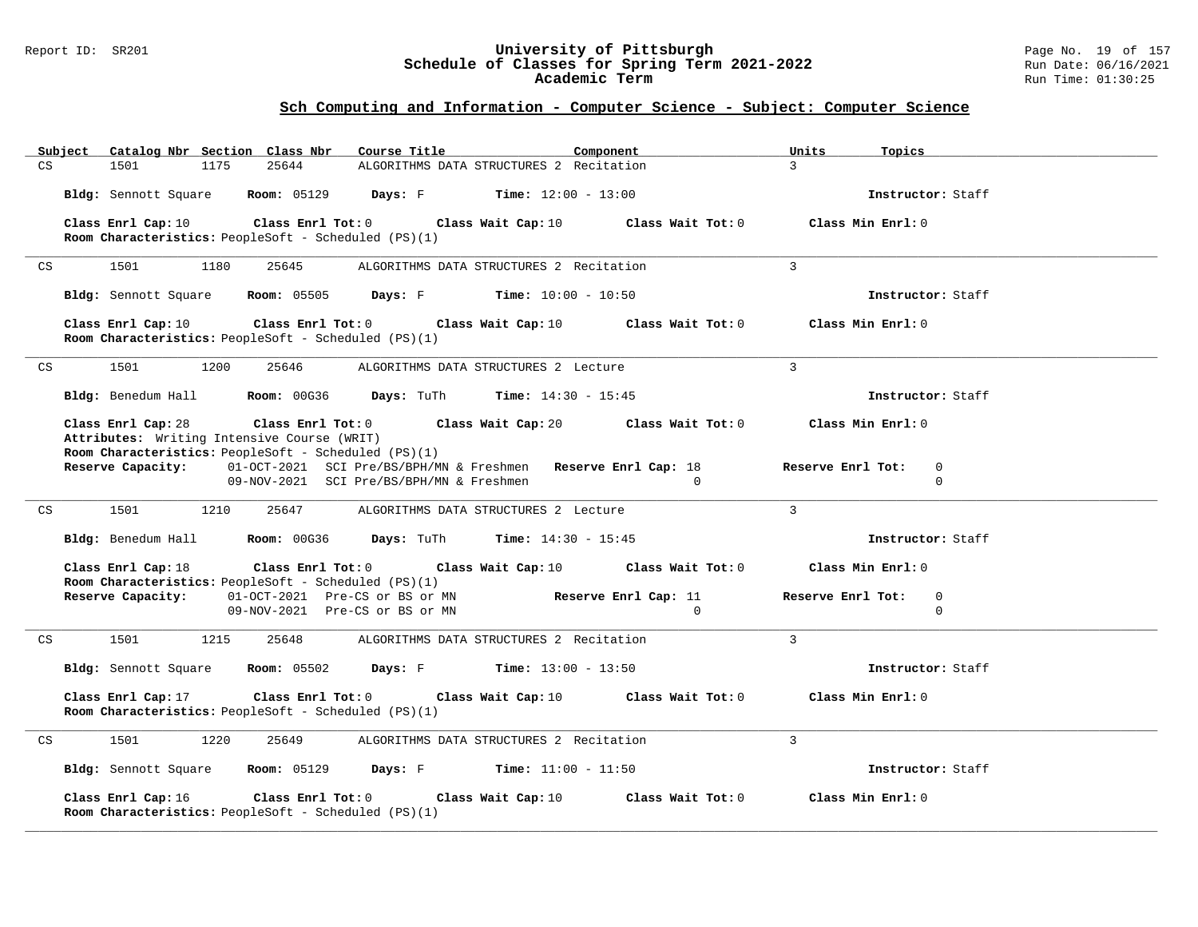## Sch Computing and Information - Computer Science - Subject: Computer Science

| Subject | Catalog Nbr | Section | Class Nbr | Course Title | Component | Units | Topics |
|---|---|---|---|---|---|---|---|
| CS | 1501 | 1175 | 25644 | ALGORITHMS DATA STRUCTURES 2 | Recitation | 3 | |

**Bldg:** Sennott Square **Room:** 05129 **Days:** F **Time:** 12:00 - 13:00 **Instructor:** Staff

**Class Enrl Cap:** 10 **Class Enrl Tot:** 0 **Class Wait Cap:** 10 **Class Wait Tot:** 0 **Class Min Enrl:** 0
**Room Characteristics:** PeopleSoft - Scheduled (PS)(1)

---

| Subject | Catalog Nbr | Section | Class Nbr | Course Title | Component | Units | Topics |
|---|---|---|---|---|---|---|---|
| CS | 1501 | 1180 | 25645 | ALGORITHMS DATA STRUCTURES 2 | Recitation | 3 | |

**Bldg:** Sennott Square **Room:** 05505 **Days:** F **Time:** 10:00 - 10:50 **Instructor:** Staff

**Class Enrl Cap:** 10 **Class Enrl Tot:** 0 **Class Wait Cap:** 10 **Class Wait Tot:** 0 **Class Min Enrl:** 0
**Room Characteristics:** PeopleSoft - Scheduled (PS)(1)

---

| Subject | Catalog Nbr | Section | Class Nbr | Course Title | Component | Units | Topics |
|---|---|---|---|---|---|---|---|
| CS | 1501 | 1200 | 25646 | ALGORITHMS DATA STRUCTURES 2 | Lecture | 3 | |

**Bldg:** Benedum Hall **Room:** 00G36 **Days:** TuTh **Time:** 14:30 - 15:45 **Instructor:** Staff

**Class Enrl Cap:** 28 **Class Enrl Tot:** 0 **Class Wait Cap:** 20 **Class Wait Tot:** 0 **Class Min Enrl:** 0
**Attributes:** Writing Intensive Course (WRIT)
**Room Characteristics:** PeopleSoft - Scheduled (PS)(1)

| Reserve Capacity: | | Reserve Enrl Cap: | Reserve Enrl Tot: |
|---|---|---|---|
| 01-OCT-2021 | SCI Pre/BS/BPH/MN & Freshmen | 18 | 0 |
| 09-NOV-2021 | SCI Pre/BS/BPH/MN & Freshmen | 0 | 0 |

---

| Subject | Catalog Nbr | Section | Class Nbr | Course Title | Component | Units | Topics |
|---|---|---|---|---|---|---|---|
| CS | 1501 | 1210 | 25647 | ALGORITHMS DATA STRUCTURES 2 | Lecture | 3 | |

**Bldg:** Benedum Hall **Room:** 00G36 **Days:** TuTh **Time:** 14:30 - 15:45 **Instructor:** Staff

**Class Enrl Cap:** 18 **Class Enrl Tot:** 0 **Class Wait Cap:** 10 **Class Wait Tot:** 0 **Class Min Enrl:** 0
**Room Characteristics:** PeopleSoft - Scheduled (PS)(1)

| Reserve Capacity: | | Reserve Enrl Cap: | Reserve Enrl Tot: |
|---|---|---|---|
| 01-OCT-2021 | Pre-CS or BS or MN | 11 | 0 |
| 09-NOV-2021 | Pre-CS or BS or MN | 0 | 0 |

---

| Subject | Catalog Nbr | Section | Class Nbr | Course Title | Component | Units | Topics |
|---|---|---|---|---|---|---|---|
| CS | 1501 | 1215 | 25648 | ALGORITHMS DATA STRUCTURES 2 | Recitation | 3 | |

**Bldg:** Sennott Square **Room:** 05502 **Days:** F **Time:** 13:00 - 13:50 **Instructor:** Staff

**Class Enrl Cap:** 17 **Class Enrl Tot:** 0 **Class Wait Cap:** 10 **Class Wait Tot:** 0 **Class Min Enrl:** 0
**Room Characteristics:** PeopleSoft - Scheduled (PS)(1)

---

| Subject | Catalog Nbr | Section | Class Nbr | Course Title | Component | Units | Topics |
|---|---|---|---|---|---|---|---|
| CS | 1501 | 1220 | 25649 | ALGORITHMS DATA STRUCTURES 2 | Recitation | 3 | |

**Bldg:** Sennott Square **Room:** 05129 **Days:** F **Time:** 11:00 - 11:50 **Instructor:** Staff

**Class Enrl Cap:** 16 **Class Enrl Tot:** 0 **Class Wait Cap:** 10 **Class Wait Tot:** 0 **Class Min Enrl:** 0
**Room Characteristics:** PeopleSoft - Scheduled (PS)(1)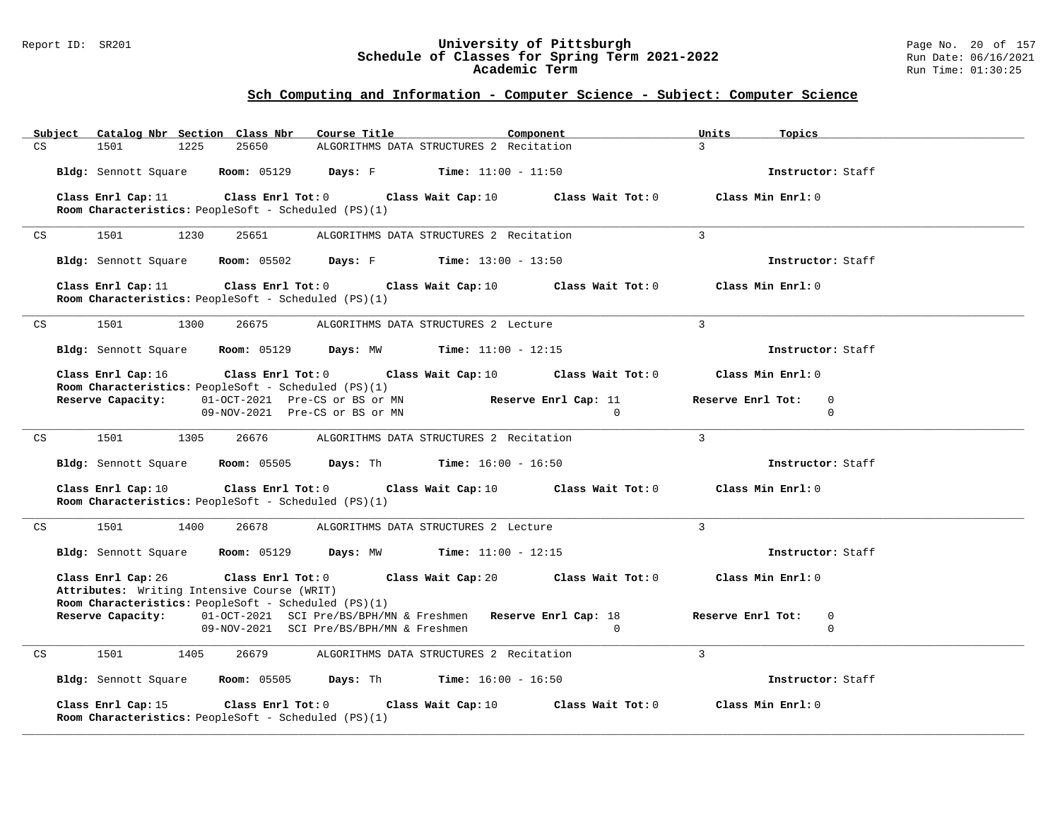## Sch Computing and Information - Computer Science - Subject: Computer Science

| Subject | Catalog Nbr | Section | Class Nbr | Course Title | Component | Units | Topics |
|---|---|---|---|---|---|---|---|
| CS | 1501 | 1225 | 25650 | ALGORITHMS DATA STRUCTURES 2 | Recitation | 3 | |

**Bldg:** Sennott Square **Room:** 05129 **Days:** F **Time:** 11:00 - 11:50 **Instructor:** Staff

**Class Enrl Cap:** 11 **Class Enrl Tot:** 0 **Class Wait Cap:** 10 **Class Wait Tot:** 0 **Class Min Enrl:** 0
**Room Characteristics:** PeopleSoft - Scheduled (PS)(1)

---

| Subject | Catalog Nbr | Section | Class Nbr | Course Title | Component | Units | Topics |
|---|---|---|---|---|---|---|---|
| CS | 1501 | 1230 | 25651 | ALGORITHMS DATA STRUCTURES 2 | Recitation | 3 | |

**Bldg:** Sennott Square **Room:** 05502 **Days:** F **Time:** 13:00 - 13:50 **Instructor:** Staff

**Class Enrl Cap:** 11 **Class Enrl Tot:** 0 **Class Wait Cap:** 10 **Class Wait Tot:** 0 **Class Min Enrl:** 0
**Room Characteristics:** PeopleSoft - Scheduled (PS)(1)

---

| Subject | Catalog Nbr | Section | Class Nbr | Course Title | Component | Units | Topics |
|---|---|---|---|---|---|---|---|
| CS | 1501 | 1300 | 26675 | ALGORITHMS DATA STRUCTURES 2 | Lecture | 3 | |

**Bldg:** Sennott Square **Room:** 05129 **Days:** MW **Time:** 11:00 - 12:15 **Instructor:** Staff

**Class Enrl Cap:** 16 **Class Enrl Tot:** 0 **Class Wait Cap:** 10 **Class Wait Tot:** 0 **Class Min Enrl:** 0
**Room Characteristics:** PeopleSoft - Scheduled (PS)(1)

| Reserve Capacity: | | Reserve Enrl Cap | Reserve Enrl Tot |
|---|---|---|---|
| 01-OCT-2021 | Pre-CS or BS or MN | 11 | 0 |
| 09-NOV-2021 | Pre-CS or BS or MN | 0 | 0 |

---

| Subject | Catalog Nbr | Section | Class Nbr | Course Title | Component | Units | Topics |
|---|---|---|---|---|---|---|---|
| CS | 1501 | 1305 | 26676 | ALGORITHMS DATA STRUCTURES 2 | Recitation | 3 | |

**Bldg:** Sennott Square **Room:** 05505 **Days:** Th **Time:** 16:00 - 16:50 **Instructor:** Staff

**Class Enrl Cap:** 10 **Class Enrl Tot:** 0 **Class Wait Cap:** 10 **Class Wait Tot:** 0 **Class Min Enrl:** 0
**Room Characteristics:** PeopleSoft - Scheduled (PS)(1)

---

| Subject | Catalog Nbr | Section | Class Nbr | Course Title | Component | Units | Topics |
|---|---|---|---|---|---|---|---|
| CS | 1501 | 1400 | 26678 | ALGORITHMS DATA STRUCTURES 2 | Lecture | 3 | |

**Bldg:** Sennott Square **Room:** 05129 **Days:** MW **Time:** 11:00 - 12:15 **Instructor:** Staff

**Class Enrl Cap:** 26 **Class Enrl Tot:** 0 **Class Wait Cap:** 20 **Class Wait Tot:** 0 **Class Min Enrl:** 0
**Attributes:** Writing Intensive Course (WRIT)
**Room Characteristics:** PeopleSoft - Scheduled (PS)(1)

| Reserve Capacity: | | Reserve Enrl Cap | Reserve Enrl Tot |
|---|---|---|---|
| 01-OCT-2021 | SCI Pre/BS/BPH/MN & Freshmen | 18 | 0 |
| 09-NOV-2021 | SCI Pre/BS/BPH/MN & Freshmen | 0 | 0 |

---

| Subject | Catalog Nbr | Section | Class Nbr | Course Title | Component | Units | Topics |
|---|---|---|---|---|---|---|---|
| CS | 1501 | 1405 | 26679 | ALGORITHMS DATA STRUCTURES 2 | Recitation | 3 | |

**Bldg:** Sennott Square **Room:** 05505 **Days:** Th **Time:** 16:00 - 16:50 **Instructor:** Staff

**Class Enrl Cap:** 15 **Class Enrl Tot:** 0 **Class Wait Cap:** 10 **Class Wait Tot:** 0 **Class Min Enrl:** 0
**Room Characteristics:** PeopleSoft - Scheduled (PS)(1)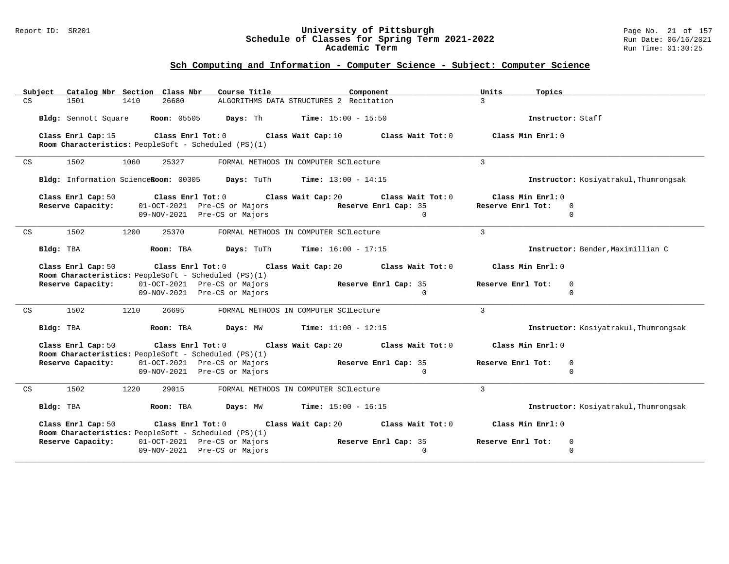## Sch Computing and Information - Computer Science - Subject: Computer Science

| Subject | Catalog Nbr | Section | Class Nbr | Course Title | Component | Units | Topics |
|---|---|---|---|---|---|---|---|
| CS | 1501 | 1410 | 26680 | ALGORITHMS DATA STRUCTURES 2 | Recitation | 3 | |

**Bldg:** Sennott Square **Room:** 05505 **Days:** Th **Time:** 15:00 - 15:50 **Instructor:** Staff

**Class Enrl Cap:** 15 **Class Enrl Tot:** 0 **Class Wait Cap:** 10 **Class Wait Tot:** 0 **Class Min Enrl:** 0
**Room Characteristics:** PeopleSoft - Scheduled (PS)(1)

---

| Subject | Catalog Nbr | Section | Class Nbr | Course Title | Component | Units | Topics |
|---|---|---|---|---|---|---|---|
| CS | 1502 | 1060 | 25327 | FORMAL METHODS IN COMPUTER SCI | Lecture | 3 | |

**Bldg:** Information Science **Room:** 00305 **Days:** TuTh **Time:** 13:00 - 14:15 **Instructor:** Kosiyatrakul,Thumrongsak

**Class Enrl Cap:** 50 **Class Enrl Tot:** 0 **Class Wait Cap:** 20 **Class Wait Tot:** 0 **Class Min Enrl:** 0

| Reserve Capacity: | | Reserve Enrl Cap: | Reserve Enrl Tot: |
|---|---|---|---|
| 01-OCT-2021 | Pre-CS or Majors | 35 | 0 |
| 09-NOV-2021 | Pre-CS or Majors | 0 | 0 |

---

| Subject | Catalog Nbr | Section | Class Nbr | Course Title | Component | Units | Topics |
|---|---|---|---|---|---|---|---|
| CS | 1502 | 1200 | 25370 | FORMAL METHODS IN COMPUTER SCI | Lecture | 3 | |

**Bldg:** TBA **Room:** TBA **Days:** TuTh **Time:** 16:00 - 17:15 **Instructor:** Bender,Maximillian C

**Class Enrl Cap:** 50 **Class Enrl Tot:** 0 **Class Wait Cap:** 20 **Class Wait Tot:** 0 **Class Min Enrl:** 0
**Room Characteristics:** PeopleSoft - Scheduled (PS)(1)

| Reserve Capacity: | | Reserve Enrl Cap: | Reserve Enrl Tot: |
|---|---|---|---|
| 01-OCT-2021 | Pre-CS or Majors | 35 | 0 |
| 09-NOV-2021 | Pre-CS or Majors | 0 | 0 |

---

| Subject | Catalog Nbr | Section | Class Nbr | Course Title | Component | Units | Topics |
|---|---|---|---|---|---|---|---|
| CS | 1502 | 1210 | 26695 | FORMAL METHODS IN COMPUTER SCI | Lecture | 3 | |

**Bldg:** TBA **Room:** TBA **Days:** MW **Time:** 11:00 - 12:15 **Instructor:** Kosiyatrakul,Thumrongsak

**Class Enrl Cap:** 50 **Class Enrl Tot:** 0 **Class Wait Cap:** 20 **Class Wait Tot:** 0 **Class Min Enrl:** 0
**Room Characteristics:** PeopleSoft - Scheduled (PS)(1)

| Reserve Capacity: | | Reserve Enrl Cap: | Reserve Enrl Tot: |
|---|---|---|---|
| 01-OCT-2021 | Pre-CS or Majors | 35 | 0 |
| 09-NOV-2021 | Pre-CS or Majors | 0 | 0 |

---

| Subject | Catalog Nbr | Section | Class Nbr | Course Title | Component | Units | Topics |
|---|---|---|---|---|---|---|---|
| CS | 1502 | 1220 | 29015 | FORMAL METHODS IN COMPUTER SCI | Lecture | 3 | |

**Bldg:** TBA **Room:** TBA **Days:** MW **Time:** 15:00 - 16:15 **Instructor:** Kosiyatrakul,Thumrongsak

**Class Enrl Cap:** 50 **Class Enrl Tot:** 0 **Class Wait Cap:** 20 **Class Wait Tot:** 0 **Class Min Enrl:** 0
**Room Characteristics:** PeopleSoft - Scheduled (PS)(1)

| Reserve Capacity: | | Reserve Enrl Cap: | Reserve Enrl Tot: |
|---|---|---|---|
| 01-OCT-2021 | Pre-CS or Majors | 35 | 0 |
| 09-NOV-2021 | Pre-CS or Majors | 0 | 0 |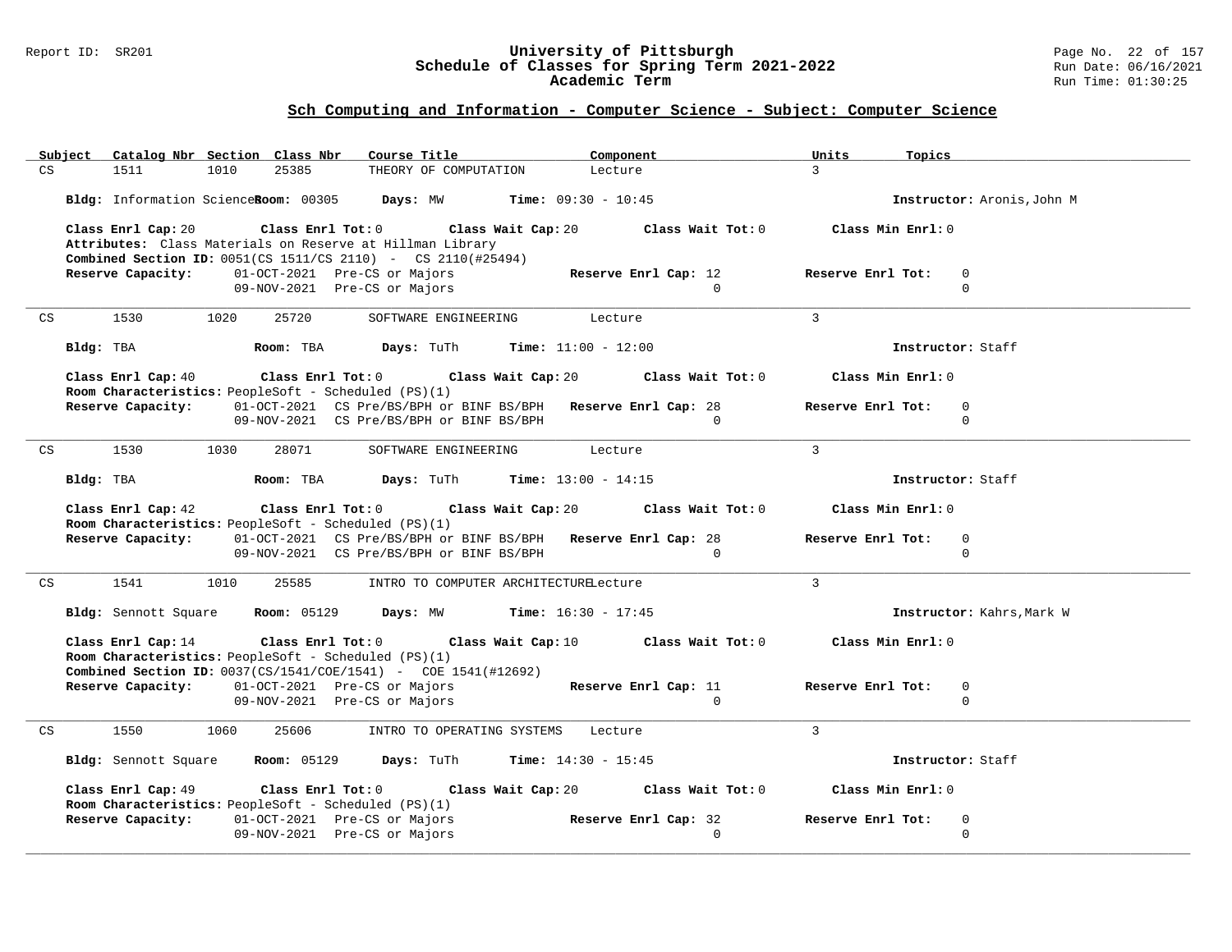## Sch Computing and Information - Computer Science - Subject: Computer Science

| Subject | Catalog Nbr | Section | Class Nbr | Course Title | Component | Units | Topics |
|---|---|---|---|---|---|---|---|
| CS | 1511 | 1010 | 25385 | THEORY OF COMPUTATION | Lecture | 3 | |

**Bldg:** Information Sciences **Room:** 00305 **Days:** MW **Time:** 09:30 - 10:45 **Instructor:** Aronis,John M

**Class Enrl Cap:** 20 **Class Enrl Tot:** 0 **Class Wait Cap:** 20 **Class Wait Tot:** 0 **Class Min Enrl:** 0

**Attributes:** Class Materials on Reserve at Hillman Library

**Combined Section ID:** 0051(CS 1511/CS 2110) - CS 2110(#25494)

**Reserve Capacity:** 01-OCT-2021 Pre-CS or Majors **Reserve Enrl Cap:** 12 **Reserve Enrl Tot:** 0
09-NOV-2021 Pre-CS or Majors 0 0

---

| Subject | Catalog Nbr | Section | Class Nbr | Course Title | Component | Units | Topics |
|---|---|---|---|---|---|---|---|
| CS | 1530 | 1020 | 25720 | SOFTWARE ENGINEERING | Lecture | 3 | |

**Bldg:** TBA **Room:** TBA **Days:** TuTh **Time:** 11:00 - 12:00 **Instructor:** Staff

**Class Enrl Cap:** 40 **Class Enrl Tot:** 0 **Class Wait Cap:** 20 **Class Wait Tot:** 0 **Class Min Enrl:** 0

**Room Characteristics:** PeopleSoft - Scheduled (PS)(1)

**Reserve Capacity:** 01-OCT-2021 CS Pre/BS/BPH or BINF BS/BPH **Reserve Enrl Cap:** 28 **Reserve Enrl Tot:** 0
09-NOV-2021 CS Pre/BS/BPH or BINF BS/BPH 0 0

---

| Subject | Catalog Nbr | Section | Class Nbr | Course Title | Component | Units | Topics |
|---|---|---|---|---|---|---|---|
| CS | 1530 | 1030 | 28071 | SOFTWARE ENGINEERING | Lecture | 3 | |

**Bldg:** TBA **Room:** TBA **Days:** TuTh **Time:** 13:00 - 14:15 **Instructor:** Staff

**Class Enrl Cap:** 42 **Class Enrl Tot:** 0 **Class Wait Cap:** 20 **Class Wait Tot:** 0 **Class Min Enrl:** 0

**Room Characteristics:** PeopleSoft - Scheduled (PS)(1)

**Reserve Capacity:** 01-OCT-2021 CS Pre/BS/BPH or BINF BS/BPH **Reserve Enrl Cap:** 28 **Reserve Enrl Tot:** 0
09-NOV-2021 CS Pre/BS/BPH or BINF BS/BPH 0 0

---

| Subject | Catalog Nbr | Section | Class Nbr | Course Title | Component | Units | Topics |
|---|---|---|---|---|---|---|---|
| CS | 1541 | 1010 | 25585 | INTRO TO COMPUTER ARCHITECTURE | Lecture | 3 | |

**Bldg:** Sennott Square **Room:** 05129 **Days:** MW **Time:** 16:30 - 17:45 **Instructor:** Kahrs,Mark W

**Class Enrl Cap:** 14 **Class Enrl Tot:** 0 **Class Wait Cap:** 10 **Class Wait Tot:** 0 **Class Min Enrl:** 0

**Room Characteristics:** PeopleSoft - Scheduled (PS)(1)

**Combined Section ID:** 0037(CS/1541/COE/1541) - COE 1541(#12692)

**Reserve Capacity:** 01-OCT-2021 Pre-CS or Majors **Reserve Enrl Cap:** 11 **Reserve Enrl Tot:** 0
09-NOV-2021 Pre-CS or Majors 0 0

---

| Subject | Catalog Nbr | Section | Class Nbr | Course Title | Component | Units | Topics |
|---|---|---|---|---|---|---|---|
| CS | 1550 | 1060 | 25606 | INTRO TO OPERATING SYSTEMS | Lecture | 3 | |

**Bldg:** Sennott Square **Room:** 05129 **Days:** TuTh **Time:** 14:30 - 15:45 **Instructor:** Staff

**Class Enrl Cap:** 49 **Class Enrl Tot:** 0 **Class Wait Cap:** 20 **Class Wait Tot:** 0 **Class Min Enrl:** 0

**Room Characteristics:** PeopleSoft - Scheduled (PS)(1)

**Reserve Capacity:** 01-OCT-2021 Pre-CS or Majors **Reserve Enrl Cap:** 32 **Reserve Enrl Tot:** 0
09-NOV-2021 Pre-CS or Majors 0 0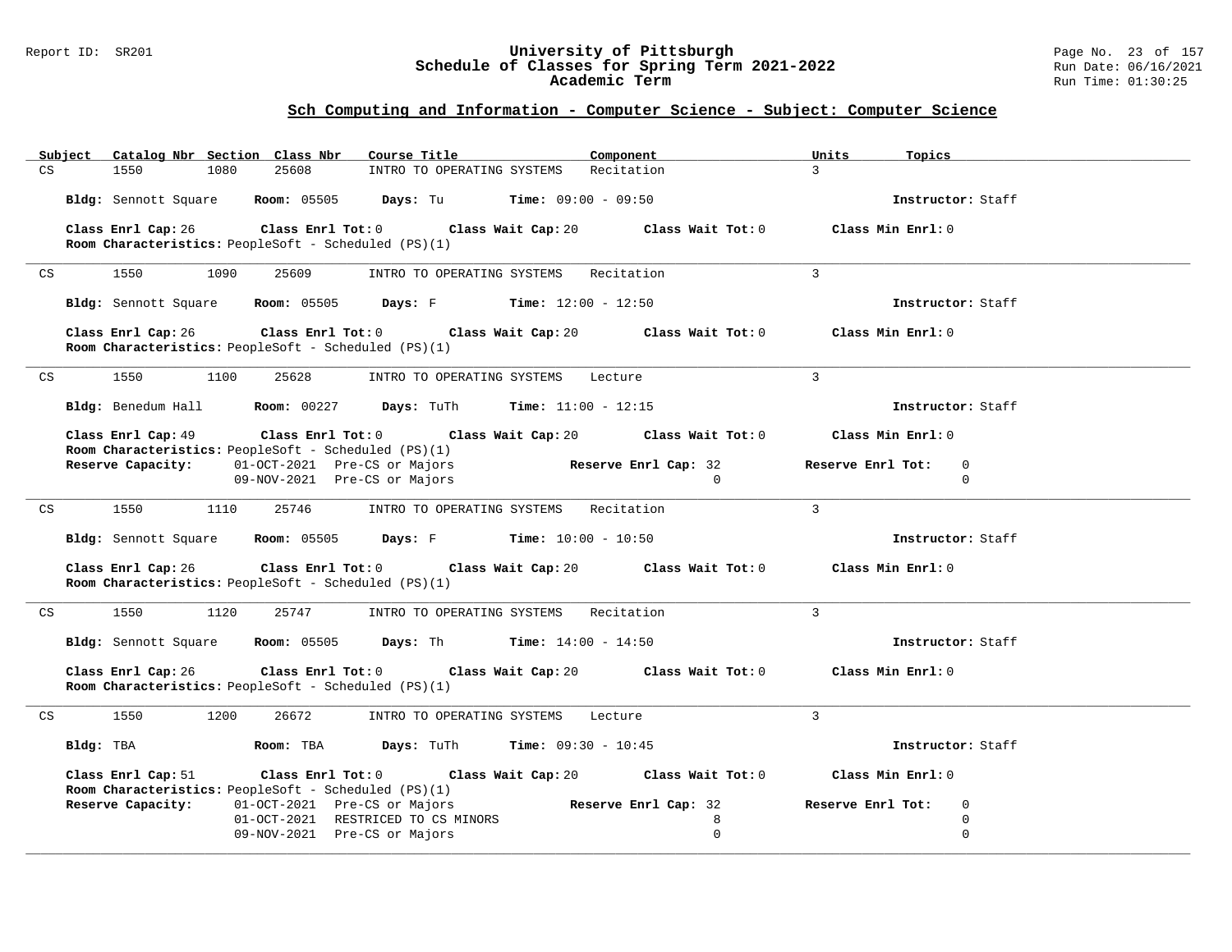## Sch Computing and Information - Computer Science - Subject: Computer Science

| Subject | Catalog Nbr | Section | Class Nbr | Course Title | Component | Units | Topics |
|---|---|---|---|---|---|---|---|
| CS | 1550 | 1080 | 25608 | INTRO TO OPERATING SYSTEMS | Recitation | 3 | |

**Bldg:** Sennott Square **Room:** 05505 **Days:** Tu **Time:** 09:00 - 09:50 **Instructor:** Staff

**Class Enrl Cap:** 26 **Class Enrl Tot:** 0 **Class Wait Cap:** 20 **Class Wait Tot:** 0 **Class Min Enrl:** 0
**Room Characteristics:** PeopleSoft - Scheduled (PS)(1)

---

| Subject | Catalog Nbr | Section | Class Nbr | Course Title | Component | Units | Topics |
|---|---|---|---|---|---|---|---|
| CS | 1550 | 1090 | 25609 | INTRO TO OPERATING SYSTEMS | Recitation | 3 | |

**Bldg:** Sennott Square **Room:** 05505 **Days:** F **Time:** 12:00 - 12:50 **Instructor:** Staff

**Class Enrl Cap:** 26 **Class Enrl Tot:** 0 **Class Wait Cap:** 20 **Class Wait Tot:** 0 **Class Min Enrl:** 0
**Room Characteristics:** PeopleSoft - Scheduled (PS)(1)

---

| Subject | Catalog Nbr | Section | Class Nbr | Course Title | Component | Units | Topics |
|---|---|---|---|---|---|---|---|
| CS | 1550 | 1100 | 25628 | INTRO TO OPERATING SYSTEMS | Lecture | 3 | |

**Bldg:** Benedum Hall **Room:** 00227 **Days:** TuTh **Time:** 11:00 - 12:15 **Instructor:** Staff

**Class Enrl Cap:** 49 **Class Enrl Tot:** 0 **Class Wait Cap:** 20 **Class Wait Tot:** 0 **Class Min Enrl:** 0
**Room Characteristics:** PeopleSoft - Scheduled (PS)(1)

| Reserve Capacity: | Date | Description | Reserve Enrl Cap | Reserve Enrl Tot |
|---|---|---|---|---|
| | 01-OCT-2021 | Pre-CS or Majors | 32 | 0 |
| | 09-NOV-2021 | Pre-CS or Majors | 0 | 0 |

---

| Subject | Catalog Nbr | Section | Class Nbr | Course Title | Component | Units | Topics |
|---|---|---|---|---|---|---|---|
| CS | 1550 | 1110 | 25746 | INTRO TO OPERATING SYSTEMS | Recitation | 3 | |

**Bldg:** Sennott Square **Room:** 05505 **Days:** F **Time:** 10:00 - 10:50 **Instructor:** Staff

**Class Enrl Cap:** 26 **Class Enrl Tot:** 0 **Class Wait Cap:** 20 **Class Wait Tot:** 0 **Class Min Enrl:** 0
**Room Characteristics:** PeopleSoft - Scheduled (PS)(1)

---

| Subject | Catalog Nbr | Section | Class Nbr | Course Title | Component | Units | Topics |
|---|---|---|---|---|---|---|---|
| CS | 1550 | 1120 | 25747 | INTRO TO OPERATING SYSTEMS | Recitation | 3 | |

**Bldg:** Sennott Square **Room:** 05505 **Days:** Th **Time:** 14:00 - 14:50 **Instructor:** Staff

**Class Enrl Cap:** 26 **Class Enrl Tot:** 0 **Class Wait Cap:** 20 **Class Wait Tot:** 0 **Class Min Enrl:** 0
**Room Characteristics:** PeopleSoft - Scheduled (PS)(1)

---

| Subject | Catalog Nbr | Section | Class Nbr | Course Title | Component | Units | Topics |
|---|---|---|---|---|---|---|---|
| CS | 1550 | 1200 | 26672 | INTRO TO OPERATING SYSTEMS | Lecture | 3 | |

**Bldg:** TBA **Room:** TBA **Days:** TuTh **Time:** 09:30 - 10:45 **Instructor:** Staff

**Class Enrl Cap:** 51 **Class Enrl Tot:** 0 **Class Wait Cap:** 20 **Class Wait Tot:** 0 **Class Min Enrl:** 0
**Room Characteristics:** PeopleSoft - Scheduled (PS)(1)

| Reserve Capacity: | Date | Description | Reserve Enrl Cap | Reserve Enrl Tot |
|---|---|---|---|---|
| | 01-OCT-2021 | Pre-CS or Majors | 32 | 0 |
| | 01-OCT-2021 | RESTRICED TO CS MINORS | 8 | 0 |
| | 09-NOV-2021 | Pre-CS or Majors | 0 | 0 |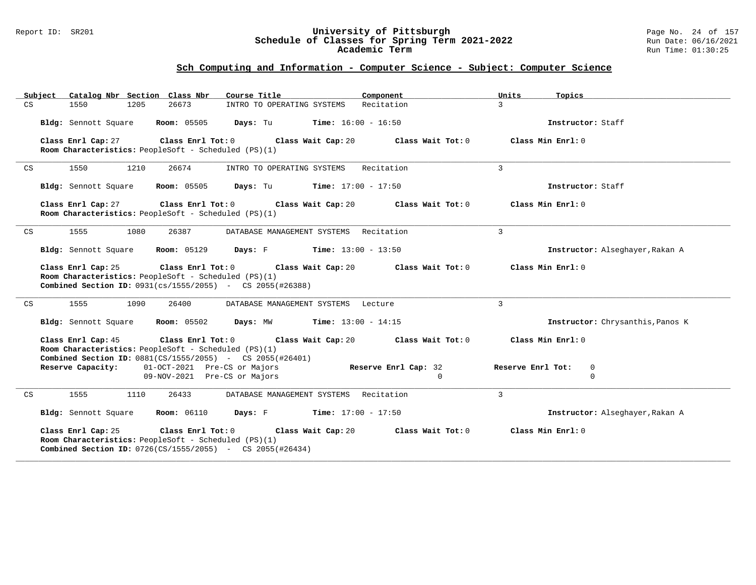## Sch Computing and Information - Computer Science - Subject: Computer Science

| Subject | Catalog Nbr | Section | Class Nbr | Course Title | Component | Units | Topics |
|---|---|---|---|---|---|---|---|
| CS | 1550 | 1205 | 26673 | INTRO TO OPERATING SYSTEMS | Recitation | 3 | |

**Bldg:** Sennott Square **Room:** 05505 **Days:** Tu **Time:** 16:00 - 16:50 **Instructor:** Staff

**Class Enrl Cap:** 27 **Class Enrl Tot:** 0 **Class Wait Cap:** 20 **Class Wait Tot:** 0 **Class Min Enrl:** 0
**Room Characteristics:** PeopleSoft - Scheduled (PS)(1)

---

| Subject | Catalog Nbr | Section | Class Nbr | Course Title | Component | Units | Topics |
|---|---|---|---|---|---|---|---|
| CS | 1550 | 1210 | 26674 | INTRO TO OPERATING SYSTEMS | Recitation | 3 | |

**Bldg:** Sennott Square **Room:** 05505 **Days:** Tu **Time:** 17:00 - 17:50 **Instructor:** Staff

**Class Enrl Cap:** 27 **Class Enrl Tot:** 0 **Class Wait Cap:** 20 **Class Wait Tot:** 0 **Class Min Enrl:** 0
**Room Characteristics:** PeopleSoft - Scheduled (PS)(1)

---

| Subject | Catalog Nbr | Section | Class Nbr | Course Title | Component | Units | Topics |
|---|---|---|---|---|---|---|---|
| CS | 1555 | 1080 | 26387 | DATABASE MANAGEMENT SYSTEMS | Recitation | 3 | |

**Bldg:** Sennott Square **Room:** 05129 **Days:** F **Time:** 13:00 - 13:50 **Instructor:** Alseghayer,Rakan A

**Class Enrl Cap:** 25 **Class Enrl Tot:** 0 **Class Wait Cap:** 20 **Class Wait Tot:** 0 **Class Min Enrl:** 0
**Room Characteristics:** PeopleSoft - Scheduled (PS)(1)
**Combined Section ID:** 0931(cs/1555/2055) - CS 2055(#26388)

---

| Subject | Catalog Nbr | Section | Class Nbr | Course Title | Component | Units | Topics |
|---|---|---|---|---|---|---|---|
| CS | 1555 | 1090 | 26400 | DATABASE MANAGEMENT SYSTEMS | Lecture | 3 | |

**Bldg:** Sennott Square **Room:** 05502 **Days:** MW **Time:** 13:00 - 14:15 **Instructor:** Chrysanthis,Panos K

**Class Enrl Cap:** 45 **Class Enrl Tot:** 0 **Class Wait Cap:** 20 **Class Wait Tot:** 0 **Class Min Enrl:** 0
**Room Characteristics:** PeopleSoft - Scheduled (PS)(1)
**Combined Section ID:** 0881(CS/1555/2055) - CS 2055(#26401)

| Reserve Capacity: | | Reserve Enrl Cap | Reserve Enrl Tot |
|---|---|---|---|
| 01-OCT-2021 | Pre-CS or Majors | 32 | 0 |
| 09-NOV-2021 | Pre-CS or Majors | 0 | 0 |

---

| Subject | Catalog Nbr | Section | Class Nbr | Course Title | Component | Units | Topics |
|---|---|---|---|---|---|---|---|
| CS | 1555 | 1110 | 26433 | DATABASE MANAGEMENT SYSTEMS | Recitation | 3 | |

**Bldg:** Sennott Square **Room:** 06110 **Days:** F **Time:** 17:00 - 17:50 **Instructor:** Alseghayer,Rakan A

**Class Enrl Cap:** 25 **Class Enrl Tot:** 0 **Class Wait Cap:** 20 **Class Wait Tot:** 0 **Class Min Enrl:** 0
**Room Characteristics:** PeopleSoft - Scheduled (PS)(1)
**Combined Section ID:** 0726(CS/1555/2055) - CS 2055(#26434)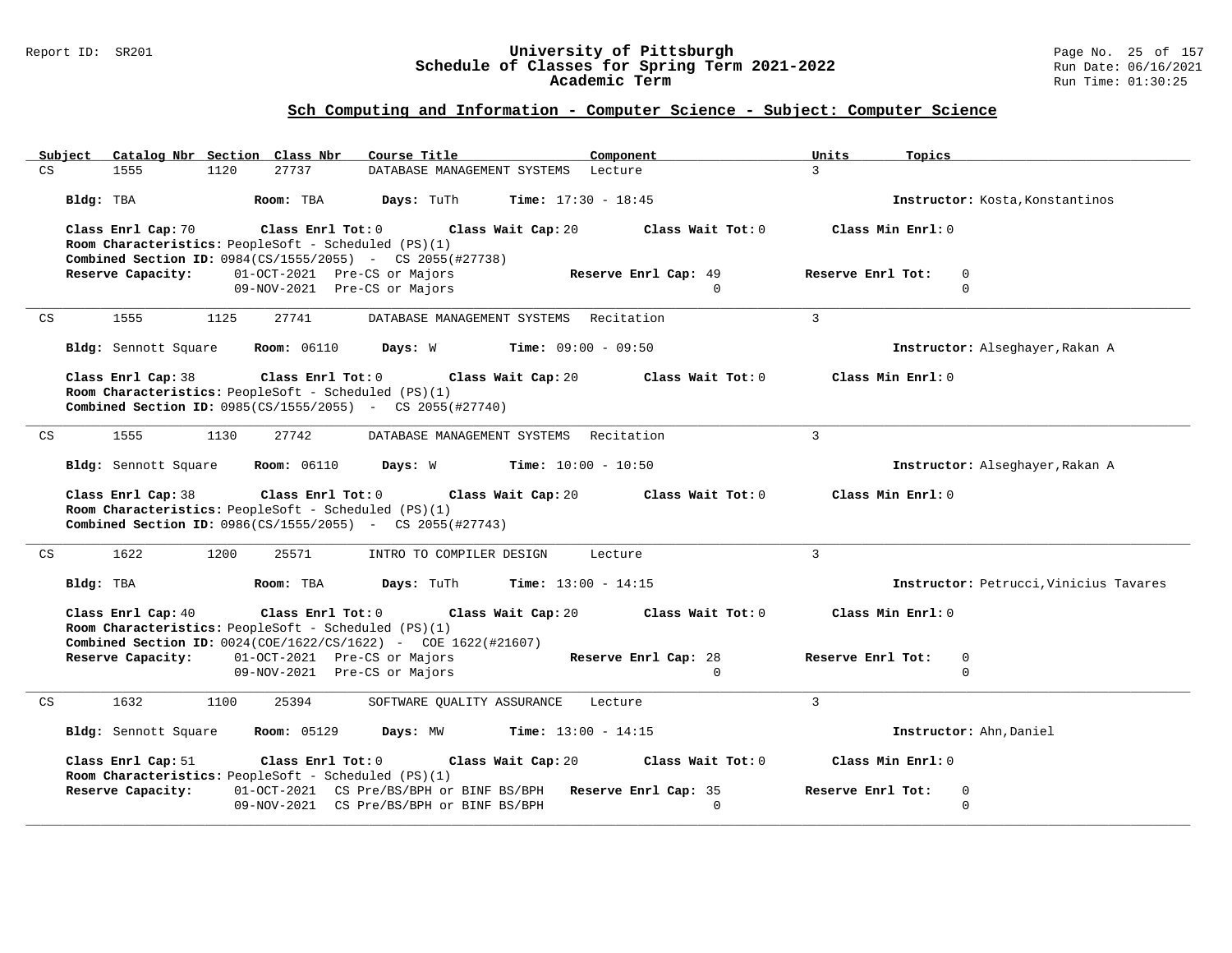## Sch Computing and Information - Computer Science - Subject: Computer Science

| Subject | Catalog Nbr | Section | Class Nbr | Course Title | Component | Units | Topics |
|---|---|---|---|---|---|---|---|
| CS | 1555 | 1120 | 27737 | DATABASE MANAGEMENT SYSTEMS | Lecture | 3 | |

**Bldg:** TBA **Room:** TBA **Days:** TuTh **Time:** 17:30 - 18:45 **Instructor:** Kosta,Konstantinos

**Class Enrl Cap:** 70 **Class Enrl Tot:** 0 **Class Wait Cap:** 20 **Class Wait Tot:** 0 **Class Min Enrl:** 0
**Room Characteristics:** PeopleSoft - Scheduled (PS)(1)
**Combined Section ID:** 0984(CS/1555/2055) - CS 2055(#27738)

| Reserve Capacity: | | Reserve Enrl Cap: | Reserve Enrl Tot: |
|---|---|---|---|
| 01-OCT-2021 | Pre-CS or Majors | 49 | 0 |
| 09-NOV-2021 | Pre-CS or Majors | 0 | 0 |

---

| Subject | Catalog Nbr | Section | Class Nbr | Course Title | Component | Units | Topics |
|---|---|---|---|---|---|---|---|
| CS | 1555 | 1125 | 27741 | DATABASE MANAGEMENT SYSTEMS | Recitation | 3 | |

**Bldg:** Sennott Square **Room:** 06110 **Days:** W **Time:** 09:00 - 09:50 **Instructor:** Alseghayer,Rakan A

**Class Enrl Cap:** 38 **Class Enrl Tot:** 0 **Class Wait Cap:** 20 **Class Wait Tot:** 0 **Class Min Enrl:** 0
**Room Characteristics:** PeopleSoft - Scheduled (PS)(1)
**Combined Section ID:** 0985(CS/1555/2055) - CS 2055(#27740)

---

| Subject | Catalog Nbr | Section | Class Nbr | Course Title | Component | Units | Topics |
|---|---|---|---|---|---|---|---|
| CS | 1555 | 1130 | 27742 | DATABASE MANAGEMENT SYSTEMS | Recitation | 3 | |

**Bldg:** Sennott Square **Room:** 06110 **Days:** W **Time:** 10:00 - 10:50 **Instructor:** Alseghayer,Rakan A

**Class Enrl Cap:** 38 **Class Enrl Tot:** 0 **Class Wait Cap:** 20 **Class Wait Tot:** 0 **Class Min Enrl:** 0
**Room Characteristics:** PeopleSoft - Scheduled (PS)(1)
**Combined Section ID:** 0986(CS/1555/2055) - CS 2055(#27743)

---

| Subject | Catalog Nbr | Section | Class Nbr | Course Title | Component | Units | Topics |
|---|---|---|---|---|---|---|---|
| CS | 1622 | 1200 | 25571 | INTRO TO COMPILER DESIGN | Lecture | 3 | |

**Bldg:** TBA **Room:** TBA **Days:** TuTh **Time:** 13:00 - 14:15 **Instructor:** Petrucci,Vinicius Tavares

**Class Enrl Cap:** 40 **Class Enrl Tot:** 0 **Class Wait Cap:** 20 **Class Wait Tot:** 0 **Class Min Enrl:** 0
**Room Characteristics:** PeopleSoft - Scheduled (PS)(1)
**Combined Section ID:** 0024(COE/1622/CS/1622) - COE 1622(#21607)

| Reserve Capacity: | | Reserve Enrl Cap: | Reserve Enrl Tot: |
|---|---|---|---|
| 01-OCT-2021 | Pre-CS or Majors | 28 | 0 |
| 09-NOV-2021 | Pre-CS or Majors | 0 | 0 |

---

| Subject | Catalog Nbr | Section | Class Nbr | Course Title | Component | Units | Topics |
|---|---|---|---|---|---|---|---|
| CS | 1632 | 1100 | 25394 | SOFTWARE QUALITY ASSURANCE | Lecture | 3 | |

**Bldg:** Sennott Square **Room:** 05129 **Days:** MW **Time:** 13:00 - 14:15 **Instructor:** Ahn,Daniel

**Class Enrl Cap:** 51 **Class Enrl Tot:** 0 **Class Wait Cap:** 20 **Class Wait Tot:** 0 **Class Min Enrl:** 0
**Room Characteristics:** PeopleSoft - Scheduled (PS)(1)

| Reserve Capacity: | | Reserve Enrl Cap: | Reserve Enrl Tot: |
|---|---|---|---|
| 01-OCT-2021 | CS Pre/BS/BPH or BINF BS/BPH | 35 | 0 |
| 09-NOV-2021 | CS Pre/BS/BPH or BINF BS/BPH | 0 | 0 |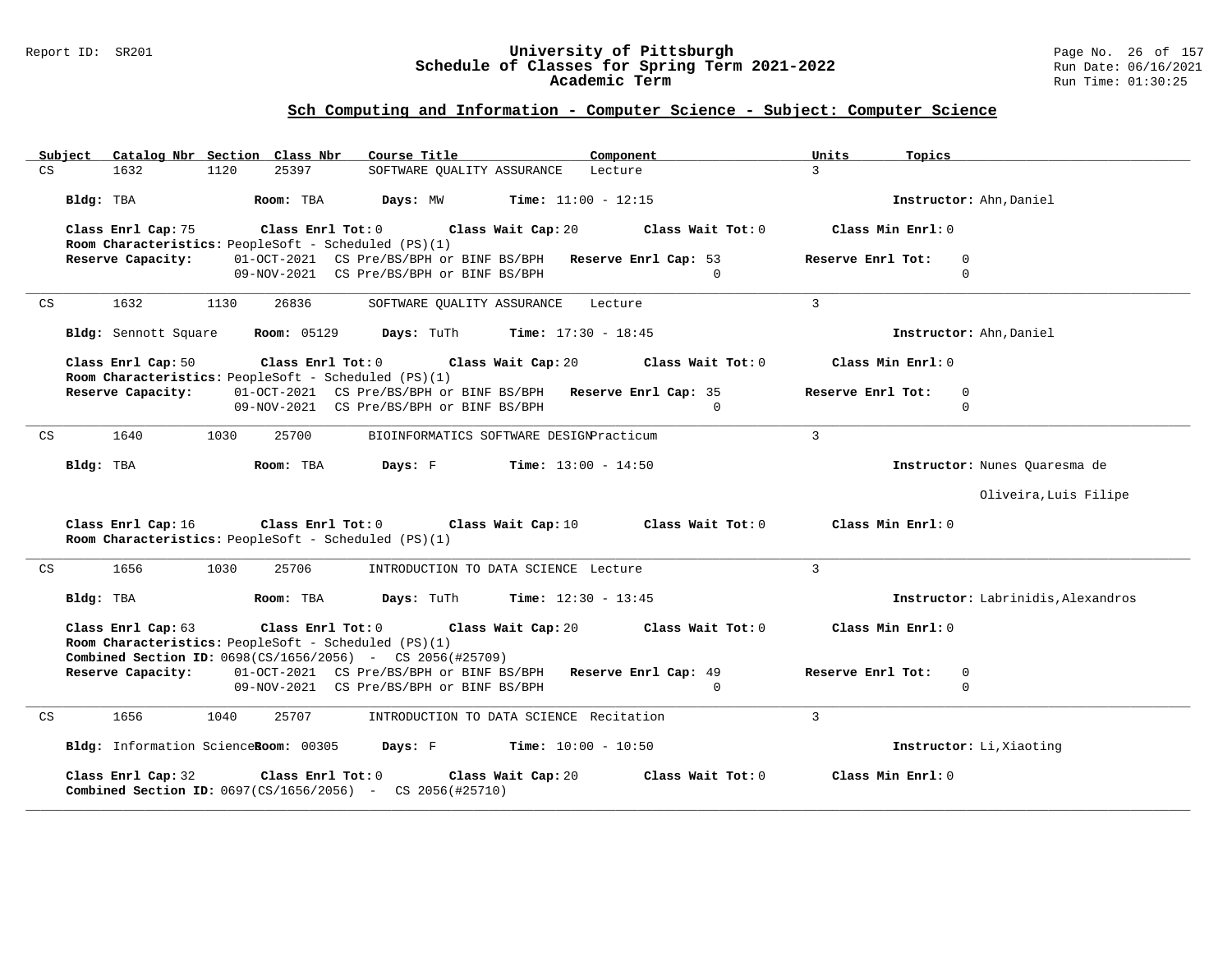## Sch Computing and Information - Computer Science - Subject: Computer Science

| Subject | Catalog Nbr | Section | Class Nbr | Course Title | Component | Units | Topics |
|---|---|---|---|---|---|---|---|
| CS | 1632 | 1120 | 25397 | SOFTWARE QUALITY ASSURANCE | Lecture | 3 | |

**Bldg:** TBA **Room:** TBA **Days:** MW **Time:** 11:00 - 12:15 **Instructor:** Ahn,Daniel

**Class Enrl Cap:** 75 **Class Enrl Tot:** 0 **Class Wait Cap:** 20 **Class Wait Tot:** 0 **Class Min Enrl:** 0

**Room Characteristics:** PeopleSoft - Scheduled (PS)(1)

**Reserve Capacity:** 01-OCT-2021 CS Pre/BS/BPH or BINF BS/BPH **Reserve Enrl Cap:** 53 **Reserve Enrl Tot:** 0
09-NOV-2021 CS Pre/BS/BPH or BINF BS/BPH 0 0

---

| Subject | Catalog Nbr | Section | Class Nbr | Course Title | Component | Units | Topics |
|---|---|---|---|---|---|---|---|
| CS | 1632 | 1130 | 26836 | SOFTWARE QUALITY ASSURANCE | Lecture | 3 | |

**Bldg:** Sennott Square **Room:** 05129 **Days:** TuTh **Time:** 17:30 - 18:45 **Instructor:** Ahn,Daniel

**Class Enrl Cap:** 50 **Class Enrl Tot:** 0 **Class Wait Cap:** 20 **Class Wait Tot:** 0 **Class Min Enrl:** 0

**Room Characteristics:** PeopleSoft - Scheduled (PS)(1)

**Reserve Capacity:** 01-OCT-2021 CS Pre/BS/BPH or BINF BS/BPH **Reserve Enrl Cap:** 35 **Reserve Enrl Tot:** 0
09-NOV-2021 CS Pre/BS/BPH or BINF BS/BPH 0 0

---

| Subject | Catalog Nbr | Section | Class Nbr | Course Title | Component | Units | Topics |
|---|---|---|---|---|---|---|---|
| CS | 1640 | 1030 | 25700 | BIOINFORMATICS SOFTWARE DESIGN | Practicum | 3 | |

**Bldg:** TBA **Room:** TBA **Days:** F **Time:** 13:00 - 14:50 **Instructor:** Nunes Quaresma de Oliveira,Luis Filipe

**Class Enrl Cap:** 16 **Class Enrl Tot:** 0 **Class Wait Cap:** 10 **Class Wait Tot:** 0 **Class Min Enrl:** 0

**Room Characteristics:** PeopleSoft - Scheduled (PS)(1)

---

| Subject | Catalog Nbr | Section | Class Nbr | Course Title | Component | Units | Topics |
|---|---|---|---|---|---|---|---|
| CS | 1656 | 1030 | 25706 | INTRODUCTION TO DATA SCIENCE | Lecture | 3 | |

**Bldg:** TBA **Room:** TBA **Days:** TuTh **Time:** 12:30 - 13:45 **Instructor:** Labrinidis,Alexandros

**Class Enrl Cap:** 63 **Class Enrl Tot:** 0 **Class Wait Cap:** 20 **Class Wait Tot:** 0 **Class Min Enrl:** 0

**Room Characteristics:** PeopleSoft - Scheduled (PS)(1)

**Combined Section ID:** 0698(CS/1656/2056) - CS 2056(#25709)

**Reserve Capacity:** 01-OCT-2021 CS Pre/BS/BPH or BINF BS/BPH **Reserve Enrl Cap:** 49 **Reserve Enrl Tot:** 0
09-NOV-2021 CS Pre/BS/BPH or BINF BS/BPH 0 0

---

| Subject | Catalog Nbr | Section | Class Nbr | Course Title | Component | Units | Topics |
|---|---|---|---|---|---|---|---|
| CS | 1656 | 1040 | 25707 | INTRODUCTION TO DATA SCIENCE | Recitation | 3 | |

**Bldg:** Information Sciences **Room:** 00305 **Days:** F **Time:** 10:00 - 10:50 **Instructor:** Li,Xiaoting

**Class Enrl Cap:** 32 **Class Enrl Tot:** 0 **Class Wait Cap:** 20 **Class Wait Tot:** 0 **Class Min Enrl:** 0

**Combined Section ID:** 0697(CS/1656/2056) - CS 2056(#25710)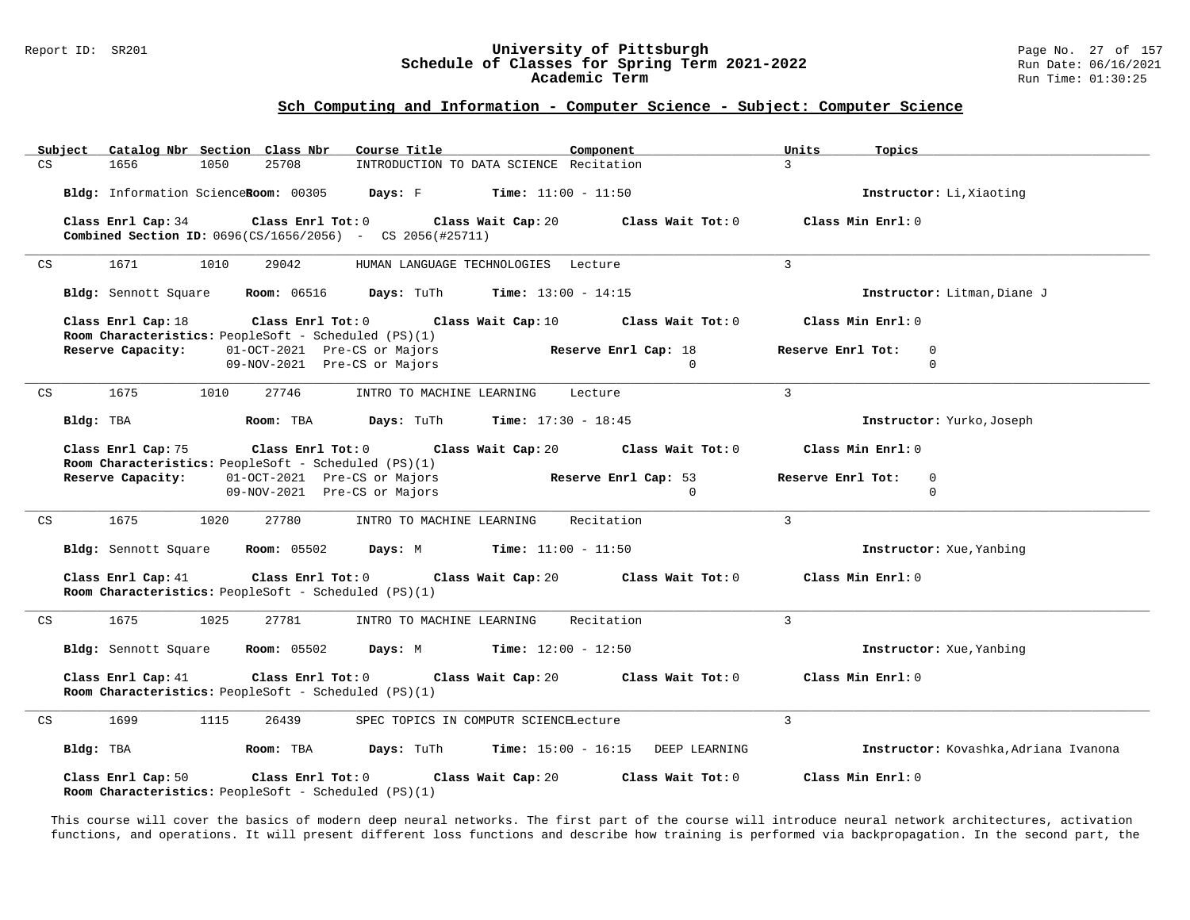## Sch Computing and Information - Computer Science - Subject: Computer Science

| Subject | Catalog Nbr | Section | Class Nbr | Course Title | Component | Units | Topics |
|---|---|---|---|---|---|---|---|
| CS | 1656 | 1050 | 25708 | INTRODUCTION TO DATA SCIENCE | Recitation | 3 | |

**Bldg:** Information Sciences **Room:** 00305 **Days:** F **Time:** 11:00 - 11:50 **Instructor:** Li,Xiaoting

**Class Enrl Cap:** 34 **Class Enrl Tot:** 0 **Class Wait Cap:** 20 **Class Wait Tot:** 0 **Class Min Enrl:** 0

**Combined Section ID:** 0696(CS/1656/2056) - CS 2056(#25711)

---

| Subject | Catalog Nbr | Section | Class Nbr | Course Title | Component | Units | Topics |
|---|---|---|---|---|---|---|---|
| CS | 1671 | 1010 | 29042 | HUMAN LANGUAGE TECHNOLOGIES | Lecture | 3 | |

**Bldg:** Sennott Square **Room:** 06516 **Days:** TuTh **Time:** 13:00 - 14:15 **Instructor:** Litman,Diane J

**Class Enrl Cap:** 18 **Class Enrl Tot:** 0 **Class Wait Cap:** 10 **Class Wait Tot:** 0 **Class Min Enrl:** 0

**Room Characteristics:** PeopleSoft - Scheduled (PS)(1)

| Reserve Capacity: | | Reserve Enrl Cap | Reserve Enrl Tot |
|---|---|---|---|
| 01-OCT-2021 | Pre-CS or Majors | 18 | 0 |
| 09-NOV-2021 | Pre-CS or Majors | 0 | 0 |

---

| Subject | Catalog Nbr | Section | Class Nbr | Course Title | Component | Units | Topics |
|---|---|---|---|---|---|---|---|
| CS | 1675 | 1010 | 27746 | INTRO TO MACHINE LEARNING | Lecture | 3 | |

**Bldg:** TBA **Room:** TBA **Days:** TuTh **Time:** 17:30 - 18:45 **Instructor:** Yurko,Joseph

**Class Enrl Cap:** 75 **Class Enrl Tot:** 0 **Class Wait Cap:** 20 **Class Wait Tot:** 0 **Class Min Enrl:** 0

**Room Characteristics:** PeopleSoft - Scheduled (PS)(1)

| Reserve Capacity: | | Reserve Enrl Cap | Reserve Enrl Tot |
|---|---|---|---|
| 01-OCT-2021 | Pre-CS or Majors | 53 | 0 |
| 09-NOV-2021 | Pre-CS or Majors | 0 | 0 |

---

| Subject | Catalog Nbr | Section | Class Nbr | Course Title | Component | Units | Topics |
|---|---|---|---|---|---|---|---|
| CS | 1675 | 1020 | 27780 | INTRO TO MACHINE LEARNING | Recitation | 3 | |

**Bldg:** Sennott Square **Room:** 05502 **Days:** M **Time:** 11:00 - 11:50 **Instructor:** Xue,Yanbing

**Class Enrl Cap:** 41 **Class Enrl Tot:** 0 **Class Wait Cap:** 20 **Class Wait Tot:** 0 **Class Min Enrl:** 0

**Room Characteristics:** PeopleSoft - Scheduled (PS)(1)

---

| Subject | Catalog Nbr | Section | Class Nbr | Course Title | Component | Units | Topics |
|---|---|---|---|---|---|---|---|
| CS | 1675 | 1025 | 27781 | INTRO TO MACHINE LEARNING | Recitation | 3 | |

**Bldg:** Sennott Square **Room:** 05502 **Days:** M **Time:** 12:00 - 12:50 **Instructor:** Xue,Yanbing

**Class Enrl Cap:** 41 **Class Enrl Tot:** 0 **Class Wait Cap:** 20 **Class Wait Tot:** 0 **Class Min Enrl:** 0

**Room Characteristics:** PeopleSoft - Scheduled (PS)(1)

---

| Subject | Catalog Nbr | Section | Class Nbr | Course Title | Component | Units | Topics |
|---|---|---|---|---|---|---|---|
| CS | 1699 | 1115 | 26439 | SPEC TOPICS IN COMPUTR SCIENCE | Lecture | 3 | |

**Bldg:** TBA **Room:** TBA **Days:** TuTh **Time:** 15:00 - 16:15 DEEP LEARNING **Instructor:** Kovashka,Adriana Ivanona

**Class Enrl Cap:** 50 **Class Enrl Tot:** 0 **Class Wait Cap:** 20 **Class Wait Tot:** 0 **Class Min Enrl:** 0

**Room Characteristics:** PeopleSoft - Scheduled (PS)(1)

This course will cover the basics of modern deep neural networks. The first part of the course will introduce neural network architectures, activation functions, and operations. It will present different loss functions and describe how training is performed via backpropagation. In the second part, the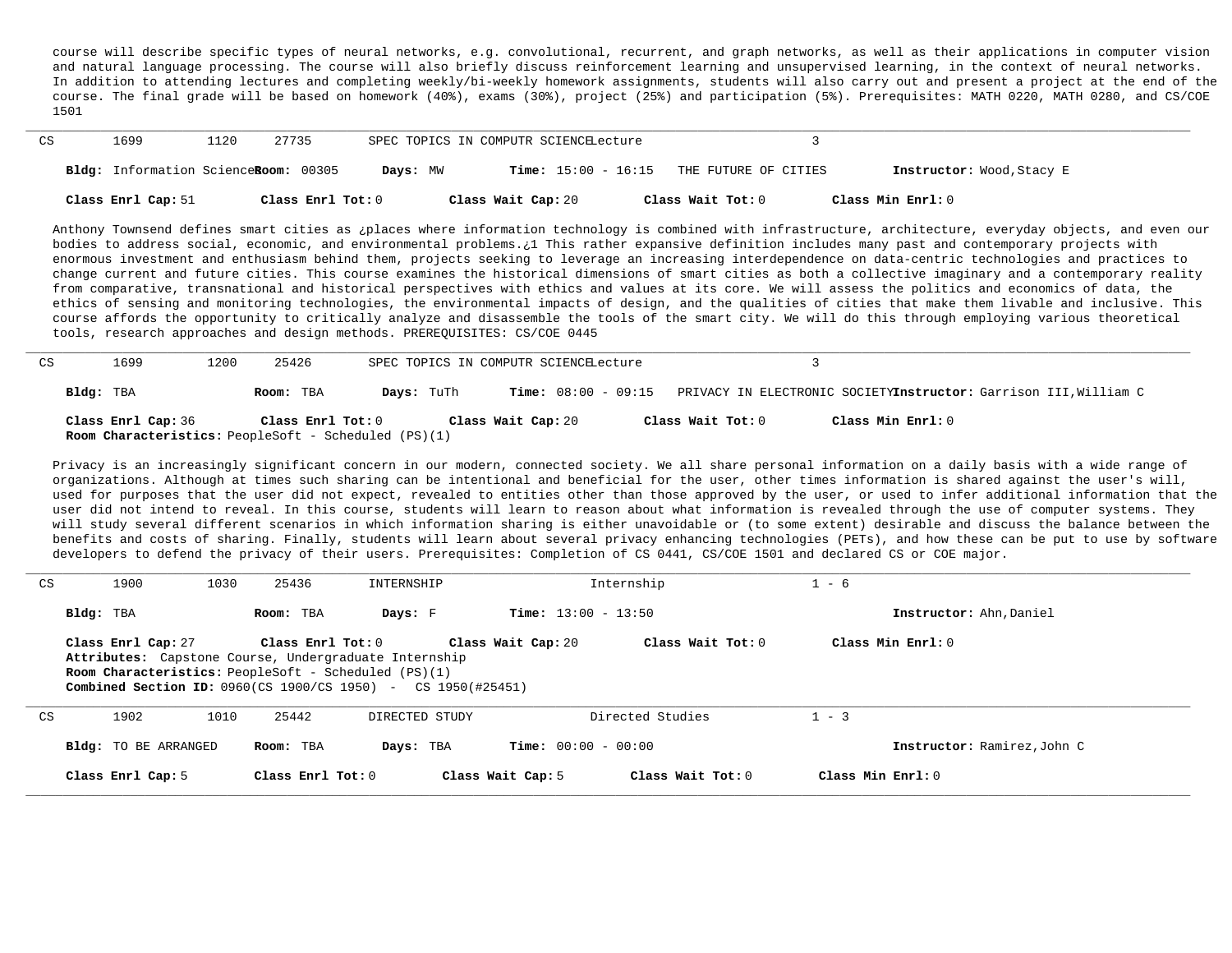course will describe specific types of neural networks, e.g. convolutional, recurrent, and graph networks, as well as their applications in computer vision and natural language processing. The course will also briefly discuss reinforcement learning and unsupervised learning, in the context of neural networks. In addition to attending lectures and completing weekly/bi-weekly homework assignments, students will also carry out and present a project at the end of the course. The final grade will be based on homework (40%), exams (30%), project (25%) and participation (5%). Prerequisites: MATH 0220, MATH 0280, and CS/COE 1501

---

CS 1699 1120 27735 SPEC TOPICS IN COMPUTR SCIENCE Lecture 3

**Bldg:** Information Sciences **Room:** 00305 **Days:** MW **Time:** 15:00 - 16:15 THE FUTURE OF CITIES **Instructor:** Wood,Stacy E

**Class Enrl Cap:** 51 **Class Enrl Tot:** 0 **Class Wait Cap:** 20 **Class Wait Tot:** 0 **Class Min Enrl:** 0

Anthony Townsend defines smart cities as ¿places where information technology is combined with infrastructure, architecture, everyday objects, and even our bodies to address social, economic, and environmental problems.¿1 This rather expansive definition includes many past and contemporary projects with enormous investment and enthusiasm behind them, projects seeking to leverage an increasing interdependence on data-centric technologies and practices to change current and future cities. This course examines the historical dimensions of smart cities as both a collective imaginary and a contemporary reality from comparative, transnational and historical perspectives with ethics and values at its core. We will assess the politics and economics of data, the ethics of sensing and monitoring technologies, the environmental impacts of design, and the qualities of cities that make them livable and inclusive. This course affords the opportunity to critically analyze and disassemble the tools of the smart city. We will do this through employing various theoretical tools, research approaches and design methods. PREREQUISITES: CS/COE 0445

---

CS 1699 1200 25426 SPEC TOPICS IN COMPUTR SCIENCE Lecture 3

**Bldg:** TBA **Room:** TBA **Days:** TuTh **Time:** 08:00 - 09:15 PRIVACY IN ELECTRONIC SOCIETY **Instructor:** Garrison III,William C

**Class Enrl Cap:** 36 **Class Enrl Tot:** 0 **Class Wait Cap:** 20 **Class Wait Tot:** 0 **Class Min Enrl:** 0
**Room Characteristics:** PeopleSoft - Scheduled (PS)(1)

Privacy is an increasingly significant concern in our modern, connected society. We all share personal information on a daily basis with a wide range of organizations. Although at times such sharing can be intentional and beneficial for the user, other times information is shared against the user's will, used for purposes that the user did not expect, revealed to entities other than those approved by the user, or used to infer additional information that the user did not intend to reveal. In this course, students will learn to reason about what information is revealed through the use of computer systems. They will study several different scenarios in which information sharing is either unavoidable or (to some extent) desirable and discuss the balance between the benefits and costs of sharing. Finally, students will learn about several privacy enhancing technologies (PETs), and how these can be put to use by software developers to defend the privacy of their users. Prerequisites: Completion of CS 0441, CS/COE 1501 and declared CS or COE major.

---

CS 1900 1030 25436 INTERNSHIP Internship 1 - 6

**Bldg:** TBA **Room:** TBA **Days:** F **Time:** 13:00 - 13:50 **Instructor:** Ahn,Daniel

**Class Enrl Cap:** 27 **Class Enrl Tot:** 0 **Class Wait Cap:** 20 **Class Wait Tot:** 0 **Class Min Enrl:** 0
**Attributes:** Capstone Course, Undergraduate Internship
**Room Characteristics:** PeopleSoft - Scheduled (PS)(1)
**Combined Section ID:** 0960(CS 1900/CS 1950) - CS 1950(#25451)

---

CS 1902 1010 25442 DIRECTED STUDY Directed Studies 1 - 3

**Bldg:** TO BE ARRANGED **Room:** TBA **Days:** TBA **Time:** 00:00 - 00:00 **Instructor:** Ramirez,John C

**Class Enrl Cap:** 5 **Class Enrl Tot:** 0 **Class Wait Cap:** 5 **Class Wait Tot:** 0 **Class Min Enrl:** 0

---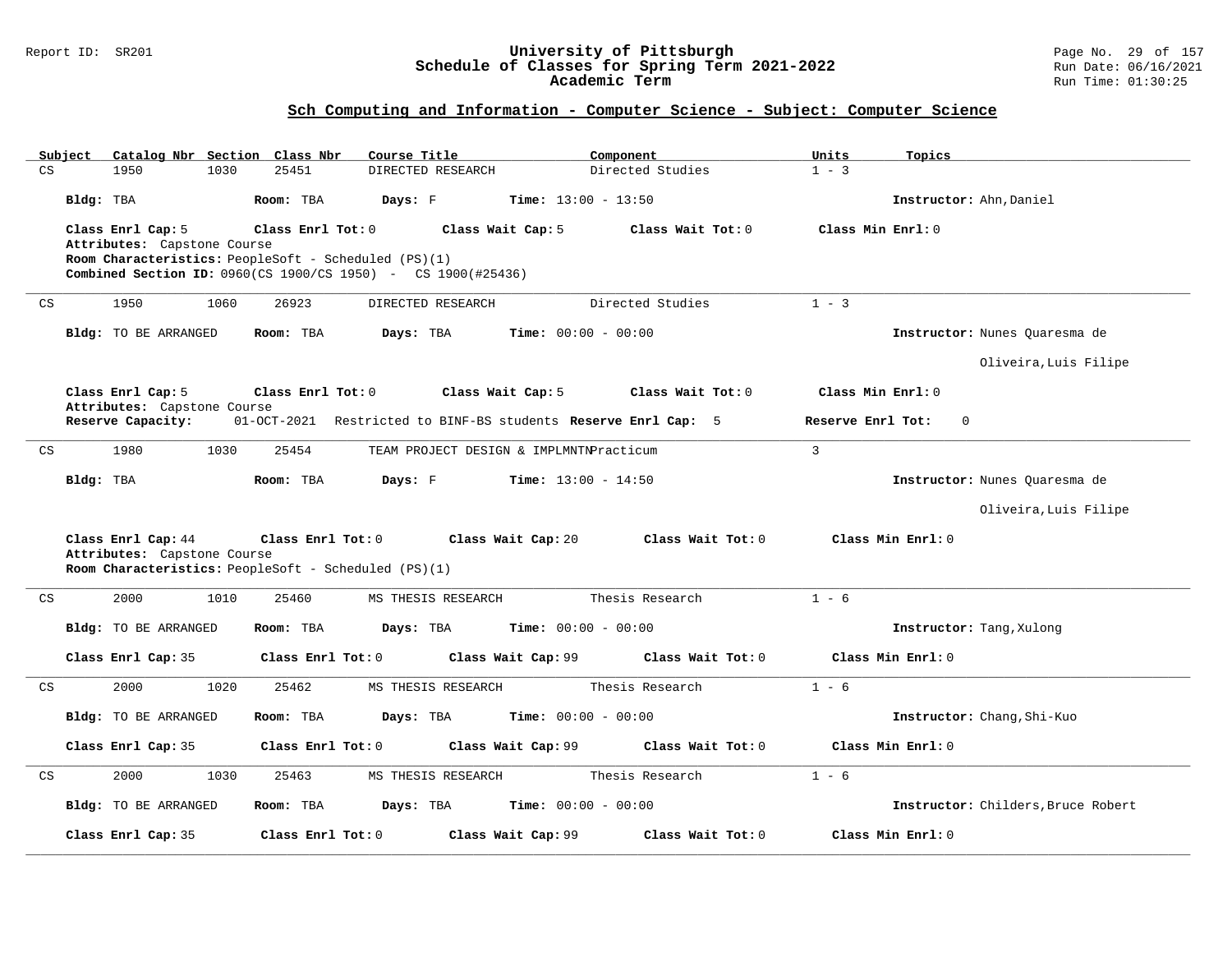## Sch Computing and Information - Computer Science - Subject: Computer Science

| Subject | Catalog Nbr | Section | Class Nbr | Course Title | Component | Units | Topics |
|---|---|---|---|---|---|---|---|
| CS | 1950 | 1030 | 25451 | DIRECTED RESEARCH | Directed Studies | 1 - 3 | |

**Bldg:** TBA **Room:** TBA **Days:** F **Time:** 13:00 - 13:50 **Instructor:** Ahn,Daniel

**Class Enrl Cap:** 5 **Class Enrl Tot:** 0 **Class Wait Cap:** 5 **Class Wait Tot:** 0 **Class Min Enrl:** 0

**Attributes:** Capstone Course

**Room Characteristics:** PeopleSoft - Scheduled (PS)(1)

**Combined Section ID:** 0960(CS 1900/CS 1950) - CS 1900(#25436)

---

| Subject | Catalog Nbr | Section | Class Nbr | Course Title | Component | Units | Topics |
|---|---|---|---|---|---|---|---|
| CS | 1950 | 1060 | 26923 | DIRECTED RESEARCH | Directed Studies | 1 - 3 | |

**Bldg:** TO BE ARRANGED **Room:** TBA **Days:** TBA **Time:** 00:00 - 00:00 **Instructor:** Nunes Quaresma de Oliveira,Luis Filipe

**Class Enrl Cap:** 5 **Class Enrl Tot:** 0 **Class Wait Cap:** 5 **Class Wait Tot:** 0 **Class Min Enrl:** 0

**Attributes:** Capstone Course

**Reserve Capacity:** 01-OCT-2021 Restricted to BINF-BS students **Reserve Enrl Cap:** 5 **Reserve Enrl Tot:** 0

---

| Subject | Catalog Nbr | Section | Class Nbr | Course Title | Component | Units | Topics |
|---|---|---|---|---|---|---|---|
| CS | 1980 | 1030 | 25454 | TEAM PROJECT DESIGN & IMPLMNTN | Practicum | 3 | |

**Bldg:** TBA **Room:** TBA **Days:** F **Time:** 13:00 - 14:50 **Instructor:** Nunes Quaresma de Oliveira,Luis Filipe

**Class Enrl Cap:** 44 **Class Enrl Tot:** 0 **Class Wait Cap:** 20 **Class Wait Tot:** 0 **Class Min Enrl:** 0

**Attributes:** Capstone Course

**Room Characteristics:** PeopleSoft - Scheduled (PS)(1)

---

| Subject | Catalog Nbr | Section | Class Nbr | Course Title | Component | Units | Topics |
|---|---|---|---|---|---|---|---|
| CS | 2000 | 1010 | 25460 | MS THESIS RESEARCH | Thesis Research | 1 - 6 | |

**Bldg:** TO BE ARRANGED **Room:** TBA **Days:** TBA **Time:** 00:00 - 00:00 **Instructor:** Tang,Xulong

**Class Enrl Cap:** 35 **Class Enrl Tot:** 0 **Class Wait Cap:** 99 **Class Wait Tot:** 0 **Class Min Enrl:** 0

---

| Subject | Catalog Nbr | Section | Class Nbr | Course Title | Component | Units | Topics |
|---|---|---|---|---|---|---|---|
| CS | 2000 | 1020 | 25462 | MS THESIS RESEARCH | Thesis Research | 1 - 6 | |

**Bldg:** TO BE ARRANGED **Room:** TBA **Days:** TBA **Time:** 00:00 - 00:00 **Instructor:** Chang,Shi-Kuo

**Class Enrl Cap:** 35 **Class Enrl Tot:** 0 **Class Wait Cap:** 99 **Class Wait Tot:** 0 **Class Min Enrl:** 0

---

| Subject | Catalog Nbr | Section | Class Nbr | Course Title | Component | Units | Topics |
|---|---|---|---|---|---|---|---|
| CS | 2000 | 1030 | 25463 | MS THESIS RESEARCH | Thesis Research | 1 - 6 | |

**Bldg:** TO BE ARRANGED **Room:** TBA **Days:** TBA **Time:** 00:00 - 00:00 **Instructor:** Childers,Bruce Robert

**Class Enrl Cap:** 35 **Class Enrl Tot:** 0 **Class Wait Cap:** 99 **Class Wait Tot:** 0 **Class Min Enrl:** 0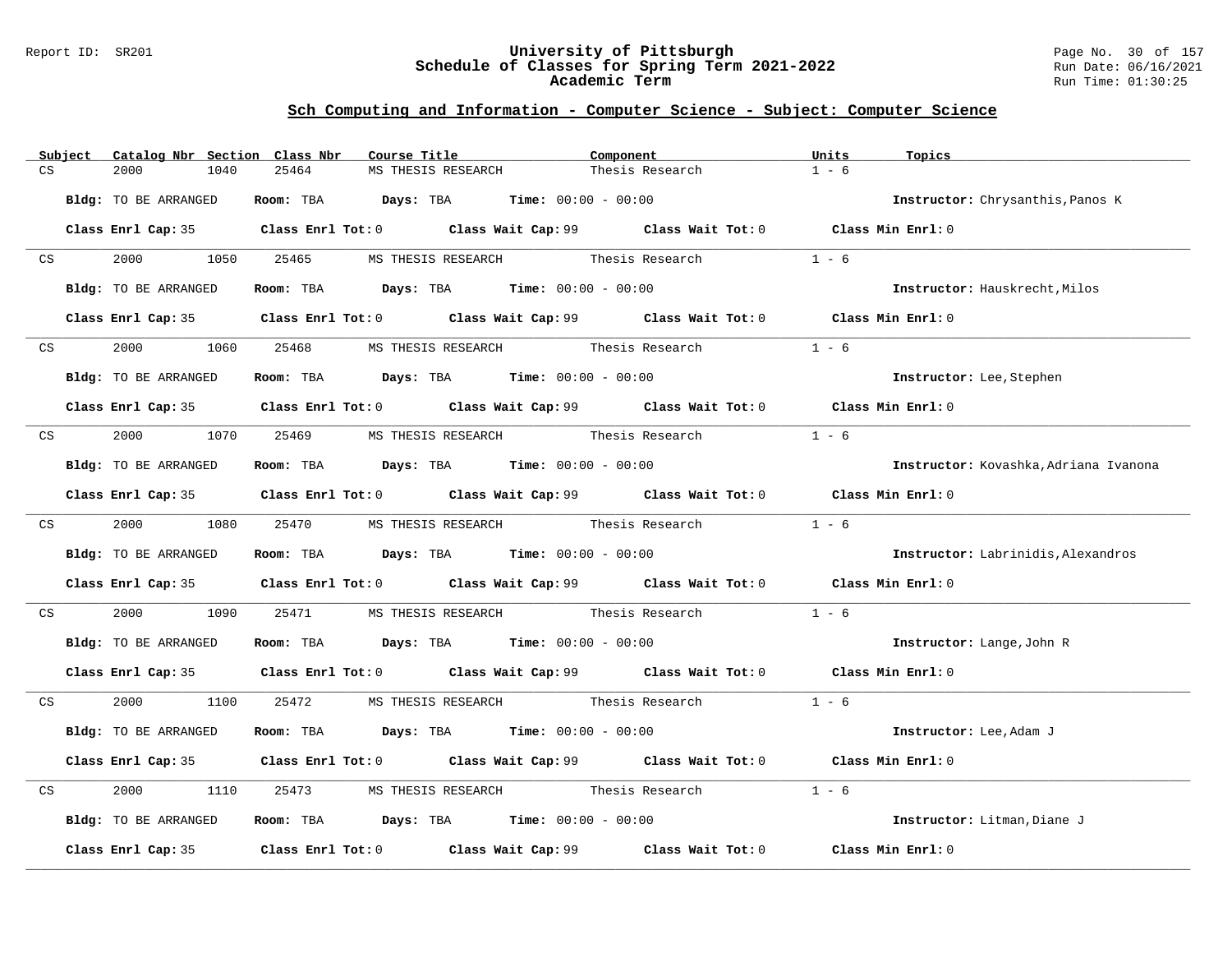## Sch Computing and Information - Computer Science - Subject: Computer Science

| Subject | Catalog Nbr | Section | Class Nbr | Course Title | Component | Units | Topics |
|---|---|---|---|---|---|---|---|
| CS | 2000 | 1040 | 25464 | MS THESIS RESEARCH | Thesis Research | 1 - 6 | |

**Bldg:** TO BE ARRANGED **Room:** TBA **Days:** TBA **Time:** 00:00 - 00:00 **Instructor:** Chrysanthis,Panos K

**Class Enrl Cap:** 35 **Class Enrl Tot:** 0 **Class Wait Cap:** 99 **Class Wait Tot:** 0 **Class Min Enrl:** 0

| Subject | Catalog Nbr | Section | Class Nbr | Course Title | Component | Units | Topics |
|---|---|---|---|---|---|---|---|
| CS | 2000 | 1050 | 25465 | MS THESIS RESEARCH | Thesis Research | 1 - 6 | |

**Bldg:** TO BE ARRANGED **Room:** TBA **Days:** TBA **Time:** 00:00 - 00:00 **Instructor:** Hauskrecht,Milos

**Class Enrl Cap:** 35 **Class Enrl Tot:** 0 **Class Wait Cap:** 99 **Class Wait Tot:** 0 **Class Min Enrl:** 0

| Subject | Catalog Nbr | Section | Class Nbr | Course Title | Component | Units | Topics |
|---|---|---|---|---|---|---|---|
| CS | 2000 | 1060 | 25468 | MS THESIS RESEARCH | Thesis Research | 1 - 6 | |

**Bldg:** TO BE ARRANGED **Room:** TBA **Days:** TBA **Time:** 00:00 - 00:00 **Instructor:** Lee,Stephen

**Class Enrl Cap:** 35 **Class Enrl Tot:** 0 **Class Wait Cap:** 99 **Class Wait Tot:** 0 **Class Min Enrl:** 0

| Subject | Catalog Nbr | Section | Class Nbr | Course Title | Component | Units | Topics |
|---|---|---|---|---|---|---|---|
| CS | 2000 | 1070 | 25469 | MS THESIS RESEARCH | Thesis Research | 1 - 6 | |

**Bldg:** TO BE ARRANGED **Room:** TBA **Days:** TBA **Time:** 00:00 - 00:00 **Instructor:** Kovashka,Adriana Ivanona

**Class Enrl Cap:** 35 **Class Enrl Tot:** 0 **Class Wait Cap:** 99 **Class Wait Tot:** 0 **Class Min Enrl:** 0

| Subject | Catalog Nbr | Section | Class Nbr | Course Title | Component | Units | Topics |
|---|---|---|---|---|---|---|---|
| CS | 2000 | 1080 | 25470 | MS THESIS RESEARCH | Thesis Research | 1 - 6 | |

**Bldg:** TO BE ARRANGED **Room:** TBA **Days:** TBA **Time:** 00:00 - 00:00 **Instructor:** Labrinidis,Alexandros

**Class Enrl Cap:** 35 **Class Enrl Tot:** 0 **Class Wait Cap:** 99 **Class Wait Tot:** 0 **Class Min Enrl:** 0

| Subject | Catalog Nbr | Section | Class Nbr | Course Title | Component | Units | Topics |
|---|---|---|---|---|---|---|---|
| CS | 2000 | 1090 | 25471 | MS THESIS RESEARCH | Thesis Research | 1 - 6 | |

**Bldg:** TO BE ARRANGED **Room:** TBA **Days:** TBA **Time:** 00:00 - 00:00 **Instructor:** Lange,John R

**Class Enrl Cap:** 35 **Class Enrl Tot:** 0 **Class Wait Cap:** 99 **Class Wait Tot:** 0 **Class Min Enrl:** 0

| Subject | Catalog Nbr | Section | Class Nbr | Course Title | Component | Units | Topics |
|---|---|---|---|---|---|---|---|
| CS | 2000 | 1100 | 25472 | MS THESIS RESEARCH | Thesis Research | 1 - 6 | |

**Bldg:** TO BE ARRANGED **Room:** TBA **Days:** TBA **Time:** 00:00 - 00:00 **Instructor:** Lee,Adam J

**Class Enrl Cap:** 35 **Class Enrl Tot:** 0 **Class Wait Cap:** 99 **Class Wait Tot:** 0 **Class Min Enrl:** 0

| Subject | Catalog Nbr | Section | Class Nbr | Course Title | Component | Units | Topics |
|---|---|---|---|---|---|---|---|
| CS | 2000 | 1110 | 25473 | MS THESIS RESEARCH | Thesis Research | 1 - 6 | |

**Bldg:** TO BE ARRANGED **Room:** TBA **Days:** TBA **Time:** 00:00 - 00:00 **Instructor:** Litman,Diane J

**Class Enrl Cap:** 35 **Class Enrl Tot:** 0 **Class Wait Cap:** 99 **Class Wait Tot:** 0 **Class Min Enrl:** 0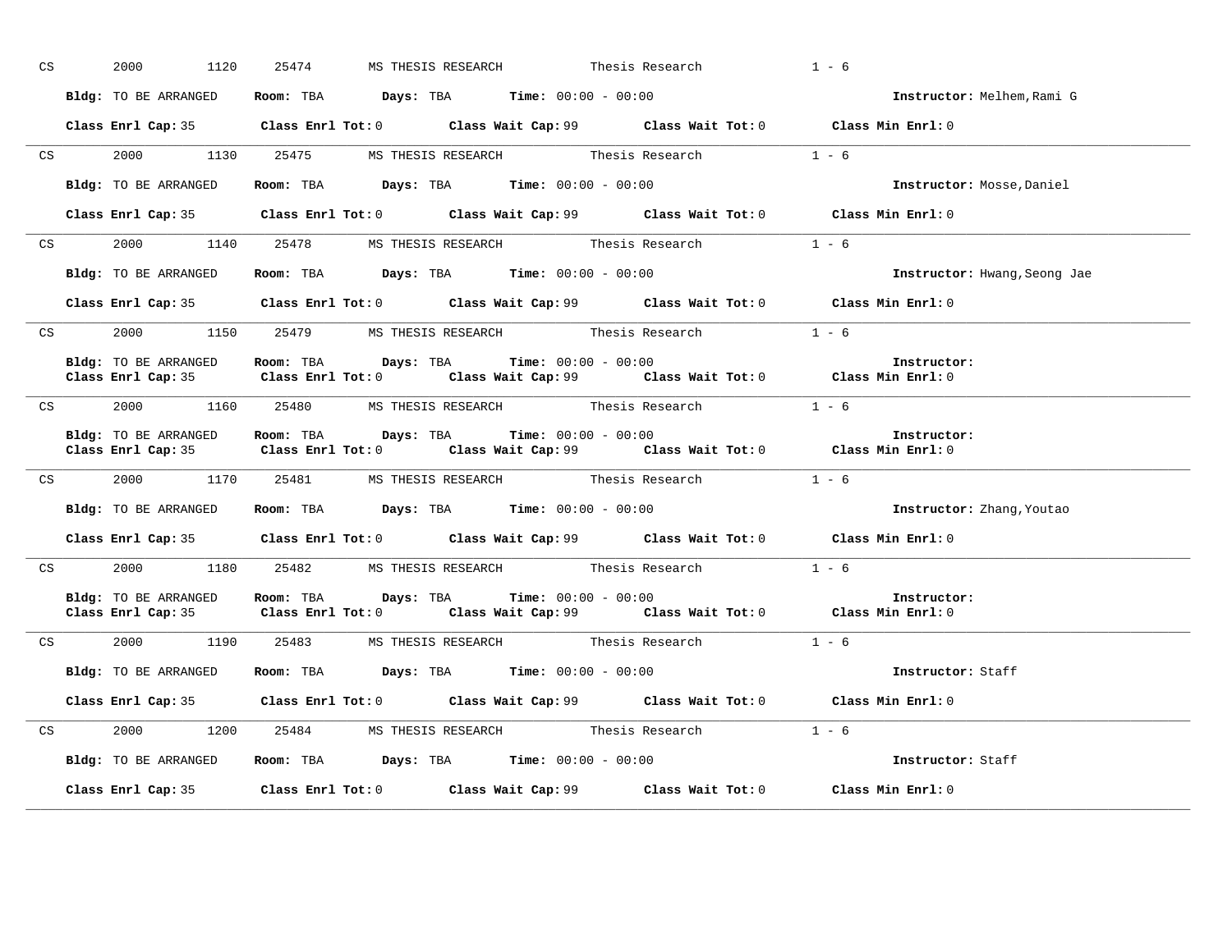CS 2000 1120 25474 MS THESIS RESEARCH Thesis Research 1 - 6

**Bldg:** TO BE ARRANGED **Room:** TBA **Days:** TBA **Time:** 00:00 - 00:00 **Instructor:** Melhem,Rami G

**Class Enrl Cap:** 35 **Class Enrl Tot:** 0 **Class Wait Cap:** 99 **Class Wait Tot:** 0 **Class Min Enrl:** 0

---

CS 2000 1130 25475 MS THESIS RESEARCH Thesis Research 1 - 6

**Bldg:** TO BE ARRANGED **Room:** TBA **Days:** TBA **Time:** 00:00 - 00:00 **Instructor:** Mosse,Daniel

**Class Enrl Cap:** 35 **Class Enrl Tot:** 0 **Class Wait Cap:** 99 **Class Wait Tot:** 0 **Class Min Enrl:** 0

---

CS 2000 1140 25478 MS THESIS RESEARCH Thesis Research 1 - 6

**Bldg:** TO BE ARRANGED **Room:** TBA **Days:** TBA **Time:** 00:00 - 00:00 **Instructor:** Hwang,Seong Jae

**Class Enrl Cap:** 35 **Class Enrl Tot:** 0 **Class Wait Cap:** 99 **Class Wait Tot:** 0 **Class Min Enrl:** 0

---

CS 2000 1150 25479 MS THESIS RESEARCH Thesis Research 1 - 6

**Bldg:** TO BE ARRANGED **Room:** TBA **Days:** TBA **Time:** 00:00 - 00:00 **Instructor:**
**Class Enrl Cap:** 35 **Class Enrl Tot:** 0 **Class Wait Cap:** 99 **Class Wait Tot:** 0 **Class Min Enrl:** 0

---

CS 2000 1160 25480 MS THESIS RESEARCH Thesis Research 1 - 6

**Bldg:** TO BE ARRANGED **Room:** TBA **Days:** TBA **Time:** 00:00 - 00:00 **Instructor:**
**Class Enrl Cap:** 35 **Class Enrl Tot:** 0 **Class Wait Cap:** 99 **Class Wait Tot:** 0 **Class Min Enrl:** 0

---

CS 2000 1170 25481 MS THESIS RESEARCH Thesis Research 1 - 6

**Bldg:** TO BE ARRANGED **Room:** TBA **Days:** TBA **Time:** 00:00 - 00:00 **Instructor:** Zhang,Youtao

**Class Enrl Cap:** 35 **Class Enrl Tot:** 0 **Class Wait Cap:** 99 **Class Wait Tot:** 0 **Class Min Enrl:** 0

---

CS 2000 1180 25482 MS THESIS RESEARCH Thesis Research 1 - 6

**Bldg:** TO BE ARRANGED **Room:** TBA **Days:** TBA **Time:** 00:00 - 00:00 **Instructor:**
**Class Enrl Cap:** 35 **Class Enrl Tot:** 0 **Class Wait Cap:** 99 **Class Wait Tot:** 0 **Class Min Enrl:** 0

---

CS 2000 1190 25483 MS THESIS RESEARCH Thesis Research 1 - 6

**Bldg:** TO BE ARRANGED **Room:** TBA **Days:** TBA **Time:** 00:00 - 00:00 **Instructor:** Staff

**Class Enrl Cap:** 35 **Class Enrl Tot:** 0 **Class Wait Cap:** 99 **Class Wait Tot:** 0 **Class Min Enrl:** 0

---

CS 2000 1200 25484 MS THESIS RESEARCH Thesis Research 1 - 6

**Bldg:** TO BE ARRANGED **Room:** TBA **Days:** TBA **Time:** 00:00 - 00:00 **Instructor:** Staff

**Class Enrl Cap:** 35 **Class Enrl Tot:** 0 **Class Wait Cap:** 99 **Class Wait Tot:** 0 **Class Min Enrl:** 0

---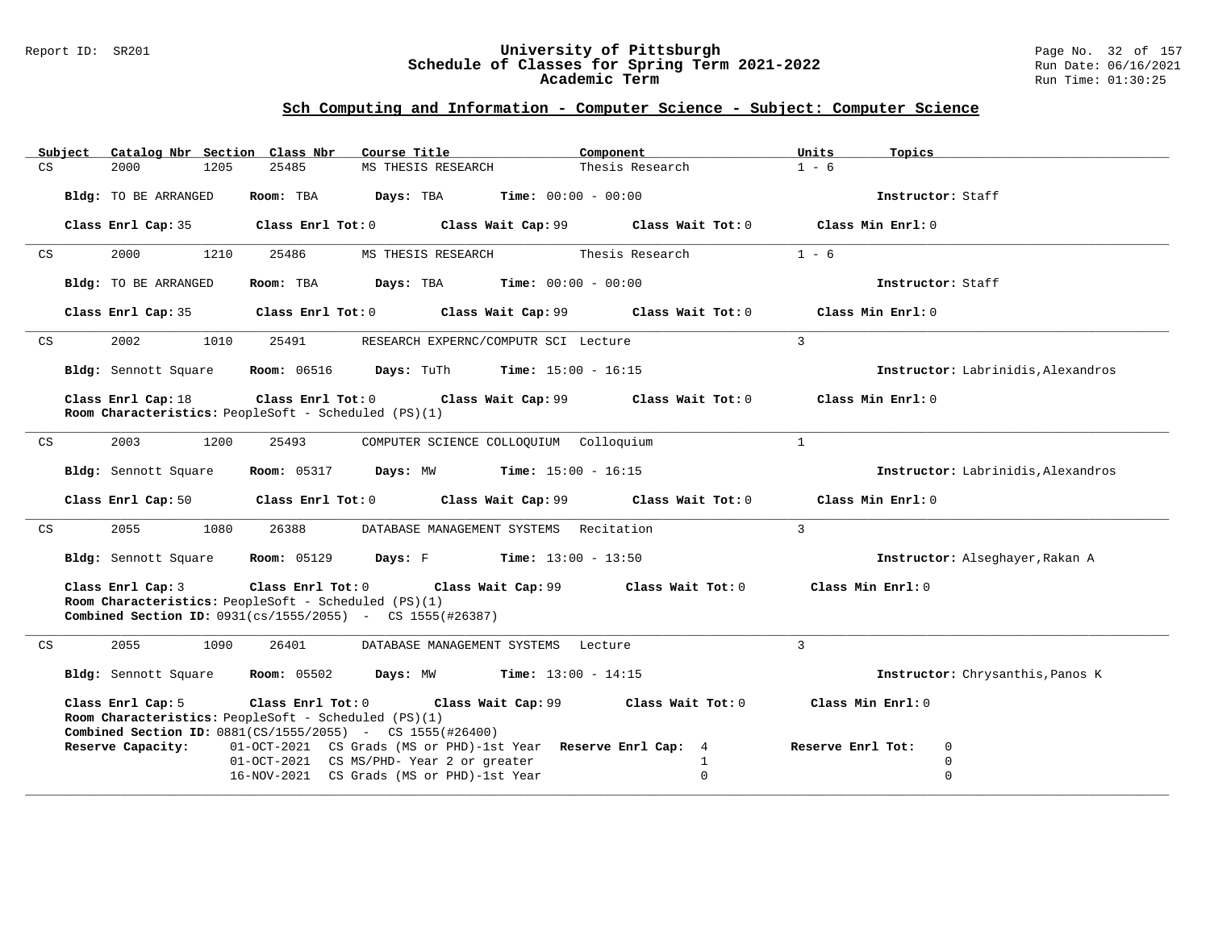## Sch Computing and Information - Computer Science - Subject: Computer Science

| Subject | Catalog Nbr | Section | Class Nbr | Course Title | Component | Units | Topics |
|---|---|---|---|---|---|---|---|
| CS | 2000 | 1205 | 25485 | MS THESIS RESEARCH | Thesis Research | 1 - 6 | |

**Bldg:** TO BE ARRANGED **Room:** TBA **Days:** TBA **Time:** 00:00 - 00:00 **Instructor:** Staff

**Class Enrl Cap:** 35 **Class Enrl Tot:** 0 **Class Wait Cap:** 99 **Class Wait Tot:** 0 **Class Min Enrl:** 0

---

| Subject | Catalog Nbr | Section | Class Nbr | Course Title | Component | Units | Topics |
|---|---|---|---|---|---|---|---|
| CS | 2000 | 1210 | 25486 | MS THESIS RESEARCH | Thesis Research | 1 - 6 | |

**Bldg:** TO BE ARRANGED **Room:** TBA **Days:** TBA **Time:** 00:00 - 00:00 **Instructor:** Staff

**Class Enrl Cap:** 35 **Class Enrl Tot:** 0 **Class Wait Cap:** 99 **Class Wait Tot:** 0 **Class Min Enrl:** 0

---

| Subject | Catalog Nbr | Section | Class Nbr | Course Title | Component | Units | Topics |
|---|---|---|---|---|---|---|---|
| CS | 2002 | 1010 | 25491 | RESEARCH EXPERNC/COMPUTR SCI | Lecture | 3 | |

**Bldg:** Sennott Square **Room:** 06516 **Days:** TuTh **Time:** 15:00 - 16:15 **Instructor:** Labrinidis,Alexandros

**Class Enrl Cap:** 18 **Class Enrl Tot:** 0 **Class Wait Cap:** 99 **Class Wait Tot:** 0 **Class Min Enrl:** 0
**Room Characteristics:** PeopleSoft - Scheduled (PS)(1)

---

| Subject | Catalog Nbr | Section | Class Nbr | Course Title | Component | Units | Topics |
|---|---|---|---|---|---|---|---|
| CS | 2003 | 1200 | 25493 | COMPUTER SCIENCE COLLOQUIUM | Colloquium | 1 | |

**Bldg:** Sennott Square **Room:** 05317 **Days:** MW **Time:** 15:00 - 16:15 **Instructor:** Labrinidis,Alexandros

**Class Enrl Cap:** 50 **Class Enrl Tot:** 0 **Class Wait Cap:** 99 **Class Wait Tot:** 0 **Class Min Enrl:** 0

---

| Subject | Catalog Nbr | Section | Class Nbr | Course Title | Component | Units | Topics |
|---|---|---|---|---|---|---|---|
| CS | 2055 | 1080 | 26388 | DATABASE MANAGEMENT SYSTEMS | Recitation | 3 | |

**Bldg:** Sennott Square **Room:** 05129 **Days:** F **Time:** 13:00 - 13:50 **Instructor:** Alseghayer,Rakan A

**Class Enrl Cap:** 3 **Class Enrl Tot:** 0 **Class Wait Cap:** 99 **Class Wait Tot:** 0 **Class Min Enrl:** 0
**Room Characteristics:** PeopleSoft - Scheduled (PS)(1)
**Combined Section ID:** 0931(cs/1555/2055) - CS 1555(#26387)

---

| Subject | Catalog Nbr | Section | Class Nbr | Course Title | Component | Units | Topics |
|---|---|---|---|---|---|---|---|
| CS | 2055 | 1090 | 26401 | DATABASE MANAGEMENT SYSTEMS | Lecture | 3 | |

**Bldg:** Sennott Square **Room:** 05502 **Days:** MW **Time:** 13:00 - 14:15 **Instructor:** Chrysanthis,Panos K

**Class Enrl Cap:** 5 **Class Enrl Tot:** 0 **Class Wait Cap:** 99 **Class Wait Tot:** 0 **Class Min Enrl:** 0
**Room Characteristics:** PeopleSoft - Scheduled (PS)(1)
**Combined Section ID:** 0881(CS/1555/2055) - CS 1555(#26400)

| Reserve Capacity: | | Reserve Enrl Cap: | Reserve Enrl Tot: |
|---|---|---|---|
| 01-OCT-2021 | CS Grads (MS or PHD)-1st Year | 4 | 0 |
| 01-OCT-2021 | CS MS/PHD- Year 2 or greater | 1 | 0 |
| 16-NOV-2021 | CS Grads (MS or PHD)-1st Year | 0 | 0 |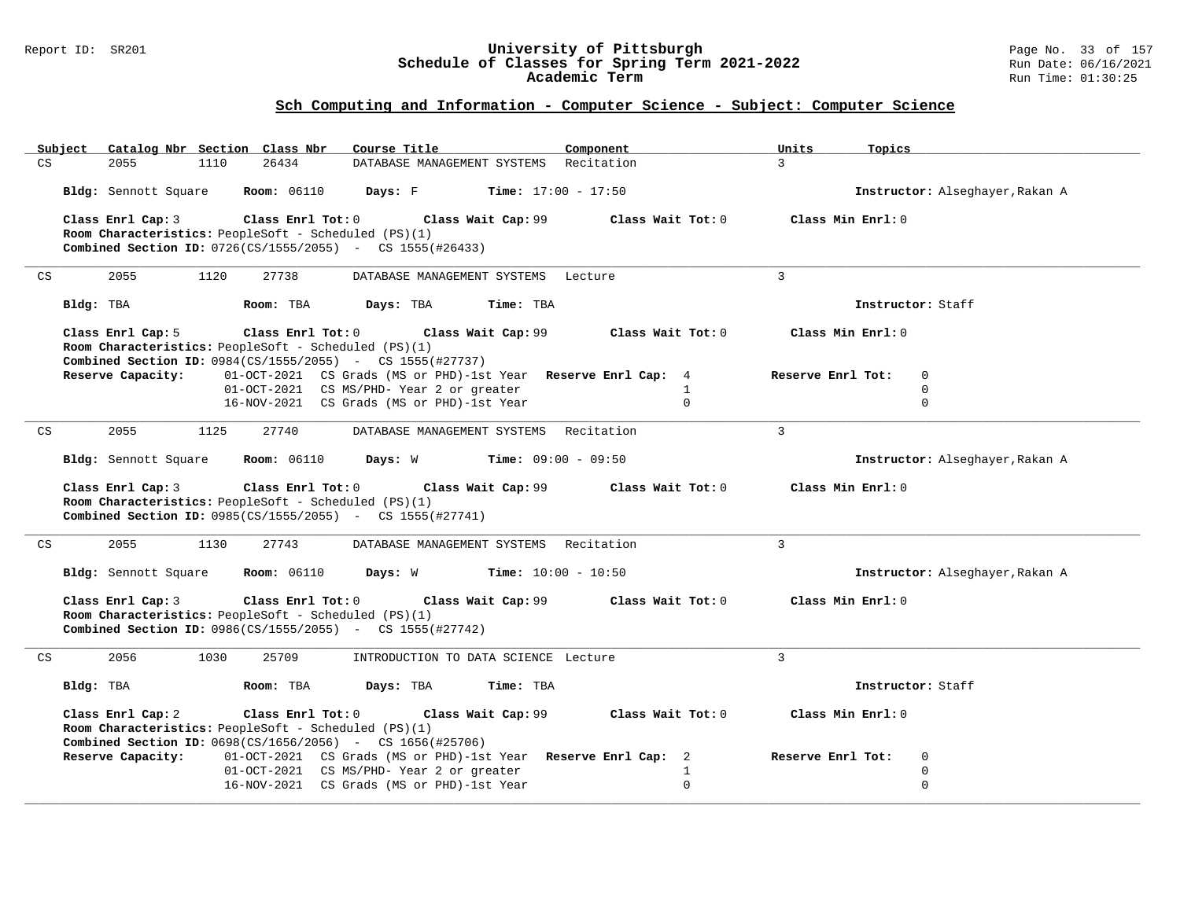## Sch Computing and Information - Computer Science - Subject: Computer Science

| Subject | Catalog Nbr | Section | Class Nbr | Course Title | Component | Units | Topics |
|---|---|---|---|---|---|---|---|
| CS | 2055 | 1110 | 26434 | DATABASE MANAGEMENT SYSTEMS | Recitation | 3 | |

**Bldg:** Sennott Square **Room:** 06110 **Days:** F **Time:** 17:00 - 17:50 **Instructor:** Alseghayer,Rakan A

**Class Enrl Cap:** 3 **Class Enrl Tot:** 0 **Class Wait Cap:** 99 **Class Wait Tot:** 0 **Class Min Enrl:** 0
**Room Characteristics:** PeopleSoft - Scheduled (PS)(1)
**Combined Section ID:** 0726(CS/1555/2055) - CS 1555(#26433)

---

| Subject | Catalog Nbr | Section | Class Nbr | Course Title | Component | Units | Topics |
|---|---|---|---|---|---|---|---|
| CS | 2055 | 1120 | 27738 | DATABASE MANAGEMENT SYSTEMS | Lecture | 3 | |

**Bldg:** TBA **Room:** TBA **Days:** TBA **Time:** TBA **Instructor:** Staff

**Class Enrl Cap:** 5 **Class Enrl Tot:** 0 **Class Wait Cap:** 99 **Class Wait Tot:** 0 **Class Min Enrl:** 0
**Room Characteristics:** PeopleSoft - Scheduled (PS)(1)
**Combined Section ID:** 0984(CS/1555/2055) - CS 1555(#27737)

| Reserve Capacity: | Date | Group | Reserve Enrl Cap | Reserve Enrl Tot |
|---|---|---|---|---|
| | 01-OCT-2021 | CS Grads (MS or PHD)-1st Year | 4 | 0 |
| | 01-OCT-2021 | CS MS/PHD- Year 2 or greater | 1 | 0 |
| | 16-NOV-2021 | CS Grads (MS or PHD)-1st Year | 0 | 0 |

---

| Subject | Catalog Nbr | Section | Class Nbr | Course Title | Component | Units | Topics |
|---|---|---|---|---|---|---|---|
| CS | 2055 | 1125 | 27740 | DATABASE MANAGEMENT SYSTEMS | Recitation | 3 | |

**Bldg:** Sennott Square **Room:** 06110 **Days:** W **Time:** 09:00 - 09:50 **Instructor:** Alseghayer,Rakan A

**Class Enrl Cap:** 3 **Class Enrl Tot:** 0 **Class Wait Cap:** 99 **Class Wait Tot:** 0 **Class Min Enrl:** 0
**Room Characteristics:** PeopleSoft - Scheduled (PS)(1)
**Combined Section ID:** 0985(CS/1555/2055) - CS 1555(#27741)

---

| Subject | Catalog Nbr | Section | Class Nbr | Course Title | Component | Units | Topics |
|---|---|---|---|---|---|---|---|
| CS | 2055 | 1130 | 27743 | DATABASE MANAGEMENT SYSTEMS | Recitation | 3 | |

**Bldg:** Sennott Square **Room:** 06110 **Days:** W **Time:** 10:00 - 10:50 **Instructor:** Alseghayer,Rakan A

**Class Enrl Cap:** 3 **Class Enrl Tot:** 0 **Class Wait Cap:** 99 **Class Wait Tot:** 0 **Class Min Enrl:** 0
**Room Characteristics:** PeopleSoft - Scheduled (PS)(1)
**Combined Section ID:** 0986(CS/1555/2055) - CS 1555(#27742)

---

| Subject | Catalog Nbr | Section | Class Nbr | Course Title | Component | Units | Topics |
|---|---|---|---|---|---|---|---|
| CS | 2056 | 1030 | 25709 | INTRODUCTION TO DATA SCIENCE | Lecture | 3 | |

**Bldg:** TBA **Room:** TBA **Days:** TBA **Time:** TBA **Instructor:** Staff

**Class Enrl Cap:** 2 **Class Enrl Tot:** 0 **Class Wait Cap:** 99 **Class Wait Tot:** 0 **Class Min Enrl:** 0
**Room Characteristics:** PeopleSoft - Scheduled (PS)(1)
**Combined Section ID:** 0698(CS/1656/2056) - CS 1656(#25706)

| Reserve Capacity: | Date | Group | Reserve Enrl Cap | Reserve Enrl Tot |
|---|---|---|---|---|
| | 01-OCT-2021 | CS Grads (MS or PHD)-1st Year | 2 | 0 |
| | 01-OCT-2021 | CS MS/PHD- Year 2 or greater | 1 | 0 |
| | 16-NOV-2021 | CS Grads (MS or PHD)-1st Year | 0 | 0 |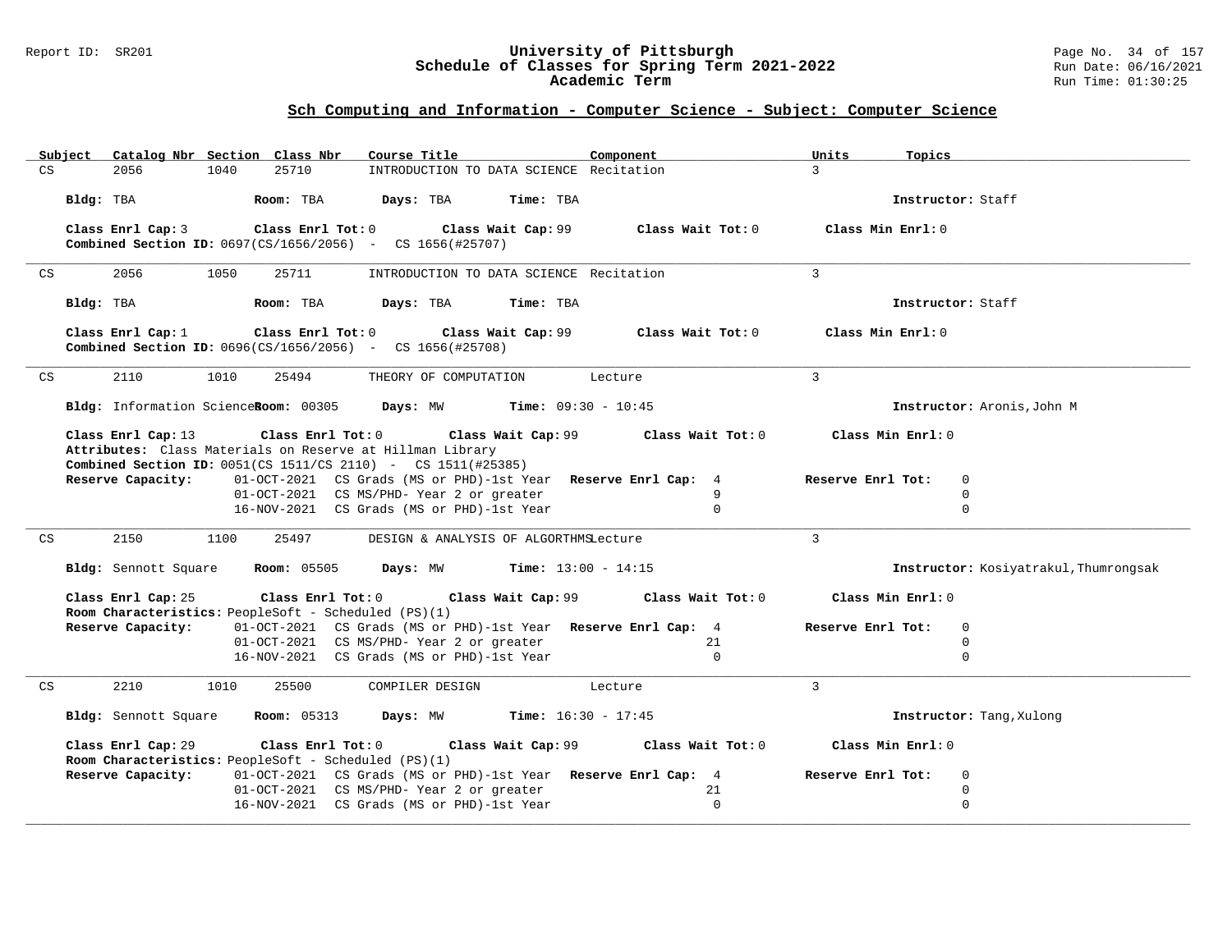## Sch Computing and Information - Computer Science - Subject: Computer Science

| Subject | Catalog Nbr | Section | Class Nbr | Course Title | Component | Units | Topics |
|---|---|---|---|---|---|---|---|
| CS | 2056 | 1040 | 25710 | INTRODUCTION TO DATA SCIENCE | Recitation | 3 | |

**Bldg:** TBA **Room:** TBA **Days:** TBA **Time:** TBA **Instructor:** Staff

**Class Enrl Cap:** 3 **Class Enrl Tot:** 0 **Class Wait Cap:** 99 **Class Wait Tot:** 0 **Class Min Enrl:** 0
**Combined Section ID:** 0697(CS/1656/2056) - CS 1656(#25707)

---

| Subject | Catalog Nbr | Section | Class Nbr | Course Title | Component | Units | Topics |
|---|---|---|---|---|---|---|---|
| CS | 2056 | 1050 | 25711 | INTRODUCTION TO DATA SCIENCE | Recitation | 3 | |

**Bldg:** TBA **Room:** TBA **Days:** TBA **Time:** TBA **Instructor:** Staff

**Class Enrl Cap:** 1 **Class Enrl Tot:** 0 **Class Wait Cap:** 99 **Class Wait Tot:** 0 **Class Min Enrl:** 0
**Combined Section ID:** 0696(CS/1656/2056) - CS 1656(#25708)

---

| Subject | Catalog Nbr | Section | Class Nbr | Course Title | Component | Units | Topics |
|---|---|---|---|---|---|---|---|
| CS | 2110 | 1010 | 25494 | THEORY OF COMPUTATION | Lecture | 3 | |

**Bldg:** Information Sciences **Room:** 00305 **Days:** MW **Time:** 09:30 - 10:45 **Instructor:** Aronis,John M

**Class Enrl Cap:** 13 **Class Enrl Tot:** 0 **Class Wait Cap:** 99 **Class Wait Tot:** 0 **Class Min Enrl:** 0
**Attributes:** Class Materials on Reserve at Hillman Library
**Combined Section ID:** 0051(CS 1511/CS 2110) - CS 1511(#25385)

| Reserve Capacity: | | Reserve Enrl Cap: | Reserve Enrl Tot: |
|---|---|---|---|
| 01-OCT-2021 | CS Grads (MS or PHD)-1st Year | 4 | 0 |
| 01-OCT-2021 | CS MS/PHD- Year 2 or greater | 9 | 0 |
| 16-NOV-2021 | CS Grads (MS or PHD)-1st Year | 0 | 0 |

---

| Subject | Catalog Nbr | Section | Class Nbr | Course Title | Component | Units | Topics |
|---|---|---|---|---|---|---|---|
| CS | 2150 | 1100 | 25497 | DESIGN & ANALYSIS OF ALGORTHMS | Lecture | 3 | |

**Bldg:** Sennott Square **Room:** 05505 **Days:** MW **Time:** 13:00 - 14:15 **Instructor:** Kosiyatrakul,Thumrongsak

**Class Enrl Cap:** 25 **Class Enrl Tot:** 0 **Class Wait Cap:** 99 **Class Wait Tot:** 0 **Class Min Enrl:** 0
**Room Characteristics:** PeopleSoft - Scheduled (PS)(1)

| Reserve Capacity: | | Reserve Enrl Cap: | Reserve Enrl Tot: |
|---|---|---|---|
| 01-OCT-2021 | CS Grads (MS or PHD)-1st Year | 4 | 0 |
| 01-OCT-2021 | CS MS/PHD- Year 2 or greater | 21 | 0 |
| 16-NOV-2021 | CS Grads (MS or PHD)-1st Year | 0 | 0 |

---

| Subject | Catalog Nbr | Section | Class Nbr | Course Title | Component | Units | Topics |
|---|---|---|---|---|---|---|---|
| CS | 2210 | 1010 | 25500 | COMPILER DESIGN | Lecture | 3 | |

**Bldg:** Sennott Square **Room:** 05313 **Days:** MW **Time:** 16:30 - 17:45 **Instructor:** Tang,Xulong

**Class Enrl Cap:** 29 **Class Enrl Tot:** 0 **Class Wait Cap:** 99 **Class Wait Tot:** 0 **Class Min Enrl:** 0
**Room Characteristics:** PeopleSoft - Scheduled (PS)(1)

| Reserve Capacity: | | Reserve Enrl Cap: | Reserve Enrl Tot: |
|---|---|---|---|
| 01-OCT-2021 | CS Grads (MS or PHD)-1st Year | 4 | 0 |
| 01-OCT-2021 | CS MS/PHD- Year 2 or greater | 21 | 0 |
| 16-NOV-2021 | CS Grads (MS or PHD)-1st Year | 0 | 0 |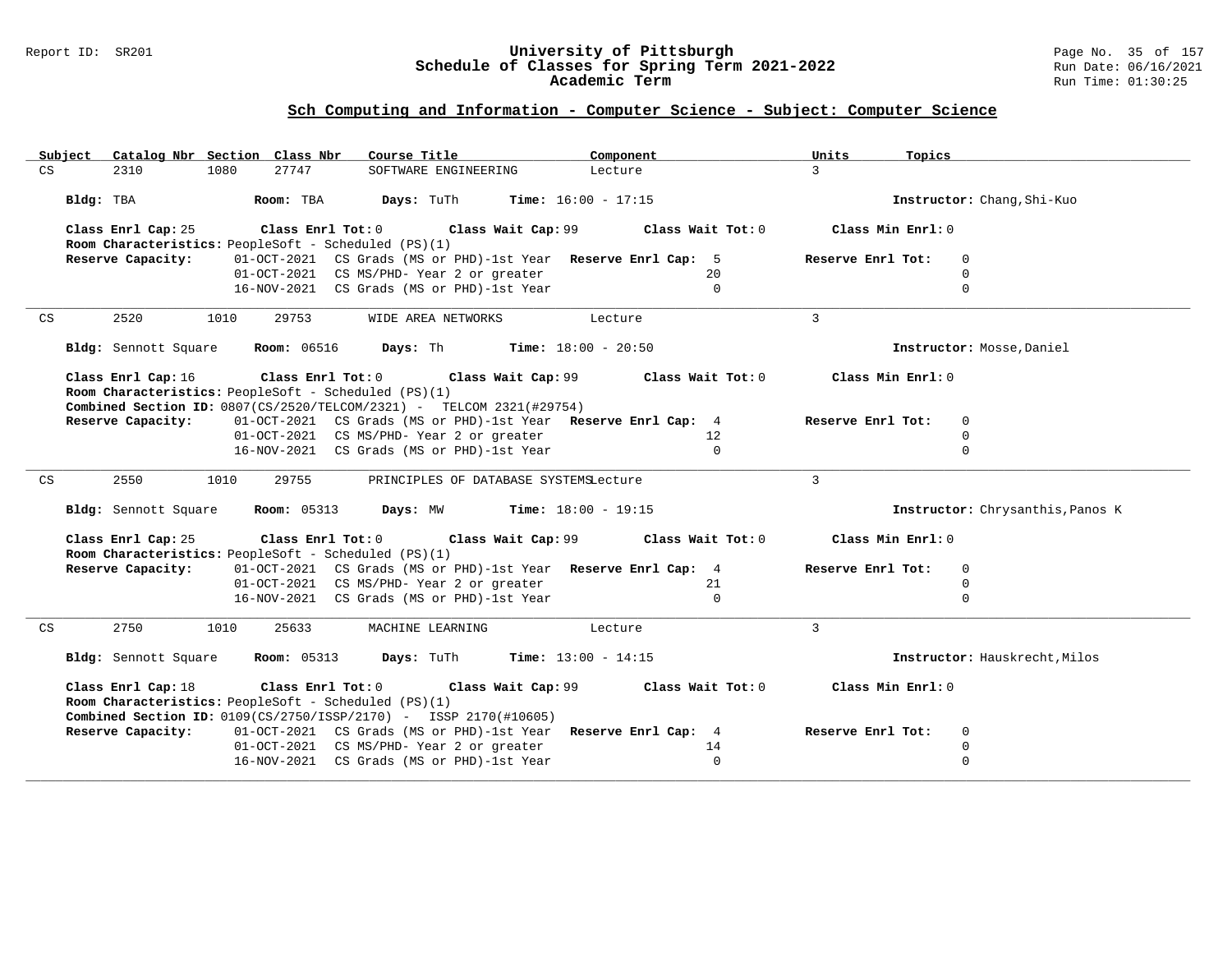# University of Pittsburgh
## Schedule of Classes for Spring Term 2021-2022
### Academic Term

Report ID: SR201 | Run Date: 06/16/2021 | Run Time: 01:30:25

## Sch Computing and Information - Computer Science - Subject: Computer Science

| Subject | Catalog Nbr | Section | Class Nbr | Course Title | Component | Units | Topics |
|---|---|---|---|---|---|---|---|
| CS | 2310 | 1080 | 27747 | SOFTWARE ENGINEERING | Lecture | 3 | |

**Bldg:** TBA **Room:** TBA **Days:** TuTh **Time:** 16:00 - 17:15 **Instructor:** Chang,Shi-Kuo

**Class Enrl Cap:** 25 **Class Enrl Tot:** 0 **Class Wait Cap:** 99 **Class Wait Tot:** 0 **Class Min Enrl:** 0

**Room Characteristics:** PeopleSoft - Scheduled (PS)(1)

| Reserve Capacity: | Reserve Group | Reserve Enrl Cap | Reserve Enrl Tot |
|---|---|---|---|
| 01-OCT-2021 | CS Grads (MS or PHD)-1st Year | 5 | 0 |
| 01-OCT-2021 | CS MS/PHD- Year 2 or greater | 20 | 0 |
| 16-NOV-2021 | CS Grads (MS or PHD)-1st Year | 0 | 0 |

---

| Subject | Catalog Nbr | Section | Class Nbr | Course Title | Component | Units | Topics |
|---|---|---|---|---|---|---|---|
| CS | 2520 | 1010 | 29753 | WIDE AREA NETWORKS | Lecture | 3 | |

**Bldg:** Sennott Square **Room:** 06516 **Days:** Th **Time:** 18:00 - 20:50 **Instructor:** Mosse,Daniel

**Class Enrl Cap:** 16 **Class Enrl Tot:** 0 **Class Wait Cap:** 99 **Class Wait Tot:** 0 **Class Min Enrl:** 0

**Room Characteristics:** PeopleSoft - Scheduled (PS)(1)

**Combined Section ID:** 0807(CS/2520/TELCOM/2321) - TELCOM 2321(#29754)

| Reserve Capacity: | Reserve Group | Reserve Enrl Cap | Reserve Enrl Tot |
|---|---|---|---|
| 01-OCT-2021 | CS Grads (MS or PHD)-1st Year | 4 | 0 |
| 01-OCT-2021 | CS MS/PHD- Year 2 or greater | 12 | 0 |
| 16-NOV-2021 | CS Grads (MS or PHD)-1st Year | 0 | 0 |

---

| Subject | Catalog Nbr | Section | Class Nbr | Course Title | Component | Units | Topics |
|---|---|---|---|---|---|---|---|
| CS | 2550 | 1010 | 29755 | PRINCIPLES OF DATABASE SYSTEMS | Lecture | 3 | |

**Bldg:** Sennott Square **Room:** 05313 **Days:** MW **Time:** 18:00 - 19:15 **Instructor:** Chrysanthis,Panos K

**Class Enrl Cap:** 25 **Class Enrl Tot:** 0 **Class Wait Cap:** 99 **Class Wait Tot:** 0 **Class Min Enrl:** 0

**Room Characteristics:** PeopleSoft - Scheduled (PS)(1)

| Reserve Capacity: | Reserve Group | Reserve Enrl Cap | Reserve Enrl Tot |
|---|---|---|---|
| 01-OCT-2021 | CS Grads (MS or PHD)-1st Year | 4 | 0 |
| 01-OCT-2021 | CS MS/PHD- Year 2 or greater | 21 | 0 |
| 16-NOV-2021 | CS Grads (MS or PHD)-1st Year | 0 | 0 |

---

| Subject | Catalog Nbr | Section | Class Nbr | Course Title | Component | Units | Topics |
|---|---|---|---|---|---|---|---|
| CS | 2750 | 1010 | 25633 | MACHINE LEARNING | Lecture | 3 | |

**Bldg:** Sennott Square **Room:** 05313 **Days:** TuTh **Time:** 13:00 - 14:15 **Instructor:** Hauskrecht,Milos

**Class Enrl Cap:** 18 **Class Enrl Tot:** 0 **Class Wait Cap:** 99 **Class Wait Tot:** 0 **Class Min Enrl:** 0

**Room Characteristics:** PeopleSoft - Scheduled (PS)(1)

**Combined Section ID:** 0109(CS/2750/ISSP/2170) - ISSP 2170(#10605)

| Reserve Capacity: | Reserve Group | Reserve Enrl Cap | Reserve Enrl Tot |
|---|---|---|---|
| 01-OCT-2021 | CS Grads (MS or PHD)-1st Year | 4 | 0 |
| 01-OCT-2021 | CS MS/PHD- Year 2 or greater | 14 | 0 |
| 16-NOV-2021 | CS Grads (MS or PHD)-1st Year | 0 | 0 |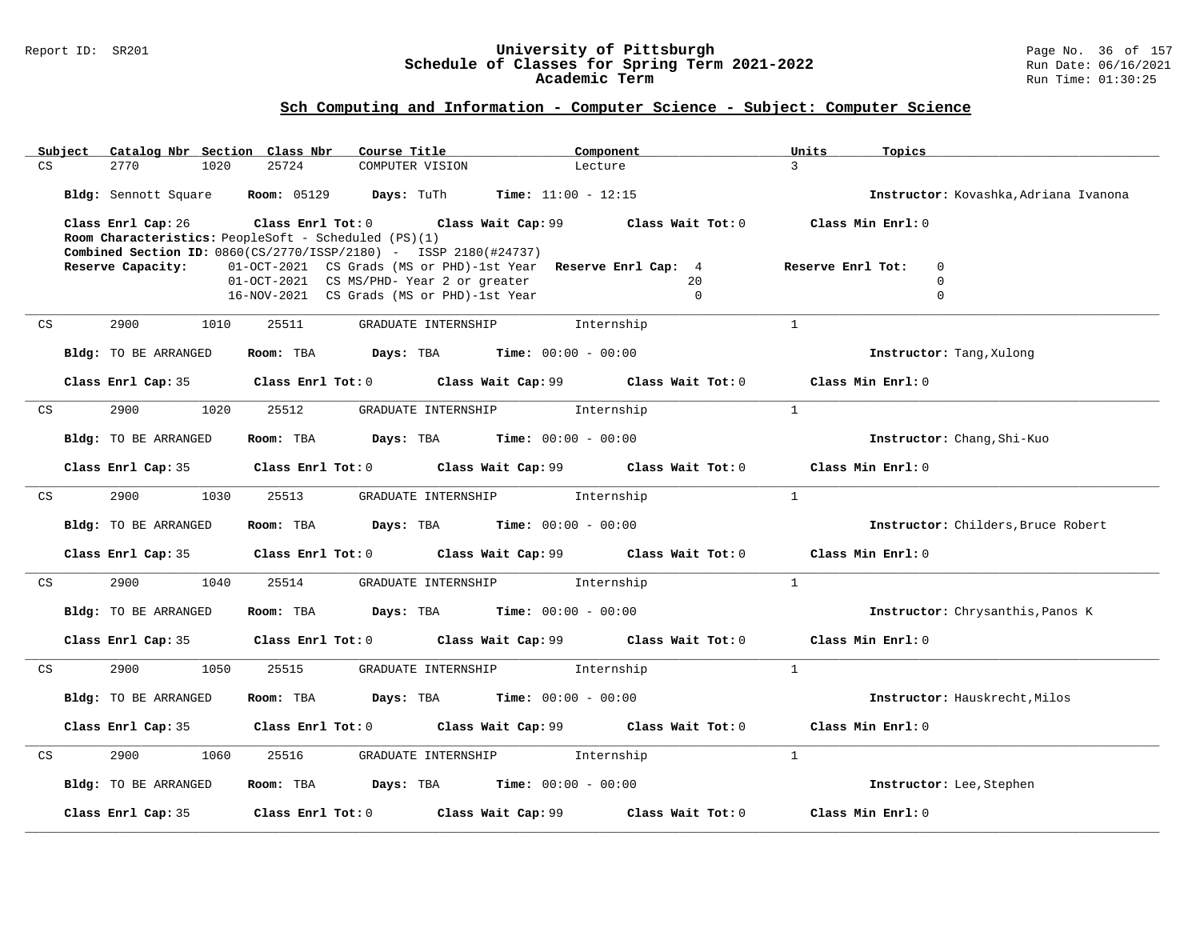## Sch Computing and Information - Computer Science - Subject: Computer Science

| Subject | Catalog Nbr | Section | Class Nbr | Course Title | Component | Units | Topics |
|---|---|---|---|---|---|---|---|
| CS | 2770 | 1020 | 25724 | COMPUTER VISION | Lecture | 3 | |

**Bldg:** Sennott Square **Room:** 05129 **Days:** TuTh **Time:** 11:00 - 12:15 **Instructor:** Kovashka,Adriana Ivanona

**Class Enrl Cap:** 26 **Class Enrl Tot:** 0 **Class Wait Cap:** 99 **Class Wait Tot:** 0 **Class Min Enrl:** 0

**Room Characteristics:** PeopleSoft - Scheduled (PS)(1)

**Combined Section ID:** 0860(CS/2770/ISSP/2180) - ISSP 2180(#24737)

| Reserve Capacity: | | Reserve Enrl Cap: | Reserve Enrl Tot: |
|---|---|---|---|
| 01-OCT-2021 | CS Grads (MS or PHD)-1st Year | 4 | 0 |
| 01-OCT-2021 | CS MS/PHD- Year 2 or greater | 20 | 0 |
| 16-NOV-2021 | CS Grads (MS or PHD)-1st Year | 0 | 0 |

---

| Subject | Catalog Nbr | Section | Class Nbr | Course Title | Component | Units |
|---|---|---|---|---|---|---|
| CS | 2900 | 1010 | 25511 | GRADUATE INTERNSHIP | Internship | 1 |

**Bldg:** TO BE ARRANGED **Room:** TBA **Days:** TBA **Time:** 00:00 - 00:00 **Instructor:** Tang,Xulong

**Class Enrl Cap:** 35 **Class Enrl Tot:** 0 **Class Wait Cap:** 99 **Class Wait Tot:** 0 **Class Min Enrl:** 0

---

| Subject | Catalog Nbr | Section | Class Nbr | Course Title | Component | Units |
|---|---|---|---|---|---|---|
| CS | 2900 | 1020 | 25512 | GRADUATE INTERNSHIP | Internship | 1 |

**Bldg:** TO BE ARRANGED **Room:** TBA **Days:** TBA **Time:** 00:00 - 00:00 **Instructor:** Chang,Shi-Kuo

**Class Enrl Cap:** 35 **Class Enrl Tot:** 0 **Class Wait Cap:** 99 **Class Wait Tot:** 0 **Class Min Enrl:** 0

---

| Subject | Catalog Nbr | Section | Class Nbr | Course Title | Component | Units |
|---|---|---|---|---|---|---|
| CS | 2900 | 1030 | 25513 | GRADUATE INTERNSHIP | Internship | 1 |

**Bldg:** TO BE ARRANGED **Room:** TBA **Days:** TBA **Time:** 00:00 - 00:00 **Instructor:** Childers,Bruce Robert

**Class Enrl Cap:** 35 **Class Enrl Tot:** 0 **Class Wait Cap:** 99 **Class Wait Tot:** 0 **Class Min Enrl:** 0

---

| Subject | Catalog Nbr | Section | Class Nbr | Course Title | Component | Units |
|---|---|---|---|---|---|---|
| CS | 2900 | 1040 | 25514 | GRADUATE INTERNSHIP | Internship | 1 |

**Bldg:** TO BE ARRANGED **Room:** TBA **Days:** TBA **Time:** 00:00 - 00:00 **Instructor:** Chrysanthis,Panos K

**Class Enrl Cap:** 35 **Class Enrl Tot:** 0 **Class Wait Cap:** 99 **Class Wait Tot:** 0 **Class Min Enrl:** 0

---

| Subject | Catalog Nbr | Section | Class Nbr | Course Title | Component | Units |
|---|---|---|---|---|---|---|
| CS | 2900 | 1050 | 25515 | GRADUATE INTERNSHIP | Internship | 1 |

**Bldg:** TO BE ARRANGED **Room:** TBA **Days:** TBA **Time:** 00:00 - 00:00 **Instructor:** Hauskrecht,Milos

**Class Enrl Cap:** 35 **Class Enrl Tot:** 0 **Class Wait Cap:** 99 **Class Wait Tot:** 0 **Class Min Enrl:** 0

---

| Subject | Catalog Nbr | Section | Class Nbr | Course Title | Component | Units |
|---|---|---|---|---|---|---|
| CS | 2900 | 1060 | 25516 | GRADUATE INTERNSHIP | Internship | 1 |

**Bldg:** TO BE ARRANGED **Room:** TBA **Days:** TBA **Time:** 00:00 - 00:00 **Instructor:** Lee,Stephen

**Class Enrl Cap:** 35 **Class Enrl Tot:** 0 **Class Wait Cap:** 99 **Class Wait Tot:** 0 **Class Min Enrl:** 0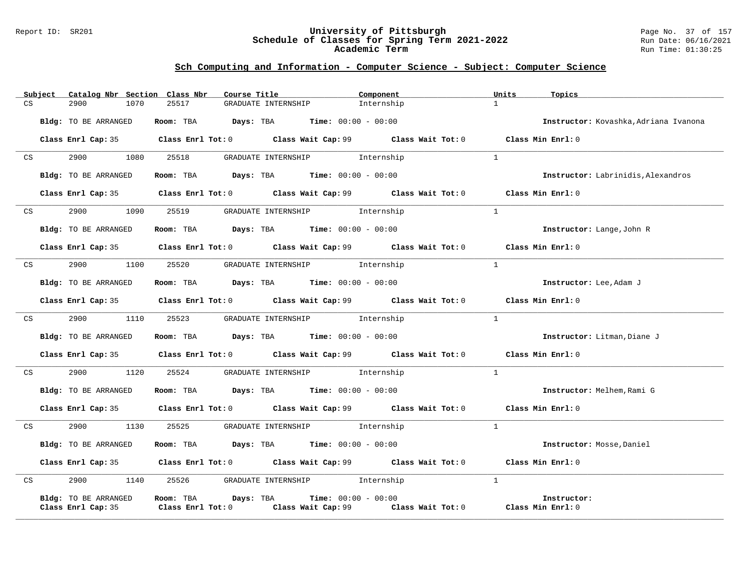## Sch Computing and Information - Computer Science - Subject: Computer Science

| Subject | Catalog Nbr | Section | Class Nbr | Course Title | Component | Units | Topics |
|---|---|---|---|---|---|---|---|
| CS | 2900 | 1070 | 25517 | GRADUATE INTERNSHIP | Internship | 1 | |

**Bldg:** TO BE ARRANGED **Room:** TBA **Days:** TBA **Time:** 00:00 - 00:00 **Instructor:** Kovashka,Adriana Ivanona

**Class Enrl Cap:** 35 **Class Enrl Tot:** 0 **Class Wait Cap:** 99 **Class Wait Tot:** 0 **Class Min Enrl:** 0

| Subject | Catalog Nbr | Section | Class Nbr | Course Title | Component | Units | Topics |
|---|---|---|---|---|---|---|---|
| CS | 2900 | 1080 | 25518 | GRADUATE INTERNSHIP | Internship | 1 | |

**Bldg:** TO BE ARRANGED **Room:** TBA **Days:** TBA **Time:** 00:00 - 00:00 **Instructor:** Labrinidis,Alexandros

**Class Enrl Cap:** 35 **Class Enrl Tot:** 0 **Class Wait Cap:** 99 **Class Wait Tot:** 0 **Class Min Enrl:** 0

| Subject | Catalog Nbr | Section | Class Nbr | Course Title | Component | Units | Topics |
|---|---|---|---|---|---|---|---|
| CS | 2900 | 1090 | 25519 | GRADUATE INTERNSHIP | Internship | 1 | |

**Bldg:** TO BE ARRANGED **Room:** TBA **Days:** TBA **Time:** 00:00 - 00:00 **Instructor:** Lange,John R

**Class Enrl Cap:** 35 **Class Enrl Tot:** 0 **Class Wait Cap:** 99 **Class Wait Tot:** 0 **Class Min Enrl:** 0

| Subject | Catalog Nbr | Section | Class Nbr | Course Title | Component | Units | Topics |
|---|---|---|---|---|---|---|---|
| CS | 2900 | 1100 | 25520 | GRADUATE INTERNSHIP | Internship | 1 | |

**Bldg:** TO BE ARRANGED **Room:** TBA **Days:** TBA **Time:** 00:00 - 00:00 **Instructor:** Lee,Adam J

**Class Enrl Cap:** 35 **Class Enrl Tot:** 0 **Class Wait Cap:** 99 **Class Wait Tot:** 0 **Class Min Enrl:** 0

| Subject | Catalog Nbr | Section | Class Nbr | Course Title | Component | Units | Topics |
|---|---|---|---|---|---|---|---|
| CS | 2900 | 1110 | 25523 | GRADUATE INTERNSHIP | Internship | 1 | |

**Bldg:** TO BE ARRANGED **Room:** TBA **Days:** TBA **Time:** 00:00 - 00:00 **Instructor:** Litman,Diane J

**Class Enrl Cap:** 35 **Class Enrl Tot:** 0 **Class Wait Cap:** 99 **Class Wait Tot:** 0 **Class Min Enrl:** 0

| Subject | Catalog Nbr | Section | Class Nbr | Course Title | Component | Units | Topics |
|---|---|---|---|---|---|---|---|
| CS | 2900 | 1120 | 25524 | GRADUATE INTERNSHIP | Internship | 1 | |

**Bldg:** TO BE ARRANGED **Room:** TBA **Days:** TBA **Time:** 00:00 - 00:00 **Instructor:** Melhem,Rami G

**Class Enrl Cap:** 35 **Class Enrl Tot:** 0 **Class Wait Cap:** 99 **Class Wait Tot:** 0 **Class Min Enrl:** 0

| Subject | Catalog Nbr | Section | Class Nbr | Course Title | Component | Units | Topics |
|---|---|---|---|---|---|---|---|
| CS | 2900 | 1130 | 25525 | GRADUATE INTERNSHIP | Internship | 1 | |

**Bldg:** TO BE ARRANGED **Room:** TBA **Days:** TBA **Time:** 00:00 - 00:00 **Instructor:** Mosse,Daniel

**Class Enrl Cap:** 35 **Class Enrl Tot:** 0 **Class Wait Cap:** 99 **Class Wait Tot:** 0 **Class Min Enrl:** 0

| Subject | Catalog Nbr | Section | Class Nbr | Course Title | Component | Units | Topics |
|---|---|---|---|---|---|---|---|
| CS | 2900 | 1140 | 25526 | GRADUATE INTERNSHIP | Internship | 1 | |

**Bldg:** TO BE ARRANGED **Room:** TBA **Days:** TBA **Time:** 00:00 - 00:00 **Instructor:**

**Class Enrl Cap:** 35 **Class Enrl Tot:** 0 **Class Wait Cap:** 99 **Class Wait Tot:** 0 **Class Min Enrl:** 0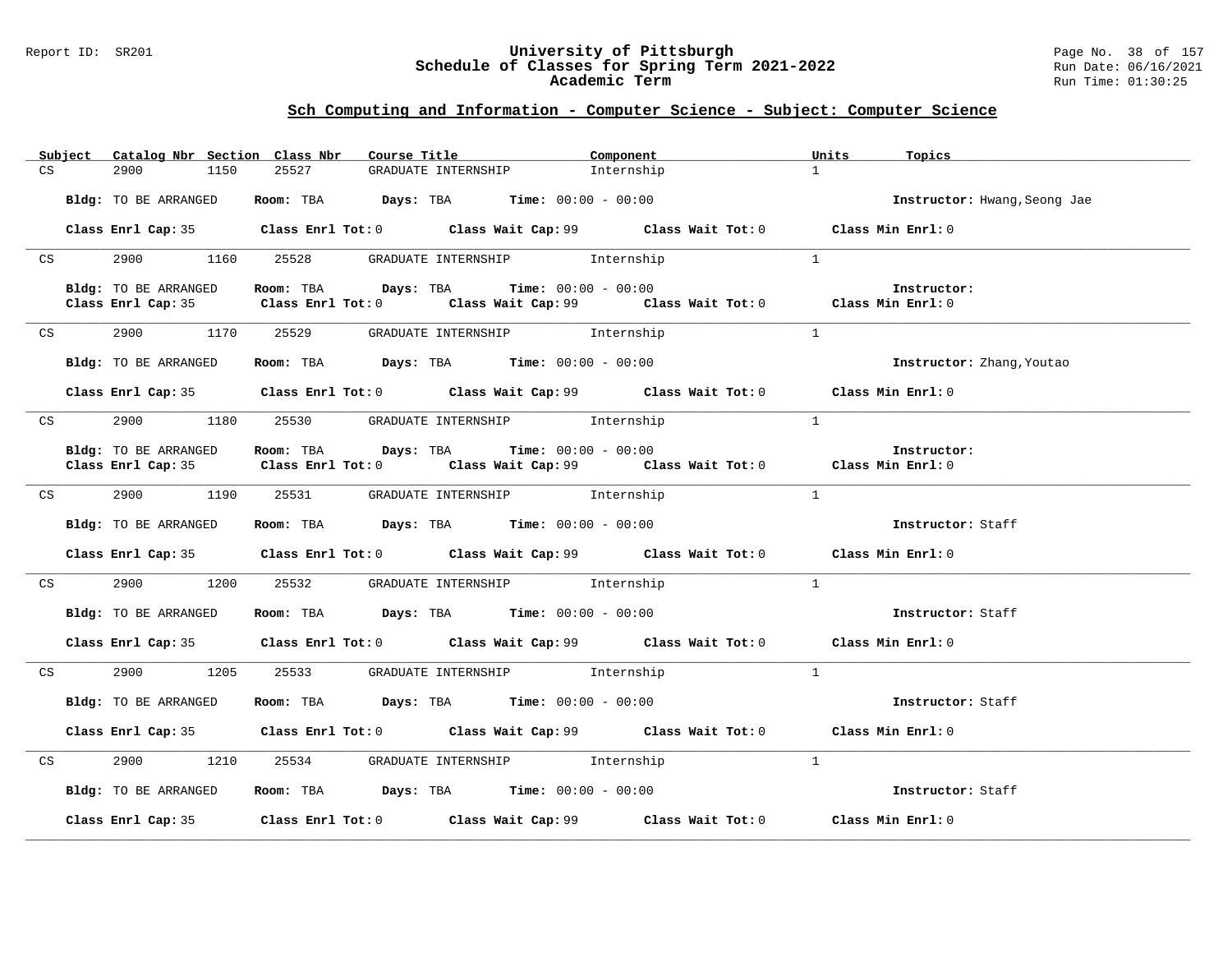## Sch Computing and Information - Computer Science - Subject: Computer Science

| Subject | Catalog Nbr | Section | Class Nbr | Course Title | Component | Units | Topics |
|---|---|---|---|---|---|---|---|
| CS | 2900 | 1150 | 25527 | GRADUATE INTERNSHIP | Internship | 1 | |

**Bldg:** TO BE ARRANGED **Room:** TBA **Days:** TBA **Time:** 00:00 - 00:00 **Instructor:** Hwang,Seong Jae

**Class Enrl Cap:** 35 **Class Enrl Tot:** 0 **Class Wait Cap:** 99 **Class Wait Tot:** 0 **Class Min Enrl:** 0

---

| Subject | Catalog Nbr | Section | Class Nbr | Course Title | Component | Units | Topics |
|---|---|---|---|---|---|---|---|
| CS | 2900 | 1160 | 25528 | GRADUATE INTERNSHIP | Internship | 1 | |

**Bldg:** TO BE ARRANGED **Room:** TBA **Days:** TBA **Time:** 00:00 - 00:00 **Instructor:**
**Class Enrl Cap:** 35 **Class Enrl Tot:** 0 **Class Wait Cap:** 99 **Class Wait Tot:** 0 **Class Min Enrl:** 0

---

| Subject | Catalog Nbr | Section | Class Nbr | Course Title | Component | Units | Topics |
|---|---|---|---|---|---|---|---|
| CS | 2900 | 1170 | 25529 | GRADUATE INTERNSHIP | Internship | 1 | |

**Bldg:** TO BE ARRANGED **Room:** TBA **Days:** TBA **Time:** 00:00 - 00:00 **Instructor:** Zhang,Youtao

**Class Enrl Cap:** 35 **Class Enrl Tot:** 0 **Class Wait Cap:** 99 **Class Wait Tot:** 0 **Class Min Enrl:** 0

---

| Subject | Catalog Nbr | Section | Class Nbr | Course Title | Component | Units | Topics |
|---|---|---|---|---|---|---|---|
| CS | 2900 | 1180 | 25530 | GRADUATE INTERNSHIP | Internship | 1 | |

**Bldg:** TO BE ARRANGED **Room:** TBA **Days:** TBA **Time:** 00:00 - 00:00 **Instructor:**
**Class Enrl Cap:** 35 **Class Enrl Tot:** 0 **Class Wait Cap:** 99 **Class Wait Tot:** 0 **Class Min Enrl:** 0

---

| Subject | Catalog Nbr | Section | Class Nbr | Course Title | Component | Units | Topics |
|---|---|---|---|---|---|---|---|
| CS | 2900 | 1190 | 25531 | GRADUATE INTERNSHIP | Internship | 1 | |

**Bldg:** TO BE ARRANGED **Room:** TBA **Days:** TBA **Time:** 00:00 - 00:00 **Instructor:** Staff

**Class Enrl Cap:** 35 **Class Enrl Tot:** 0 **Class Wait Cap:** 99 **Class Wait Tot:** 0 **Class Min Enrl:** 0

---

| Subject | Catalog Nbr | Section | Class Nbr | Course Title | Component | Units | Topics |
|---|---|---|---|---|---|---|---|
| CS | 2900 | 1200 | 25532 | GRADUATE INTERNSHIP | Internship | 1 | |

**Bldg:** TO BE ARRANGED **Room:** TBA **Days:** TBA **Time:** 00:00 - 00:00 **Instructor:** Staff

**Class Enrl Cap:** 35 **Class Enrl Tot:** 0 **Class Wait Cap:** 99 **Class Wait Tot:** 0 **Class Min Enrl:** 0

---

| Subject | Catalog Nbr | Section | Class Nbr | Course Title | Component | Units | Topics |
|---|---|---|---|---|---|---|---|
| CS | 2900 | 1205 | 25533 | GRADUATE INTERNSHIP | Internship | 1 | |

**Bldg:** TO BE ARRANGED **Room:** TBA **Days:** TBA **Time:** 00:00 - 00:00 **Instructor:** Staff

**Class Enrl Cap:** 35 **Class Enrl Tot:** 0 **Class Wait Cap:** 99 **Class Wait Tot:** 0 **Class Min Enrl:** 0

---

| Subject | Catalog Nbr | Section | Class Nbr | Course Title | Component | Units | Topics |
|---|---|---|---|---|---|---|---|
| CS | 2900 | 1210 | 25534 | GRADUATE INTERNSHIP | Internship | 1 | |

**Bldg:** TO BE ARRANGED **Room:** TBA **Days:** TBA **Time:** 00:00 - 00:00 **Instructor:** Staff

**Class Enrl Cap:** 35 **Class Enrl Tot:** 0 **Class Wait Cap:** 99 **Class Wait Tot:** 0 **Class Min Enrl:** 0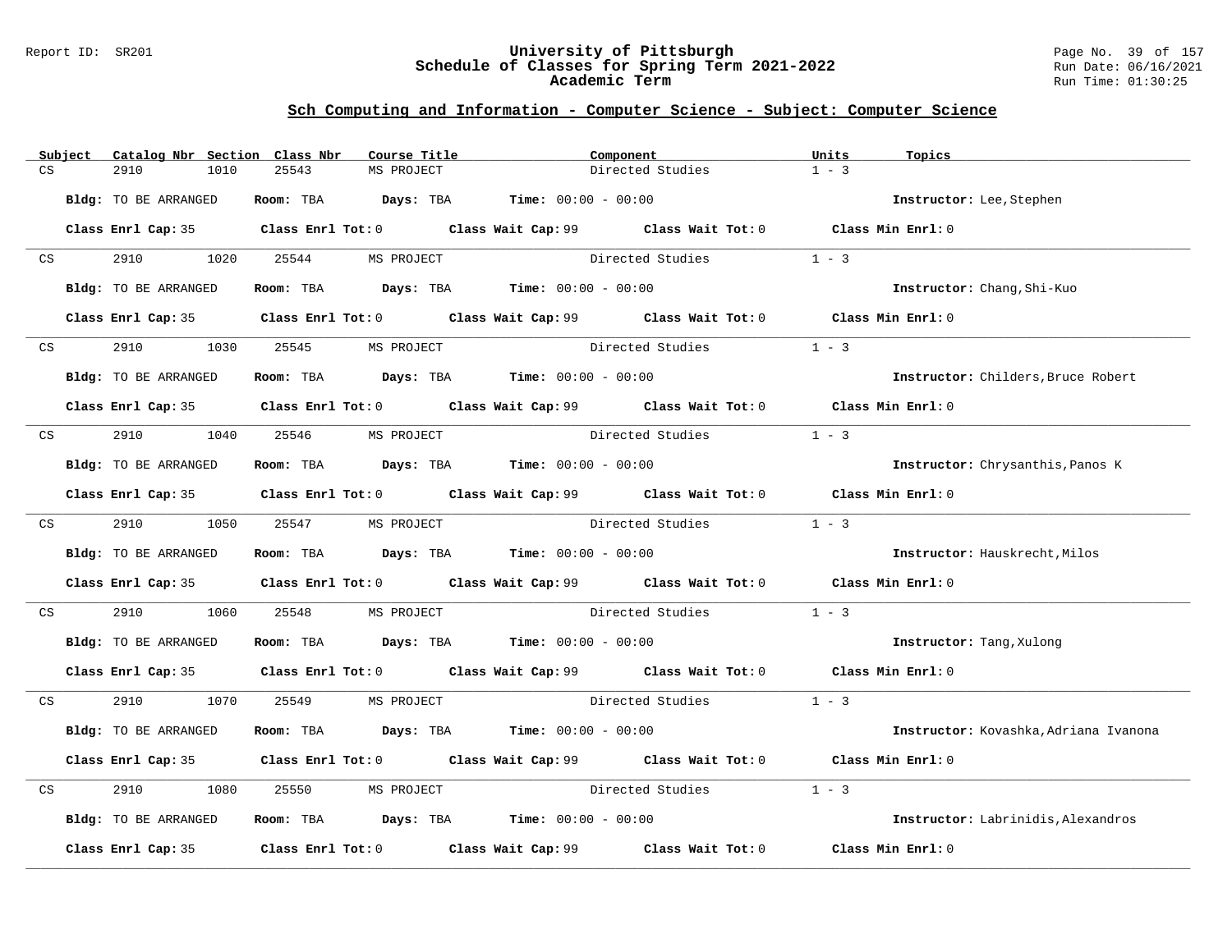## Sch Computing and Information - Computer Science - Subject: Computer Science

| Subject | Catalog Nbr | Section | Class Nbr | Course Title | Component | Units | Topics |
|---|---|---|---|---|---|---|---|
| CS | 2910 | 1010 | 25543 | MS PROJECT | Directed Studies | 1 - 3 | |

**Bldg:** TO BE ARRANGED **Room:** TBA **Days:** TBA **Time:** 00:00 - 00:00 **Instructor:** Lee,Stephen

**Class Enrl Cap:** 35 **Class Enrl Tot:** 0 **Class Wait Cap:** 99 **Class Wait Tot:** 0 **Class Min Enrl:** 0

---

| Subject | Catalog Nbr | Section | Class Nbr | Course Title | Component | Units | Topics |
|---|---|---|---|---|---|---|---|
| CS | 2910 | 1020 | 25544 | MS PROJECT | Directed Studies | 1 - 3 | |

**Bldg:** TO BE ARRANGED **Room:** TBA **Days:** TBA **Time:** 00:00 - 00:00 **Instructor:** Chang,Shi-Kuo

**Class Enrl Cap:** 35 **Class Enrl Tot:** 0 **Class Wait Cap:** 99 **Class Wait Tot:** 0 **Class Min Enrl:** 0

---

| Subject | Catalog Nbr | Section | Class Nbr | Course Title | Component | Units | Topics |
|---|---|---|---|---|---|---|---|
| CS | 2910 | 1030 | 25545 | MS PROJECT | Directed Studies | 1 - 3 | |

**Bldg:** TO BE ARRANGED **Room:** TBA **Days:** TBA **Time:** 00:00 - 00:00 **Instructor:** Childers,Bruce Robert

**Class Enrl Cap:** 35 **Class Enrl Tot:** 0 **Class Wait Cap:** 99 **Class Wait Tot:** 0 **Class Min Enrl:** 0

---

| Subject | Catalog Nbr | Section | Class Nbr | Course Title | Component | Units | Topics |
|---|---|---|---|---|---|---|---|
| CS | 2910 | 1040 | 25546 | MS PROJECT | Directed Studies | 1 - 3 | |

**Bldg:** TO BE ARRANGED **Room:** TBA **Days:** TBA **Time:** 00:00 - 00:00 **Instructor:** Chrysanthis,Panos K

**Class Enrl Cap:** 35 **Class Enrl Tot:** 0 **Class Wait Cap:** 99 **Class Wait Tot:** 0 **Class Min Enrl:** 0

---

| Subject | Catalog Nbr | Section | Class Nbr | Course Title | Component | Units | Topics |
|---|---|---|---|---|---|---|---|
| CS | 2910 | 1050 | 25547 | MS PROJECT | Directed Studies | 1 - 3 | |

**Bldg:** TO BE ARRANGED **Room:** TBA **Days:** TBA **Time:** 00:00 - 00:00 **Instructor:** Hauskrecht,Milos

**Class Enrl Cap:** 35 **Class Enrl Tot:** 0 **Class Wait Cap:** 99 **Class Wait Tot:** 0 **Class Min Enrl:** 0

---

| Subject | Catalog Nbr | Section | Class Nbr | Course Title | Component | Units | Topics |
|---|---|---|---|---|---|---|---|
| CS | 2910 | 1060 | 25548 | MS PROJECT | Directed Studies | 1 - 3 | |

**Bldg:** TO BE ARRANGED **Room:** TBA **Days:** TBA **Time:** 00:00 - 00:00 **Instructor:** Tang,Xulong

**Class Enrl Cap:** 35 **Class Enrl Tot:** 0 **Class Wait Cap:** 99 **Class Wait Tot:** 0 **Class Min Enrl:** 0

---

| Subject | Catalog Nbr | Section | Class Nbr | Course Title | Component | Units | Topics |
|---|---|---|---|---|---|---|---|
| CS | 2910 | 1070 | 25549 | MS PROJECT | Directed Studies | 1 - 3 | |

**Bldg:** TO BE ARRANGED **Room:** TBA **Days:** TBA **Time:** 00:00 - 00:00 **Instructor:** Kovashka,Adriana Ivanona

**Class Enrl Cap:** 35 **Class Enrl Tot:** 0 **Class Wait Cap:** 99 **Class Wait Tot:** 0 **Class Min Enrl:** 0

---

| Subject | Catalog Nbr | Section | Class Nbr | Course Title | Component | Units | Topics |
|---|---|---|---|---|---|---|---|
| CS | 2910 | 1080 | 25550 | MS PROJECT | Directed Studies | 1 - 3 | |

**Bldg:** TO BE ARRANGED **Room:** TBA **Days:** TBA **Time:** 00:00 - 00:00 **Instructor:** Labrinidis,Alexandros

**Class Enrl Cap:** 35 **Class Enrl Tot:** 0 **Class Wait Cap:** 99 **Class Wait Tot:** 0 **Class Min Enrl:** 0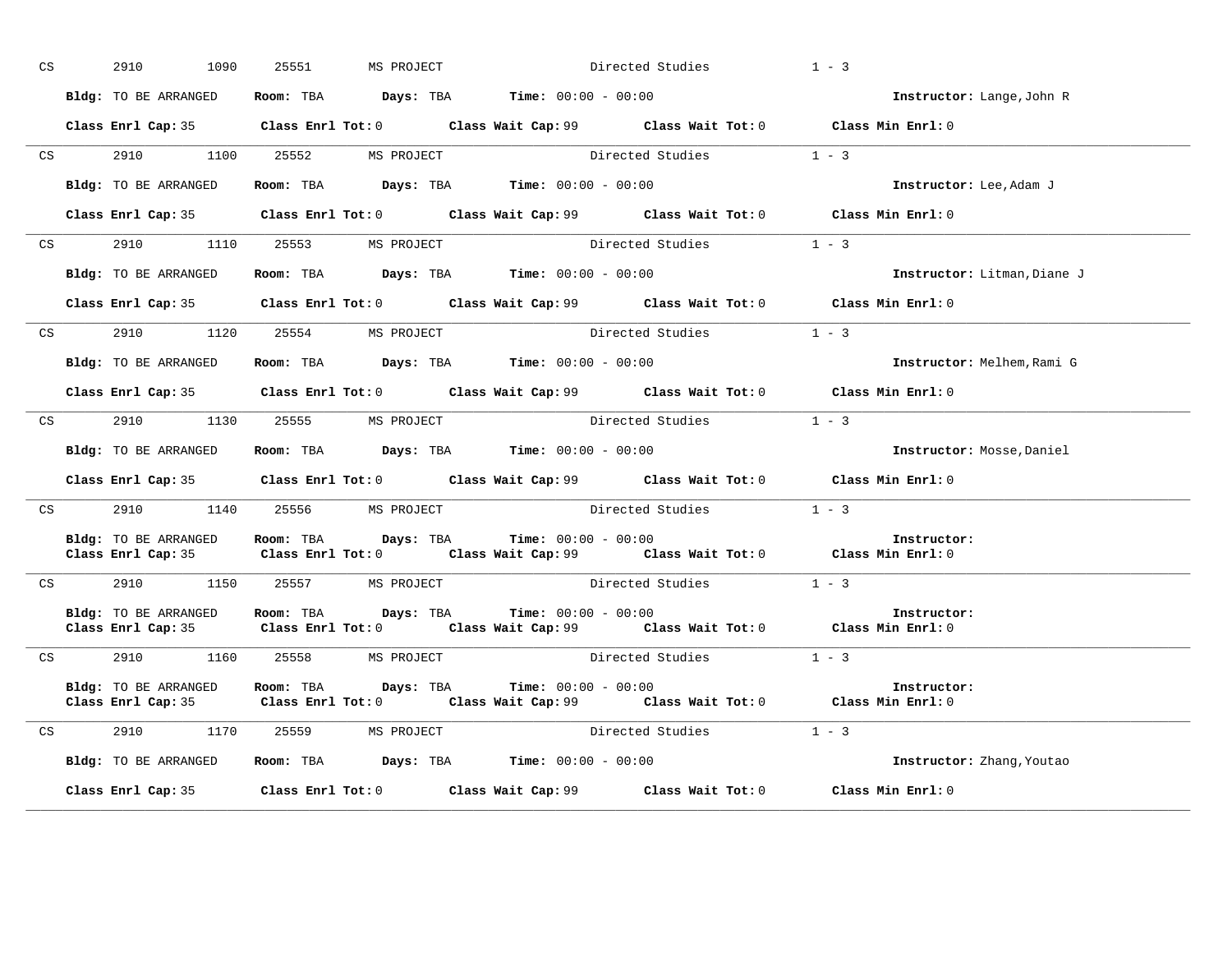CS 2910 1090 25551 MS PROJECT Directed Studies 1 - 3

**Bldg:** TO BE ARRANGED **Room:** TBA **Days:** TBA **Time:** 00:00 - 00:00 **Instructor:** Lange,John R

**Class Enrl Cap:** 35 **Class Enrl Tot:** 0 **Class Wait Cap:** 99 **Class Wait Tot:** 0 **Class Min Enrl:** 0

---

CS 2910 1100 25552 MS PROJECT Directed Studies 1 - 3

**Bldg:** TO BE ARRANGED **Room:** TBA **Days:** TBA **Time:** 00:00 - 00:00 **Instructor:** Lee,Adam J

**Class Enrl Cap:** 35 **Class Enrl Tot:** 0 **Class Wait Cap:** 99 **Class Wait Tot:** 0 **Class Min Enrl:** 0

---

CS 2910 1110 25553 MS PROJECT Directed Studies 1 - 3

**Bldg:** TO BE ARRANGED **Room:** TBA **Days:** TBA **Time:** 00:00 - 00:00 **Instructor:** Litman,Diane J

**Class Enrl Cap:** 35 **Class Enrl Tot:** 0 **Class Wait Cap:** 99 **Class Wait Tot:** 0 **Class Min Enrl:** 0

---

CS 2910 1120 25554 MS PROJECT Directed Studies 1 - 3

**Bldg:** TO BE ARRANGED **Room:** TBA **Days:** TBA **Time:** 00:00 - 00:00 **Instructor:** Melhem,Rami G

**Class Enrl Cap:** 35 **Class Enrl Tot:** 0 **Class Wait Cap:** 99 **Class Wait Tot:** 0 **Class Min Enrl:** 0

---

CS 2910 1130 25555 MS PROJECT Directed Studies 1 - 3

**Bldg:** TO BE ARRANGED **Room:** TBA **Days:** TBA **Time:** 00:00 - 00:00 **Instructor:** Mosse,Daniel

**Class Enrl Cap:** 35 **Class Enrl Tot:** 0 **Class Wait Cap:** 99 **Class Wait Tot:** 0 **Class Min Enrl:** 0

---

CS 2910 1140 25556 MS PROJECT Directed Studies 1 - 3

**Bldg:** TO BE ARRANGED **Room:** TBA **Days:** TBA **Time:** 00:00 - 00:00 **Instructor:**
**Class Enrl Cap:** 35 **Class Enrl Tot:** 0 **Class Wait Cap:** 99 **Class Wait Tot:** 0 **Class Min Enrl:** 0

---

CS 2910 1150 25557 MS PROJECT Directed Studies 1 - 3

**Bldg:** TO BE ARRANGED **Room:** TBA **Days:** TBA **Time:** 00:00 - 00:00 **Instructor:**
**Class Enrl Cap:** 35 **Class Enrl Tot:** 0 **Class Wait Cap:** 99 **Class Wait Tot:** 0 **Class Min Enrl:** 0

---

CS 2910 1160 25558 MS PROJECT Directed Studies 1 - 3

**Bldg:** TO BE ARRANGED **Room:** TBA **Days:** TBA **Time:** 00:00 - 00:00 **Instructor:**
**Class Enrl Cap:** 35 **Class Enrl Tot:** 0 **Class Wait Cap:** 99 **Class Wait Tot:** 0 **Class Min Enrl:** 0

---

CS 2910 1170 25559 MS PROJECT Directed Studies 1 - 3

**Bldg:** TO BE ARRANGED **Room:** TBA **Days:** TBA **Time:** 00:00 - 00:00 **Instructor:** Zhang,Youtao

**Class Enrl Cap:** 35 **Class Enrl Tot:** 0 **Class Wait Cap:** 99 **Class Wait Tot:** 0 **Class Min Enrl:** 0

---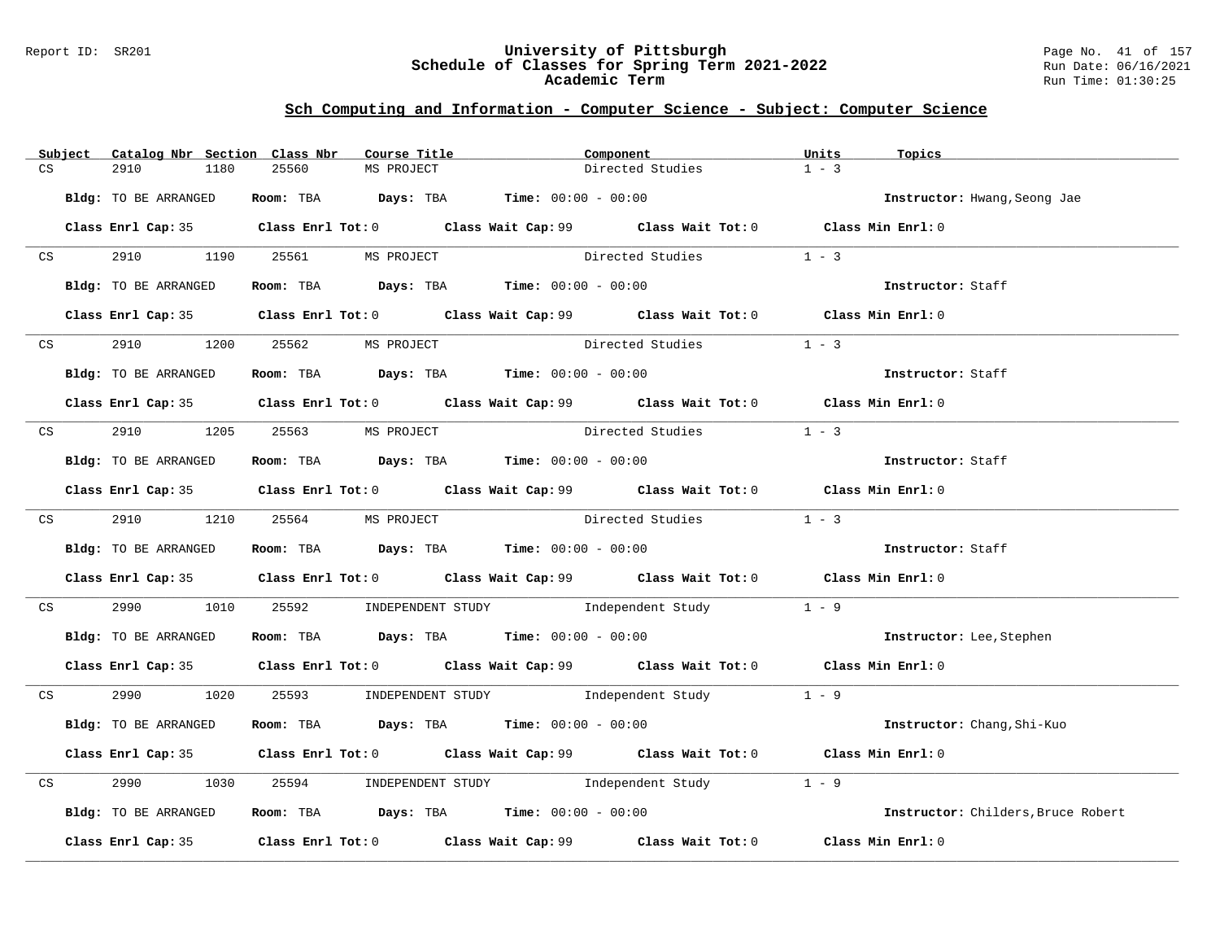## Sch Computing and Information - Computer Science - Subject: Computer Science

| Subject | Catalog Nbr | Section | Class Nbr | Course Title | Component | Units | Topics |
|---|---|---|---|---|---|---|---|
| CS | 2910 | 1180 | 25560 | MS PROJECT | Directed Studies | 1 - 3 | |

**Bldg:** TO BE ARRANGED **Room:** TBA **Days:** TBA **Time:** 00:00 - 00:00 **Instructor:** Hwang,Seong Jae

**Class Enrl Cap:** 35 **Class Enrl Tot:** 0 **Class Wait Cap:** 99 **Class Wait Tot:** 0 **Class Min Enrl:** 0

| Subject | Catalog Nbr | Section | Class Nbr | Course Title | Component | Units | Topics |
|---|---|---|---|---|---|---|---|
| CS | 2910 | 1190 | 25561 | MS PROJECT | Directed Studies | 1 - 3 | |

**Bldg:** TO BE ARRANGED **Room:** TBA **Days:** TBA **Time:** 00:00 - 00:00 **Instructor:** Staff

**Class Enrl Cap:** 35 **Class Enrl Tot:** 0 **Class Wait Cap:** 99 **Class Wait Tot:** 0 **Class Min Enrl:** 0

| Subject | Catalog Nbr | Section | Class Nbr | Course Title | Component | Units | Topics |
|---|---|---|---|---|---|---|---|
| CS | 2910 | 1200 | 25562 | MS PROJECT | Directed Studies | 1 - 3 | |

**Bldg:** TO BE ARRANGED **Room:** TBA **Days:** TBA **Time:** 00:00 - 00:00 **Instructor:** Staff

**Class Enrl Cap:** 35 **Class Enrl Tot:** 0 **Class Wait Cap:** 99 **Class Wait Tot:** 0 **Class Min Enrl:** 0

| Subject | Catalog Nbr | Section | Class Nbr | Course Title | Component | Units | Topics |
|---|---|---|---|---|---|---|---|
| CS | 2910 | 1205 | 25563 | MS PROJECT | Directed Studies | 1 - 3 | |

**Bldg:** TO BE ARRANGED **Room:** TBA **Days:** TBA **Time:** 00:00 - 00:00 **Instructor:** Staff

**Class Enrl Cap:** 35 **Class Enrl Tot:** 0 **Class Wait Cap:** 99 **Class Wait Tot:** 0 **Class Min Enrl:** 0

| Subject | Catalog Nbr | Section | Class Nbr | Course Title | Component | Units | Topics |
|---|---|---|---|---|---|---|---|
| CS | 2910 | 1210 | 25564 | MS PROJECT | Directed Studies | 1 - 3 | |

**Bldg:** TO BE ARRANGED **Room:** TBA **Days:** TBA **Time:** 00:00 - 00:00 **Instructor:** Staff

**Class Enrl Cap:** 35 **Class Enrl Tot:** 0 **Class Wait Cap:** 99 **Class Wait Tot:** 0 **Class Min Enrl:** 0

| Subject | Catalog Nbr | Section | Class Nbr | Course Title | Component | Units | Topics |
|---|---|---|---|---|---|---|---|
| CS | 2990 | 1010 | 25592 | INDEPENDENT STUDY | Independent Study | 1 - 9 | |

**Bldg:** TO BE ARRANGED **Room:** TBA **Days:** TBA **Time:** 00:00 - 00:00 **Instructor:** Lee,Stephen

**Class Enrl Cap:** 35 **Class Enrl Tot:** 0 **Class Wait Cap:** 99 **Class Wait Tot:** 0 **Class Min Enrl:** 0

| Subject | Catalog Nbr | Section | Class Nbr | Course Title | Component | Units | Topics |
|---|---|---|---|---|---|---|---|
| CS | 2990 | 1020 | 25593 | INDEPENDENT STUDY | Independent Study | 1 - 9 | |

**Bldg:** TO BE ARRANGED **Room:** TBA **Days:** TBA **Time:** 00:00 - 00:00 **Instructor:** Chang,Shi-Kuo

**Class Enrl Cap:** 35 **Class Enrl Tot:** 0 **Class Wait Cap:** 99 **Class Wait Tot:** 0 **Class Min Enrl:** 0

| Subject | Catalog Nbr | Section | Class Nbr | Course Title | Component | Units | Topics |
|---|---|---|---|---|---|---|---|
| CS | 2990 | 1030 | 25594 | INDEPENDENT STUDY | Independent Study | 1 - 9 | |

**Bldg:** TO BE ARRANGED **Room:** TBA **Days:** TBA **Time:** 00:00 - 00:00 **Instructor:** Childers,Bruce Robert

**Class Enrl Cap:** 35 **Class Enrl Tot:** 0 **Class Wait Cap:** 99 **Class Wait Tot:** 0 **Class Min Enrl:** 0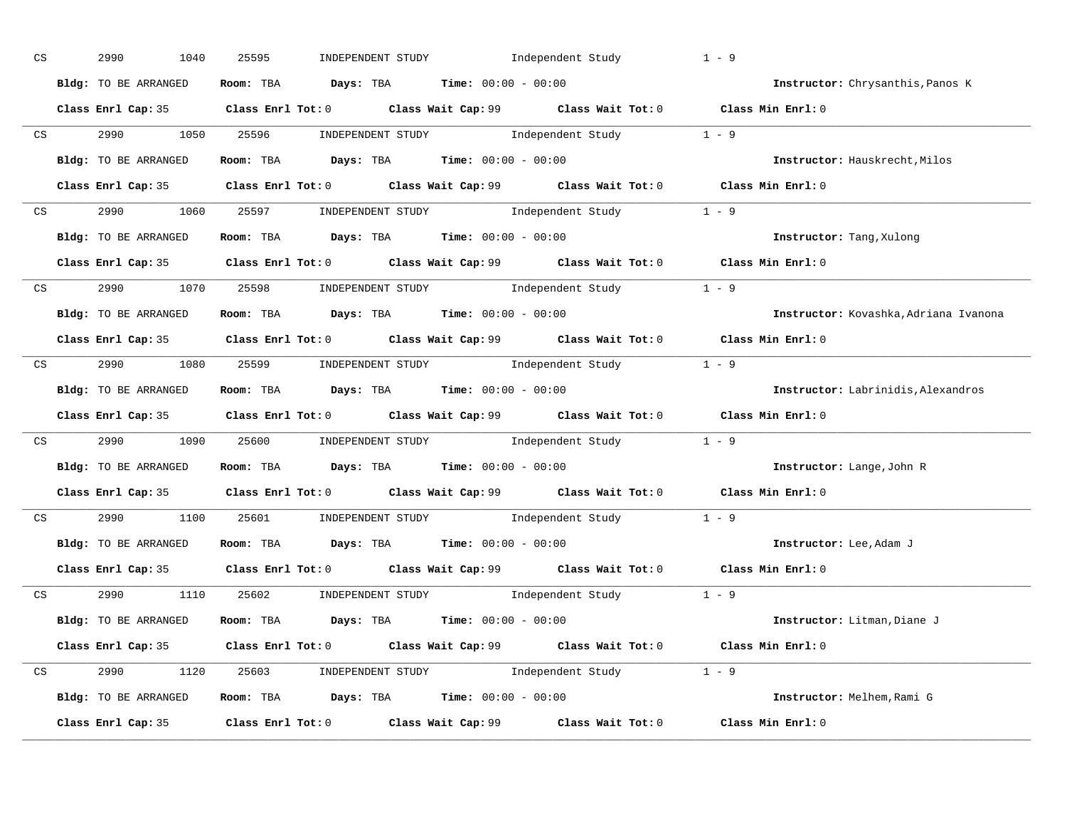CS 2990 1040 25595 INDEPENDENT STUDY Independent Study 1 - 9

**Bldg:** TO BE ARRANGED **Room:** TBA **Days:** TBA **Time:** 00:00 - 00:00 **Instructor:** Chrysanthis,Panos K

**Class Enrl Cap:** 35 **Class Enrl Tot:** 0 **Class Wait Cap:** 99 **Class Wait Tot:** 0 **Class Min Enrl:** 0

---

CS 2990 1050 25596 INDEPENDENT STUDY Independent Study 1 - 9

**Bldg:** TO BE ARRANGED **Room:** TBA **Days:** TBA **Time:** 00:00 - 00:00 **Instructor:** Hauskrecht,Milos

**Class Enrl Cap:** 35 **Class Enrl Tot:** 0 **Class Wait Cap:** 99 **Class Wait Tot:** 0 **Class Min Enrl:** 0

---

CS 2990 1060 25597 INDEPENDENT STUDY Independent Study 1 - 9

**Bldg:** TO BE ARRANGED **Room:** TBA **Days:** TBA **Time:** 00:00 - 00:00 **Instructor:** Tang,Xulong

**Class Enrl Cap:** 35 **Class Enrl Tot:** 0 **Class Wait Cap:** 99 **Class Wait Tot:** 0 **Class Min Enrl:** 0

---

CS 2990 1070 25598 INDEPENDENT STUDY Independent Study 1 - 9

**Bldg:** TO BE ARRANGED **Room:** TBA **Days:** TBA **Time:** 00:00 - 00:00 **Instructor:** Kovashka,Adriana Ivanona

**Class Enrl Cap:** 35 **Class Enrl Tot:** 0 **Class Wait Cap:** 99 **Class Wait Tot:** 0 **Class Min Enrl:** 0

---

CS 2990 1080 25599 INDEPENDENT STUDY Independent Study 1 - 9

**Bldg:** TO BE ARRANGED **Room:** TBA **Days:** TBA **Time:** 00:00 - 00:00 **Instructor:** Labrinidis,Alexandros

**Class Enrl Cap:** 35 **Class Enrl Tot:** 0 **Class Wait Cap:** 99 **Class Wait Tot:** 0 **Class Min Enrl:** 0

---

CS 2990 1090 25600 INDEPENDENT STUDY Independent Study 1 - 9

**Bldg:** TO BE ARRANGED **Room:** TBA **Days:** TBA **Time:** 00:00 - 00:00 **Instructor:** Lange,John R

**Class Enrl Cap:** 35 **Class Enrl Tot:** 0 **Class Wait Cap:** 99 **Class Wait Tot:** 0 **Class Min Enrl:** 0

---

CS 2990 1100 25601 INDEPENDENT STUDY Independent Study 1 - 9

**Bldg:** TO BE ARRANGED **Room:** TBA **Days:** TBA **Time:** 00:00 - 00:00 **Instructor:** Lee,Adam J

**Class Enrl Cap:** 35 **Class Enrl Tot:** 0 **Class Wait Cap:** 99 **Class Wait Tot:** 0 **Class Min Enrl:** 0

---

CS 2990 1110 25602 INDEPENDENT STUDY Independent Study 1 - 9

**Bldg:** TO BE ARRANGED **Room:** TBA **Days:** TBA **Time:** 00:00 - 00:00 **Instructor:** Litman,Diane J

**Class Enrl Cap:** 35 **Class Enrl Tot:** 0 **Class Wait Cap:** 99 **Class Wait Tot:** 0 **Class Min Enrl:** 0

---

CS 2990 1120 25603 INDEPENDENT STUDY Independent Study 1 - 9

**Bldg:** TO BE ARRANGED **Room:** TBA **Days:** TBA **Time:** 00:00 - 00:00 **Instructor:** Melhem,Rami G

**Class Enrl Cap:** 35 **Class Enrl Tot:** 0 **Class Wait Cap:** 99 **Class Wait Tot:** 0 **Class Min Enrl:** 0

---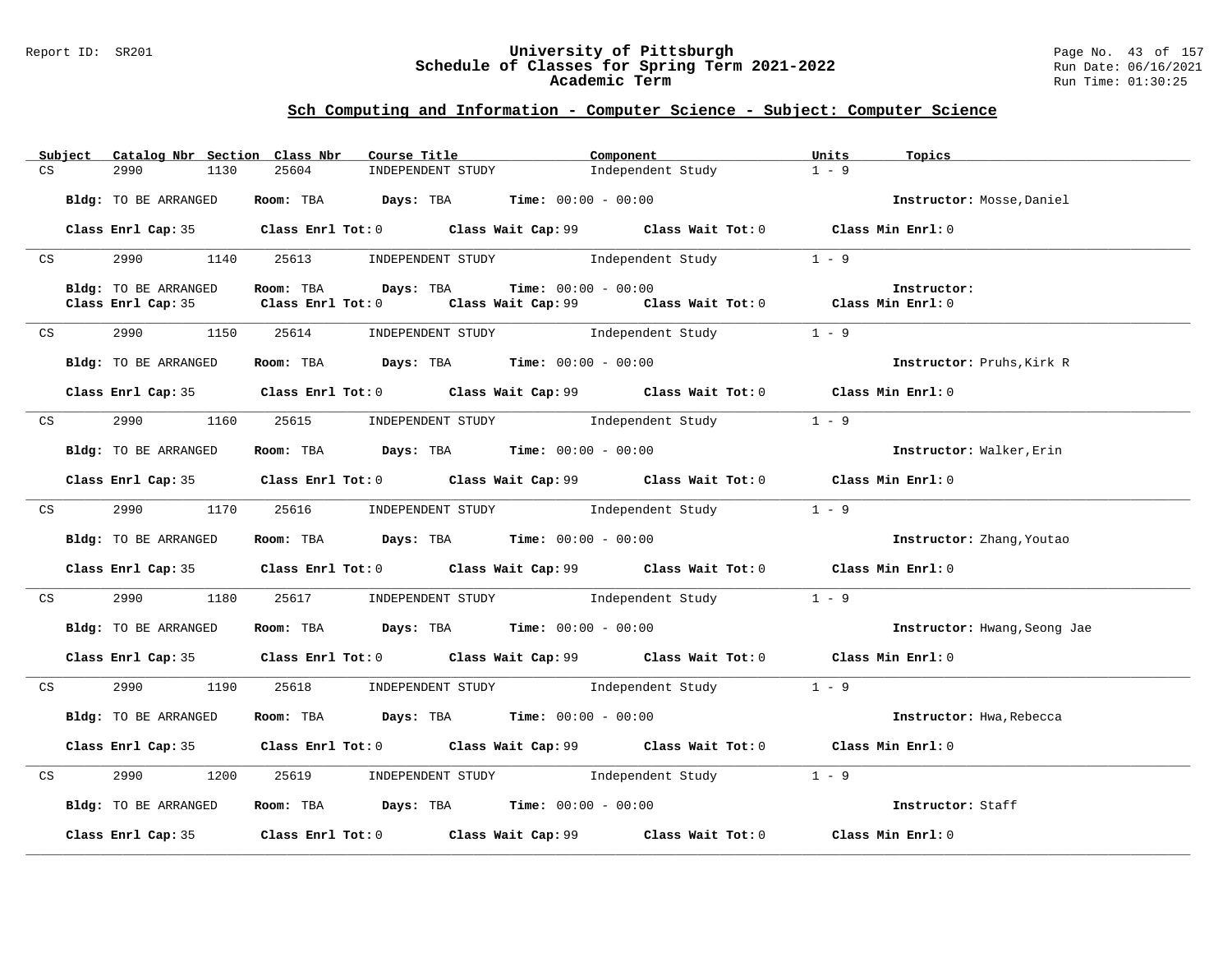## Sch Computing and Information - Computer Science - Subject: Computer Science

| Subject | Catalog Nbr | Section | Class Nbr | Course Title | Component | Units | Topics |
|---|---|---|---|---|---|---|---|
| CS | 2990 | 1130 | 25604 | INDEPENDENT STUDY | Independent Study | 1 - 9 | |

**Bldg:** TO BE ARRANGED **Room:** TBA **Days:** TBA **Time:** 00:00 - 00:00 **Instructor:** Mosse,Daniel

**Class Enrl Cap:** 35 **Class Enrl Tot:** 0 **Class Wait Cap:** 99 **Class Wait Tot:** 0 **Class Min Enrl:** 0

---

| Subject | Catalog Nbr | Section | Class Nbr | Course Title | Component | Units | Topics |
|---|---|---|---|---|---|---|---|
| CS | 2990 | 1140 | 25613 | INDEPENDENT STUDY | Independent Study | 1 - 9 | |

**Bldg:** TO BE ARRANGED **Room:** TBA **Days:** TBA **Time:** 00:00 - 00:00 **Instructor:**

**Class Enrl Cap:** 35 **Class Enrl Tot:** 0 **Class Wait Cap:** 99 **Class Wait Tot:** 0 **Class Min Enrl:** 0

---

| Subject | Catalog Nbr | Section | Class Nbr | Course Title | Component | Units | Topics |
|---|---|---|---|---|---|---|---|
| CS | 2990 | 1150 | 25614 | INDEPENDENT STUDY | Independent Study | 1 - 9 | |

**Bldg:** TO BE ARRANGED **Room:** TBA **Days:** TBA **Time:** 00:00 - 00:00 **Instructor:** Pruhs,Kirk R

**Class Enrl Cap:** 35 **Class Enrl Tot:** 0 **Class Wait Cap:** 99 **Class Wait Tot:** 0 **Class Min Enrl:** 0

---

| Subject | Catalog Nbr | Section | Class Nbr | Course Title | Component | Units | Topics |
|---|---|---|---|---|---|---|---|
| CS | 2990 | 1160 | 25615 | INDEPENDENT STUDY | Independent Study | 1 - 9 | |

**Bldg:** TO BE ARRANGED **Room:** TBA **Days:** TBA **Time:** 00:00 - 00:00 **Instructor:** Walker,Erin

**Class Enrl Cap:** 35 **Class Enrl Tot:** 0 **Class Wait Cap:** 99 **Class Wait Tot:** 0 **Class Min Enrl:** 0

---

| Subject | Catalog Nbr | Section | Class Nbr | Course Title | Component | Units | Topics |
|---|---|---|---|---|---|---|---|
| CS | 2990 | 1170 | 25616 | INDEPENDENT STUDY | Independent Study | 1 - 9 | |

**Bldg:** TO BE ARRANGED **Room:** TBA **Days:** TBA **Time:** 00:00 - 00:00 **Instructor:** Zhang,Youtao

**Class Enrl Cap:** 35 **Class Enrl Tot:** 0 **Class Wait Cap:** 99 **Class Wait Tot:** 0 **Class Min Enrl:** 0

---

| Subject | Catalog Nbr | Section | Class Nbr | Course Title | Component | Units | Topics |
|---|---|---|---|---|---|---|---|
| CS | 2990 | 1180 | 25617 | INDEPENDENT STUDY | Independent Study | 1 - 9 | |

**Bldg:** TO BE ARRANGED **Room:** TBA **Days:** TBA **Time:** 00:00 - 00:00 **Instructor:** Hwang,Seong Jae

**Class Enrl Cap:** 35 **Class Enrl Tot:** 0 **Class Wait Cap:** 99 **Class Wait Tot:** 0 **Class Min Enrl:** 0

---

| Subject | Catalog Nbr | Section | Class Nbr | Course Title | Component | Units | Topics |
|---|---|---|---|---|---|---|---|
| CS | 2990 | 1190 | 25618 | INDEPENDENT STUDY | Independent Study | 1 - 9 | |

**Bldg:** TO BE ARRANGED **Room:** TBA **Days:** TBA **Time:** 00:00 - 00:00 **Instructor:** Hwa,Rebecca

**Class Enrl Cap:** 35 **Class Enrl Tot:** 0 **Class Wait Cap:** 99 **Class Wait Tot:** 0 **Class Min Enrl:** 0

---

| Subject | Catalog Nbr | Section | Class Nbr | Course Title | Component | Units | Topics |
|---|---|---|---|---|---|---|---|
| CS | 2990 | 1200 | 25619 | INDEPENDENT STUDY | Independent Study | 1 - 9 | |

**Bldg:** TO BE ARRANGED **Room:** TBA **Days:** TBA **Time:** 00:00 - 00:00 **Instructor:** Staff

**Class Enrl Cap:** 35 **Class Enrl Tot:** 0 **Class Wait Cap:** 99 **Class Wait Tot:** 0 **Class Min Enrl:** 0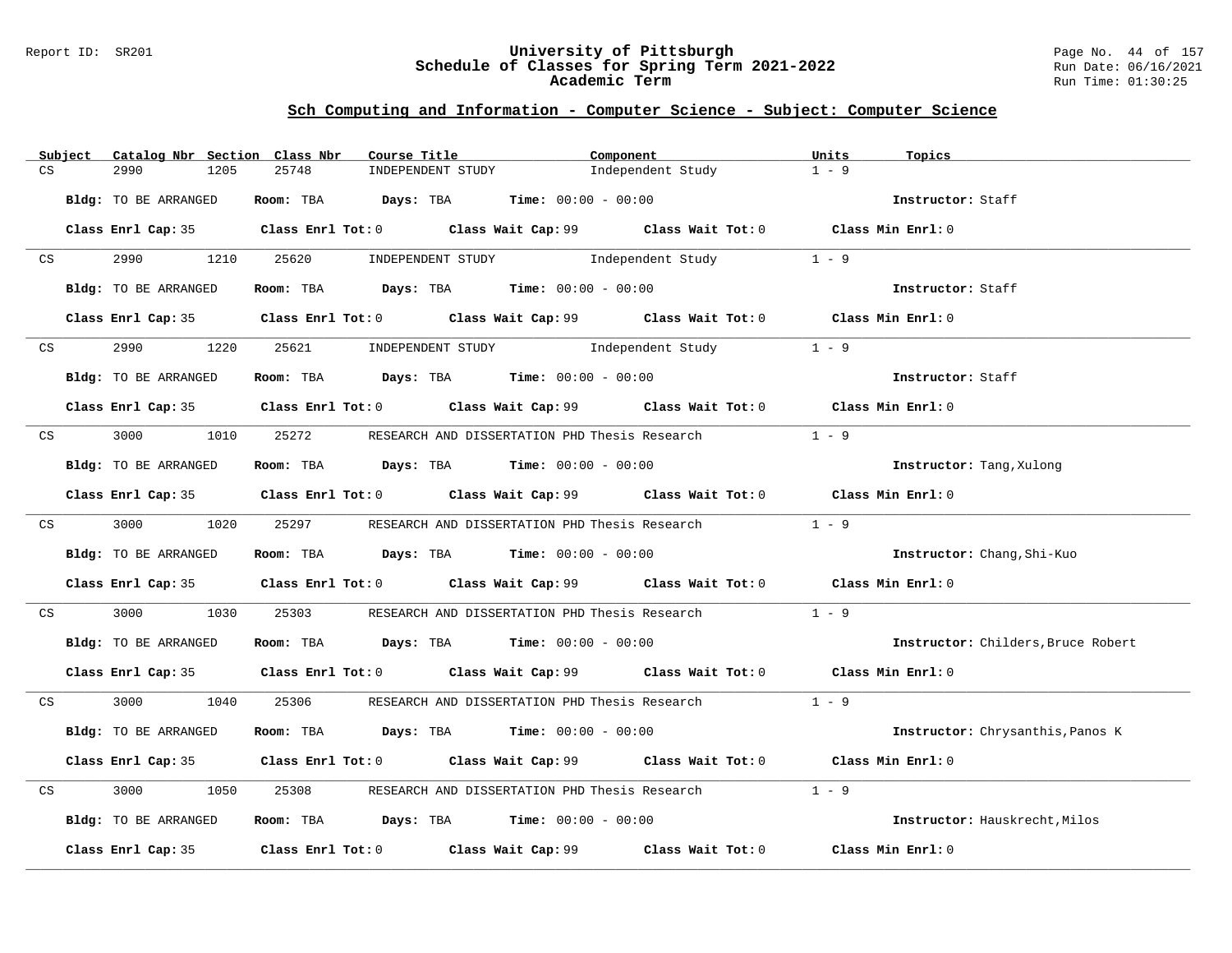## Sch Computing and Information - Computer Science - Subject: Computer Science

| Subject | Catalog Nbr | Section | Class Nbr | Course Title | Component | Units | Topics |
|---|---|---|---|---|---|---|---|
| CS | 2990 | 1205 | 25748 | INDEPENDENT STUDY | Independent Study | 1 - 9 | |

**Bldg:** TO BE ARRANGED **Room:** TBA **Days:** TBA **Time:** 00:00 - 00:00 **Instructor:** Staff

**Class Enrl Cap:** 35 **Class Enrl Tot:** 0 **Class Wait Cap:** 99 **Class Wait Tot:** 0 **Class Min Enrl:** 0

| Subject | Catalog Nbr | Section | Class Nbr | Course Title | Component | Units | Topics |
|---|---|---|---|---|---|---|---|
| CS | 2990 | 1210 | 25620 | INDEPENDENT STUDY | Independent Study | 1 - 9 | |

**Bldg:** TO BE ARRANGED **Room:** TBA **Days:** TBA **Time:** 00:00 - 00:00 **Instructor:** Staff

**Class Enrl Cap:** 35 **Class Enrl Tot:** 0 **Class Wait Cap:** 99 **Class Wait Tot:** 0 **Class Min Enrl:** 0

| Subject | Catalog Nbr | Section | Class Nbr | Course Title | Component | Units | Topics |
|---|---|---|---|---|---|---|---|
| CS | 2990 | 1220 | 25621 | INDEPENDENT STUDY | Independent Study | 1 - 9 | |

**Bldg:** TO BE ARRANGED **Room:** TBA **Days:** TBA **Time:** 00:00 - 00:00 **Instructor:** Staff

**Class Enrl Cap:** 35 **Class Enrl Tot:** 0 **Class Wait Cap:** 99 **Class Wait Tot:** 0 **Class Min Enrl:** 0

| Subject | Catalog Nbr | Section | Class Nbr | Course Title | Component | Units | Topics |
|---|---|---|---|---|---|---|---|
| CS | 3000 | 1010 | 25272 | RESEARCH AND DISSERTATION PHD | Thesis Research | 1 - 9 | |

**Bldg:** TO BE ARRANGED **Room:** TBA **Days:** TBA **Time:** 00:00 - 00:00 **Instructor:** Tang,Xulong

**Class Enrl Cap:** 35 **Class Enrl Tot:** 0 **Class Wait Cap:** 99 **Class Wait Tot:** 0 **Class Min Enrl:** 0

| Subject | Catalog Nbr | Section | Class Nbr | Course Title | Component | Units | Topics |
|---|---|---|---|---|---|---|---|
| CS | 3000 | 1020 | 25297 | RESEARCH AND DISSERTATION PHD | Thesis Research | 1 - 9 | |

**Bldg:** TO BE ARRANGED **Room:** TBA **Days:** TBA **Time:** 00:00 - 00:00 **Instructor:** Chang,Shi-Kuo

**Class Enrl Cap:** 35 **Class Enrl Tot:** 0 **Class Wait Cap:** 99 **Class Wait Tot:** 0 **Class Min Enrl:** 0

| Subject | Catalog Nbr | Section | Class Nbr | Course Title | Component | Units | Topics |
|---|---|---|---|---|---|---|---|
| CS | 3000 | 1030 | 25303 | RESEARCH AND DISSERTATION PHD | Thesis Research | 1 - 9 | |

**Bldg:** TO BE ARRANGED **Room:** TBA **Days:** TBA **Time:** 00:00 - 00:00 **Instructor:** Childers,Bruce Robert

**Class Enrl Cap:** 35 **Class Enrl Tot:** 0 **Class Wait Cap:** 99 **Class Wait Tot:** 0 **Class Min Enrl:** 0

| Subject | Catalog Nbr | Section | Class Nbr | Course Title | Component | Units | Topics |
|---|---|---|---|---|---|---|---|
| CS | 3000 | 1040 | 25306 | RESEARCH AND DISSERTATION PHD | Thesis Research | 1 - 9 | |

**Bldg:** TO BE ARRANGED **Room:** TBA **Days:** TBA **Time:** 00:00 - 00:00 **Instructor:** Chrysanthis,Panos K

**Class Enrl Cap:** 35 **Class Enrl Tot:** 0 **Class Wait Cap:** 99 **Class Wait Tot:** 0 **Class Min Enrl:** 0

| Subject | Catalog Nbr | Section | Class Nbr | Course Title | Component | Units | Topics |
|---|---|---|---|---|---|---|---|
| CS | 3000 | 1050 | 25308 | RESEARCH AND DISSERTATION PHD | Thesis Research | 1 - 9 | |

**Bldg:** TO BE ARRANGED **Room:** TBA **Days:** TBA **Time:** 00:00 - 00:00 **Instructor:** Hauskrecht,Milos

**Class Enrl Cap:** 35 **Class Enrl Tot:** 0 **Class Wait Cap:** 99 **Class Wait Tot:** 0 **Class Min Enrl:** 0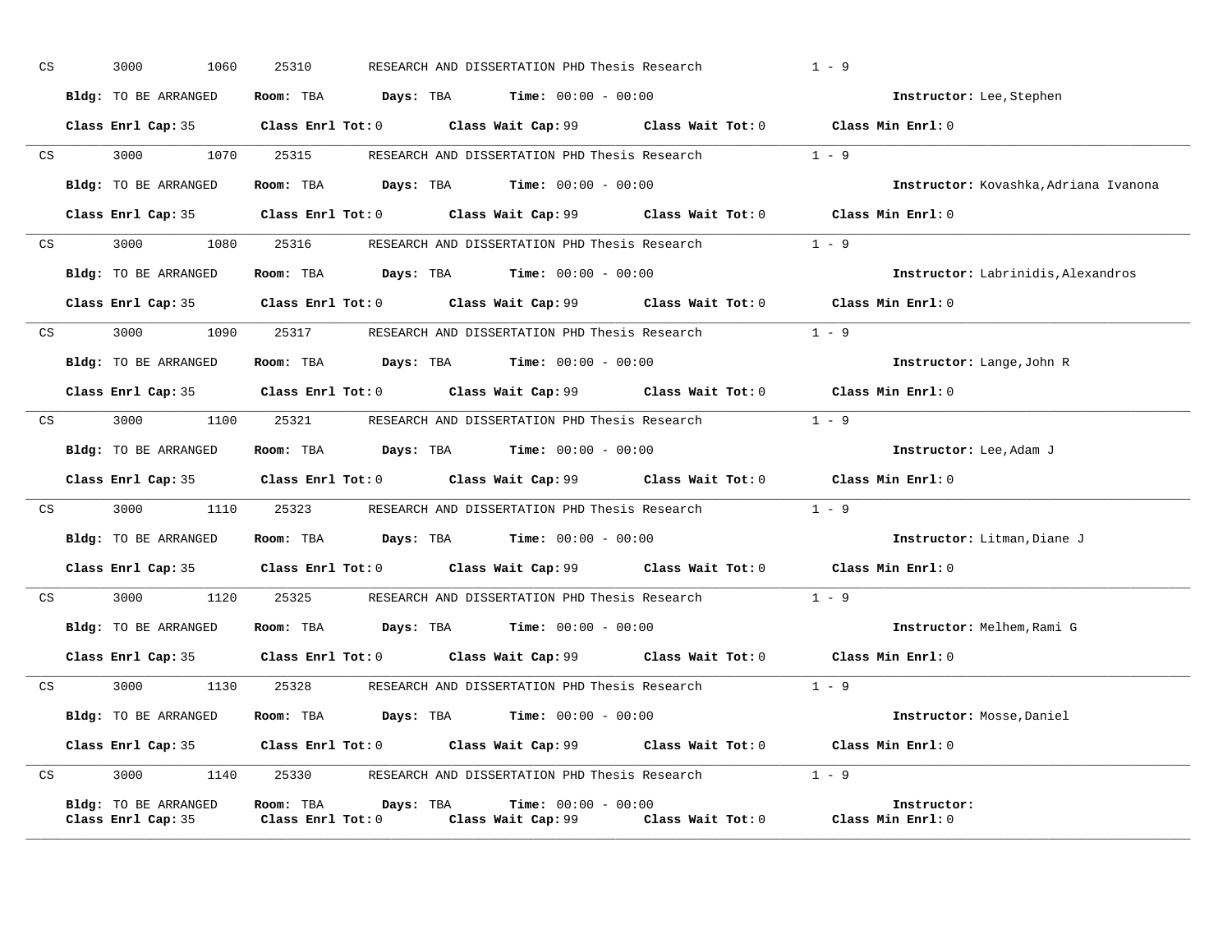CS 3000 1060 25310 RESEARCH AND DISSERTATION PHD Thesis Research 1 - 9

**Bldg:** TO BE ARRANGED **Room:** TBA **Days:** TBA **Time:** 00:00 - 00:00 **Instructor:** Lee,Stephen

**Class Enrl Cap:** 35 **Class Enrl Tot:** 0 **Class Wait Cap:** 99 **Class Wait Tot:** 0 **Class Min Enrl:** 0

---

CS 3000 1070 25315 RESEARCH AND DISSERTATION PHD Thesis Research 1 - 9

**Bldg:** TO BE ARRANGED **Room:** TBA **Days:** TBA **Time:** 00:00 - 00:00 **Instructor:** Kovashka,Adriana Ivanona

**Class Enrl Cap:** 35 **Class Enrl Tot:** 0 **Class Wait Cap:** 99 **Class Wait Tot:** 0 **Class Min Enrl:** 0

---

CS 3000 1080 25316 RESEARCH AND DISSERTATION PHD Thesis Research 1 - 9

**Bldg:** TO BE ARRANGED **Room:** TBA **Days:** TBA **Time:** 00:00 - 00:00 **Instructor:** Labrinidis,Alexandros

**Class Enrl Cap:** 35 **Class Enrl Tot:** 0 **Class Wait Cap:** 99 **Class Wait Tot:** 0 **Class Min Enrl:** 0

---

CS 3000 1090 25317 RESEARCH AND DISSERTATION PHD Thesis Research 1 - 9

**Bldg:** TO BE ARRANGED **Room:** TBA **Days:** TBA **Time:** 00:00 - 00:00 **Instructor:** Lange,John R

**Class Enrl Cap:** 35 **Class Enrl Tot:** 0 **Class Wait Cap:** 99 **Class Wait Tot:** 0 **Class Min Enrl:** 0

---

CS 3000 1100 25321 RESEARCH AND DISSERTATION PHD Thesis Research 1 - 9

**Bldg:** TO BE ARRANGED **Room:** TBA **Days:** TBA **Time:** 00:00 - 00:00 **Instructor:** Lee,Adam J

**Class Enrl Cap:** 35 **Class Enrl Tot:** 0 **Class Wait Cap:** 99 **Class Wait Tot:** 0 **Class Min Enrl:** 0

---

CS 3000 1110 25323 RESEARCH AND DISSERTATION PHD Thesis Research 1 - 9

**Bldg:** TO BE ARRANGED **Room:** TBA **Days:** TBA **Time:** 00:00 - 00:00 **Instructor:** Litman,Diane J

**Class Enrl Cap:** 35 **Class Enrl Tot:** 0 **Class Wait Cap:** 99 **Class Wait Tot:** 0 **Class Min Enrl:** 0

---

CS 3000 1120 25325 RESEARCH AND DISSERTATION PHD Thesis Research 1 - 9

**Bldg:** TO BE ARRANGED **Room:** TBA **Days:** TBA **Time:** 00:00 - 00:00 **Instructor:** Melhem,Rami G

**Class Enrl Cap:** 35 **Class Enrl Tot:** 0 **Class Wait Cap:** 99 **Class Wait Tot:** 0 **Class Min Enrl:** 0

---

CS 3000 1130 25328 RESEARCH AND DISSERTATION PHD Thesis Research 1 - 9

**Bldg:** TO BE ARRANGED **Room:** TBA **Days:** TBA **Time:** 00:00 - 00:00 **Instructor:** Mosse,Daniel

**Class Enrl Cap:** 35 **Class Enrl Tot:** 0 **Class Wait Cap:** 99 **Class Wait Tot:** 0 **Class Min Enrl:** 0

---

CS 3000 1140 25330 RESEARCH AND DISSERTATION PHD Thesis Research 1 - 9

**Bldg:** TO BE ARRANGED **Room:** TBA **Days:** TBA **Time:** 00:00 - 00:00 **Instructor:**

**Class Enrl Cap:** 35 **Class Enrl Tot:** 0 **Class Wait Cap:** 99 **Class Wait Tot:** 0 **Class Min Enrl:** 0

---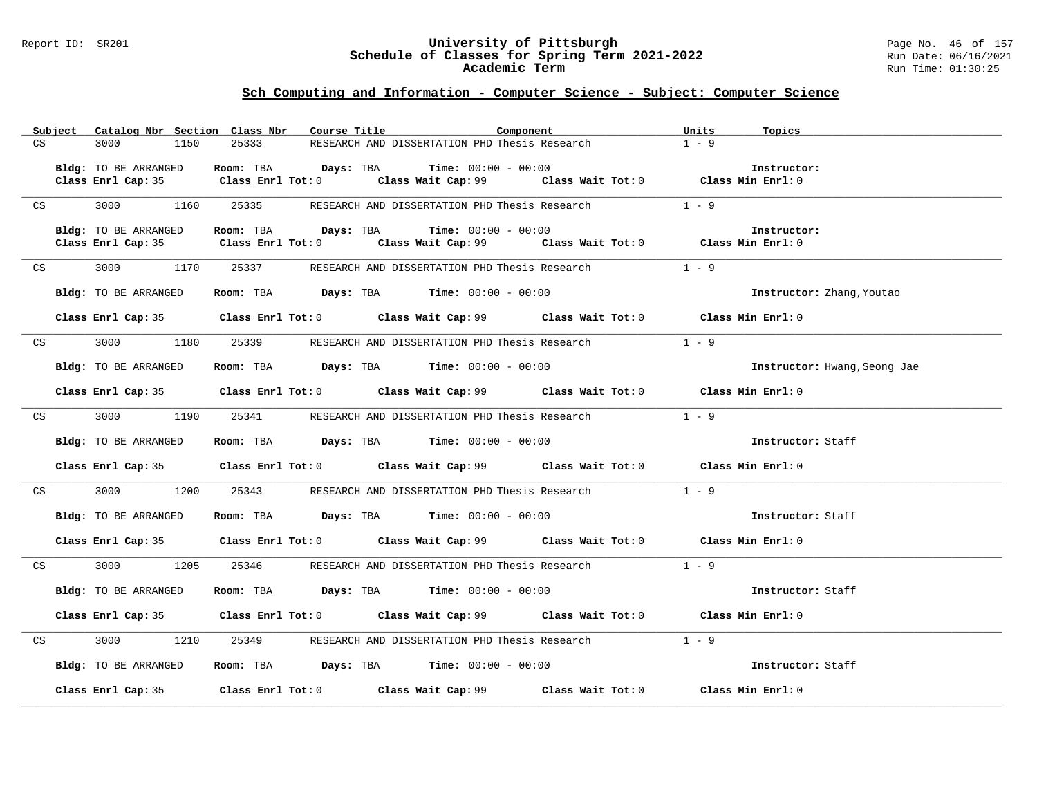## Sch Computing and Information - Computer Science - Subject: Computer Science

| Subject | Catalog Nbr | Section | Class Nbr | Course Title | Component | Units | Topics |
|---|---|---|---|---|---|---|---|
| CS | 3000 | 1150 | 25333 | RESEARCH AND DISSERTATION PHD | Thesis Research | 1 - 9 | |

**Bldg:** TO BE ARRANGED **Room:** TBA **Days:** TBA **Time:** 00:00 - 00:00 **Instructor:**
**Class Enrl Cap:** 35 **Class Enrl Tot:** 0 **Class Wait Cap:** 99 **Class Wait Tot:** 0 **Class Min Enrl:** 0

| Subject | Catalog Nbr | Section | Class Nbr | Course Title | Component | Units | Topics |
|---|---|---|---|---|---|---|---|
| CS | 3000 | 1160 | 25335 | RESEARCH AND DISSERTATION PHD | Thesis Research | 1 - 9 | |

**Bldg:** TO BE ARRANGED **Room:** TBA **Days:** TBA **Time:** 00:00 - 00:00 **Instructor:**
**Class Enrl Cap:** 35 **Class Enrl Tot:** 0 **Class Wait Cap:** 99 **Class Wait Tot:** 0 **Class Min Enrl:** 0

| Subject | Catalog Nbr | Section | Class Nbr | Course Title | Component | Units | Topics |
|---|---|---|---|---|---|---|---|
| CS | 3000 | 1170 | 25337 | RESEARCH AND DISSERTATION PHD | Thesis Research | 1 - 9 | |

**Bldg:** TO BE ARRANGED **Room:** TBA **Days:** TBA **Time:** 00:00 - 00:00 **Instructor:** Zhang,Youtao
**Class Enrl Cap:** 35 **Class Enrl Tot:** 0 **Class Wait Cap:** 99 **Class Wait Tot:** 0 **Class Min Enrl:** 0

| Subject | Catalog Nbr | Section | Class Nbr | Course Title | Component | Units | Topics |
|---|---|---|---|---|---|---|---|
| CS | 3000 | 1180 | 25339 | RESEARCH AND DISSERTATION PHD | Thesis Research | 1 - 9 | |

**Bldg:** TO BE ARRANGED **Room:** TBA **Days:** TBA **Time:** 00:00 - 00:00 **Instructor:** Hwang,Seong Jae
**Class Enrl Cap:** 35 **Class Enrl Tot:** 0 **Class Wait Cap:** 99 **Class Wait Tot:** 0 **Class Min Enrl:** 0

| Subject | Catalog Nbr | Section | Class Nbr | Course Title | Component | Units | Topics |
|---|---|---|---|---|---|---|---|
| CS | 3000 | 1190 | 25341 | RESEARCH AND DISSERTATION PHD | Thesis Research | 1 - 9 | |

**Bldg:** TO BE ARRANGED **Room:** TBA **Days:** TBA **Time:** 00:00 - 00:00 **Instructor:** Staff
**Class Enrl Cap:** 35 **Class Enrl Tot:** 0 **Class Wait Cap:** 99 **Class Wait Tot:** 0 **Class Min Enrl:** 0

| Subject | Catalog Nbr | Section | Class Nbr | Course Title | Component | Units | Topics |
|---|---|---|---|---|---|---|---|
| CS | 3000 | 1200 | 25343 | RESEARCH AND DISSERTATION PHD | Thesis Research | 1 - 9 | |

**Bldg:** TO BE ARRANGED **Room:** TBA **Days:** TBA **Time:** 00:00 - 00:00 **Instructor:** Staff
**Class Enrl Cap:** 35 **Class Enrl Tot:** 0 **Class Wait Cap:** 99 **Class Wait Tot:** 0 **Class Min Enrl:** 0

| Subject | Catalog Nbr | Section | Class Nbr | Course Title | Component | Units | Topics |
|---|---|---|---|---|---|---|---|
| CS | 3000 | 1205 | 25346 | RESEARCH AND DISSERTATION PHD | Thesis Research | 1 - 9 | |

**Bldg:** TO BE ARRANGED **Room:** TBA **Days:** TBA **Time:** 00:00 - 00:00 **Instructor:** Staff
**Class Enrl Cap:** 35 **Class Enrl Tot:** 0 **Class Wait Cap:** 99 **Class Wait Tot:** 0 **Class Min Enrl:** 0

| Subject | Catalog Nbr | Section | Class Nbr | Course Title | Component | Units | Topics |
|---|---|---|---|---|---|---|---|
| CS | 3000 | 1210 | 25349 | RESEARCH AND DISSERTATION PHD | Thesis Research | 1 - 9 | |

**Bldg:** TO BE ARRANGED **Room:** TBA **Days:** TBA **Time:** 00:00 - 00:00 **Instructor:** Staff
**Class Enrl Cap:** 35 **Class Enrl Tot:** 0 **Class Wait Cap:** 99 **Class Wait Tot:** 0 **Class Min Enrl:** 0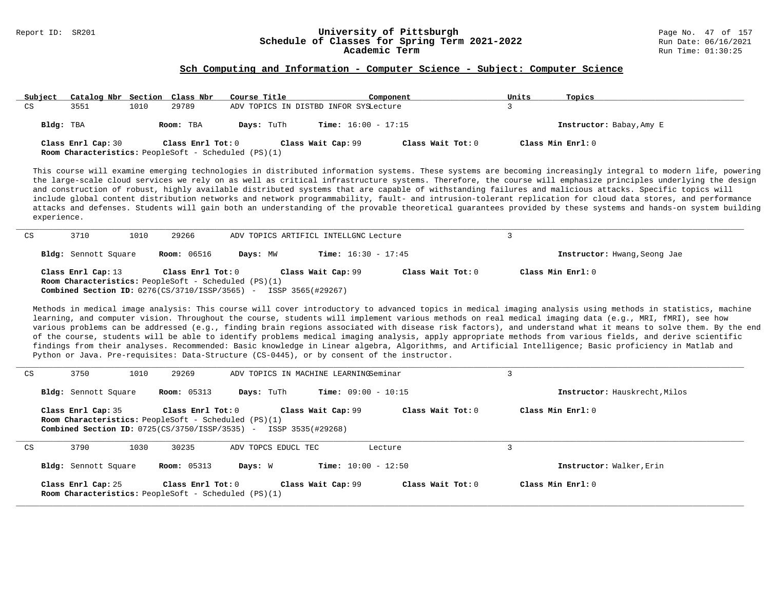## Sch Computing and Information - Computer Science - Subject: Computer Science

| Subject | Catalog Nbr | Section | Class Nbr | Course Title | Component | Units | Topics |
|---|---|---|---|---|---|---|---|
| CS | 3551 | 1010 | 29789 | ADV TOPICS IN DISTBD INFOR SYS | Lecture | 3 | |

**Bldg:** TBA **Room:** TBA **Days:** TuTh **Time:** 16:00 - 17:15 **Instructor:** Babay,Amy E

**Class Enrl Cap:** 30 **Class Enrl Tot:** 0 **Class Wait Cap:** 99 **Class Wait Tot:** 0 **Class Min Enrl:** 0
**Room Characteristics:** PeopleSoft - Scheduled (PS)(1)

This course will examine emerging technologies in distributed information systems. These systems are becoming increasingly integral to modern life, powering the large-scale cloud services we rely on as well as critical infrastructure systems. Therefore, the course will emphasize principles underlying the design and construction of robust, highly available distributed systems that are capable of withstanding failures and malicious attacks. Specific topics will include global content distribution networks and network programmability, fault- and intrusion-tolerant replication for cloud data stores, and performance attacks and defenses. Students will gain both an understanding of the provable theoretical guarantees provided by these systems and hands-on system building experience.

---

| Subject | Catalog Nbr | Section | Class Nbr | Course Title | Component | Units | Topics |
|---|---|---|---|---|---|---|---|
| CS | 3710 | 1010 | 29266 | ADV TOPICS ARTIFICL INTELLGNC | Lecture | 3 | |

**Bldg:** Sennott Square **Room:** 06516 **Days:** MW **Time:** 16:30 - 17:45 **Instructor:** Hwang,Seong Jae

**Class Enrl Cap:** 13 **Class Enrl Tot:** 0 **Class Wait Cap:** 99 **Class Wait Tot:** 0 **Class Min Enrl:** 0
**Room Characteristics:** PeopleSoft - Scheduled (PS)(1)
**Combined Section ID:** 0276(CS/3710/ISSP/3565) - ISSP 3565(#29267)

Methods in medical image analysis: This course will cover introductory to advanced topics in medical imaging analysis using methods in statistics, machine learning, and computer vision. Throughout the course, students will implement various methods on real medical imaging data (e.g., MRI, fMRI), see how various problems can be addressed (e.g., finding brain regions associated with disease risk factors), and understand what it means to solve them. By the end of the course, students will be able to identify problems medical imaging analysis, apply appropriate methods from various fields, and derive scientific findings from their analyses. Recommended: Basic knowledge in Linear algebra, Algorithms, and Artificial Intelligence; Basic proficiency in Matlab and Python or Java. Pre-requisites: Data-Structure (CS-0445), or by consent of the instructor.

---

| Subject | Catalog Nbr | Section | Class Nbr | Course Title | Component | Units | Topics |
|---|---|---|---|---|---|---|---|
| CS | 3750 | 1010 | 29269 | ADV TOPICS IN MACHINE LEARNING | Seminar | 3 | |

**Bldg:** Sennott Square **Room:** 05313 **Days:** TuTh **Time:** 09:00 - 10:15 **Instructor:** Hauskrecht,Milos

**Class Enrl Cap:** 35 **Class Enrl Tot:** 0 **Class Wait Cap:** 99 **Class Wait Tot:** 0 **Class Min Enrl:** 0
**Room Characteristics:** PeopleSoft - Scheduled (PS)(1)
**Combined Section ID:** 0725(CS/3750/ISSP/3535) - ISSP 3535(#29268)

---

| Subject | Catalog Nbr | Section | Class Nbr | Course Title | Component | Units | Topics |
|---|---|---|---|---|---|---|---|
| CS | 3790 | 1030 | 30235 | ADV TOPCS EDUCL TEC | Lecture | 3 | |

**Bldg:** Sennott Square **Room:** 05313 **Days:** W **Time:** 10:00 - 12:50 **Instructor:** Walker,Erin

**Class Enrl Cap:** 25 **Class Enrl Tot:** 0 **Class Wait Cap:** 99 **Class Wait Tot:** 0 **Class Min Enrl:** 0
**Room Characteristics:** PeopleSoft - Scheduled (PS)(1)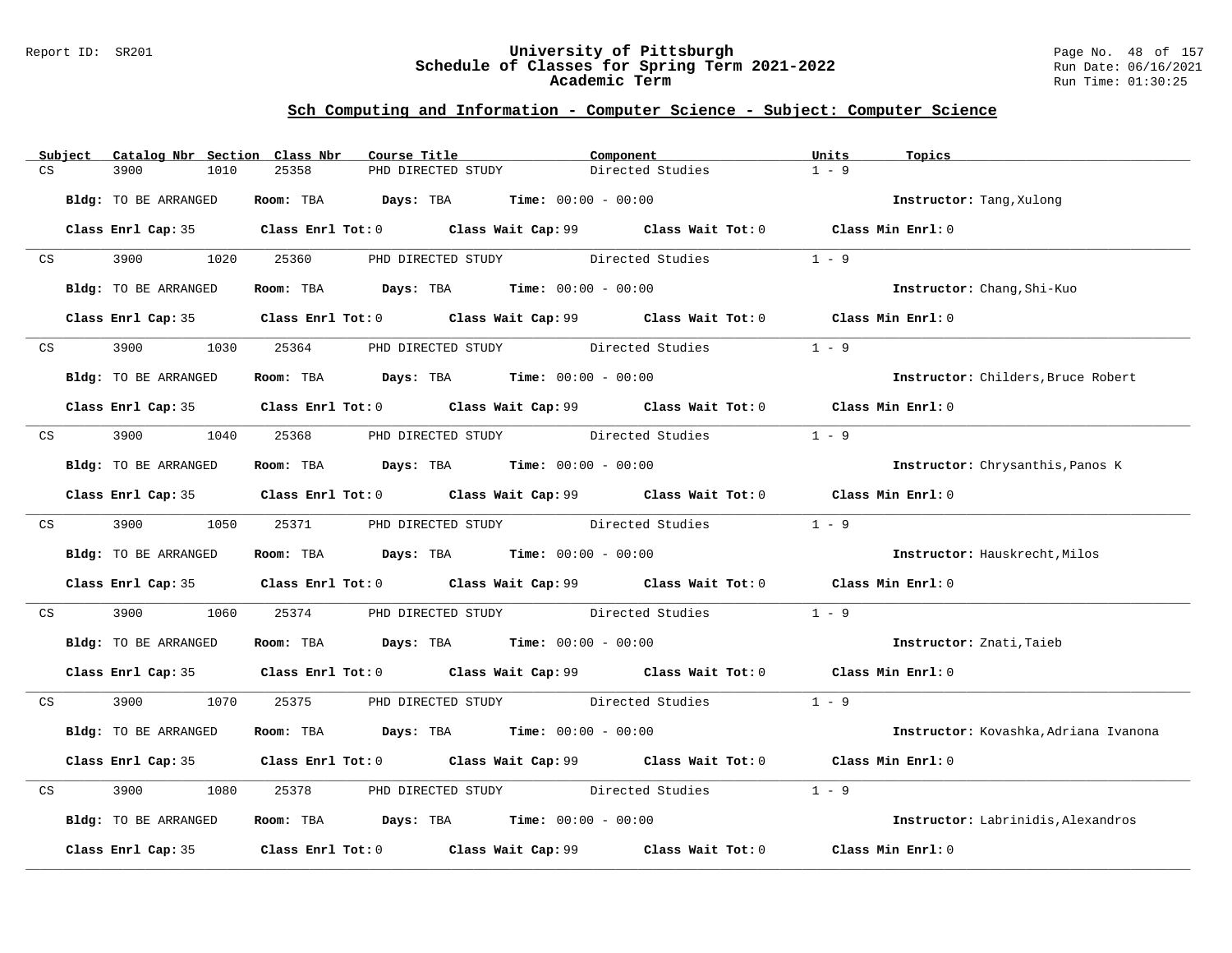## Sch Computing and Information - Computer Science - Subject: Computer Science

| Subject | Catalog Nbr | Section | Class Nbr | Course Title | Component | Units | Topics |
|---|---|---|---|---|---|---|---|
| CS | 3900 | 1010 | 25358 | PHD DIRECTED STUDY | Directed Studies | 1 - 9 | |

**Bldg:** TO BE ARRANGED **Room:** TBA **Days:** TBA **Time:** 00:00 - 00:00 **Instructor:** Tang,Xulong

**Class Enrl Cap:** 35 **Class Enrl Tot:** 0 **Class Wait Cap:** 99 **Class Wait Tot:** 0 **Class Min Enrl:** 0

| Subject | Catalog Nbr | Section | Class Nbr | Course Title | Component | Units | Topics |
|---|---|---|---|---|---|---|---|
| CS | 3900 | 1020 | 25360 | PHD DIRECTED STUDY | Directed Studies | 1 - 9 | |

**Bldg:** TO BE ARRANGED **Room:** TBA **Days:** TBA **Time:** 00:00 - 00:00 **Instructor:** Chang,Shi-Kuo

**Class Enrl Cap:** 35 **Class Enrl Tot:** 0 **Class Wait Cap:** 99 **Class Wait Tot:** 0 **Class Min Enrl:** 0

| Subject | Catalog Nbr | Section | Class Nbr | Course Title | Component | Units | Topics |
|---|---|---|---|---|---|---|---|
| CS | 3900 | 1030 | 25364 | PHD DIRECTED STUDY | Directed Studies | 1 - 9 | |

**Bldg:** TO BE ARRANGED **Room:** TBA **Days:** TBA **Time:** 00:00 - 00:00 **Instructor:** Childers,Bruce Robert

**Class Enrl Cap:** 35 **Class Enrl Tot:** 0 **Class Wait Cap:** 99 **Class Wait Tot:** 0 **Class Min Enrl:** 0

| Subject | Catalog Nbr | Section | Class Nbr | Course Title | Component | Units | Topics |
|---|---|---|---|---|---|---|---|
| CS | 3900 | 1040 | 25368 | PHD DIRECTED STUDY | Directed Studies | 1 - 9 | |

**Bldg:** TO BE ARRANGED **Room:** TBA **Days:** TBA **Time:** 00:00 - 00:00 **Instructor:** Chrysanthis,Panos K

**Class Enrl Cap:** 35 **Class Enrl Tot:** 0 **Class Wait Cap:** 99 **Class Wait Tot:** 0 **Class Min Enrl:** 0

| Subject | Catalog Nbr | Section | Class Nbr | Course Title | Component | Units | Topics |
|---|---|---|---|---|---|---|---|
| CS | 3900 | 1050 | 25371 | PHD DIRECTED STUDY | Directed Studies | 1 - 9 | |

**Bldg:** TO BE ARRANGED **Room:** TBA **Days:** TBA **Time:** 00:00 - 00:00 **Instructor:** Hauskrecht,Milos

**Class Enrl Cap:** 35 **Class Enrl Tot:** 0 **Class Wait Cap:** 99 **Class Wait Tot:** 0 **Class Min Enrl:** 0

| Subject | Catalog Nbr | Section | Class Nbr | Course Title | Component | Units | Topics |
|---|---|---|---|---|---|---|---|
| CS | 3900 | 1060 | 25374 | PHD DIRECTED STUDY | Directed Studies | 1 - 9 | |

**Bldg:** TO BE ARRANGED **Room:** TBA **Days:** TBA **Time:** 00:00 - 00:00 **Instructor:** Znati,Taieb

**Class Enrl Cap:** 35 **Class Enrl Tot:** 0 **Class Wait Cap:** 99 **Class Wait Tot:** 0 **Class Min Enrl:** 0

| Subject | Catalog Nbr | Section | Class Nbr | Course Title | Component | Units | Topics |
|---|---|---|---|---|---|---|---|
| CS | 3900 | 1070 | 25375 | PHD DIRECTED STUDY | Directed Studies | 1 - 9 | |

**Bldg:** TO BE ARRANGED **Room:** TBA **Days:** TBA **Time:** 00:00 - 00:00 **Instructor:** Kovashka,Adriana Ivanona

**Class Enrl Cap:** 35 **Class Enrl Tot:** 0 **Class Wait Cap:** 99 **Class Wait Tot:** 0 **Class Min Enrl:** 0

| Subject | Catalog Nbr | Section | Class Nbr | Course Title | Component | Units | Topics |
|---|---|---|---|---|---|---|---|
| CS | 3900 | 1080 | 25378 | PHD DIRECTED STUDY | Directed Studies | 1 - 9 | |

**Bldg:** TO BE ARRANGED **Room:** TBA **Days:** TBA **Time:** 00:00 - 00:00 **Instructor:** Labrinidis,Alexandros

**Class Enrl Cap:** 35 **Class Enrl Tot:** 0 **Class Wait Cap:** 99 **Class Wait Tot:** 0 **Class Min Enrl:** 0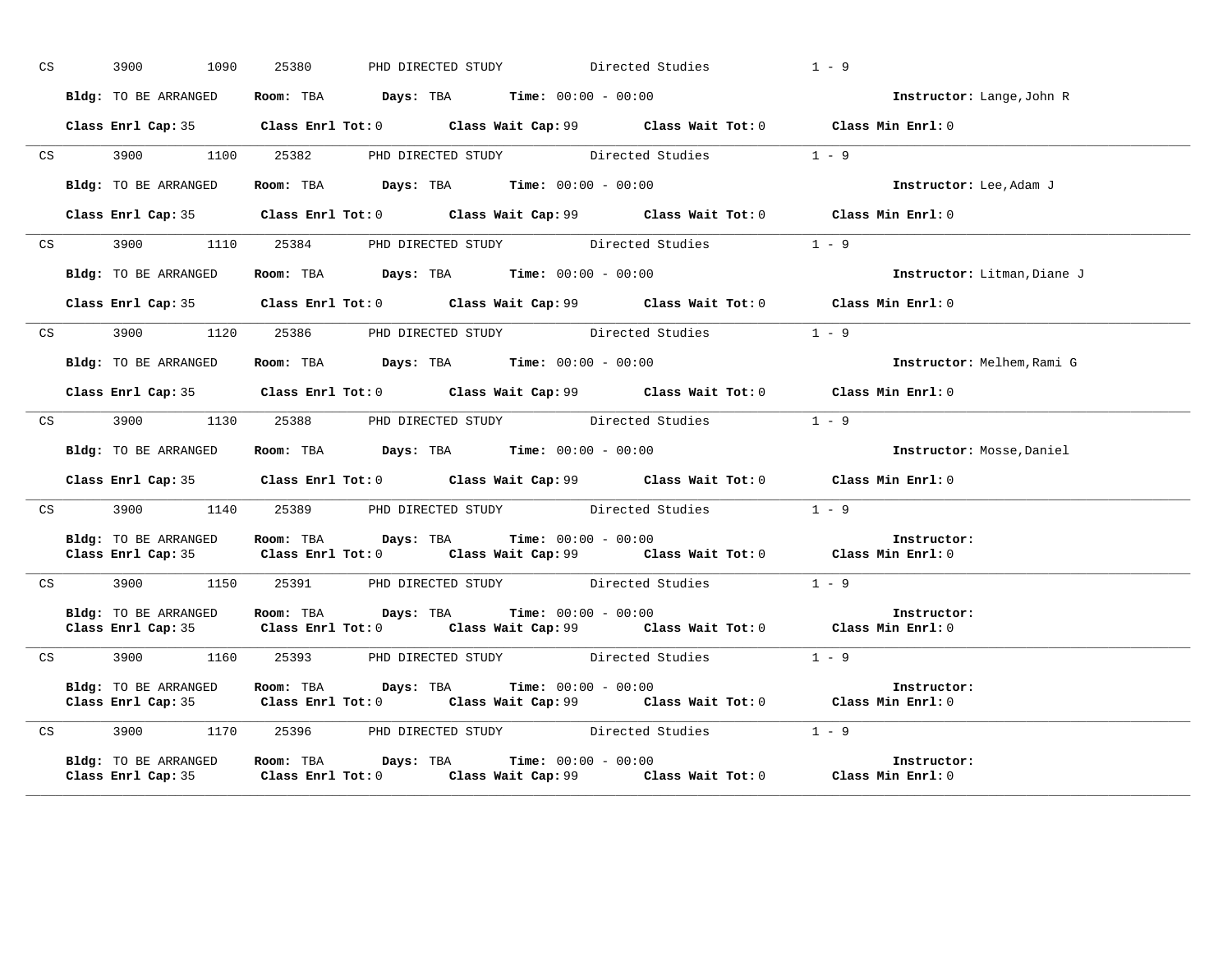CS 3900 1090 25380 PHD DIRECTED STUDY Directed Studies 1 - 9

**Bldg:** TO BE ARRANGED **Room:** TBA **Days:** TBA **Time:** 00:00 - 00:00 **Instructor:** Lange,John R

**Class Enrl Cap:** 35 **Class Enrl Tot:** 0 **Class Wait Cap:** 99 **Class Wait Tot:** 0 **Class Min Enrl:** 0

---

CS 3900 1100 25382 PHD DIRECTED STUDY Directed Studies 1 - 9

**Bldg:** TO BE ARRANGED **Room:** TBA **Days:** TBA **Time:** 00:00 - 00:00 **Instructor:** Lee,Adam J

**Class Enrl Cap:** 35 **Class Enrl Tot:** 0 **Class Wait Cap:** 99 **Class Wait Tot:** 0 **Class Min Enrl:** 0

---

CS 3900 1110 25384 PHD DIRECTED STUDY Directed Studies 1 - 9

**Bldg:** TO BE ARRANGED **Room:** TBA **Days:** TBA **Time:** 00:00 - 00:00 **Instructor:** Litman,Diane J

**Class Enrl Cap:** 35 **Class Enrl Tot:** 0 **Class Wait Cap:** 99 **Class Wait Tot:** 0 **Class Min Enrl:** 0

---

CS 3900 1120 25386 PHD DIRECTED STUDY Directed Studies 1 - 9

**Bldg:** TO BE ARRANGED **Room:** TBA **Days:** TBA **Time:** 00:00 - 00:00 **Instructor:** Melhem,Rami G

**Class Enrl Cap:** 35 **Class Enrl Tot:** 0 **Class Wait Cap:** 99 **Class Wait Tot:** 0 **Class Min Enrl:** 0

---

CS 3900 1130 25388 PHD DIRECTED STUDY Directed Studies 1 - 9

**Bldg:** TO BE ARRANGED **Room:** TBA **Days:** TBA **Time:** 00:00 - 00:00 **Instructor:** Mosse,Daniel

**Class Enrl Cap:** 35 **Class Enrl Tot:** 0 **Class Wait Cap:** 99 **Class Wait Tot:** 0 **Class Min Enrl:** 0

---

CS 3900 1140 25389 PHD DIRECTED STUDY Directed Studies 1 - 9

**Bldg:** TO BE ARRANGED **Room:** TBA **Days:** TBA **Time:** 00:00 - 00:00 **Instructor:**
**Class Enrl Cap:** 35 **Class Enrl Tot:** 0 **Class Wait Cap:** 99 **Class Wait Tot:** 0 **Class Min Enrl:** 0

---

CS 3900 1150 25391 PHD DIRECTED STUDY Directed Studies 1 - 9

**Bldg:** TO BE ARRANGED **Room:** TBA **Days:** TBA **Time:** 00:00 - 00:00 **Instructor:**
**Class Enrl Cap:** 35 **Class Enrl Tot:** 0 **Class Wait Cap:** 99 **Class Wait Tot:** 0 **Class Min Enrl:** 0

---

CS 3900 1160 25393 PHD DIRECTED STUDY Directed Studies 1 - 9

**Bldg:** TO BE ARRANGED **Room:** TBA **Days:** TBA **Time:** 00:00 - 00:00 **Instructor:**
**Class Enrl Cap:** 35 **Class Enrl Tot:** 0 **Class Wait Cap:** 99 **Class Wait Tot:** 0 **Class Min Enrl:** 0

---

CS 3900 1170 25396 PHD DIRECTED STUDY Directed Studies 1 - 9

**Bldg:** TO BE ARRANGED **Room:** TBA **Days:** TBA **Time:** 00:00 - 00:00 **Instructor:**
**Class Enrl Cap:** 35 **Class Enrl Tot:** 0 **Class Wait Cap:** 99 **Class Wait Tot:** 0 **Class Min Enrl:** 0

---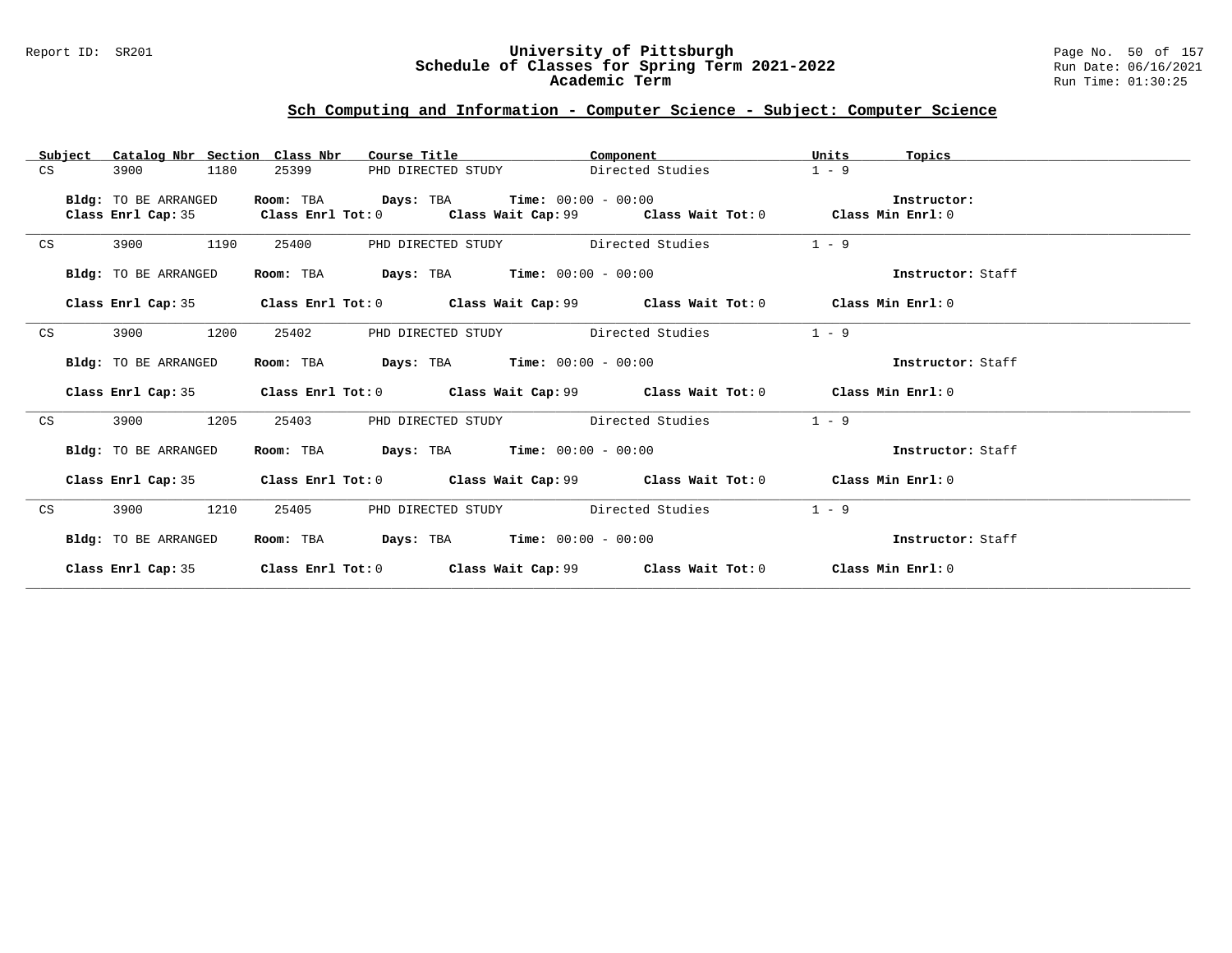## Sch Computing and Information - Computer Science - Subject: Computer Science

| Subject | Catalog Nbr | Section | Class Nbr | Course Title | Component | Units | Topics |
|---|---|---|---|---|---|---|---|
| CS | 3900 | 1180 | 25399 | PHD DIRECTED STUDY | Directed Studies | 1 - 9 | |

**Bldg:** TO BE ARRANGED **Room:** TBA **Days:** TBA **Time:** 00:00 - 00:00 **Instructor:**
**Class Enrl Cap:** 35 **Class Enrl Tot:** 0 **Class Wait Cap:** 99 **Class Wait Tot:** 0 **Class Min Enrl:** 0

| Subject | Catalog Nbr | Section | Class Nbr | Course Title | Component | Units | Topics |
|---|---|---|---|---|---|---|---|
| CS | 3900 | 1190 | 25400 | PHD DIRECTED STUDY | Directed Studies | 1 - 9 | |

**Bldg:** TO BE ARRANGED **Room:** TBA **Days:** TBA **Time:** 00:00 - 00:00 **Instructor:** Staff

**Class Enrl Cap:** 35 **Class Enrl Tot:** 0 **Class Wait Cap:** 99 **Class Wait Tot:** 0 **Class Min Enrl:** 0

| Subject | Catalog Nbr | Section | Class Nbr | Course Title | Component | Units | Topics |
|---|---|---|---|---|---|---|---|
| CS | 3900 | 1200 | 25402 | PHD DIRECTED STUDY | Directed Studies | 1 - 9 | |

**Bldg:** TO BE ARRANGED **Room:** TBA **Days:** TBA **Time:** 00:00 - 00:00 **Instructor:** Staff

**Class Enrl Cap:** 35 **Class Enrl Tot:** 0 **Class Wait Cap:** 99 **Class Wait Tot:** 0 **Class Min Enrl:** 0

| Subject | Catalog Nbr | Section | Class Nbr | Course Title | Component | Units | Topics |
|---|---|---|---|---|---|---|---|
| CS | 3900 | 1205 | 25403 | PHD DIRECTED STUDY | Directed Studies | 1 - 9 | |

**Bldg:** TO BE ARRANGED **Room:** TBA **Days:** TBA **Time:** 00:00 - 00:00 **Instructor:** Staff

**Class Enrl Cap:** 35 **Class Enrl Tot:** 0 **Class Wait Cap:** 99 **Class Wait Tot:** 0 **Class Min Enrl:** 0

| Subject | Catalog Nbr | Section | Class Nbr | Course Title | Component | Units | Topics |
|---|---|---|---|---|---|---|---|
| CS | 3900 | 1210 | 25405 | PHD DIRECTED STUDY | Directed Studies | 1 - 9 | |

**Bldg:** TO BE ARRANGED **Room:** TBA **Days:** TBA **Time:** 00:00 - 00:00 **Instructor:** Staff

**Class Enrl Cap:** 35 **Class Enrl Tot:** 0 **Class Wait Cap:** 99 **Class Wait Tot:** 0 **Class Min Enrl:** 0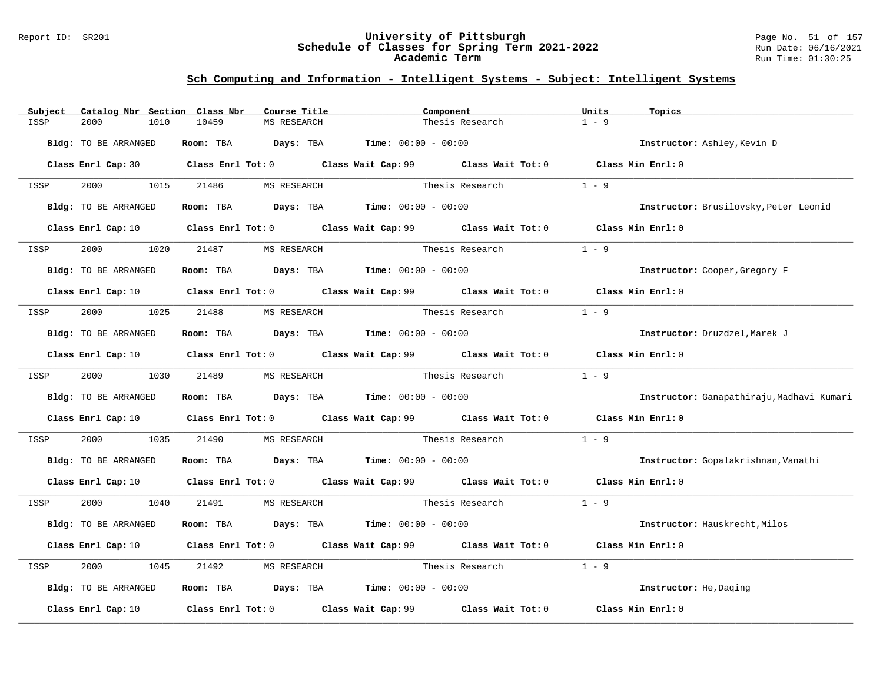## Sch Computing and Information - Intelligent Systems - Subject: Intelligent Systems

| Subject | Catalog Nbr | Section | Class Nbr | Course Title | Component | Units | Topics |
|---|---|---|---|---|---|---|---|
| ISSP | 2000 | 1010 | 10459 | MS RESEARCH | Thesis Research | 1 - 9 | |

**Bldg:** TO BE ARRANGED **Room:** TBA **Days:** TBA **Time:** 00:00 - 00:00 **Instructor:** Ashley,Kevin D

**Class Enrl Cap:** 30 **Class Enrl Tot:** 0 **Class Wait Cap:** 99 **Class Wait Tot:** 0 **Class Min Enrl:** 0

---

| Subject | Catalog Nbr | Section | Class Nbr | Course Title | Component | Units | Topics |
|---|---|---|---|---|---|---|---|
| ISSP | 2000 | 1015 | 21486 | MS RESEARCH | Thesis Research | 1 - 9 | |

**Bldg:** TO BE ARRANGED **Room:** TBA **Days:** TBA **Time:** 00:00 - 00:00 **Instructor:** Brusilovsky,Peter Leonid

**Class Enrl Cap:** 10 **Class Enrl Tot:** 0 **Class Wait Cap:** 99 **Class Wait Tot:** 0 **Class Min Enrl:** 0

---

| Subject | Catalog Nbr | Section | Class Nbr | Course Title | Component | Units | Topics |
|---|---|---|---|---|---|---|---|
| ISSP | 2000 | 1020 | 21487 | MS RESEARCH | Thesis Research | 1 - 9 | |

**Bldg:** TO BE ARRANGED **Room:** TBA **Days:** TBA **Time:** 00:00 - 00:00 **Instructor:** Cooper,Gregory F

**Class Enrl Cap:** 10 **Class Enrl Tot:** 0 **Class Wait Cap:** 99 **Class Wait Tot:** 0 **Class Min Enrl:** 0

---

| Subject | Catalog Nbr | Section | Class Nbr | Course Title | Component | Units | Topics |
|---|---|---|---|---|---|---|---|
| ISSP | 2000 | 1025 | 21488 | MS RESEARCH | Thesis Research | 1 - 9 | |

**Bldg:** TO BE ARRANGED **Room:** TBA **Days:** TBA **Time:** 00:00 - 00:00 **Instructor:** Druzdzel,Marek J

**Class Enrl Cap:** 10 **Class Enrl Tot:** 0 **Class Wait Cap:** 99 **Class Wait Tot:** 0 **Class Min Enrl:** 0

---

| Subject | Catalog Nbr | Section | Class Nbr | Course Title | Component | Units | Topics |
|---|---|---|---|---|---|---|---|
| ISSP | 2000 | 1030 | 21489 | MS RESEARCH | Thesis Research | 1 - 9 | |

**Bldg:** TO BE ARRANGED **Room:** TBA **Days:** TBA **Time:** 00:00 - 00:00 **Instructor:** Ganapathiraju,Madhavi Kumari

**Class Enrl Cap:** 10 **Class Enrl Tot:** 0 **Class Wait Cap:** 99 **Class Wait Tot:** 0 **Class Min Enrl:** 0

---

| Subject | Catalog Nbr | Section | Class Nbr | Course Title | Component | Units | Topics |
|---|---|---|---|---|---|---|---|
| ISSP | 2000 | 1035 | 21490 | MS RESEARCH | Thesis Research | 1 - 9 | |

**Bldg:** TO BE ARRANGED **Room:** TBA **Days:** TBA **Time:** 00:00 - 00:00 **Instructor:** Gopalakrishnan,Vanathi

**Class Enrl Cap:** 10 **Class Enrl Tot:** 0 **Class Wait Cap:** 99 **Class Wait Tot:** 0 **Class Min Enrl:** 0

---

| Subject | Catalog Nbr | Section | Class Nbr | Course Title | Component | Units | Topics |
|---|---|---|---|---|---|---|---|
| ISSP | 2000 | 1040 | 21491 | MS RESEARCH | Thesis Research | 1 - 9 | |

**Bldg:** TO BE ARRANGED **Room:** TBA **Days:** TBA **Time:** 00:00 - 00:00 **Instructor:** Hauskrecht,Milos

**Class Enrl Cap:** 10 **Class Enrl Tot:** 0 **Class Wait Cap:** 99 **Class Wait Tot:** 0 **Class Min Enrl:** 0

---

| Subject | Catalog Nbr | Section | Class Nbr | Course Title | Component | Units | Topics |
|---|---|---|---|---|---|---|---|
| ISSP | 2000 | 1045 | 21492 | MS RESEARCH | Thesis Research | 1 - 9 | |

**Bldg:** TO BE ARRANGED **Room:** TBA **Days:** TBA **Time:** 00:00 - 00:00 **Instructor:** He,Daqing

**Class Enrl Cap:** 10 **Class Enrl Tot:** 0 **Class Wait Cap:** 99 **Class Wait Tot:** 0 **Class Min Enrl:** 0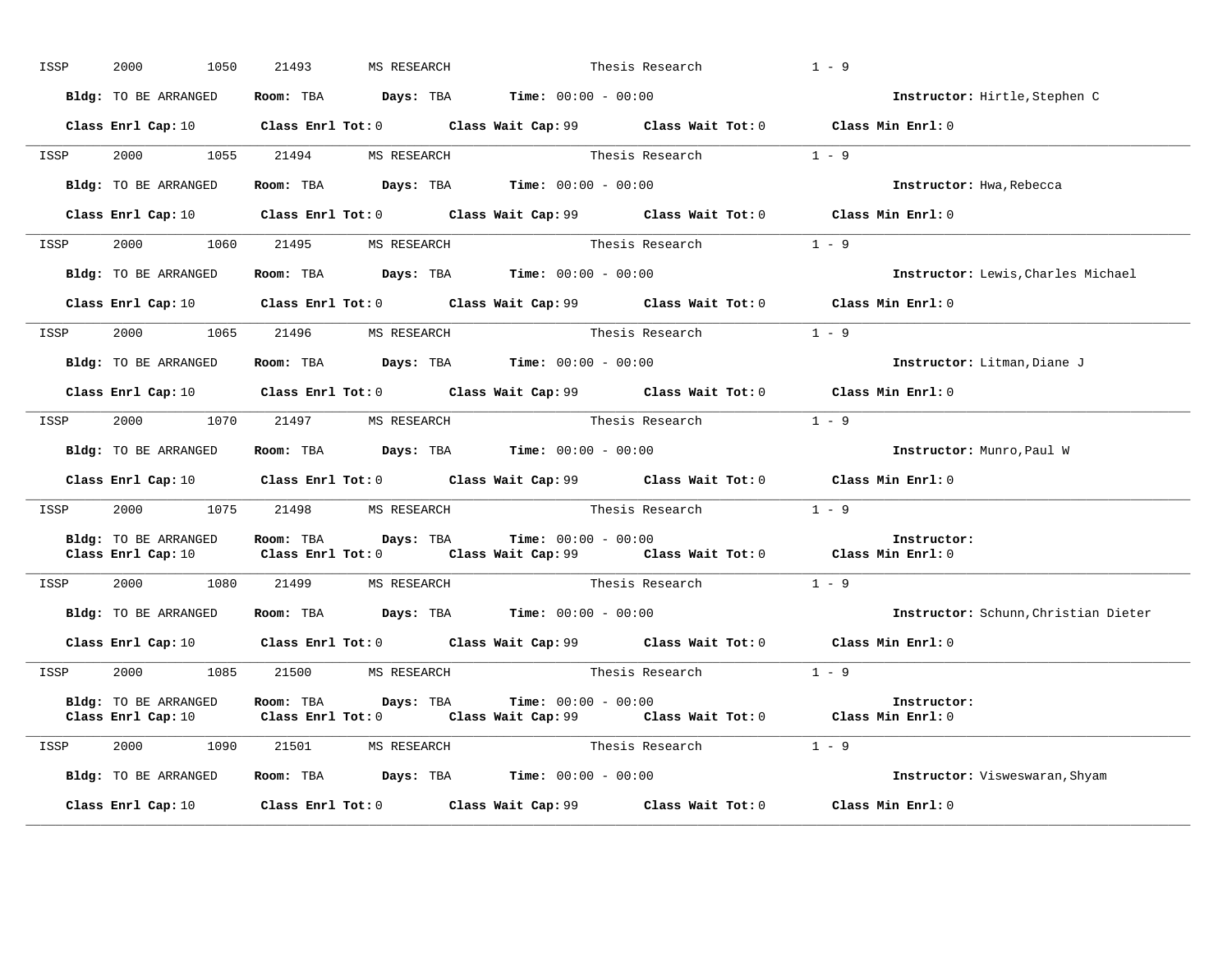ISSP 2000 1050 21493 MS RESEARCH Thesis Research 1 - 9

**Bldg:** TO BE ARRANGED **Room:** TBA **Days:** TBA **Time:** 00:00 - 00:00 **Instructor:** Hirtle,Stephen C

**Class Enrl Cap:** 10 **Class Enrl Tot:** 0 **Class Wait Cap:** 99 **Class Wait Tot:** 0 **Class Min Enrl:** 0

---

ISSP 2000 1055 21494 MS RESEARCH Thesis Research 1 - 9

**Bldg:** TO BE ARRANGED **Room:** TBA **Days:** TBA **Time:** 00:00 - 00:00 **Instructor:** Hwa,Rebecca

**Class Enrl Cap:** 10 **Class Enrl Tot:** 0 **Class Wait Cap:** 99 **Class Wait Tot:** 0 **Class Min Enrl:** 0

---

ISSP 2000 1060 21495 MS RESEARCH Thesis Research 1 - 9

**Bldg:** TO BE ARRANGED **Room:** TBA **Days:** TBA **Time:** 00:00 - 00:00 **Instructor:** Lewis,Charles Michael

**Class Enrl Cap:** 10 **Class Enrl Tot:** 0 **Class Wait Cap:** 99 **Class Wait Tot:** 0 **Class Min Enrl:** 0

---

ISSP 2000 1065 21496 MS RESEARCH Thesis Research 1 - 9

**Bldg:** TO BE ARRANGED **Room:** TBA **Days:** TBA **Time:** 00:00 - 00:00 **Instructor:** Litman,Diane J

**Class Enrl Cap:** 10 **Class Enrl Tot:** 0 **Class Wait Cap:** 99 **Class Wait Tot:** 0 **Class Min Enrl:** 0

---

ISSP 2000 1070 21497 MS RESEARCH Thesis Research 1 - 9

**Bldg:** TO BE ARRANGED **Room:** TBA **Days:** TBA **Time:** 00:00 - 00:00 **Instructor:** Munro,Paul W

**Class Enrl Cap:** 10 **Class Enrl Tot:** 0 **Class Wait Cap:** 99 **Class Wait Tot:** 0 **Class Min Enrl:** 0

---

ISSP 2000 1075 21498 MS RESEARCH Thesis Research 1 - 9

**Bldg:** TO BE ARRANGED **Room:** TBA **Days:** TBA **Time:** 00:00 - 00:00 **Instructor:**
**Class Enrl Cap:** 10 **Class Enrl Tot:** 0 **Class Wait Cap:** 99 **Class Wait Tot:** 0 **Class Min Enrl:** 0

---

ISSP 2000 1080 21499 MS RESEARCH Thesis Research 1 - 9

**Bldg:** TO BE ARRANGED **Room:** TBA **Days:** TBA **Time:** 00:00 - 00:00 **Instructor:** Schunn,Christian Dieter

**Class Enrl Cap:** 10 **Class Enrl Tot:** 0 **Class Wait Cap:** 99 **Class Wait Tot:** 0 **Class Min Enrl:** 0

---

ISSP 2000 1085 21500 MS RESEARCH Thesis Research 1 - 9

**Bldg:** TO BE ARRANGED **Room:** TBA **Days:** TBA **Time:** 00:00 - 00:00 **Instructor:**
**Class Enrl Cap:** 10 **Class Enrl Tot:** 0 **Class Wait Cap:** 99 **Class Wait Tot:** 0 **Class Min Enrl:** 0

---

ISSP 2000 1090 21501 MS RESEARCH Thesis Research 1 - 9

**Bldg:** TO BE ARRANGED **Room:** TBA **Days:** TBA **Time:** 00:00 - 00:00 **Instructor:** Visweswaran,Shyam

**Class Enrl Cap:** 10 **Class Enrl Tot:** 0 **Class Wait Cap:** 99 **Class Wait Tot:** 0 **Class Min Enrl:** 0

---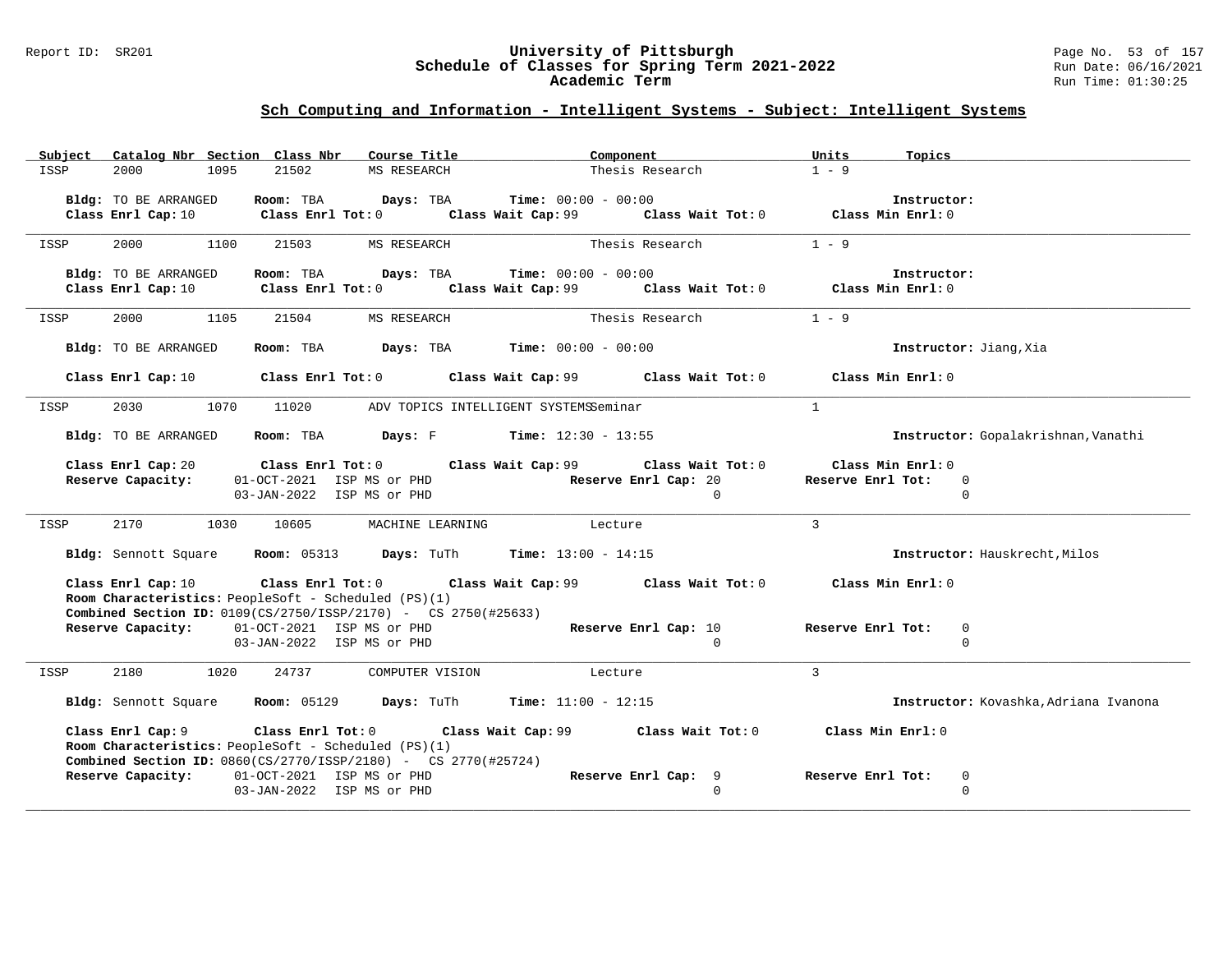## Sch Computing and Information - Intelligent Systems - Subject: Intelligent Systems

| Subject | Catalog Nbr | Section | Class Nbr | Course Title | Component | Units | Topics |
|---|---|---|---|---|---|---|---|
| ISSP | 2000 | 1095 | 21502 | MS RESEARCH | Thesis Research | 1 - 9 | |

**Bldg:** TO BE ARRANGED **Room:** TBA **Days:** TBA **Time:** 00:00 - 00:00 **Instructor:**
**Class Enrl Cap:** 10 **Class Enrl Tot:** 0 **Class Wait Cap:** 99 **Class Wait Tot:** 0 **Class Min Enrl:** 0

---

| Subject | Catalog Nbr | Section | Class Nbr | Course Title | Component | Units | Topics |
|---|---|---|---|---|---|---|---|
| ISSP | 2000 | 1100 | 21503 | MS RESEARCH | Thesis Research | 1 - 9 | |

**Bldg:** TO BE ARRANGED **Room:** TBA **Days:** TBA **Time:** 00:00 - 00:00 **Instructor:**
**Class Enrl Cap:** 10 **Class Enrl Tot:** 0 **Class Wait Cap:** 99 **Class Wait Tot:** 0 **Class Min Enrl:** 0

---

| Subject | Catalog Nbr | Section | Class Nbr | Course Title | Component | Units | Topics |
|---|---|---|---|---|---|---|---|
| ISSP | 2000 | 1105 | 21504 | MS RESEARCH | Thesis Research | 1 - 9 | |

**Bldg:** TO BE ARRANGED **Room:** TBA **Days:** TBA **Time:** 00:00 - 00:00 **Instructor:** Jiang,Xia

**Class Enrl Cap:** 10 **Class Enrl Tot:** 0 **Class Wait Cap:** 99 **Class Wait Tot:** 0 **Class Min Enrl:** 0

---

| Subject | Catalog Nbr | Section | Class Nbr | Course Title | Component | Units | Topics |
|---|---|---|---|---|---|---|---|
| ISSP | 2030 | 1070 | 11020 | ADV TOPICS INTELLIGENT SYSTEMS | Seminar | 1 | |

**Bldg:** TO BE ARRANGED **Room:** TBA **Days:** F **Time:** 12:30 - 13:55 **Instructor:** Gopalakrishnan,Vanathi

**Class Enrl Cap:** 20 **Class Enrl Tot:** 0 **Class Wait Cap:** 99 **Class Wait Tot:** 0 **Class Min Enrl:** 0

| Reserve Capacity: | | Reserve Enrl Cap | Reserve Enrl Tot |
|---|---|---|---|
| 01-OCT-2021 | ISP MS or PHD | 20 | 0 |
| 03-JAN-2022 | ISP MS or PHD | 0 | 0 |

---

| Subject | Catalog Nbr | Section | Class Nbr | Course Title | Component | Units | Topics |
|---|---|---|---|---|---|---|---|
| ISSP | 2170 | 1030 | 10605 | MACHINE LEARNING | Lecture | 3 | |

**Bldg:** Sennott Square **Room:** 05313 **Days:** TuTh **Time:** 13:00 - 14:15 **Instructor:** Hauskrecht,Milos

**Class Enrl Cap:** 10 **Class Enrl Tot:** 0 **Class Wait Cap:** 99 **Class Wait Tot:** 0 **Class Min Enrl:** 0
**Room Characteristics:** PeopleSoft - Scheduled (PS)(1)
**Combined Section ID:** 0109(CS/2750/ISSP/2170) - CS 2750(#25633)

| Reserve Capacity: | | Reserve Enrl Cap | Reserve Enrl Tot |
|---|---|---|---|
| 01-OCT-2021 | ISP MS or PHD | 10 | 0 |
| 03-JAN-2022 | ISP MS or PHD | 0 | 0 |

---

| Subject | Catalog Nbr | Section | Class Nbr | Course Title | Component | Units | Topics |
|---|---|---|---|---|---|---|---|
| ISSP | 2180 | 1020 | 24737 | COMPUTER VISION | Lecture | 3 | |

**Bldg:** Sennott Square **Room:** 05129 **Days:** TuTh **Time:** 11:00 - 12:15 **Instructor:** Kovashka,Adriana Ivanona

**Class Enrl Cap:** 9 **Class Enrl Tot:** 0 **Class Wait Cap:** 99 **Class Wait Tot:** 0 **Class Min Enrl:** 0
**Room Characteristics:** PeopleSoft - Scheduled (PS)(1)
**Combined Section ID:** 0860(CS/2770/ISSP/2180) - CS 2770(#25724)

| Reserve Capacity: | | Reserve Enrl Cap | Reserve Enrl Tot |
|---|---|---|---|
| 01-OCT-2021 | ISP MS or PHD | 9 | 0 |
| 03-JAN-2022 | ISP MS or PHD | 0 | 0 |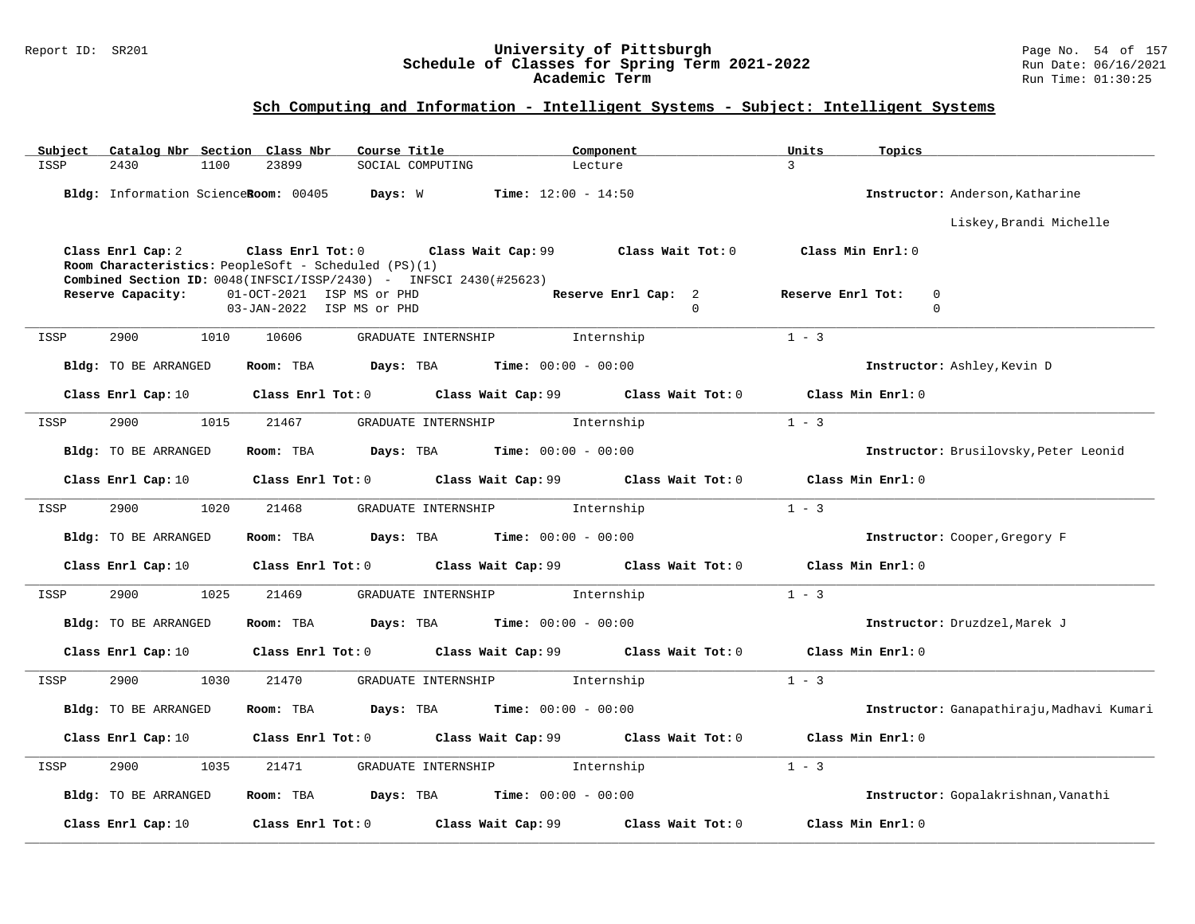## Sch Computing and Information - Intelligent Systems - Subject: Intelligent Systems

| Subject | Catalog Nbr | Section | Class Nbr | Course Title | Component | Units | Topics |
|---|---|---|---|---|---|---|---|
| ISSP | 2430 | 1100 | 23899 | SOCIAL COMPUTING | Lecture | 3 | |

**Bldg:** Information Sciences **Room:** 00405 **Days:** W **Time:** 12:00 - 14:50 **Instructor:** Anderson,Katharine; Liskey,Brandi Michelle

**Class Enrl Cap:** 2 **Class Enrl Tot:** 0 **Class Wait Cap:** 99 **Class Wait Tot:** 0 **Class Min Enrl:** 0

**Room Characteristics:** PeopleSoft - Scheduled (PS)(1)

**Combined Section ID:** 0048(INFSCI/ISSP/2430) - INFSCI 2430(#25623)

| Reserve Capacity: | | Reserve Enrl Cap: | Reserve Enrl Tot: |
|---|---|---|---|
| 01-OCT-2021 | ISP MS or PHD | 2 | 0 |
| 03-JAN-2022 | ISP MS or PHD | 0 | 0 |

---

| Subject | Catalog Nbr | Section | Class Nbr | Course Title | Component | Units |
|---|---|---|---|---|---|---|
| ISSP | 2900 | 1010 | 10606 | GRADUATE INTERNSHIP | Internship | 1 - 3 |

**Bldg:** TO BE ARRANGED **Room:** TBA **Days:** TBA **Time:** 00:00 - 00:00 **Instructor:** Ashley,Kevin D

**Class Enrl Cap:** 10 **Class Enrl Tot:** 0 **Class Wait Cap:** 99 **Class Wait Tot:** 0 **Class Min Enrl:** 0

---

| Subject | Catalog Nbr | Section | Class Nbr | Course Title | Component | Units |
|---|---|---|---|---|---|---|
| ISSP | 2900 | 1015 | 21467 | GRADUATE INTERNSHIP | Internship | 1 - 3 |

**Bldg:** TO BE ARRANGED **Room:** TBA **Days:** TBA **Time:** 00:00 - 00:00 **Instructor:** Brusilovsky,Peter Leonid

**Class Enrl Cap:** 10 **Class Enrl Tot:** 0 **Class Wait Cap:** 99 **Class Wait Tot:** 0 **Class Min Enrl:** 0

---

| Subject | Catalog Nbr | Section | Class Nbr | Course Title | Component | Units |
|---|---|---|---|---|---|---|
| ISSP | 2900 | 1020 | 21468 | GRADUATE INTERNSHIP | Internship | 1 - 3 |

**Bldg:** TO BE ARRANGED **Room:** TBA **Days:** TBA **Time:** 00:00 - 00:00 **Instructor:** Cooper,Gregory F

**Class Enrl Cap:** 10 **Class Enrl Tot:** 0 **Class Wait Cap:** 99 **Class Wait Tot:** 0 **Class Min Enrl:** 0

---

| Subject | Catalog Nbr | Section | Class Nbr | Course Title | Component | Units |
|---|---|---|---|---|---|---|
| ISSP | 2900 | 1025 | 21469 | GRADUATE INTERNSHIP | Internship | 1 - 3 |

**Bldg:** TO BE ARRANGED **Room:** TBA **Days:** TBA **Time:** 00:00 - 00:00 **Instructor:** Druzdzel,Marek J

**Class Enrl Cap:** 10 **Class Enrl Tot:** 0 **Class Wait Cap:** 99 **Class Wait Tot:** 0 **Class Min Enrl:** 0

---

| Subject | Catalog Nbr | Section | Class Nbr | Course Title | Component | Units |
|---|---|---|---|---|---|---|
| ISSP | 2900 | 1030 | 21470 | GRADUATE INTERNSHIP | Internship | 1 - 3 |

**Bldg:** TO BE ARRANGED **Room:** TBA **Days:** TBA **Time:** 00:00 - 00:00 **Instructor:** Ganapathiraju,Madhavi Kumari

**Class Enrl Cap:** 10 **Class Enrl Tot:** 0 **Class Wait Cap:** 99 **Class Wait Tot:** 0 **Class Min Enrl:** 0

---

| Subject | Catalog Nbr | Section | Class Nbr | Course Title | Component | Units |
|---|---|---|---|---|---|---|
| ISSP | 2900 | 1035 | 21471 | GRADUATE INTERNSHIP | Internship | 1 - 3 |

**Bldg:** TO BE ARRANGED **Room:** TBA **Days:** TBA **Time:** 00:00 - 00:00 **Instructor:** Gopalakrishnan,Vanathi

**Class Enrl Cap:** 10 **Class Enrl Tot:** 0 **Class Wait Cap:** 99 **Class Wait Tot:** 0 **Class Min Enrl:** 0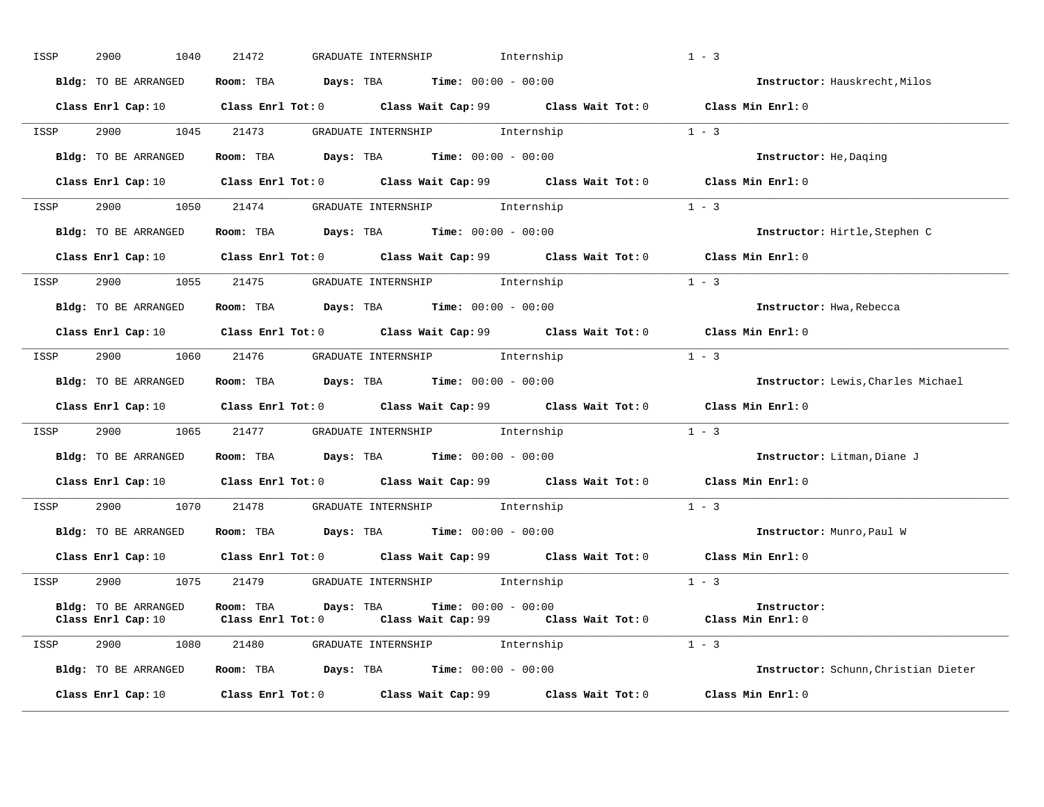ISSP 2900 1040 21472 GRADUATE INTERNSHIP Internship 1 - 3

**Bldg:** TO BE ARRANGED **Room:** TBA **Days:** TBA **Time:** 00:00 - 00:00 **Instructor:** Hauskrecht,Milos

**Class Enrl Cap:** 10 **Class Enrl Tot:** 0 **Class Wait Cap:** 99 **Class Wait Tot:** 0 **Class Min Enrl:** 0

---

ISSP 2900 1045 21473 GRADUATE INTERNSHIP Internship 1 - 3

**Bldg:** TO BE ARRANGED **Room:** TBA **Days:** TBA **Time:** 00:00 - 00:00 **Instructor:** He,Daqing

**Class Enrl Cap:** 10 **Class Enrl Tot:** 0 **Class Wait Cap:** 99 **Class Wait Tot:** 0 **Class Min Enrl:** 0

---

ISSP 2900 1050 21474 GRADUATE INTERNSHIP Internship 1 - 3

**Bldg:** TO BE ARRANGED **Room:** TBA **Days:** TBA **Time:** 00:00 - 00:00 **Instructor:** Hirtle,Stephen C

**Class Enrl Cap:** 10 **Class Enrl Tot:** 0 **Class Wait Cap:** 99 **Class Wait Tot:** 0 **Class Min Enrl:** 0

---

ISSP 2900 1055 21475 GRADUATE INTERNSHIP Internship 1 - 3

**Bldg:** TO BE ARRANGED **Room:** TBA **Days:** TBA **Time:** 00:00 - 00:00 **Instructor:** Hwa,Rebecca

**Class Enrl Cap:** 10 **Class Enrl Tot:** 0 **Class Wait Cap:** 99 **Class Wait Tot:** 0 **Class Min Enrl:** 0

---

ISSP 2900 1060 21476 GRADUATE INTERNSHIP Internship 1 - 3

**Bldg:** TO BE ARRANGED **Room:** TBA **Days:** TBA **Time:** 00:00 - 00:00 **Instructor:** Lewis,Charles Michael

**Class Enrl Cap:** 10 **Class Enrl Tot:** 0 **Class Wait Cap:** 99 **Class Wait Tot:** 0 **Class Min Enrl:** 0

---

ISSP 2900 1065 21477 GRADUATE INTERNSHIP Internship 1 - 3

**Bldg:** TO BE ARRANGED **Room:** TBA **Days:** TBA **Time:** 00:00 - 00:00 **Instructor:** Litman,Diane J

**Class Enrl Cap:** 10 **Class Enrl Tot:** 0 **Class Wait Cap:** 99 **Class Wait Tot:** 0 **Class Min Enrl:** 0

---

ISSP 2900 1070 21478 GRADUATE INTERNSHIP Internship 1 - 3

**Bldg:** TO BE ARRANGED **Room:** TBA **Days:** TBA **Time:** 00:00 - 00:00 **Instructor:** Munro,Paul W

**Class Enrl Cap:** 10 **Class Enrl Tot:** 0 **Class Wait Cap:** 99 **Class Wait Tot:** 0 **Class Min Enrl:** 0

---

ISSP 2900 1075 21479 GRADUATE INTERNSHIP Internship 1 - 3

**Bldg:** TO BE ARRANGED **Room:** TBA **Days:** TBA **Time:** 00:00 - 00:00 **Instructor:**
**Class Enrl Cap:** 10 **Class Enrl Tot:** 0 **Class Wait Cap:** 99 **Class Wait Tot:** 0 **Class Min Enrl:** 0

---

ISSP 2900 1080 21480 GRADUATE INTERNSHIP Internship 1 - 3

**Bldg:** TO BE ARRANGED **Room:** TBA **Days:** TBA **Time:** 00:00 - 00:00 **Instructor:** Schunn,Christian Dieter

**Class Enrl Cap:** 10 **Class Enrl Tot:** 0 **Class Wait Cap:** 99 **Class Wait Tot:** 0 **Class Min Enrl:** 0

---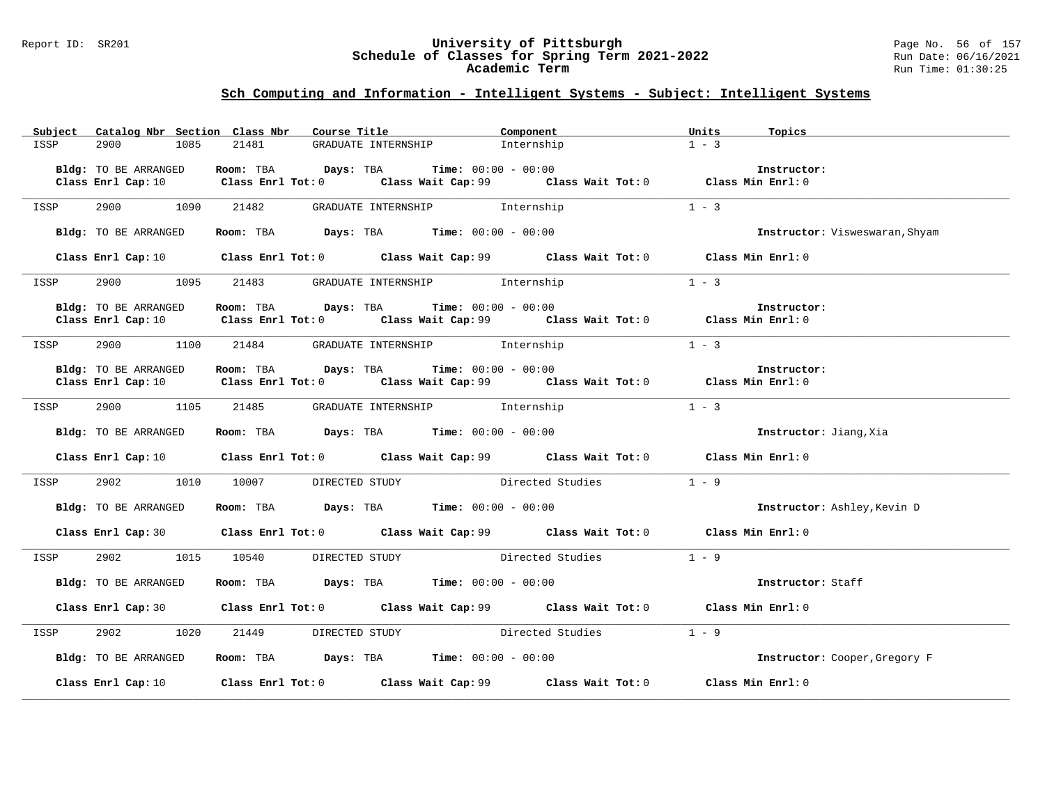## Sch Computing and Information - Intelligent Systems - Subject: Intelligent Systems

| Subject | Catalog Nbr | Section | Class Nbr | Course Title | Component | Units | Topics |
|---|---|---|---|---|---|---|---|
| ISSP | 2900 | 1085 | 21481 | GRADUATE INTERNSHIP | Internship | 1 - 3 | |

**Bldg:** TO BE ARRANGED **Room:** TBA **Days:** TBA **Time:** 00:00 - 00:00 **Instructor:**
**Class Enrl Cap:** 10 **Class Enrl Tot:** 0 **Class Wait Cap:** 99 **Class Wait Tot:** 0 **Class Min Enrl:** 0

| Subject | Catalog Nbr | Section | Class Nbr | Course Title | Component | Units | Topics |
|---|---|---|---|---|---|---|---|
| ISSP | 2900 | 1090 | 21482 | GRADUATE INTERNSHIP | Internship | 1 - 3 | |

**Bldg:** TO BE ARRANGED **Room:** TBA **Days:** TBA **Time:** 00:00 - 00:00 **Instructor:** Visweswaran,Shyam
**Class Enrl Cap:** 10 **Class Enrl Tot:** 0 **Class Wait Cap:** 99 **Class Wait Tot:** 0 **Class Min Enrl:** 0

| Subject | Catalog Nbr | Section | Class Nbr | Course Title | Component | Units | Topics |
|---|---|---|---|---|---|---|---|
| ISSP | 2900 | 1095 | 21483 | GRADUATE INTERNSHIP | Internship | 1 - 3 | |

**Bldg:** TO BE ARRANGED **Room:** TBA **Days:** TBA **Time:** 00:00 - 00:00 **Instructor:**
**Class Enrl Cap:** 10 **Class Enrl Tot:** 0 **Class Wait Cap:** 99 **Class Wait Tot:** 0 **Class Min Enrl:** 0

| Subject | Catalog Nbr | Section | Class Nbr | Course Title | Component | Units | Topics |
|---|---|---|---|---|---|---|---|
| ISSP | 2900 | 1100 | 21484 | GRADUATE INTERNSHIP | Internship | 1 - 3 | |

**Bldg:** TO BE ARRANGED **Room:** TBA **Days:** TBA **Time:** 00:00 - 00:00 **Instructor:**
**Class Enrl Cap:** 10 **Class Enrl Tot:** 0 **Class Wait Cap:** 99 **Class Wait Tot:** 0 **Class Min Enrl:** 0

| Subject | Catalog Nbr | Section | Class Nbr | Course Title | Component | Units | Topics |
|---|---|---|---|---|---|---|---|
| ISSP | 2900 | 1105 | 21485 | GRADUATE INTERNSHIP | Internship | 1 - 3 | |

**Bldg:** TO BE ARRANGED **Room:** TBA **Days:** TBA **Time:** 00:00 - 00:00 **Instructor:** Jiang,Xia
**Class Enrl Cap:** 10 **Class Enrl Tot:** 0 **Class Wait Cap:** 99 **Class Wait Tot:** 0 **Class Min Enrl:** 0

| Subject | Catalog Nbr | Section | Class Nbr | Course Title | Component | Units | Topics |
|---|---|---|---|---|---|---|---|
| ISSP | 2902 | 1010 | 10007 | DIRECTED STUDY | Directed Studies | 1 - 9 | |

**Bldg:** TO BE ARRANGED **Room:** TBA **Days:** TBA **Time:** 00:00 - 00:00 **Instructor:** Ashley,Kevin D
**Class Enrl Cap:** 30 **Class Enrl Tot:** 0 **Class Wait Cap:** 99 **Class Wait Tot:** 0 **Class Min Enrl:** 0

| Subject | Catalog Nbr | Section | Class Nbr | Course Title | Component | Units | Topics |
|---|---|---|---|---|---|---|---|
| ISSP | 2902 | 1015 | 10540 | DIRECTED STUDY | Directed Studies | 1 - 9 | |

**Bldg:** TO BE ARRANGED **Room:** TBA **Days:** TBA **Time:** 00:00 - 00:00 **Instructor:** Staff
**Class Enrl Cap:** 30 **Class Enrl Tot:** 0 **Class Wait Cap:** 99 **Class Wait Tot:** 0 **Class Min Enrl:** 0

| Subject | Catalog Nbr | Section | Class Nbr | Course Title | Component | Units | Topics |
|---|---|---|---|---|---|---|---|
| ISSP | 2902 | 1020 | 21449 | DIRECTED STUDY | Directed Studies | 1 - 9 | |

**Bldg:** TO BE ARRANGED **Room:** TBA **Days:** TBA **Time:** 00:00 - 00:00 **Instructor:** Cooper,Gregory F
**Class Enrl Cap:** 10 **Class Enrl Tot:** 0 **Class Wait Cap:** 99 **Class Wait Tot:** 0 **Class Min Enrl:** 0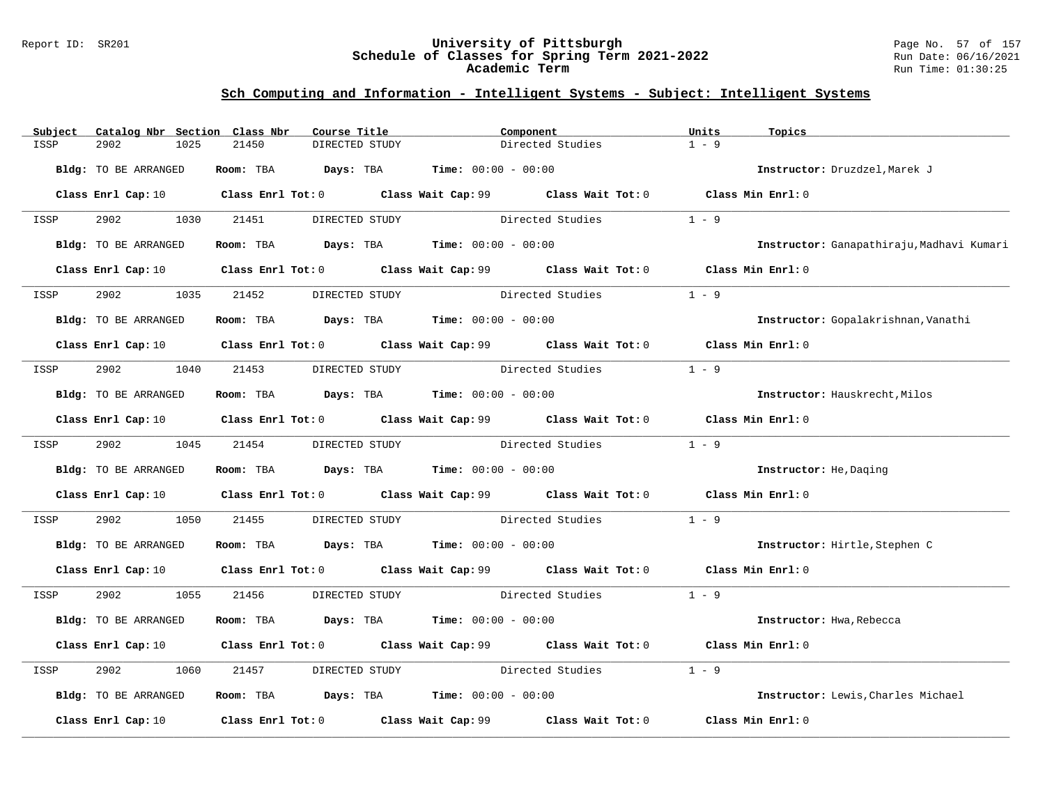## Sch Computing and Information - Intelligent Systems - Subject: Intelligent Systems

| Subject | Catalog Nbr | Section | Class Nbr | Course Title | Component | Units | Topics |
|---|---|---|---|---|---|---|---|
| ISSP | 2902 | 1025 | 21450 | DIRECTED STUDY | Directed Studies | 1 - 9 | |

**Bldg:** TO BE ARRANGED **Room:** TBA **Days:** TBA **Time:** 00:00 - 00:00 **Instructor:** Druzdzel,Marek J

**Class Enrl Cap:** 10 **Class Enrl Tot:** 0 **Class Wait Cap:** 99 **Class Wait Tot:** 0 **Class Min Enrl:** 0

---

| Subject | Catalog Nbr | Section | Class Nbr | Course Title | Component | Units | Topics |
|---|---|---|---|---|---|---|---|
| ISSP | 2902 | 1030 | 21451 | DIRECTED STUDY | Directed Studies | 1 - 9 | |

**Bldg:** TO BE ARRANGED **Room:** TBA **Days:** TBA **Time:** 00:00 - 00:00 **Instructor:** Ganapathiraju,Madhavi Kumari

**Class Enrl Cap:** 10 **Class Enrl Tot:** 0 **Class Wait Cap:** 99 **Class Wait Tot:** 0 **Class Min Enrl:** 0

---

| Subject | Catalog Nbr | Section | Class Nbr | Course Title | Component | Units | Topics |
|---|---|---|---|---|---|---|---|
| ISSP | 2902 | 1035 | 21452 | DIRECTED STUDY | Directed Studies | 1 - 9 | |

**Bldg:** TO BE ARRANGED **Room:** TBA **Days:** TBA **Time:** 00:00 - 00:00 **Instructor:** Gopalakrishnan,Vanathi

**Class Enrl Cap:** 10 **Class Enrl Tot:** 0 **Class Wait Cap:** 99 **Class Wait Tot:** 0 **Class Min Enrl:** 0

---

| Subject | Catalog Nbr | Section | Class Nbr | Course Title | Component | Units | Topics |
|---|---|---|---|---|---|---|---|
| ISSP | 2902 | 1040 | 21453 | DIRECTED STUDY | Directed Studies | 1 - 9 | |

**Bldg:** TO BE ARRANGED **Room:** TBA **Days:** TBA **Time:** 00:00 - 00:00 **Instructor:** Hauskrecht,Milos

**Class Enrl Cap:** 10 **Class Enrl Tot:** 0 **Class Wait Cap:** 99 **Class Wait Tot:** 0 **Class Min Enrl:** 0

---

| Subject | Catalog Nbr | Section | Class Nbr | Course Title | Component | Units | Topics |
|---|---|---|---|---|---|---|---|
| ISSP | 2902 | 1045 | 21454 | DIRECTED STUDY | Directed Studies | 1 - 9 | |

**Bldg:** TO BE ARRANGED **Room:** TBA **Days:** TBA **Time:** 00:00 - 00:00 **Instructor:** He,Daqing

**Class Enrl Cap:** 10 **Class Enrl Tot:** 0 **Class Wait Cap:** 99 **Class Wait Tot:** 0 **Class Min Enrl:** 0

---

| Subject | Catalog Nbr | Section | Class Nbr | Course Title | Component | Units | Topics |
|---|---|---|---|---|---|---|---|
| ISSP | 2902 | 1050 | 21455 | DIRECTED STUDY | Directed Studies | 1 - 9 | |

**Bldg:** TO BE ARRANGED **Room:** TBA **Days:** TBA **Time:** 00:00 - 00:00 **Instructor:** Hirtle,Stephen C

**Class Enrl Cap:** 10 **Class Enrl Tot:** 0 **Class Wait Cap:** 99 **Class Wait Tot:** 0 **Class Min Enrl:** 0

---

| Subject | Catalog Nbr | Section | Class Nbr | Course Title | Component | Units | Topics |
|---|---|---|---|---|---|---|---|
| ISSP | 2902 | 1055 | 21456 | DIRECTED STUDY | Directed Studies | 1 - 9 | |

**Bldg:** TO BE ARRANGED **Room:** TBA **Days:** TBA **Time:** 00:00 - 00:00 **Instructor:** Hwa,Rebecca

**Class Enrl Cap:** 10 **Class Enrl Tot:** 0 **Class Wait Cap:** 99 **Class Wait Tot:** 0 **Class Min Enrl:** 0

---

| Subject | Catalog Nbr | Section | Class Nbr | Course Title | Component | Units | Topics |
|---|---|---|---|---|---|---|---|
| ISSP | 2902 | 1060 | 21457 | DIRECTED STUDY | Directed Studies | 1 - 9 | |

**Bldg:** TO BE ARRANGED **Room:** TBA **Days:** TBA **Time:** 00:00 - 00:00 **Instructor:** Lewis,Charles Michael

**Class Enrl Cap:** 10 **Class Enrl Tot:** 0 **Class Wait Cap:** 99 **Class Wait Tot:** 0 **Class Min Enrl:** 0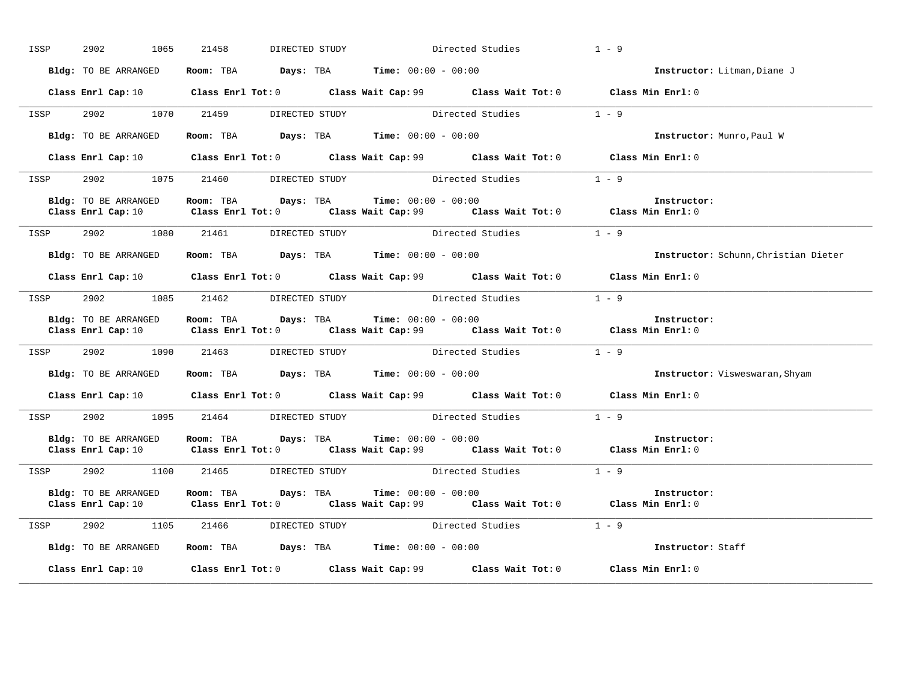ISSP 2902 1065 21458 DIRECTED STUDY Directed Studies 1 - 9

**Bldg:** TO BE ARRANGED **Room:** TBA **Days:** TBA **Time:** 00:00 - 00:00 **Instructor:** Litman,Diane J

**Class Enrl Cap:** 10 **Class Enrl Tot:** 0 **Class Wait Cap:** 99 **Class Wait Tot:** 0 **Class Min Enrl:** 0

---

ISSP 2902 1070 21459 DIRECTED STUDY Directed Studies 1 - 9

**Bldg:** TO BE ARRANGED **Room:** TBA **Days:** TBA **Time:** 00:00 - 00:00 **Instructor:** Munro,Paul W

**Class Enrl Cap:** 10 **Class Enrl Tot:** 0 **Class Wait Cap:** 99 **Class Wait Tot:** 0 **Class Min Enrl:** 0

---

ISSP 2902 1075 21460 DIRECTED STUDY Directed Studies 1 - 9

**Bldg:** TO BE ARRANGED **Room:** TBA **Days:** TBA **Time:** 00:00 - 00:00 **Instructor:**
**Class Enrl Cap:** 10 **Class Enrl Tot:** 0 **Class Wait Cap:** 99 **Class Wait Tot:** 0 **Class Min Enrl:** 0

---

ISSP 2902 1080 21461 DIRECTED STUDY Directed Studies 1 - 9

**Bldg:** TO BE ARRANGED **Room:** TBA **Days:** TBA **Time:** 00:00 - 00:00 **Instructor:** Schunn,Christian Dieter

**Class Enrl Cap:** 10 **Class Enrl Tot:** 0 **Class Wait Cap:** 99 **Class Wait Tot:** 0 **Class Min Enrl:** 0

---

ISSP 2902 1085 21462 DIRECTED STUDY Directed Studies 1 - 9

**Bldg:** TO BE ARRANGED **Room:** TBA **Days:** TBA **Time:** 00:00 - 00:00 **Instructor:**
**Class Enrl Cap:** 10 **Class Enrl Tot:** 0 **Class Wait Cap:** 99 **Class Wait Tot:** 0 **Class Min Enrl:** 0

---

ISSP 2902 1090 21463 DIRECTED STUDY Directed Studies 1 - 9

**Bldg:** TO BE ARRANGED **Room:** TBA **Days:** TBA **Time:** 00:00 - 00:00 **Instructor:** Visweswaran,Shyam

**Class Enrl Cap:** 10 **Class Enrl Tot:** 0 **Class Wait Cap:** 99 **Class Wait Tot:** 0 **Class Min Enrl:** 0

---

ISSP 2902 1095 21464 DIRECTED STUDY Directed Studies 1 - 9

**Bldg:** TO BE ARRANGED **Room:** TBA **Days:** TBA **Time:** 00:00 - 00:00 **Instructor:**
**Class Enrl Cap:** 10 **Class Enrl Tot:** 0 **Class Wait Cap:** 99 **Class Wait Tot:** 0 **Class Min Enrl:** 0

---

ISSP 2902 1100 21465 DIRECTED STUDY Directed Studies 1 - 9

**Bldg:** TO BE ARRANGED **Room:** TBA **Days:** TBA **Time:** 00:00 - 00:00 **Instructor:**
**Class Enrl Cap:** 10 **Class Enrl Tot:** 0 **Class Wait Cap:** 99 **Class Wait Tot:** 0 **Class Min Enrl:** 0

---

ISSP 2902 1105 21466 DIRECTED STUDY Directed Studies 1 - 9

**Bldg:** TO BE ARRANGED **Room:** TBA **Days:** TBA **Time:** 00:00 - 00:00 **Instructor:** Staff

**Class Enrl Cap:** 10 **Class Enrl Tot:** 0 **Class Wait Cap:** 99 **Class Wait Tot:** 0 **Class Min Enrl:** 0

---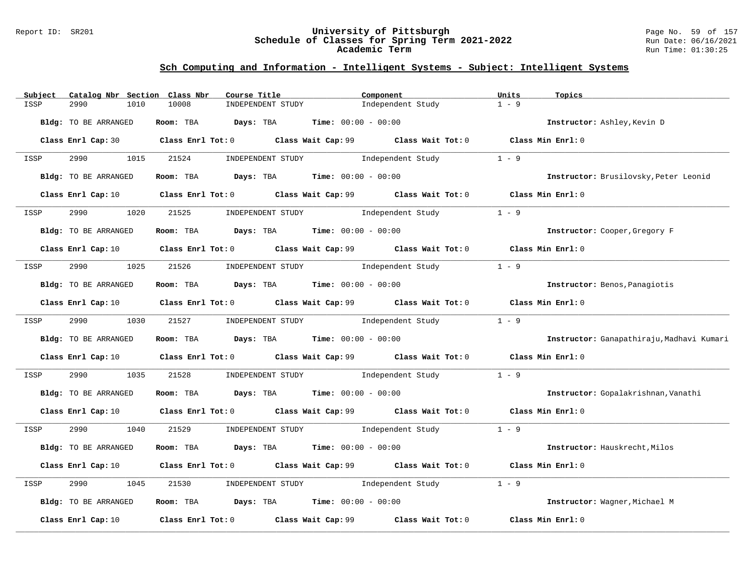## Sch Computing and Information - Intelligent Systems - Subject: Intelligent Systems

| Subject | Catalog Nbr | Section | Class Nbr | Course Title | Component | Units | Topics |
|---|---|---|---|---|---|---|---|
| ISSP | 2990 | 1010 | 10008 | INDEPENDENT STUDY | Independent Study | 1 - 9 | |

**Bldg:** TO BE ARRANGED **Room:** TBA **Days:** TBA **Time:** 00:00 - 00:00 **Instructor:** Ashley,Kevin D

**Class Enrl Cap:** 30 **Class Enrl Tot:** 0 **Class Wait Cap:** 99 **Class Wait Tot:** 0 **Class Min Enrl:** 0

| Subject | Catalog Nbr | Section | Class Nbr | Course Title | Component | Units | Topics |
|---|---|---|---|---|---|---|---|
| ISSP | 2990 | 1015 | 21524 | INDEPENDENT STUDY | Independent Study | 1 - 9 | |

**Bldg:** TO BE ARRANGED **Room:** TBA **Days:** TBA **Time:** 00:00 - 00:00 **Instructor:** Brusilovsky,Peter Leonid

**Class Enrl Cap:** 10 **Class Enrl Tot:** 0 **Class Wait Cap:** 99 **Class Wait Tot:** 0 **Class Min Enrl:** 0

| Subject | Catalog Nbr | Section | Class Nbr | Course Title | Component | Units | Topics |
|---|---|---|---|---|---|---|---|
| ISSP | 2990 | 1020 | 21525 | INDEPENDENT STUDY | Independent Study | 1 - 9 | |

**Bldg:** TO BE ARRANGED **Room:** TBA **Days:** TBA **Time:** 00:00 - 00:00 **Instructor:** Cooper,Gregory F

**Class Enrl Cap:** 10 **Class Enrl Tot:** 0 **Class Wait Cap:** 99 **Class Wait Tot:** 0 **Class Min Enrl:** 0

| Subject | Catalog Nbr | Section | Class Nbr | Course Title | Component | Units | Topics |
|---|---|---|---|---|---|---|---|
| ISSP | 2990 | 1025 | 21526 | INDEPENDENT STUDY | Independent Study | 1 - 9 | |

**Bldg:** TO BE ARRANGED **Room:** TBA **Days:** TBA **Time:** 00:00 - 00:00 **Instructor:** Benos,Panagiotis

**Class Enrl Cap:** 10 **Class Enrl Tot:** 0 **Class Wait Cap:** 99 **Class Wait Tot:** 0 **Class Min Enrl:** 0

| Subject | Catalog Nbr | Section | Class Nbr | Course Title | Component | Units | Topics |
|---|---|---|---|---|---|---|---|
| ISSP | 2990 | 1030 | 21527 | INDEPENDENT STUDY | Independent Study | 1 - 9 | |

**Bldg:** TO BE ARRANGED **Room:** TBA **Days:** TBA **Time:** 00:00 - 00:00 **Instructor:** Ganapathiraju,Madhavi Kumari

**Class Enrl Cap:** 10 **Class Enrl Tot:** 0 **Class Wait Cap:** 99 **Class Wait Tot:** 0 **Class Min Enrl:** 0

| Subject | Catalog Nbr | Section | Class Nbr | Course Title | Component | Units | Topics |
|---|---|---|---|---|---|---|---|
| ISSP | 2990 | 1035 | 21528 | INDEPENDENT STUDY | Independent Study | 1 - 9 | |

**Bldg:** TO BE ARRANGED **Room:** TBA **Days:** TBA **Time:** 00:00 - 00:00 **Instructor:** Gopalakrishnan,Vanathi

**Class Enrl Cap:** 10 **Class Enrl Tot:** 0 **Class Wait Cap:** 99 **Class Wait Tot:** 0 **Class Min Enrl:** 0

| Subject | Catalog Nbr | Section | Class Nbr | Course Title | Component | Units | Topics |
|---|---|---|---|---|---|---|---|
| ISSP | 2990 | 1040 | 21529 | INDEPENDENT STUDY | Independent Study | 1 - 9 | |

**Bldg:** TO BE ARRANGED **Room:** TBA **Days:** TBA **Time:** 00:00 - 00:00 **Instructor:** Hauskrecht,Milos

**Class Enrl Cap:** 10 **Class Enrl Tot:** 0 **Class Wait Cap:** 99 **Class Wait Tot:** 0 **Class Min Enrl:** 0

| Subject | Catalog Nbr | Section | Class Nbr | Course Title | Component | Units | Topics |
|---|---|---|---|---|---|---|---|
| ISSP | 2990 | 1045 | 21530 | INDEPENDENT STUDY | Independent Study | 1 - 9 | |

**Bldg:** TO BE ARRANGED **Room:** TBA **Days:** TBA **Time:** 00:00 - 00:00 **Instructor:** Wagner,Michael M

**Class Enrl Cap:** 10 **Class Enrl Tot:** 0 **Class Wait Cap:** 99 **Class Wait Tot:** 0 **Class Min Enrl:** 0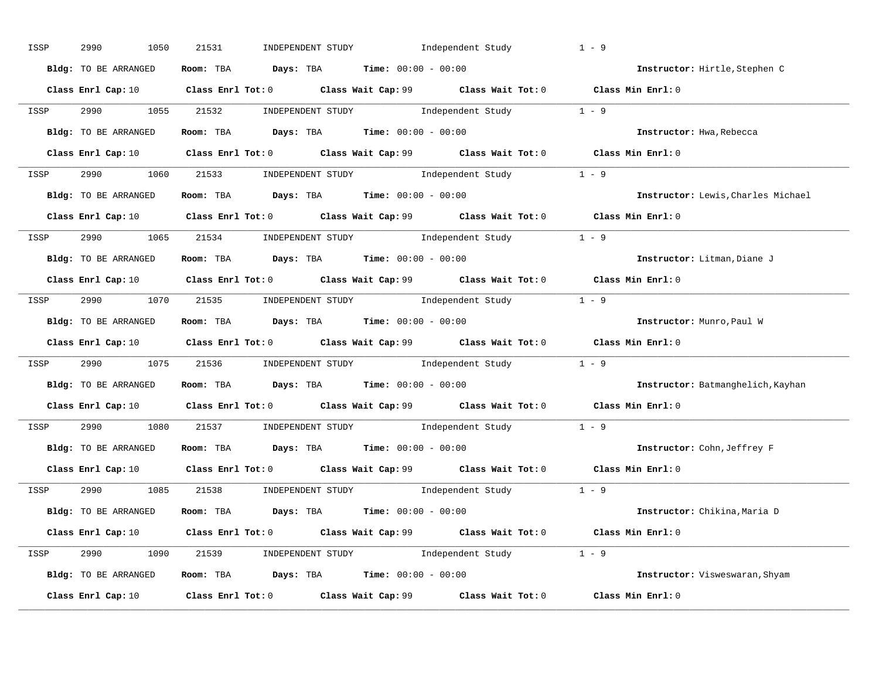ISSP 2990 1050 21531 INDEPENDENT STUDY Independent Study 1 - 9

**Bldg:** TO BE ARRANGED **Room:** TBA **Days:** TBA **Time:** 00:00 - 00:00 **Instructor:** Hirtle,Stephen C

**Class Enrl Cap:** 10 **Class Enrl Tot:** 0 **Class Wait Cap:** 99 **Class Wait Tot:** 0 **Class Min Enrl:** 0

---

ISSP 2990 1055 21532 INDEPENDENT STUDY Independent Study 1 - 9

**Bldg:** TO BE ARRANGED **Room:** TBA **Days:** TBA **Time:** 00:00 - 00:00 **Instructor:** Hwa,Rebecca

**Class Enrl Cap:** 10 **Class Enrl Tot:** 0 **Class Wait Cap:** 99 **Class Wait Tot:** 0 **Class Min Enrl:** 0

---

ISSP 2990 1060 21533 INDEPENDENT STUDY Independent Study 1 - 9

**Bldg:** TO BE ARRANGED **Room:** TBA **Days:** TBA **Time:** 00:00 - 00:00 **Instructor:** Lewis,Charles Michael

**Class Enrl Cap:** 10 **Class Enrl Tot:** 0 **Class Wait Cap:** 99 **Class Wait Tot:** 0 **Class Min Enrl:** 0

---

ISSP 2990 1065 21534 INDEPENDENT STUDY Independent Study 1 - 9

**Bldg:** TO BE ARRANGED **Room:** TBA **Days:** TBA **Time:** 00:00 - 00:00 **Instructor:** Litman,Diane J

**Class Enrl Cap:** 10 **Class Enrl Tot:** 0 **Class Wait Cap:** 99 **Class Wait Tot:** 0 **Class Min Enrl:** 0

---

ISSP 2990 1070 21535 INDEPENDENT STUDY Independent Study 1 - 9

**Bldg:** TO BE ARRANGED **Room:** TBA **Days:** TBA **Time:** 00:00 - 00:00 **Instructor:** Munro,Paul W

**Class Enrl Cap:** 10 **Class Enrl Tot:** 0 **Class Wait Cap:** 99 **Class Wait Tot:** 0 **Class Min Enrl:** 0

---

ISSP 2990 1075 21536 INDEPENDENT STUDY Independent Study 1 - 9

**Bldg:** TO BE ARRANGED **Room:** TBA **Days:** TBA **Time:** 00:00 - 00:00 **Instructor:** Batmanghelich,Kayhan

**Class Enrl Cap:** 10 **Class Enrl Tot:** 0 **Class Wait Cap:** 99 **Class Wait Tot:** 0 **Class Min Enrl:** 0

---

ISSP 2990 1080 21537 INDEPENDENT STUDY Independent Study 1 - 9

**Bldg:** TO BE ARRANGED **Room:** TBA **Days:** TBA **Time:** 00:00 - 00:00 **Instructor:** Cohn,Jeffrey F

**Class Enrl Cap:** 10 **Class Enrl Tot:** 0 **Class Wait Cap:** 99 **Class Wait Tot:** 0 **Class Min Enrl:** 0

---

ISSP 2990 1085 21538 INDEPENDENT STUDY Independent Study 1 - 9

**Bldg:** TO BE ARRANGED **Room:** TBA **Days:** TBA **Time:** 00:00 - 00:00 **Instructor:** Chikina,Maria D

**Class Enrl Cap:** 10 **Class Enrl Tot:** 0 **Class Wait Cap:** 99 **Class Wait Tot:** 0 **Class Min Enrl:** 0

---

ISSP 2990 1090 21539 INDEPENDENT STUDY Independent Study 1 - 9

**Bldg:** TO BE ARRANGED **Room:** TBA **Days:** TBA **Time:** 00:00 - 00:00 **Instructor:** Visweswaran,Shyam

**Class Enrl Cap:** 10 **Class Enrl Tot:** 0 **Class Wait Cap:** 99 **Class Wait Tot:** 0 **Class Min Enrl:** 0

---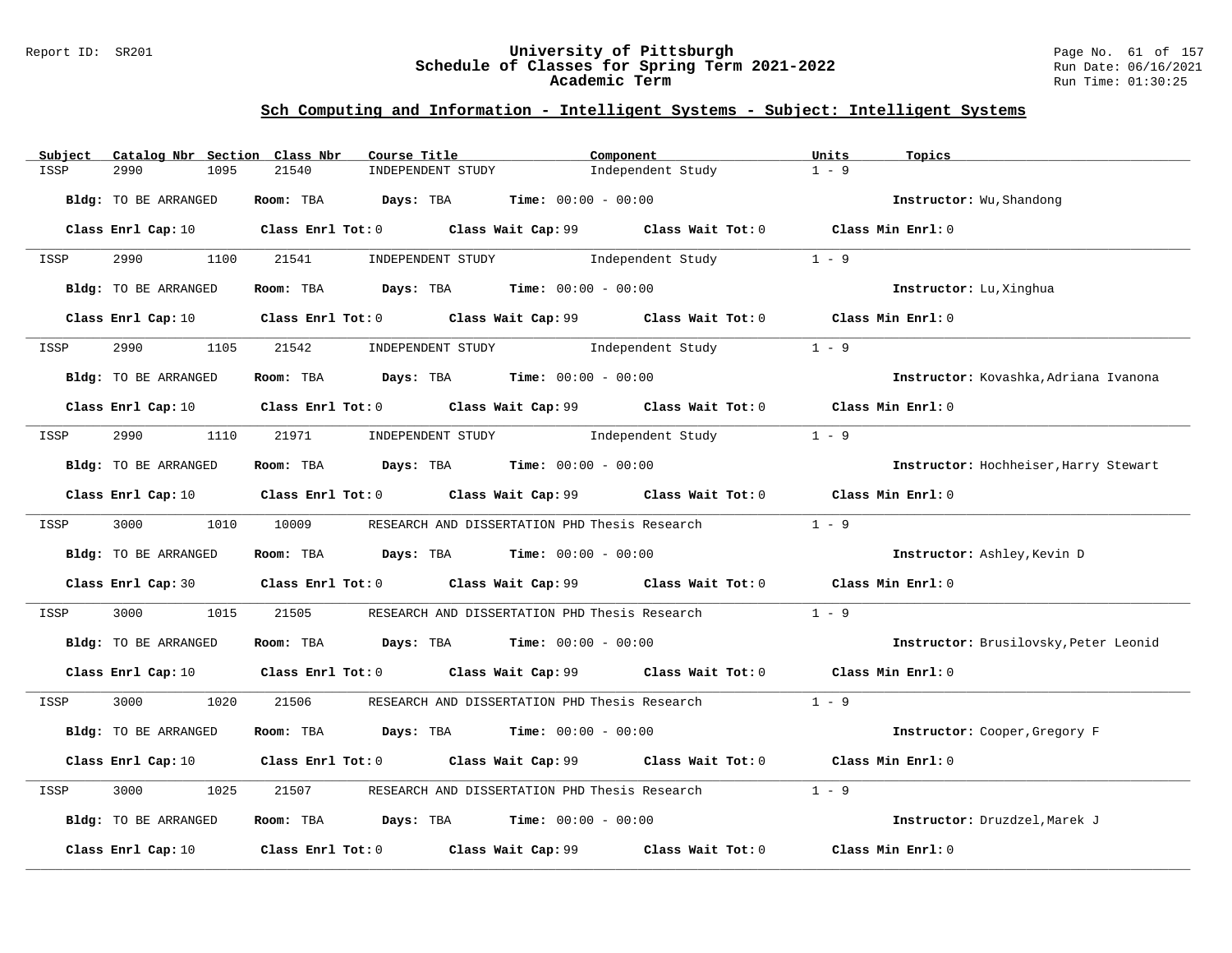## Sch Computing and Information - Intelligent Systems - Subject: Intelligent Systems

| Subject | Catalog Nbr | Section | Class Nbr | Course Title | Component | Units | Topics |
|---|---|---|---|---|---|---|---|
| ISSP | 2990 | 1095 | 21540 | INDEPENDENT STUDY | Independent Study | 1 - 9 | |

**Bldg:** TO BE ARRANGED **Room:** TBA **Days:** TBA **Time:** 00:00 - 00:00 **Instructor:** Wu,Shandong

**Class Enrl Cap:** 10 **Class Enrl Tot:** 0 **Class Wait Cap:** 99 **Class Wait Tot:** 0 **Class Min Enrl:** 0

---

| Subject | Catalog Nbr | Section | Class Nbr | Course Title | Component | Units | Topics |
|---|---|---|---|---|---|---|---|
| ISSP | 2990 | 1100 | 21541 | INDEPENDENT STUDY | Independent Study | 1 - 9 | |

**Bldg:** TO BE ARRANGED **Room:** TBA **Days:** TBA **Time:** 00:00 - 00:00 **Instructor:** Lu,Xinghua

**Class Enrl Cap:** 10 **Class Enrl Tot:** 0 **Class Wait Cap:** 99 **Class Wait Tot:** 0 **Class Min Enrl:** 0

---

| Subject | Catalog Nbr | Section | Class Nbr | Course Title | Component | Units | Topics |
|---|---|---|---|---|---|---|---|
| ISSP | 2990 | 1105 | 21542 | INDEPENDENT STUDY | Independent Study | 1 - 9 | |

**Bldg:** TO BE ARRANGED **Room:** TBA **Days:** TBA **Time:** 00:00 - 00:00 **Instructor:** Kovashka,Adriana Ivanona

**Class Enrl Cap:** 10 **Class Enrl Tot:** 0 **Class Wait Cap:** 99 **Class Wait Tot:** 0 **Class Min Enrl:** 0

---

| Subject | Catalog Nbr | Section | Class Nbr | Course Title | Component | Units | Topics |
|---|---|---|---|---|---|---|---|
| ISSP | 2990 | 1110 | 21971 | INDEPENDENT STUDY | Independent Study | 1 - 9 | |

**Bldg:** TO BE ARRANGED **Room:** TBA **Days:** TBA **Time:** 00:00 - 00:00 **Instructor:** Hochheiser,Harry Stewart

**Class Enrl Cap:** 10 **Class Enrl Tot:** 0 **Class Wait Cap:** 99 **Class Wait Tot:** 0 **Class Min Enrl:** 0

---

| Subject | Catalog Nbr | Section | Class Nbr | Course Title | Component | Units | Topics |
|---|---|---|---|---|---|---|---|
| ISSP | 3000 | 1010 | 10009 | RESEARCH AND DISSERTATION PHD | Thesis Research | 1 - 9 | |

**Bldg:** TO BE ARRANGED **Room:** TBA **Days:** TBA **Time:** 00:00 - 00:00 **Instructor:** Ashley,Kevin D

**Class Enrl Cap:** 30 **Class Enrl Tot:** 0 **Class Wait Cap:** 99 **Class Wait Tot:** 0 **Class Min Enrl:** 0

---

| Subject | Catalog Nbr | Section | Class Nbr | Course Title | Component | Units | Topics |
|---|---|---|---|---|---|---|---|
| ISSP | 3000 | 1015 | 21505 | RESEARCH AND DISSERTATION PHD | Thesis Research | 1 - 9 | |

**Bldg:** TO BE ARRANGED **Room:** TBA **Days:** TBA **Time:** 00:00 - 00:00 **Instructor:** Brusilovsky,Peter Leonid

**Class Enrl Cap:** 10 **Class Enrl Tot:** 0 **Class Wait Cap:** 99 **Class Wait Tot:** 0 **Class Min Enrl:** 0

---

| Subject | Catalog Nbr | Section | Class Nbr | Course Title | Component | Units | Topics |
|---|---|---|---|---|---|---|---|
| ISSP | 3000 | 1020 | 21506 | RESEARCH AND DISSERTATION PHD | Thesis Research | 1 - 9 | |

**Bldg:** TO BE ARRANGED **Room:** TBA **Days:** TBA **Time:** 00:00 - 00:00 **Instructor:** Cooper,Gregory F

**Class Enrl Cap:** 10 **Class Enrl Tot:** 0 **Class Wait Cap:** 99 **Class Wait Tot:** 0 **Class Min Enrl:** 0

---

| Subject | Catalog Nbr | Section | Class Nbr | Course Title | Component | Units | Topics |
|---|---|---|---|---|---|---|---|
| ISSP | 3000 | 1025 | 21507 | RESEARCH AND DISSERTATION PHD | Thesis Research | 1 - 9 | |

**Bldg:** TO BE ARRANGED **Room:** TBA **Days:** TBA **Time:** 00:00 - 00:00 **Instructor:** Druzdzel,Marek J

**Class Enrl Cap:** 10 **Class Enrl Tot:** 0 **Class Wait Cap:** 99 **Class Wait Tot:** 0 **Class Min Enrl:** 0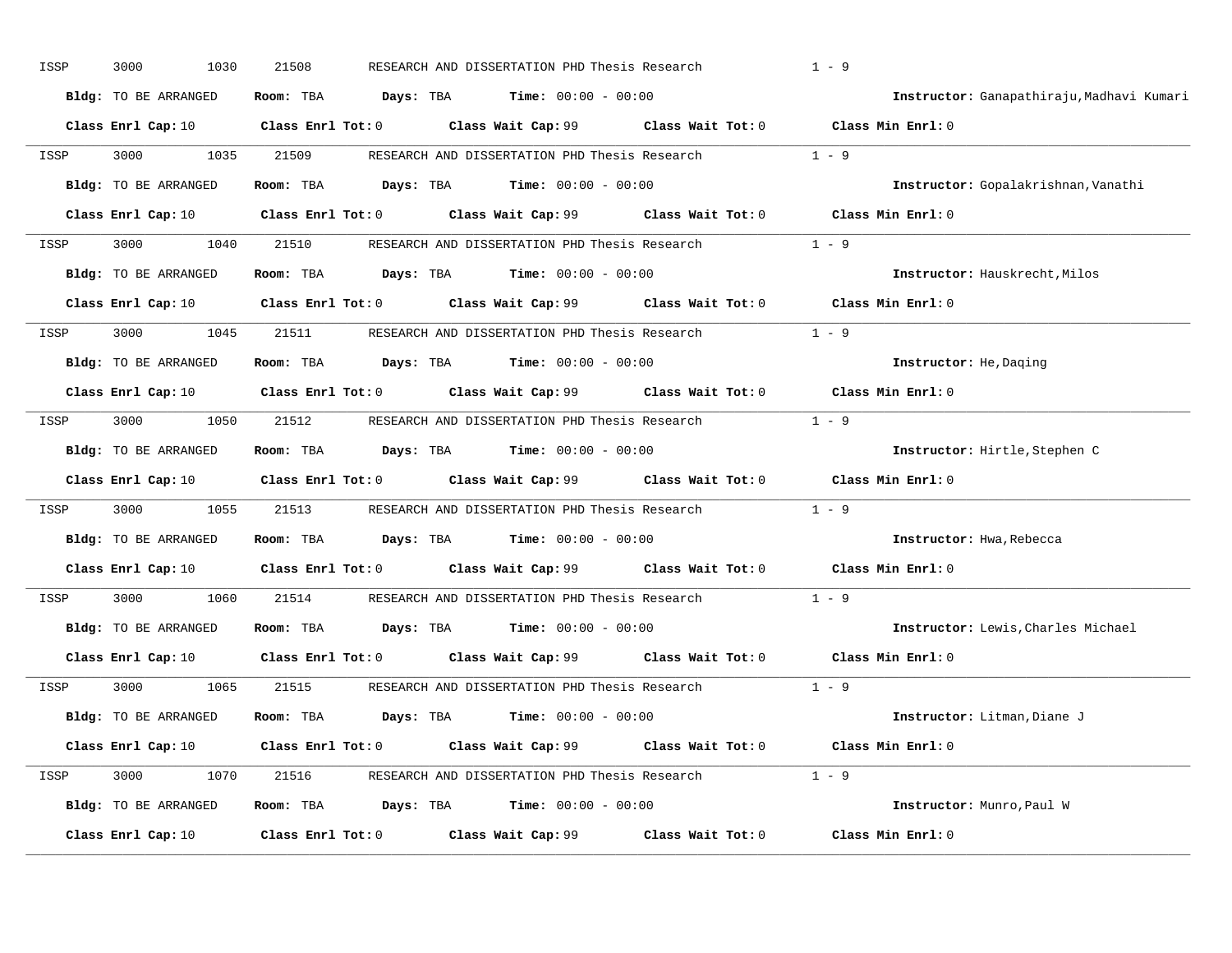ISSP 3000 1030 21508 RESEARCH AND DISSERTATION PHD Thesis Research 1 - 9

**Bldg:** TO BE ARRANGED **Room:** TBA **Days:** TBA **Time:** 00:00 - 00:00 **Instructor:** Ganapathiraju,Madhavi Kumari

**Class Enrl Cap:** 10 **Class Enrl Tot:** 0 **Class Wait Cap:** 99 **Class Wait Tot:** 0 **Class Min Enrl:** 0

---

ISSP 3000 1035 21509 RESEARCH AND DISSERTATION PHD Thesis Research 1 - 9

**Bldg:** TO BE ARRANGED **Room:** TBA **Days:** TBA **Time:** 00:00 - 00:00 **Instructor:** Gopalakrishnan,Vanathi

**Class Enrl Cap:** 10 **Class Enrl Tot:** 0 **Class Wait Cap:** 99 **Class Wait Tot:** 0 **Class Min Enrl:** 0

---

ISSP 3000 1040 21510 RESEARCH AND DISSERTATION PHD Thesis Research 1 - 9

**Bldg:** TO BE ARRANGED **Room:** TBA **Days:** TBA **Time:** 00:00 - 00:00 **Instructor:** Hauskrecht,Milos

**Class Enrl Cap:** 10 **Class Enrl Tot:** 0 **Class Wait Cap:** 99 **Class Wait Tot:** 0 **Class Min Enrl:** 0

---

ISSP 3000 1045 21511 RESEARCH AND DISSERTATION PHD Thesis Research 1 - 9

**Bldg:** TO BE ARRANGED **Room:** TBA **Days:** TBA **Time:** 00:00 - 00:00 **Instructor:** He,Daqing

**Class Enrl Cap:** 10 **Class Enrl Tot:** 0 **Class Wait Cap:** 99 **Class Wait Tot:** 0 **Class Min Enrl:** 0

---

ISSP 3000 1050 21512 RESEARCH AND DISSERTATION PHD Thesis Research 1 - 9

**Bldg:** TO BE ARRANGED **Room:** TBA **Days:** TBA **Time:** 00:00 - 00:00 **Instructor:** Hirtle,Stephen C

**Class Enrl Cap:** 10 **Class Enrl Tot:** 0 **Class Wait Cap:** 99 **Class Wait Tot:** 0 **Class Min Enrl:** 0

---

ISSP 3000 1055 21513 RESEARCH AND DISSERTATION PHD Thesis Research 1 - 9

**Bldg:** TO BE ARRANGED **Room:** TBA **Days:** TBA **Time:** 00:00 - 00:00 **Instructor:** Hwa,Rebecca

**Class Enrl Cap:** 10 **Class Enrl Tot:** 0 **Class Wait Cap:** 99 **Class Wait Tot:** 0 **Class Min Enrl:** 0

---

ISSP 3000 1060 21514 RESEARCH AND DISSERTATION PHD Thesis Research 1 - 9

**Bldg:** TO BE ARRANGED **Room:** TBA **Days:** TBA **Time:** 00:00 - 00:00 **Instructor:** Lewis,Charles Michael

**Class Enrl Cap:** 10 **Class Enrl Tot:** 0 **Class Wait Cap:** 99 **Class Wait Tot:** 0 **Class Min Enrl:** 0

---

ISSP 3000 1065 21515 RESEARCH AND DISSERTATION PHD Thesis Research 1 - 9

**Bldg:** TO BE ARRANGED **Room:** TBA **Days:** TBA **Time:** 00:00 - 00:00 **Instructor:** Litman,Diane J

**Class Enrl Cap:** 10 **Class Enrl Tot:** 0 **Class Wait Cap:** 99 **Class Wait Tot:** 0 **Class Min Enrl:** 0

---

ISSP 3000 1070 21516 RESEARCH AND DISSERTATION PHD Thesis Research 1 - 9

**Bldg:** TO BE ARRANGED **Room:** TBA **Days:** TBA **Time:** 00:00 - 00:00 **Instructor:** Munro,Paul W

**Class Enrl Cap:** 10 **Class Enrl Tot:** 0 **Class Wait Cap:** 99 **Class Wait Tot:** 0 **Class Min Enrl:** 0

---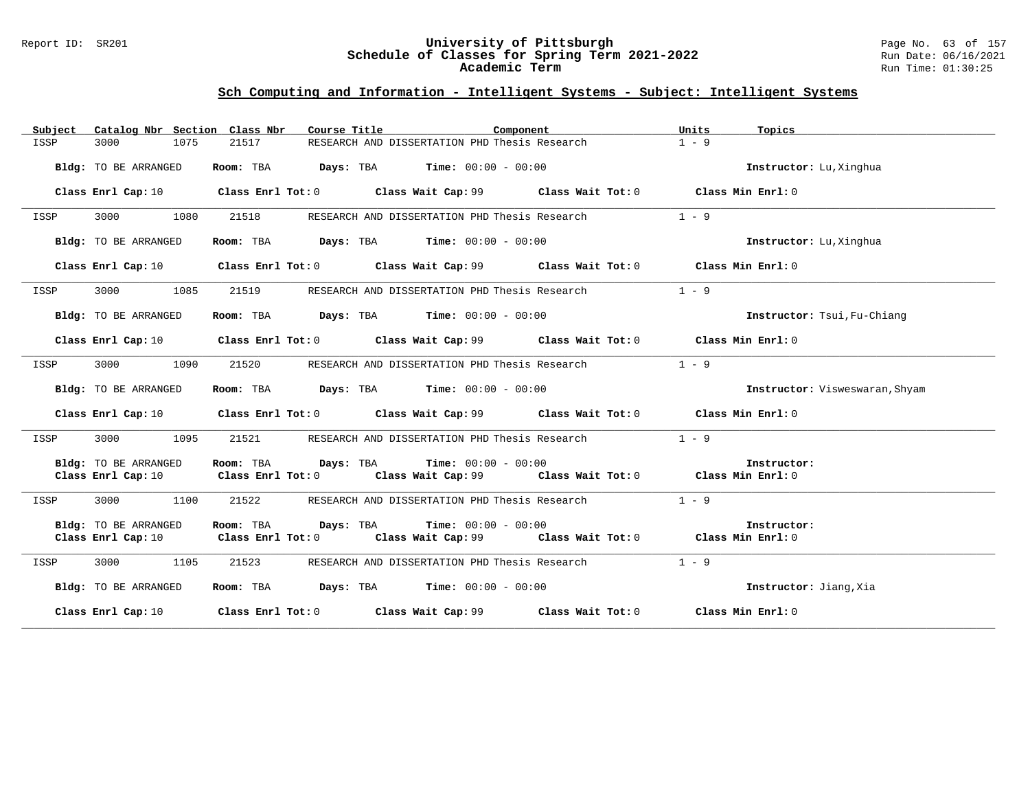## Sch Computing and Information - Intelligent Systems - Subject: Intelligent Systems

| Subject | Catalog Nbr | Section | Class Nbr | Course Title | Component | Units | Topics |
|---|---|---|---|---|---|---|---|
| ISSP | 3000 | 1075 | 21517 | RESEARCH AND DISSERTATION PHD | Thesis Research | 1 - 9 | |

**Bldg:** TO BE ARRANGED **Room:** TBA **Days:** TBA **Time:** 00:00 - 00:00 **Instructor:** Lu,Xinghua

**Class Enrl Cap:** 10 **Class Enrl Tot:** 0 **Class Wait Cap:** 99 **Class Wait Tot:** 0 **Class Min Enrl:** 0

---

| Subject | Catalog Nbr | Section | Class Nbr | Course Title | Component | Units | Topics |
|---|---|---|---|---|---|---|---|
| ISSP | 3000 | 1080 | 21518 | RESEARCH AND DISSERTATION PHD | Thesis Research | 1 - 9 | |

**Bldg:** TO BE ARRANGED **Room:** TBA **Days:** TBA **Time:** 00:00 - 00:00 **Instructor:** Lu,Xinghua

**Class Enrl Cap:** 10 **Class Enrl Tot:** 0 **Class Wait Cap:** 99 **Class Wait Tot:** 0 **Class Min Enrl:** 0

---

| Subject | Catalog Nbr | Section | Class Nbr | Course Title | Component | Units | Topics |
|---|---|---|---|---|---|---|---|
| ISSP | 3000 | 1085 | 21519 | RESEARCH AND DISSERTATION PHD | Thesis Research | 1 - 9 | |

**Bldg:** TO BE ARRANGED **Room:** TBA **Days:** TBA **Time:** 00:00 - 00:00 **Instructor:** Tsui,Fu-Chiang

**Class Enrl Cap:** 10 **Class Enrl Tot:** 0 **Class Wait Cap:** 99 **Class Wait Tot:** 0 **Class Min Enrl:** 0

---

| Subject | Catalog Nbr | Section | Class Nbr | Course Title | Component | Units | Topics |
|---|---|---|---|---|---|---|---|
| ISSP | 3000 | 1090 | 21520 | RESEARCH AND DISSERTATION PHD | Thesis Research | 1 - 9 | |

**Bldg:** TO BE ARRANGED **Room:** TBA **Days:** TBA **Time:** 00:00 - 00:00 **Instructor:** Visweswaran,Shyam

**Class Enrl Cap:** 10 **Class Enrl Tot:** 0 **Class Wait Cap:** 99 **Class Wait Tot:** 0 **Class Min Enrl:** 0

---

| Subject | Catalog Nbr | Section | Class Nbr | Course Title | Component | Units | Topics |
|---|---|---|---|---|---|---|---|
| ISSP | 3000 | 1095 | 21521 | RESEARCH AND DISSERTATION PHD | Thesis Research | 1 - 9 | |

**Bldg:** TO BE ARRANGED **Room:** TBA **Days:** TBA **Time:** 00:00 - 00:00 **Instructor:**
**Class Enrl Cap:** 10 **Class Enrl Tot:** 0 **Class Wait Cap:** 99 **Class Wait Tot:** 0 **Class Min Enrl:** 0

---

| Subject | Catalog Nbr | Section | Class Nbr | Course Title | Component | Units | Topics |
|---|---|---|---|---|---|---|---|
| ISSP | 3000 | 1100 | 21522 | RESEARCH AND DISSERTATION PHD | Thesis Research | 1 - 9 | |

**Bldg:** TO BE ARRANGED **Room:** TBA **Days:** TBA **Time:** 00:00 - 00:00 **Instructor:**
**Class Enrl Cap:** 10 **Class Enrl Tot:** 0 **Class Wait Cap:** 99 **Class Wait Tot:** 0 **Class Min Enrl:** 0

---

| Subject | Catalog Nbr | Section | Class Nbr | Course Title | Component | Units | Topics |
|---|---|---|---|---|---|---|---|
| ISSP | 3000 | 1105 | 21523 | RESEARCH AND DISSERTATION PHD | Thesis Research | 1 - 9 | |

**Bldg:** TO BE ARRANGED **Room:** TBA **Days:** TBA **Time:** 00:00 - 00:00 **Instructor:** Jiang,Xia

**Class Enrl Cap:** 10 **Class Enrl Tot:** 0 **Class Wait Cap:** 99 **Class Wait Tot:** 0 **Class Min Enrl:** 0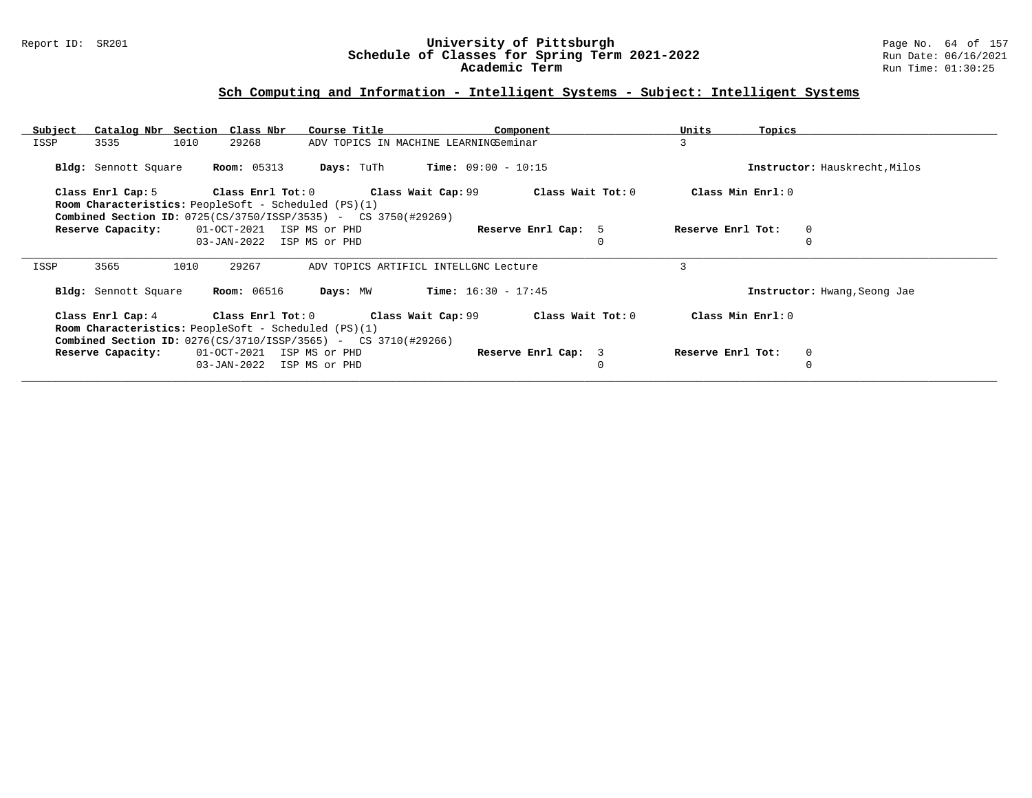## Sch Computing and Information - Intelligent Systems - Subject: Intelligent Systems

| Subject | Catalog Nbr | Section | Class Nbr | Course Title | Component | Units | Topics |
|---|---|---|---|---|---|---|---|
| ISSP | 3535 | 1010 | 29268 | ADV TOPICS IN MACHINE LEARNING | Seminar | 3 | |

**Bldg:** Sennott Square **Room:** 05313 **Days:** TuTh **Time:** 09:00 - 10:15 **Instructor:** Hauskrecht,Milos

**Class Enrl Cap:** 5 **Class Enrl Tot:** 0 **Class Wait Cap:** 99 **Class Wait Tot:** 0 **Class Min Enrl:** 0

**Room Characteristics:** PeopleSoft - Scheduled (PS)(1)

**Combined Section ID:** 0725(CS/3750/ISSP/3535) - CS 3750(#29269)

| Reserve Capacity: | | Reserve Enrl Cap: | Reserve Enrl Tot: |
|---|---|---|---|
| 01-OCT-2021 | ISP MS or PHD | 5 | 0 |
| 03-JAN-2022 | ISP MS or PHD | 0 | 0 |

---

| Subject | Catalog Nbr | Section | Class Nbr | Course Title | Component | Units | Topics |
|---|---|---|---|---|---|---|---|
| ISSP | 3565 | 1010 | 29267 | ADV TOPICS ARTIFICL INTELLGNC | Lecture | 3 | |

**Bldg:** Sennott Square **Room:** 06516 **Days:** MW **Time:** 16:30 - 17:45 **Instructor:** Hwang,Seong Jae

**Class Enrl Cap:** 4 **Class Enrl Tot:** 0 **Class Wait Cap:** 99 **Class Wait Tot:** 0 **Class Min Enrl:** 0

**Room Characteristics:** PeopleSoft - Scheduled (PS)(1)

**Combined Section ID:** 0276(CS/3710/ISSP/3565) - CS 3710(#29266)

| Reserve Capacity: | | Reserve Enrl Cap: | Reserve Enrl Tot: |
|---|---|---|---|
| 01-OCT-2021 | ISP MS or PHD | 3 | 0 |
| 03-JAN-2022 | ISP MS or PHD | 0 | 0 |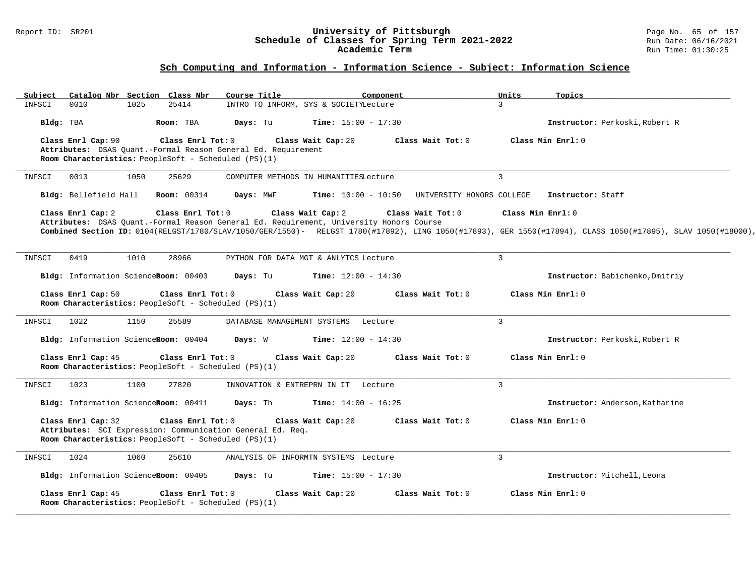## Sch Computing and Information - Information Science - Subject: Information Science

| Subject | Catalog Nbr | Section | Class Nbr | Course Title | Component | Units | Topics |
|---|---|---|---|---|---|---|---|
| INFSCI | 0010 | 1025 | 25414 | INTRO TO INFORM, SYS & SOCIETY | Lecture | 3 | |

**Bldg:** TBA **Room:** TBA **Days:** Tu **Time:** 15:00 - 17:30 **Instructor:** Perkoski,Robert R

**Class Enrl Cap:** 90 **Class Enrl Tot:** 0 **Class Wait Cap:** 20 **Class Wait Tot:** 0 **Class Min Enrl:** 0
**Attributes:** DSAS Quant.-Formal Reason General Ed. Requirement
**Room Characteristics:** PeopleSoft - Scheduled (PS)(1)

---

| Subject | Catalog Nbr | Section | Class Nbr | Course Title | Component | Units | Topics |
|---|---|---|---|---|---|---|---|
| INFSCI | 0013 | 1050 | 25629 | COMPUTER METHODS IN HUMANITIES | Lecture | 3 | |

**Bldg:** Bellefield Hall **Room:** 00314 **Days:** MWF **Time:** 10:00 - 10:50 UNIVERSITY HONORS COLLEGE **Instructor:** Staff

**Class Enrl Cap:** 2 **Class Enrl Tot:** 0 **Class Wait Cap:** 2 **Class Wait Tot:** 0 **Class Min Enrl:** 0
**Attributes:** DSAS Quant.-Formal Reason General Ed. Requirement, University Honors Course
**Combined Section ID:** 0104(RELGST/1780/SLAV/1050/GER/1550)- RELGST 1780(#17892), LING 1050(#17893), GER 1550(#17894), CLASS 1050(#17895), SLAV 1050(#18000),

---

| Subject | Catalog Nbr | Section | Class Nbr | Course Title | Component | Units | Topics |
|---|---|---|---|---|---|---|---|
| INFSCI | 0419 | 1010 | 28966 | PYTHON FOR DATA MGT & ANLYTCS | Lecture | 3 | |

**Bldg:** Information Science **Room:** 00403 **Days:** Tu **Time:** 12:00 - 14:30 **Instructor:** Babichenko,Dmitriy

**Class Enrl Cap:** 50 **Class Enrl Tot:** 0 **Class Wait Cap:** 20 **Class Wait Tot:** 0 **Class Min Enrl:** 0
**Room Characteristics:** PeopleSoft - Scheduled (PS)(1)

---

| Subject | Catalog Nbr | Section | Class Nbr | Course Title | Component | Units | Topics |
|---|---|---|---|---|---|---|---|
| INFSCI | 1022 | 1150 | 25589 | DATABASE MANAGEMENT SYSTEMS | Lecture | 3 | |

**Bldg:** Information Science **Room:** 00404 **Days:** W **Time:** 12:00 - 14:30 **Instructor:** Perkoski,Robert R

**Class Enrl Cap:** 45 **Class Enrl Tot:** 0 **Class Wait Cap:** 20 **Class Wait Tot:** 0 **Class Min Enrl:** 0
**Room Characteristics:** PeopleSoft - Scheduled (PS)(1)

---

| Subject | Catalog Nbr | Section | Class Nbr | Course Title | Component | Units | Topics |
|---|---|---|---|---|---|---|---|
| INFSCI | 1023 | 1100 | 27820 | INNOVATION & ENTREPRN IN IT | Lecture | 3 | |

**Bldg:** Information Science **Room:** 00411 **Days:** Th **Time:** 14:00 - 16:25 **Instructor:** Anderson,Katharine

**Class Enrl Cap:** 32 **Class Enrl Tot:** 0 **Class Wait Cap:** 20 **Class Wait Tot:** 0 **Class Min Enrl:** 0
**Attributes:** SCI Expression: Communication General Ed. Req.
**Room Characteristics:** PeopleSoft - Scheduled (PS)(1)

---

| Subject | Catalog Nbr | Section | Class Nbr | Course Title | Component | Units | Topics |
|---|---|---|---|---|---|---|---|
| INFSCI | 1024 | 1060 | 25610 | ANALYSIS OF INFORMTN SYSTEMS | Lecture | 3 | |

**Bldg:** Information Science **Room:** 00405 **Days:** Tu **Time:** 15:00 - 17:30 **Instructor:** Mitchell,Leona

**Class Enrl Cap:** 45 **Class Enrl Tot:** 0 **Class Wait Cap:** 20 **Class Wait Tot:** 0 **Class Min Enrl:** 0
**Room Characteristics:** PeopleSoft - Scheduled (PS)(1)

---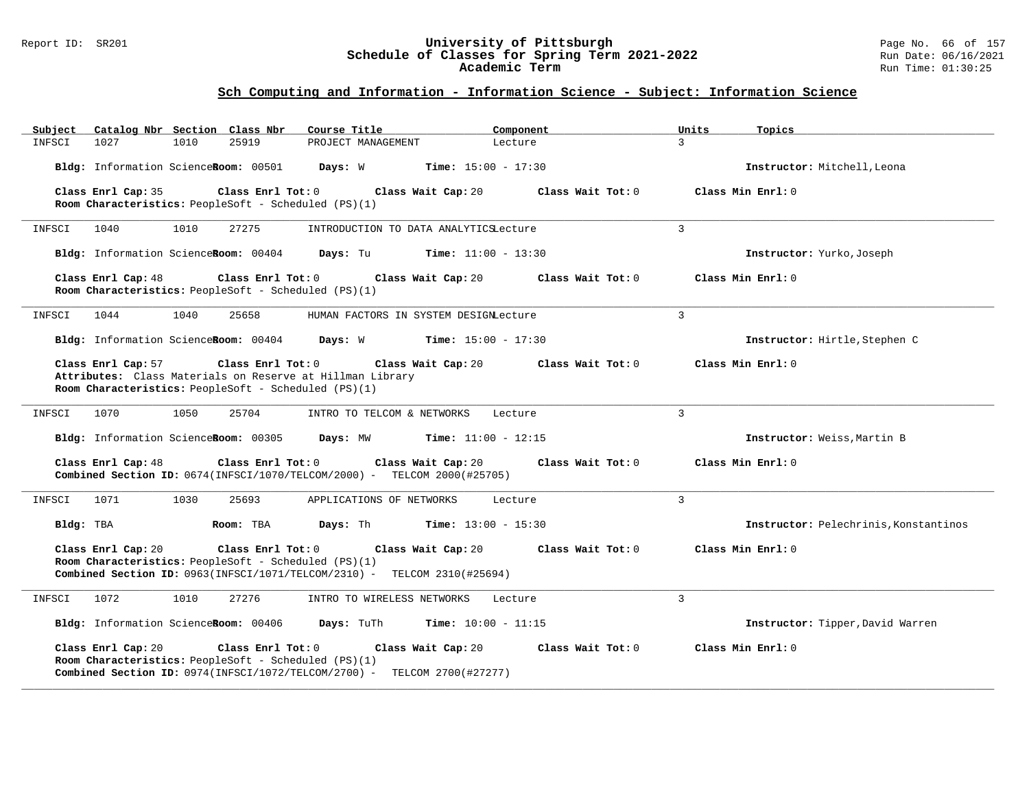## Sch Computing and Information - Information Science - Subject: Information Science

| Subject | Catalog Nbr | Section | Class Nbr | Course Title | Component | Units | Topics |
|---|---|---|---|---|---|---|---|
| INFSCI | 1027 | 1010 | 25919 | PROJECT MANAGEMENT | Lecture | 3 | |

**Bldg:** Information Science **Room:** 00501 **Days:** W **Time:** 15:00 - 17:30 **Instructor:** Mitchell,Leona

**Class Enrl Cap:** 35 **Class Enrl Tot:** 0 **Class Wait Cap:** 20 **Class Wait Tot:** 0 **Class Min Enrl:** 0
**Room Characteristics:** PeopleSoft - Scheduled (PS)(1)

---

| Subject | Catalog Nbr | Section | Class Nbr | Course Title | Component | Units | Topics |
|---|---|---|---|---|---|---|---|
| INFSCI | 1040 | 1010 | 27275 | INTRODUCTION TO DATA ANALYTICS | Lecture | 3 | |

**Bldg:** Information Science **Room:** 00404 **Days:** Tu **Time:** 11:00 - 13:30 **Instructor:** Yurko,Joseph

**Class Enrl Cap:** 48 **Class Enrl Tot:** 0 **Class Wait Cap:** 20 **Class Wait Tot:** 0 **Class Min Enrl:** 0
**Room Characteristics:** PeopleSoft - Scheduled (PS)(1)

---

| Subject | Catalog Nbr | Section | Class Nbr | Course Title | Component | Units | Topics |
|---|---|---|---|---|---|---|---|
| INFSCI | 1044 | 1040 | 25658 | HUMAN FACTORS IN SYSTEM DESIGN | Lecture | 3 | |

**Bldg:** Information Science **Room:** 00404 **Days:** W **Time:** 15:00 - 17:30 **Instructor:** Hirtle,Stephen C

**Class Enrl Cap:** 57 **Class Enrl Tot:** 0 **Class Wait Cap:** 20 **Class Wait Tot:** 0 **Class Min Enrl:** 0
**Attributes:** Class Materials on Reserve at Hillman Library
**Room Characteristics:** PeopleSoft - Scheduled (PS)(1)

---

| Subject | Catalog Nbr | Section | Class Nbr | Course Title | Component | Units | Topics |
|---|---|---|---|---|---|---|---|
| INFSCI | 1070 | 1050 | 25704 | INTRO TO TELCOM & NETWORKS | Lecture | 3 | |

**Bldg:** Information Science **Room:** 00305 **Days:** MW **Time:** 11:00 - 12:15 **Instructor:** Weiss,Martin B

**Class Enrl Cap:** 48 **Class Enrl Tot:** 0 **Class Wait Cap:** 20 **Class Wait Tot:** 0 **Class Min Enrl:** 0
**Combined Section ID:** 0674(INFSCI/1070/TELCOM/2000) - TELCOM 2000(#25705)

---

| Subject | Catalog Nbr | Section | Class Nbr | Course Title | Component | Units | Topics |
|---|---|---|---|---|---|---|---|
| INFSCI | 1071 | 1030 | 25693 | APPLICATIONS OF NETWORKS | Lecture | 3 | |

**Bldg:** TBA **Room:** TBA **Days:** Th **Time:** 13:00 - 15:30 **Instructor:** Pelechrinis,Konstantinos

**Class Enrl Cap:** 20 **Class Enrl Tot:** 0 **Class Wait Cap:** 20 **Class Wait Tot:** 0 **Class Min Enrl:** 0
**Room Characteristics:** PeopleSoft - Scheduled (PS)(1)
**Combined Section ID:** 0963(INFSCI/1071/TELCOM/2310) - TELCOM 2310(#25694)

---

| Subject | Catalog Nbr | Section | Class Nbr | Course Title | Component | Units | Topics |
|---|---|---|---|---|---|---|---|
| INFSCI | 1072 | 1010 | 27276 | INTRO TO WIRELESS NETWORKS | Lecture | 3 | |

**Bldg:** Information Science **Room:** 00406 **Days:** TuTh **Time:** 10:00 - 11:15 **Instructor:** Tipper,David Warren

**Class Enrl Cap:** 20 **Class Enrl Tot:** 0 **Class Wait Cap:** 20 **Class Wait Tot:** 0 **Class Min Enrl:** 0
**Room Characteristics:** PeopleSoft - Scheduled (PS)(1)
**Combined Section ID:** 0974(INFSCI/1072/TELCOM/2700) - TELCOM 2700(#27277)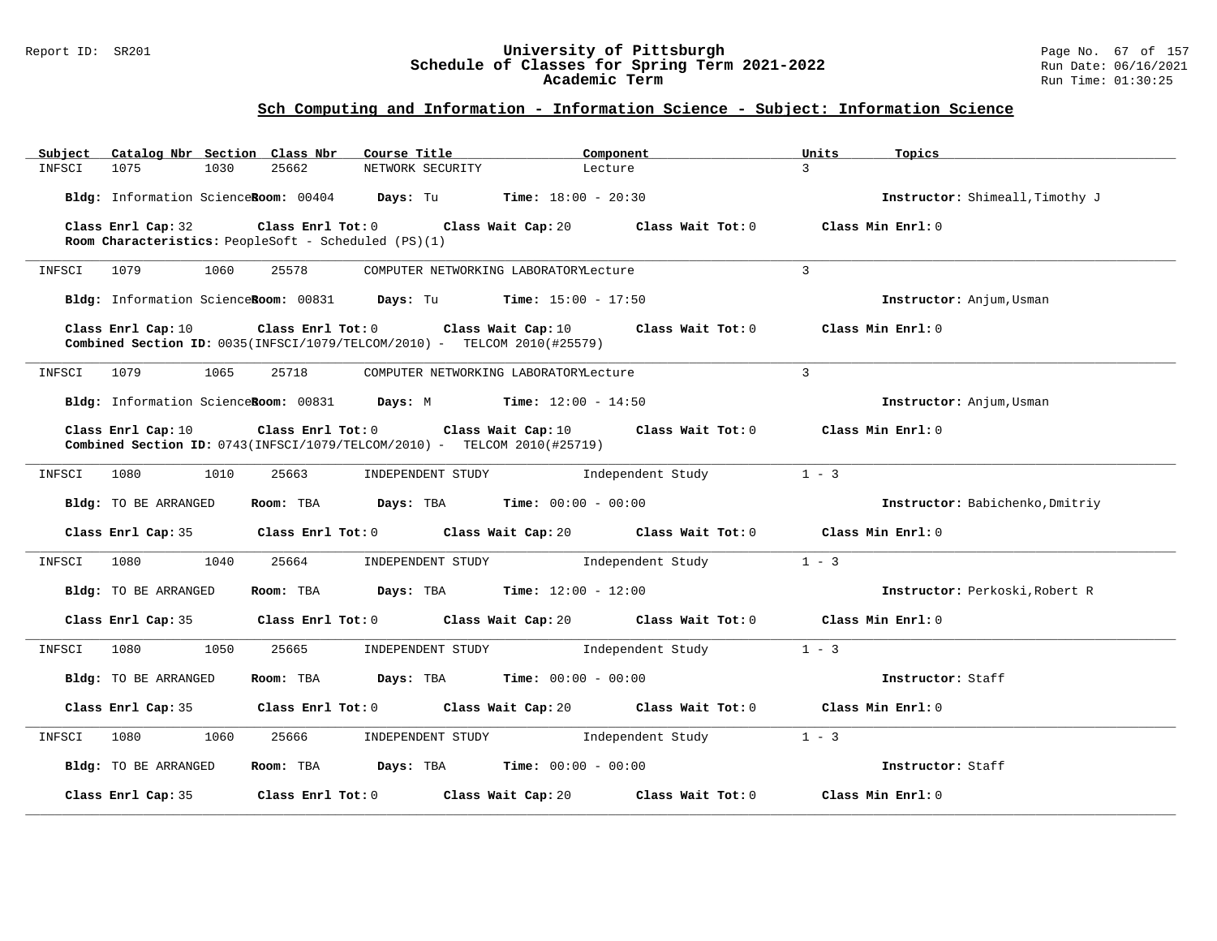## Sch Computing and Information - Information Science - Subject: Information Science

| Subject | Catalog Nbr | Section | Class Nbr | Course Title | Component | Units | Topics |
|---|---|---|---|---|---|---|---|
| INFSCI | 1075 | 1030 | 25662 | NETWORK SECURITY | Lecture | 3 | |

**Bldg:** Information Science **Room:** 00404 **Days:** Tu **Time:** 18:00 - 20:30 **Instructor:** Shimeall,Timothy J

**Class Enrl Cap:** 32 **Class Enrl Tot:** 0 **Class Wait Cap:** 20 **Class Wait Tot:** 0 **Class Min Enrl:** 0

**Room Characteristics:** PeopleSoft - Scheduled (PS)(1)

---

| Subject | Catalog Nbr | Section | Class Nbr | Course Title | Component | Units | Topics |
|---|---|---|---|---|---|---|---|
| INFSCI | 1079 | 1060 | 25578 | COMPUTER NETWORKING LABORATORY | Lecture | 3 | |

**Bldg:** Information Science **Room:** 00831 **Days:** Tu **Time:** 15:00 - 17:50 **Instructor:** Anjum,Usman

**Class Enrl Cap:** 10 **Class Enrl Tot:** 0 **Class Wait Cap:** 10 **Class Wait Tot:** 0 **Class Min Enrl:** 0

**Combined Section ID:** 0035(INFSCI/1079/TELCOM/2010) - TELCOM 2010(#25579)

---

| Subject | Catalog Nbr | Section | Class Nbr | Course Title | Component | Units | Topics |
|---|---|---|---|---|---|---|---|
| INFSCI | 1079 | 1065 | 25718 | COMPUTER NETWORKING LABORATORY | Lecture | 3 | |

**Bldg:** Information Science **Room:** 00831 **Days:** M **Time:** 12:00 - 14:50 **Instructor:** Anjum,Usman

**Class Enrl Cap:** 10 **Class Enrl Tot:** 0 **Class Wait Cap:** 10 **Class Wait Tot:** 0 **Class Min Enrl:** 0

**Combined Section ID:** 0743(INFSCI/1079/TELCOM/2010) - TELCOM 2010(#25719)

---

| Subject | Catalog Nbr | Section | Class Nbr | Course Title | Component | Units | Topics |
|---|---|---|---|---|---|---|---|
| INFSCI | 1080 | 1010 | 25663 | INDEPENDENT STUDY | Independent Study | 1 - 3 | |

**Bldg:** TO BE ARRANGED **Room:** TBA **Days:** TBA **Time:** 00:00 - 00:00 **Instructor:** Babichenko,Dmitriy

**Class Enrl Cap:** 35 **Class Enrl Tot:** 0 **Class Wait Cap:** 20 **Class Wait Tot:** 0 **Class Min Enrl:** 0

---

| Subject | Catalog Nbr | Section | Class Nbr | Course Title | Component | Units | Topics |
|---|---|---|---|---|---|---|---|
| INFSCI | 1080 | 1040 | 25664 | INDEPENDENT STUDY | Independent Study | 1 - 3 | |

**Bldg:** TO BE ARRANGED **Room:** TBA **Days:** TBA **Time:** 12:00 - 12:00 **Instructor:** Perkoski,Robert R

**Class Enrl Cap:** 35 **Class Enrl Tot:** 0 **Class Wait Cap:** 20 **Class Wait Tot:** 0 **Class Min Enrl:** 0

---

| Subject | Catalog Nbr | Section | Class Nbr | Course Title | Component | Units | Topics |
|---|---|---|---|---|---|---|---|
| INFSCI | 1080 | 1050 | 25665 | INDEPENDENT STUDY | Independent Study | 1 - 3 | |

**Bldg:** TO BE ARRANGED **Room:** TBA **Days:** TBA **Time:** 00:00 - 00:00 **Instructor:** Staff

**Class Enrl Cap:** 35 **Class Enrl Tot:** 0 **Class Wait Cap:** 20 **Class Wait Tot:** 0 **Class Min Enrl:** 0

---

| Subject | Catalog Nbr | Section | Class Nbr | Course Title | Component | Units | Topics |
|---|---|---|---|---|---|---|---|
| INFSCI | 1080 | 1060 | 25666 | INDEPENDENT STUDY | Independent Study | 1 - 3 | |

**Bldg:** TO BE ARRANGED **Room:** TBA **Days:** TBA **Time:** 00:00 - 00:00 **Instructor:** Staff

**Class Enrl Cap:** 35 **Class Enrl Tot:** 0 **Class Wait Cap:** 20 **Class Wait Tot:** 0 **Class Min Enrl:** 0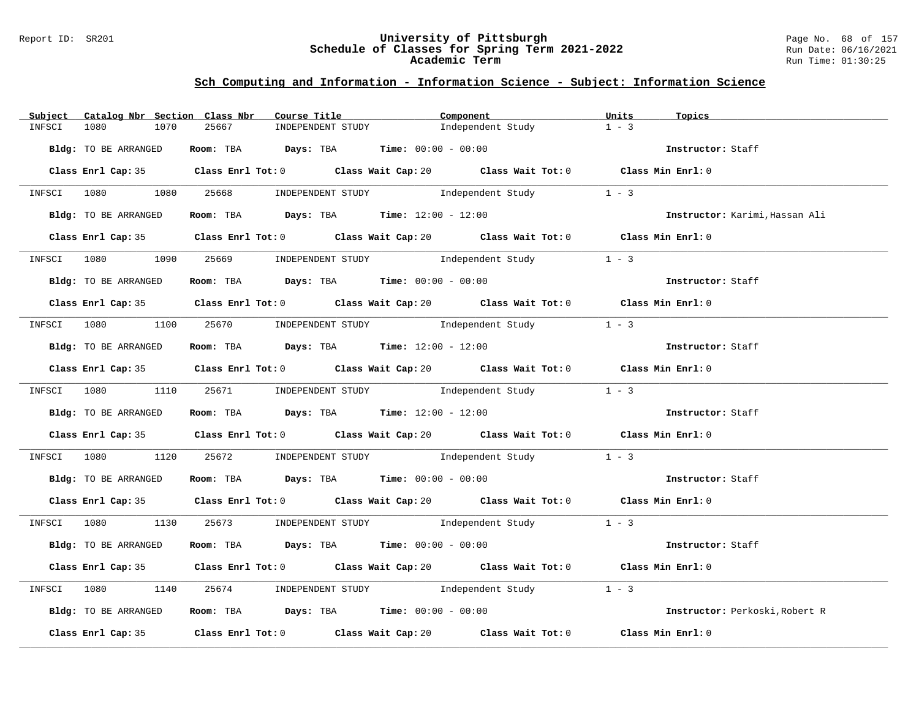Report ID: SR201

# University of Pittsburgh
## Schedule of Classes for Spring Term 2021-2022
### Academic Term

Run Date: 06/16/2021
Run Time: 01:30:25

## Sch Computing and Information - Information Science - Subject: Information Science

| Subject | Catalog Nbr | Section | Class Nbr | Course Title | Component | Units | Topics |
|---|---|---|---|---|---|---|---|
| INFSCI | 1080 | 1070 | 25667 | INDEPENDENT STUDY | Independent Study | 1 - 3 | |

**Bldg:** TO BE ARRANGED **Room:** TBA **Days:** TBA **Time:** 00:00 - 00:00 **Instructor:** Staff

**Class Enrl Cap:** 35 **Class Enrl Tot:** 0 **Class Wait Cap:** 20 **Class Wait Tot:** 0 **Class Min Enrl:** 0

---

| Subject | Catalog Nbr | Section | Class Nbr | Course Title | Component | Units | Topics |
|---|---|---|---|---|---|---|---|
| INFSCI | 1080 | 1080 | 25668 | INDEPENDENT STUDY | Independent Study | 1 - 3 | |

**Bldg:** TO BE ARRANGED **Room:** TBA **Days:** TBA **Time:** 12:00 - 12:00 **Instructor:** Karimi,Hassan Ali

**Class Enrl Cap:** 35 **Class Enrl Tot:** 0 **Class Wait Cap:** 20 **Class Wait Tot:** 0 **Class Min Enrl:** 0

---

| Subject | Catalog Nbr | Section | Class Nbr | Course Title | Component | Units | Topics |
|---|---|---|---|---|---|---|---|
| INFSCI | 1080 | 1090 | 25669 | INDEPENDENT STUDY | Independent Study | 1 - 3 | |

**Bldg:** TO BE ARRANGED **Room:** TBA **Days:** TBA **Time:** 00:00 - 00:00 **Instructor:** Staff

**Class Enrl Cap:** 35 **Class Enrl Tot:** 0 **Class Wait Cap:** 20 **Class Wait Tot:** 0 **Class Min Enrl:** 0

---

| Subject | Catalog Nbr | Section | Class Nbr | Course Title | Component | Units | Topics |
|---|---|---|---|---|---|---|---|
| INFSCI | 1080 | 1100 | 25670 | INDEPENDENT STUDY | Independent Study | 1 - 3 | |

**Bldg:** TO BE ARRANGED **Room:** TBA **Days:** TBA **Time:** 12:00 - 12:00 **Instructor:** Staff

**Class Enrl Cap:** 35 **Class Enrl Tot:** 0 **Class Wait Cap:** 20 **Class Wait Tot:** 0 **Class Min Enrl:** 0

---

| Subject | Catalog Nbr | Section | Class Nbr | Course Title | Component | Units | Topics |
|---|---|---|---|---|---|---|---|
| INFSCI | 1080 | 1110 | 25671 | INDEPENDENT STUDY | Independent Study | 1 - 3 | |

**Bldg:** TO BE ARRANGED **Room:** TBA **Days:** TBA **Time:** 12:00 - 12:00 **Instructor:** Staff

**Class Enrl Cap:** 35 **Class Enrl Tot:** 0 **Class Wait Cap:** 20 **Class Wait Tot:** 0 **Class Min Enrl:** 0

---

| Subject | Catalog Nbr | Section | Class Nbr | Course Title | Component | Units | Topics |
|---|---|---|---|---|---|---|---|
| INFSCI | 1080 | 1120 | 25672 | INDEPENDENT STUDY | Independent Study | 1 - 3 | |

**Bldg:** TO BE ARRANGED **Room:** TBA **Days:** TBA **Time:** 00:00 - 00:00 **Instructor:** Staff

**Class Enrl Cap:** 35 **Class Enrl Tot:** 0 **Class Wait Cap:** 20 **Class Wait Tot:** 0 **Class Min Enrl:** 0

---

| Subject | Catalog Nbr | Section | Class Nbr | Course Title | Component | Units | Topics |
|---|---|---|---|---|---|---|---|
| INFSCI | 1080 | 1130 | 25673 | INDEPENDENT STUDY | Independent Study | 1 - 3 | |

**Bldg:** TO BE ARRANGED **Room:** TBA **Days:** TBA **Time:** 00:00 - 00:00 **Instructor:** Staff

**Class Enrl Cap:** 35 **Class Enrl Tot:** 0 **Class Wait Cap:** 20 **Class Wait Tot:** 0 **Class Min Enrl:** 0

---

| Subject | Catalog Nbr | Section | Class Nbr | Course Title | Component | Units | Topics |
|---|---|---|---|---|---|---|---|
| INFSCI | 1080 | 1140 | 25674 | INDEPENDENT STUDY | Independent Study | 1 - 3 | |

**Bldg:** TO BE ARRANGED **Room:** TBA **Days:** TBA **Time:** 00:00 - 00:00 **Instructor:** Perkoski,Robert R

**Class Enrl Cap:** 35 **Class Enrl Tot:** 0 **Class Wait Cap:** 20 **Class Wait Tot:** 0 **Class Min Enrl:** 0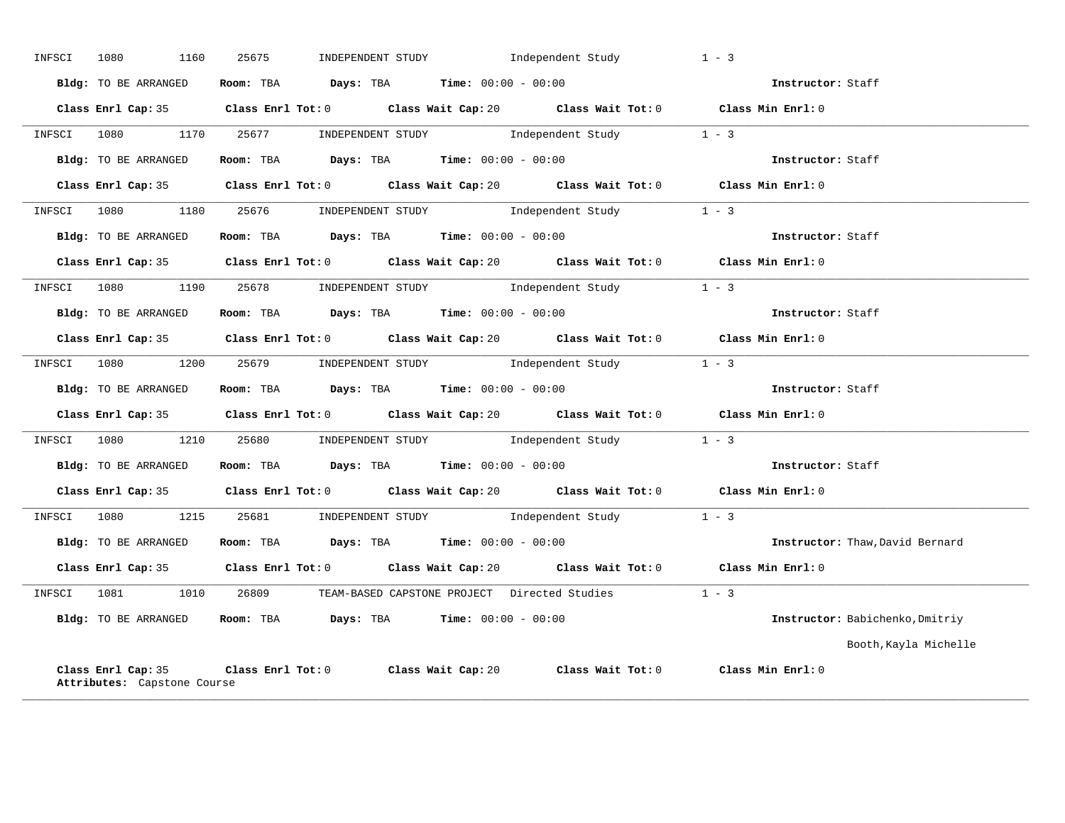INFSCI 1080 1160 25675 INDEPENDENT STUDY Independent Study 1 - 3

**Bldg:** TO BE ARRANGED **Room:** TBA **Days:** TBA **Time:** 00:00 - 00:00 **Instructor:** Staff

**Class Enrl Cap:** 35 **Class Enrl Tot:** 0 **Class Wait Cap:** 20 **Class Wait Tot:** 0 **Class Min Enrl:** 0

---

INFSCI 1080 1170 25677 INDEPENDENT STUDY Independent Study 1 - 3

**Bldg:** TO BE ARRANGED **Room:** TBA **Days:** TBA **Time:** 00:00 - 00:00 **Instructor:** Staff

**Class Enrl Cap:** 35 **Class Enrl Tot:** 0 **Class Wait Cap:** 20 **Class Wait Tot:** 0 **Class Min Enrl:** 0

---

INFSCI 1080 1180 25676 INDEPENDENT STUDY Independent Study 1 - 3

**Bldg:** TO BE ARRANGED **Room:** TBA **Days:** TBA **Time:** 00:00 - 00:00 **Instructor:** Staff

**Class Enrl Cap:** 35 **Class Enrl Tot:** 0 **Class Wait Cap:** 20 **Class Wait Tot:** 0 **Class Min Enrl:** 0

---

INFSCI 1080 1190 25678 INDEPENDENT STUDY Independent Study 1 - 3

**Bldg:** TO BE ARRANGED **Room:** TBA **Days:** TBA **Time:** 00:00 - 00:00 **Instructor:** Staff

**Class Enrl Cap:** 35 **Class Enrl Tot:** 0 **Class Wait Cap:** 20 **Class Wait Tot:** 0 **Class Min Enrl:** 0

---

INFSCI 1080 1200 25679 INDEPENDENT STUDY Independent Study 1 - 3

**Bldg:** TO BE ARRANGED **Room:** TBA **Days:** TBA **Time:** 00:00 - 00:00 **Instructor:** Staff

**Class Enrl Cap:** 35 **Class Enrl Tot:** 0 **Class Wait Cap:** 20 **Class Wait Tot:** 0 **Class Min Enrl:** 0

---

INFSCI 1080 1210 25680 INDEPENDENT STUDY Independent Study 1 - 3

**Bldg:** TO BE ARRANGED **Room:** TBA **Days:** TBA **Time:** 00:00 - 00:00 **Instructor:** Staff

**Class Enrl Cap:** 35 **Class Enrl Tot:** 0 **Class Wait Cap:** 20 **Class Wait Tot:** 0 **Class Min Enrl:** 0

---

INFSCI 1080 1215 25681 INDEPENDENT STUDY Independent Study 1 - 3

**Bldg:** TO BE ARRANGED **Room:** TBA **Days:** TBA **Time:** 00:00 - 00:00 **Instructor:** Thaw,David Bernard

**Class Enrl Cap:** 35 **Class Enrl Tot:** 0 **Class Wait Cap:** 20 **Class Wait Tot:** 0 **Class Min Enrl:** 0

---

INFSCI 1081 1010 26809 TEAM-BASED CAPSTONE PROJECT Directed Studies 1 - 3

**Bldg:** TO BE ARRANGED **Room:** TBA **Days:** TBA **Time:** 00:00 - 00:00 **Instructor:** Babichenko,Dmitriy
Booth,Kayla Michelle

**Class Enrl Cap:** 35 **Class Enrl Tot:** 0 **Class Wait Cap:** 20 **Class Wait Tot:** 0 **Class Min Enrl:** 0
**Attributes:** Capstone Course

---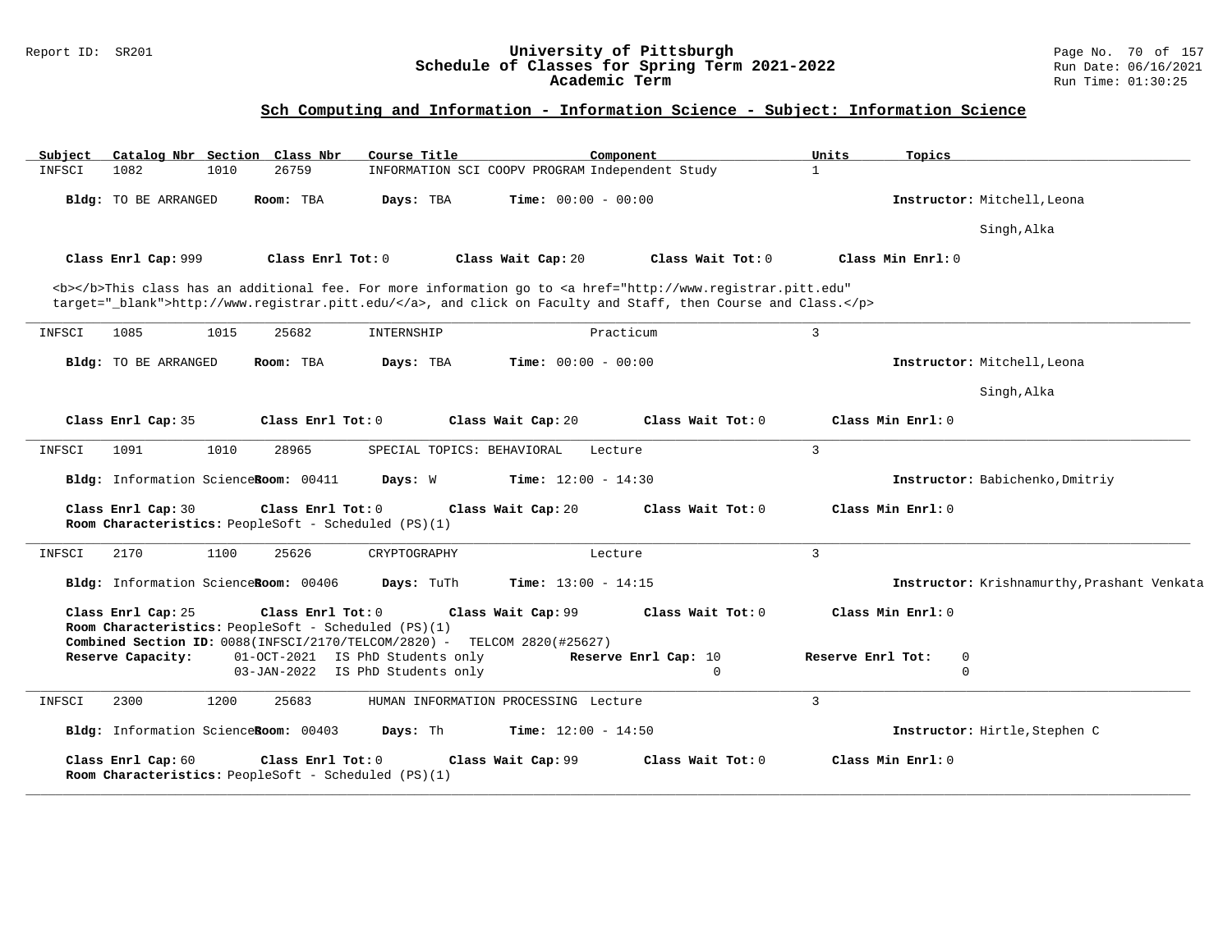## Sch Computing and Information - Information Science - Subject: Information Science

| Subject | Catalog Nbr | Section | Class Nbr | Course Title | Component | Units | Topics |
|---|---|---|---|---|---|---|---|
| INFSCI | 1082 | 1010 | 26759 | INFORMATION SCI COOPV PROGRAM | Independent Study | 1 | |

**Bldg:** TO BE ARRANGED **Room:** TBA **Days:** TBA **Time:** 00:00 - 00:00 **Instructor:** Mitchell,Leona

Singh,Alka

**Class Enrl Cap:** 999 **Class Enrl Tot:** 0 **Class Wait Cap:** 20 **Class Wait Tot:** 0 **Class Min Enrl:** 0

<b></b>This class has an additional fee. For more information go to <a href="http://www.registrar.pitt.edu" target="_blank">http://www.registrar.pitt.edu/</a>, and click on Faculty and Staff, then Course and Class.</p>

---

| Subject | Catalog Nbr | Section | Class Nbr | Course Title | Component | Units | Topics |
|---|---|---|---|---|---|---|---|
| INFSCI | 1085 | 1015 | 25682 | INTERNSHIP | Practicum | 3 | |

**Bldg:** TO BE ARRANGED **Room:** TBA **Days:** TBA **Time:** 00:00 - 00:00 **Instructor:** Mitchell,Leona

Singh,Alka

**Class Enrl Cap:** 35 **Class Enrl Tot:** 0 **Class Wait Cap:** 20 **Class Wait Tot:** 0 **Class Min Enrl:** 0

---

| Subject | Catalog Nbr | Section | Class Nbr | Course Title | Component | Units | Topics |
|---|---|---|---|---|---|---|---|
| INFSCI | 1091 | 1010 | 28965 | SPECIAL TOPICS: BEHAVIORAL | Lecture | 3 | |

**Bldg:** Information Science **Room:** 00411 **Days:** W **Time:** 12:00 - 14:30 **Instructor:** Babichenko,Dmitriy

**Class Enrl Cap:** 30 **Class Enrl Tot:** 0 **Class Wait Cap:** 20 **Class Wait Tot:** 0 **Class Min Enrl:** 0

**Room Characteristics:** PeopleSoft - Scheduled (PS)(1)

---

| Subject | Catalog Nbr | Section | Class Nbr | Course Title | Component | Units | Topics |
|---|---|---|---|---|---|---|---|
| INFSCI | 2170 | 1100 | 25626 | CRYPTOGRAPHY | Lecture | 3 | |

**Bldg:** Information Science **Room:** 00406 **Days:** TuTh **Time:** 13:00 - 14:15 **Instructor:** Krishnamurthy,Prashant Venkata

**Class Enrl Cap:** 25 **Class Enrl Tot:** 0 **Class Wait Cap:** 99 **Class Wait Tot:** 0 **Class Min Enrl:** 0

**Room Characteristics:** PeopleSoft - Scheduled (PS)(1)

**Combined Section ID:** 0088(INFSCI/2170/TELCOM/2820) - TELCOM 2820(#25627)

| Reserve Capacity: | | Reserve Enrl Cap: | Reserve Enrl Tot: |
|---|---|---|---|
| 01-OCT-2021 | IS PhD Students only | 10 | 0 |
| 03-JAN-2022 | IS PhD Students only | 0 | 0 |

---

| Subject | Catalog Nbr | Section | Class Nbr | Course Title | Component | Units | Topics |
|---|---|---|---|---|---|---|---|
| INFSCI | 2300 | 1200 | 25683 | HUMAN INFORMATION PROCESSING | Lecture | 3 | |

**Bldg:** Information Science **Room:** 00403 **Days:** Th **Time:** 12:00 - 14:50 **Instructor:** Hirtle,Stephen C

**Class Enrl Cap:** 60 **Class Enrl Tot:** 0 **Class Wait Cap:** 99 **Class Wait Tot:** 0 **Class Min Enrl:** 0

**Room Characteristics:** PeopleSoft - Scheduled (PS)(1)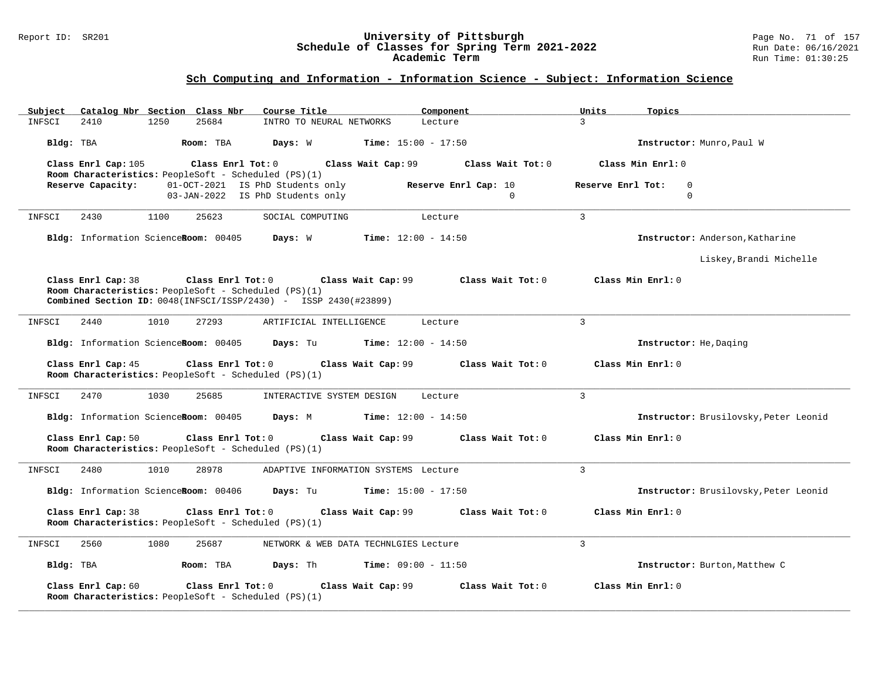## Sch Computing and Information - Information Science - Subject: Information Science

| Subject | Catalog Nbr | Section | Class Nbr | Course Title | Component | Units | Topics |
|---|---|---|---|---|---|---|---|
| INFSCI | 2410 | 1250 | 25684 | INTRO TO NEURAL NETWORKS | Lecture | 3 | |

**Bldg:** TBA **Room:** TBA **Days:** W **Time:** 15:00 - 17:50 **Instructor:** Munro,Paul W

**Class Enrl Cap:** 105 **Class Enrl Tot:** 0 **Class Wait Cap:** 99 **Class Wait Tot:** 0 **Class Min Enrl:** 0

**Room Characteristics:** PeopleSoft - Scheduled (PS)(1)

| Reserve Capacity: | Date | Description | Reserve Enrl Cap | Reserve Enrl Tot |
|---|---|---|---|---|
| | 01-OCT-2021 | IS PhD Students only | 10 | 0 |
| | 03-JAN-2022 | IS PhD Students only | 0 | 0 |

---

| Subject | Catalog Nbr | Section | Class Nbr | Course Title | Component | Units | Topics |
|---|---|---|---|---|---|---|---|
| INFSCI | 2430 | 1100 | 25623 | SOCIAL COMPUTING | Lecture | 3 | |

**Bldg:** Information Science **Room:** 00405 **Days:** W **Time:** 12:00 - 14:50 **Instructor:** Anderson,Katharine

Liskey,Brandi Michelle

**Class Enrl Cap:** 38 **Class Enrl Tot:** 0 **Class Wait Cap:** 99 **Class Wait Tot:** 0 **Class Min Enrl:** 0

**Room Characteristics:** PeopleSoft - Scheduled (PS)(1)

**Combined Section ID:** 0048(INFSCI/ISSP/2430) - ISSP 2430(#23899)

---

| Subject | Catalog Nbr | Section | Class Nbr | Course Title | Component | Units | Topics |
|---|---|---|---|---|---|---|---|
| INFSCI | 2440 | 1010 | 27293 | ARTIFICIAL INTELLIGENCE | Lecture | 3 | |

**Bldg:** Information Science **Room:** 00405 **Days:** Tu **Time:** 12:00 - 14:50 **Instructor:** He,Daqing

**Class Enrl Cap:** 45 **Class Enrl Tot:** 0 **Class Wait Cap:** 99 **Class Wait Tot:** 0 **Class Min Enrl:** 0

**Room Characteristics:** PeopleSoft - Scheduled (PS)(1)

---

| Subject | Catalog Nbr | Section | Class Nbr | Course Title | Component | Units | Topics |
|---|---|---|---|---|---|---|---|
| INFSCI | 2470 | 1030 | 25685 | INTERACTIVE SYSTEM DESIGN | Lecture | 3 | |

**Bldg:** Information Science **Room:** 00405 **Days:** M **Time:** 12:00 - 14:50 **Instructor:** Brusilovsky,Peter Leonid

**Class Enrl Cap:** 50 **Class Enrl Tot:** 0 **Class Wait Cap:** 99 **Class Wait Tot:** 0 **Class Min Enrl:** 0

**Room Characteristics:** PeopleSoft - Scheduled (PS)(1)

---

| Subject | Catalog Nbr | Section | Class Nbr | Course Title | Component | Units | Topics |
|---|---|---|---|---|---|---|---|
| INFSCI | 2480 | 1010 | 28978 | ADAPTIVE INFORMATION SYSTEMS | Lecture | 3 | |

**Bldg:** Information Science **Room:** 00406 **Days:** Tu **Time:** 15:00 - 17:50 **Instructor:** Brusilovsky,Peter Leonid

**Class Enrl Cap:** 38 **Class Enrl Tot:** 0 **Class Wait Cap:** 99 **Class Wait Tot:** 0 **Class Min Enrl:** 0

**Room Characteristics:** PeopleSoft - Scheduled (PS)(1)

---

| Subject | Catalog Nbr | Section | Class Nbr | Course Title | Component | Units | Topics |
|---|---|---|---|---|---|---|---|
| INFSCI | 2560 | 1080 | 25687 | NETWORK & WEB DATA TECHNLGIES | Lecture | 3 | |

**Bldg:** TBA **Room:** TBA **Days:** Th **Time:** 09:00 - 11:50 **Instructor:** Burton,Matthew C

**Class Enrl Cap:** 60 **Class Enrl Tot:** 0 **Class Wait Cap:** 99 **Class Wait Tot:** 0 **Class Min Enrl:** 0

**Room Characteristics:** PeopleSoft - Scheduled (PS)(1)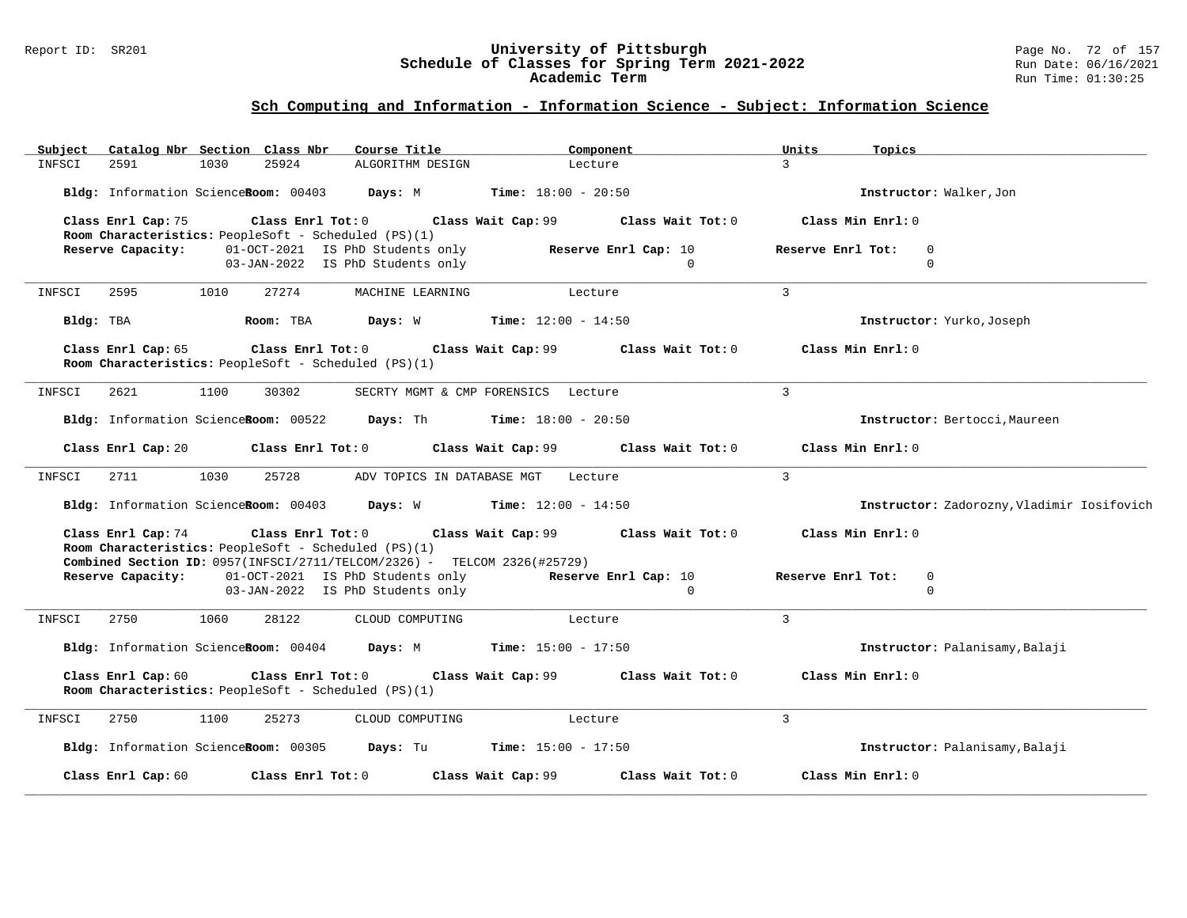## Sch Computing and Information - Information Science - Subject: Information Science

| Subject | Catalog Nbr | Section | Class Nbr | Course Title | Component | Units | Topics |
|---|---|---|---|---|---|---|---|
| INFSCI | 2591 | 1030 | 25924 | ALGORITHM DESIGN | Lecture | 3 | |

**Bldg:** Information Science **Room:** 00403 **Days:** M **Time:** 18:00 - 20:50 **Instructor:** Walker,Jon

**Class Enrl Cap:** 75 **Class Enrl Tot:** 0 **Class Wait Cap:** 99 **Class Wait Tot:** 0 **Class Min Enrl:** 0
**Room Characteristics:** PeopleSoft - Scheduled (PS)(1)

| Reserve Capacity: | Date | Description | Reserve Enrl Cap | Reserve Enrl Tot |
|---|---|---|---|---|
| | 01-OCT-2021 | IS PhD Students only | 10 | 0 |
| | 03-JAN-2022 | IS PhD Students only | 0 | 0 |

---

| Subject | Catalog Nbr | Section | Class Nbr | Course Title | Component | Units | Topics |
|---|---|---|---|---|---|---|---|
| INFSCI | 2595 | 1010 | 27274 | MACHINE LEARNING | Lecture | 3 | |

**Bldg:** TBA **Room:** TBA **Days:** W **Time:** 12:00 - 14:50 **Instructor:** Yurko,Joseph

**Class Enrl Cap:** 65 **Class Enrl Tot:** 0 **Class Wait Cap:** 99 **Class Wait Tot:** 0 **Class Min Enrl:** 0
**Room Characteristics:** PeopleSoft - Scheduled (PS)(1)

---

| Subject | Catalog Nbr | Section | Class Nbr | Course Title | Component | Units | Topics |
|---|---|---|---|---|---|---|---|
| INFSCI | 2621 | 1100 | 30302 | SECRTY MGMT & CMP FORENSICS | Lecture | 3 | |

**Bldg:** Information Science **Room:** 00522 **Days:** Th **Time:** 18:00 - 20:50 **Instructor:** Bertocci,Maureen

**Class Enrl Cap:** 20 **Class Enrl Tot:** 0 **Class Wait Cap:** 99 **Class Wait Tot:** 0 **Class Min Enrl:** 0

---

| Subject | Catalog Nbr | Section | Class Nbr | Course Title | Component | Units | Topics |
|---|---|---|---|---|---|---|---|
| INFSCI | 2711 | 1030 | 25728 | ADV TOPICS IN DATABASE MGT | Lecture | 3 | |

**Bldg:** Information Science **Room:** 00403 **Days:** W **Time:** 12:00 - 14:50 **Instructor:** Zadorozny,Vladimir Iosifovich

**Class Enrl Cap:** 74 **Class Enrl Tot:** 0 **Class Wait Cap:** 99 **Class Wait Tot:** 0 **Class Min Enrl:** 0
**Room Characteristics:** PeopleSoft - Scheduled (PS)(1)
**Combined Section ID:** 0957(INFSCI/2711/TELCOM/2326) - TELCOM 2326(#25729)

| Reserve Capacity: | Date | Description | Reserve Enrl Cap | Reserve Enrl Tot |
|---|---|---|---|---|
| | 01-OCT-2021 | IS PhD Students only | 10 | 0 |
| | 03-JAN-2022 | IS PhD Students only | 0 | 0 |

---

| Subject | Catalog Nbr | Section | Class Nbr | Course Title | Component | Units | Topics |
|---|---|---|---|---|---|---|---|
| INFSCI | 2750 | 1060 | 28122 | CLOUD COMPUTING | Lecture | 3 | |

**Bldg:** Information Science **Room:** 00404 **Days:** M **Time:** 15:00 - 17:50 **Instructor:** Palanisamy,Balaji

**Class Enrl Cap:** 60 **Class Enrl Tot:** 0 **Class Wait Cap:** 99 **Class Wait Tot:** 0 **Class Min Enrl:** 0
**Room Characteristics:** PeopleSoft - Scheduled (PS)(1)

---

| Subject | Catalog Nbr | Section | Class Nbr | Course Title | Component | Units | Topics |
|---|---|---|---|---|---|---|---|
| INFSCI | 2750 | 1100 | 25273 | CLOUD COMPUTING | Lecture | 3 | |

**Bldg:** Information Science **Room:** 00305 **Days:** Tu **Time:** 15:00 - 17:50 **Instructor:** Palanisamy,Balaji

**Class Enrl Cap:** 60 **Class Enrl Tot:** 0 **Class Wait Cap:** 99 **Class Wait Tot:** 0 **Class Min Enrl:** 0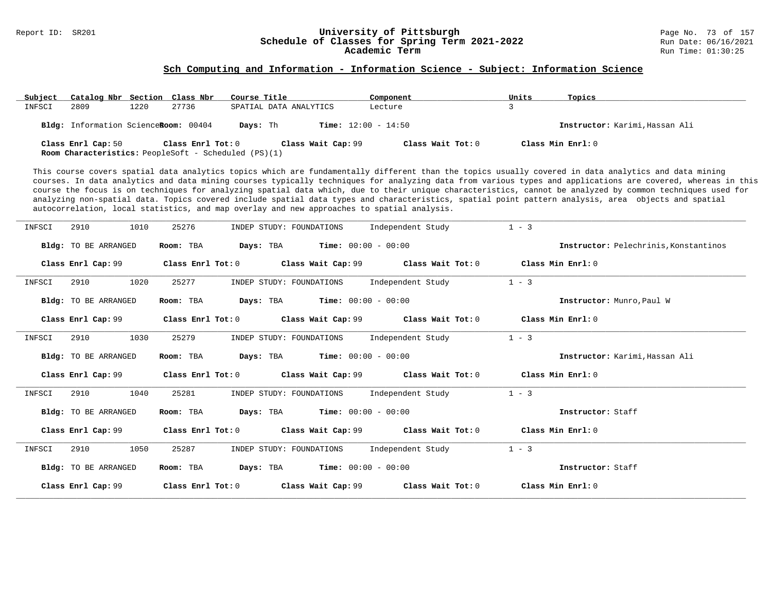## Sch Computing and Information - Information Science - Subject: Information Science

| Subject | Catalog Nbr | Section | Class Nbr | Course Title | Component | Units | Topics |
|---|---|---|---|---|---|---|---|
| INFSCI | 2809 | 1220 | 27736 | SPATIAL DATA ANALYTICS | Lecture | 3 | |

**Bldg:** Information Science **Room:** 00404 **Days:** Th **Time:** 12:00 - 14:50 **Instructor:** Karimi,Hassan Ali

**Class Enrl Cap:** 50 **Class Enrl Tot:** 0 **Class Wait Cap:** 99 **Class Wait Tot:** 0 **Class Min Enrl:** 0

**Room Characteristics:** PeopleSoft - Scheduled (PS)(1)

This course covers spatial data analytics topics which are fundamentally different than the topics usually covered in data analytics and data mining courses. In data analytics and data mining courses typically techniques for analyzing data from various types and applications are covered, whereas in this course the focus is on techniques for analyzing spatial data which, due to their unique characteristics, cannot be analyzed by common techniques used for analyzing non-spatial data. Topics covered include spatial data types and characteristics, spatial point pattern analysis, area objects and spatial autocorrelation, local statistics, and map overlay and new approaches to spatial analysis.

---

| Subject | Catalog Nbr | Section | Class Nbr | Course Title | Component | Units | Topics |
|---|---|---|---|---|---|---|---|
| INFSCI | 2910 | 1010 | 25276 | INDEP STUDY: FOUNDATIONS | Independent Study | 1 - 3 | |

**Bldg:** TO BE ARRANGED **Room:** TBA **Days:** TBA **Time:** 00:00 - 00:00 **Instructor:** Pelechrinis,Konstantinos

**Class Enrl Cap:** 99 **Class Enrl Tot:** 0 **Class Wait Cap:** 99 **Class Wait Tot:** 0 **Class Min Enrl:** 0

---

| Subject | Catalog Nbr | Section | Class Nbr | Course Title | Component | Units | Topics |
|---|---|---|---|---|---|---|---|
| INFSCI | 2910 | 1020 | 25277 | INDEP STUDY: FOUNDATIONS | Independent Study | 1 - 3 | |

**Bldg:** TO BE ARRANGED **Room:** TBA **Days:** TBA **Time:** 00:00 - 00:00 **Instructor:** Munro,Paul W

**Class Enrl Cap:** 99 **Class Enrl Tot:** 0 **Class Wait Cap:** 99 **Class Wait Tot:** 0 **Class Min Enrl:** 0

---

| Subject | Catalog Nbr | Section | Class Nbr | Course Title | Component | Units | Topics |
|---|---|---|---|---|---|---|---|
| INFSCI | 2910 | 1030 | 25279 | INDEP STUDY: FOUNDATIONS | Independent Study | 1 - 3 | |

**Bldg:** TO BE ARRANGED **Room:** TBA **Days:** TBA **Time:** 00:00 - 00:00 **Instructor:** Karimi,Hassan Ali

**Class Enrl Cap:** 99 **Class Enrl Tot:** 0 **Class Wait Cap:** 99 **Class Wait Tot:** 0 **Class Min Enrl:** 0

---

| Subject | Catalog Nbr | Section | Class Nbr | Course Title | Component | Units | Topics |
|---|---|---|---|---|---|---|---|
| INFSCI | 2910 | 1040 | 25281 | INDEP STUDY: FOUNDATIONS | Independent Study | 1 - 3 | |

**Bldg:** TO BE ARRANGED **Room:** TBA **Days:** TBA **Time:** 00:00 - 00:00 **Instructor:** Staff

**Class Enrl Cap:** 99 **Class Enrl Tot:** 0 **Class Wait Cap:** 99 **Class Wait Tot:** 0 **Class Min Enrl:** 0

---

| Subject | Catalog Nbr | Section | Class Nbr | Course Title | Component | Units | Topics |
|---|---|---|---|---|---|---|---|
| INFSCI | 2910 | 1050 | 25287 | INDEP STUDY: FOUNDATIONS | Independent Study | 1 - 3 | |

**Bldg:** TO BE ARRANGED **Room:** TBA **Days:** TBA **Time:** 00:00 - 00:00 **Instructor:** Staff

**Class Enrl Cap:** 99 **Class Enrl Tot:** 0 **Class Wait Cap:** 99 **Class Wait Tot:** 0 **Class Min Enrl:** 0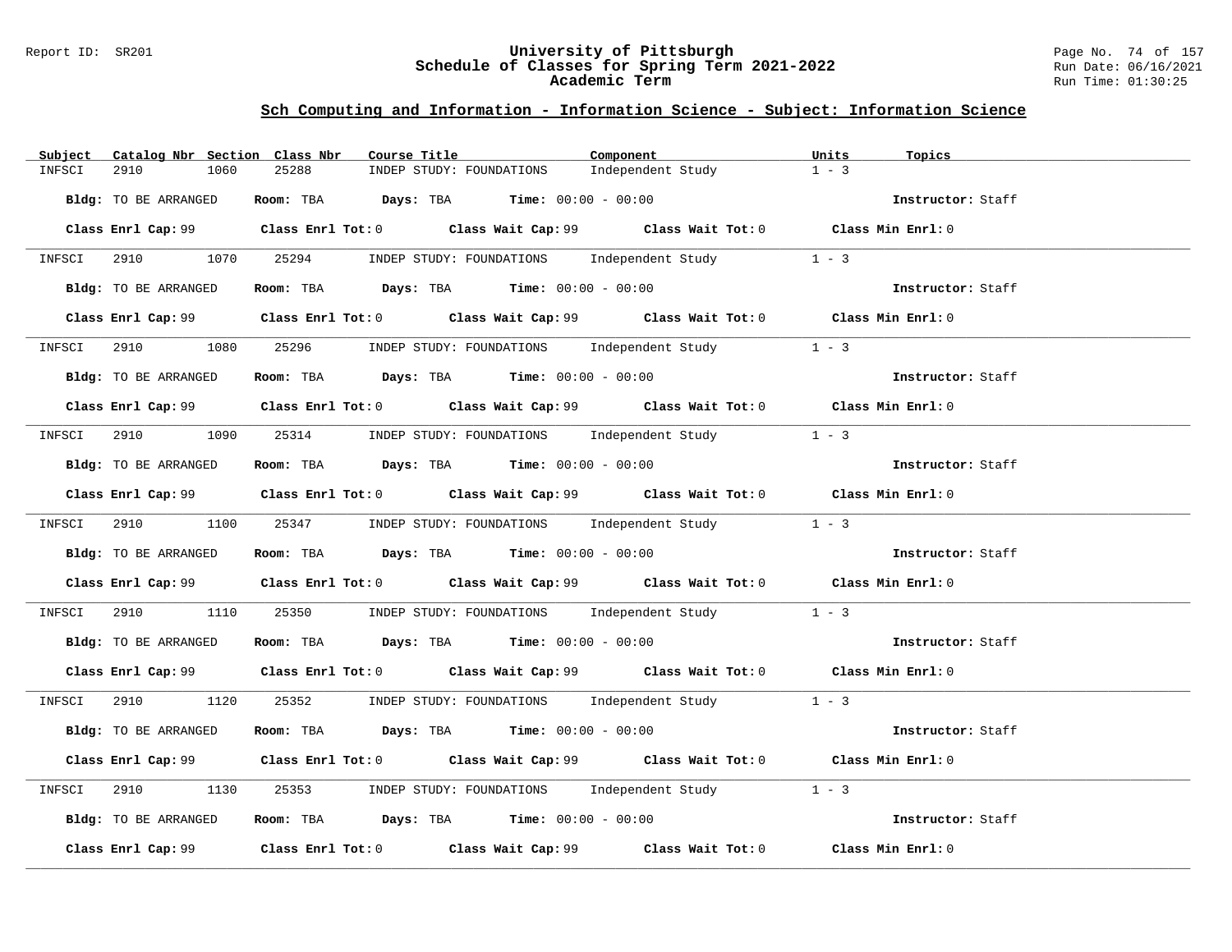## Sch Computing and Information - Information Science - Subject: Information Science

| Subject | Catalog Nbr | Section | Class Nbr | Course Title | Component | Units | Topics |
|---|---|---|---|---|---|---|---|
| INFSCI | 2910 | 1060 | 25288 | INDEP STUDY: FOUNDATIONS | Independent Study | 1 - 3 | |

**Bldg:** TO BE ARRANGED **Room:** TBA **Days:** TBA **Time:** 00:00 - 00:00 **Instructor:** Staff

**Class Enrl Cap:** 99 **Class Enrl Tot:** 0 **Class Wait Cap:** 99 **Class Wait Tot:** 0 **Class Min Enrl:** 0

---

| Subject | Catalog Nbr | Section | Class Nbr | Course Title | Component | Units | Topics |
|---|---|---|---|---|---|---|---|
| INFSCI | 2910 | 1070 | 25294 | INDEP STUDY: FOUNDATIONS | Independent Study | 1 - 3 | |

**Bldg:** TO BE ARRANGED **Room:** TBA **Days:** TBA **Time:** 00:00 - 00:00 **Instructor:** Staff

**Class Enrl Cap:** 99 **Class Enrl Tot:** 0 **Class Wait Cap:** 99 **Class Wait Tot:** 0 **Class Min Enrl:** 0

---

| Subject | Catalog Nbr | Section | Class Nbr | Course Title | Component | Units | Topics |
|---|---|---|---|---|---|---|---|
| INFSCI | 2910 | 1080 | 25296 | INDEP STUDY: FOUNDATIONS | Independent Study | 1 - 3 | |

**Bldg:** TO BE ARRANGED **Room:** TBA **Days:** TBA **Time:** 00:00 - 00:00 **Instructor:** Staff

**Class Enrl Cap:** 99 **Class Enrl Tot:** 0 **Class Wait Cap:** 99 **Class Wait Tot:** 0 **Class Min Enrl:** 0

---

| Subject | Catalog Nbr | Section | Class Nbr | Course Title | Component | Units | Topics |
|---|---|---|---|---|---|---|---|
| INFSCI | 2910 | 1090 | 25314 | INDEP STUDY: FOUNDATIONS | Independent Study | 1 - 3 | |

**Bldg:** TO BE ARRANGED **Room:** TBA **Days:** TBA **Time:** 00:00 - 00:00 **Instructor:** Staff

**Class Enrl Cap:** 99 **Class Enrl Tot:** 0 **Class Wait Cap:** 99 **Class Wait Tot:** 0 **Class Min Enrl:** 0

---

| Subject | Catalog Nbr | Section | Class Nbr | Course Title | Component | Units | Topics |
|---|---|---|---|---|---|---|---|
| INFSCI | 2910 | 1100 | 25347 | INDEP STUDY: FOUNDATIONS | Independent Study | 1 - 3 | |

**Bldg:** TO BE ARRANGED **Room:** TBA **Days:** TBA **Time:** 00:00 - 00:00 **Instructor:** Staff

**Class Enrl Cap:** 99 **Class Enrl Tot:** 0 **Class Wait Cap:** 99 **Class Wait Tot:** 0 **Class Min Enrl:** 0

---

| Subject | Catalog Nbr | Section | Class Nbr | Course Title | Component | Units | Topics |
|---|---|---|---|---|---|---|---|
| INFSCI | 2910 | 1110 | 25350 | INDEP STUDY: FOUNDATIONS | Independent Study | 1 - 3 | |

**Bldg:** TO BE ARRANGED **Room:** TBA **Days:** TBA **Time:** 00:00 - 00:00 **Instructor:** Staff

**Class Enrl Cap:** 99 **Class Enrl Tot:** 0 **Class Wait Cap:** 99 **Class Wait Tot:** 0 **Class Min Enrl:** 0

---

| Subject | Catalog Nbr | Section | Class Nbr | Course Title | Component | Units | Topics |
|---|---|---|---|---|---|---|---|
| INFSCI | 2910 | 1120 | 25352 | INDEP STUDY: FOUNDATIONS | Independent Study | 1 - 3 | |

**Bldg:** TO BE ARRANGED **Room:** TBA **Days:** TBA **Time:** 00:00 - 00:00 **Instructor:** Staff

**Class Enrl Cap:** 99 **Class Enrl Tot:** 0 **Class Wait Cap:** 99 **Class Wait Tot:** 0 **Class Min Enrl:** 0

---

| Subject | Catalog Nbr | Section | Class Nbr | Course Title | Component | Units | Topics |
|---|---|---|---|---|---|---|---|
| INFSCI | 2910 | 1130 | 25353 | INDEP STUDY: FOUNDATIONS | Independent Study | 1 - 3 | |

**Bldg:** TO BE ARRANGED **Room:** TBA **Days:** TBA **Time:** 00:00 - 00:00 **Instructor:** Staff

**Class Enrl Cap:** 99 **Class Enrl Tot:** 0 **Class Wait Cap:** 99 **Class Wait Tot:** 0 **Class Min Enrl:** 0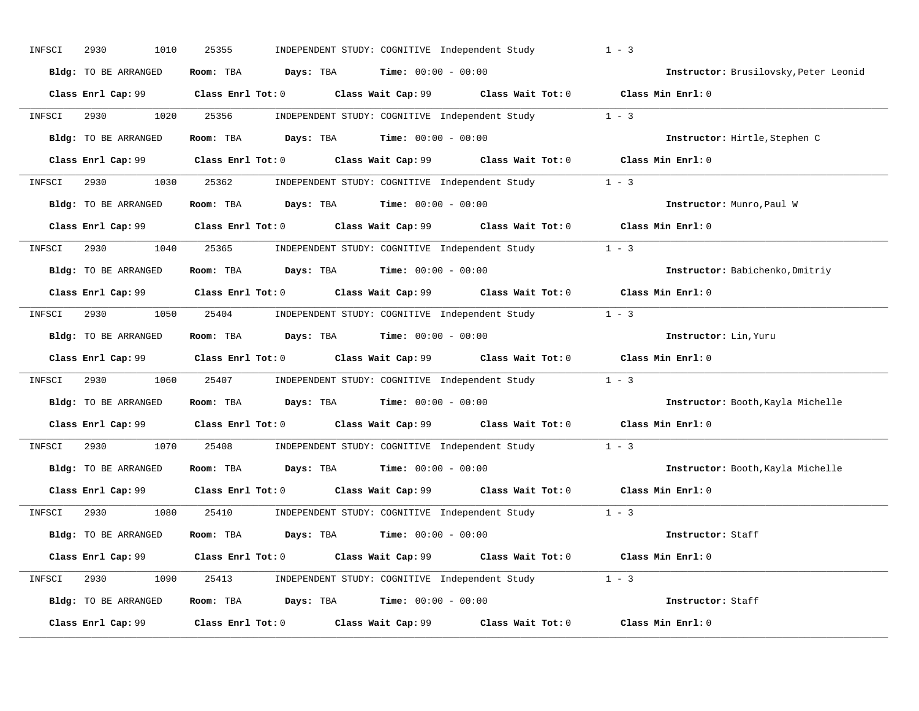INFSCI 2930 1010 25355 INDEPENDENT STUDY: COGNITIVE Independent Study 1 - 3

**Bldg:** TO BE ARRANGED **Room:** TBA **Days:** TBA **Time:** 00:00 - 00:00 **Instructor:** Brusilovsky,Peter Leonid

**Class Enrl Cap:** 99 **Class Enrl Tot:** 0 **Class Wait Cap:** 99 **Class Wait Tot:** 0 **Class Min Enrl:** 0

---

INFSCI 2930 1020 25356 INDEPENDENT STUDY: COGNITIVE Independent Study 1 - 3

**Bldg:** TO BE ARRANGED **Room:** TBA **Days:** TBA **Time:** 00:00 - 00:00 **Instructor:** Hirtle,Stephen C

**Class Enrl Cap:** 99 **Class Enrl Tot:** 0 **Class Wait Cap:** 99 **Class Wait Tot:** 0 **Class Min Enrl:** 0

---

INFSCI 2930 1030 25362 INDEPENDENT STUDY: COGNITIVE Independent Study 1 - 3

**Bldg:** TO BE ARRANGED **Room:** TBA **Days:** TBA **Time:** 00:00 - 00:00 **Instructor:** Munro,Paul W

**Class Enrl Cap:** 99 **Class Enrl Tot:** 0 **Class Wait Cap:** 99 **Class Wait Tot:** 0 **Class Min Enrl:** 0

---

INFSCI 2930 1040 25365 INDEPENDENT STUDY: COGNITIVE Independent Study 1 - 3

**Bldg:** TO BE ARRANGED **Room:** TBA **Days:** TBA **Time:** 00:00 - 00:00 **Instructor:** Babichenko,Dmitriy

**Class Enrl Cap:** 99 **Class Enrl Tot:** 0 **Class Wait Cap:** 99 **Class Wait Tot:** 0 **Class Min Enrl:** 0

---

INFSCI 2930 1050 25404 INDEPENDENT STUDY: COGNITIVE Independent Study 1 - 3

**Bldg:** TO BE ARRANGED **Room:** TBA **Days:** TBA **Time:** 00:00 - 00:00 **Instructor:** Lin,Yuru

**Class Enrl Cap:** 99 **Class Enrl Tot:** 0 **Class Wait Cap:** 99 **Class Wait Tot:** 0 **Class Min Enrl:** 0

---

INFSCI 2930 1060 25407 INDEPENDENT STUDY: COGNITIVE Independent Study 1 - 3

**Bldg:** TO BE ARRANGED **Room:** TBA **Days:** TBA **Time:** 00:00 - 00:00 **Instructor:** Booth,Kayla Michelle

**Class Enrl Cap:** 99 **Class Enrl Tot:** 0 **Class Wait Cap:** 99 **Class Wait Tot:** 0 **Class Min Enrl:** 0

---

INFSCI 2930 1070 25408 INDEPENDENT STUDY: COGNITIVE Independent Study 1 - 3

**Bldg:** TO BE ARRANGED **Room:** TBA **Days:** TBA **Time:** 00:00 - 00:00 **Instructor:** Booth,Kayla Michelle

**Class Enrl Cap:** 99 **Class Enrl Tot:** 0 **Class Wait Cap:** 99 **Class Wait Tot:** 0 **Class Min Enrl:** 0

---

INFSCI 2930 1080 25410 INDEPENDENT STUDY: COGNITIVE Independent Study 1 - 3

**Bldg:** TO BE ARRANGED **Room:** TBA **Days:** TBA **Time:** 00:00 - 00:00 **Instructor:** Staff

**Class Enrl Cap:** 99 **Class Enrl Tot:** 0 **Class Wait Cap:** 99 **Class Wait Tot:** 0 **Class Min Enrl:** 0

---

INFSCI 2930 1090 25413 INDEPENDENT STUDY: COGNITIVE Independent Study 1 - 3

**Bldg:** TO BE ARRANGED **Room:** TBA **Days:** TBA **Time:** 00:00 - 00:00 **Instructor:** Staff

**Class Enrl Cap:** 99 **Class Enrl Tot:** 0 **Class Wait Cap:** 99 **Class Wait Tot:** 0 **Class Min Enrl:** 0

---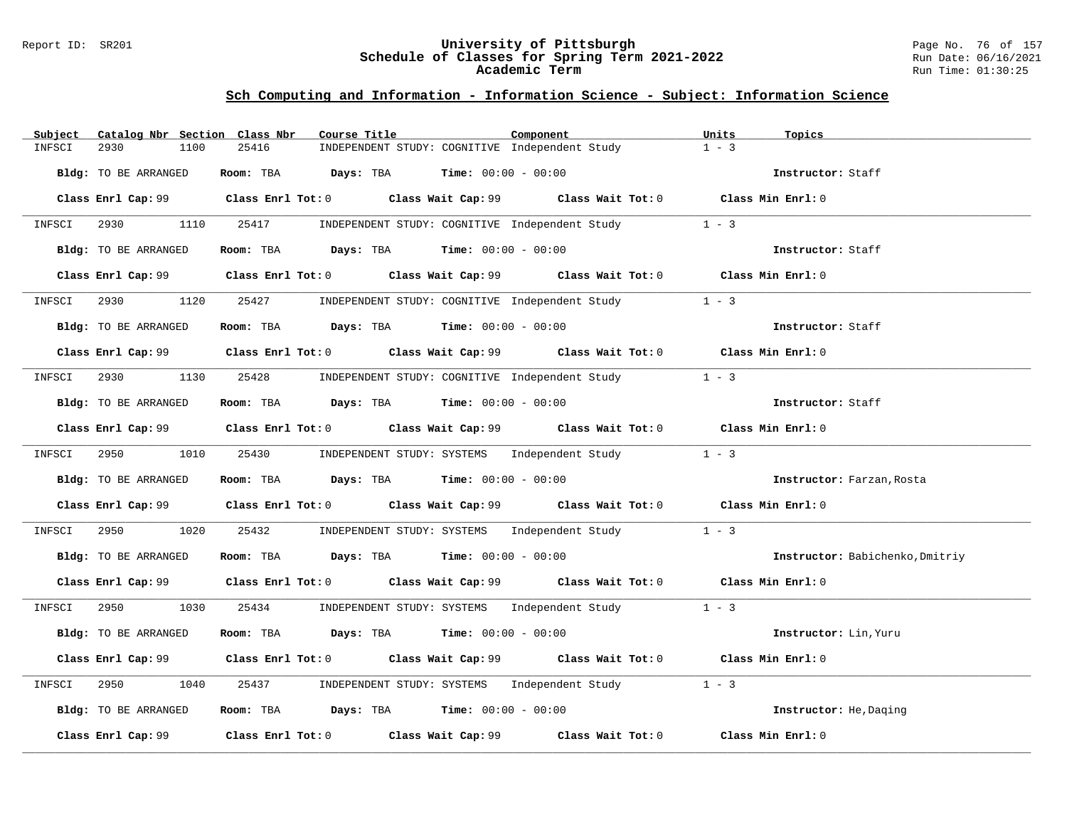## Sch Computing and Information - Information Science - Subject: Information Science

| Subject | Catalog Nbr | Section | Class Nbr | Course Title | Component | Units | Topics |
|---|---|---|---|---|---|---|---|
| INFSCI | 2930 | 1100 | 25416 | INDEPENDENT STUDY: COGNITIVE | Independent Study | 1 - 3 | |

**Bldg:** TO BE ARRANGED **Room:** TBA **Days:** TBA **Time:** 00:00 - 00:00 **Instructor:** Staff

**Class Enrl Cap:** 99 **Class Enrl Tot:** 0 **Class Wait Cap:** 99 **Class Wait Tot:** 0 **Class Min Enrl:** 0

| Subject | Catalog Nbr | Section | Class Nbr | Course Title | Component | Units | Topics |
|---|---|---|---|---|---|---|---|
| INFSCI | 2930 | 1110 | 25417 | INDEPENDENT STUDY: COGNITIVE | Independent Study | 1 - 3 | |

**Bldg:** TO BE ARRANGED **Room:** TBA **Days:** TBA **Time:** 00:00 - 00:00 **Instructor:** Staff

**Class Enrl Cap:** 99 **Class Enrl Tot:** 0 **Class Wait Cap:** 99 **Class Wait Tot:** 0 **Class Min Enrl:** 0

| Subject | Catalog Nbr | Section | Class Nbr | Course Title | Component | Units | Topics |
|---|---|---|---|---|---|---|---|
| INFSCI | 2930 | 1120 | 25427 | INDEPENDENT STUDY: COGNITIVE | Independent Study | 1 - 3 | |

**Bldg:** TO BE ARRANGED **Room:** TBA **Days:** TBA **Time:** 00:00 - 00:00 **Instructor:** Staff

**Class Enrl Cap:** 99 **Class Enrl Tot:** 0 **Class Wait Cap:** 99 **Class Wait Tot:** 0 **Class Min Enrl:** 0

| Subject | Catalog Nbr | Section | Class Nbr | Course Title | Component | Units | Topics |
|---|---|---|---|---|---|---|---|
| INFSCI | 2930 | 1130 | 25428 | INDEPENDENT STUDY: COGNITIVE | Independent Study | 1 - 3 | |

**Bldg:** TO BE ARRANGED **Room:** TBA **Days:** TBA **Time:** 00:00 - 00:00 **Instructor:** Staff

**Class Enrl Cap:** 99 **Class Enrl Tot:** 0 **Class Wait Cap:** 99 **Class Wait Tot:** 0 **Class Min Enrl:** 0

| Subject | Catalog Nbr | Section | Class Nbr | Course Title | Component | Units | Topics |
|---|---|---|---|---|---|---|---|
| INFSCI | 2950 | 1010 | 25430 | INDEPENDENT STUDY: SYSTEMS | Independent Study | 1 - 3 | |

**Bldg:** TO BE ARRANGED **Room:** TBA **Days:** TBA **Time:** 00:00 - 00:00 **Instructor:** Farzan,Rosta

**Class Enrl Cap:** 99 **Class Enrl Tot:** 0 **Class Wait Cap:** 99 **Class Wait Tot:** 0 **Class Min Enrl:** 0

| Subject | Catalog Nbr | Section | Class Nbr | Course Title | Component | Units | Topics |
|---|---|---|---|---|---|---|---|
| INFSCI | 2950 | 1020 | 25432 | INDEPENDENT STUDY: SYSTEMS | Independent Study | 1 - 3 | |

**Bldg:** TO BE ARRANGED **Room:** TBA **Days:** TBA **Time:** 00:00 - 00:00 **Instructor:** Babichenko,Dmitriy

**Class Enrl Cap:** 99 **Class Enrl Tot:** 0 **Class Wait Cap:** 99 **Class Wait Tot:** 0 **Class Min Enrl:** 0

| Subject | Catalog Nbr | Section | Class Nbr | Course Title | Component | Units | Topics |
|---|---|---|---|---|---|---|---|
| INFSCI | 2950 | 1030 | 25434 | INDEPENDENT STUDY: SYSTEMS | Independent Study | 1 - 3 | |

**Bldg:** TO BE ARRANGED **Room:** TBA **Days:** TBA **Time:** 00:00 - 00:00 **Instructor:** Lin,Yuru

**Class Enrl Cap:** 99 **Class Enrl Tot:** 0 **Class Wait Cap:** 99 **Class Wait Tot:** 0 **Class Min Enrl:** 0

| Subject | Catalog Nbr | Section | Class Nbr | Course Title | Component | Units | Topics |
|---|---|---|---|---|---|---|---|
| INFSCI | 2950 | 1040 | 25437 | INDEPENDENT STUDY: SYSTEMS | Independent Study | 1 - 3 | |

**Bldg:** TO BE ARRANGED **Room:** TBA **Days:** TBA **Time:** 00:00 - 00:00 **Instructor:** He,Daqing

**Class Enrl Cap:** 99 **Class Enrl Tot:** 0 **Class Wait Cap:** 99 **Class Wait Tot:** 0 **Class Min Enrl:** 0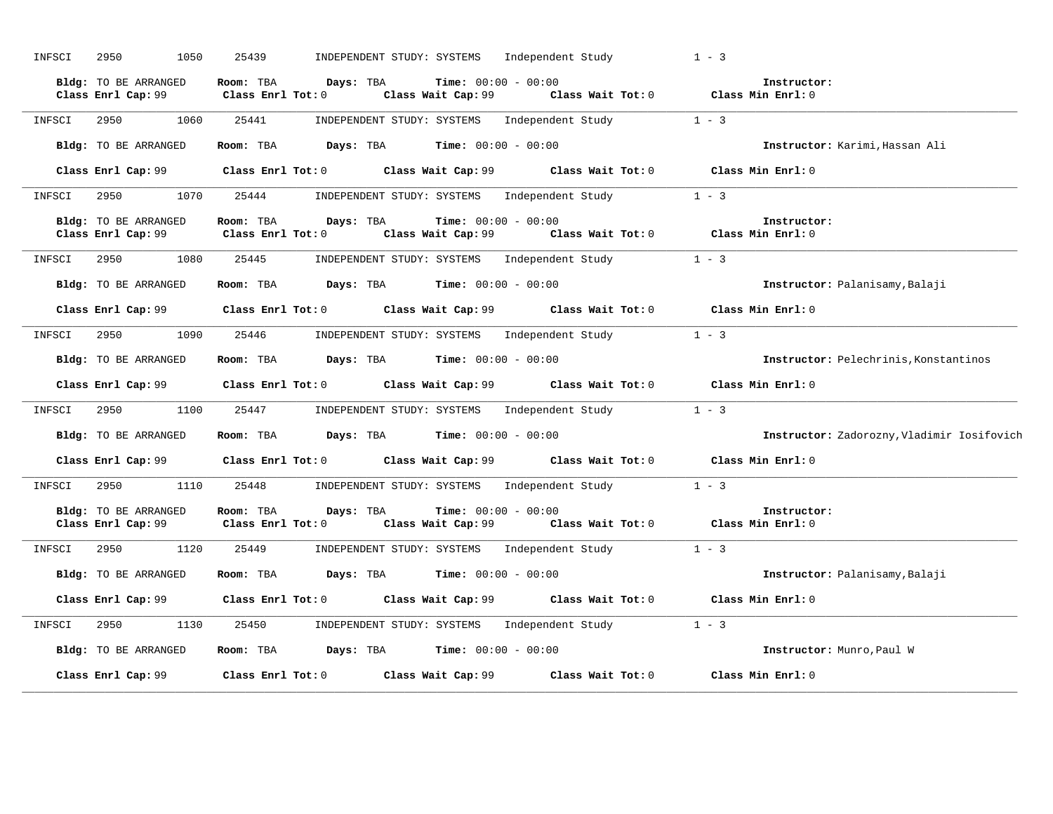INFSCI 2950 1050 25439 INDEPENDENT STUDY: SYSTEMS Independent Study 1 - 3

**Bldg:** TO BE ARRANGED **Room:** TBA **Days:** TBA **Time:** 00:00 - 00:00 **Instructor:**
**Class Enrl Cap:** 99 **Class Enrl Tot:** 0 **Class Wait Cap:** 99 **Class Wait Tot:** 0 **Class Min Enrl:** 0

---

INFSCI 2950 1060 25441 INDEPENDENT STUDY: SYSTEMS Independent Study 1 - 3

**Bldg:** TO BE ARRANGED **Room:** TBA **Days:** TBA **Time:** 00:00 - 00:00 **Instructor:** Karimi,Hassan Ali

**Class Enrl Cap:** 99 **Class Enrl Tot:** 0 **Class Wait Cap:** 99 **Class Wait Tot:** 0 **Class Min Enrl:** 0

---

INFSCI 2950 1070 25444 INDEPENDENT STUDY: SYSTEMS Independent Study 1 - 3

**Bldg:** TO BE ARRANGED **Room:** TBA **Days:** TBA **Time:** 00:00 - 00:00 **Instructor:**
**Class Enrl Cap:** 99 **Class Enrl Tot:** 0 **Class Wait Cap:** 99 **Class Wait Tot:** 0 **Class Min Enrl:** 0

---

INFSCI 2950 1080 25445 INDEPENDENT STUDY: SYSTEMS Independent Study 1 - 3

**Bldg:** TO BE ARRANGED **Room:** TBA **Days:** TBA **Time:** 00:00 - 00:00 **Instructor:** Palanisamy,Balaji

**Class Enrl Cap:** 99 **Class Enrl Tot:** 0 **Class Wait Cap:** 99 **Class Wait Tot:** 0 **Class Min Enrl:** 0

---

INFSCI 2950 1090 25446 INDEPENDENT STUDY: SYSTEMS Independent Study 1 - 3

**Bldg:** TO BE ARRANGED **Room:** TBA **Days:** TBA **Time:** 00:00 - 00:00 **Instructor:** Pelechrinis,Konstantinos

**Class Enrl Cap:** 99 **Class Enrl Tot:** 0 **Class Wait Cap:** 99 **Class Wait Tot:** 0 **Class Min Enrl:** 0

---

INFSCI 2950 1100 25447 INDEPENDENT STUDY: SYSTEMS Independent Study 1 - 3

**Bldg:** TO BE ARRANGED **Room:** TBA **Days:** TBA **Time:** 00:00 - 00:00 **Instructor:** Zadorozny,Vladimir Iosifovich

**Class Enrl Cap:** 99 **Class Enrl Tot:** 0 **Class Wait Cap:** 99 **Class Wait Tot:** 0 **Class Min Enrl:** 0

---

INFSCI 2950 1110 25448 INDEPENDENT STUDY: SYSTEMS Independent Study 1 - 3

**Bldg:** TO BE ARRANGED **Room:** TBA **Days:** TBA **Time:** 00:00 - 00:00 **Instructor:**
**Class Enrl Cap:** 99 **Class Enrl Tot:** 0 **Class Wait Cap:** 99 **Class Wait Tot:** 0 **Class Min Enrl:** 0

---

INFSCI 2950 1120 25449 INDEPENDENT STUDY: SYSTEMS Independent Study 1 - 3

**Bldg:** TO BE ARRANGED **Room:** TBA **Days:** TBA **Time:** 00:00 - 00:00 **Instructor:** Palanisamy,Balaji

**Class Enrl Cap:** 99 **Class Enrl Tot:** 0 **Class Wait Cap:** 99 **Class Wait Tot:** 0 **Class Min Enrl:** 0

---

INFSCI 2950 1130 25450 INDEPENDENT STUDY: SYSTEMS Independent Study 1 - 3

**Bldg:** TO BE ARRANGED **Room:** TBA **Days:** TBA **Time:** 00:00 - 00:00 **Instructor:** Munro,Paul W

**Class Enrl Cap:** 99 **Class Enrl Tot:** 0 **Class Wait Cap:** 99 **Class Wait Tot:** 0 **Class Min Enrl:** 0

---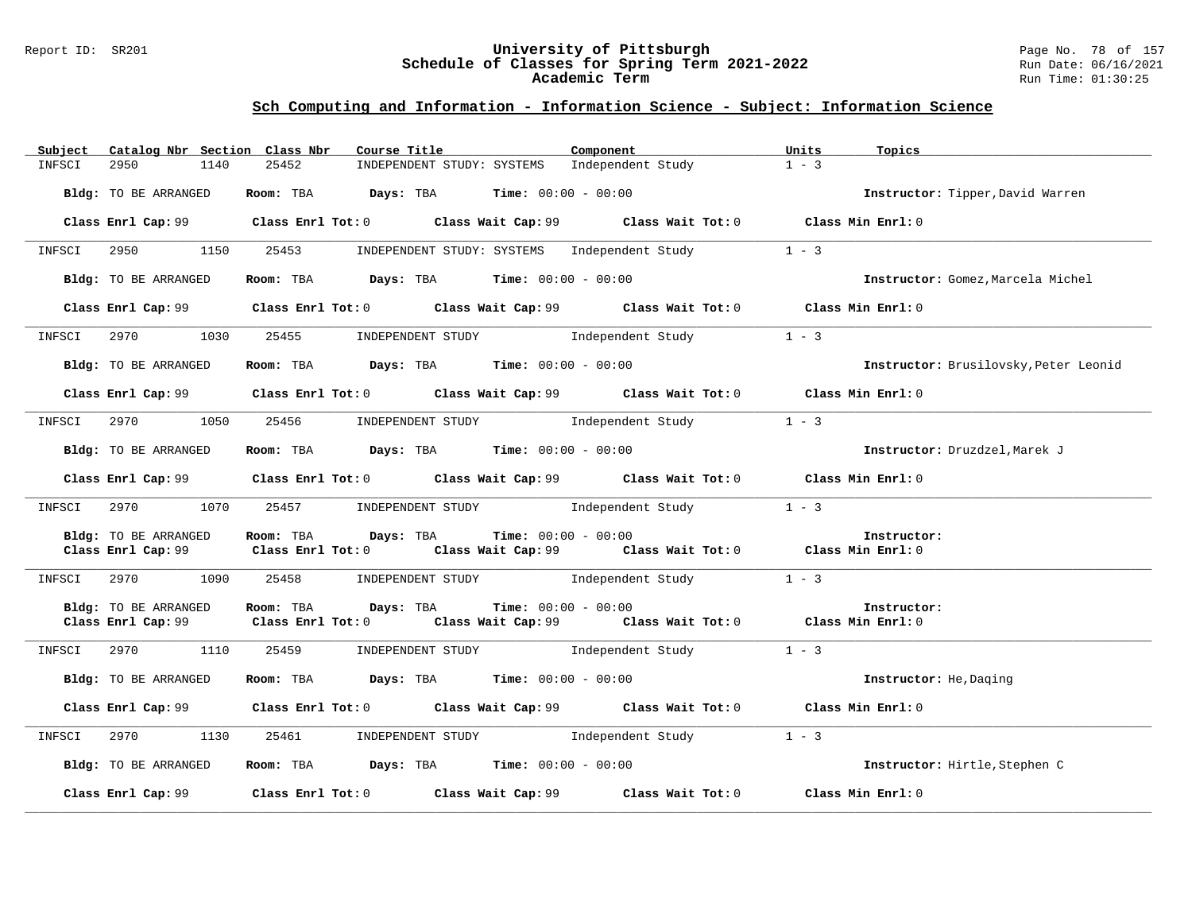## Sch Computing and Information - Information Science - Subject: Information Science

| Subject | Catalog Nbr | Section | Class Nbr | Course Title | Component | Units | Topics |
|---|---|---|---|---|---|---|---|
| INFSCI | 2950 | 1140 | 25452 | INDEPENDENT STUDY: SYSTEMS | Independent Study | 1 - 3 | |

**Bldg:** TO BE ARRANGED **Room:** TBA **Days:** TBA **Time:** 00:00 - 00:00 **Instructor:** Tipper,David Warren

**Class Enrl Cap:** 99 **Class Enrl Tot:** 0 **Class Wait Cap:** 99 **Class Wait Tot:** 0 **Class Min Enrl:** 0

---

| Subject | Catalog Nbr | Section | Class Nbr | Course Title | Component | Units | Topics |
|---|---|---|---|---|---|---|---|
| INFSCI | 2950 | 1150 | 25453 | INDEPENDENT STUDY: SYSTEMS | Independent Study | 1 - 3 | |

**Bldg:** TO BE ARRANGED **Room:** TBA **Days:** TBA **Time:** 00:00 - 00:00 **Instructor:** Gomez,Marcela Michel

**Class Enrl Cap:** 99 **Class Enrl Tot:** 0 **Class Wait Cap:** 99 **Class Wait Tot:** 0 **Class Min Enrl:** 0

---

| Subject | Catalog Nbr | Section | Class Nbr | Course Title | Component | Units | Topics |
|---|---|---|---|---|---|---|---|
| INFSCI | 2970 | 1030 | 25455 | INDEPENDENT STUDY | Independent Study | 1 - 3 | |

**Bldg:** TO BE ARRANGED **Room:** TBA **Days:** TBA **Time:** 00:00 - 00:00 **Instructor:** Brusilovsky,Peter Leonid

**Class Enrl Cap:** 99 **Class Enrl Tot:** 0 **Class Wait Cap:** 99 **Class Wait Tot:** 0 **Class Min Enrl:** 0

---

| Subject | Catalog Nbr | Section | Class Nbr | Course Title | Component | Units | Topics |
|---|---|---|---|---|---|---|---|
| INFSCI | 2970 | 1050 | 25456 | INDEPENDENT STUDY | Independent Study | 1 - 3 | |

**Bldg:** TO BE ARRANGED **Room:** TBA **Days:** TBA **Time:** 00:00 - 00:00 **Instructor:** Druzdzel,Marek J

**Class Enrl Cap:** 99 **Class Enrl Tot:** 0 **Class Wait Cap:** 99 **Class Wait Tot:** 0 **Class Min Enrl:** 0

---

| Subject | Catalog Nbr | Section | Class Nbr | Course Title | Component | Units | Topics |
|---|---|---|---|---|---|---|---|
| INFSCI | 2970 | 1070 | 25457 | INDEPENDENT STUDY | Independent Study | 1 - 3 | |

**Bldg:** TO BE ARRANGED **Room:** TBA **Days:** TBA **Time:** 00:00 - 00:00 **Instructor:**
**Class Enrl Cap:** 99 **Class Enrl Tot:** 0 **Class Wait Cap:** 99 **Class Wait Tot:** 0 **Class Min Enrl:** 0

---

| Subject | Catalog Nbr | Section | Class Nbr | Course Title | Component | Units | Topics |
|---|---|---|---|---|---|---|---|
| INFSCI | 2970 | 1090 | 25458 | INDEPENDENT STUDY | Independent Study | 1 - 3 | |

**Bldg:** TO BE ARRANGED **Room:** TBA **Days:** TBA **Time:** 00:00 - 00:00 **Instructor:**
**Class Enrl Cap:** 99 **Class Enrl Tot:** 0 **Class Wait Cap:** 99 **Class Wait Tot:** 0 **Class Min Enrl:** 0

---

| Subject | Catalog Nbr | Section | Class Nbr | Course Title | Component | Units | Topics |
|---|---|---|---|---|---|---|---|
| INFSCI | 2970 | 1110 | 25459 | INDEPENDENT STUDY | Independent Study | 1 - 3 | |

**Bldg:** TO BE ARRANGED **Room:** TBA **Days:** TBA **Time:** 00:00 - 00:00 **Instructor:** He,Daqing

**Class Enrl Cap:** 99 **Class Enrl Tot:** 0 **Class Wait Cap:** 99 **Class Wait Tot:** 0 **Class Min Enrl:** 0

---

| Subject | Catalog Nbr | Section | Class Nbr | Course Title | Component | Units | Topics |
|---|---|---|---|---|---|---|---|
| INFSCI | 2970 | 1130 | 25461 | INDEPENDENT STUDY | Independent Study | 1 - 3 | |

**Bldg:** TO BE ARRANGED **Room:** TBA **Days:** TBA **Time:** 00:00 - 00:00 **Instructor:** Hirtle,Stephen C

**Class Enrl Cap:** 99 **Class Enrl Tot:** 0 **Class Wait Cap:** 99 **Class Wait Tot:** 0 **Class Min Enrl:** 0

---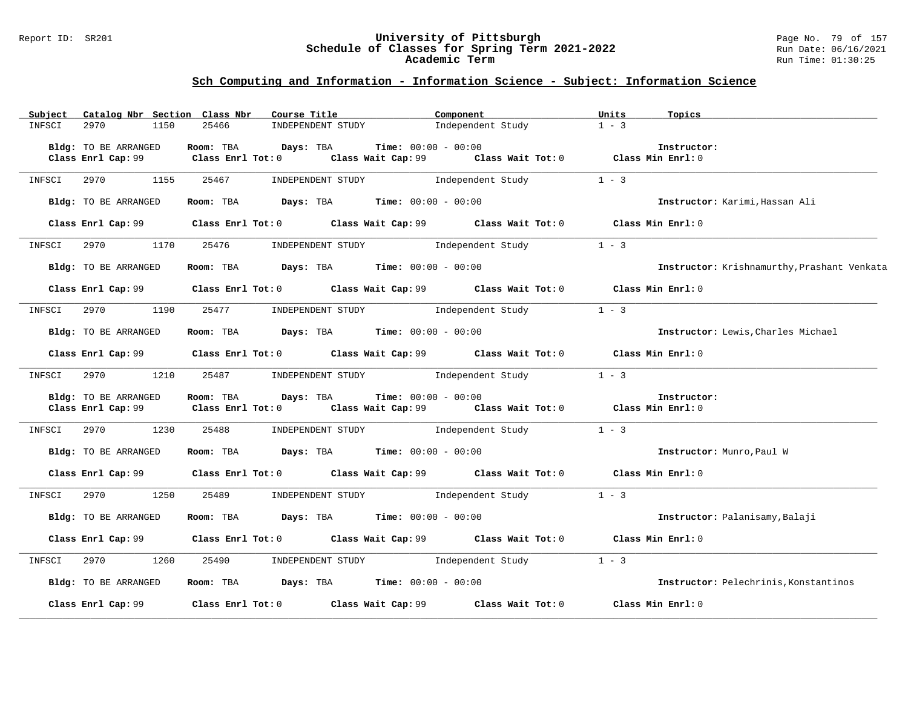## Sch Computing and Information - Information Science - Subject: Information Science

| Subject | Catalog Nbr | Section | Class Nbr | Course Title | Component | Units | Topics |
|---|---|---|---|---|---|---|---|
| INFSCI | 2970 | 1150 | 25466 | INDEPENDENT STUDY | Independent Study | 1 - 3 | |

**Bldg:** TO BE ARRANGED **Room:** TBA **Days:** TBA **Time:** 00:00 - 00:00 **Instructor:**
**Class Enrl Cap:** 99 **Class Enrl Tot:** 0 **Class Wait Cap:** 99 **Class Wait Tot:** 0 **Class Min Enrl:** 0

| Subject | Catalog Nbr | Section | Class Nbr | Course Title | Component | Units | Topics |
|---|---|---|---|---|---|---|---|
| INFSCI | 2970 | 1155 | 25467 | INDEPENDENT STUDY | Independent Study | 1 - 3 | |

**Bldg:** TO BE ARRANGED **Room:** TBA **Days:** TBA **Time:** 00:00 - 00:00 **Instructor:** Karimi,Hassan Ali
**Class Enrl Cap:** 99 **Class Enrl Tot:** 0 **Class Wait Cap:** 99 **Class Wait Tot:** 0 **Class Min Enrl:** 0

| Subject | Catalog Nbr | Section | Class Nbr | Course Title | Component | Units | Topics |
|---|---|---|---|---|---|---|---|
| INFSCI | 2970 | 1170 | 25476 | INDEPENDENT STUDY | Independent Study | 1 - 3 | |

**Bldg:** TO BE ARRANGED **Room:** TBA **Days:** TBA **Time:** 00:00 - 00:00 **Instructor:** Krishnamurthy,Prashant Venkata
**Class Enrl Cap:** 99 **Class Enrl Tot:** 0 **Class Wait Cap:** 99 **Class Wait Tot:** 0 **Class Min Enrl:** 0

| Subject | Catalog Nbr | Section | Class Nbr | Course Title | Component | Units | Topics |
|---|---|---|---|---|---|---|---|
| INFSCI | 2970 | 1190 | 25477 | INDEPENDENT STUDY | Independent Study | 1 - 3 | |

**Bldg:** TO BE ARRANGED **Room:** TBA **Days:** TBA **Time:** 00:00 - 00:00 **Instructor:** Lewis,Charles Michael
**Class Enrl Cap:** 99 **Class Enrl Tot:** 0 **Class Wait Cap:** 99 **Class Wait Tot:** 0 **Class Min Enrl:** 0

| Subject | Catalog Nbr | Section | Class Nbr | Course Title | Component | Units | Topics |
|---|---|---|---|---|---|---|---|
| INFSCI | 2970 | 1210 | 25487 | INDEPENDENT STUDY | Independent Study | 1 - 3 | |

**Bldg:** TO BE ARRANGED **Room:** TBA **Days:** TBA **Time:** 00:00 - 00:00 **Instructor:**
**Class Enrl Cap:** 99 **Class Enrl Tot:** 0 **Class Wait Cap:** 99 **Class Wait Tot:** 0 **Class Min Enrl:** 0

| Subject | Catalog Nbr | Section | Class Nbr | Course Title | Component | Units | Topics |
|---|---|---|---|---|---|---|---|
| INFSCI | 2970 | 1230 | 25488 | INDEPENDENT STUDY | Independent Study | 1 - 3 | |

**Bldg:** TO BE ARRANGED **Room:** TBA **Days:** TBA **Time:** 00:00 - 00:00 **Instructor:** Munro,Paul W
**Class Enrl Cap:** 99 **Class Enrl Tot:** 0 **Class Wait Cap:** 99 **Class Wait Tot:** 0 **Class Min Enrl:** 0

| Subject | Catalog Nbr | Section | Class Nbr | Course Title | Component | Units | Topics |
|---|---|---|---|---|---|---|---|
| INFSCI | 2970 | 1250 | 25489 | INDEPENDENT STUDY | Independent Study | 1 - 3 | |

**Bldg:** TO BE ARRANGED **Room:** TBA **Days:** TBA **Time:** 00:00 - 00:00 **Instructor:** Palanisamy,Balaji
**Class Enrl Cap:** 99 **Class Enrl Tot:** 0 **Class Wait Cap:** 99 **Class Wait Tot:** 0 **Class Min Enrl:** 0

| Subject | Catalog Nbr | Section | Class Nbr | Course Title | Component | Units | Topics |
|---|---|---|---|---|---|---|---|
| INFSCI | 2970 | 1260 | 25490 | INDEPENDENT STUDY | Independent Study | 1 - 3 | |

**Bldg:** TO BE ARRANGED **Room:** TBA **Days:** TBA **Time:** 00:00 - 00:00 **Instructor:** Pelechrinis,Konstantinos
**Class Enrl Cap:** 99 **Class Enrl Tot:** 0 **Class Wait Cap:** 99 **Class Wait Tot:** 0 **Class Min Enrl:** 0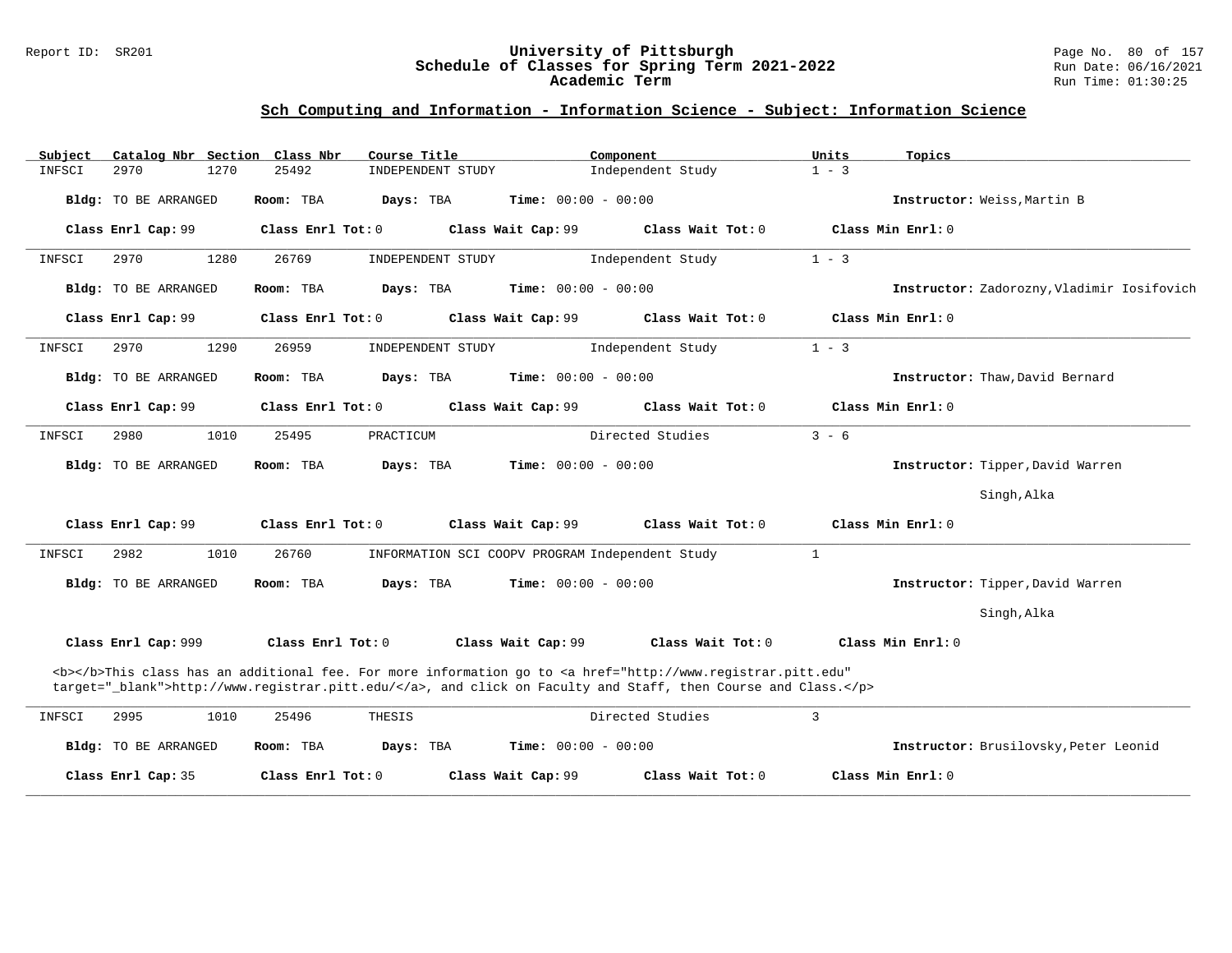## Sch Computing and Information - Information Science - Subject: Information Science

| Subject | Catalog Nbr | Section | Class Nbr | Course Title | Component | Units | Topics |
|---|---|---|---|---|---|---|---|
| INFSCI | 2970 | 1270 | 25492 | INDEPENDENT STUDY | Independent Study | 1 - 3 | |

**Bldg:** TO BE ARRANGED **Room:** TBA **Days:** TBA **Time:** 00:00 - 00:00 **Instructor:** Weiss,Martin B

**Class Enrl Cap:** 99 **Class Enrl Tot:** 0 **Class Wait Cap:** 99 **Class Wait Tot:** 0 **Class Min Enrl:** 0

---

| Subject | Catalog Nbr | Section | Class Nbr | Course Title | Component | Units | Topics |
|---|---|---|---|---|---|---|---|
| INFSCI | 2970 | 1280 | 26769 | INDEPENDENT STUDY | Independent Study | 1 - 3 | |

**Bldg:** TO BE ARRANGED **Room:** TBA **Days:** TBA **Time:** 00:00 - 00:00 **Instructor:** Zadorozny,Vladimir Iosifovich

**Class Enrl Cap:** 99 **Class Enrl Tot:** 0 **Class Wait Cap:** 99 **Class Wait Tot:** 0 **Class Min Enrl:** 0

---

| Subject | Catalog Nbr | Section | Class Nbr | Course Title | Component | Units | Topics |
|---|---|---|---|---|---|---|---|
| INFSCI | 2970 | 1290 | 26959 | INDEPENDENT STUDY | Independent Study | 1 - 3 | |

**Bldg:** TO BE ARRANGED **Room:** TBA **Days:** TBA **Time:** 00:00 - 00:00 **Instructor:** Thaw,David Bernard

**Class Enrl Cap:** 99 **Class Enrl Tot:** 0 **Class Wait Cap:** 99 **Class Wait Tot:** 0 **Class Min Enrl:** 0

---

| Subject | Catalog Nbr | Section | Class Nbr | Course Title | Component | Units | Topics |
|---|---|---|---|---|---|---|---|
| INFSCI | 2980 | 1010 | 25495 | PRACTICUM | Directed Studies | 3 - 6 | |

**Bldg:** TO BE ARRANGED **Room:** TBA **Days:** TBA **Time:** 00:00 - 00:00 **Instructor:** Tipper,David Warren; Singh,Alka

**Class Enrl Cap:** 99 **Class Enrl Tot:** 0 **Class Wait Cap:** 99 **Class Wait Tot:** 0 **Class Min Enrl:** 0

---

| Subject | Catalog Nbr | Section | Class Nbr | Course Title | Component | Units | Topics |
|---|---|---|---|---|---|---|---|
| INFSCI | 2982 | 1010 | 26760 | INFORMATION SCI COOPV PROGRAM | Independent Study | 1 | |

**Bldg:** TO BE ARRANGED **Room:** TBA **Days:** TBA **Time:** 00:00 - 00:00 **Instructor:** Tipper,David Warren; Singh,Alka

**Class Enrl Cap:** 999 **Class Enrl Tot:** 0 **Class Wait Cap:** 99 **Class Wait Tot:** 0 **Class Min Enrl:** 0

<b></b>This class has an additional fee. For more information go to <a href="http://www.registrar.pitt.edu" target="_blank">http://www.registrar.pitt.edu/</a>, and click on Faculty and Staff, then Course and Class.</p>

---

| Subject | Catalog Nbr | Section | Class Nbr | Course Title | Component | Units | Topics |
|---|---|---|---|---|---|---|---|
| INFSCI | 2995 | 1010 | 25496 | THESIS | Directed Studies | 3 | |

**Bldg:** TO BE ARRANGED **Room:** TBA **Days:** TBA **Time:** 00:00 - 00:00 **Instructor:** Brusilovsky,Peter Leonid

**Class Enrl Cap:** 35 **Class Enrl Tot:** 0 **Class Wait Cap:** 99 **Class Wait Tot:** 0 **Class Min Enrl:** 0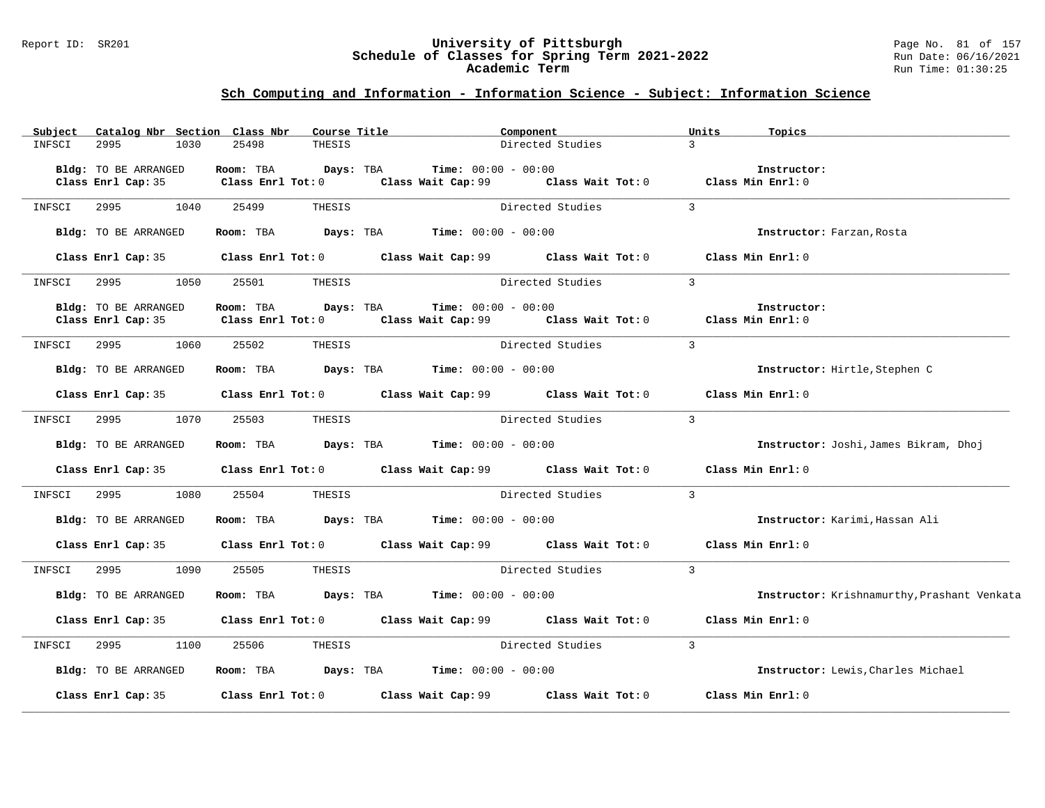## Sch Computing and Information - Information Science - Subject: Information Science

| Subject | Catalog Nbr | Section | Class Nbr | Course Title | Component | Units | Topics |
|---|---|---|---|---|---|---|---|
| INFSCI | 2995 | 1030 | 25498 | THESIS | Directed Studies | 3 | |

**Bldg:** TO BE ARRANGED **Room:** TBA **Days:** TBA **Time:** 00:00 - 00:00 **Instructor:**
**Class Enrl Cap:** 35 **Class Enrl Tot:** 0 **Class Wait Cap:** 99 **Class Wait Tot:** 0 **Class Min Enrl:** 0

| Subject | Catalog Nbr | Section | Class Nbr | Course Title | Component | Units | Topics |
|---|---|---|---|---|---|---|---|
| INFSCI | 2995 | 1040 | 25499 | THESIS | Directed Studies | 3 | |

**Bldg:** TO BE ARRANGED **Room:** TBA **Days:** TBA **Time:** 00:00 - 00:00 **Instructor:** Farzan,Rosta
**Class Enrl Cap:** 35 **Class Enrl Tot:** 0 **Class Wait Cap:** 99 **Class Wait Tot:** 0 **Class Min Enrl:** 0

| Subject | Catalog Nbr | Section | Class Nbr | Course Title | Component | Units | Topics |
|---|---|---|---|---|---|---|---|
| INFSCI | 2995 | 1050 | 25501 | THESIS | Directed Studies | 3 | |

**Bldg:** TO BE ARRANGED **Room:** TBA **Days:** TBA **Time:** 00:00 - 00:00 **Instructor:**
**Class Enrl Cap:** 35 **Class Enrl Tot:** 0 **Class Wait Cap:** 99 **Class Wait Tot:** 0 **Class Min Enrl:** 0

| Subject | Catalog Nbr | Section | Class Nbr | Course Title | Component | Units | Topics |
|---|---|---|---|---|---|---|---|
| INFSCI | 2995 | 1060 | 25502 | THESIS | Directed Studies | 3 | |

**Bldg:** TO BE ARRANGED **Room:** TBA **Days:** TBA **Time:** 00:00 - 00:00 **Instructor:** Hirtle,Stephen C
**Class Enrl Cap:** 35 **Class Enrl Tot:** 0 **Class Wait Cap:** 99 **Class Wait Tot:** 0 **Class Min Enrl:** 0

| Subject | Catalog Nbr | Section | Class Nbr | Course Title | Component | Units | Topics |
|---|---|---|---|---|---|---|---|
| INFSCI | 2995 | 1070 | 25503 | THESIS | Directed Studies | 3 | |

**Bldg:** TO BE ARRANGED **Room:** TBA **Days:** TBA **Time:** 00:00 - 00:00 **Instructor:** Joshi,James Bikram, Dhoj
**Class Enrl Cap:** 35 **Class Enrl Tot:** 0 **Class Wait Cap:** 99 **Class Wait Tot:** 0 **Class Min Enrl:** 0

| Subject | Catalog Nbr | Section | Class Nbr | Course Title | Component | Units | Topics |
|---|---|---|---|---|---|---|---|
| INFSCI | 2995 | 1080 | 25504 | THESIS | Directed Studies | 3 | |

**Bldg:** TO BE ARRANGED **Room:** TBA **Days:** TBA **Time:** 00:00 - 00:00 **Instructor:** Karimi,Hassan Ali
**Class Enrl Cap:** 35 **Class Enrl Tot:** 0 **Class Wait Cap:** 99 **Class Wait Tot:** 0 **Class Min Enrl:** 0

| Subject | Catalog Nbr | Section | Class Nbr | Course Title | Component | Units | Topics |
|---|---|---|---|---|---|---|---|
| INFSCI | 2995 | 1090 | 25505 | THESIS | Directed Studies | 3 | |

**Bldg:** TO BE ARRANGED **Room:** TBA **Days:** TBA **Time:** 00:00 - 00:00 **Instructor:** Krishnamurthy,Prashant Venkata
**Class Enrl Cap:** 35 **Class Enrl Tot:** 0 **Class Wait Cap:** 99 **Class Wait Tot:** 0 **Class Min Enrl:** 0

| Subject | Catalog Nbr | Section | Class Nbr | Course Title | Component | Units | Topics |
|---|---|---|---|---|---|---|---|
| INFSCI | 2995 | 1100 | 25506 | THESIS | Directed Studies | 3 | |

**Bldg:** TO BE ARRANGED **Room:** TBA **Days:** TBA **Time:** 00:00 - 00:00 **Instructor:** Lewis,Charles Michael
**Class Enrl Cap:** 35 **Class Enrl Tot:** 0 **Class Wait Cap:** 99 **Class Wait Tot:** 0 **Class Min Enrl:** 0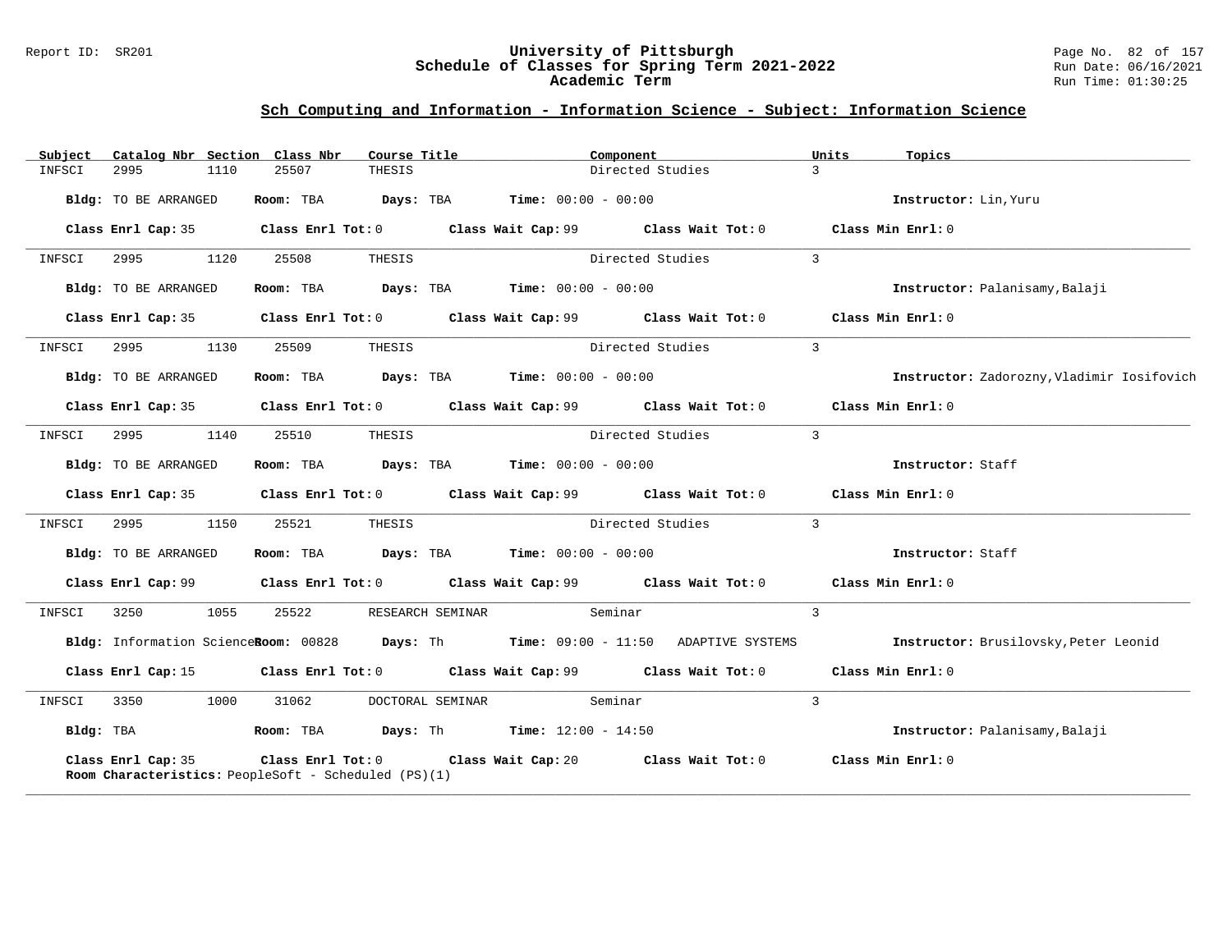## Sch Computing and Information - Information Science - Subject: Information Science

| Subject | Catalog Nbr | Section | Class Nbr | Course Title | Component | Units | Topics |
|---|---|---|---|---|---|---|---|
| INFSCI | 2995 | 1110 | 25507 | THESIS | Directed Studies | 3 | |

**Bldg:** TO BE ARRANGED **Room:** TBA **Days:** TBA **Time:** 00:00 - 00:00 **Instructor:** Lin,Yuru

**Class Enrl Cap:** 35 **Class Enrl Tot:** 0 **Class Wait Cap:** 99 **Class Wait Tot:** 0 **Class Min Enrl:** 0

---

| Subject | Catalog Nbr | Section | Class Nbr | Course Title | Component | Units | Topics |
|---|---|---|---|---|---|---|---|
| INFSCI | 2995 | 1120 | 25508 | THESIS | Directed Studies | 3 | |

**Bldg:** TO BE ARRANGED **Room:** TBA **Days:** TBA **Time:** 00:00 - 00:00 **Instructor:** Palanisamy,Balaji

**Class Enrl Cap:** 35 **Class Enrl Tot:** 0 **Class Wait Cap:** 99 **Class Wait Tot:** 0 **Class Min Enrl:** 0

---

| Subject | Catalog Nbr | Section | Class Nbr | Course Title | Component | Units | Topics |
|---|---|---|---|---|---|---|---|
| INFSCI | 2995 | 1130 | 25509 | THESIS | Directed Studies | 3 | |

**Bldg:** TO BE ARRANGED **Room:** TBA **Days:** TBA **Time:** 00:00 - 00:00 **Instructor:** Zadorozny,Vladimir Iosifovich

**Class Enrl Cap:** 35 **Class Enrl Tot:** 0 **Class Wait Cap:** 99 **Class Wait Tot:** 0 **Class Min Enrl:** 0

---

| Subject | Catalog Nbr | Section | Class Nbr | Course Title | Component | Units | Topics |
|---|---|---|---|---|---|---|---|
| INFSCI | 2995 | 1140 | 25510 | THESIS | Directed Studies | 3 | |

**Bldg:** TO BE ARRANGED **Room:** TBA **Days:** TBA **Time:** 00:00 - 00:00 **Instructor:** Staff

**Class Enrl Cap:** 35 **Class Enrl Tot:** 0 **Class Wait Cap:** 99 **Class Wait Tot:** 0 **Class Min Enrl:** 0

---

| Subject | Catalog Nbr | Section | Class Nbr | Course Title | Component | Units | Topics |
|---|---|---|---|---|---|---|---|
| INFSCI | 2995 | 1150 | 25521 | THESIS | Directed Studies | 3 | |

**Bldg:** TO BE ARRANGED **Room:** TBA **Days:** TBA **Time:** 00:00 - 00:00 **Instructor:** Staff

**Class Enrl Cap:** 99 **Class Enrl Tot:** 0 **Class Wait Cap:** 99 **Class Wait Tot:** 0 **Class Min Enrl:** 0

---

| Subject | Catalog Nbr | Section | Class Nbr | Course Title | Component | Units | Topics |
|---|---|---|---|---|---|---|---|
| INFSCI | 3250 | 1055 | 25522 | RESEARCH SEMINAR | Seminar | 3 | |

**Bldg:** Information Science **Room:** 00828 **Days:** Th **Time:** 09:00 - 11:50 ADAPTIVE SYSTEMS **Instructor:** Brusilovsky,Peter Leonid

**Class Enrl Cap:** 15 **Class Enrl Tot:** 0 **Class Wait Cap:** 99 **Class Wait Tot:** 0 **Class Min Enrl:** 0

---

| Subject | Catalog Nbr | Section | Class Nbr | Course Title | Component | Units | Topics |
|---|---|---|---|---|---|---|---|
| INFSCI | 3350 | 1000 | 31062 | DOCTORAL SEMINAR | Seminar | 3 | |

**Bldg:** TBA **Room:** TBA **Days:** Th **Time:** 12:00 - 14:50 **Instructor:** Palanisamy,Balaji

**Class Enrl Cap:** 35 **Class Enrl Tot:** 0 **Class Wait Cap:** 20 **Class Wait Tot:** 0 **Class Min Enrl:** 0
**Room Characteristics:** PeopleSoft - Scheduled (PS)(1)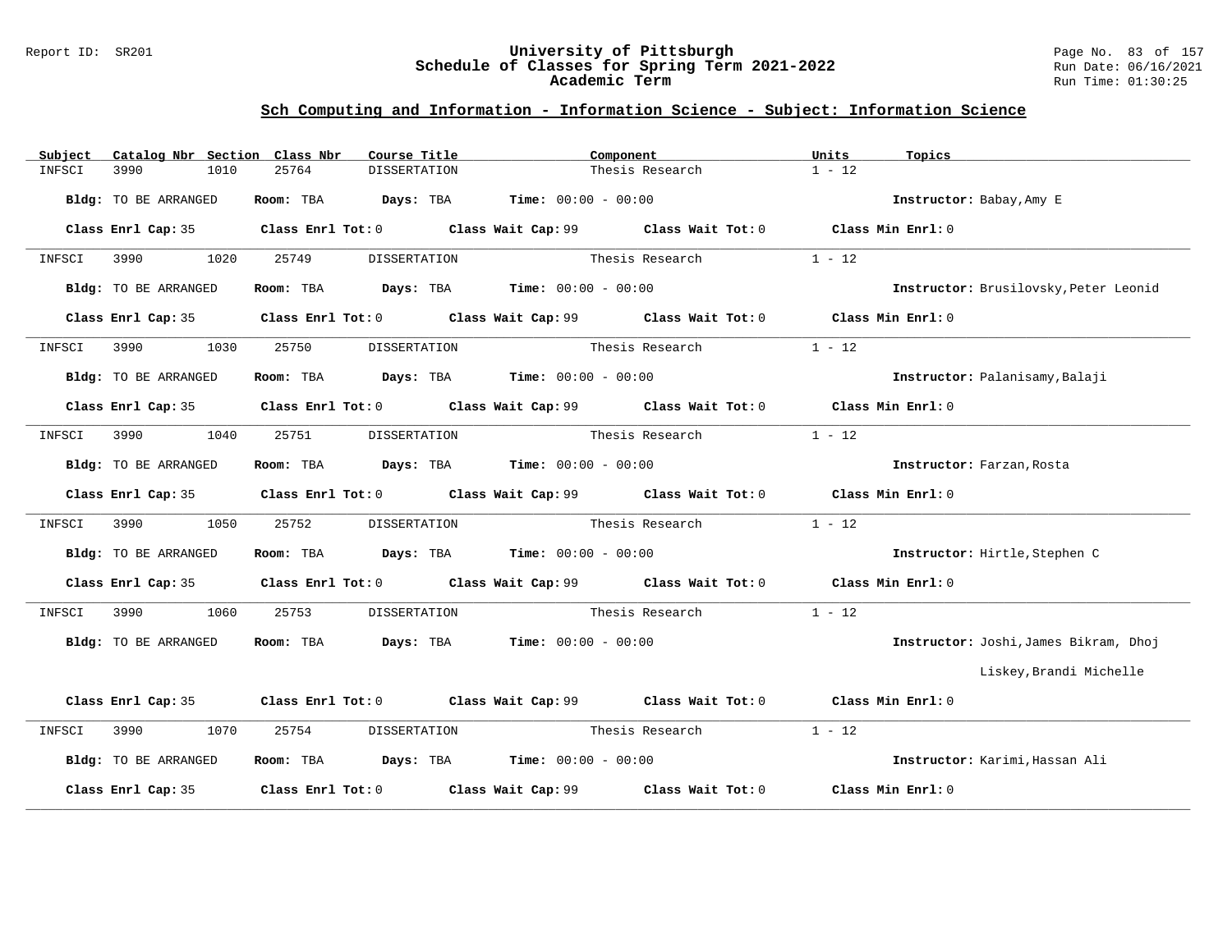## Sch Computing and Information - Information Science - Subject: Information Science

| Subject | Catalog Nbr | Section | Class Nbr | Course Title | Component | Units | Topics |
|---|---|---|---|---|---|---|---|
| INFSCI | 3990 | 1010 | 25764 | DISSERTATION | Thesis Research | 1 - 12 | |

**Bldg:** TO BE ARRANGED **Room:** TBA **Days:** TBA **Time:** 00:00 - 00:00 **Instructor:** Babay,Amy E

**Class Enrl Cap:** 35 **Class Enrl Tot:** 0 **Class Wait Cap:** 99 **Class Wait Tot:** 0 **Class Min Enrl:** 0

| Subject | Catalog Nbr | Section | Class Nbr | Course Title | Component | Units | Topics |
|---|---|---|---|---|---|---|---|
| INFSCI | 3990 | 1020 | 25749 | DISSERTATION | Thesis Research | 1 - 12 | |

**Bldg:** TO BE ARRANGED **Room:** TBA **Days:** TBA **Time:** 00:00 - 00:00 **Instructor:** Brusilovsky,Peter Leonid

**Class Enrl Cap:** 35 **Class Enrl Tot:** 0 **Class Wait Cap:** 99 **Class Wait Tot:** 0 **Class Min Enrl:** 0

| Subject | Catalog Nbr | Section | Class Nbr | Course Title | Component | Units | Topics |
|---|---|---|---|---|---|---|---|
| INFSCI | 3990 | 1030 | 25750 | DISSERTATION | Thesis Research | 1 - 12 | |

**Bldg:** TO BE ARRANGED **Room:** TBA **Days:** TBA **Time:** 00:00 - 00:00 **Instructor:** Palanisamy,Balaji

**Class Enrl Cap:** 35 **Class Enrl Tot:** 0 **Class Wait Cap:** 99 **Class Wait Tot:** 0 **Class Min Enrl:** 0

| Subject | Catalog Nbr | Section | Class Nbr | Course Title | Component | Units | Topics |
|---|---|---|---|---|---|---|---|
| INFSCI | 3990 | 1040 | 25751 | DISSERTATION | Thesis Research | 1 - 12 | |

**Bldg:** TO BE ARRANGED **Room:** TBA **Days:** TBA **Time:** 00:00 - 00:00 **Instructor:** Farzan,Rosta

**Class Enrl Cap:** 35 **Class Enrl Tot:** 0 **Class Wait Cap:** 99 **Class Wait Tot:** 0 **Class Min Enrl:** 0

| Subject | Catalog Nbr | Section | Class Nbr | Course Title | Component | Units | Topics |
|---|---|---|---|---|---|---|---|
| INFSCI | 3990 | 1050 | 25752 | DISSERTATION | Thesis Research | 1 - 12 | |

**Bldg:** TO BE ARRANGED **Room:** TBA **Days:** TBA **Time:** 00:00 - 00:00 **Instructor:** Hirtle,Stephen C

**Class Enrl Cap:** 35 **Class Enrl Tot:** 0 **Class Wait Cap:** 99 **Class Wait Tot:** 0 **Class Min Enrl:** 0

| Subject | Catalog Nbr | Section | Class Nbr | Course Title | Component | Units | Topics |
|---|---|---|---|---|---|---|---|
| INFSCI | 3990 | 1060 | 25753 | DISSERTATION | Thesis Research | 1 - 12 | |

**Bldg:** TO BE ARRANGED **Room:** TBA **Days:** TBA **Time:** 00:00 - 00:00 **Instructor:** Joshi,James Bikram, Dhoj
Liskey,Brandi Michelle

**Class Enrl Cap:** 35 **Class Enrl Tot:** 0 **Class Wait Cap:** 99 **Class Wait Tot:** 0 **Class Min Enrl:** 0

| Subject | Catalog Nbr | Section | Class Nbr | Course Title | Component | Units | Topics |
|---|---|---|---|---|---|---|---|
| INFSCI | 3990 | 1070 | 25754 | DISSERTATION | Thesis Research | 1 - 12 | |

**Bldg:** TO BE ARRANGED **Room:** TBA **Days:** TBA **Time:** 00:00 - 00:00 **Instructor:** Karimi,Hassan Ali

**Class Enrl Cap:** 35 **Class Enrl Tot:** 0 **Class Wait Cap:** 99 **Class Wait Tot:** 0 **Class Min Enrl:** 0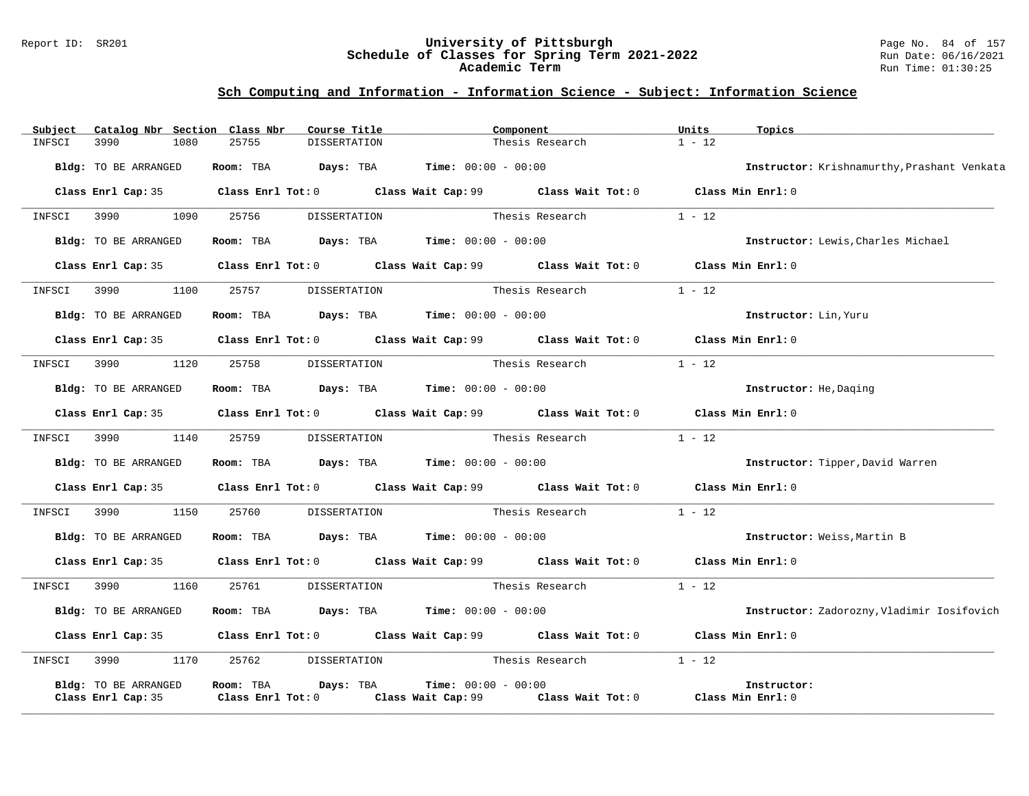## Sch Computing and Information - Information Science - Subject: Information Science

| Subject | Catalog Nbr | Section | Class Nbr | Course Title | Component | Units | Topics |
|---|---|---|---|---|---|---|---|
| INFSCI | 3990 | 1080 | 25755 | DISSERTATION | Thesis Research | 1 - 12 | |

**Bldg:** TO BE ARRANGED **Room:** TBA **Days:** TBA **Time:** 00:00 - 00:00 **Instructor:** Krishnamurthy,Prashant Venkata

**Class Enrl Cap:** 35 **Class Enrl Tot:** 0 **Class Wait Cap:** 99 **Class Wait Tot:** 0 **Class Min Enrl:** 0

| Subject | Catalog Nbr | Section | Class Nbr | Course Title | Component | Units | Topics |
|---|---|---|---|---|---|---|---|
| INFSCI | 3990 | 1090 | 25756 | DISSERTATION | Thesis Research | 1 - 12 | |

**Bldg:** TO BE ARRANGED **Room:** TBA **Days:** TBA **Time:** 00:00 - 00:00 **Instructor:** Lewis,Charles Michael

**Class Enrl Cap:** 35 **Class Enrl Tot:** 0 **Class Wait Cap:** 99 **Class Wait Tot:** 0 **Class Min Enrl:** 0

| Subject | Catalog Nbr | Section | Class Nbr | Course Title | Component | Units | Topics |
|---|---|---|---|---|---|---|---|
| INFSCI | 3990 | 1100 | 25757 | DISSERTATION | Thesis Research | 1 - 12 | |

**Bldg:** TO BE ARRANGED **Room:** TBA **Days:** TBA **Time:** 00:00 - 00:00 **Instructor:** Lin,Yuru

**Class Enrl Cap:** 35 **Class Enrl Tot:** 0 **Class Wait Cap:** 99 **Class Wait Tot:** 0 **Class Min Enrl:** 0

| Subject | Catalog Nbr | Section | Class Nbr | Course Title | Component | Units | Topics |
|---|---|---|---|---|---|---|---|
| INFSCI | 3990 | 1120 | 25758 | DISSERTATION | Thesis Research | 1 - 12 | |

**Bldg:** TO BE ARRANGED **Room:** TBA **Days:** TBA **Time:** 00:00 - 00:00 **Instructor:** He,Daqing

**Class Enrl Cap:** 35 **Class Enrl Tot:** 0 **Class Wait Cap:** 99 **Class Wait Tot:** 0 **Class Min Enrl:** 0

| Subject | Catalog Nbr | Section | Class Nbr | Course Title | Component | Units | Topics |
|---|---|---|---|---|---|---|---|
| INFSCI | 3990 | 1140 | 25759 | DISSERTATION | Thesis Research | 1 - 12 | |

**Bldg:** TO BE ARRANGED **Room:** TBA **Days:** TBA **Time:** 00:00 - 00:00 **Instructor:** Tipper,David Warren

**Class Enrl Cap:** 35 **Class Enrl Tot:** 0 **Class Wait Cap:** 99 **Class Wait Tot:** 0 **Class Min Enrl:** 0

| Subject | Catalog Nbr | Section | Class Nbr | Course Title | Component | Units | Topics |
|---|---|---|---|---|---|---|---|
| INFSCI | 3990 | 1150 | 25760 | DISSERTATION | Thesis Research | 1 - 12 | |

**Bldg:** TO BE ARRANGED **Room:** TBA **Days:** TBA **Time:** 00:00 - 00:00 **Instructor:** Weiss,Martin B

**Class Enrl Cap:** 35 **Class Enrl Tot:** 0 **Class Wait Cap:** 99 **Class Wait Tot:** 0 **Class Min Enrl:** 0

| Subject | Catalog Nbr | Section | Class Nbr | Course Title | Component | Units | Topics |
|---|---|---|---|---|---|---|---|
| INFSCI | 3990 | 1160 | 25761 | DISSERTATION | Thesis Research | 1 - 12 | |

**Bldg:** TO BE ARRANGED **Room:** TBA **Days:** TBA **Time:** 00:00 - 00:00 **Instructor:** Zadorozny,Vladimir Iosifovich

**Class Enrl Cap:** 35 **Class Enrl Tot:** 0 **Class Wait Cap:** 99 **Class Wait Tot:** 0 **Class Min Enrl:** 0

| Subject | Catalog Nbr | Section | Class Nbr | Course Title | Component | Units | Topics |
|---|---|---|---|---|---|---|---|
| INFSCI | 3990 | 1170 | 25762 | DISSERTATION | Thesis Research | 1 - 12 | |

**Bldg:** TO BE ARRANGED **Room:** TBA **Days:** TBA **Time:** 00:00 - 00:00 **Instructor:**

**Class Enrl Cap:** 35 **Class Enrl Tot:** 0 **Class Wait Cap:** 99 **Class Wait Tot:** 0 **Class Min Enrl:** 0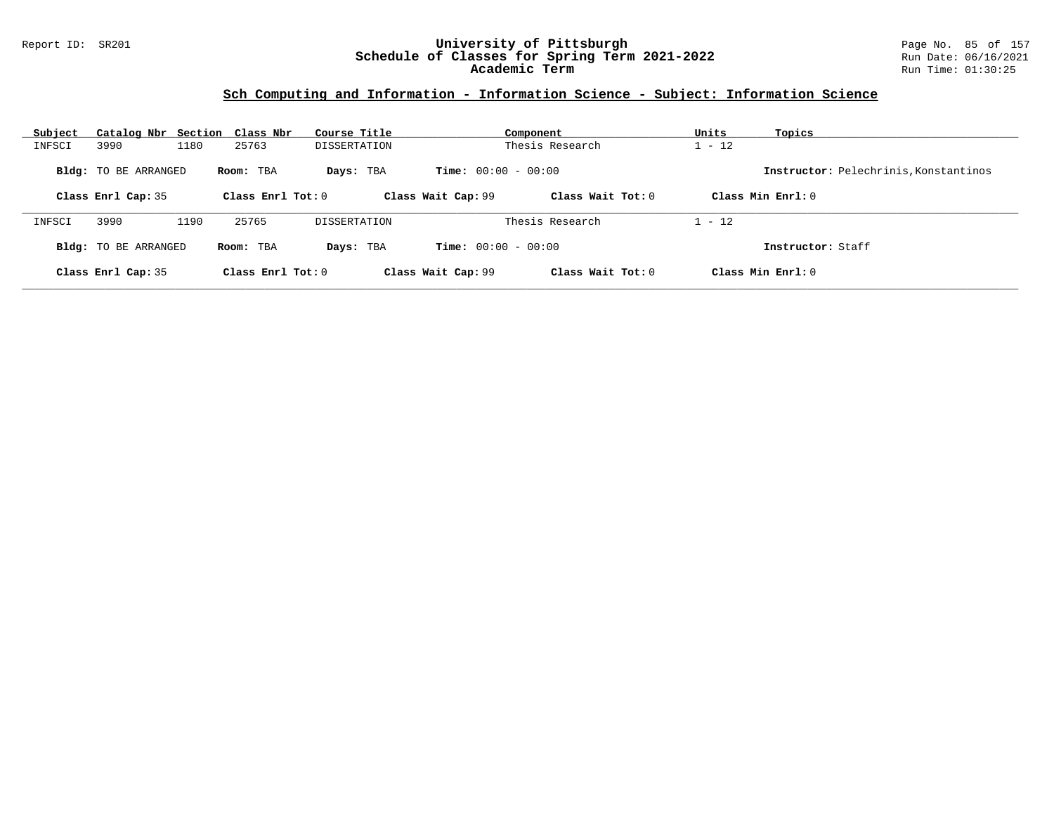## Sch Computing and Information - Information Science - Subject: Information Science

| Subject | Catalog Nbr | Section | Class Nbr | Course Title | Component | Units | Topics |
|---|---|---|---|---|---|---|---|
| INFSCI | 3990 | 1180 | 25763 | DISSERTATION | Thesis Research | 1 - 12 | |

**Bldg:** TO BE ARRANGED **Room:** TBA **Days:** TBA **Time:** 00:00 - 00:00 **Instructor:** Pelechrinis,Konstantinos

**Class Enrl Cap:** 35 **Class Enrl Tot:** 0 **Class Wait Cap:** 99 **Class Wait Tot:** 0 **Class Min Enrl:** 0

| Subject | Catalog Nbr | Section | Class Nbr | Course Title | Component | Units | Topics |
|---|---|---|---|---|---|---|---|
| INFSCI | 3990 | 1190 | 25765 | DISSERTATION | Thesis Research | 1 - 12 | |

**Bldg:** TO BE ARRANGED **Room:** TBA **Days:** TBA **Time:** 00:00 - 00:00 **Instructor:** Staff

**Class Enrl Cap:** 35 **Class Enrl Tot:** 0 **Class Wait Cap:** 99 **Class Wait Tot:** 0 **Class Min Enrl:** 0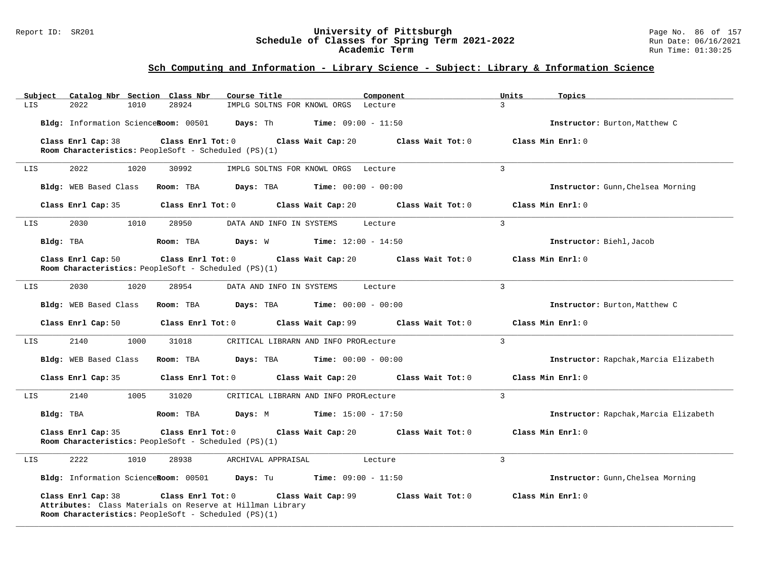University of Pittsburgh
Schedule of Classes for Spring Term 2021-2022
Academic Term

## Sch Computing and Information - Library Science - Subject: Library & Information Science

| Subject | Catalog Nbr | Section | Class Nbr | Course Title | Component | Units | Topics |
|---|---|---|---|---|---|---|---|
| LIS | 2022 | 1010 | 28924 | IMPLG SOLTNS FOR KNOWL ORGS | Lecture | 3 | |

**Bldg:** Information Science **Room:** 00501 **Days:** Th **Time:** 09:00 - 11:50 **Instructor:** Burton,Matthew C

**Class Enrl Cap:** 38 **Class Enrl Tot:** 0 **Class Wait Cap:** 20 **Class Wait Tot:** 0 **Class Min Enrl:** 0
**Room Characteristics:** PeopleSoft - Scheduled (PS)(1)

---

| Subject | Catalog Nbr | Section | Class Nbr | Course Title | Component | Units | Topics |
|---|---|---|---|---|---|---|---|
| LIS | 2022 | 1020 | 30992 | IMPLG SOLTNS FOR KNOWL ORGS | Lecture | 3 | |

**Bldg:** WEB Based Class **Room:** TBA **Days:** TBA **Time:** 00:00 - 00:00 **Instructor:** Gunn,Chelsea Morning

**Class Enrl Cap:** 35 **Class Enrl Tot:** 0 **Class Wait Cap:** 20 **Class Wait Tot:** 0 **Class Min Enrl:** 0

---

| Subject | Catalog Nbr | Section | Class Nbr | Course Title | Component | Units | Topics |
|---|---|---|---|---|---|---|---|
| LIS | 2030 | 1010 | 28950 | DATA AND INFO IN SYSTEMS | Lecture | 3 | |

**Bldg:** TBA **Room:** TBA **Days:** W **Time:** 12:00 - 14:50 **Instructor:** Biehl,Jacob

**Class Enrl Cap:** 50 **Class Enrl Tot:** 0 **Class Wait Cap:** 20 **Class Wait Tot:** 0 **Class Min Enrl:** 0
**Room Characteristics:** PeopleSoft - Scheduled (PS)(1)

---

| Subject | Catalog Nbr | Section | Class Nbr | Course Title | Component | Units | Topics |
|---|---|---|---|---|---|---|---|
| LIS | 2030 | 1020 | 28954 | DATA AND INFO IN SYSTEMS | Lecture | 3 | |

**Bldg:** WEB Based Class **Room:** TBA **Days:** TBA **Time:** 00:00 - 00:00 **Instructor:** Burton,Matthew C

**Class Enrl Cap:** 50 **Class Enrl Tot:** 0 **Class Wait Cap:** 99 **Class Wait Tot:** 0 **Class Min Enrl:** 0

---

| Subject | Catalog Nbr | Section | Class Nbr | Course Title | Component | Units | Topics |
|---|---|---|---|---|---|---|---|
| LIS | 2140 | 1000 | 31018 | CRITICAL LIBRARN AND INFO PROF | Lecture | 3 | |

**Bldg:** WEB Based Class **Room:** TBA **Days:** TBA **Time:** 00:00 - 00:00 **Instructor:** Rapchak,Marcia Elizabeth

**Class Enrl Cap:** 35 **Class Enrl Tot:** 0 **Class Wait Cap:** 20 **Class Wait Tot:** 0 **Class Min Enrl:** 0

---

| Subject | Catalog Nbr | Section | Class Nbr | Course Title | Component | Units | Topics |
|---|---|---|---|---|---|---|---|
| LIS | 2140 | 1005 | 31020 | CRITICAL LIBRARN AND INFO PROF | Lecture | 3 | |

**Bldg:** TBA **Room:** TBA **Days:** M **Time:** 15:00 - 17:50 **Instructor:** Rapchak,Marcia Elizabeth

**Class Enrl Cap:** 35 **Class Enrl Tot:** 0 **Class Wait Cap:** 20 **Class Wait Tot:** 0 **Class Min Enrl:** 0
**Room Characteristics:** PeopleSoft - Scheduled (PS)(1)

---

| Subject | Catalog Nbr | Section | Class Nbr | Course Title | Component | Units | Topics |
|---|---|---|---|---|---|---|---|
| LIS | 2222 | 1010 | 28938 | ARCHIVAL APPRAISAL | Lecture | 3 | |

**Bldg:** Information Science **Room:** 00501 **Days:** Tu **Time:** 09:00 - 11:50 **Instructor:** Gunn,Chelsea Morning

**Class Enrl Cap:** 38 **Class Enrl Tot:** 0 **Class Wait Cap:** 99 **Class Wait Tot:** 0 **Class Min Enrl:** 0
**Attributes:** Class Materials on Reserve at Hillman Library
**Room Characteristics:** PeopleSoft - Scheduled (PS)(1)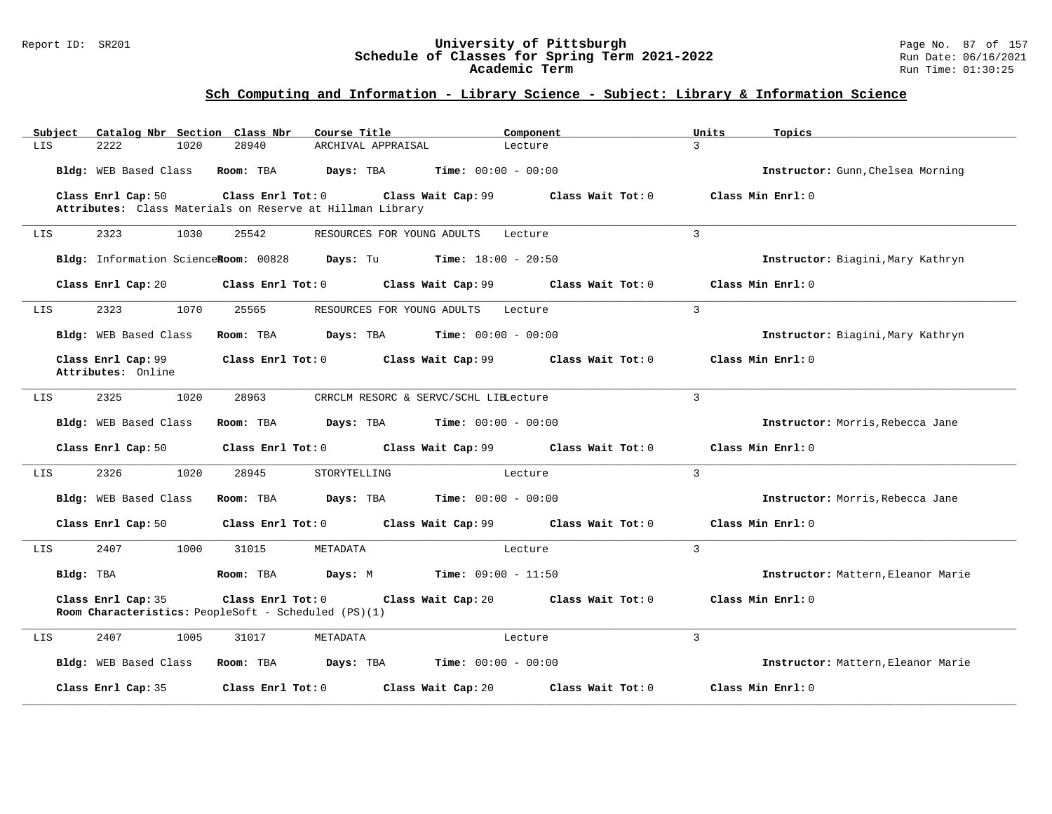## Sch Computing and Information - Library Science - Subject: Library & Information Science

| Subject | Catalog Nbr | Section | Class Nbr | Course Title | Component | Units | Topics |
|---|---|---|---|---|---|---|---|
| LIS | 2222 | 1020 | 28940 | ARCHIVAL APPRAISAL | Lecture | 3 | |

**Bldg:** WEB Based Class **Room:** TBA **Days:** TBA **Time:** 00:00 - 00:00 **Instructor:** Gunn,Chelsea Morning

**Class Enrl Cap:** 50 **Class Enrl Tot:** 0 **Class Wait Cap:** 99 **Class Wait Tot:** 0 **Class Min Enrl:** 0

**Attributes:** Class Materials on Reserve at Hillman Library

---

| Subject | Catalog Nbr | Section | Class Nbr | Course Title | Component | Units | Topics |
|---|---|---|---|---|---|---|---|
| LIS | 2323 | 1030 | 25542 | RESOURCES FOR YOUNG ADULTS | Lecture | 3 | |

**Bldg:** Information Science **Room:** 00828 **Days:** Tu **Time:** 18:00 - 20:50 **Instructor:** Biagini,Mary Kathryn

**Class Enrl Cap:** 20 **Class Enrl Tot:** 0 **Class Wait Cap:** 99 **Class Wait Tot:** 0 **Class Min Enrl:** 0

---

| Subject | Catalog Nbr | Section | Class Nbr | Course Title | Component | Units | Topics |
|---|---|---|---|---|---|---|---|
| LIS | 2323 | 1070 | 25565 | RESOURCES FOR YOUNG ADULTS | Lecture | 3 | |

**Bldg:** WEB Based Class **Room:** TBA **Days:** TBA **Time:** 00:00 - 00:00 **Instructor:** Biagini,Mary Kathryn

**Class Enrl Cap:** 99 **Class Enrl Tot:** 0 **Class Wait Cap:** 99 **Class Wait Tot:** 0 **Class Min Enrl:** 0

**Attributes:** Online

---

| Subject | Catalog Nbr | Section | Class Nbr | Course Title | Component | Units | Topics |
|---|---|---|---|---|---|---|---|
| LIS | 2325 | 1020 | 28963 | CRRCLM RESORC & SERVC/SCHL LIB | Lecture | 3 | |

**Bldg:** WEB Based Class **Room:** TBA **Days:** TBA **Time:** 00:00 - 00:00 **Instructor:** Morris,Rebecca Jane

**Class Enrl Cap:** 50 **Class Enrl Tot:** 0 **Class Wait Cap:** 99 **Class Wait Tot:** 0 **Class Min Enrl:** 0

---

| Subject | Catalog Nbr | Section | Class Nbr | Course Title | Component | Units | Topics |
|---|---|---|---|---|---|---|---|
| LIS | 2326 | 1020 | 28945 | STORYTELLING | Lecture | 3 | |

**Bldg:** WEB Based Class **Room:** TBA **Days:** TBA **Time:** 00:00 - 00:00 **Instructor:** Morris,Rebecca Jane

**Class Enrl Cap:** 50 **Class Enrl Tot:** 0 **Class Wait Cap:** 99 **Class Wait Tot:** 0 **Class Min Enrl:** 0

---

| Subject | Catalog Nbr | Section | Class Nbr | Course Title | Component | Units | Topics |
|---|---|---|---|---|---|---|---|
| LIS | 2407 | 1000 | 31015 | METADATA | Lecture | 3 | |

**Bldg:** TBA **Room:** TBA **Days:** M **Time:** 09:00 - 11:50 **Instructor:** Mattern,Eleanor Marie

**Class Enrl Cap:** 35 **Class Enrl Tot:** 0 **Class Wait Cap:** 20 **Class Wait Tot:** 0 **Class Min Enrl:** 0

**Room Characteristics:** PeopleSoft - Scheduled (PS)(1)

---

| Subject | Catalog Nbr | Section | Class Nbr | Course Title | Component | Units | Topics |
|---|---|---|---|---|---|---|---|
| LIS | 2407 | 1005 | 31017 | METADATA | Lecture | 3 | |

**Bldg:** WEB Based Class **Room:** TBA **Days:** TBA **Time:** 00:00 - 00:00 **Instructor:** Mattern,Eleanor Marie

**Class Enrl Cap:** 35 **Class Enrl Tot:** 0 **Class Wait Cap:** 20 **Class Wait Tot:** 0 **Class Min Enrl:** 0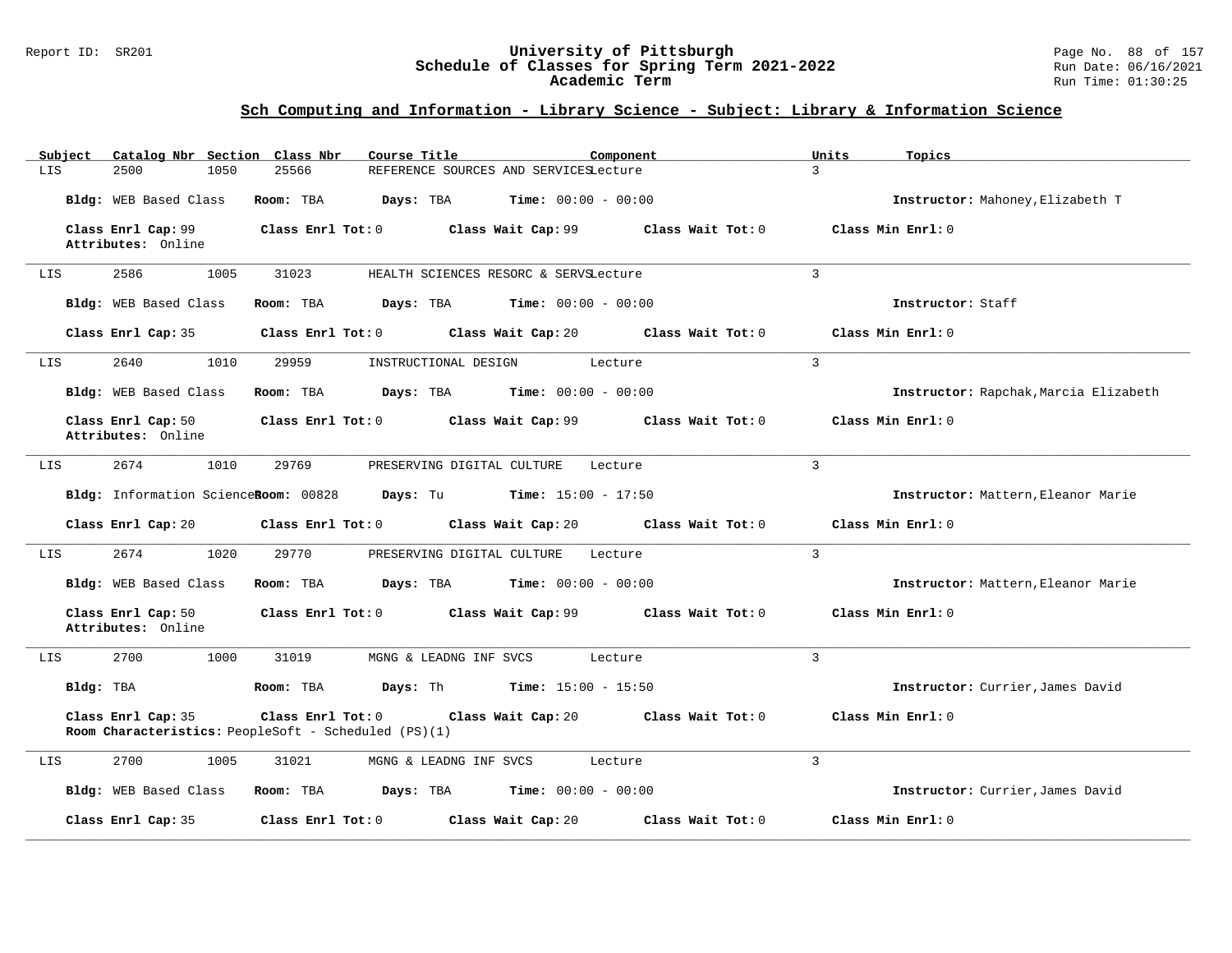## Sch Computing and Information - Library Science - Subject: Library & Information Science

| Subject | Catalog Nbr | Section | Class Nbr | Course Title | Component | Units | Topics |
|---|---|---|---|---|---|---|---|
| LIS | 2500 | 1050 | 25566 | REFERENCE SOURCES AND SERVICES | Lecture | 3 | |

**Bldg:** WEB Based Class **Room:** TBA **Days:** TBA **Time:** 00:00 - 00:00 **Instructor:** Mahoney,Elizabeth T

**Class Enrl Cap:** 99 **Class Enrl Tot:** 0 **Class Wait Cap:** 99 **Class Wait Tot:** 0 **Class Min Enrl:** 0
**Attributes:** Online

---

| Subject | Catalog Nbr | Section | Class Nbr | Course Title | Component | Units | Topics |
|---|---|---|---|---|---|---|---|
| LIS | 2586 | 1005 | 31023 | HEALTH SCIENCES RESORC & SERVS | Lecture | 3 | |

**Bldg:** WEB Based Class **Room:** TBA **Days:** TBA **Time:** 00:00 - 00:00 **Instructor:** Staff

**Class Enrl Cap:** 35 **Class Enrl Tot:** 0 **Class Wait Cap:** 20 **Class Wait Tot:** 0 **Class Min Enrl:** 0

---

| Subject | Catalog Nbr | Section | Class Nbr | Course Title | Component | Units | Topics |
|---|---|---|---|---|---|---|---|
| LIS | 2640 | 1010 | 29959 | INSTRUCTIONAL DESIGN | Lecture | 3 | |

**Bldg:** WEB Based Class **Room:** TBA **Days:** TBA **Time:** 00:00 - 00:00 **Instructor:** Rapchak,Marcia Elizabeth

**Class Enrl Cap:** 50 **Class Enrl Tot:** 0 **Class Wait Cap:** 99 **Class Wait Tot:** 0 **Class Min Enrl:** 0
**Attributes:** Online

---

| Subject | Catalog Nbr | Section | Class Nbr | Course Title | Component | Units | Topics |
|---|---|---|---|---|---|---|---|
| LIS | 2674 | 1010 | 29769 | PRESERVING DIGITAL CULTURE | Lecture | 3 | |

**Bldg:** Information Science **Room:** 00828 **Days:** Tu **Time:** 15:00 - 17:50 **Instructor:** Mattern,Eleanor Marie

**Class Enrl Cap:** 20 **Class Enrl Tot:** 0 **Class Wait Cap:** 20 **Class Wait Tot:** 0 **Class Min Enrl:** 0

---

| Subject | Catalog Nbr | Section | Class Nbr | Course Title | Component | Units | Topics |
|---|---|---|---|---|---|---|---|
| LIS | 2674 | 1020 | 29770 | PRESERVING DIGITAL CULTURE | Lecture | 3 | |

**Bldg:** WEB Based Class **Room:** TBA **Days:** TBA **Time:** 00:00 - 00:00 **Instructor:** Mattern,Eleanor Marie

**Class Enrl Cap:** 50 **Class Enrl Tot:** 0 **Class Wait Cap:** 99 **Class Wait Tot:** 0 **Class Min Enrl:** 0
**Attributes:** Online

---

| Subject | Catalog Nbr | Section | Class Nbr | Course Title | Component | Units | Topics |
|---|---|---|---|---|---|---|---|
| LIS | 2700 | 1000 | 31019 | MGNG & LEADNG INF SVCS | Lecture | 3 | |

**Bldg:** TBA **Room:** TBA **Days:** Th **Time:** 15:00 - 15:50 **Instructor:** Currier,James David

**Class Enrl Cap:** 35 **Class Enrl Tot:** 0 **Class Wait Cap:** 20 **Class Wait Tot:** 0 **Class Min Enrl:** 0
**Room Characteristics:** PeopleSoft - Scheduled (PS)(1)

---

| Subject | Catalog Nbr | Section | Class Nbr | Course Title | Component | Units | Topics |
|---|---|---|---|---|---|---|---|
| LIS | 2700 | 1005 | 31021 | MGNG & LEADNG INF SVCS | Lecture | 3 | |

**Bldg:** WEB Based Class **Room:** TBA **Days:** TBA **Time:** 00:00 - 00:00 **Instructor:** Currier,James David

**Class Enrl Cap:** 35 **Class Enrl Tot:** 0 **Class Wait Cap:** 20 **Class Wait Tot:** 0 **Class Min Enrl:** 0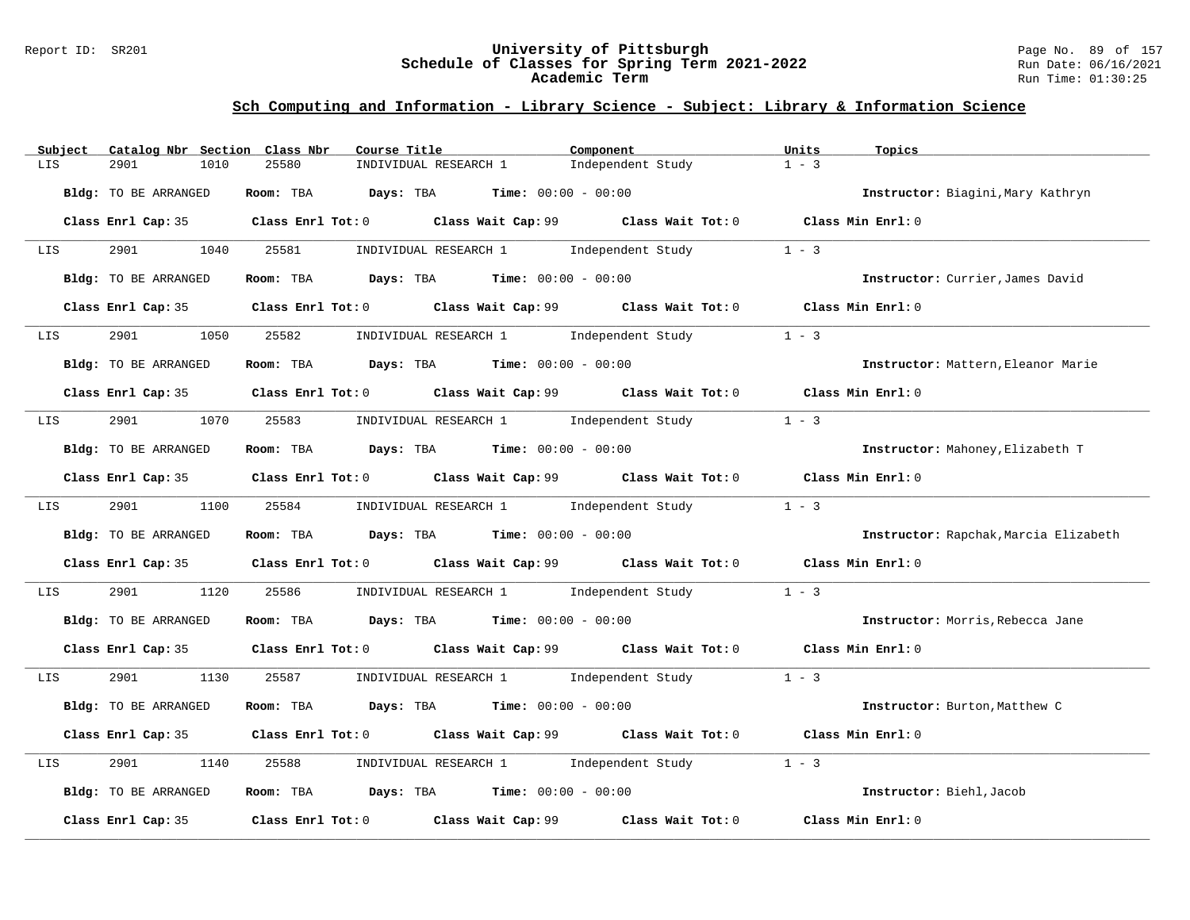## Sch Computing and Information - Library Science - Subject: Library & Information Science

| Subject | Catalog Nbr | Section | Class Nbr | Course Title | Component | Units | Topics |
|---|---|---|---|---|---|---|---|
| LIS | 2901 | 1010 | 25580 | INDIVIDUAL RESEARCH 1 | Independent Study | 1 - 3 | |

**Bldg:** TO BE ARRANGED **Room:** TBA **Days:** TBA **Time:** 00:00 - 00:00 **Instructor:** Biagini,Mary Kathryn

**Class Enrl Cap:** 35 **Class Enrl Tot:** 0 **Class Wait Cap:** 99 **Class Wait Tot:** 0 **Class Min Enrl:** 0

| Subject | Catalog Nbr | Section | Class Nbr | Course Title | Component | Units | Topics |
|---|---|---|---|---|---|---|---|
| LIS | 2901 | 1040 | 25581 | INDIVIDUAL RESEARCH 1 | Independent Study | 1 - 3 | |

**Bldg:** TO BE ARRANGED **Room:** TBA **Days:** TBA **Time:** 00:00 - 00:00 **Instructor:** Currier,James David

**Class Enrl Cap:** 35 **Class Enrl Tot:** 0 **Class Wait Cap:** 99 **Class Wait Tot:** 0 **Class Min Enrl:** 0

| Subject | Catalog Nbr | Section | Class Nbr | Course Title | Component | Units | Topics |
|---|---|---|---|---|---|---|---|
| LIS | 2901 | 1050 | 25582 | INDIVIDUAL RESEARCH 1 | Independent Study | 1 - 3 | |

**Bldg:** TO BE ARRANGED **Room:** TBA **Days:** TBA **Time:** 00:00 - 00:00 **Instructor:** Mattern,Eleanor Marie

**Class Enrl Cap:** 35 **Class Enrl Tot:** 0 **Class Wait Cap:** 99 **Class Wait Tot:** 0 **Class Min Enrl:** 0

| Subject | Catalog Nbr | Section | Class Nbr | Course Title | Component | Units | Topics |
|---|---|---|---|---|---|---|---|
| LIS | 2901 | 1070 | 25583 | INDIVIDUAL RESEARCH 1 | Independent Study | 1 - 3 | |

**Bldg:** TO BE ARRANGED **Room:** TBA **Days:** TBA **Time:** 00:00 - 00:00 **Instructor:** Mahoney,Elizabeth T

**Class Enrl Cap:** 35 **Class Enrl Tot:** 0 **Class Wait Cap:** 99 **Class Wait Tot:** 0 **Class Min Enrl:** 0

| Subject | Catalog Nbr | Section | Class Nbr | Course Title | Component | Units | Topics |
|---|---|---|---|---|---|---|---|
| LIS | 2901 | 1100 | 25584 | INDIVIDUAL RESEARCH 1 | Independent Study | 1 - 3 | |

**Bldg:** TO BE ARRANGED **Room:** TBA **Days:** TBA **Time:** 00:00 - 00:00 **Instructor:** Rapchak,Marcia Elizabeth

**Class Enrl Cap:** 35 **Class Enrl Tot:** 0 **Class Wait Cap:** 99 **Class Wait Tot:** 0 **Class Min Enrl:** 0

| Subject | Catalog Nbr | Section | Class Nbr | Course Title | Component | Units | Topics |
|---|---|---|---|---|---|---|---|
| LIS | 2901 | 1120 | 25586 | INDIVIDUAL RESEARCH 1 | Independent Study | 1 - 3 | |

**Bldg:** TO BE ARRANGED **Room:** TBA **Days:** TBA **Time:** 00:00 - 00:00 **Instructor:** Morris,Rebecca Jane

**Class Enrl Cap:** 35 **Class Enrl Tot:** 0 **Class Wait Cap:** 99 **Class Wait Tot:** 0 **Class Min Enrl:** 0

| Subject | Catalog Nbr | Section | Class Nbr | Course Title | Component | Units | Topics |
|---|---|---|---|---|---|---|---|
| LIS | 2901 | 1130 | 25587 | INDIVIDUAL RESEARCH 1 | Independent Study | 1 - 3 | |

**Bldg:** TO BE ARRANGED **Room:** TBA **Days:** TBA **Time:** 00:00 - 00:00 **Instructor:** Burton,Matthew C

**Class Enrl Cap:** 35 **Class Enrl Tot:** 0 **Class Wait Cap:** 99 **Class Wait Tot:** 0 **Class Min Enrl:** 0

| Subject | Catalog Nbr | Section | Class Nbr | Course Title | Component | Units | Topics |
|---|---|---|---|---|---|---|---|
| LIS | 2901 | 1140 | 25588 | INDIVIDUAL RESEARCH 1 | Independent Study | 1 - 3 | |

**Bldg:** TO BE ARRANGED **Room:** TBA **Days:** TBA **Time:** 00:00 - 00:00 **Instructor:** Biehl,Jacob

**Class Enrl Cap:** 35 **Class Enrl Tot:** 0 **Class Wait Cap:** 99 **Class Wait Tot:** 0 **Class Min Enrl:** 0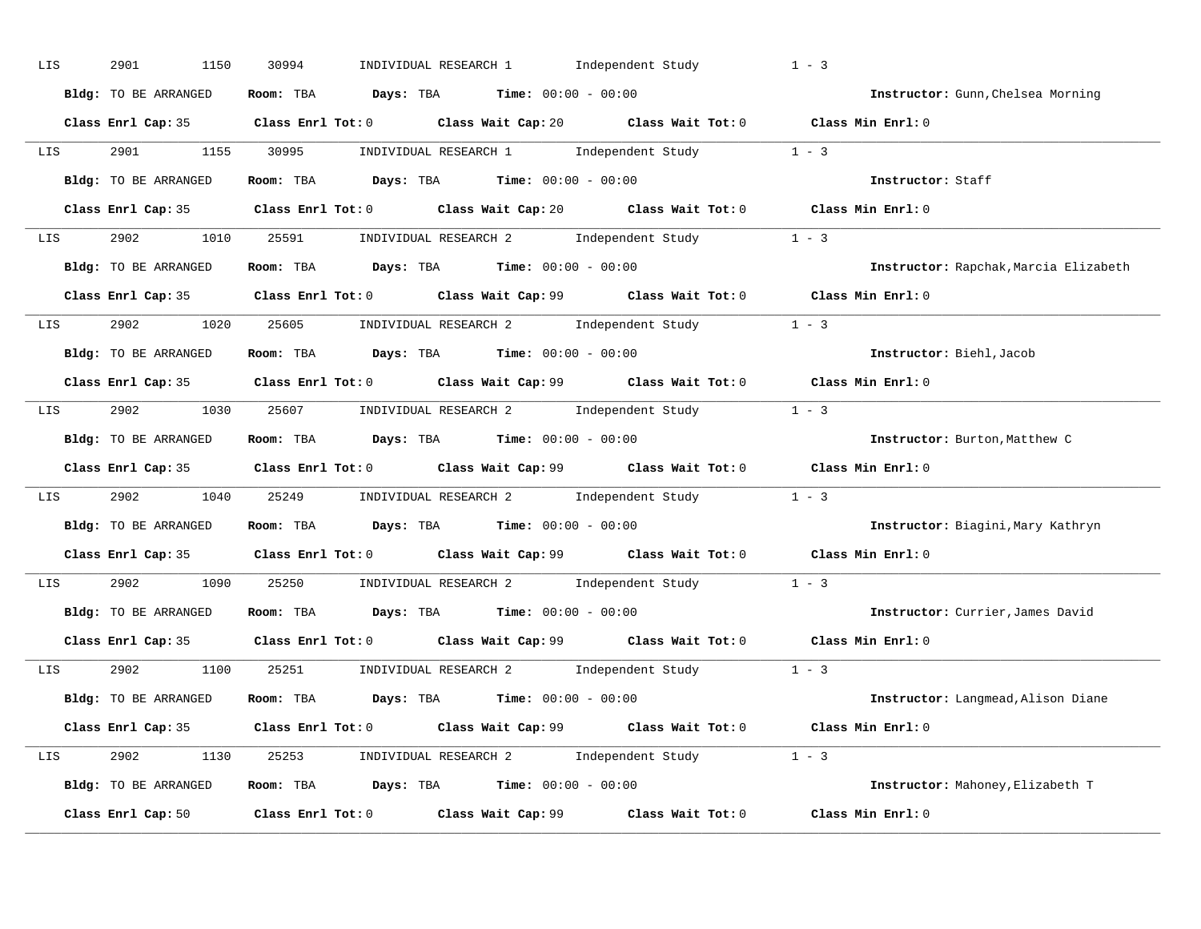LIS 2901 1150 30994 INDIVIDUAL RESEARCH 1 Independent Study 1 - 3

**Bldg:** TO BE ARRANGED **Room:** TBA **Days:** TBA **Time:** 00:00 - 00:00 **Instructor:** Gunn,Chelsea Morning

**Class Enrl Cap:** 35 **Class Enrl Tot:** 0 **Class Wait Cap:** 20 **Class Wait Tot:** 0 **Class Min Enrl:** 0

---

LIS 2901 1155 30995 INDIVIDUAL RESEARCH 1 Independent Study 1 - 3

**Bldg:** TO BE ARRANGED **Room:** TBA **Days:** TBA **Time:** 00:00 - 00:00 **Instructor:** Staff

**Class Enrl Cap:** 35 **Class Enrl Tot:** 0 **Class Wait Cap:** 20 **Class Wait Tot:** 0 **Class Min Enrl:** 0

---

LIS 2902 1010 25591 INDIVIDUAL RESEARCH 2 Independent Study 1 - 3

**Bldg:** TO BE ARRANGED **Room:** TBA **Days:** TBA **Time:** 00:00 - 00:00 **Instructor:** Rapchak,Marcia Elizabeth

**Class Enrl Cap:** 35 **Class Enrl Tot:** 0 **Class Wait Cap:** 99 **Class Wait Tot:** 0 **Class Min Enrl:** 0

---

LIS 2902 1020 25605 INDIVIDUAL RESEARCH 2 Independent Study 1 - 3

**Bldg:** TO BE ARRANGED **Room:** TBA **Days:** TBA **Time:** 00:00 - 00:00 **Instructor:** Biehl,Jacob

**Class Enrl Cap:** 35 **Class Enrl Tot:** 0 **Class Wait Cap:** 99 **Class Wait Tot:** 0 **Class Min Enrl:** 0

---

LIS 2902 1030 25607 INDIVIDUAL RESEARCH 2 Independent Study 1 - 3

**Bldg:** TO BE ARRANGED **Room:** TBA **Days:** TBA **Time:** 00:00 - 00:00 **Instructor:** Burton,Matthew C

**Class Enrl Cap:** 35 **Class Enrl Tot:** 0 **Class Wait Cap:** 99 **Class Wait Tot:** 0 **Class Min Enrl:** 0

---

LIS 2902 1040 25249 INDIVIDUAL RESEARCH 2 Independent Study 1 - 3

**Bldg:** TO BE ARRANGED **Room:** TBA **Days:** TBA **Time:** 00:00 - 00:00 **Instructor:** Biagini,Mary Kathryn

**Class Enrl Cap:** 35 **Class Enrl Tot:** 0 **Class Wait Cap:** 99 **Class Wait Tot:** 0 **Class Min Enrl:** 0

---

LIS 2902 1090 25250 INDIVIDUAL RESEARCH 2 Independent Study 1 - 3

**Bldg:** TO BE ARRANGED **Room:** TBA **Days:** TBA **Time:** 00:00 - 00:00 **Instructor:** Currier,James David

**Class Enrl Cap:** 35 **Class Enrl Tot:** 0 **Class Wait Cap:** 99 **Class Wait Tot:** 0 **Class Min Enrl:** 0

---

LIS 2902 1100 25251 INDIVIDUAL RESEARCH 2 Independent Study 1 - 3

**Bldg:** TO BE ARRANGED **Room:** TBA **Days:** TBA **Time:** 00:00 - 00:00 **Instructor:** Langmead,Alison Diane

**Class Enrl Cap:** 35 **Class Enrl Tot:** 0 **Class Wait Cap:** 99 **Class Wait Tot:** 0 **Class Min Enrl:** 0

---

LIS 2902 1130 25253 INDIVIDUAL RESEARCH 2 Independent Study 1 - 3

**Bldg:** TO BE ARRANGED **Room:** TBA **Days:** TBA **Time:** 00:00 - 00:00 **Instructor:** Mahoney,Elizabeth T

**Class Enrl Cap:** 50 **Class Enrl Tot:** 0 **Class Wait Cap:** 99 **Class Wait Tot:** 0 **Class Min Enrl:** 0

---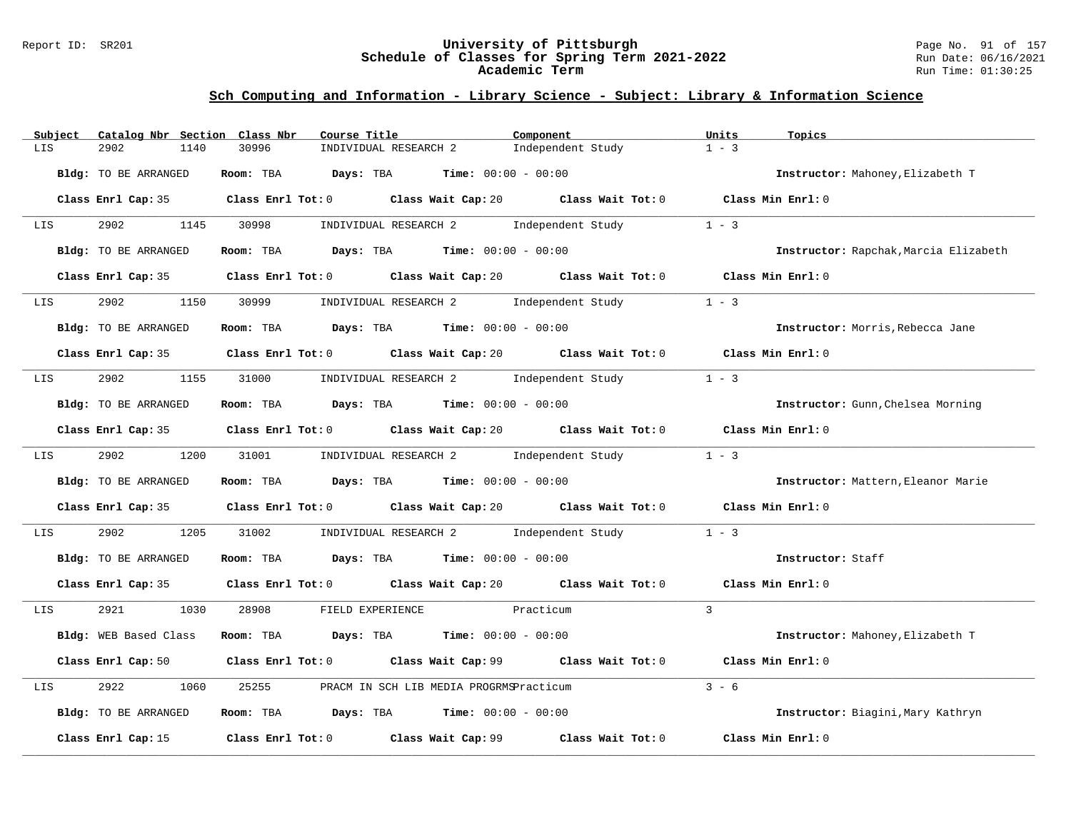## Sch Computing and Information - Library Science - Subject: Library & Information Science

| Subject | Catalog Nbr | Section | Class Nbr | Course Title | Component | Units | Topics |
|---|---|---|---|---|---|---|---|
| LIS | 2902 | 1140 | 30996 | INDIVIDUAL RESEARCH 2 | Independent Study | 1 - 3 | |

**Bldg:** TO BE ARRANGED **Room:** TBA **Days:** TBA **Time:** 00:00 - 00:00 **Instructor:** Mahoney,Elizabeth T

**Class Enrl Cap:** 35 **Class Enrl Tot:** 0 **Class Wait Cap:** 20 **Class Wait Tot:** 0 **Class Min Enrl:** 0

---

| Subject | Catalog Nbr | Section | Class Nbr | Course Title | Component | Units | Topics |
|---|---|---|---|---|---|---|---|
| LIS | 2902 | 1145 | 30998 | INDIVIDUAL RESEARCH 2 | Independent Study | 1 - 3 | |

**Bldg:** TO BE ARRANGED **Room:** TBA **Days:** TBA **Time:** 00:00 - 00:00 **Instructor:** Rapchak,Marcia Elizabeth

**Class Enrl Cap:** 35 **Class Enrl Tot:** 0 **Class Wait Cap:** 20 **Class Wait Tot:** 0 **Class Min Enrl:** 0

---

| Subject | Catalog Nbr | Section | Class Nbr | Course Title | Component | Units | Topics |
|---|---|---|---|---|---|---|---|
| LIS | 2902 | 1150 | 30999 | INDIVIDUAL RESEARCH 2 | Independent Study | 1 - 3 | |

**Bldg:** TO BE ARRANGED **Room:** TBA **Days:** TBA **Time:** 00:00 - 00:00 **Instructor:** Morris,Rebecca Jane

**Class Enrl Cap:** 35 **Class Enrl Tot:** 0 **Class Wait Cap:** 20 **Class Wait Tot:** 0 **Class Min Enrl:** 0

---

| Subject | Catalog Nbr | Section | Class Nbr | Course Title | Component | Units | Topics |
|---|---|---|---|---|---|---|---|
| LIS | 2902 | 1155 | 31000 | INDIVIDUAL RESEARCH 2 | Independent Study | 1 - 3 | |

**Bldg:** TO BE ARRANGED **Room:** TBA **Days:** TBA **Time:** 00:00 - 00:00 **Instructor:** Gunn,Chelsea Morning

**Class Enrl Cap:** 35 **Class Enrl Tot:** 0 **Class Wait Cap:** 20 **Class Wait Tot:** 0 **Class Min Enrl:** 0

---

| Subject | Catalog Nbr | Section | Class Nbr | Course Title | Component | Units | Topics |
|---|---|---|---|---|---|---|---|
| LIS | 2902 | 1200 | 31001 | INDIVIDUAL RESEARCH 2 | Independent Study | 1 - 3 | |

**Bldg:** TO BE ARRANGED **Room:** TBA **Days:** TBA **Time:** 00:00 - 00:00 **Instructor:** Mattern,Eleanor Marie

**Class Enrl Cap:** 35 **Class Enrl Tot:** 0 **Class Wait Cap:** 20 **Class Wait Tot:** 0 **Class Min Enrl:** 0

---

| Subject | Catalog Nbr | Section | Class Nbr | Course Title | Component | Units | Topics |
|---|---|---|---|---|---|---|---|
| LIS | 2902 | 1205 | 31002 | INDIVIDUAL RESEARCH 2 | Independent Study | 1 - 3 | |

**Bldg:** TO BE ARRANGED **Room:** TBA **Days:** TBA **Time:** 00:00 - 00:00 **Instructor:** Staff

**Class Enrl Cap:** 35 **Class Enrl Tot:** 0 **Class Wait Cap:** 20 **Class Wait Tot:** 0 **Class Min Enrl:** 0

---

| Subject | Catalog Nbr | Section | Class Nbr | Course Title | Component | Units | Topics |
|---|---|---|---|---|---|---|---|
| LIS | 2921 | 1030 | 28908 | FIELD EXPERIENCE | Practicum | 3 | |

**Bldg:** WEB Based Class **Room:** TBA **Days:** TBA **Time:** 00:00 - 00:00 **Instructor:** Mahoney,Elizabeth T

**Class Enrl Cap:** 50 **Class Enrl Tot:** 0 **Class Wait Cap:** 99 **Class Wait Tot:** 0 **Class Min Enrl:** 0

---

| Subject | Catalog Nbr | Section | Class Nbr | Course Title | Component | Units | Topics |
|---|---|---|---|---|---|---|---|
| LIS | 2922 | 1060 | 25255 | PRACM IN SCH LIB MEDIA PROGRMS | Practicum | 3 - 6 | |

**Bldg:** TO BE ARRANGED **Room:** TBA **Days:** TBA **Time:** 00:00 - 00:00 **Instructor:** Biagini,Mary Kathryn

**Class Enrl Cap:** 15 **Class Enrl Tot:** 0 **Class Wait Cap:** 99 **Class Wait Tot:** 0 **Class Min Enrl:** 0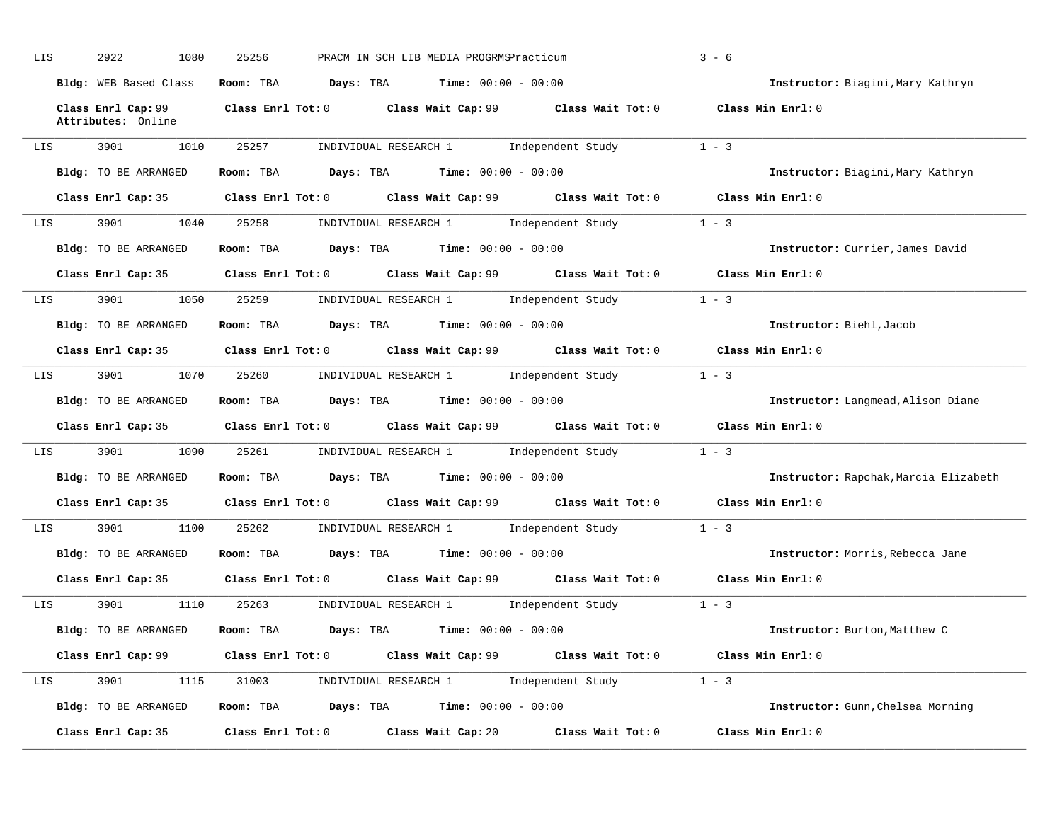LIS 2922 1080 25256 PRACM IN SCH LIB MEDIA PROGRMS Practicum 3 - 6

**Bldg:** WEB Based Class **Room:** TBA **Days:** TBA **Time:** 00:00 - 00:00 **Instructor:** Biagini,Mary Kathryn

**Class Enrl Cap:** 99 **Class Enrl Tot:** 0 **Class Wait Cap:** 99 **Class Wait Tot:** 0 **Class Min Enrl:** 0
**Attributes:** Online

---

LIS 3901 1010 25257 INDIVIDUAL RESEARCH 1 Independent Study 1 - 3

**Bldg:** TO BE ARRANGED **Room:** TBA **Days:** TBA **Time:** 00:00 - 00:00 **Instructor:** Biagini,Mary Kathryn

**Class Enrl Cap:** 35 **Class Enrl Tot:** 0 **Class Wait Cap:** 99 **Class Wait Tot:** 0 **Class Min Enrl:** 0

---

LIS 3901 1040 25258 INDIVIDUAL RESEARCH 1 Independent Study 1 - 3

**Bldg:** TO BE ARRANGED **Room:** TBA **Days:** TBA **Time:** 00:00 - 00:00 **Instructor:** Currier,James David

**Class Enrl Cap:** 35 **Class Enrl Tot:** 0 **Class Wait Cap:** 99 **Class Wait Tot:** 0 **Class Min Enrl:** 0

---

LIS 3901 1050 25259 INDIVIDUAL RESEARCH 1 Independent Study 1 - 3

**Bldg:** TO BE ARRANGED **Room:** TBA **Days:** TBA **Time:** 00:00 - 00:00 **Instructor:** Biehl,Jacob

**Class Enrl Cap:** 35 **Class Enrl Tot:** 0 **Class Wait Cap:** 99 **Class Wait Tot:** 0 **Class Min Enrl:** 0

---

LIS 3901 1070 25260 INDIVIDUAL RESEARCH 1 Independent Study 1 - 3

**Bldg:** TO BE ARRANGED **Room:** TBA **Days:** TBA **Time:** 00:00 - 00:00 **Instructor:** Langmead,Alison Diane

**Class Enrl Cap:** 35 **Class Enrl Tot:** 0 **Class Wait Cap:** 99 **Class Wait Tot:** 0 **Class Min Enrl:** 0

---

LIS 3901 1090 25261 INDIVIDUAL RESEARCH 1 Independent Study 1 - 3

**Bldg:** TO BE ARRANGED **Room:** TBA **Days:** TBA **Time:** 00:00 - 00:00 **Instructor:** Rapchak,Marcia Elizabeth

**Class Enrl Cap:** 35 **Class Enrl Tot:** 0 **Class Wait Cap:** 99 **Class Wait Tot:** 0 **Class Min Enrl:** 0

---

LIS 3901 1100 25262 INDIVIDUAL RESEARCH 1 Independent Study 1 - 3

**Bldg:** TO BE ARRANGED **Room:** TBA **Days:** TBA **Time:** 00:00 - 00:00 **Instructor:** Morris,Rebecca Jane

**Class Enrl Cap:** 35 **Class Enrl Tot:** 0 **Class Wait Cap:** 99 **Class Wait Tot:** 0 **Class Min Enrl:** 0

---

LIS 3901 1110 25263 INDIVIDUAL RESEARCH 1 Independent Study 1 - 3

**Bldg:** TO BE ARRANGED **Room:** TBA **Days:** TBA **Time:** 00:00 - 00:00 **Instructor:** Burton,Matthew C

**Class Enrl Cap:** 99 **Class Enrl Tot:** 0 **Class Wait Cap:** 99 **Class Wait Tot:** 0 **Class Min Enrl:** 0

---

LIS 3901 1115 31003 INDIVIDUAL RESEARCH 1 Independent Study 1 - 3

**Bldg:** TO BE ARRANGED **Room:** TBA **Days:** TBA **Time:** 00:00 - 00:00 **Instructor:** Gunn,Chelsea Morning

**Class Enrl Cap:** 35 **Class Enrl Tot:** 0 **Class Wait Cap:** 20 **Class Wait Tot:** 0 **Class Min Enrl:** 0

---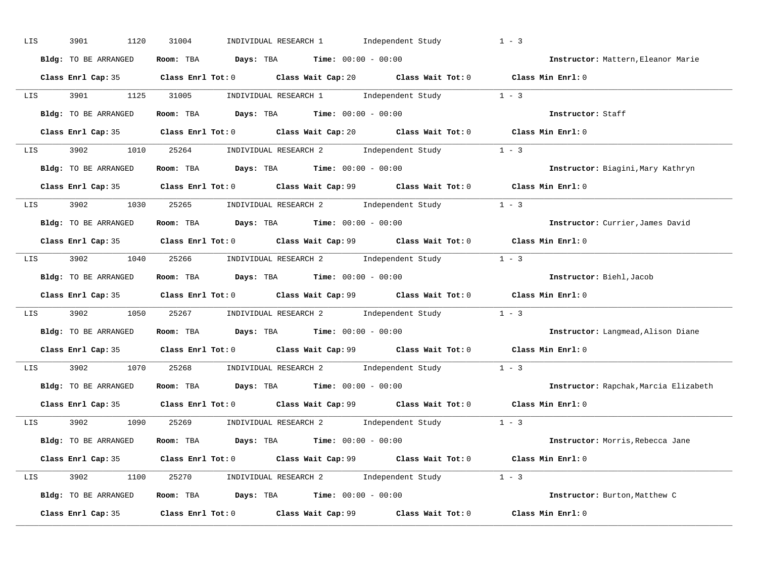LIS 3901 1120 31004 INDIVIDUAL RESEARCH 1 Independent Study 1 - 3

**Bldg:** TO BE ARRANGED **Room:** TBA **Days:** TBA **Time:** 00:00 - 00:00 **Instructor:** Mattern,Eleanor Marie

**Class Enrl Cap:** 35 **Class Enrl Tot:** 0 **Class Wait Cap:** 20 **Class Wait Tot:** 0 **Class Min Enrl:** 0

---

LIS 3901 1125 31005 INDIVIDUAL RESEARCH 1 Independent Study 1 - 3

**Bldg:** TO BE ARRANGED **Room:** TBA **Days:** TBA **Time:** 00:00 - 00:00 **Instructor:** Staff

**Class Enrl Cap:** 35 **Class Enrl Tot:** 0 **Class Wait Cap:** 20 **Class Wait Tot:** 0 **Class Min Enrl:** 0

---

LIS 3902 1010 25264 INDIVIDUAL RESEARCH 2 Independent Study 1 - 3

**Bldg:** TO BE ARRANGED **Room:** TBA **Days:** TBA **Time:** 00:00 - 00:00 **Instructor:** Biagini,Mary Kathryn

**Class Enrl Cap:** 35 **Class Enrl Tot:** 0 **Class Wait Cap:** 99 **Class Wait Tot:** 0 **Class Min Enrl:** 0

---

LIS 3902 1030 25265 INDIVIDUAL RESEARCH 2 Independent Study 1 - 3

**Bldg:** TO BE ARRANGED **Room:** TBA **Days:** TBA **Time:** 00:00 - 00:00 **Instructor:** Currier,James David

**Class Enrl Cap:** 35 **Class Enrl Tot:** 0 **Class Wait Cap:** 99 **Class Wait Tot:** 0 **Class Min Enrl:** 0

---

LIS 3902 1040 25266 INDIVIDUAL RESEARCH 2 Independent Study 1 - 3

**Bldg:** TO BE ARRANGED **Room:** TBA **Days:** TBA **Time:** 00:00 - 00:00 **Instructor:** Biehl,Jacob

**Class Enrl Cap:** 35 **Class Enrl Tot:** 0 **Class Wait Cap:** 99 **Class Wait Tot:** 0 **Class Min Enrl:** 0

---

LIS 3902 1050 25267 INDIVIDUAL RESEARCH 2 Independent Study 1 - 3

**Bldg:** TO BE ARRANGED **Room:** TBA **Days:** TBA **Time:** 00:00 - 00:00 **Instructor:** Langmead,Alison Diane

**Class Enrl Cap:** 35 **Class Enrl Tot:** 0 **Class Wait Cap:** 99 **Class Wait Tot:** 0 **Class Min Enrl:** 0

---

LIS 3902 1070 25268 INDIVIDUAL RESEARCH 2 Independent Study 1 - 3

**Bldg:** TO BE ARRANGED **Room:** TBA **Days:** TBA **Time:** 00:00 - 00:00 **Instructor:** Rapchak,Marcia Elizabeth

**Class Enrl Cap:** 35 **Class Enrl Tot:** 0 **Class Wait Cap:** 99 **Class Wait Tot:** 0 **Class Min Enrl:** 0

---

LIS 3902 1090 25269 INDIVIDUAL RESEARCH 2 Independent Study 1 - 3

**Bldg:** TO BE ARRANGED **Room:** TBA **Days:** TBA **Time:** 00:00 - 00:00 **Instructor:** Morris,Rebecca Jane

**Class Enrl Cap:** 35 **Class Enrl Tot:** 0 **Class Wait Cap:** 99 **Class Wait Tot:** 0 **Class Min Enrl:** 0

---

LIS 3902 1100 25270 INDIVIDUAL RESEARCH 2 Independent Study 1 - 3

**Bldg:** TO BE ARRANGED **Room:** TBA **Days:** TBA **Time:** 00:00 - 00:00 **Instructor:** Burton,Matthew C

**Class Enrl Cap:** 35 **Class Enrl Tot:** 0 **Class Wait Cap:** 99 **Class Wait Tot:** 0 **Class Min Enrl:** 0

---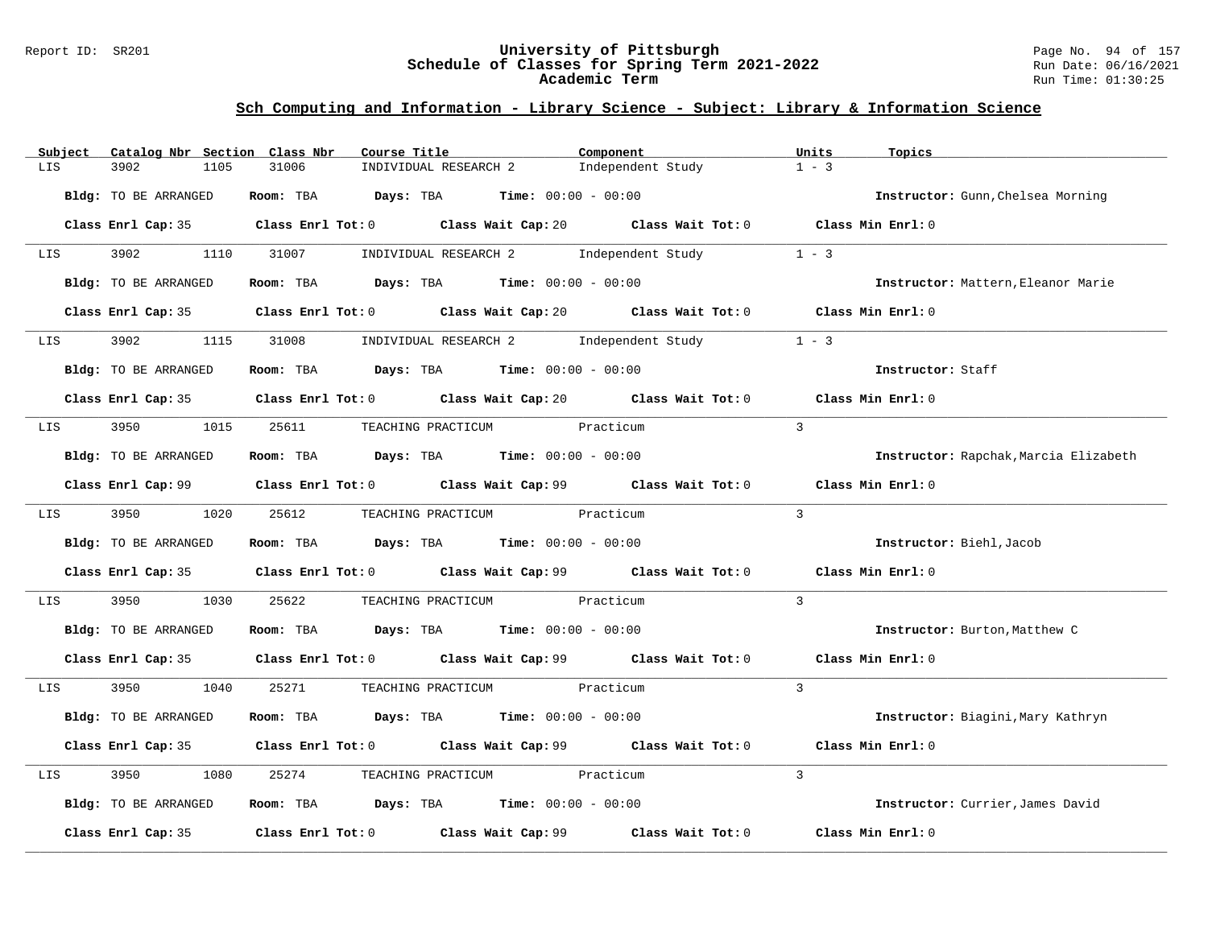## Sch Computing and Information - Library Science - Subject: Library & Information Science

| Subject | Catalog Nbr | Section | Class Nbr | Course Title | Component | Units | Topics |
|---|---|---|---|---|---|---|---|
| LIS | 3902 | 1105 | 31006 | INDIVIDUAL RESEARCH 2 | Independent Study | 1 - 3 | |

**Bldg:** TO BE ARRANGED **Room:** TBA **Days:** TBA **Time:** 00:00 - 00:00 **Instructor:** Gunn,Chelsea Morning

**Class Enrl Cap:** 35 **Class Enrl Tot:** 0 **Class Wait Cap:** 20 **Class Wait Tot:** 0 **Class Min Enrl:** 0

| Subject | Catalog Nbr | Section | Class Nbr | Course Title | Component | Units | Topics |
|---|---|---|---|---|---|---|---|
| LIS | 3902 | 1110 | 31007 | INDIVIDUAL RESEARCH 2 | Independent Study | 1 - 3 | |

**Bldg:** TO BE ARRANGED **Room:** TBA **Days:** TBA **Time:** 00:00 - 00:00 **Instructor:** Mattern,Eleanor Marie

**Class Enrl Cap:** 35 **Class Enrl Tot:** 0 **Class Wait Cap:** 20 **Class Wait Tot:** 0 **Class Min Enrl:** 0

| Subject | Catalog Nbr | Section | Class Nbr | Course Title | Component | Units | Topics |
|---|---|---|---|---|---|---|---|
| LIS | 3902 | 1115 | 31008 | INDIVIDUAL RESEARCH 2 | Independent Study | 1 - 3 | |

**Bldg:** TO BE ARRANGED **Room:** TBA **Days:** TBA **Time:** 00:00 - 00:00 **Instructor:** Staff

**Class Enrl Cap:** 35 **Class Enrl Tot:** 0 **Class Wait Cap:** 20 **Class Wait Tot:** 0 **Class Min Enrl:** 0

| Subject | Catalog Nbr | Section | Class Nbr | Course Title | Component | Units | Topics |
|---|---|---|---|---|---|---|---|
| LIS | 3950 | 1015 | 25611 | TEACHING PRACTICUM | Practicum | 3 | |

**Bldg:** TO BE ARRANGED **Room:** TBA **Days:** TBA **Time:** 00:00 - 00:00 **Instructor:** Rapchak,Marcia Elizabeth

**Class Enrl Cap:** 99 **Class Enrl Tot:** 0 **Class Wait Cap:** 99 **Class Wait Tot:** 0 **Class Min Enrl:** 0

| Subject | Catalog Nbr | Section | Class Nbr | Course Title | Component | Units | Topics |
|---|---|---|---|---|---|---|---|
| LIS | 3950 | 1020 | 25612 | TEACHING PRACTICUM | Practicum | 3 | |

**Bldg:** TO BE ARRANGED **Room:** TBA **Days:** TBA **Time:** 00:00 - 00:00 **Instructor:** Biehl,Jacob

**Class Enrl Cap:** 35 **Class Enrl Tot:** 0 **Class Wait Cap:** 99 **Class Wait Tot:** 0 **Class Min Enrl:** 0

| Subject | Catalog Nbr | Section | Class Nbr | Course Title | Component | Units | Topics |
|---|---|---|---|---|---|---|---|
| LIS | 3950 | 1030 | 25622 | TEACHING PRACTICUM | Practicum | 3 | |

**Bldg:** TO BE ARRANGED **Room:** TBA **Days:** TBA **Time:** 00:00 - 00:00 **Instructor:** Burton,Matthew C

**Class Enrl Cap:** 35 **Class Enrl Tot:** 0 **Class Wait Cap:** 99 **Class Wait Tot:** 0 **Class Min Enrl:** 0

| Subject | Catalog Nbr | Section | Class Nbr | Course Title | Component | Units | Topics |
|---|---|---|---|---|---|---|---|
| LIS | 3950 | 1040 | 25271 | TEACHING PRACTICUM | Practicum | 3 | |

**Bldg:** TO BE ARRANGED **Room:** TBA **Days:** TBA **Time:** 00:00 - 00:00 **Instructor:** Biagini,Mary Kathryn

**Class Enrl Cap:** 35 **Class Enrl Tot:** 0 **Class Wait Cap:** 99 **Class Wait Tot:** 0 **Class Min Enrl:** 0

| Subject | Catalog Nbr | Section | Class Nbr | Course Title | Component | Units | Topics |
|---|---|---|---|---|---|---|---|
| LIS | 3950 | 1080 | 25274 | TEACHING PRACTICUM | Practicum | 3 | |

**Bldg:** TO BE ARRANGED **Room:** TBA **Days:** TBA **Time:** 00:00 - 00:00 **Instructor:** Currier,James David

**Class Enrl Cap:** 35 **Class Enrl Tot:** 0 **Class Wait Cap:** 99 **Class Wait Tot:** 0 **Class Min Enrl:** 0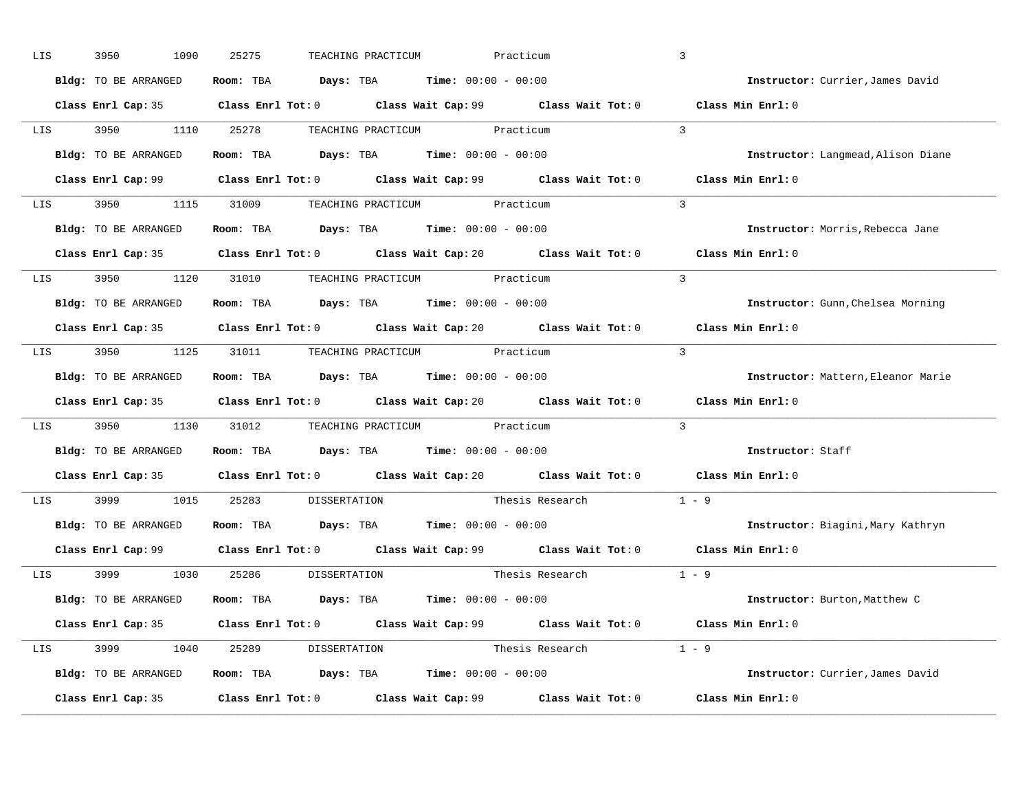LIS 3950 1090 25275 TEACHING PRACTICUM Practicum 3

**Bldg:** TO BE ARRANGED **Room:** TBA **Days:** TBA **Time:** 00:00 - 00:00 **Instructor:** Currier,James David

**Class Enrl Cap:** 35 **Class Enrl Tot:** 0 **Class Wait Cap:** 99 **Class Wait Tot:** 0 **Class Min Enrl:** 0

---

LIS 3950 1110 25278 TEACHING PRACTICUM Practicum 3

**Bldg:** TO BE ARRANGED **Room:** TBA **Days:** TBA **Time:** 00:00 - 00:00 **Instructor:** Langmead,Alison Diane

**Class Enrl Cap:** 99 **Class Enrl Tot:** 0 **Class Wait Cap:** 99 **Class Wait Tot:** 0 **Class Min Enrl:** 0

---

LIS 3950 1115 31009 TEACHING PRACTICUM Practicum 3

**Bldg:** TO BE ARRANGED **Room:** TBA **Days:** TBA **Time:** 00:00 - 00:00 **Instructor:** Morris,Rebecca Jane

**Class Enrl Cap:** 35 **Class Enrl Tot:** 0 **Class Wait Cap:** 20 **Class Wait Tot:** 0 **Class Min Enrl:** 0

---

LIS 3950 1120 31010 TEACHING PRACTICUM Practicum 3

**Bldg:** TO BE ARRANGED **Room:** TBA **Days:** TBA **Time:** 00:00 - 00:00 **Instructor:** Gunn,Chelsea Morning

**Class Enrl Cap:** 35 **Class Enrl Tot:** 0 **Class Wait Cap:** 20 **Class Wait Tot:** 0 **Class Min Enrl:** 0

---

LIS 3950 1125 31011 TEACHING PRACTICUM Practicum 3

**Bldg:** TO BE ARRANGED **Room:** TBA **Days:** TBA **Time:** 00:00 - 00:00 **Instructor:** Mattern,Eleanor Marie

**Class Enrl Cap:** 35 **Class Enrl Tot:** 0 **Class Wait Cap:** 20 **Class Wait Tot:** 0 **Class Min Enrl:** 0

---

LIS 3950 1130 31012 TEACHING PRACTICUM Practicum 3

**Bldg:** TO BE ARRANGED **Room:** TBA **Days:** TBA **Time:** 00:00 - 00:00 **Instructor:** Staff

**Class Enrl Cap:** 35 **Class Enrl Tot:** 0 **Class Wait Cap:** 20 **Class Wait Tot:** 0 **Class Min Enrl:** 0

---

LIS 3999 1015 25283 DISSERTATION Thesis Research 1 - 9

**Bldg:** TO BE ARRANGED **Room:** TBA **Days:** TBA **Time:** 00:00 - 00:00 **Instructor:** Biagini,Mary Kathryn

**Class Enrl Cap:** 99 **Class Enrl Tot:** 0 **Class Wait Cap:** 99 **Class Wait Tot:** 0 **Class Min Enrl:** 0

---

LIS 3999 1030 25286 DISSERTATION Thesis Research 1 - 9

**Bldg:** TO BE ARRANGED **Room:** TBA **Days:** TBA **Time:** 00:00 - 00:00 **Instructor:** Burton,Matthew C

**Class Enrl Cap:** 35 **Class Enrl Tot:** 0 **Class Wait Cap:** 99 **Class Wait Tot:** 0 **Class Min Enrl:** 0

---

LIS 3999 1040 25289 DISSERTATION Thesis Research 1 - 9

**Bldg:** TO BE ARRANGED **Room:** TBA **Days:** TBA **Time:** 00:00 - 00:00 **Instructor:** Currier,James David

**Class Enrl Cap:** 35 **Class Enrl Tot:** 0 **Class Wait Cap:** 99 **Class Wait Tot:** 0 **Class Min Enrl:** 0

---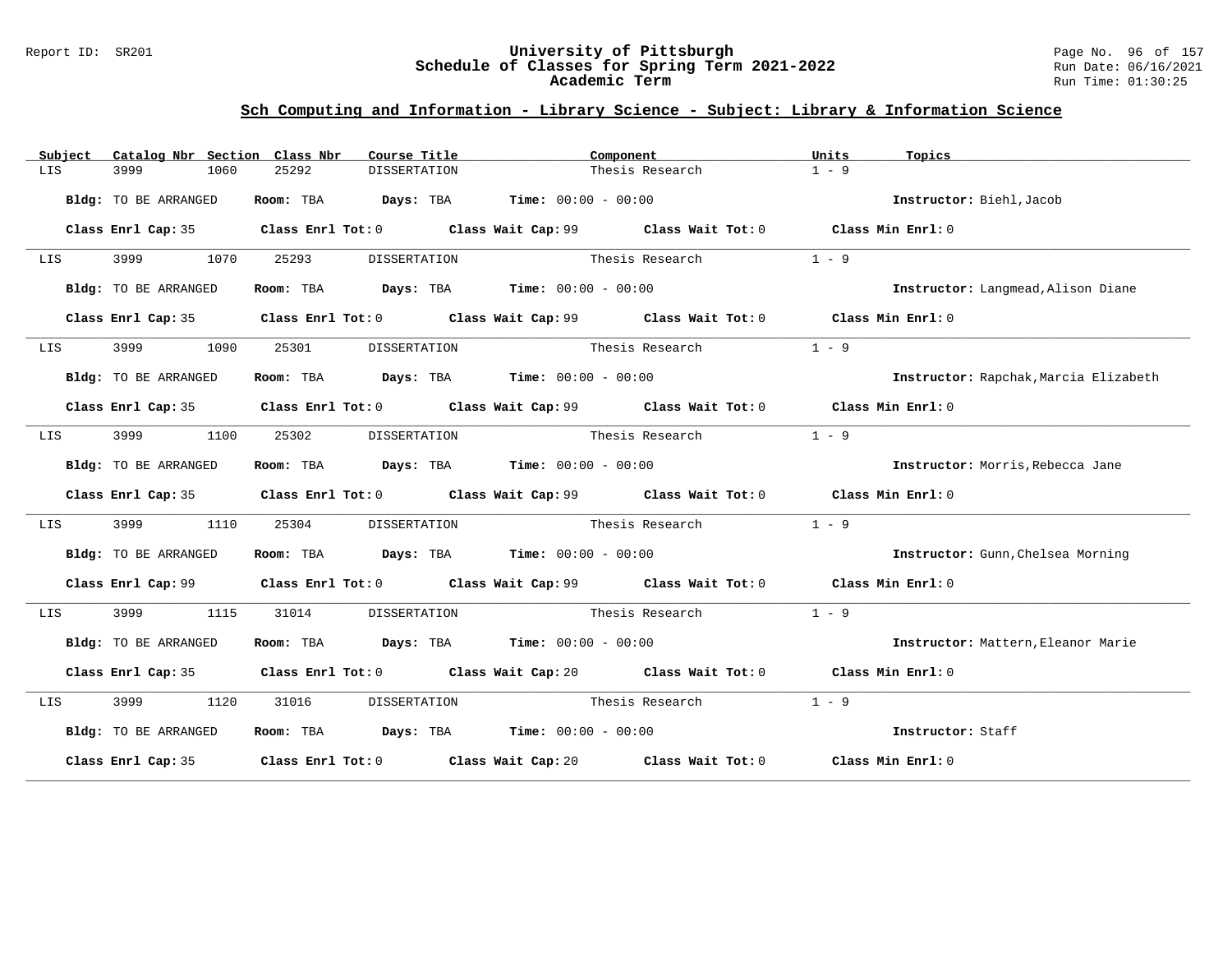## Sch Computing and Information - Library Science - Subject: Library & Information Science

| Subject | Catalog Nbr | Section | Class Nbr | Course Title | Component | Units | Topics |
|---|---|---|---|---|---|---|---|
| LIS | 3999 | 1060 | 25292 | DISSERTATION | Thesis Research | 1 - 9 | |

**Bldg:** TO BE ARRANGED **Room:** TBA **Days:** TBA **Time:** 00:00 - 00:00 **Instructor:** Biehl,Jacob

**Class Enrl Cap:** 35 **Class Enrl Tot:** 0 **Class Wait Cap:** 99 **Class Wait Tot:** 0 **Class Min Enrl:** 0

---

| Subject | Catalog Nbr | Section | Class Nbr | Course Title | Component | Units | Topics |
|---|---|---|---|---|---|---|---|
| LIS | 3999 | 1070 | 25293 | DISSERTATION | Thesis Research | 1 - 9 | |

**Bldg:** TO BE ARRANGED **Room:** TBA **Days:** TBA **Time:** 00:00 - 00:00 **Instructor:** Langmead,Alison Diane

**Class Enrl Cap:** 35 **Class Enrl Tot:** 0 **Class Wait Cap:** 99 **Class Wait Tot:** 0 **Class Min Enrl:** 0

---

| Subject | Catalog Nbr | Section | Class Nbr | Course Title | Component | Units | Topics |
|---|---|---|---|---|---|---|---|
| LIS | 3999 | 1090 | 25301 | DISSERTATION | Thesis Research | 1 - 9 | |

**Bldg:** TO BE ARRANGED **Room:** TBA **Days:** TBA **Time:** 00:00 - 00:00 **Instructor:** Rapchak,Marcia Elizabeth

**Class Enrl Cap:** 35 **Class Enrl Tot:** 0 **Class Wait Cap:** 99 **Class Wait Tot:** 0 **Class Min Enrl:** 0

---

| Subject | Catalog Nbr | Section | Class Nbr | Course Title | Component | Units | Topics |
|---|---|---|---|---|---|---|---|
| LIS | 3999 | 1100 | 25302 | DISSERTATION | Thesis Research | 1 - 9 | |

**Bldg:** TO BE ARRANGED **Room:** TBA **Days:** TBA **Time:** 00:00 - 00:00 **Instructor:** Morris,Rebecca Jane

**Class Enrl Cap:** 35 **Class Enrl Tot:** 0 **Class Wait Cap:** 99 **Class Wait Tot:** 0 **Class Min Enrl:** 0

---

| Subject | Catalog Nbr | Section | Class Nbr | Course Title | Component | Units | Topics |
|---|---|---|---|---|---|---|---|
| LIS | 3999 | 1110 | 25304 | DISSERTATION | Thesis Research | 1 - 9 | |

**Bldg:** TO BE ARRANGED **Room:** TBA **Days:** TBA **Time:** 00:00 - 00:00 **Instructor:** Gunn,Chelsea Morning

**Class Enrl Cap:** 99 **Class Enrl Tot:** 0 **Class Wait Cap:** 99 **Class Wait Tot:** 0 **Class Min Enrl:** 0

---

| Subject | Catalog Nbr | Section | Class Nbr | Course Title | Component | Units | Topics |
|---|---|---|---|---|---|---|---|
| LIS | 3999 | 1115 | 31014 | DISSERTATION | Thesis Research | 1 - 9 | |

**Bldg:** TO BE ARRANGED **Room:** TBA **Days:** TBA **Time:** 00:00 - 00:00 **Instructor:** Mattern,Eleanor Marie

**Class Enrl Cap:** 35 **Class Enrl Tot:** 0 **Class Wait Cap:** 20 **Class Wait Tot:** 0 **Class Min Enrl:** 0

---

| Subject | Catalog Nbr | Section | Class Nbr | Course Title | Component | Units | Topics |
|---|---|---|---|---|---|---|---|
| LIS | 3999 | 1120 | 31016 | DISSERTATION | Thesis Research | 1 - 9 | |

**Bldg:** TO BE ARRANGED **Room:** TBA **Days:** TBA **Time:** 00:00 - 00:00 **Instructor:** Staff

**Class Enrl Cap:** 35 **Class Enrl Tot:** 0 **Class Wait Cap:** 20 **Class Wait Tot:** 0 **Class Min Enrl:** 0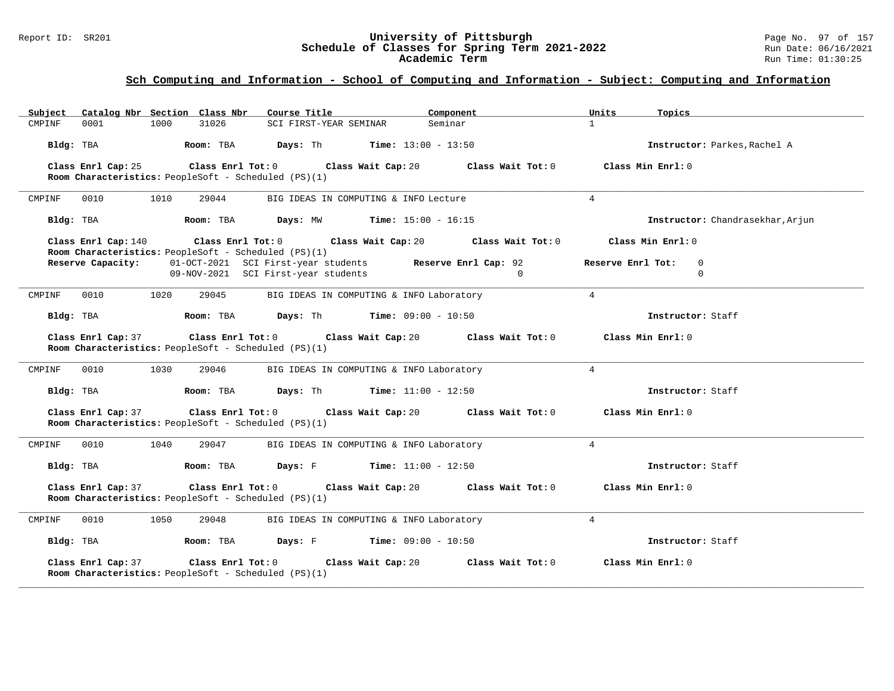## Sch Computing and Information - School of Computing and Information - Subject: Computing and Information

| Subject | Catalog Nbr | Section | Class Nbr | Course Title | Component | Units | Topics |
|---|---|---|---|---|---|---|---|
| CMPINF | 0001 | 1000 | 31026 | SCI FIRST-YEAR SEMINAR | Seminar | 1 | |

**Bldg:** TBA **Room:** TBA **Days:** Th **Time:** 13:00 - 13:50 **Instructor:** Parkes,Rachel A

**Class Enrl Cap:** 25 **Class Enrl Tot:** 0 **Class Wait Cap:** 20 **Class Wait Tot:** 0 **Class Min Enrl:** 0

**Room Characteristics:** PeopleSoft - Scheduled (PS)(1)

---

| Subject | Catalog Nbr | Section | Class Nbr | Course Title | Component | Units | Topics |
|---|---|---|---|---|---|---|---|
| CMPINF | 0010 | 1010 | 29044 | BIG IDEAS IN COMPUTING & INFO | Lecture | 4 | |

**Bldg:** TBA **Room:** TBA **Days:** MW **Time:** 15:00 - 16:15 **Instructor:** Chandrasekhar,Arjun

**Class Enrl Cap:** 140 **Class Enrl Tot:** 0 **Class Wait Cap:** 20 **Class Wait Tot:** 0 **Class Min Enrl:** 0

**Room Characteristics:** PeopleSoft - Scheduled (PS)(1)

| Reserve Capacity: | | Reserve Enrl Cap: | Reserve Enrl Tot: |
|---|---|---|---|
| 01-OCT-2021 | SCI First-year students | 92 | 0 |
| 09-NOV-2021 | SCI First-year students | 0 | 0 |

---

| Subject | Catalog Nbr | Section | Class Nbr | Course Title | Component | Units | Topics |
|---|---|---|---|---|---|---|---|
| CMPINF | 0010 | 1020 | 29045 | BIG IDEAS IN COMPUTING & INFO | Laboratory | 4 | |

**Bldg:** TBA **Room:** TBA **Days:** Th **Time:** 09:00 - 10:50 **Instructor:** Staff

**Class Enrl Cap:** 37 **Class Enrl Tot:** 0 **Class Wait Cap:** 20 **Class Wait Tot:** 0 **Class Min Enrl:** 0

**Room Characteristics:** PeopleSoft - Scheduled (PS)(1)

---

| Subject | Catalog Nbr | Section | Class Nbr | Course Title | Component | Units | Topics |
|---|---|---|---|---|---|---|---|
| CMPINF | 0010 | 1030 | 29046 | BIG IDEAS IN COMPUTING & INFO | Laboratory | 4 | |

**Bldg:** TBA **Room:** TBA **Days:** Th **Time:** 11:00 - 12:50 **Instructor:** Staff

**Class Enrl Cap:** 37 **Class Enrl Tot:** 0 **Class Wait Cap:** 20 **Class Wait Tot:** 0 **Class Min Enrl:** 0

**Room Characteristics:** PeopleSoft - Scheduled (PS)(1)

---

| Subject | Catalog Nbr | Section | Class Nbr | Course Title | Component | Units | Topics |
|---|---|---|---|---|---|---|---|
| CMPINF | 0010 | 1040 | 29047 | BIG IDEAS IN COMPUTING & INFO | Laboratory | 4 | |

**Bldg:** TBA **Room:** TBA **Days:** F **Time:** 11:00 - 12:50 **Instructor:** Staff

**Class Enrl Cap:** 37 **Class Enrl Tot:** 0 **Class Wait Cap:** 20 **Class Wait Tot:** 0 **Class Min Enrl:** 0

**Room Characteristics:** PeopleSoft - Scheduled (PS)(1)

---

| Subject | Catalog Nbr | Section | Class Nbr | Course Title | Component | Units | Topics |
|---|---|---|---|---|---|---|---|
| CMPINF | 0010 | 1050 | 29048 | BIG IDEAS IN COMPUTING & INFO | Laboratory | 4 | |

**Bldg:** TBA **Room:** TBA **Days:** F **Time:** 09:00 - 10:50 **Instructor:** Staff

**Class Enrl Cap:** 37 **Class Enrl Tot:** 0 **Class Wait Cap:** 20 **Class Wait Tot:** 0 **Class Min Enrl:** 0

**Room Characteristics:** PeopleSoft - Scheduled (PS)(1)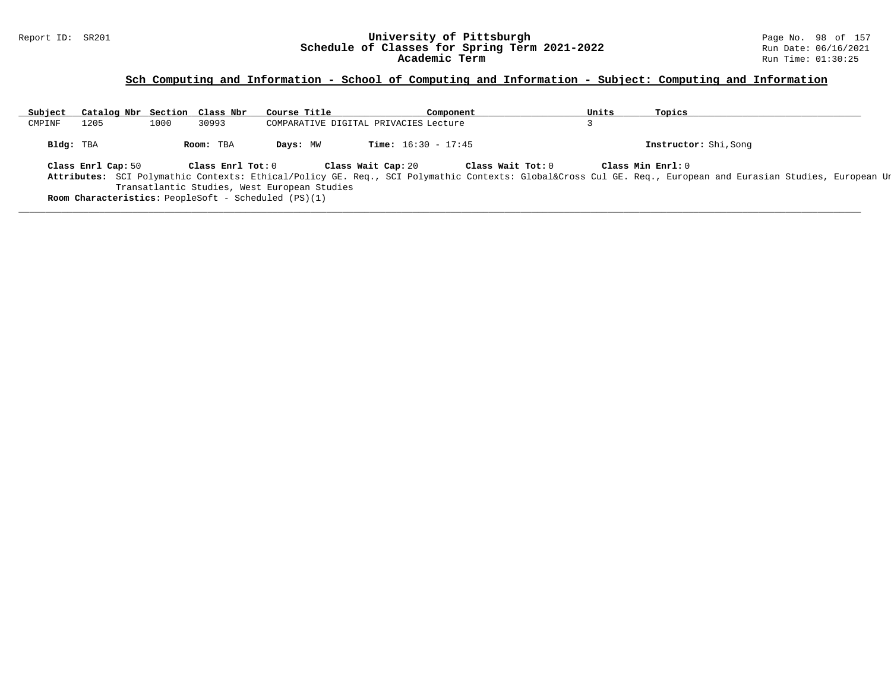## Sch Computing and Information - School of Computing and Information - Subject: Computing and Information

| Subject | Catalog Nbr | Section | Class Nbr | Course Title | Component | Units | Topics |
|---|---|---|---|---|---|---|---|
| CMPINF | 1205 | 1000 | 30993 | COMPARATIVE DIGITAL PRIVACIES | Lecture | 3 | |

**Bldg:** TBA **Room:** TBA **Days:** MW **Time:** 16:30 - 17:45 **Instructor:** Shi,Song

**Class Enrl Cap:** 50 **Class Enrl Tot:** 0 **Class Wait Cap:** 20 **Class Wait Tot:** 0 **Class Min Enrl:** 0

**Attributes:** SCI Polymathic Contexts: Ethical/Policy GE. Req., SCI Polymathic Contexts: Global&Cross Cul GE. Req., European and Eurasian Studies, European Ur
Transatlantic Studies, West European Studies

**Room Characteristics:** PeopleSoft - Scheduled (PS)(1)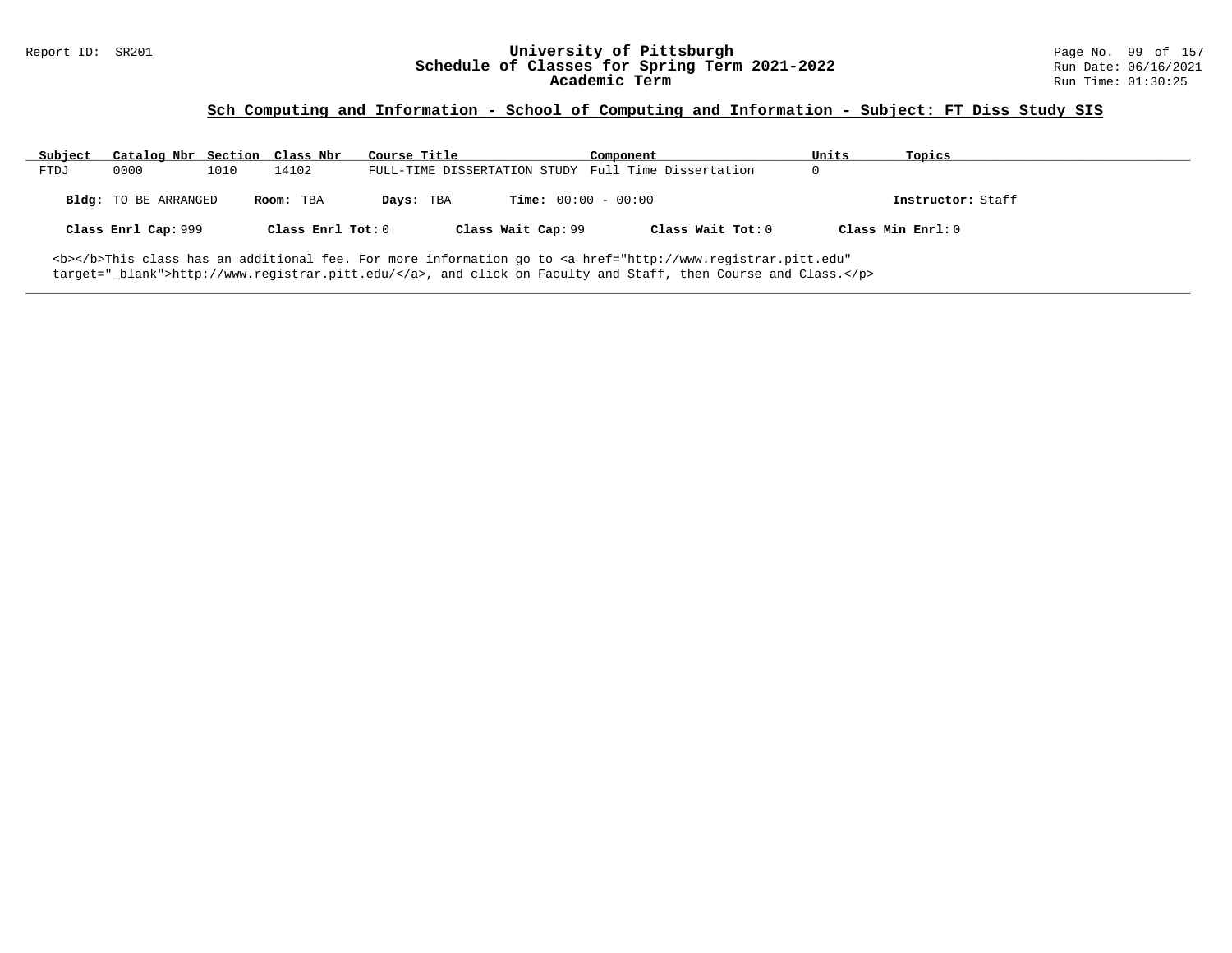## Sch Computing and Information - School of Computing and Information - Subject: FT Diss Study SIS

| Subject | Catalog Nbr | Section | Class Nbr | Course Title | Component | Units | Topics |
|---|---|---|---|---|---|---|---|
| FTDJ | 0000 | 1010 | 14102 | FULL-TIME DISSERTATION STUDY | Full Time Dissertation | 0 | |

**Bldg:** TO BE ARRANGED **Room:** TBA **Days:** TBA **Time:** 00:00 - 00:00 **Instructor:** Staff

**Class Enrl Cap:** 999 **Class Enrl Tot:** 0 **Class Wait Cap:** 99 **Class Wait Tot:** 0 **Class Min Enrl:** 0

<b></b>This class has an additional fee. For more information go to <a href="http://www.registrar.pitt.edu" target="_blank">http://www.registrar.pitt.edu/</a>, and click on Faculty and Staff, then Course and Class.</p>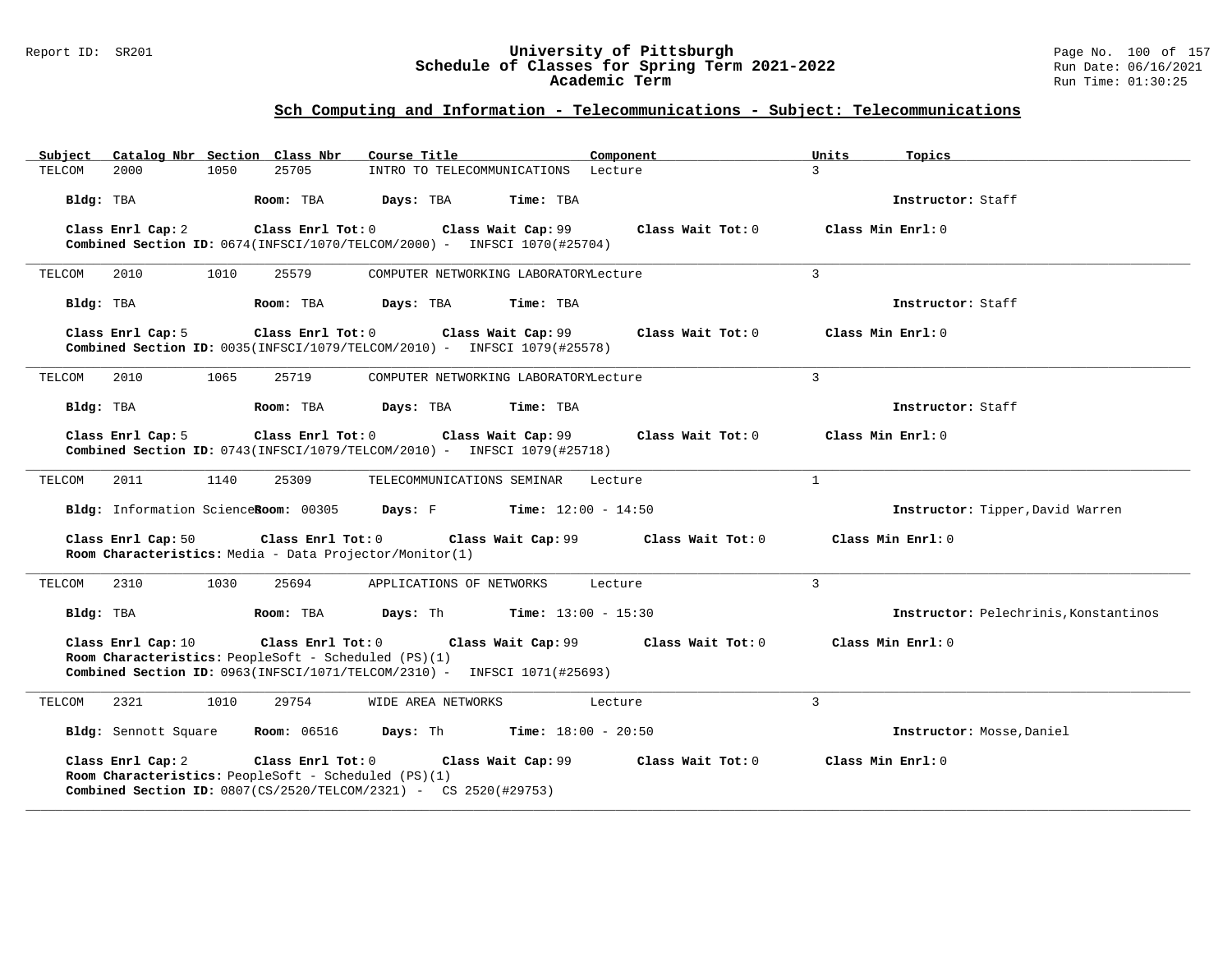## Sch Computing and Information - Telecommunications - Subject: Telecommunications

| Subject | Catalog Nbr | Section | Class Nbr | Course Title | Component | Units | Topics |
|---|---|---|---|---|---|---|---|
| TELCOM | 2000 | 1050 | 25705 | INTRO TO TELECOMMUNICATIONS | Lecture | 3 | |

**Bldg:** TBA **Room:** TBA **Days:** TBA **Time:** TBA **Instructor:** Staff

**Class Enrl Cap:** 2 **Class Enrl Tot:** 0 **Class Wait Cap:** 99 **Class Wait Tot:** 0 **Class Min Enrl:** 0
**Combined Section ID:** 0674(INFSCI/1070/TELCOM/2000) - INFSCI 1070(#25704)

---

| Subject | Catalog Nbr | Section | Class Nbr | Course Title | Component | Units | Topics |
|---|---|---|---|---|---|---|---|
| TELCOM | 2010 | 1010 | 25579 | COMPUTER NETWORKING LABORATORY | Lecture | 3 | |

**Bldg:** TBA **Room:** TBA **Days:** TBA **Time:** TBA **Instructor:** Staff

**Class Enrl Cap:** 5 **Class Enrl Tot:** 0 **Class Wait Cap:** 99 **Class Wait Tot:** 0 **Class Min Enrl:** 0
**Combined Section ID:** 0035(INFSCI/1079/TELCOM/2010) - INFSCI 1079(#25578)

---

| Subject | Catalog Nbr | Section | Class Nbr | Course Title | Component | Units | Topics |
|---|---|---|---|---|---|---|---|
| TELCOM | 2010 | 1065 | 25719 | COMPUTER NETWORKING LABORATORY | Lecture | 3 | |

**Bldg:** TBA **Room:** TBA **Days:** TBA **Time:** TBA **Instructor:** Staff

**Class Enrl Cap:** 5 **Class Enrl Tot:** 0 **Class Wait Cap:** 99 **Class Wait Tot:** 0 **Class Min Enrl:** 0
**Combined Section ID:** 0743(INFSCI/1079/TELCOM/2010) - INFSCI 1079(#25718)

---

| Subject | Catalog Nbr | Section | Class Nbr | Course Title | Component | Units | Topics |
|---|---|---|---|---|---|---|---|
| TELCOM | 2011 | 1140 | 25309 | TELECOMMUNICATIONS SEMINAR | Lecture | 1 | |

**Bldg:** Information Sciences **Room:** 00305 **Days:** F **Time:** 12:00 - 14:50 **Instructor:** Tipper,David Warren

**Class Enrl Cap:** 50 **Class Enrl Tot:** 0 **Class Wait Cap:** 99 **Class Wait Tot:** 0 **Class Min Enrl:** 0
**Room Characteristics:** Media - Data Projector/Monitor(1)

---

| Subject | Catalog Nbr | Section | Class Nbr | Course Title | Component | Units | Topics |
|---|---|---|---|---|---|---|---|
| TELCOM | 2310 | 1030 | 25694 | APPLICATIONS OF NETWORKS | Lecture | 3 | |

**Bldg:** TBA **Room:** TBA **Days:** Th **Time:** 13:00 - 15:30 **Instructor:** Pelechrinis,Konstantinos

**Class Enrl Cap:** 10 **Class Enrl Tot:** 0 **Class Wait Cap:** 99 **Class Wait Tot:** 0 **Class Min Enrl:** 0
**Room Characteristics:** PeopleSoft - Scheduled (PS)(1)
**Combined Section ID:** 0963(INFSCI/1071/TELCOM/2310) - INFSCI 1071(#25693)

---

| Subject | Catalog Nbr | Section | Class Nbr | Course Title | Component | Units | Topics |
|---|---|---|---|---|---|---|---|
| TELCOM | 2321 | 1010 | 29754 | WIDE AREA NETWORKS | Lecture | 3 | |

**Bldg:** Sennott Square **Room:** 06516 **Days:** Th **Time:** 18:00 - 20:50 **Instructor:** Mosse,Daniel

**Class Enrl Cap:** 2 **Class Enrl Tot:** 0 **Class Wait Cap:** 99 **Class Wait Tot:** 0 **Class Min Enrl:** 0
**Room Characteristics:** PeopleSoft - Scheduled (PS)(1)
**Combined Section ID:** 0807(CS/2520/TELCOM/2321) - CS 2520(#29753)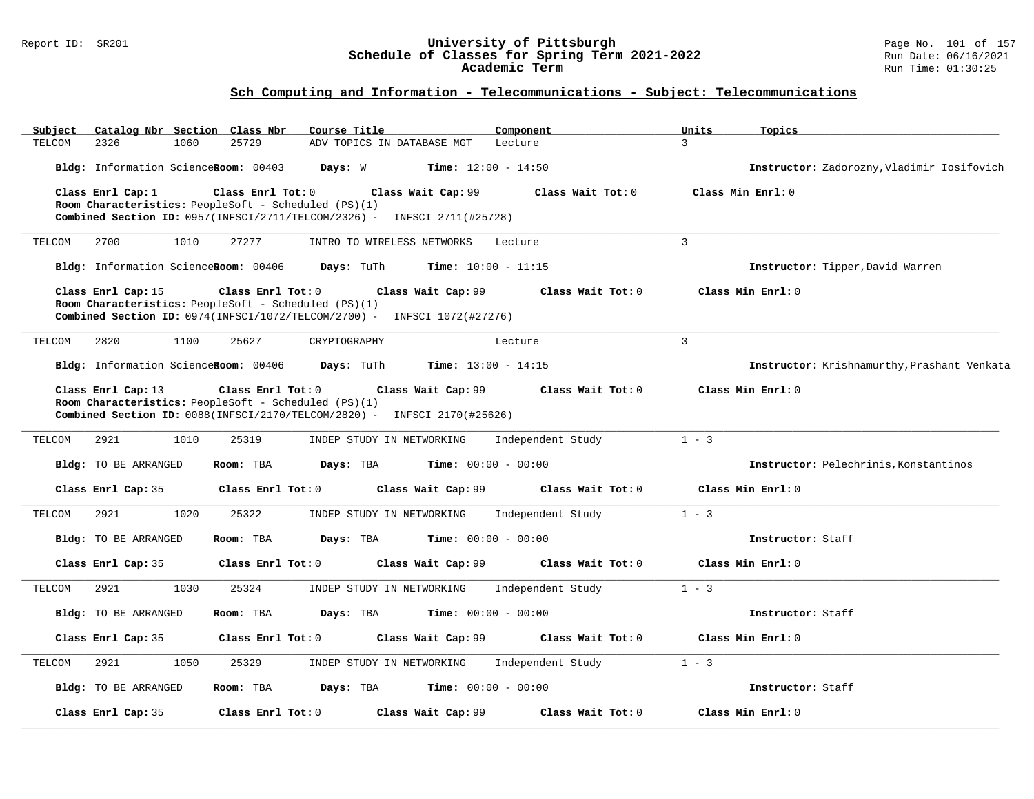## Sch Computing and Information - Telecommunications - Subject: Telecommunications

| Subject | Catalog Nbr | Section | Class Nbr | Course Title | Component | Units | Topics |
|---|---|---|---|---|---|---|---|
| TELCOM | 2326 | 1060 | 25729 | ADV TOPICS IN DATABASE MGT | Lecture | 3 | |

**Bldg:** Information Sciences **Room:** 00403 **Days:** W **Time:** 12:00 - 14:50 **Instructor:** Zadorozny,Vladimir Iosifovich

**Class Enrl Cap:** 1 **Class Enrl Tot:** 0 **Class Wait Cap:** 99 **Class Wait Tot:** 0 **Class Min Enrl:** 0

**Room Characteristics:** PeopleSoft - Scheduled (PS)(1)

**Combined Section ID:** 0957(INFSCI/2711/TELCOM/2326) - INFSCI 2711(#25728)

---

| Subject | Catalog Nbr | Section | Class Nbr | Course Title | Component | Units | Topics |
|---|---|---|---|---|---|---|---|
| TELCOM | 2700 | 1010 | 27277 | INTRO TO WIRELESS NETWORKS | Lecture | 3 | |

**Bldg:** Information Sciences **Room:** 00406 **Days:** TuTh **Time:** 10:00 - 11:15 **Instructor:** Tipper,David Warren

**Class Enrl Cap:** 15 **Class Enrl Tot:** 0 **Class Wait Cap:** 99 **Class Wait Tot:** 0 **Class Min Enrl:** 0

**Room Characteristics:** PeopleSoft - Scheduled (PS)(1)

**Combined Section ID:** 0974(INFSCI/1072/TELCOM/2700) - INFSCI 1072(#27276)

---

| Subject | Catalog Nbr | Section | Class Nbr | Course Title | Component | Units | Topics |
|---|---|---|---|---|---|---|---|
| TELCOM | 2820 | 1100 | 25627 | CRYPTOGRAPHY | Lecture | 3 | |

**Bldg:** Information Sciences **Room:** 00406 **Days:** TuTh **Time:** 13:00 - 14:15 **Instructor:** Krishnamurthy,Prashant Venkata

**Class Enrl Cap:** 13 **Class Enrl Tot:** 0 **Class Wait Cap:** 99 **Class Wait Tot:** 0 **Class Min Enrl:** 0

**Room Characteristics:** PeopleSoft - Scheduled (PS)(1)

**Combined Section ID:** 0088(INFSCI/2170/TELCOM/2820) - INFSCI 2170(#25626)

---

| Subject | Catalog Nbr | Section | Class Nbr | Course Title | Component | Units | Topics |
|---|---|---|---|---|---|---|---|
| TELCOM | 2921 | 1010 | 25319 | INDEP STUDY IN NETWORKING | Independent Study | 1 - 3 | |

**Bldg:** TO BE ARRANGED **Room:** TBA **Days:** TBA **Time:** 00:00 - 00:00 **Instructor:** Pelechrinis,Konstantinos

**Class Enrl Cap:** 35 **Class Enrl Tot:** 0 **Class Wait Cap:** 99 **Class Wait Tot:** 0 **Class Min Enrl:** 0

---

| Subject | Catalog Nbr | Section | Class Nbr | Course Title | Component | Units | Topics |
|---|---|---|---|---|---|---|---|
| TELCOM | 2921 | 1020 | 25322 | INDEP STUDY IN NETWORKING | Independent Study | 1 - 3 | |

**Bldg:** TO BE ARRANGED **Room:** TBA **Days:** TBA **Time:** 00:00 - 00:00 **Instructor:** Staff

**Class Enrl Cap:** 35 **Class Enrl Tot:** 0 **Class Wait Cap:** 99 **Class Wait Tot:** 0 **Class Min Enrl:** 0

---

| Subject | Catalog Nbr | Section | Class Nbr | Course Title | Component | Units | Topics |
|---|---|---|---|---|---|---|---|
| TELCOM | 2921 | 1030 | 25324 | INDEP STUDY IN NETWORKING | Independent Study | 1 - 3 | |

**Bldg:** TO BE ARRANGED **Room:** TBA **Days:** TBA **Time:** 00:00 - 00:00 **Instructor:** Staff

**Class Enrl Cap:** 35 **Class Enrl Tot:** 0 **Class Wait Cap:** 99 **Class Wait Tot:** 0 **Class Min Enrl:** 0

---

| Subject | Catalog Nbr | Section | Class Nbr | Course Title | Component | Units | Topics |
|---|---|---|---|---|---|---|---|
| TELCOM | 2921 | 1050 | 25329 | INDEP STUDY IN NETWORKING | Independent Study | 1 - 3 | |

**Bldg:** TO BE ARRANGED **Room:** TBA **Days:** TBA **Time:** 00:00 - 00:00 **Instructor:** Staff

**Class Enrl Cap:** 35 **Class Enrl Tot:** 0 **Class Wait Cap:** 99 **Class Wait Tot:** 0 **Class Min Enrl:** 0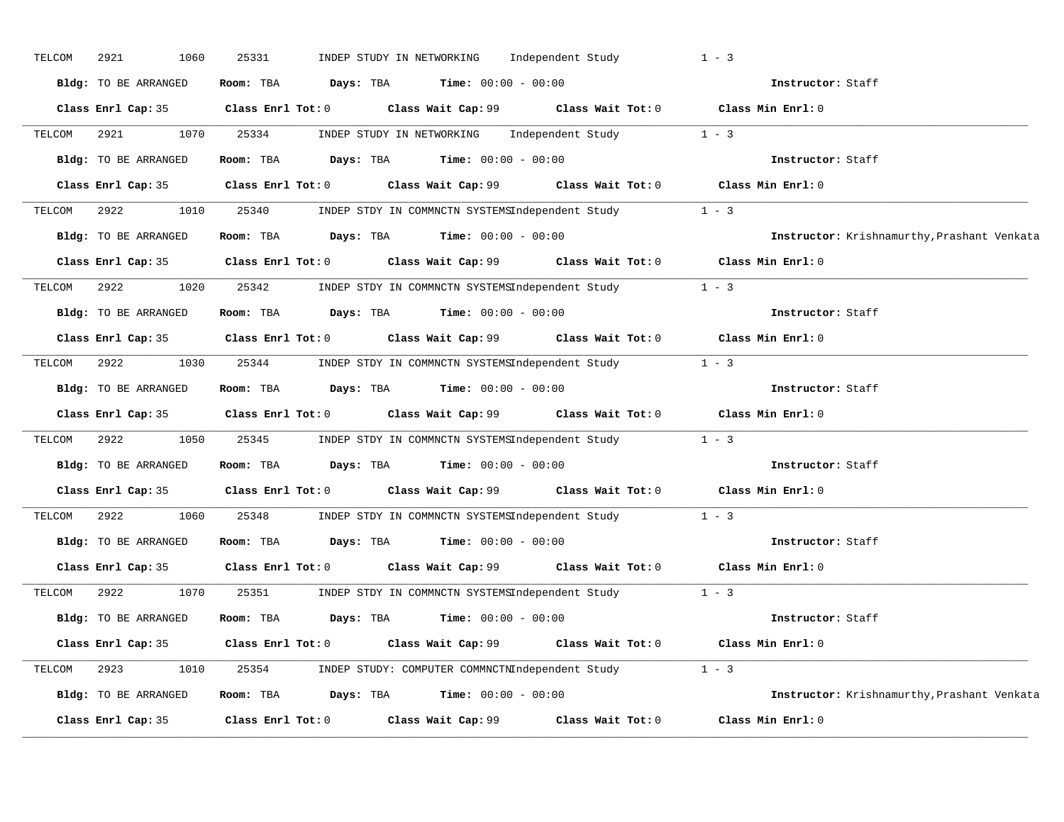TELCOM 2921 1060 25331 INDEP STUDY IN NETWORKING Independent Study 1 - 3

**Bldg:** TO BE ARRANGED **Room:** TBA **Days:** TBA **Time:** 00:00 - 00:00 **Instructor:** Staff

**Class Enrl Cap:** 35 **Class Enrl Tot:** 0 **Class Wait Cap:** 99 **Class Wait Tot:** 0 **Class Min Enrl:** 0

---

TELCOM 2921 1070 25334 INDEP STUDY IN NETWORKING Independent Study 1 - 3

**Bldg:** TO BE ARRANGED **Room:** TBA **Days:** TBA **Time:** 00:00 - 00:00 **Instructor:** Staff

**Class Enrl Cap:** 35 **Class Enrl Tot:** 0 **Class Wait Cap:** 99 **Class Wait Tot:** 0 **Class Min Enrl:** 0

---

TELCOM 2922 1010 25340 INDEP STDY IN COMMNCTN SYSTEMS Independent Study 1 - 3

**Bldg:** TO BE ARRANGED **Room:** TBA **Days:** TBA **Time:** 00:00 - 00:00 **Instructor:** Krishnamurthy,Prashant Venkata

**Class Enrl Cap:** 35 **Class Enrl Tot:** 0 **Class Wait Cap:** 99 **Class Wait Tot:** 0 **Class Min Enrl:** 0

---

TELCOM 2922 1020 25342 INDEP STDY IN COMMNCTN SYSTEMS Independent Study 1 - 3

**Bldg:** TO BE ARRANGED **Room:** TBA **Days:** TBA **Time:** 00:00 - 00:00 **Instructor:** Staff

**Class Enrl Cap:** 35 **Class Enrl Tot:** 0 **Class Wait Cap:** 99 **Class Wait Tot:** 0 **Class Min Enrl:** 0

---

TELCOM 2922 1030 25344 INDEP STDY IN COMMNCTN SYSTEMS Independent Study 1 - 3

**Bldg:** TO BE ARRANGED **Room:** TBA **Days:** TBA **Time:** 00:00 - 00:00 **Instructor:** Staff

**Class Enrl Cap:** 35 **Class Enrl Tot:** 0 **Class Wait Cap:** 99 **Class Wait Tot:** 0 **Class Min Enrl:** 0

---

TELCOM 2922 1050 25345 INDEP STDY IN COMMNCTN SYSTEMS Independent Study 1 - 3

**Bldg:** TO BE ARRANGED **Room:** TBA **Days:** TBA **Time:** 00:00 - 00:00 **Instructor:** Staff

**Class Enrl Cap:** 35 **Class Enrl Tot:** 0 **Class Wait Cap:** 99 **Class Wait Tot:** 0 **Class Min Enrl:** 0

---

TELCOM 2922 1060 25348 INDEP STDY IN COMMNCTN SYSTEMS Independent Study 1 - 3

**Bldg:** TO BE ARRANGED **Room:** TBA **Days:** TBA **Time:** 00:00 - 00:00 **Instructor:** Staff

**Class Enrl Cap:** 35 **Class Enrl Tot:** 0 **Class Wait Cap:** 99 **Class Wait Tot:** 0 **Class Min Enrl:** 0

---

TELCOM 2922 1070 25351 INDEP STDY IN COMMNCTN SYSTEMS Independent Study 1 - 3

**Bldg:** TO BE ARRANGED **Room:** TBA **Days:** TBA **Time:** 00:00 - 00:00 **Instructor:** Staff

**Class Enrl Cap:** 35 **Class Enrl Tot:** 0 **Class Wait Cap:** 99 **Class Wait Tot:** 0 **Class Min Enrl:** 0

---

TELCOM 2923 1010 25354 INDEP STUDY: COMPUTER COMMNCTN Independent Study 1 - 3

**Bldg:** TO BE ARRANGED **Room:** TBA **Days:** TBA **Time:** 00:00 - 00:00 **Instructor:** Krishnamurthy,Prashant Venkata

**Class Enrl Cap:** 35 **Class Enrl Tot:** 0 **Class Wait Cap:** 99 **Class Wait Tot:** 0 **Class Min Enrl:** 0

---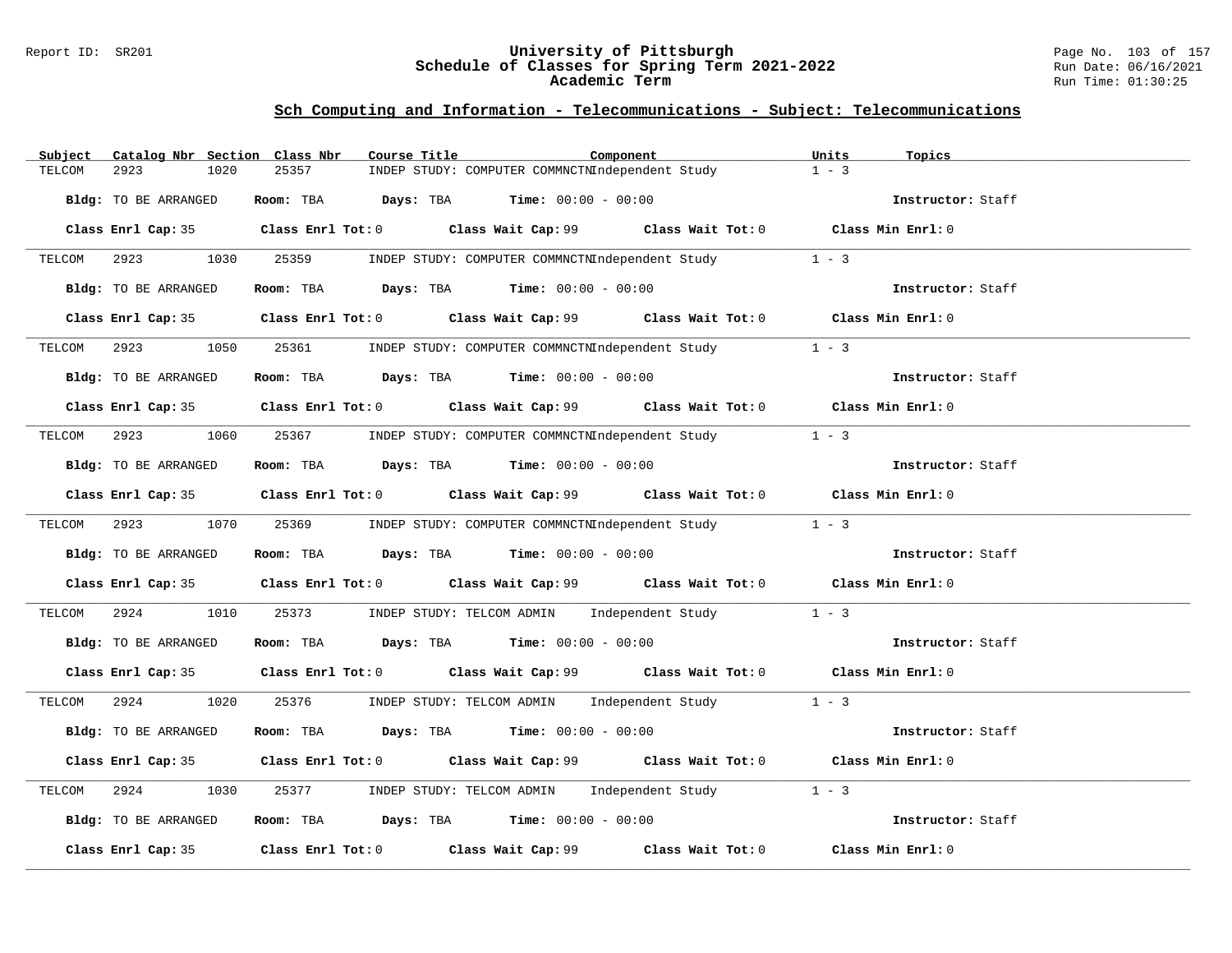## Sch Computing and Information - Telecommunications - Subject: Telecommunications

| Subject | Catalog Nbr | Section | Class Nbr | Course Title | Component | Units | Topics |
|---|---|---|---|---|---|---|---|
| TELCOM | 2923 | 1020 | 25357 | INDEP STUDY: COMPUTER COMMNCTN | Independent Study | 1 - 3 | |

**Bldg:** TO BE ARRANGED **Room:** TBA **Days:** TBA **Time:** 00:00 - 00:00 **Instructor:** Staff

**Class Enrl Cap:** 35 **Class Enrl Tot:** 0 **Class Wait Cap:** 99 **Class Wait Tot:** 0 **Class Min Enrl:** 0

| Subject | Catalog Nbr | Section | Class Nbr | Course Title | Component | Units | Topics |
|---|---|---|---|---|---|---|---|
| TELCOM | 2923 | 1030 | 25359 | INDEP STUDY: COMPUTER COMMNCTN | Independent Study | 1 - 3 | |

**Bldg:** TO BE ARRANGED **Room:** TBA **Days:** TBA **Time:** 00:00 - 00:00 **Instructor:** Staff

**Class Enrl Cap:** 35 **Class Enrl Tot:** 0 **Class Wait Cap:** 99 **Class Wait Tot:** 0 **Class Min Enrl:** 0

| Subject | Catalog Nbr | Section | Class Nbr | Course Title | Component | Units | Topics |
|---|---|---|---|---|---|---|---|
| TELCOM | 2923 | 1050 | 25361 | INDEP STUDY: COMPUTER COMMNCTN | Independent Study | 1 - 3 | |

**Bldg:** TO BE ARRANGED **Room:** TBA **Days:** TBA **Time:** 00:00 - 00:00 **Instructor:** Staff

**Class Enrl Cap:** 35 **Class Enrl Tot:** 0 **Class Wait Cap:** 99 **Class Wait Tot:** 0 **Class Min Enrl:** 0

| Subject | Catalog Nbr | Section | Class Nbr | Course Title | Component | Units | Topics |
|---|---|---|---|---|---|---|---|
| TELCOM | 2923 | 1060 | 25367 | INDEP STUDY: COMPUTER COMMNCTN | Independent Study | 1 - 3 | |

**Bldg:** TO BE ARRANGED **Room:** TBA **Days:** TBA **Time:** 00:00 - 00:00 **Instructor:** Staff

**Class Enrl Cap:** 35 **Class Enrl Tot:** 0 **Class Wait Cap:** 99 **Class Wait Tot:** 0 **Class Min Enrl:** 0

| Subject | Catalog Nbr | Section | Class Nbr | Course Title | Component | Units | Topics |
|---|---|---|---|---|---|---|---|
| TELCOM | 2923 | 1070 | 25369 | INDEP STUDY: COMPUTER COMMNCTN | Independent Study | 1 - 3 | |

**Bldg:** TO BE ARRANGED **Room:** TBA **Days:** TBA **Time:** 00:00 - 00:00 **Instructor:** Staff

**Class Enrl Cap:** 35 **Class Enrl Tot:** 0 **Class Wait Cap:** 99 **Class Wait Tot:** 0 **Class Min Enrl:** 0

| Subject | Catalog Nbr | Section | Class Nbr | Course Title | Component | Units | Topics |
|---|---|---|---|---|---|---|---|
| TELCOM | 2924 | 1010 | 25373 | INDEP STUDY: TELCOM ADMIN | Independent Study | 1 - 3 | |

**Bldg:** TO BE ARRANGED **Room:** TBA **Days:** TBA **Time:** 00:00 - 00:00 **Instructor:** Staff

**Class Enrl Cap:** 35 **Class Enrl Tot:** 0 **Class Wait Cap:** 99 **Class Wait Tot:** 0 **Class Min Enrl:** 0

| Subject | Catalog Nbr | Section | Class Nbr | Course Title | Component | Units | Topics |
|---|---|---|---|---|---|---|---|
| TELCOM | 2924 | 1020 | 25376 | INDEP STUDY: TELCOM ADMIN | Independent Study | 1 - 3 | |

**Bldg:** TO BE ARRANGED **Room:** TBA **Days:** TBA **Time:** 00:00 - 00:00 **Instructor:** Staff

**Class Enrl Cap:** 35 **Class Enrl Tot:** 0 **Class Wait Cap:** 99 **Class Wait Tot:** 0 **Class Min Enrl:** 0

| Subject | Catalog Nbr | Section | Class Nbr | Course Title | Component | Units | Topics |
|---|---|---|---|---|---|---|---|
| TELCOM | 2924 | 1030 | 25377 | INDEP STUDY: TELCOM ADMIN | Independent Study | 1 - 3 | |

**Bldg:** TO BE ARRANGED **Room:** TBA **Days:** TBA **Time:** 00:00 - 00:00 **Instructor:** Staff

**Class Enrl Cap:** 35 **Class Enrl Tot:** 0 **Class Wait Cap:** 99 **Class Wait Tot:** 0 **Class Min Enrl:** 0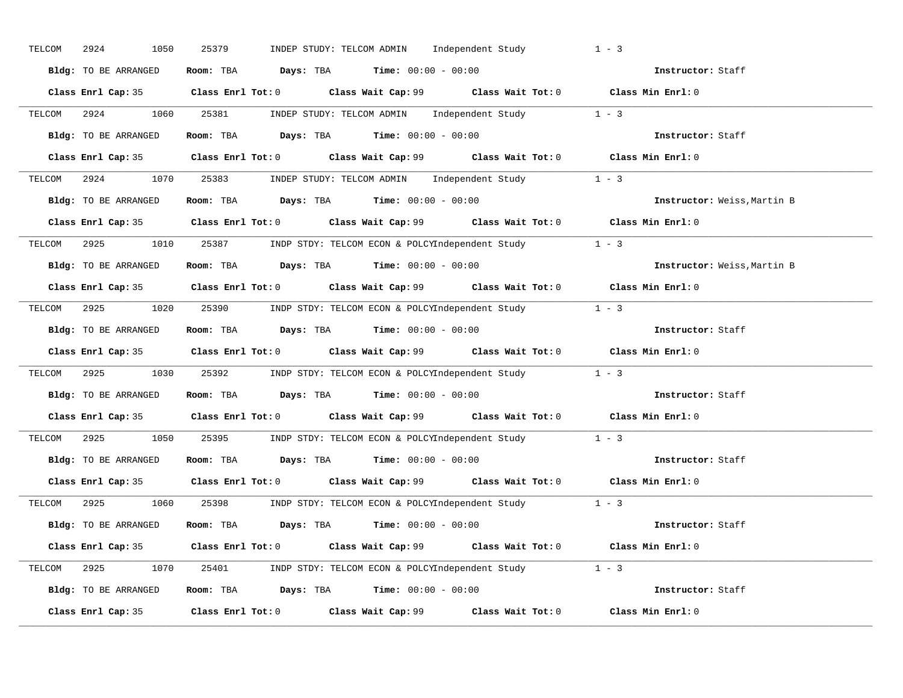TELCOM 2924 1050 25379 INDEP STUDY: TELCOM ADMIN Independent Study 1 - 3

**Bldg:** TO BE ARRANGED **Room:** TBA **Days:** TBA **Time:** 00:00 - 00:00 **Instructor:** Staff

**Class Enrl Cap:** 35 **Class Enrl Tot:** 0 **Class Wait Cap:** 99 **Class Wait Tot:** 0 **Class Min Enrl:** 0

---

TELCOM 2924 1060 25381 INDEP STUDY: TELCOM ADMIN Independent Study 1 - 3

**Bldg:** TO BE ARRANGED **Room:** TBA **Days:** TBA **Time:** 00:00 - 00:00 **Instructor:** Staff

**Class Enrl Cap:** 35 **Class Enrl Tot:** 0 **Class Wait Cap:** 99 **Class Wait Tot:** 0 **Class Min Enrl:** 0

---

TELCOM 2924 1070 25383 INDEP STUDY: TELCOM ADMIN Independent Study 1 - 3

**Bldg:** TO BE ARRANGED **Room:** TBA **Days:** TBA **Time:** 00:00 - 00:00 **Instructor:** Weiss,Martin B

**Class Enrl Cap:** 35 **Class Enrl Tot:** 0 **Class Wait Cap:** 99 **Class Wait Tot:** 0 **Class Min Enrl:** 0

---

TELCOM 2925 1010 25387 INDP STDY: TELCOM ECON & POLCY Independent Study 1 - 3

**Bldg:** TO BE ARRANGED **Room:** TBA **Days:** TBA **Time:** 00:00 - 00:00 **Instructor:** Weiss,Martin B

**Class Enrl Cap:** 35 **Class Enrl Tot:** 0 **Class Wait Cap:** 99 **Class Wait Tot:** 0 **Class Min Enrl:** 0

---

TELCOM 2925 1020 25390 INDP STDY: TELCOM ECON & POLCY Independent Study 1 - 3

**Bldg:** TO BE ARRANGED **Room:** TBA **Days:** TBA **Time:** 00:00 - 00:00 **Instructor:** Staff

**Class Enrl Cap:** 35 **Class Enrl Tot:** 0 **Class Wait Cap:** 99 **Class Wait Tot:** 0 **Class Min Enrl:** 0

---

TELCOM 2925 1030 25392 INDP STDY: TELCOM ECON & POLCY Independent Study 1 - 3

**Bldg:** TO BE ARRANGED **Room:** TBA **Days:** TBA **Time:** 00:00 - 00:00 **Instructor:** Staff

**Class Enrl Cap:** 35 **Class Enrl Tot:** 0 **Class Wait Cap:** 99 **Class Wait Tot:** 0 **Class Min Enrl:** 0

---

TELCOM 2925 1050 25395 INDP STDY: TELCOM ECON & POLCY Independent Study 1 - 3

**Bldg:** TO BE ARRANGED **Room:** TBA **Days:** TBA **Time:** 00:00 - 00:00 **Instructor:** Staff

**Class Enrl Cap:** 35 **Class Enrl Tot:** 0 **Class Wait Cap:** 99 **Class Wait Tot:** 0 **Class Min Enrl:** 0

---

TELCOM 2925 1060 25398 INDP STDY: TELCOM ECON & POLCY Independent Study 1 - 3

**Bldg:** TO BE ARRANGED **Room:** TBA **Days:** TBA **Time:** 00:00 - 00:00 **Instructor:** Staff

**Class Enrl Cap:** 35 **Class Enrl Tot:** 0 **Class Wait Cap:** 99 **Class Wait Tot:** 0 **Class Min Enrl:** 0

---

TELCOM 2925 1070 25401 INDP STDY: TELCOM ECON & POLCY Independent Study 1 - 3

**Bldg:** TO BE ARRANGED **Room:** TBA **Days:** TBA **Time:** 00:00 - 00:00 **Instructor:** Staff

**Class Enrl Cap:** 35 **Class Enrl Tot:** 0 **Class Wait Cap:** 99 **Class Wait Tot:** 0 **Class Min Enrl:** 0

---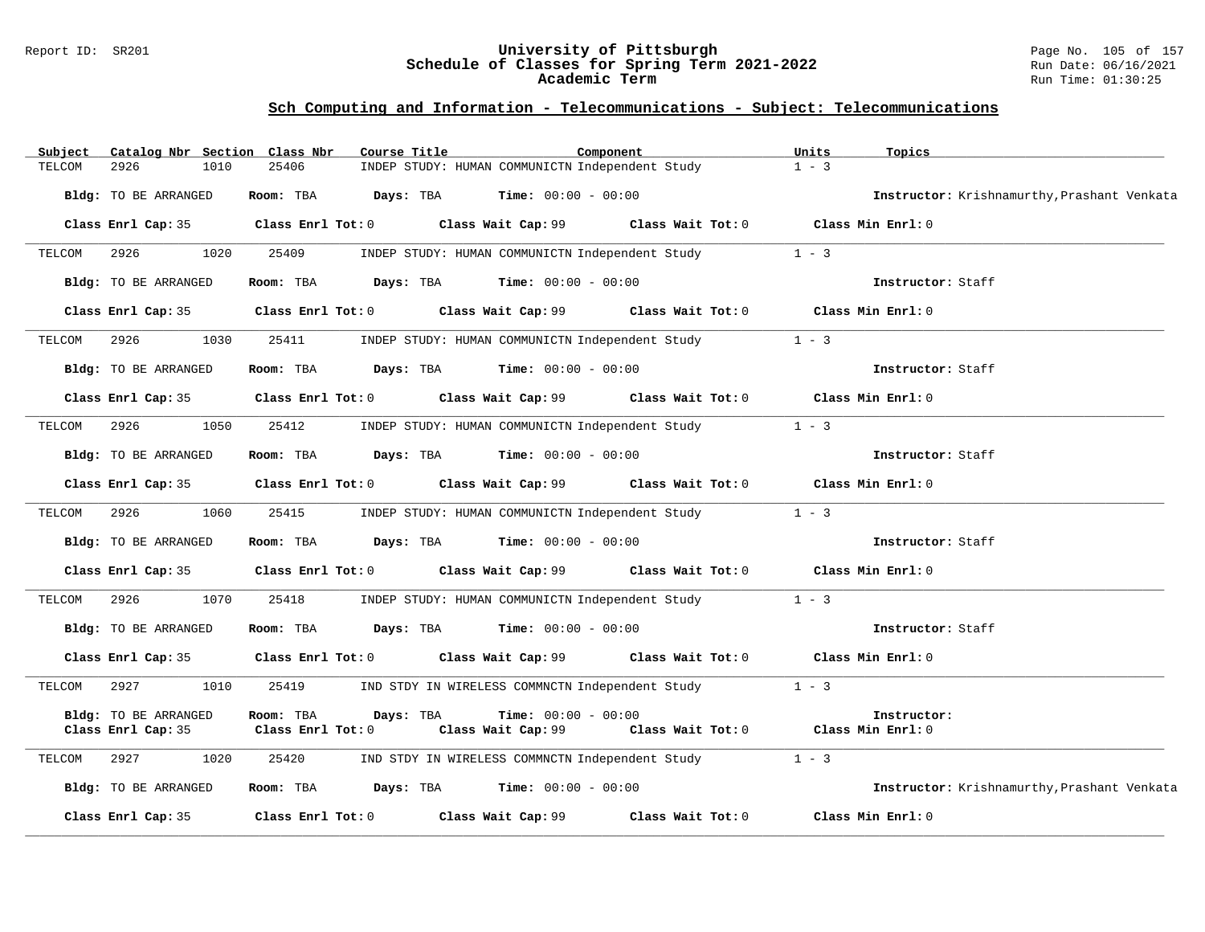## Sch Computing and Information - Telecommunications - Subject: Telecommunications

| Subject | Catalog Nbr | Section | Class Nbr | Course Title | Component | Units | Topics |
|---|---|---|---|---|---|---|---|
| TELCOM | 2926 | 1010 | 25406 | INDEP STUDY: HUMAN COMMUNICTN | Independent Study | 1 - 3 | |

**Bldg:** TO BE ARRANGED **Room:** TBA **Days:** TBA **Time:** 00:00 - 00:00 **Instructor:** Krishnamurthy,Prashant Venkata

**Class Enrl Cap:** 35 **Class Enrl Tot:** 0 **Class Wait Cap:** 99 **Class Wait Tot:** 0 **Class Min Enrl:** 0

---

| Subject | Catalog Nbr | Section | Class Nbr | Course Title | Component | Units | Topics |
|---|---|---|---|---|---|---|---|
| TELCOM | 2926 | 1020 | 25409 | INDEP STUDY: HUMAN COMMUNICTN | Independent Study | 1 - 3 | |

**Bldg:** TO BE ARRANGED **Room:** TBA **Days:** TBA **Time:** 00:00 - 00:00 **Instructor:** Staff

**Class Enrl Cap:** 35 **Class Enrl Tot:** 0 **Class Wait Cap:** 99 **Class Wait Tot:** 0 **Class Min Enrl:** 0

---

| Subject | Catalog Nbr | Section | Class Nbr | Course Title | Component | Units | Topics |
|---|---|---|---|---|---|---|---|
| TELCOM | 2926 | 1030 | 25411 | INDEP STUDY: HUMAN COMMUNICTN | Independent Study | 1 - 3 | |

**Bldg:** TO BE ARRANGED **Room:** TBA **Days:** TBA **Time:** 00:00 - 00:00 **Instructor:** Staff

**Class Enrl Cap:** 35 **Class Enrl Tot:** 0 **Class Wait Cap:** 99 **Class Wait Tot:** 0 **Class Min Enrl:** 0

---

| Subject | Catalog Nbr | Section | Class Nbr | Course Title | Component | Units | Topics |
|---|---|---|---|---|---|---|---|
| TELCOM | 2926 | 1050 | 25412 | INDEP STUDY: HUMAN COMMUNICTN | Independent Study | 1 - 3 | |

**Bldg:** TO BE ARRANGED **Room:** TBA **Days:** TBA **Time:** 00:00 - 00:00 **Instructor:** Staff

**Class Enrl Cap:** 35 **Class Enrl Tot:** 0 **Class Wait Cap:** 99 **Class Wait Tot:** 0 **Class Min Enrl:** 0

---

| Subject | Catalog Nbr | Section | Class Nbr | Course Title | Component | Units | Topics |
|---|---|---|---|---|---|---|---|
| TELCOM | 2926 | 1060 | 25415 | INDEP STUDY: HUMAN COMMUNICTN | Independent Study | 1 - 3 | |

**Bldg:** TO BE ARRANGED **Room:** TBA **Days:** TBA **Time:** 00:00 - 00:00 **Instructor:** Staff

**Class Enrl Cap:** 35 **Class Enrl Tot:** 0 **Class Wait Cap:** 99 **Class Wait Tot:** 0 **Class Min Enrl:** 0

---

| Subject | Catalog Nbr | Section | Class Nbr | Course Title | Component | Units | Topics |
|---|---|---|---|---|---|---|---|
| TELCOM | 2926 | 1070 | 25418 | INDEP STUDY: HUMAN COMMUNICTN | Independent Study | 1 - 3 | |

**Bldg:** TO BE ARRANGED **Room:** TBA **Days:** TBA **Time:** 00:00 - 00:00 **Instructor:** Staff

**Class Enrl Cap:** 35 **Class Enrl Tot:** 0 **Class Wait Cap:** 99 **Class Wait Tot:** 0 **Class Min Enrl:** 0

---

| Subject | Catalog Nbr | Section | Class Nbr | Course Title | Component | Units | Topics |
|---|---|---|---|---|---|---|---|
| TELCOM | 2927 | 1010 | 25419 | IND STDY IN WIRELESS COMMNCTN | Independent Study | 1 - 3 | |

**Bldg:** TO BE ARRANGED **Room:** TBA **Days:** TBA **Time:** 00:00 - 00:00 **Instructor:**

**Class Enrl Cap:** 35 **Class Enrl Tot:** 0 **Class Wait Cap:** 99 **Class Wait Tot:** 0 **Class Min Enrl:** 0

---

| Subject | Catalog Nbr | Section | Class Nbr | Course Title | Component | Units | Topics |
|---|---|---|---|---|---|---|---|
| TELCOM | 2927 | 1020 | 25420 | IND STDY IN WIRELESS COMMNCTN | Independent Study | 1 - 3 | |

**Bldg:** TO BE ARRANGED **Room:** TBA **Days:** TBA **Time:** 00:00 - 00:00 **Instructor:** Krishnamurthy,Prashant Venkata

**Class Enrl Cap:** 35 **Class Enrl Tot:** 0 **Class Wait Cap:** 99 **Class Wait Tot:** 0 **Class Min Enrl:** 0

---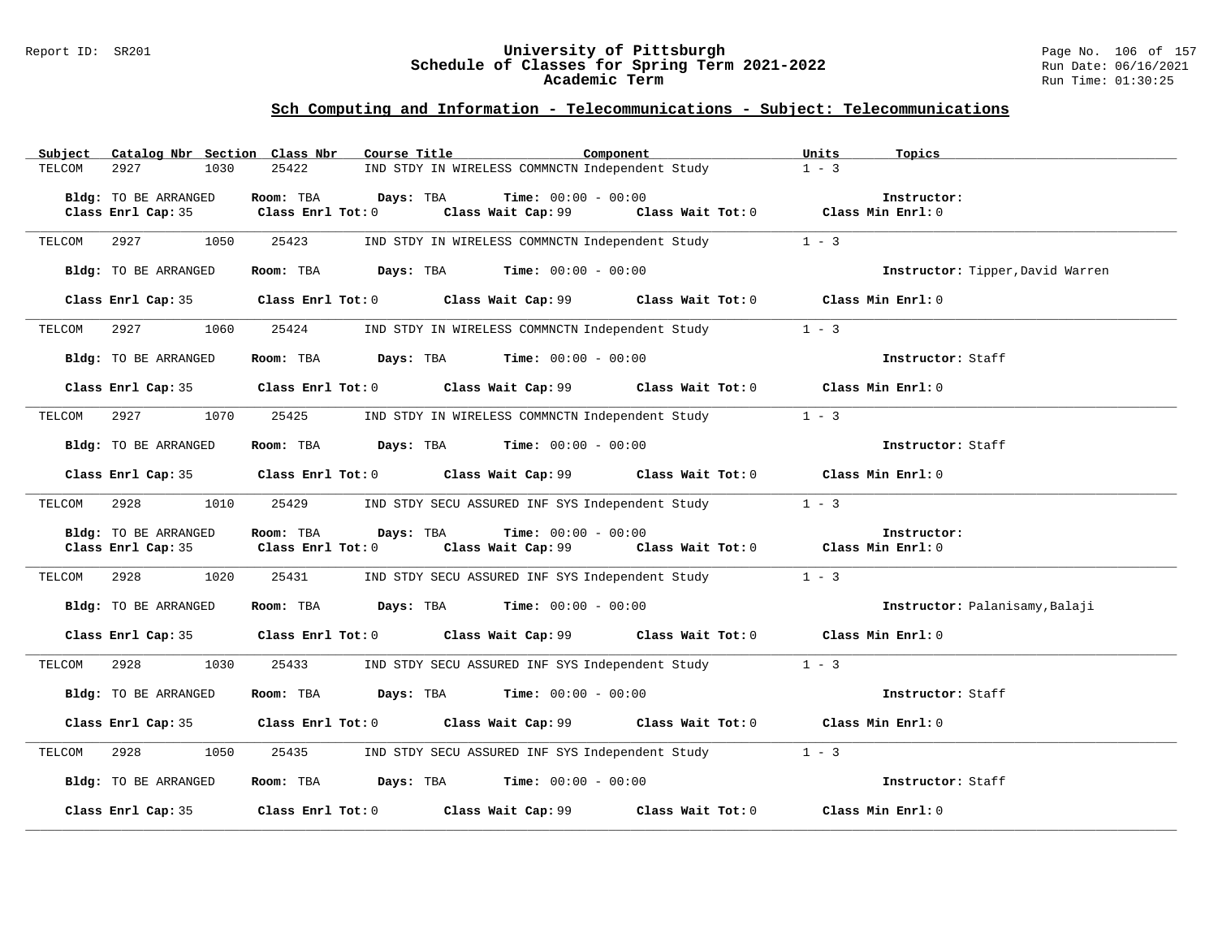## Sch Computing and Information - Telecommunications - Subject: Telecommunications

| Subject | Catalog Nbr | Section | Class Nbr | Course Title | Component | Units | Topics |
|---|---|---|---|---|---|---|---|
| TELCOM | 2927 | 1030 | 25422 | IND STDY IN WIRELESS COMMNCTN | Independent Study | 1 - 3 | |

**Bldg:** TO BE ARRANGED **Room:** TBA **Days:** TBA **Time:** 00:00 - 00:00 **Instructor:**
**Class Enrl Cap:** 35 **Class Enrl Tot:** 0 **Class Wait Cap:** 99 **Class Wait Tot:** 0 **Class Min Enrl:** 0

| Subject | Catalog Nbr | Section | Class Nbr | Course Title | Component | Units | Topics |
|---|---|---|---|---|---|---|---|
| TELCOM | 2927 | 1050 | 25423 | IND STDY IN WIRELESS COMMNCTN | Independent Study | 1 - 3 | |

**Bldg:** TO BE ARRANGED **Room:** TBA **Days:** TBA **Time:** 00:00 - 00:00 **Instructor:** Tipper,David Warren
**Class Enrl Cap:** 35 **Class Enrl Tot:** 0 **Class Wait Cap:** 99 **Class Wait Tot:** 0 **Class Min Enrl:** 0

| Subject | Catalog Nbr | Section | Class Nbr | Course Title | Component | Units | Topics |
|---|---|---|---|---|---|---|---|
| TELCOM | 2927 | 1060 | 25424 | IND STDY IN WIRELESS COMMNCTN | Independent Study | 1 - 3 | |

**Bldg:** TO BE ARRANGED **Room:** TBA **Days:** TBA **Time:** 00:00 - 00:00 **Instructor:** Staff
**Class Enrl Cap:** 35 **Class Enrl Tot:** 0 **Class Wait Cap:** 99 **Class Wait Tot:** 0 **Class Min Enrl:** 0

| Subject | Catalog Nbr | Section | Class Nbr | Course Title | Component | Units | Topics |
|---|---|---|---|---|---|---|---|
| TELCOM | 2927 | 1070 | 25425 | IND STDY IN WIRELESS COMMNCTN | Independent Study | 1 - 3 | |

**Bldg:** TO BE ARRANGED **Room:** TBA **Days:** TBA **Time:** 00:00 - 00:00 **Instructor:** Staff
**Class Enrl Cap:** 35 **Class Enrl Tot:** 0 **Class Wait Cap:** 99 **Class Wait Tot:** 0 **Class Min Enrl:** 0

| Subject | Catalog Nbr | Section | Class Nbr | Course Title | Component | Units | Topics |
|---|---|---|---|---|---|---|---|
| TELCOM | 2928 | 1010 | 25429 | IND STDY SECU ASSURED INF SYS | Independent Study | 1 - 3 | |

**Bldg:** TO BE ARRANGED **Room:** TBA **Days:** TBA **Time:** 00:00 - 00:00 **Instructor:**
**Class Enrl Cap:** 35 **Class Enrl Tot:** 0 **Class Wait Cap:** 99 **Class Wait Tot:** 0 **Class Min Enrl:** 0

| Subject | Catalog Nbr | Section | Class Nbr | Course Title | Component | Units | Topics |
|---|---|---|---|---|---|---|---|
| TELCOM | 2928 | 1020 | 25431 | IND STDY SECU ASSURED INF SYS | Independent Study | 1 - 3 | |

**Bldg:** TO BE ARRANGED **Room:** TBA **Days:** TBA **Time:** 00:00 - 00:00 **Instructor:** Palanisamy,Balaji
**Class Enrl Cap:** 35 **Class Enrl Tot:** 0 **Class Wait Cap:** 99 **Class Wait Tot:** 0 **Class Min Enrl:** 0

| Subject | Catalog Nbr | Section | Class Nbr | Course Title | Component | Units | Topics |
|---|---|---|---|---|---|---|---|
| TELCOM | 2928 | 1030 | 25433 | IND STDY SECU ASSURED INF SYS | Independent Study | 1 - 3 | |

**Bldg:** TO BE ARRANGED **Room:** TBA **Days:** TBA **Time:** 00:00 - 00:00 **Instructor:** Staff
**Class Enrl Cap:** 35 **Class Enrl Tot:** 0 **Class Wait Cap:** 99 **Class Wait Tot:** 0 **Class Min Enrl:** 0

| Subject | Catalog Nbr | Section | Class Nbr | Course Title | Component | Units | Topics |
|---|---|---|---|---|---|---|---|
| TELCOM | 2928 | 1050 | 25435 | IND STDY SECU ASSURED INF SYS | Independent Study | 1 - 3 | |

**Bldg:** TO BE ARRANGED **Room:** TBA **Days:** TBA **Time:** 00:00 - 00:00 **Instructor:** Staff
**Class Enrl Cap:** 35 **Class Enrl Tot:** 0 **Class Wait Cap:** 99 **Class Wait Tot:** 0 **Class Min Enrl:** 0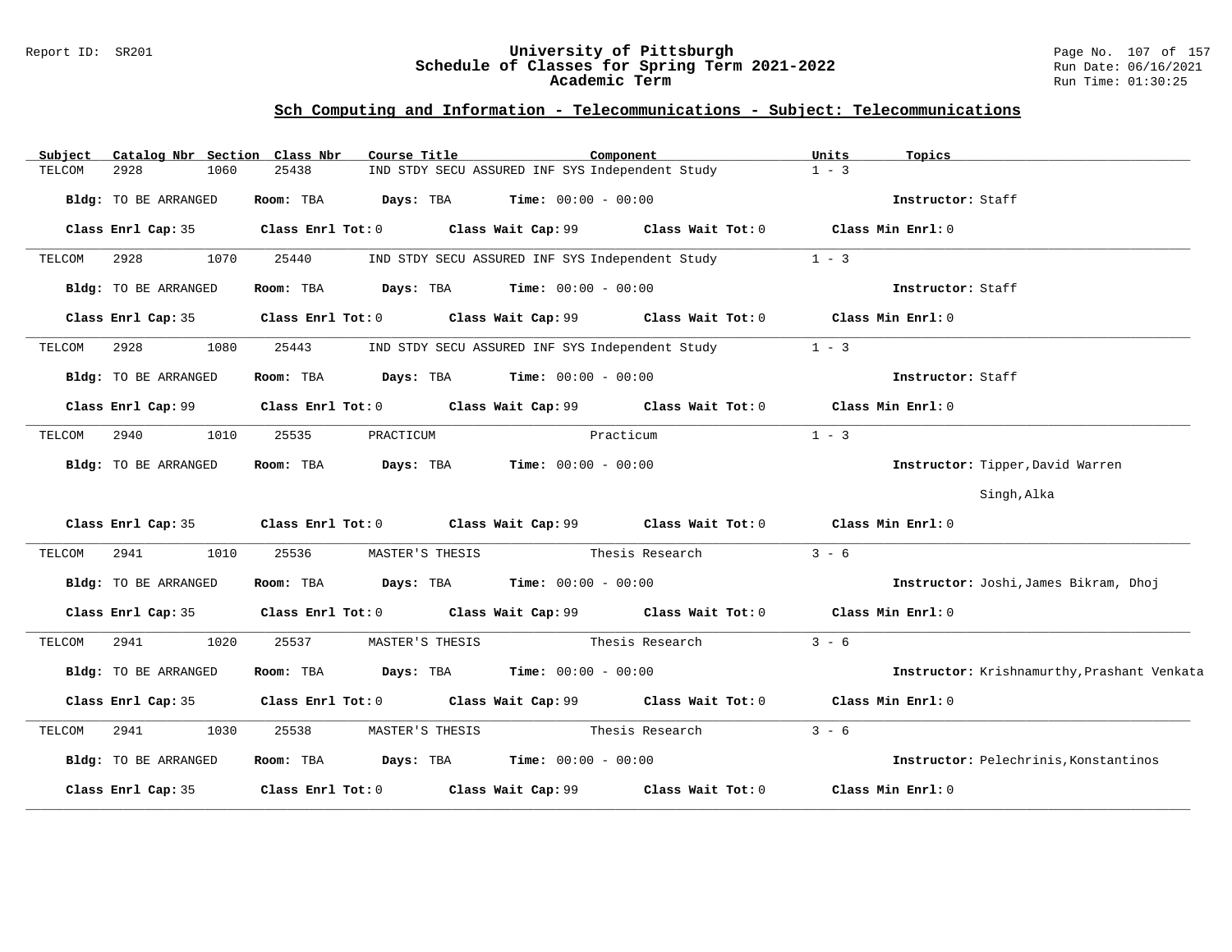## Sch Computing and Information - Telecommunications - Subject: Telecommunications

| Subject | Catalog Nbr | Section | Class Nbr | Course Title | Component | Units | Topics |
|---|---|---|---|---|---|---|---|
| TELCOM | 2928 | 1060 | 25438 | IND STDY SECU ASSURED INF SYS | Independent Study | 1 - 3 | |

**Bldg:** TO BE ARRANGED **Room:** TBA **Days:** TBA **Time:** 00:00 - 00:00 **Instructor:** Staff

**Class Enrl Cap:** 35 **Class Enrl Tot:** 0 **Class Wait Cap:** 99 **Class Wait Tot:** 0 **Class Min Enrl:** 0

| Subject | Catalog Nbr | Section | Class Nbr | Course Title | Component | Units | Topics |
|---|---|---|---|---|---|---|---|
| TELCOM | 2928 | 1070 | 25440 | IND STDY SECU ASSURED INF SYS | Independent Study | 1 - 3 | |

**Bldg:** TO BE ARRANGED **Room:** TBA **Days:** TBA **Time:** 00:00 - 00:00 **Instructor:** Staff

**Class Enrl Cap:** 35 **Class Enrl Tot:** 0 **Class Wait Cap:** 99 **Class Wait Tot:** 0 **Class Min Enrl:** 0

| Subject | Catalog Nbr | Section | Class Nbr | Course Title | Component | Units | Topics |
|---|---|---|---|---|---|---|---|
| TELCOM | 2928 | 1080 | 25443 | IND STDY SECU ASSURED INF SYS | Independent Study | 1 - 3 | |

**Bldg:** TO BE ARRANGED **Room:** TBA **Days:** TBA **Time:** 00:00 - 00:00 **Instructor:** Staff

**Class Enrl Cap:** 99 **Class Enrl Tot:** 0 **Class Wait Cap:** 99 **Class Wait Tot:** 0 **Class Min Enrl:** 0

| Subject | Catalog Nbr | Section | Class Nbr | Course Title | Component | Units | Topics |
|---|---|---|---|---|---|---|---|
| TELCOM | 2940 | 1010 | 25535 | PRACTICUM | Practicum | 1 - 3 | |

**Bldg:** TO BE ARRANGED **Room:** TBA **Days:** TBA **Time:** 00:00 - 00:00 **Instructor:** Tipper,David Warren; Singh,Alka

**Class Enrl Cap:** 35 **Class Enrl Tot:** 0 **Class Wait Cap:** 99 **Class Wait Tot:** 0 **Class Min Enrl:** 0

| Subject | Catalog Nbr | Section | Class Nbr | Course Title | Component | Units | Topics |
|---|---|---|---|---|---|---|---|
| TELCOM | 2941 | 1010 | 25536 | MASTER'S THESIS | Thesis Research | 3 - 6 | |

**Bldg:** TO BE ARRANGED **Room:** TBA **Days:** TBA **Time:** 00:00 - 00:00 **Instructor:** Joshi,James Bikram, Dhoj

**Class Enrl Cap:** 35 **Class Enrl Tot:** 0 **Class Wait Cap:** 99 **Class Wait Tot:** 0 **Class Min Enrl:** 0

| Subject | Catalog Nbr | Section | Class Nbr | Course Title | Component | Units | Topics |
|---|---|---|---|---|---|---|---|
| TELCOM | 2941 | 1020 | 25537 | MASTER'S THESIS | Thesis Research | 3 - 6 | |

**Bldg:** TO BE ARRANGED **Room:** TBA **Days:** TBA **Time:** 00:00 - 00:00 **Instructor:** Krishnamurthy,Prashant Venkata

**Class Enrl Cap:** 35 **Class Enrl Tot:** 0 **Class Wait Cap:** 99 **Class Wait Tot:** 0 **Class Min Enrl:** 0

| Subject | Catalog Nbr | Section | Class Nbr | Course Title | Component | Units | Topics |
|---|---|---|---|---|---|---|---|
| TELCOM | 2941 | 1030 | 25538 | MASTER'S THESIS | Thesis Research | 3 - 6 | |

**Bldg:** TO BE ARRANGED **Room:** TBA **Days:** TBA **Time:** 00:00 - 00:00 **Instructor:** Pelechrinis,Konstantinos

**Class Enrl Cap:** 35 **Class Enrl Tot:** 0 **Class Wait Cap:** 99 **Class Wait Tot:** 0 **Class Min Enrl:** 0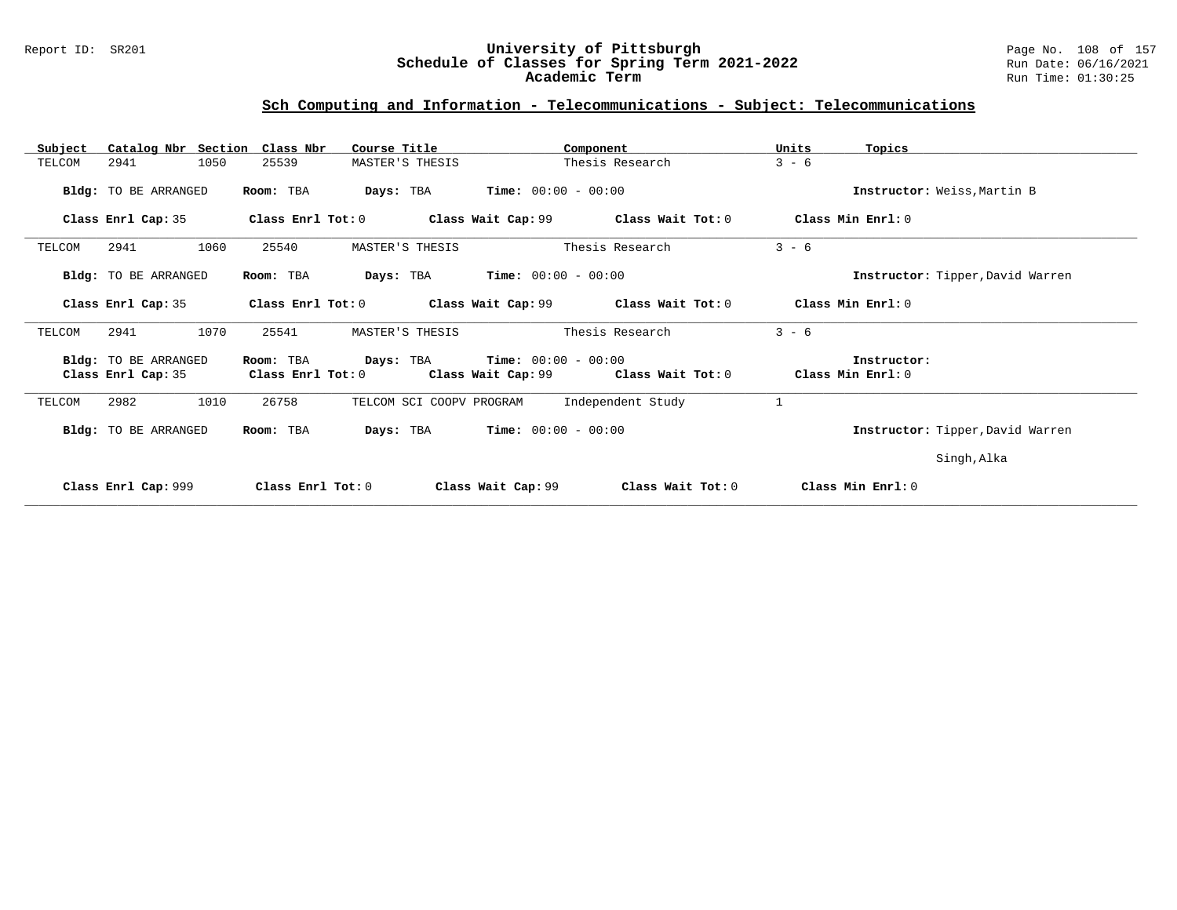## Sch Computing and Information - Telecommunications - Subject: Telecommunications

| Subject | Catalog Nbr | Section | Class Nbr | Course Title | Component | Units | Topics |
|---|---|---|---|---|---|---|---|
| TELCOM | 2941 | 1050 | 25539 | MASTER'S THESIS | Thesis Research | 3 - 6 | |

**Bldg:** TO BE ARRANGED **Room:** TBA **Days:** TBA **Time:** 00:00 - 00:00 **Instructor:** Weiss,Martin B

**Class Enrl Cap:** 35 **Class Enrl Tot:** 0 **Class Wait Cap:** 99 **Class Wait Tot:** 0 **Class Min Enrl:** 0

---

| Subject | Catalog Nbr | Section | Class Nbr | Course Title | Component | Units | Topics |
|---|---|---|---|---|---|---|---|
| TELCOM | 2941 | 1060 | 25540 | MASTER'S THESIS | Thesis Research | 3 - 6 | |

**Bldg:** TO BE ARRANGED **Room:** TBA **Days:** TBA **Time:** 00:00 - 00:00 **Instructor:** Tipper,David Warren

**Class Enrl Cap:** 35 **Class Enrl Tot:** 0 **Class Wait Cap:** 99 **Class Wait Tot:** 0 **Class Min Enrl:** 0

---

| Subject | Catalog Nbr | Section | Class Nbr | Course Title | Component | Units | Topics |
|---|---|---|---|---|---|---|---|
| TELCOM | 2941 | 1070 | 25541 | MASTER'S THESIS | Thesis Research | 3 - 6 | |

**Bldg:** TO BE ARRANGED **Room:** TBA **Days:** TBA **Time:** 00:00 - 00:00 **Instructor:**

**Class Enrl Cap:** 35 **Class Enrl Tot:** 0 **Class Wait Cap:** 99 **Class Wait Tot:** 0 **Class Min Enrl:** 0

---

| Subject | Catalog Nbr | Section | Class Nbr | Course Title | Component | Units | Topics |
|---|---|---|---|---|---|---|---|
| TELCOM | 2982 | 1010 | 26758 | TELCOM SCI COOPV PROGRAM | Independent Study | 1 | |

**Bldg:** TO BE ARRANGED **Room:** TBA **Days:** TBA **Time:** 00:00 - 00:00 **Instructor:** Tipper,David Warren

Singh,Alka

**Class Enrl Cap:** 999 **Class Enrl Tot:** 0 **Class Wait Cap:** 99 **Class Wait Tot:** 0 **Class Min Enrl:** 0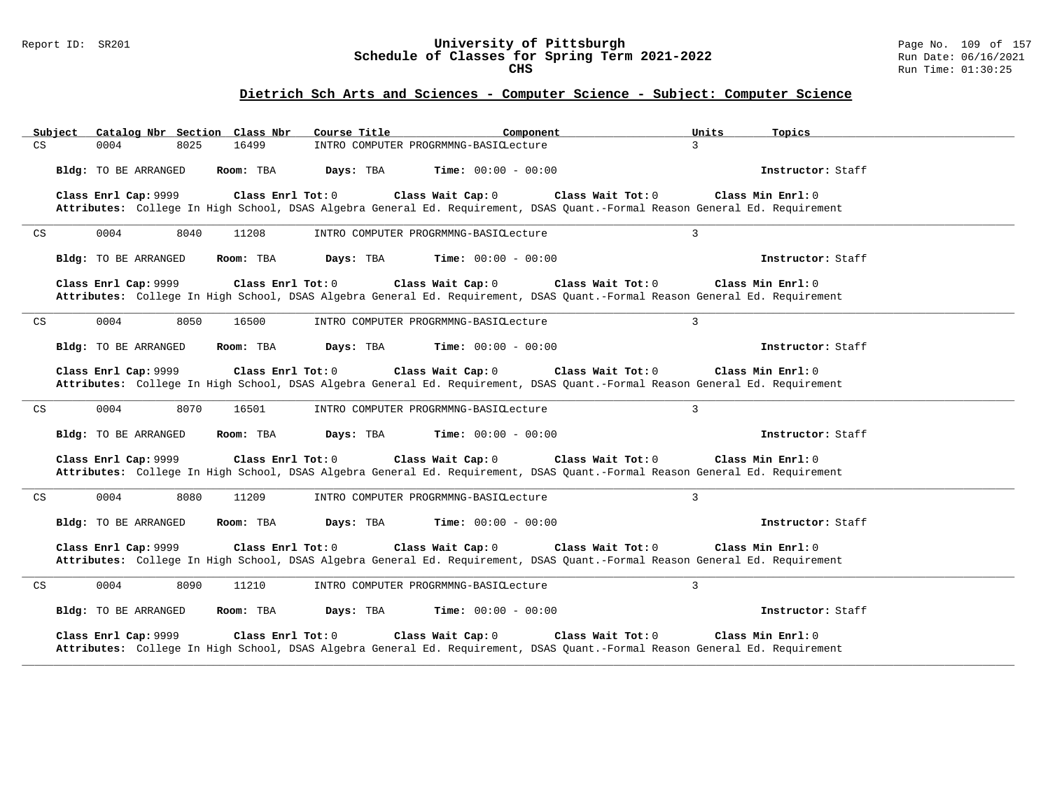## Dietrich Sch Arts and Sciences - Computer Science - Subject: Computer Science

| Subject | Catalog Nbr | Section | Class Nbr | Course Title | Component | Units | Topics |
|---|---|---|---|---|---|---|---|
| CS | 0004 | 8025 | 16499 | INTRO COMPUTER PROGRMMNG-BASIC | Lecture | 3 | |

**Bldg:** TO BE ARRANGED **Room:** TBA **Days:** TBA **Time:** 00:00 - 00:00 **Instructor:** Staff

**Class Enrl Cap:** 9999 **Class Enrl Tot:** 0 **Class Wait Cap:** 0 **Class Wait Tot:** 0 **Class Min Enrl:** 0
**Attributes:** College In High School, DSAS Algebra General Ed. Requirement, DSAS Quant.-Formal Reason General Ed. Requirement

---

| Subject | Catalog Nbr | Section | Class Nbr | Course Title | Component | Units | Topics |
|---|---|---|---|---|---|---|---|
| CS | 0004 | 8040 | 11208 | INTRO COMPUTER PROGRMMNG-BASIC | Lecture | 3 | |

**Bldg:** TO BE ARRANGED **Room:** TBA **Days:** TBA **Time:** 00:00 - 00:00 **Instructor:** Staff

**Class Enrl Cap:** 9999 **Class Enrl Tot:** 0 **Class Wait Cap:** 0 **Class Wait Tot:** 0 **Class Min Enrl:** 0
**Attributes:** College In High School, DSAS Algebra General Ed. Requirement, DSAS Quant.-Formal Reason General Ed. Requirement

---

| Subject | Catalog Nbr | Section | Class Nbr | Course Title | Component | Units | Topics |
|---|---|---|---|---|---|---|---|
| CS | 0004 | 8050 | 16500 | INTRO COMPUTER PROGRMMNG-BASIC | Lecture | 3 | |

**Bldg:** TO BE ARRANGED **Room:** TBA **Days:** TBA **Time:** 00:00 - 00:00 **Instructor:** Staff

**Class Enrl Cap:** 9999 **Class Enrl Tot:** 0 **Class Wait Cap:** 0 **Class Wait Tot:** 0 **Class Min Enrl:** 0
**Attributes:** College In High School, DSAS Algebra General Ed. Requirement, DSAS Quant.-Formal Reason General Ed. Requirement

---

| Subject | Catalog Nbr | Section | Class Nbr | Course Title | Component | Units | Topics |
|---|---|---|---|---|---|---|---|
| CS | 0004 | 8070 | 16501 | INTRO COMPUTER PROGRMMNG-BASIC | Lecture | 3 | |

**Bldg:** TO BE ARRANGED **Room:** TBA **Days:** TBA **Time:** 00:00 - 00:00 **Instructor:** Staff

**Class Enrl Cap:** 9999 **Class Enrl Tot:** 0 **Class Wait Cap:** 0 **Class Wait Tot:** 0 **Class Min Enrl:** 0
**Attributes:** College In High School, DSAS Algebra General Ed. Requirement, DSAS Quant.-Formal Reason General Ed. Requirement

---

| Subject | Catalog Nbr | Section | Class Nbr | Course Title | Component | Units | Topics |
|---|---|---|---|---|---|---|---|
| CS | 0004 | 8080 | 11209 | INTRO COMPUTER PROGRMMNG-BASIC | Lecture | 3 | |

**Bldg:** TO BE ARRANGED **Room:** TBA **Days:** TBA **Time:** 00:00 - 00:00 **Instructor:** Staff

**Class Enrl Cap:** 9999 **Class Enrl Tot:** 0 **Class Wait Cap:** 0 **Class Wait Tot:** 0 **Class Min Enrl:** 0
**Attributes:** College In High School, DSAS Algebra General Ed. Requirement, DSAS Quant.-Formal Reason General Ed. Requirement

---

| Subject | Catalog Nbr | Section | Class Nbr | Course Title | Component | Units | Topics |
|---|---|---|---|---|---|---|---|
| CS | 0004 | 8090 | 11210 | INTRO COMPUTER PROGRMMNG-BASIC | Lecture | 3 | |

**Bldg:** TO BE ARRANGED **Room:** TBA **Days:** TBA **Time:** 00:00 - 00:00 **Instructor:** Staff

**Class Enrl Cap:** 9999 **Class Enrl Tot:** 0 **Class Wait Cap:** 0 **Class Wait Tot:** 0 **Class Min Enrl:** 0
**Attributes:** College In High School, DSAS Algebra General Ed. Requirement, DSAS Quant.-Formal Reason General Ed. Requirement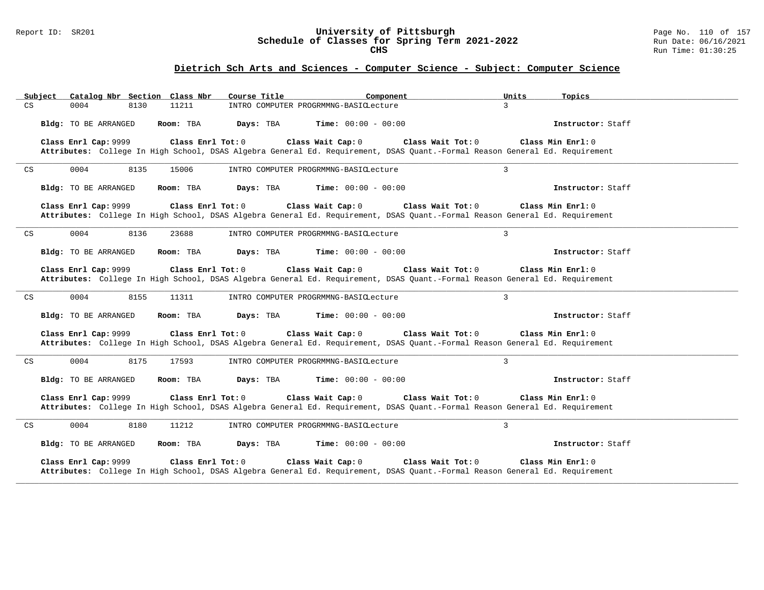## Dietrich Sch Arts and Sciences - Computer Science - Subject: Computer Science

| Subject | Catalog Nbr | Section | Class Nbr | Course Title | Component | Units | Topics |
|---|---|---|---|---|---|---|---|
| CS | 0004 | 8130 | 11211 | INTRO COMPUTER PROGRMMNG-BASIC | Lecture | 3 | |

**Bldg:** TO BE ARRANGED **Room:** TBA **Days:** TBA **Time:** 00:00 - 00:00 **Instructor:** Staff

**Class Enrl Cap:** 9999 **Class Enrl Tot:** 0 **Class Wait Cap:** 0 **Class Wait Tot:** 0 **Class Min Enrl:** 0

**Attributes:** College In High School, DSAS Algebra General Ed. Requirement, DSAS Quant.-Formal Reason General Ed. Requirement

---

| Subject | Catalog Nbr | Section | Class Nbr | Course Title | Component | Units | Topics |
|---|---|---|---|---|---|---|---|
| CS | 0004 | 8135 | 15006 | INTRO COMPUTER PROGRMMNG-BASIC | Lecture | 3 | |

**Bldg:** TO BE ARRANGED **Room:** TBA **Days:** TBA **Time:** 00:00 - 00:00 **Instructor:** Staff

**Class Enrl Cap:** 9999 **Class Enrl Tot:** 0 **Class Wait Cap:** 0 **Class Wait Tot:** 0 **Class Min Enrl:** 0

**Attributes:** College In High School, DSAS Algebra General Ed. Requirement, DSAS Quant.-Formal Reason General Ed. Requirement

---

| Subject | Catalog Nbr | Section | Class Nbr | Course Title | Component | Units | Topics |
|---|---|---|---|---|---|---|---|
| CS | 0004 | 8136 | 23688 | INTRO COMPUTER PROGRMMNG-BASIC | Lecture | 3 | |

**Bldg:** TO BE ARRANGED **Room:** TBA **Days:** TBA **Time:** 00:00 - 00:00 **Instructor:** Staff

**Class Enrl Cap:** 9999 **Class Enrl Tot:** 0 **Class Wait Cap:** 0 **Class Wait Tot:** 0 **Class Min Enrl:** 0

**Attributes:** College In High School, DSAS Algebra General Ed. Requirement, DSAS Quant.-Formal Reason General Ed. Requirement

---

| Subject | Catalog Nbr | Section | Class Nbr | Course Title | Component | Units | Topics |
|---|---|---|---|---|---|---|---|
| CS | 0004 | 8155 | 11311 | INTRO COMPUTER PROGRMMNG-BASIC | Lecture | 3 | |

**Bldg:** TO BE ARRANGED **Room:** TBA **Days:** TBA **Time:** 00:00 - 00:00 **Instructor:** Staff

**Class Enrl Cap:** 9999 **Class Enrl Tot:** 0 **Class Wait Cap:** 0 **Class Wait Tot:** 0 **Class Min Enrl:** 0

**Attributes:** College In High School, DSAS Algebra General Ed. Requirement, DSAS Quant.-Formal Reason General Ed. Requirement

---

| Subject | Catalog Nbr | Section | Class Nbr | Course Title | Component | Units | Topics |
|---|---|---|---|---|---|---|---|
| CS | 0004 | 8175 | 17593 | INTRO COMPUTER PROGRMMNG-BASIC | Lecture | 3 | |

**Bldg:** TO BE ARRANGED **Room:** TBA **Days:** TBA **Time:** 00:00 - 00:00 **Instructor:** Staff

**Class Enrl Cap:** 9999 **Class Enrl Tot:** 0 **Class Wait Cap:** 0 **Class Wait Tot:** 0 **Class Min Enrl:** 0

**Attributes:** College In High School, DSAS Algebra General Ed. Requirement, DSAS Quant.-Formal Reason General Ed. Requirement

---

| Subject | Catalog Nbr | Section | Class Nbr | Course Title | Component | Units | Topics |
|---|---|---|---|---|---|---|---|
| CS | 0004 | 8180 | 11212 | INTRO COMPUTER PROGRMMNG-BASIC | Lecture | 3 | |

**Bldg:** TO BE ARRANGED **Room:** TBA **Days:** TBA **Time:** 00:00 - 00:00 **Instructor:** Staff

**Class Enrl Cap:** 9999 **Class Enrl Tot:** 0 **Class Wait Cap:** 0 **Class Wait Tot:** 0 **Class Min Enrl:** 0

**Attributes:** College In High School, DSAS Algebra General Ed. Requirement, DSAS Quant.-Formal Reason General Ed. Requirement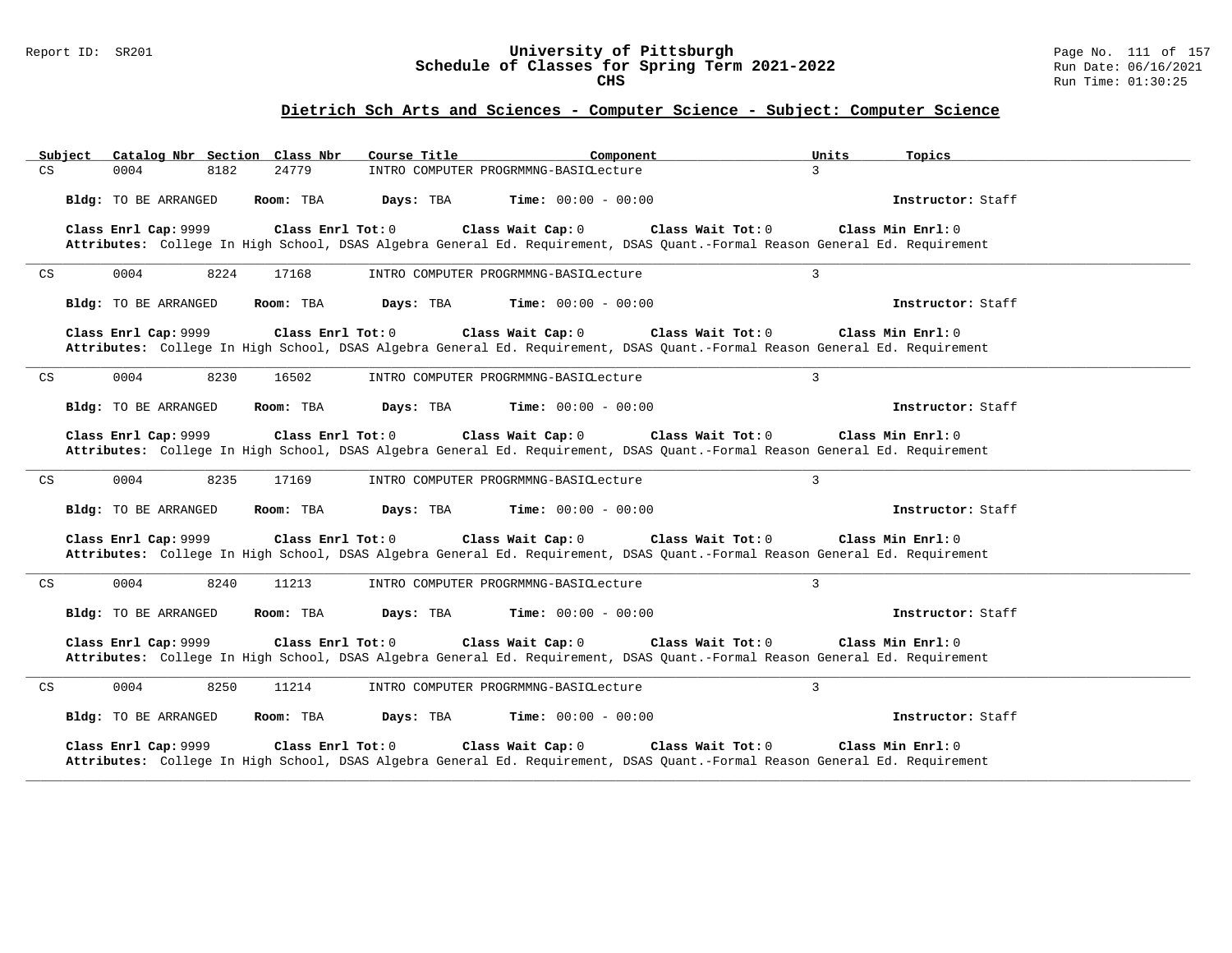## Dietrich Sch Arts and Sciences - Computer Science - Subject: Computer Science

| Subject | Catalog Nbr | Section | Class Nbr | Course Title | Component | Units | Topics |
|---|---|---|---|---|---|---|---|
| CS | 0004 | 8182 | 24779 | INTRO COMPUTER PROGRMMNG-BASIC | Lecture | 3 | |

**Bldg:** TO BE ARRANGED **Room:** TBA **Days:** TBA **Time:** 00:00 - 00:00 **Instructor:** Staff

**Class Enrl Cap:** 9999 **Class Enrl Tot:** 0 **Class Wait Cap:** 0 **Class Wait Tot:** 0 **Class Min Enrl:** 0
**Attributes:** College In High School, DSAS Algebra General Ed. Requirement, DSAS Quant.-Formal Reason General Ed. Requirement

---

| Subject | Catalog Nbr | Section | Class Nbr | Course Title | Component | Units | Topics |
|---|---|---|---|---|---|---|---|
| CS | 0004 | 8224 | 17168 | INTRO COMPUTER PROGRMMNG-BASIC | Lecture | 3 | |

**Bldg:** TO BE ARRANGED **Room:** TBA **Days:** TBA **Time:** 00:00 - 00:00 **Instructor:** Staff

**Class Enrl Cap:** 9999 **Class Enrl Tot:** 0 **Class Wait Cap:** 0 **Class Wait Tot:** 0 **Class Min Enrl:** 0
**Attributes:** College In High School, DSAS Algebra General Ed. Requirement, DSAS Quant.-Formal Reason General Ed. Requirement

---

| Subject | Catalog Nbr | Section | Class Nbr | Course Title | Component | Units | Topics |
|---|---|---|---|---|---|---|---|
| CS | 0004 | 8230 | 16502 | INTRO COMPUTER PROGRMMNG-BASIC | Lecture | 3 | |

**Bldg:** TO BE ARRANGED **Room:** TBA **Days:** TBA **Time:** 00:00 - 00:00 **Instructor:** Staff

**Class Enrl Cap:** 9999 **Class Enrl Tot:** 0 **Class Wait Cap:** 0 **Class Wait Tot:** 0 **Class Min Enrl:** 0
**Attributes:** College In High School, DSAS Algebra General Ed. Requirement, DSAS Quant.-Formal Reason General Ed. Requirement

---

| Subject | Catalog Nbr | Section | Class Nbr | Course Title | Component | Units | Topics |
|---|---|---|---|---|---|---|---|
| CS | 0004 | 8235 | 17169 | INTRO COMPUTER PROGRMMNG-BASIC | Lecture | 3 | |

**Bldg:** TO BE ARRANGED **Room:** TBA **Days:** TBA **Time:** 00:00 - 00:00 **Instructor:** Staff

**Class Enrl Cap:** 9999 **Class Enrl Tot:** 0 **Class Wait Cap:** 0 **Class Wait Tot:** 0 **Class Min Enrl:** 0
**Attributes:** College In High School, DSAS Algebra General Ed. Requirement, DSAS Quant.-Formal Reason General Ed. Requirement

---

| Subject | Catalog Nbr | Section | Class Nbr | Course Title | Component | Units | Topics |
|---|---|---|---|---|---|---|---|
| CS | 0004 | 8240 | 11213 | INTRO COMPUTER PROGRMMNG-BASIC | Lecture | 3 | |

**Bldg:** TO BE ARRANGED **Room:** TBA **Days:** TBA **Time:** 00:00 - 00:00 **Instructor:** Staff

**Class Enrl Cap:** 9999 **Class Enrl Tot:** 0 **Class Wait Cap:** 0 **Class Wait Tot:** 0 **Class Min Enrl:** 0
**Attributes:** College In High School, DSAS Algebra General Ed. Requirement, DSAS Quant.-Formal Reason General Ed. Requirement

---

| Subject | Catalog Nbr | Section | Class Nbr | Course Title | Component | Units | Topics |
|---|---|---|---|---|---|---|---|
| CS | 0004 | 8250 | 11214 | INTRO COMPUTER PROGRMMNG-BASIC | Lecture | 3 | |

**Bldg:** TO BE ARRANGED **Room:** TBA **Days:** TBA **Time:** 00:00 - 00:00 **Instructor:** Staff

**Class Enrl Cap:** 9999 **Class Enrl Tot:** 0 **Class Wait Cap:** 0 **Class Wait Tot:** 0 **Class Min Enrl:** 0
**Attributes:** College In High School, DSAS Algebra General Ed. Requirement, DSAS Quant.-Formal Reason General Ed. Requirement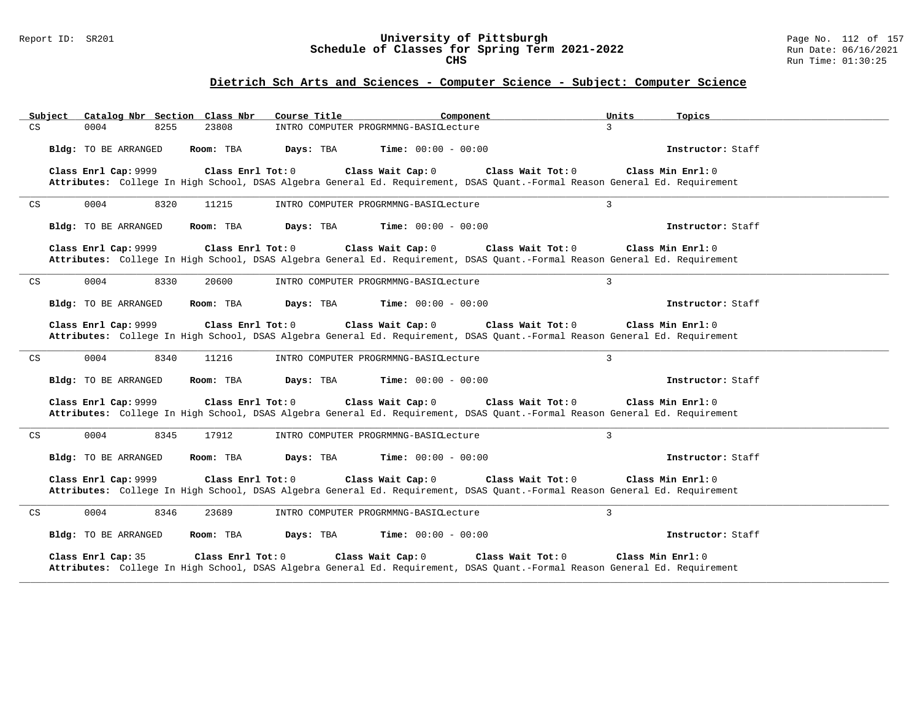## Dietrich Sch Arts and Sciences - Computer Science - Subject: Computer Science

| Subject | Catalog Nbr | Section | Class Nbr | Course Title | Component | Units | Topics |
|---|---|---|---|---|---|---|---|
| CS | 0004 | 8255 | 23808 | INTRO COMPUTER PROGRMMNG-BASIC | Lecture | 3 | |

**Bldg:** TO BE ARRANGED **Room:** TBA **Days:** TBA **Time:** 00:00 - 00:00 **Instructor:** Staff

**Class Enrl Cap:** 9999 **Class Enrl Tot:** 0 **Class Wait Cap:** 0 **Class Wait Tot:** 0 **Class Min Enrl:** 0
**Attributes:** College In High School, DSAS Algebra General Ed. Requirement, DSAS Quant.-Formal Reason General Ed. Requirement

---

| Subject | Catalog Nbr | Section | Class Nbr | Course Title | Component | Units | Topics |
|---|---|---|---|---|---|---|---|
| CS | 0004 | 8320 | 11215 | INTRO COMPUTER PROGRMMNG-BASIC | Lecture | 3 | |

**Bldg:** TO BE ARRANGED **Room:** TBA **Days:** TBA **Time:** 00:00 - 00:00 **Instructor:** Staff

**Class Enrl Cap:** 9999 **Class Enrl Tot:** 0 **Class Wait Cap:** 0 **Class Wait Tot:** 0 **Class Min Enrl:** 0
**Attributes:** College In High School, DSAS Algebra General Ed. Requirement, DSAS Quant.-Formal Reason General Ed. Requirement

---

| Subject | Catalog Nbr | Section | Class Nbr | Course Title | Component | Units | Topics |
|---|---|---|---|---|---|---|---|
| CS | 0004 | 8330 | 20600 | INTRO COMPUTER PROGRMMNG-BASIC | Lecture | 3 | |

**Bldg:** TO BE ARRANGED **Room:** TBA **Days:** TBA **Time:** 00:00 - 00:00 **Instructor:** Staff

**Class Enrl Cap:** 9999 **Class Enrl Tot:** 0 **Class Wait Cap:** 0 **Class Wait Tot:** 0 **Class Min Enrl:** 0
**Attributes:** College In High School, DSAS Algebra General Ed. Requirement, DSAS Quant.-Formal Reason General Ed. Requirement

---

| Subject | Catalog Nbr | Section | Class Nbr | Course Title | Component | Units | Topics |
|---|---|---|---|---|---|---|---|
| CS | 0004 | 8340 | 11216 | INTRO COMPUTER PROGRMMNG-BASIC | Lecture | 3 | |

**Bldg:** TO BE ARRANGED **Room:** TBA **Days:** TBA **Time:** 00:00 - 00:00 **Instructor:** Staff

**Class Enrl Cap:** 9999 **Class Enrl Tot:** 0 **Class Wait Cap:** 0 **Class Wait Tot:** 0 **Class Min Enrl:** 0
**Attributes:** College In High School, DSAS Algebra General Ed. Requirement, DSAS Quant.-Formal Reason General Ed. Requirement

---

| Subject | Catalog Nbr | Section | Class Nbr | Course Title | Component | Units | Topics |
|---|---|---|---|---|---|---|---|
| CS | 0004 | 8345 | 17912 | INTRO COMPUTER PROGRMMNG-BASIC | Lecture | 3 | |

**Bldg:** TO BE ARRANGED **Room:** TBA **Days:** TBA **Time:** 00:00 - 00:00 **Instructor:** Staff

**Class Enrl Cap:** 9999 **Class Enrl Tot:** 0 **Class Wait Cap:** 0 **Class Wait Tot:** 0 **Class Min Enrl:** 0
**Attributes:** College In High School, DSAS Algebra General Ed. Requirement, DSAS Quant.-Formal Reason General Ed. Requirement

---

| Subject | Catalog Nbr | Section | Class Nbr | Course Title | Component | Units | Topics |
|---|---|---|---|---|---|---|---|
| CS | 0004 | 8346 | 23689 | INTRO COMPUTER PROGRMMNG-BASIC | Lecture | 3 | |

**Bldg:** TO BE ARRANGED **Room:** TBA **Days:** TBA **Time:** 00:00 - 00:00 **Instructor:** Staff

**Class Enrl Cap:** 35 **Class Enrl Tot:** 0 **Class Wait Cap:** 0 **Class Wait Tot:** 0 **Class Min Enrl:** 0
**Attributes:** College In High School, DSAS Algebra General Ed. Requirement, DSAS Quant.-Formal Reason General Ed. Requirement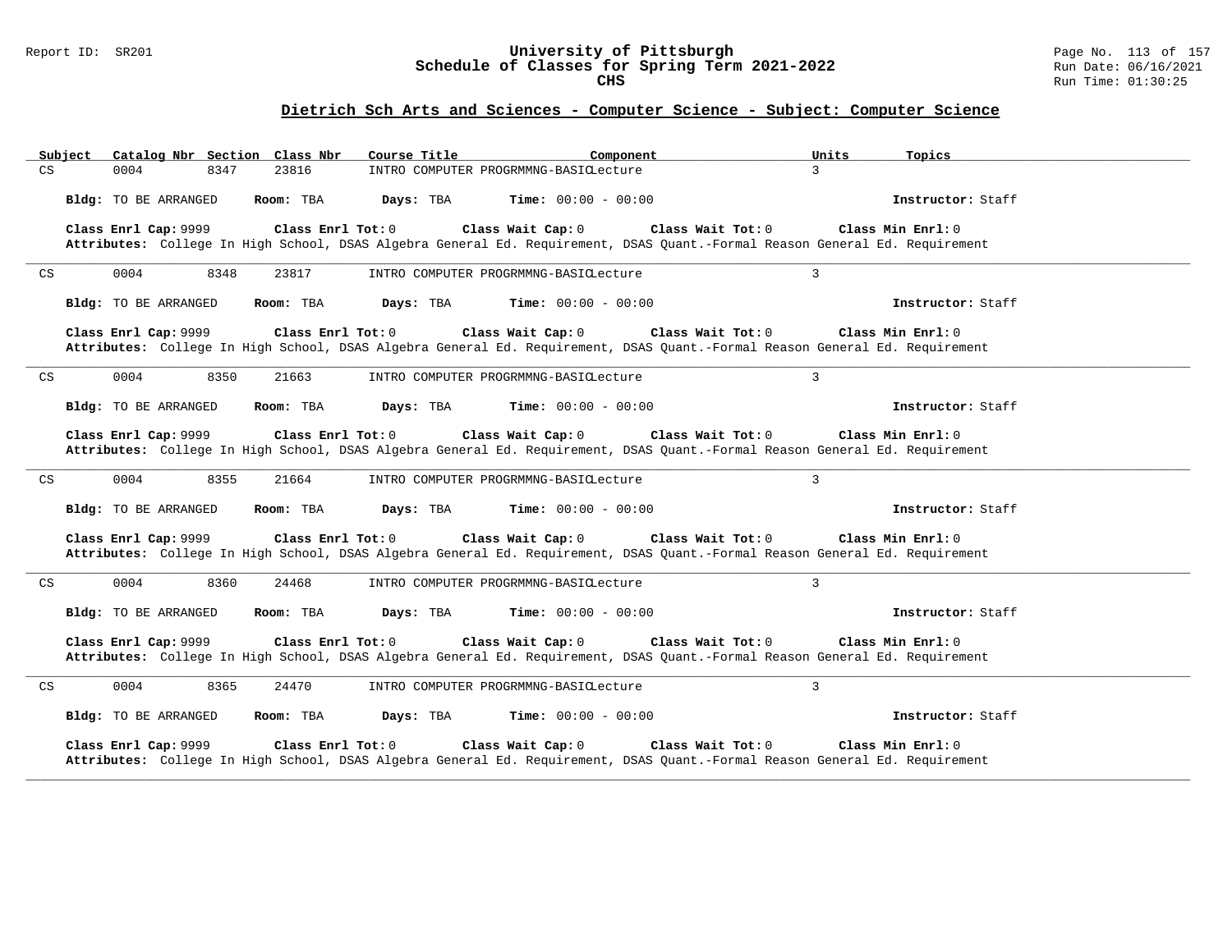## Dietrich Sch Arts and Sciences - Computer Science - Subject: Computer Science

| Subject | Catalog Nbr | Section | Class Nbr | Course Title | Component | Units | Topics |
|---|---|---|---|---|---|---|---|
| CS | 0004 | 8347 | 23816 | INTRO COMPUTER PROGRMMNG-BASIC | Lecture | 3 | |

**Bldg:** TO BE ARRANGED **Room:** TBA **Days:** TBA **Time:** 00:00 - 00:00 **Instructor:** Staff

**Class Enrl Cap:** 9999 **Class Enrl Tot:** 0 **Class Wait Cap:** 0 **Class Wait Tot:** 0 **Class Min Enrl:** 0
**Attributes:** College In High School, DSAS Algebra General Ed. Requirement, DSAS Quant.-Formal Reason General Ed. Requirement

---

| Subject | Catalog Nbr | Section | Class Nbr | Course Title | Component | Units | Topics |
|---|---|---|---|---|---|---|---|
| CS | 0004 | 8348 | 23817 | INTRO COMPUTER PROGRMMNG-BASIC | Lecture | 3 | |

**Bldg:** TO BE ARRANGED **Room:** TBA **Days:** TBA **Time:** 00:00 - 00:00 **Instructor:** Staff

**Class Enrl Cap:** 9999 **Class Enrl Tot:** 0 **Class Wait Cap:** 0 **Class Wait Tot:** 0 **Class Min Enrl:** 0
**Attributes:** College In High School, DSAS Algebra General Ed. Requirement, DSAS Quant.-Formal Reason General Ed. Requirement

---

| Subject | Catalog Nbr | Section | Class Nbr | Course Title | Component | Units | Topics |
|---|---|---|---|---|---|---|---|
| CS | 0004 | 8350 | 21663 | INTRO COMPUTER PROGRMMNG-BASIC | Lecture | 3 | |

**Bldg:** TO BE ARRANGED **Room:** TBA **Days:** TBA **Time:** 00:00 - 00:00 **Instructor:** Staff

**Class Enrl Cap:** 9999 **Class Enrl Tot:** 0 **Class Wait Cap:** 0 **Class Wait Tot:** 0 **Class Min Enrl:** 0
**Attributes:** College In High School, DSAS Algebra General Ed. Requirement, DSAS Quant.-Formal Reason General Ed. Requirement

---

| Subject | Catalog Nbr | Section | Class Nbr | Course Title | Component | Units | Topics |
|---|---|---|---|---|---|---|---|
| CS | 0004 | 8355 | 21664 | INTRO COMPUTER PROGRMMNG-BASIC | Lecture | 3 | |

**Bldg:** TO BE ARRANGED **Room:** TBA **Days:** TBA **Time:** 00:00 - 00:00 **Instructor:** Staff

**Class Enrl Cap:** 9999 **Class Enrl Tot:** 0 **Class Wait Cap:** 0 **Class Wait Tot:** 0 **Class Min Enrl:** 0
**Attributes:** College In High School, DSAS Algebra General Ed. Requirement, DSAS Quant.-Formal Reason General Ed. Requirement

---

| Subject | Catalog Nbr | Section | Class Nbr | Course Title | Component | Units | Topics |
|---|---|---|---|---|---|---|---|
| CS | 0004 | 8360 | 24468 | INTRO COMPUTER PROGRMMNG-BASIC | Lecture | 3 | |

**Bldg:** TO BE ARRANGED **Room:** TBA **Days:** TBA **Time:** 00:00 - 00:00 **Instructor:** Staff

**Class Enrl Cap:** 9999 **Class Enrl Tot:** 0 **Class Wait Cap:** 0 **Class Wait Tot:** 0 **Class Min Enrl:** 0
**Attributes:** College In High School, DSAS Algebra General Ed. Requirement, DSAS Quant.-Formal Reason General Ed. Requirement

---

| Subject | Catalog Nbr | Section | Class Nbr | Course Title | Component | Units | Topics |
|---|---|---|---|---|---|---|---|
| CS | 0004 | 8365 | 24470 | INTRO COMPUTER PROGRMMNG-BASIC | Lecture | 3 | |

**Bldg:** TO BE ARRANGED **Room:** TBA **Days:** TBA **Time:** 00:00 - 00:00 **Instructor:** Staff

**Class Enrl Cap:** 9999 **Class Enrl Tot:** 0 **Class Wait Cap:** 0 **Class Wait Tot:** 0 **Class Min Enrl:** 0
**Attributes:** College In High School, DSAS Algebra General Ed. Requirement, DSAS Quant.-Formal Reason General Ed. Requirement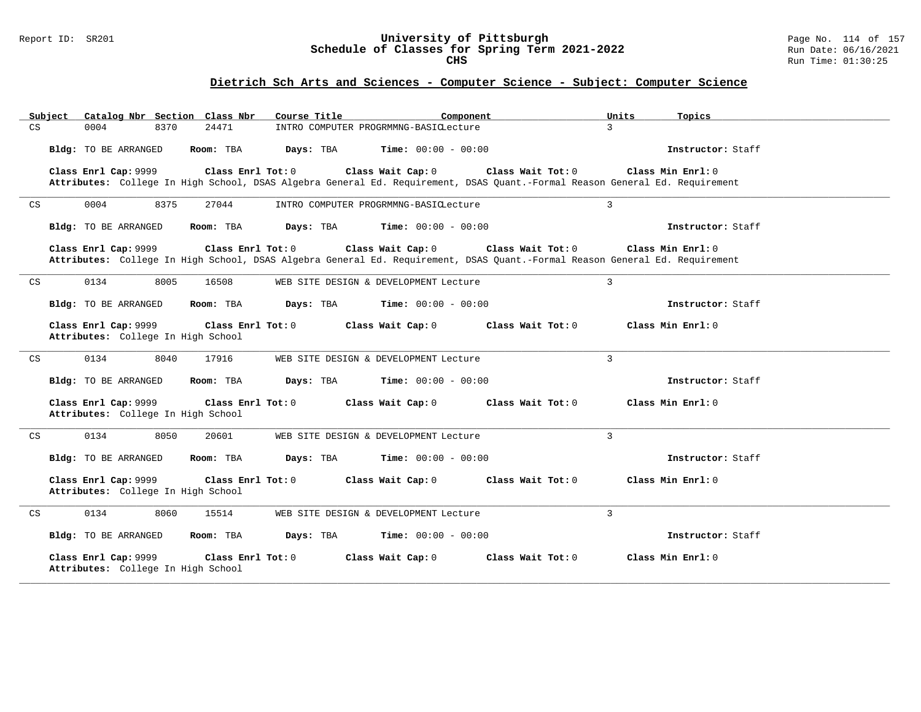## Dietrich Sch Arts and Sciences - Computer Science - Subject: Computer Science

| Subject | Catalog Nbr | Section | Class Nbr | Course Title | Component | Units | Topics |
|---|---|---|---|---|---|---|---|
| CS | 0004 | 8370 | 24471 | INTRO COMPUTER PROGRMMNG-BASIC | Lecture | 3 | |

**Bldg:** TO BE ARRANGED **Room:** TBA **Days:** TBA **Time:** 00:00 - 00:00 **Instructor:** Staff

**Class Enrl Cap:** 9999 **Class Enrl Tot:** 0 **Class Wait Cap:** 0 **Class Wait Tot:** 0 **Class Min Enrl:** 0

**Attributes:** College In High School, DSAS Algebra General Ed. Requirement, DSAS Quant.-Formal Reason General Ed. Requirement

---

| Subject | Catalog Nbr | Section | Class Nbr | Course Title | Component | Units | Topics |
|---|---|---|---|---|---|---|---|
| CS | 0004 | 8375 | 27044 | INTRO COMPUTER PROGRMMNG-BASIC | Lecture | 3 | |

**Bldg:** TO BE ARRANGED **Room:** TBA **Days:** TBA **Time:** 00:00 - 00:00 **Instructor:** Staff

**Class Enrl Cap:** 9999 **Class Enrl Tot:** 0 **Class Wait Cap:** 0 **Class Wait Tot:** 0 **Class Min Enrl:** 0

**Attributes:** College In High School, DSAS Algebra General Ed. Requirement, DSAS Quant.-Formal Reason General Ed. Requirement

---

| Subject | Catalog Nbr | Section | Class Nbr | Course Title | Component | Units | Topics |
|---|---|---|---|---|---|---|---|
| CS | 0134 | 8005 | 16508 | WEB SITE DESIGN & DEVELOPMENT | Lecture | 3 | |

**Bldg:** TO BE ARRANGED **Room:** TBA **Days:** TBA **Time:** 00:00 - 00:00 **Instructor:** Staff

**Class Enrl Cap:** 9999 **Class Enrl Tot:** 0 **Class Wait Cap:** 0 **Class Wait Tot:** 0 **Class Min Enrl:** 0

**Attributes:** College In High School

---

| Subject | Catalog Nbr | Section | Class Nbr | Course Title | Component | Units | Topics |
|---|---|---|---|---|---|---|---|
| CS | 0134 | 8040 | 17916 | WEB SITE DESIGN & DEVELOPMENT | Lecture | 3 | |

**Bldg:** TO BE ARRANGED **Room:** TBA **Days:** TBA **Time:** 00:00 - 00:00 **Instructor:** Staff

**Class Enrl Cap:** 9999 **Class Enrl Tot:** 0 **Class Wait Cap:** 0 **Class Wait Tot:** 0 **Class Min Enrl:** 0

**Attributes:** College In High School

---

| Subject | Catalog Nbr | Section | Class Nbr | Course Title | Component | Units | Topics |
|---|---|---|---|---|---|---|---|
| CS | 0134 | 8050 | 20601 | WEB SITE DESIGN & DEVELOPMENT | Lecture | 3 | |

**Bldg:** TO BE ARRANGED **Room:** TBA **Days:** TBA **Time:** 00:00 - 00:00 **Instructor:** Staff

**Class Enrl Cap:** 9999 **Class Enrl Tot:** 0 **Class Wait Cap:** 0 **Class Wait Tot:** 0 **Class Min Enrl:** 0

**Attributes:** College In High School

---

| Subject | Catalog Nbr | Section | Class Nbr | Course Title | Component | Units | Topics |
|---|---|---|---|---|---|---|---|
| CS | 0134 | 8060 | 15514 | WEB SITE DESIGN & DEVELOPMENT | Lecture | 3 | |

**Bldg:** TO BE ARRANGED **Room:** TBA **Days:** TBA **Time:** 00:00 - 00:00 **Instructor:** Staff

**Class Enrl Cap:** 9999 **Class Enrl Tot:** 0 **Class Wait Cap:** 0 **Class Wait Tot:** 0 **Class Min Enrl:** 0

**Attributes:** College In High School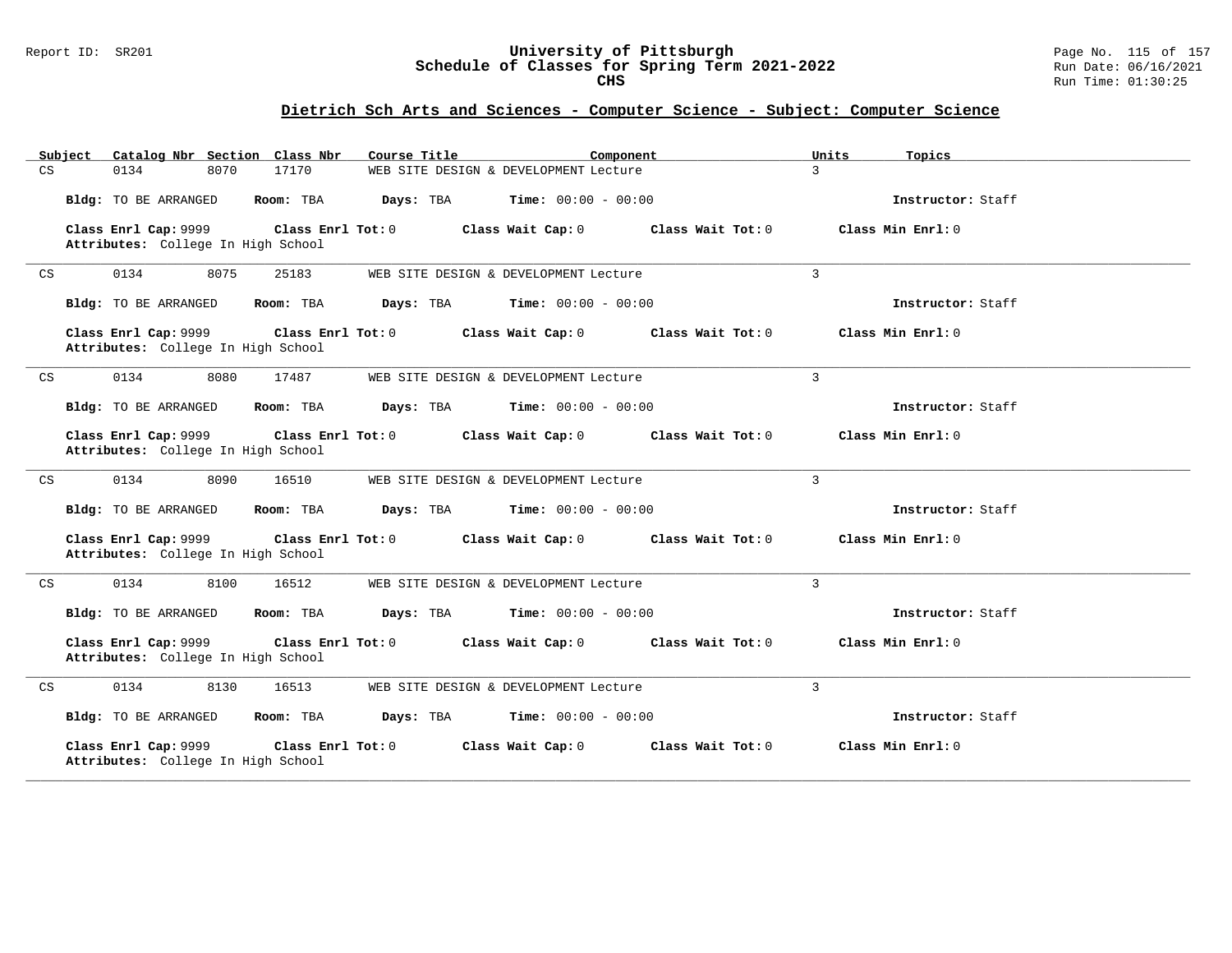## Dietrich Sch Arts and Sciences - Computer Science - Subject: Computer Science

| Subject | Catalog Nbr | Section | Class Nbr | Course Title | Component | Units | Topics |
|---|---|---|---|---|---|---|---|
| CS | 0134 | 8070 | 17170 | WEB SITE DESIGN & DEVELOPMENT | Lecture | 3 | |

**Bldg:** TO BE ARRANGED **Room:** TBA **Days:** TBA **Time:** 00:00 - 00:00 **Instructor:** Staff

**Class Enrl Cap:** 9999 **Class Enrl Tot:** 0 **Class Wait Cap:** 0 **Class Wait Tot:** 0 **Class Min Enrl:** 0
**Attributes:** College In High School

---

| Subject | Catalog Nbr | Section | Class Nbr | Course Title | Component | Units | Topics |
|---|---|---|---|---|---|---|---|
| CS | 0134 | 8075 | 25183 | WEB SITE DESIGN & DEVELOPMENT | Lecture | 3 | |

**Bldg:** TO BE ARRANGED **Room:** TBA **Days:** TBA **Time:** 00:00 - 00:00 **Instructor:** Staff

**Class Enrl Cap:** 9999 **Class Enrl Tot:** 0 **Class Wait Cap:** 0 **Class Wait Tot:** 0 **Class Min Enrl:** 0
**Attributes:** College In High School

---

| Subject | Catalog Nbr | Section | Class Nbr | Course Title | Component | Units | Topics |
|---|---|---|---|---|---|---|---|
| CS | 0134 | 8080 | 17487 | WEB SITE DESIGN & DEVELOPMENT | Lecture | 3 | |

**Bldg:** TO BE ARRANGED **Room:** TBA **Days:** TBA **Time:** 00:00 - 00:00 **Instructor:** Staff

**Class Enrl Cap:** 9999 **Class Enrl Tot:** 0 **Class Wait Cap:** 0 **Class Wait Tot:** 0 **Class Min Enrl:** 0
**Attributes:** College In High School

---

| Subject | Catalog Nbr | Section | Class Nbr | Course Title | Component | Units | Topics |
|---|---|---|---|---|---|---|---|
| CS | 0134 | 8090 | 16510 | WEB SITE DESIGN & DEVELOPMENT | Lecture | 3 | |

**Bldg:** TO BE ARRANGED **Room:** TBA **Days:** TBA **Time:** 00:00 - 00:00 **Instructor:** Staff

**Class Enrl Cap:** 9999 **Class Enrl Tot:** 0 **Class Wait Cap:** 0 **Class Wait Tot:** 0 **Class Min Enrl:** 0
**Attributes:** College In High School

---

| Subject | Catalog Nbr | Section | Class Nbr | Course Title | Component | Units | Topics |
|---|---|---|---|---|---|---|---|
| CS | 0134 | 8100 | 16512 | WEB SITE DESIGN & DEVELOPMENT | Lecture | 3 | |

**Bldg:** TO BE ARRANGED **Room:** TBA **Days:** TBA **Time:** 00:00 - 00:00 **Instructor:** Staff

**Class Enrl Cap:** 9999 **Class Enrl Tot:** 0 **Class Wait Cap:** 0 **Class Wait Tot:** 0 **Class Min Enrl:** 0
**Attributes:** College In High School

---

| Subject | Catalog Nbr | Section | Class Nbr | Course Title | Component | Units | Topics |
|---|---|---|---|---|---|---|---|
| CS | 0134 | 8130 | 16513 | WEB SITE DESIGN & DEVELOPMENT | Lecture | 3 | |

**Bldg:** TO BE ARRANGED **Room:** TBA **Days:** TBA **Time:** 00:00 - 00:00 **Instructor:** Staff

**Class Enrl Cap:** 9999 **Class Enrl Tot:** 0 **Class Wait Cap:** 0 **Class Wait Tot:** 0 **Class Min Enrl:** 0
**Attributes:** College In High School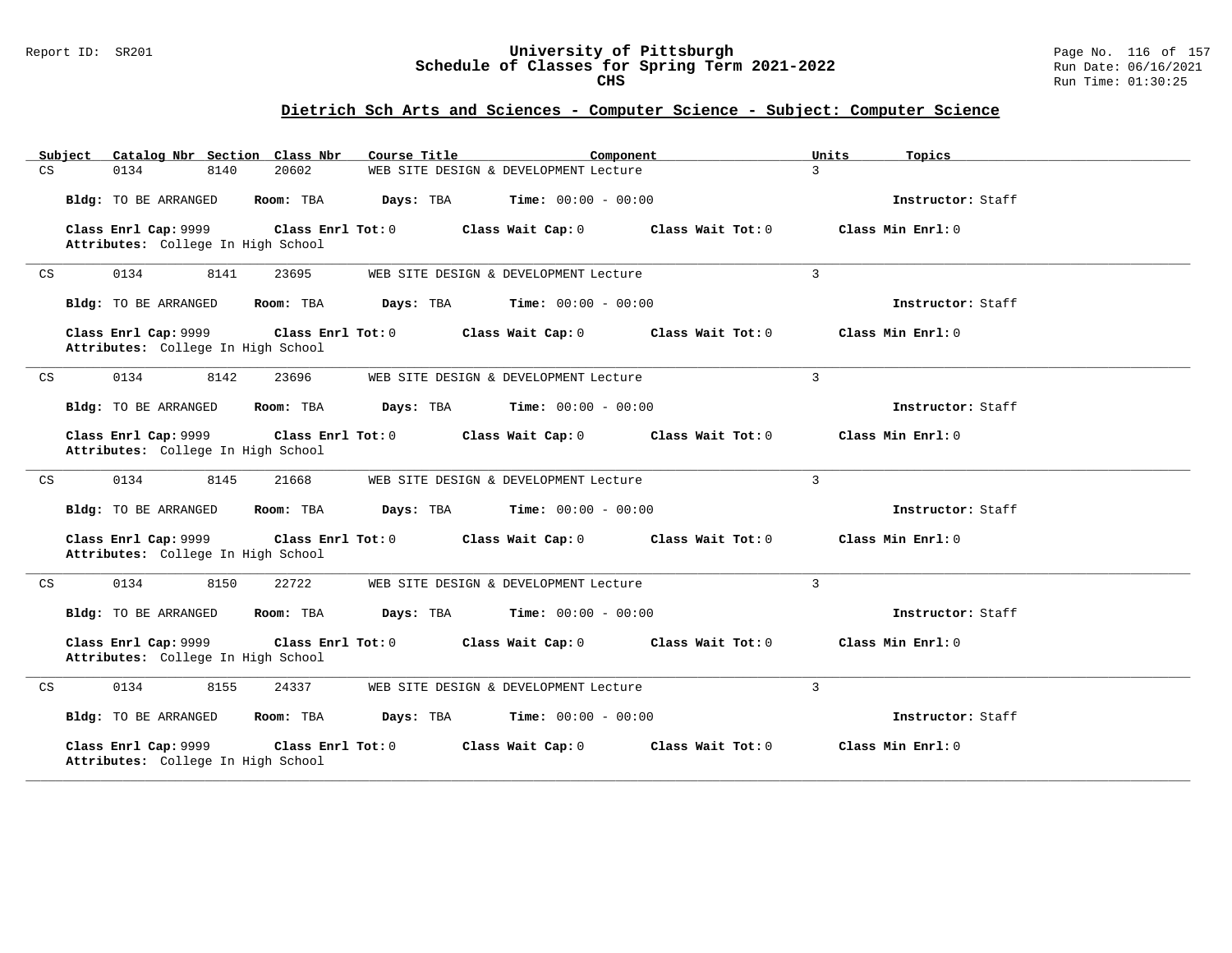## Dietrich Sch Arts and Sciences - Computer Science - Subject: Computer Science

| Subject | Catalog Nbr | Section | Class Nbr | Course Title | Component | Units | Topics |
|---|---|---|---|---|---|---|---|
| CS | 0134 | 8140 | 20602 | WEB SITE DESIGN & DEVELOPMENT | Lecture | 3 | |

**Bldg:** TO BE ARRANGED **Room:** TBA **Days:** TBA **Time:** 00:00 - 00:00 **Instructor:** Staff

**Class Enrl Cap:** 9999 **Class Enrl Tot:** 0 **Class Wait Cap:** 0 **Class Wait Tot:** 0 **Class Min Enrl:** 0
**Attributes:** College In High School

---

| Subject | Catalog Nbr | Section | Class Nbr | Course Title | Component | Units | Topics |
|---|---|---|---|---|---|---|---|
| CS | 0134 | 8141 | 23695 | WEB SITE DESIGN & DEVELOPMENT | Lecture | 3 | |

**Bldg:** TO BE ARRANGED **Room:** TBA **Days:** TBA **Time:** 00:00 - 00:00 **Instructor:** Staff

**Class Enrl Cap:** 9999 **Class Enrl Tot:** 0 **Class Wait Cap:** 0 **Class Wait Tot:** 0 **Class Min Enrl:** 0
**Attributes:** College In High School

---

| Subject | Catalog Nbr | Section | Class Nbr | Course Title | Component | Units | Topics |
|---|---|---|---|---|---|---|---|
| CS | 0134 | 8142 | 23696 | WEB SITE DESIGN & DEVELOPMENT | Lecture | 3 | |

**Bldg:** TO BE ARRANGED **Room:** TBA **Days:** TBA **Time:** 00:00 - 00:00 **Instructor:** Staff

**Class Enrl Cap:** 9999 **Class Enrl Tot:** 0 **Class Wait Cap:** 0 **Class Wait Tot:** 0 **Class Min Enrl:** 0
**Attributes:** College In High School

---

| Subject | Catalog Nbr | Section | Class Nbr | Course Title | Component | Units | Topics |
|---|---|---|---|---|---|---|---|
| CS | 0134 | 8145 | 21668 | WEB SITE DESIGN & DEVELOPMENT | Lecture | 3 | |

**Bldg:** TO BE ARRANGED **Room:** TBA **Days:** TBA **Time:** 00:00 - 00:00 **Instructor:** Staff

**Class Enrl Cap:** 9999 **Class Enrl Tot:** 0 **Class Wait Cap:** 0 **Class Wait Tot:** 0 **Class Min Enrl:** 0
**Attributes:** College In High School

---

| Subject | Catalog Nbr | Section | Class Nbr | Course Title | Component | Units | Topics |
|---|---|---|---|---|---|---|---|
| CS | 0134 | 8150 | 22722 | WEB SITE DESIGN & DEVELOPMENT | Lecture | 3 | |

**Bldg:** TO BE ARRANGED **Room:** TBA **Days:** TBA **Time:** 00:00 - 00:00 **Instructor:** Staff

**Class Enrl Cap:** 9999 **Class Enrl Tot:** 0 **Class Wait Cap:** 0 **Class Wait Tot:** 0 **Class Min Enrl:** 0
**Attributes:** College In High School

---

| Subject | Catalog Nbr | Section | Class Nbr | Course Title | Component | Units | Topics |
|---|---|---|---|---|---|---|---|
| CS | 0134 | 8155 | 24337 | WEB SITE DESIGN & DEVELOPMENT | Lecture | 3 | |

**Bldg:** TO BE ARRANGED **Room:** TBA **Days:** TBA **Time:** 00:00 - 00:00 **Instructor:** Staff

**Class Enrl Cap:** 9999 **Class Enrl Tot:** 0 **Class Wait Cap:** 0 **Class Wait Tot:** 0 **Class Min Enrl:** 0
**Attributes:** College In High School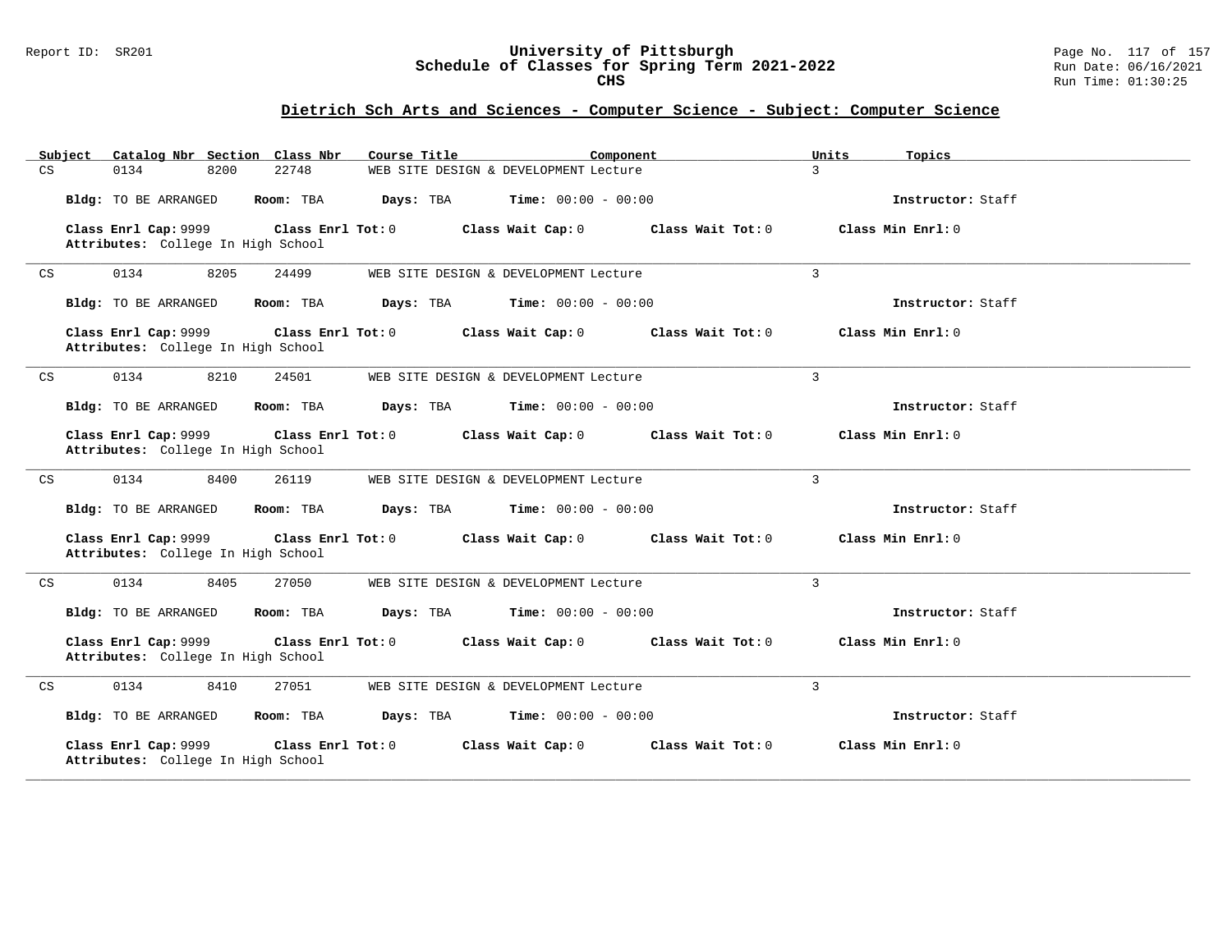## Dietrich Sch Arts and Sciences - Computer Science - Subject: Computer Science

| Subject | Catalog Nbr | Section | Class Nbr | Course Title | Component | Units | Topics |
|---|---|---|---|---|---|---|---|
| CS | 0134 | 8200 | 22748 | WEB SITE DESIGN & DEVELOPMENT | Lecture | 3 | |

**Bldg:** TO BE ARRANGED **Room:** TBA **Days:** TBA **Time:** 00:00 - 00:00 **Instructor:** Staff

**Class Enrl Cap:** 9999 **Class Enrl Tot:** 0 **Class Wait Cap:** 0 **Class Wait Tot:** 0 **Class Min Enrl:** 0
**Attributes:** College In High School

---

| Subject | Catalog Nbr | Section | Class Nbr | Course Title | Component | Units | Topics |
|---|---|---|---|---|---|---|---|
| CS | 0134 | 8205 | 24499 | WEB SITE DESIGN & DEVELOPMENT | Lecture | 3 | |

**Bldg:** TO BE ARRANGED **Room:** TBA **Days:** TBA **Time:** 00:00 - 00:00 **Instructor:** Staff

**Class Enrl Cap:** 9999 **Class Enrl Tot:** 0 **Class Wait Cap:** 0 **Class Wait Tot:** 0 **Class Min Enrl:** 0
**Attributes:** College In High School

---

| Subject | Catalog Nbr | Section | Class Nbr | Course Title | Component | Units | Topics |
|---|---|---|---|---|---|---|---|
| CS | 0134 | 8210 | 24501 | WEB SITE DESIGN & DEVELOPMENT | Lecture | 3 | |

**Bldg:** TO BE ARRANGED **Room:** TBA **Days:** TBA **Time:** 00:00 - 00:00 **Instructor:** Staff

**Class Enrl Cap:** 9999 **Class Enrl Tot:** 0 **Class Wait Cap:** 0 **Class Wait Tot:** 0 **Class Min Enrl:** 0
**Attributes:** College In High School

---

| Subject | Catalog Nbr | Section | Class Nbr | Course Title | Component | Units | Topics |
|---|---|---|---|---|---|---|---|
| CS | 0134 | 8400 | 26119 | WEB SITE DESIGN & DEVELOPMENT | Lecture | 3 | |

**Bldg:** TO BE ARRANGED **Room:** TBA **Days:** TBA **Time:** 00:00 - 00:00 **Instructor:** Staff

**Class Enrl Cap:** 9999 **Class Enrl Tot:** 0 **Class Wait Cap:** 0 **Class Wait Tot:** 0 **Class Min Enrl:** 0
**Attributes:** College In High School

---

| Subject | Catalog Nbr | Section | Class Nbr | Course Title | Component | Units | Topics |
|---|---|---|---|---|---|---|---|
| CS | 0134 | 8405 | 27050 | WEB SITE DESIGN & DEVELOPMENT | Lecture | 3 | |

**Bldg:** TO BE ARRANGED **Room:** TBA **Days:** TBA **Time:** 00:00 - 00:00 **Instructor:** Staff

**Class Enrl Cap:** 9999 **Class Enrl Tot:** 0 **Class Wait Cap:** 0 **Class Wait Tot:** 0 **Class Min Enrl:** 0
**Attributes:** College In High School

---

| Subject | Catalog Nbr | Section | Class Nbr | Course Title | Component | Units | Topics |
|---|---|---|---|---|---|---|---|
| CS | 0134 | 8410 | 27051 | WEB SITE DESIGN & DEVELOPMENT | Lecture | 3 | |

**Bldg:** TO BE ARRANGED **Room:** TBA **Days:** TBA **Time:** 00:00 - 00:00 **Instructor:** Staff

**Class Enrl Cap:** 9999 **Class Enrl Tot:** 0 **Class Wait Cap:** 0 **Class Wait Tot:** 0 **Class Min Enrl:** 0
**Attributes:** College In High School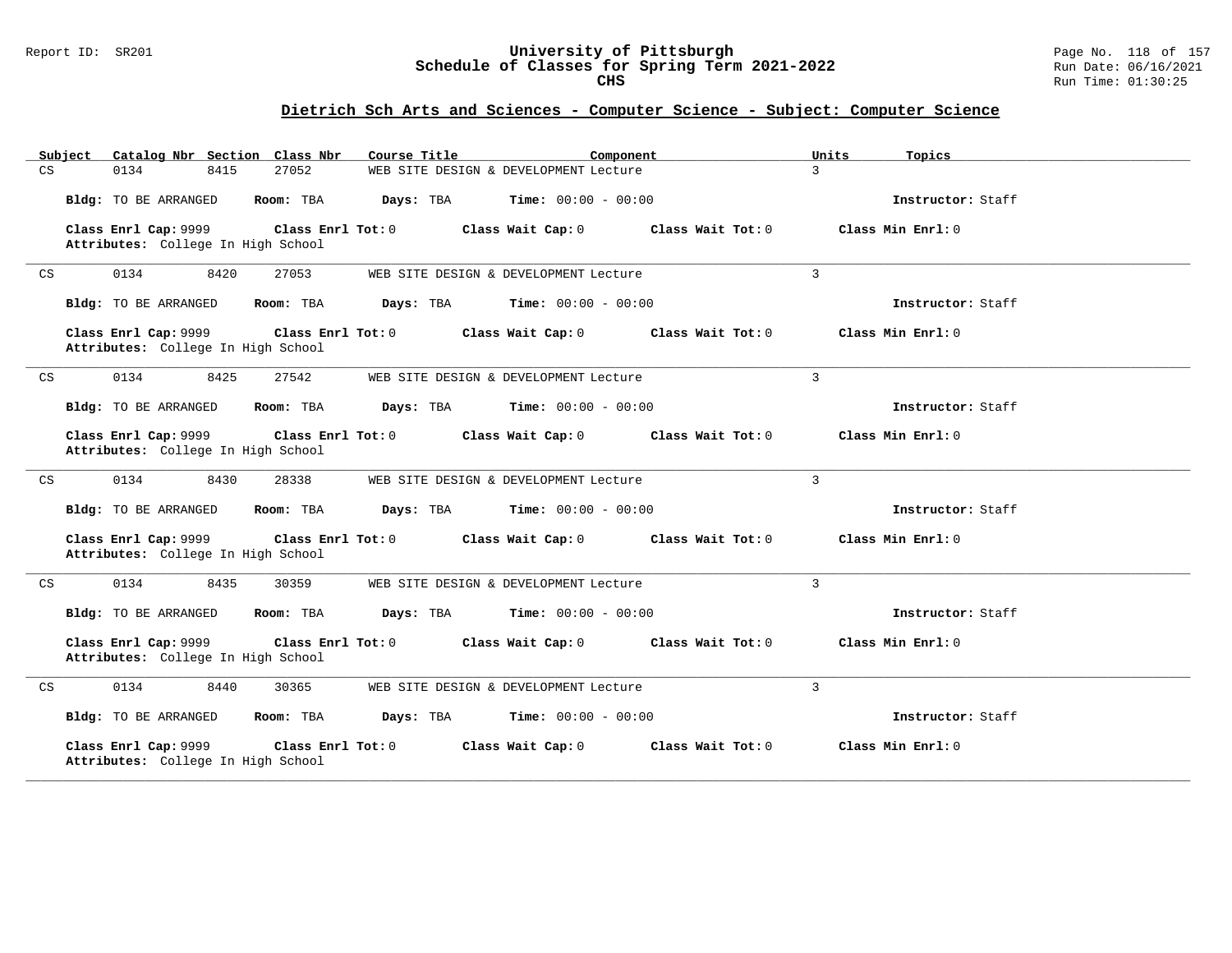## Dietrich Sch Arts and Sciences - Computer Science - Subject: Computer Science

| Subject | Catalog Nbr | Section | Class Nbr | Course Title | Component | Units | Topics |
|---|---|---|---|---|---|---|---|
| CS | 0134 | 8415 | 27052 | WEB SITE DESIGN & DEVELOPMENT | Lecture | 3 | |

**Bldg:** TO BE ARRANGED **Room:** TBA **Days:** TBA **Time:** 00:00 - 00:00 **Instructor:** Staff

**Class Enrl Cap:** 9999 **Class Enrl Tot:** 0 **Class Wait Cap:** 0 **Class Wait Tot:** 0 **Class Min Enrl:** 0
**Attributes:** College In High School

---

| Subject | Catalog Nbr | Section | Class Nbr | Course Title | Component | Units | Topics |
|---|---|---|---|---|---|---|---|
| CS | 0134 | 8420 | 27053 | WEB SITE DESIGN & DEVELOPMENT | Lecture | 3 | |

**Bldg:** TO BE ARRANGED **Room:** TBA **Days:** TBA **Time:** 00:00 - 00:00 **Instructor:** Staff

**Class Enrl Cap:** 9999 **Class Enrl Tot:** 0 **Class Wait Cap:** 0 **Class Wait Tot:** 0 **Class Min Enrl:** 0
**Attributes:** College In High School

---

| Subject | Catalog Nbr | Section | Class Nbr | Course Title | Component | Units | Topics |
|---|---|---|---|---|---|---|---|
| CS | 0134 | 8425 | 27542 | WEB SITE DESIGN & DEVELOPMENT | Lecture | 3 | |

**Bldg:** TO BE ARRANGED **Room:** TBA **Days:** TBA **Time:** 00:00 - 00:00 **Instructor:** Staff

**Class Enrl Cap:** 9999 **Class Enrl Tot:** 0 **Class Wait Cap:** 0 **Class Wait Tot:** 0 **Class Min Enrl:** 0
**Attributes:** College In High School

---

| Subject | Catalog Nbr | Section | Class Nbr | Course Title | Component | Units | Topics |
|---|---|---|---|---|---|---|---|
| CS | 0134 | 8430 | 28338 | WEB SITE DESIGN & DEVELOPMENT | Lecture | 3 | |

**Bldg:** TO BE ARRANGED **Room:** TBA **Days:** TBA **Time:** 00:00 - 00:00 **Instructor:** Staff

**Class Enrl Cap:** 9999 **Class Enrl Tot:** 0 **Class Wait Cap:** 0 **Class Wait Tot:** 0 **Class Min Enrl:** 0
**Attributes:** College In High School

---

| Subject | Catalog Nbr | Section | Class Nbr | Course Title | Component | Units | Topics |
|---|---|---|---|---|---|---|---|
| CS | 0134 | 8435 | 30359 | WEB SITE DESIGN & DEVELOPMENT | Lecture | 3 | |

**Bldg:** TO BE ARRANGED **Room:** TBA **Days:** TBA **Time:** 00:00 - 00:00 **Instructor:** Staff

**Class Enrl Cap:** 9999 **Class Enrl Tot:** 0 **Class Wait Cap:** 0 **Class Wait Tot:** 0 **Class Min Enrl:** 0
**Attributes:** College In High School

---

| Subject | Catalog Nbr | Section | Class Nbr | Course Title | Component | Units | Topics |
|---|---|---|---|---|---|---|---|
| CS | 0134 | 8440 | 30365 | WEB SITE DESIGN & DEVELOPMENT | Lecture | 3 | |

**Bldg:** TO BE ARRANGED **Room:** TBA **Days:** TBA **Time:** 00:00 - 00:00 **Instructor:** Staff

**Class Enrl Cap:** 9999 **Class Enrl Tot:** 0 **Class Wait Cap:** 0 **Class Wait Tot:** 0 **Class Min Enrl:** 0
**Attributes:** College In High School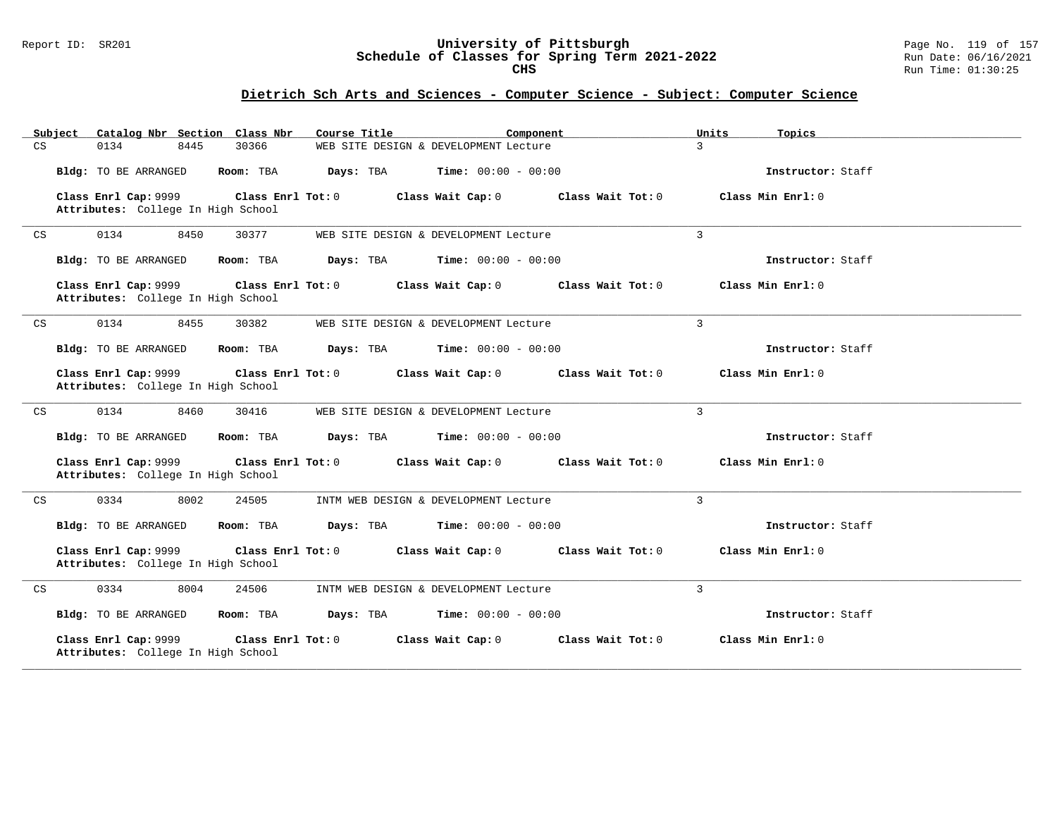## Dietrich Sch Arts and Sciences - Computer Science - Subject: Computer Science

| Subject | Catalog Nbr | Section | Class Nbr | Course Title | Component | Units | Topics |
|---|---|---|---|---|---|---|---|
| CS | 0134 | 8445 | 30366 | WEB SITE DESIGN & DEVELOPMENT | Lecture | 3 | |

**Bldg:** TO BE ARRANGED **Room:** TBA **Days:** TBA **Time:** 00:00 - 00:00 **Instructor:** Staff

**Class Enrl Cap:** 9999 **Class Enrl Tot:** 0 **Class Wait Cap:** 0 **Class Wait Tot:** 0 **Class Min Enrl:** 0
**Attributes:** College In High School

---

| Subject | Catalog Nbr | Section | Class Nbr | Course Title | Component | Units | Topics |
|---|---|---|---|---|---|---|---|
| CS | 0134 | 8450 | 30377 | WEB SITE DESIGN & DEVELOPMENT | Lecture | 3 | |

**Bldg:** TO BE ARRANGED **Room:** TBA **Days:** TBA **Time:** 00:00 - 00:00 **Instructor:** Staff

**Class Enrl Cap:** 9999 **Class Enrl Tot:** 0 **Class Wait Cap:** 0 **Class Wait Tot:** 0 **Class Min Enrl:** 0
**Attributes:** College In High School

---

| Subject | Catalog Nbr | Section | Class Nbr | Course Title | Component | Units | Topics |
|---|---|---|---|---|---|---|---|
| CS | 0134 | 8455 | 30382 | WEB SITE DESIGN & DEVELOPMENT | Lecture | 3 | |

**Bldg:** TO BE ARRANGED **Room:** TBA **Days:** TBA **Time:** 00:00 - 00:00 **Instructor:** Staff

**Class Enrl Cap:** 9999 **Class Enrl Tot:** 0 **Class Wait Cap:** 0 **Class Wait Tot:** 0 **Class Min Enrl:** 0
**Attributes:** College In High School

---

| Subject | Catalog Nbr | Section | Class Nbr | Course Title | Component | Units | Topics |
|---|---|---|---|---|---|---|---|
| CS | 0134 | 8460 | 30416 | WEB SITE DESIGN & DEVELOPMENT | Lecture | 3 | |

**Bldg:** TO BE ARRANGED **Room:** TBA **Days:** TBA **Time:** 00:00 - 00:00 **Instructor:** Staff

**Class Enrl Cap:** 9999 **Class Enrl Tot:** 0 **Class Wait Cap:** 0 **Class Wait Tot:** 0 **Class Min Enrl:** 0
**Attributes:** College In High School

---

| Subject | Catalog Nbr | Section | Class Nbr | Course Title | Component | Units | Topics |
|---|---|---|---|---|---|---|---|
| CS | 0334 | 8002 | 24505 | INTM WEB DESIGN & DEVELOPMENT | Lecture | 3 | |

**Bldg:** TO BE ARRANGED **Room:** TBA **Days:** TBA **Time:** 00:00 - 00:00 **Instructor:** Staff

**Class Enrl Cap:** 9999 **Class Enrl Tot:** 0 **Class Wait Cap:** 0 **Class Wait Tot:** 0 **Class Min Enrl:** 0
**Attributes:** College In High School

---

| Subject | Catalog Nbr | Section | Class Nbr | Course Title | Component | Units | Topics |
|---|---|---|---|---|---|---|---|
| CS | 0334 | 8004 | 24506 | INTM WEB DESIGN & DEVELOPMENT | Lecture | 3 | |

**Bldg:** TO BE ARRANGED **Room:** TBA **Days:** TBA **Time:** 00:00 - 00:00 **Instructor:** Staff

**Class Enrl Cap:** 9999 **Class Enrl Tot:** 0 **Class Wait Cap:** 0 **Class Wait Tot:** 0 **Class Min Enrl:** 0
**Attributes:** College In High School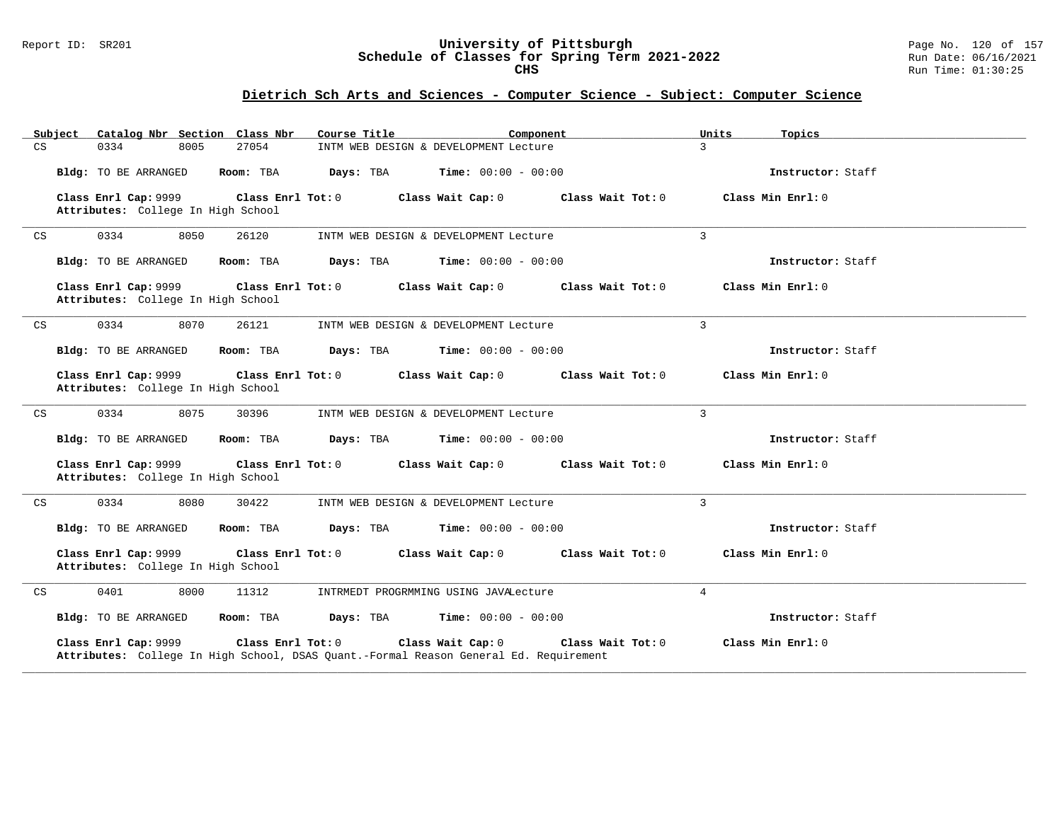## Dietrich Sch Arts and Sciences - Computer Science - Subject: Computer Science

| Subject | Catalog Nbr | Section | Class Nbr | Course Title | Component | Units | Topics |
|---|---|---|---|---|---|---|---|
| CS | 0334 | 8005 | 27054 | INTM WEB DESIGN & DEVELOPMENT | Lecture | 3 | |

**Bldg:** TO BE ARRANGED **Room:** TBA **Days:** TBA **Time:** 00:00 - 00:00 **Instructor:** Staff

**Class Enrl Cap:** 9999 **Class Enrl Tot:** 0 **Class Wait Cap:** 0 **Class Wait Tot:** 0 **Class Min Enrl:** 0
**Attributes:** College In High School

---

| Subject | Catalog Nbr | Section | Class Nbr | Course Title | Component | Units | Topics |
|---|---|---|---|---|---|---|---|
| CS | 0334 | 8050 | 26120 | INTM WEB DESIGN & DEVELOPMENT | Lecture | 3 | |

**Bldg:** TO BE ARRANGED **Room:** TBA **Days:** TBA **Time:** 00:00 - 00:00 **Instructor:** Staff

**Class Enrl Cap:** 9999 **Class Enrl Tot:** 0 **Class Wait Cap:** 0 **Class Wait Tot:** 0 **Class Min Enrl:** 0
**Attributes:** College In High School

---

| Subject | Catalog Nbr | Section | Class Nbr | Course Title | Component | Units | Topics |
|---|---|---|---|---|---|---|---|
| CS | 0334 | 8070 | 26121 | INTM WEB DESIGN & DEVELOPMENT | Lecture | 3 | |

**Bldg:** TO BE ARRANGED **Room:** TBA **Days:** TBA **Time:** 00:00 - 00:00 **Instructor:** Staff

**Class Enrl Cap:** 9999 **Class Enrl Tot:** 0 **Class Wait Cap:** 0 **Class Wait Tot:** 0 **Class Min Enrl:** 0
**Attributes:** College In High School

---

| Subject | Catalog Nbr | Section | Class Nbr | Course Title | Component | Units | Topics |
|---|---|---|---|---|---|---|---|
| CS | 0334 | 8075 | 30396 | INTM WEB DESIGN & DEVELOPMENT | Lecture | 3 | |

**Bldg:** TO BE ARRANGED **Room:** TBA **Days:** TBA **Time:** 00:00 - 00:00 **Instructor:** Staff

**Class Enrl Cap:** 9999 **Class Enrl Tot:** 0 **Class Wait Cap:** 0 **Class Wait Tot:** 0 **Class Min Enrl:** 0
**Attributes:** College In High School

---

| Subject | Catalog Nbr | Section | Class Nbr | Course Title | Component | Units | Topics |
|---|---|---|---|---|---|---|---|
| CS | 0334 | 8080 | 30422 | INTM WEB DESIGN & DEVELOPMENT | Lecture | 3 | |

**Bldg:** TO BE ARRANGED **Room:** TBA **Days:** TBA **Time:** 00:00 - 00:00 **Instructor:** Staff

**Class Enrl Cap:** 9999 **Class Enrl Tot:** 0 **Class Wait Cap:** 0 **Class Wait Tot:** 0 **Class Min Enrl:** 0
**Attributes:** College In High School

---

| Subject | Catalog Nbr | Section | Class Nbr | Course Title | Component | Units | Topics |
|---|---|---|---|---|---|---|---|
| CS | 0401 | 8000 | 11312 | INTRMEDT PROGRMMING USING JAVA | Lecture | 4 | |

**Bldg:** TO BE ARRANGED **Room:** TBA **Days:** TBA **Time:** 00:00 - 00:00 **Instructor:** Staff

**Class Enrl Cap:** 9999 **Class Enrl Tot:** 0 **Class Wait Cap:** 0 **Class Wait Tot:** 0 **Class Min Enrl:** 0
**Attributes:** College In High School, DSAS Quant.-Formal Reason General Ed. Requirement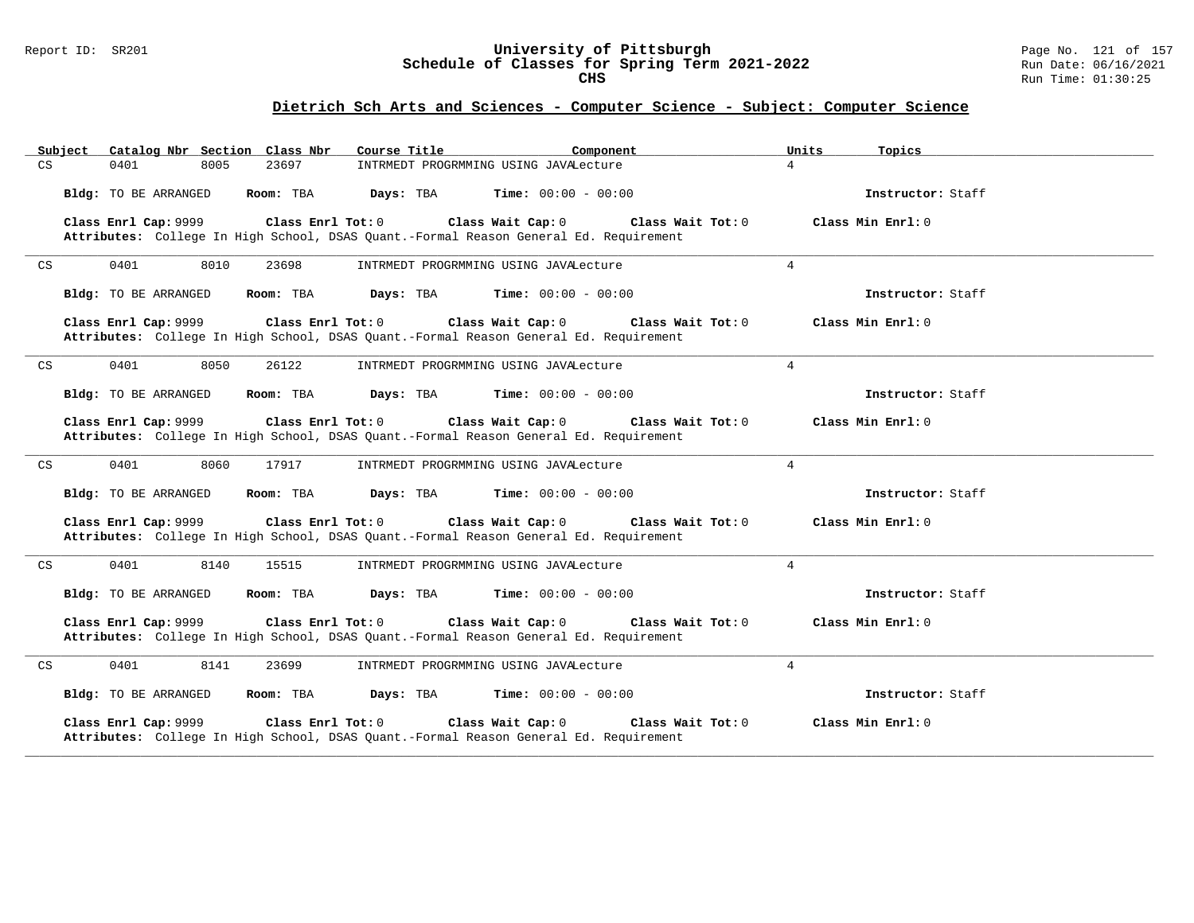## Dietrich Sch Arts and Sciences - Computer Science - Subject: Computer Science

| Subject | Catalog Nbr | Section | Class Nbr | Course Title | Component | Units | Topics |
|---|---|---|---|---|---|---|---|
| CS | 0401 | 8005 | 23697 | INTRMEDT PROGRMMING USING JAVA | Lecture | 4 | |

**Bldg:** TO BE ARRANGED **Room:** TBA **Days:** TBA **Time:** 00:00 - 00:00 **Instructor:** Staff

**Class Enrl Cap:** 9999 **Class Enrl Tot:** 0 **Class Wait Cap:** 0 **Class Wait Tot:** 0 **Class Min Enrl:** 0

**Attributes:** College In High School, DSAS Quant.-Formal Reason General Ed. Requirement

---

| Subject | Catalog Nbr | Section | Class Nbr | Course Title | Component | Units | Topics |
|---|---|---|---|---|---|---|---|
| CS | 0401 | 8010 | 23698 | INTRMEDT PROGRMMING USING JAVA | Lecture | 4 | |

**Bldg:** TO BE ARRANGED **Room:** TBA **Days:** TBA **Time:** 00:00 - 00:00 **Instructor:** Staff

**Class Enrl Cap:** 9999 **Class Enrl Tot:** 0 **Class Wait Cap:** 0 **Class Wait Tot:** 0 **Class Min Enrl:** 0

**Attributes:** College In High School, DSAS Quant.-Formal Reason General Ed. Requirement

---

| Subject | Catalog Nbr | Section | Class Nbr | Course Title | Component | Units | Topics |
|---|---|---|---|---|---|---|---|
| CS | 0401 | 8050 | 26122 | INTRMEDT PROGRMMING USING JAVA | Lecture | 4 | |

**Bldg:** TO BE ARRANGED **Room:** TBA **Days:** TBA **Time:** 00:00 - 00:00 **Instructor:** Staff

**Class Enrl Cap:** 9999 **Class Enrl Tot:** 0 **Class Wait Cap:** 0 **Class Wait Tot:** 0 **Class Min Enrl:** 0

**Attributes:** College In High School, DSAS Quant.-Formal Reason General Ed. Requirement

---

| Subject | Catalog Nbr | Section | Class Nbr | Course Title | Component | Units | Topics |
|---|---|---|---|---|---|---|---|
| CS | 0401 | 8060 | 17917 | INTRMEDT PROGRMMING USING JAVA | Lecture | 4 | |

**Bldg:** TO BE ARRANGED **Room:** TBA **Days:** TBA **Time:** 00:00 - 00:00 **Instructor:** Staff

**Class Enrl Cap:** 9999 **Class Enrl Tot:** 0 **Class Wait Cap:** 0 **Class Wait Tot:** 0 **Class Min Enrl:** 0

**Attributes:** College In High School, DSAS Quant.-Formal Reason General Ed. Requirement

---

| Subject | Catalog Nbr | Section | Class Nbr | Course Title | Component | Units | Topics |
|---|---|---|---|---|---|---|---|
| CS | 0401 | 8140 | 15515 | INTRMEDT PROGRMMING USING JAVA | Lecture | 4 | |

**Bldg:** TO BE ARRANGED **Room:** TBA **Days:** TBA **Time:** 00:00 - 00:00 **Instructor:** Staff

**Class Enrl Cap:** 9999 **Class Enrl Tot:** 0 **Class Wait Cap:** 0 **Class Wait Tot:** 0 **Class Min Enrl:** 0

**Attributes:** College In High School, DSAS Quant.-Formal Reason General Ed. Requirement

---

| Subject | Catalog Nbr | Section | Class Nbr | Course Title | Component | Units | Topics |
|---|---|---|---|---|---|---|---|
| CS | 0401 | 8141 | 23699 | INTRMEDT PROGRMMING USING JAVA | Lecture | 4 | |

**Bldg:** TO BE ARRANGED **Room:** TBA **Days:** TBA **Time:** 00:00 - 00:00 **Instructor:** Staff

**Class Enrl Cap:** 9999 **Class Enrl Tot:** 0 **Class Wait Cap:** 0 **Class Wait Tot:** 0 **Class Min Enrl:** 0

**Attributes:** College In High School, DSAS Quant.-Formal Reason General Ed. Requirement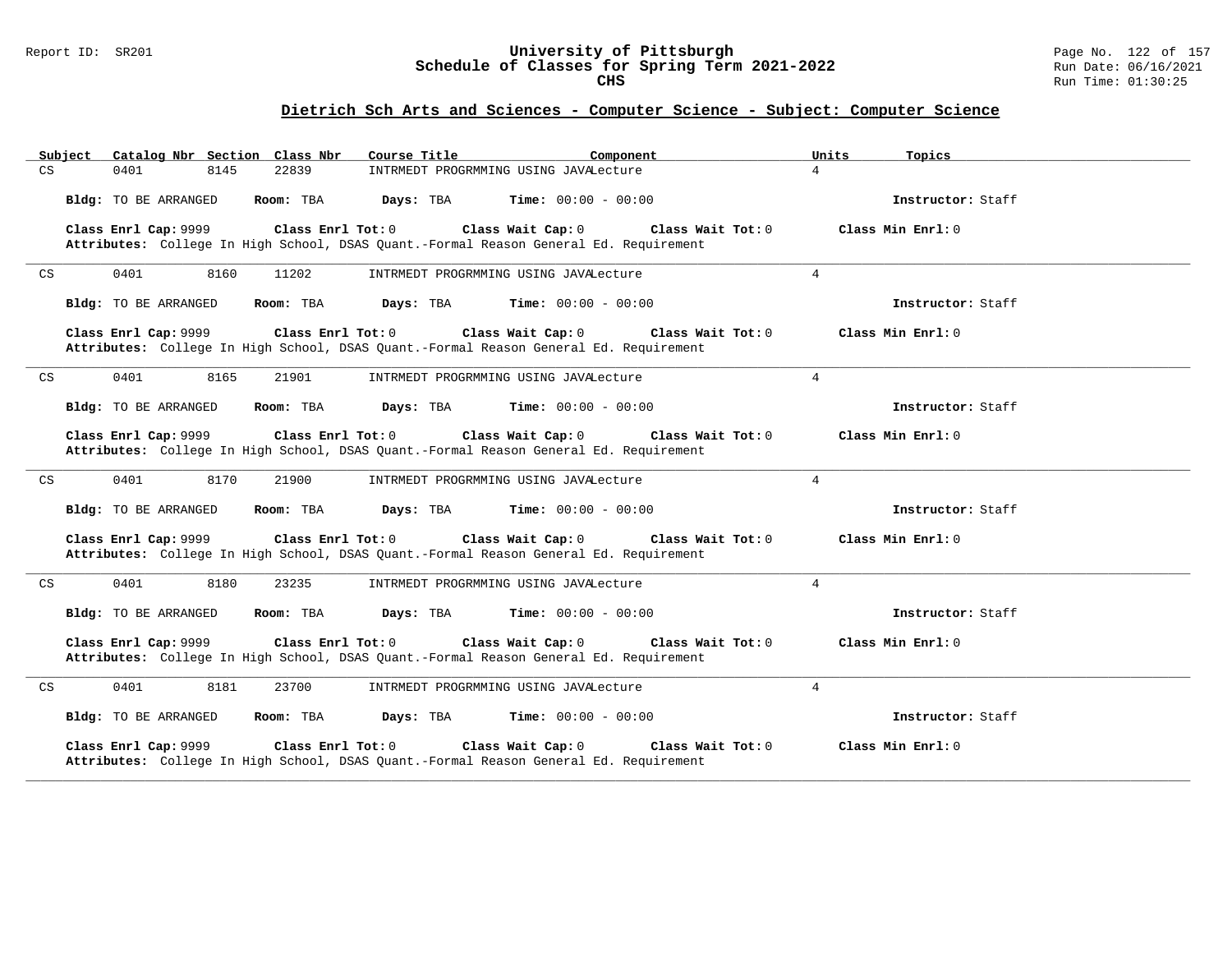## Dietrich Sch Arts and Sciences - Computer Science - Subject: Computer Science

| Subject | Catalog Nbr | Section | Class Nbr | Course Title | Component | Units | Topics |
|---|---|---|---|---|---|---|---|
| CS | 0401 | 8145 | 22839 | INTRMEDT PROGRMMING USING JAVA | Lecture | 4 | |

**Bldg:** TO BE ARRANGED **Room:** TBA **Days:** TBA **Time:** 00:00 - 00:00 **Instructor:** Staff

**Class Enrl Cap:** 9999 **Class Enrl Tot:** 0 **Class Wait Cap:** 0 **Class Wait Tot:** 0 **Class Min Enrl:** 0
**Attributes:** College In High School, DSAS Quant.-Formal Reason General Ed. Requirement

---

| Subject | Catalog Nbr | Section | Class Nbr | Course Title | Component | Units | Topics |
|---|---|---|---|---|---|---|---|
| CS | 0401 | 8160 | 11202 | INTRMEDT PROGRMMING USING JAVA | Lecture | 4 | |

**Bldg:** TO BE ARRANGED **Room:** TBA **Days:** TBA **Time:** 00:00 - 00:00 **Instructor:** Staff

**Class Enrl Cap:** 9999 **Class Enrl Tot:** 0 **Class Wait Cap:** 0 **Class Wait Tot:** 0 **Class Min Enrl:** 0
**Attributes:** College In High School, DSAS Quant.-Formal Reason General Ed. Requirement

---

| Subject | Catalog Nbr | Section | Class Nbr | Course Title | Component | Units | Topics |
|---|---|---|---|---|---|---|---|
| CS | 0401 | 8165 | 21901 | INTRMEDT PROGRMMING USING JAVA | Lecture | 4 | |

**Bldg:** TO BE ARRANGED **Room:** TBA **Days:** TBA **Time:** 00:00 - 00:00 **Instructor:** Staff

**Class Enrl Cap:** 9999 **Class Enrl Tot:** 0 **Class Wait Cap:** 0 **Class Wait Tot:** 0 **Class Min Enrl:** 0
**Attributes:** College In High School, DSAS Quant.-Formal Reason General Ed. Requirement

---

| Subject | Catalog Nbr | Section | Class Nbr | Course Title | Component | Units | Topics |
|---|---|---|---|---|---|---|---|
| CS | 0401 | 8170 | 21900 | INTRMEDT PROGRMMING USING JAVA | Lecture | 4 | |

**Bldg:** TO BE ARRANGED **Room:** TBA **Days:** TBA **Time:** 00:00 - 00:00 **Instructor:** Staff

**Class Enrl Cap:** 9999 **Class Enrl Tot:** 0 **Class Wait Cap:** 0 **Class Wait Tot:** 0 **Class Min Enrl:** 0
**Attributes:** College In High School, DSAS Quant.-Formal Reason General Ed. Requirement

---

| Subject | Catalog Nbr | Section | Class Nbr | Course Title | Component | Units | Topics |
|---|---|---|---|---|---|---|---|
| CS | 0401 | 8180 | 23235 | INTRMEDT PROGRMMING USING JAVA | Lecture | 4 | |

**Bldg:** TO BE ARRANGED **Room:** TBA **Days:** TBA **Time:** 00:00 - 00:00 **Instructor:** Staff

**Class Enrl Cap:** 9999 **Class Enrl Tot:** 0 **Class Wait Cap:** 0 **Class Wait Tot:** 0 **Class Min Enrl:** 0
**Attributes:** College In High School, DSAS Quant.-Formal Reason General Ed. Requirement

---

| Subject | Catalog Nbr | Section | Class Nbr | Course Title | Component | Units | Topics |
|---|---|---|---|---|---|---|---|
| CS | 0401 | 8181 | 23700 | INTRMEDT PROGRMMING USING JAVA | Lecture | 4 | |

**Bldg:** TO BE ARRANGED **Room:** TBA **Days:** TBA **Time:** 00:00 - 00:00 **Instructor:** Staff

**Class Enrl Cap:** 9999 **Class Enrl Tot:** 0 **Class Wait Cap:** 0 **Class Wait Tot:** 0 **Class Min Enrl:** 0
**Attributes:** College In High School, DSAS Quant.-Formal Reason General Ed. Requirement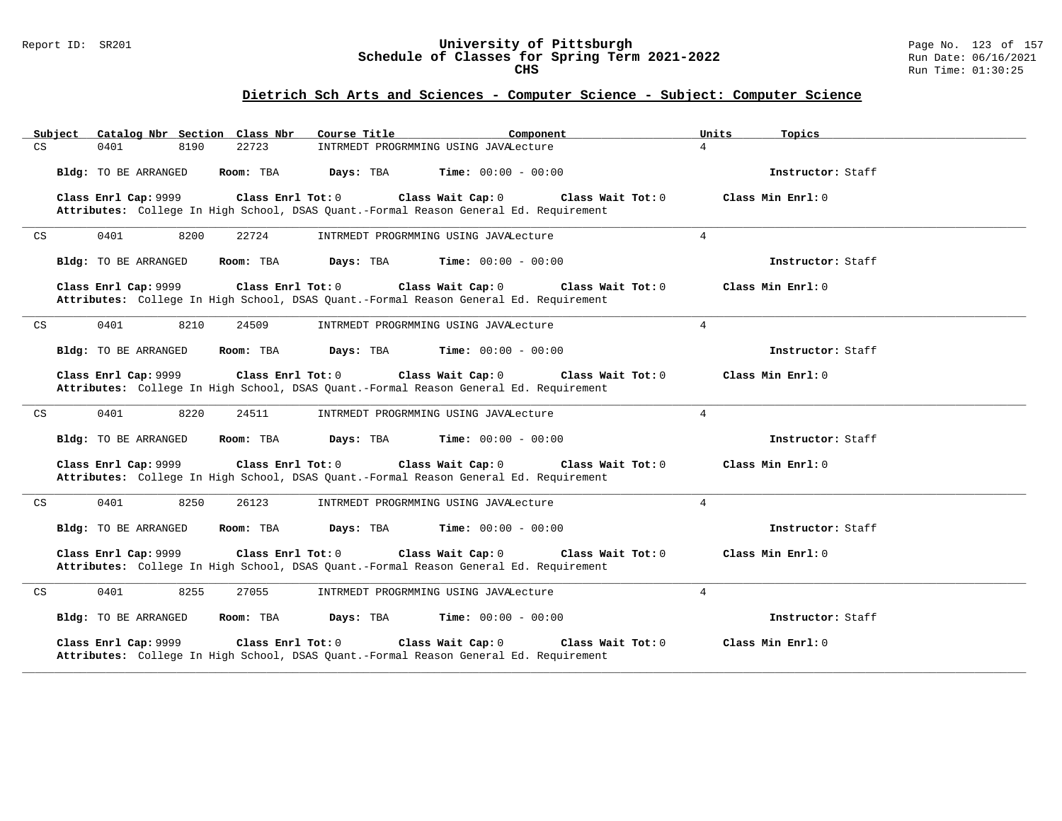## Dietrich Sch Arts and Sciences - Computer Science - Subject: Computer Science

| Subject | Catalog Nbr | Section | Class Nbr | Course Title | Component | Units | Topics |
|---|---|---|---|---|---|---|---|
| CS | 0401 | 8190 | 22723 | INTRMEDT PROGRMMING USING JAVA | Lecture | 4 | |

**Bldg:** TO BE ARRANGED **Room:** TBA **Days:** TBA **Time:** 00:00 - 00:00 **Instructor:** Staff

**Class Enrl Cap:** 9999 **Class Enrl Tot:** 0 **Class Wait Cap:** 0 **Class Wait Tot:** 0 **Class Min Enrl:** 0

**Attributes:** College In High School, DSAS Quant.-Formal Reason General Ed. Requirement

---

| Subject | Catalog Nbr | Section | Class Nbr | Course Title | Component | Units | Topics |
|---|---|---|---|---|---|---|---|
| CS | 0401 | 8200 | 22724 | INTRMEDT PROGRMMING USING JAVA | Lecture | 4 | |

**Bldg:** TO BE ARRANGED **Room:** TBA **Days:** TBA **Time:** 00:00 - 00:00 **Instructor:** Staff

**Class Enrl Cap:** 9999 **Class Enrl Tot:** 0 **Class Wait Cap:** 0 **Class Wait Tot:** 0 **Class Min Enrl:** 0

**Attributes:** College In High School, DSAS Quant.-Formal Reason General Ed. Requirement

---

| Subject | Catalog Nbr | Section | Class Nbr | Course Title | Component | Units | Topics |
|---|---|---|---|---|---|---|---|
| CS | 0401 | 8210 | 24509 | INTRMEDT PROGRMMING USING JAVA | Lecture | 4 | |

**Bldg:** TO BE ARRANGED **Room:** TBA **Days:** TBA **Time:** 00:00 - 00:00 **Instructor:** Staff

**Class Enrl Cap:** 9999 **Class Enrl Tot:** 0 **Class Wait Cap:** 0 **Class Wait Tot:** 0 **Class Min Enrl:** 0

**Attributes:** College In High School, DSAS Quant.-Formal Reason General Ed. Requirement

---

| Subject | Catalog Nbr | Section | Class Nbr | Course Title | Component | Units | Topics |
|---|---|---|---|---|---|---|---|
| CS | 0401 | 8220 | 24511 | INTRMEDT PROGRMMING USING JAVA | Lecture | 4 | |

**Bldg:** TO BE ARRANGED **Room:** TBA **Days:** TBA **Time:** 00:00 - 00:00 **Instructor:** Staff

**Class Enrl Cap:** 9999 **Class Enrl Tot:** 0 **Class Wait Cap:** 0 **Class Wait Tot:** 0 **Class Min Enrl:** 0

**Attributes:** College In High School, DSAS Quant.-Formal Reason General Ed. Requirement

---

| Subject | Catalog Nbr | Section | Class Nbr | Course Title | Component | Units | Topics |
|---|---|---|---|---|---|---|---|
| CS | 0401 | 8250 | 26123 | INTRMEDT PROGRMMING USING JAVA | Lecture | 4 | |

**Bldg:** TO BE ARRANGED **Room:** TBA **Days:** TBA **Time:** 00:00 - 00:00 **Instructor:** Staff

**Class Enrl Cap:** 9999 **Class Enrl Tot:** 0 **Class Wait Cap:** 0 **Class Wait Tot:** 0 **Class Min Enrl:** 0

**Attributes:** College In High School, DSAS Quant.-Formal Reason General Ed. Requirement

---

| Subject | Catalog Nbr | Section | Class Nbr | Course Title | Component | Units | Topics |
|---|---|---|---|---|---|---|---|
| CS | 0401 | 8255 | 27055 | INTRMEDT PROGRMMING USING JAVA | Lecture | 4 | |

**Bldg:** TO BE ARRANGED **Room:** TBA **Days:** TBA **Time:** 00:00 - 00:00 **Instructor:** Staff

**Class Enrl Cap:** 9999 **Class Enrl Tot:** 0 **Class Wait Cap:** 0 **Class Wait Tot:** 0 **Class Min Enrl:** 0

**Attributes:** College In High School, DSAS Quant.-Formal Reason General Ed. Requirement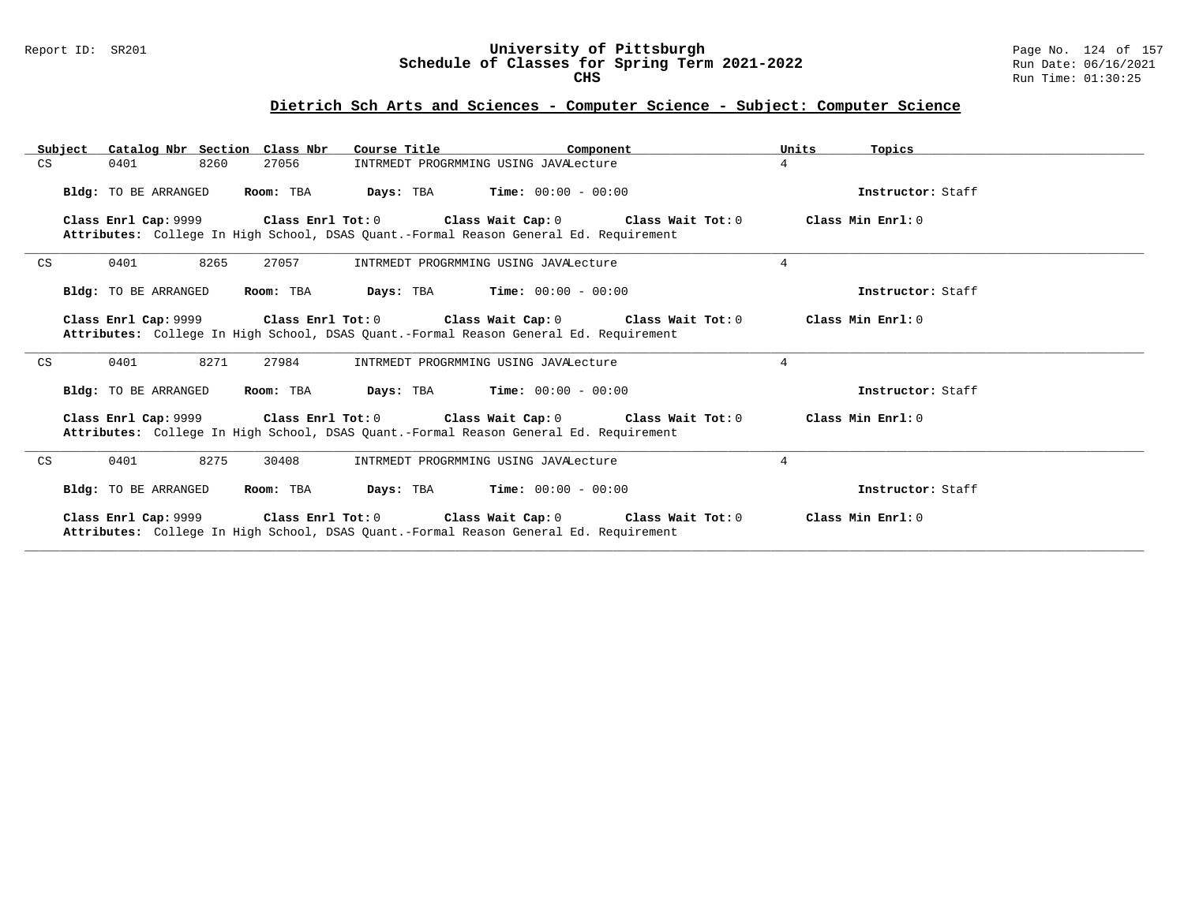## Dietrich Sch Arts and Sciences - Computer Science - Subject: Computer Science

| Subject | Catalog Nbr | Section | Class Nbr | Course Title | Component | Units | Topics |
|---|---|---|---|---|---|---|---|
| CS | 0401 | 8260 | 27056 | INTRMEDT PROGRMMING USING JAVA | Lecture | 4 | |

**Bldg:** TO BE ARRANGED **Room:** TBA **Days:** TBA **Time:** 00:00 - 00:00 **Instructor:** Staff

**Class Enrl Cap:** 9999 **Class Enrl Tot:** 0 **Class Wait Cap:** 0 **Class Wait Tot:** 0 **Class Min Enrl:** 0

**Attributes:** College In High School, DSAS Quant.-Formal Reason General Ed. Requirement

---

| Subject | Catalog Nbr | Section | Class Nbr | Course Title | Component | Units | Topics |
|---|---|---|---|---|---|---|---|
| CS | 0401 | 8265 | 27057 | INTRMEDT PROGRMMING USING JAVA | Lecture | 4 | |

**Bldg:** TO BE ARRANGED **Room:** TBA **Days:** TBA **Time:** 00:00 - 00:00 **Instructor:** Staff

**Class Enrl Cap:** 9999 **Class Enrl Tot:** 0 **Class Wait Cap:** 0 **Class Wait Tot:** 0 **Class Min Enrl:** 0

**Attributes:** College In High School, DSAS Quant.-Formal Reason General Ed. Requirement

---

| Subject | Catalog Nbr | Section | Class Nbr | Course Title | Component | Units | Topics |
|---|---|---|---|---|---|---|---|
| CS | 0401 | 8271 | 27984 | INTRMEDT PROGRMMING USING JAVA | Lecture | 4 | |

**Bldg:** TO BE ARRANGED **Room:** TBA **Days:** TBA **Time:** 00:00 - 00:00 **Instructor:** Staff

**Class Enrl Cap:** 9999 **Class Enrl Tot:** 0 **Class Wait Cap:** 0 **Class Wait Tot:** 0 **Class Min Enrl:** 0

**Attributes:** College In High School, DSAS Quant.-Formal Reason General Ed. Requirement

---

| Subject | Catalog Nbr | Section | Class Nbr | Course Title | Component | Units | Topics |
|---|---|---|---|---|---|---|---|
| CS | 0401 | 8275 | 30408 | INTRMEDT PROGRMMING USING JAVA | Lecture | 4 | |

**Bldg:** TO BE ARRANGED **Room:** TBA **Days:** TBA **Time:** 00:00 - 00:00 **Instructor:** Staff

**Class Enrl Cap:** 9999 **Class Enrl Tot:** 0 **Class Wait Cap:** 0 **Class Wait Tot:** 0 **Class Min Enrl:** 0

**Attributes:** College In High School, DSAS Quant.-Formal Reason General Ed. Requirement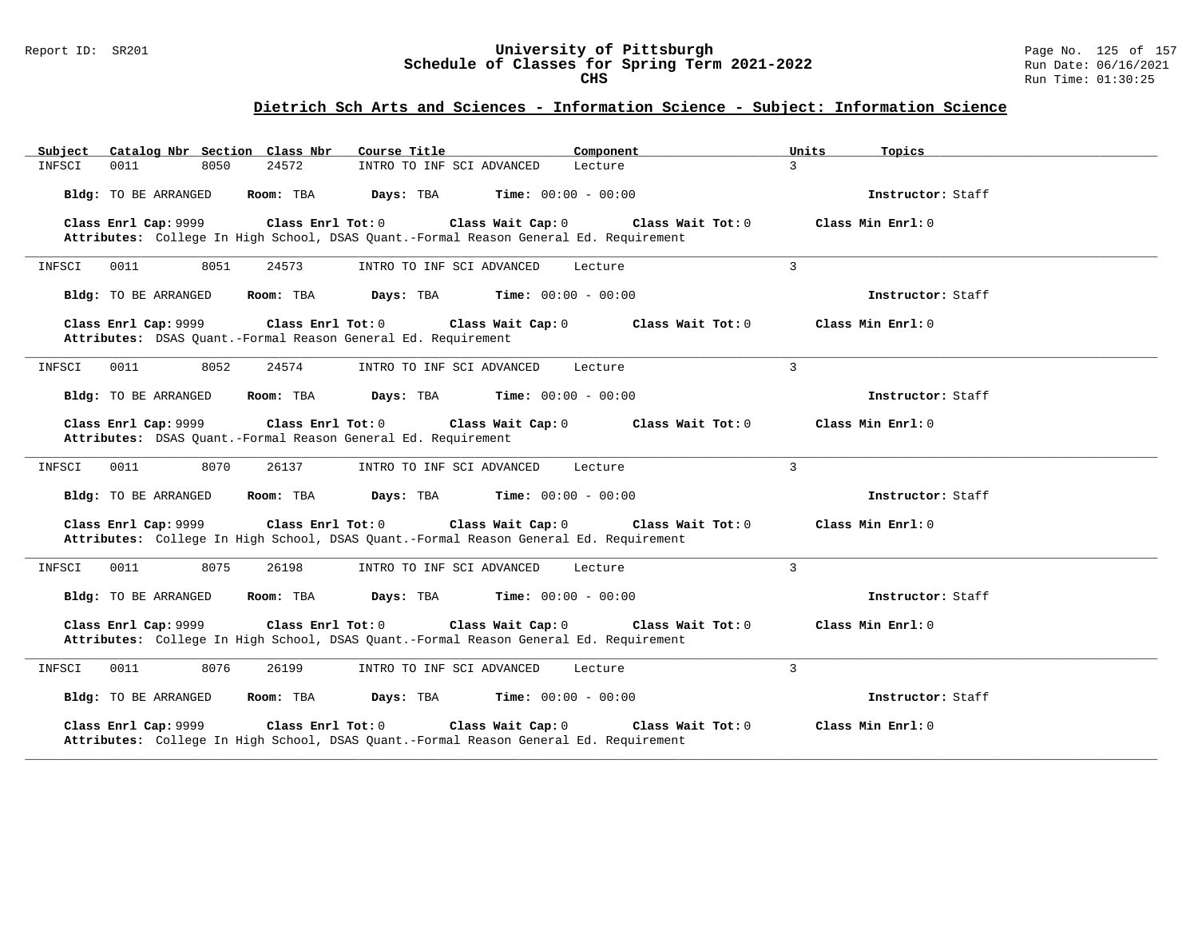## Dietrich Sch Arts and Sciences - Information Science - Subject: Information Science

| Subject | Catalog Nbr | Section | Class Nbr | Course Title | Component | Units | Topics |
|---|---|---|---|---|---|---|---|
| INFSCI | 0011 | 8050 | 24572 | INTRO TO INF SCI ADVANCED | Lecture | 3 | |

**Bldg:** TO BE ARRANGED **Room:** TBA **Days:** TBA **Time:** 00:00 - 00:00 **Instructor:** Staff

**Class Enrl Cap:** 9999 **Class Enrl Tot:** 0 **Class Wait Cap:** 0 **Class Wait Tot:** 0 **Class Min Enrl:** 0
**Attributes:** College In High School, DSAS Quant.-Formal Reason General Ed. Requirement

---

| Subject | Catalog Nbr | Section | Class Nbr | Course Title | Component | Units | Topics |
|---|---|---|---|---|---|---|---|
| INFSCI | 0011 | 8051 | 24573 | INTRO TO INF SCI ADVANCED | Lecture | 3 | |

**Bldg:** TO BE ARRANGED **Room:** TBA **Days:** TBA **Time:** 00:00 - 00:00 **Instructor:** Staff

**Class Enrl Cap:** 9999 **Class Enrl Tot:** 0 **Class Wait Cap:** 0 **Class Wait Tot:** 0 **Class Min Enrl:** 0
**Attributes:** DSAS Quant.-Formal Reason General Ed. Requirement

---

| Subject | Catalog Nbr | Section | Class Nbr | Course Title | Component | Units | Topics |
|---|---|---|---|---|---|---|---|
| INFSCI | 0011 | 8052 | 24574 | INTRO TO INF SCI ADVANCED | Lecture | 3 | |

**Bldg:** TO BE ARRANGED **Room:** TBA **Days:** TBA **Time:** 00:00 - 00:00 **Instructor:** Staff

**Class Enrl Cap:** 9999 **Class Enrl Tot:** 0 **Class Wait Cap:** 0 **Class Wait Tot:** 0 **Class Min Enrl:** 0
**Attributes:** DSAS Quant.-Formal Reason General Ed. Requirement

---

| Subject | Catalog Nbr | Section | Class Nbr | Course Title | Component | Units | Topics |
|---|---|---|---|---|---|---|---|
| INFSCI | 0011 | 8070 | 26137 | INTRO TO INF SCI ADVANCED | Lecture | 3 | |

**Bldg:** TO BE ARRANGED **Room:** TBA **Days:** TBA **Time:** 00:00 - 00:00 **Instructor:** Staff

**Class Enrl Cap:** 9999 **Class Enrl Tot:** 0 **Class Wait Cap:** 0 **Class Wait Tot:** 0 **Class Min Enrl:** 0
**Attributes:** College In High School, DSAS Quant.-Formal Reason General Ed. Requirement

---

| Subject | Catalog Nbr | Section | Class Nbr | Course Title | Component | Units | Topics |
|---|---|---|---|---|---|---|---|
| INFSCI | 0011 | 8075 | 26198 | INTRO TO INF SCI ADVANCED | Lecture | 3 | |

**Bldg:** TO BE ARRANGED **Room:** TBA **Days:** TBA **Time:** 00:00 - 00:00 **Instructor:** Staff

**Class Enrl Cap:** 9999 **Class Enrl Tot:** 0 **Class Wait Cap:** 0 **Class Wait Tot:** 0 **Class Min Enrl:** 0
**Attributes:** College In High School, DSAS Quant.-Formal Reason General Ed. Requirement

---

| Subject | Catalog Nbr | Section | Class Nbr | Course Title | Component | Units | Topics |
|---|---|---|---|---|---|---|---|
| INFSCI | 0011 | 8076 | 26199 | INTRO TO INF SCI ADVANCED | Lecture | 3 | |

**Bldg:** TO BE ARRANGED **Room:** TBA **Days:** TBA **Time:** 00:00 - 00:00 **Instructor:** Staff

**Class Enrl Cap:** 9999 **Class Enrl Tot:** 0 **Class Wait Cap:** 0 **Class Wait Tot:** 0 **Class Min Enrl:** 0
**Attributes:** College In High School, DSAS Quant.-Formal Reason General Ed. Requirement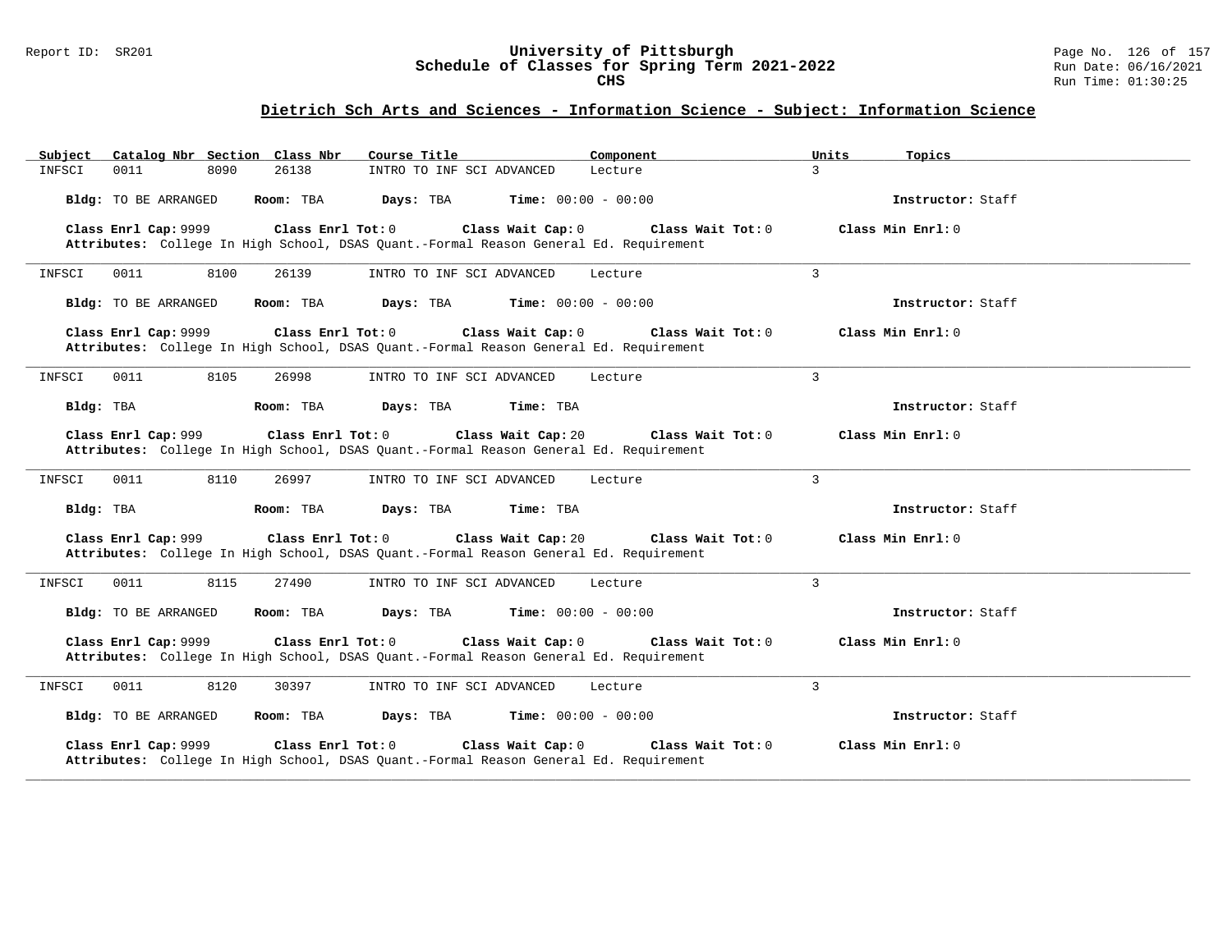## Dietrich Sch Arts and Sciences - Information Science - Subject: Information Science

| Subject | Catalog Nbr | Section | Class Nbr | Course Title | Component | Units | Topics |
|---|---|---|---|---|---|---|---|
| INFSCI | 0011 | 8090 | 26138 | INTRO TO INF SCI ADVANCED | Lecture | 3 | |

**Bldg:** TO BE ARRANGED **Room:** TBA **Days:** TBA **Time:** 00:00 - 00:00 **Instructor:** Staff

**Class Enrl Cap:** 9999 **Class Enrl Tot:** 0 **Class Wait Cap:** 0 **Class Wait Tot:** 0 **Class Min Enrl:** 0
**Attributes:** College In High School, DSAS Quant.-Formal Reason General Ed. Requirement

---

| Subject | Catalog Nbr | Section | Class Nbr | Course Title | Component | Units | Topics |
|---|---|---|---|---|---|---|---|
| INFSCI | 0011 | 8100 | 26139 | INTRO TO INF SCI ADVANCED | Lecture | 3 | |

**Bldg:** TO BE ARRANGED **Room:** TBA **Days:** TBA **Time:** 00:00 - 00:00 **Instructor:** Staff

**Class Enrl Cap:** 9999 **Class Enrl Tot:** 0 **Class Wait Cap:** 0 **Class Wait Tot:** 0 **Class Min Enrl:** 0
**Attributes:** College In High School, DSAS Quant.-Formal Reason General Ed. Requirement

---

| Subject | Catalog Nbr | Section | Class Nbr | Course Title | Component | Units | Topics |
|---|---|---|---|---|---|---|---|
| INFSCI | 0011 | 8105 | 26998 | INTRO TO INF SCI ADVANCED | Lecture | 3 | |

**Bldg:** TBA **Room:** TBA **Days:** TBA **Time:** TBA **Instructor:** Staff

**Class Enrl Cap:** 999 **Class Enrl Tot:** 0 **Class Wait Cap:** 20 **Class Wait Tot:** 0 **Class Min Enrl:** 0
**Attributes:** College In High School, DSAS Quant.-Formal Reason General Ed. Requirement

---

| Subject | Catalog Nbr | Section | Class Nbr | Course Title | Component | Units | Topics |
|---|---|---|---|---|---|---|---|
| INFSCI | 0011 | 8110 | 26997 | INTRO TO INF SCI ADVANCED | Lecture | 3 | |

**Bldg:** TBA **Room:** TBA **Days:** TBA **Time:** TBA **Instructor:** Staff

**Class Enrl Cap:** 999 **Class Enrl Tot:** 0 **Class Wait Cap:** 20 **Class Wait Tot:** 0 **Class Min Enrl:** 0
**Attributes:** College In High School, DSAS Quant.-Formal Reason General Ed. Requirement

---

| Subject | Catalog Nbr | Section | Class Nbr | Course Title | Component | Units | Topics |
|---|---|---|---|---|---|---|---|
| INFSCI | 0011 | 8115 | 27490 | INTRO TO INF SCI ADVANCED | Lecture | 3 | |

**Bldg:** TO BE ARRANGED **Room:** TBA **Days:** TBA **Time:** 00:00 - 00:00 **Instructor:** Staff

**Class Enrl Cap:** 9999 **Class Enrl Tot:** 0 **Class Wait Cap:** 0 **Class Wait Tot:** 0 **Class Min Enrl:** 0
**Attributes:** College In High School, DSAS Quant.-Formal Reason General Ed. Requirement

---

| Subject | Catalog Nbr | Section | Class Nbr | Course Title | Component | Units | Topics |
|---|---|---|---|---|---|---|---|
| INFSCI | 0011 | 8120 | 30397 | INTRO TO INF SCI ADVANCED | Lecture | 3 | |

**Bldg:** TO BE ARRANGED **Room:** TBA **Days:** TBA **Time:** 00:00 - 00:00 **Instructor:** Staff

**Class Enrl Cap:** 9999 **Class Enrl Tot:** 0 **Class Wait Cap:** 0 **Class Wait Tot:** 0 **Class Min Enrl:** 0
**Attributes:** College In High School, DSAS Quant.-Formal Reason General Ed. Requirement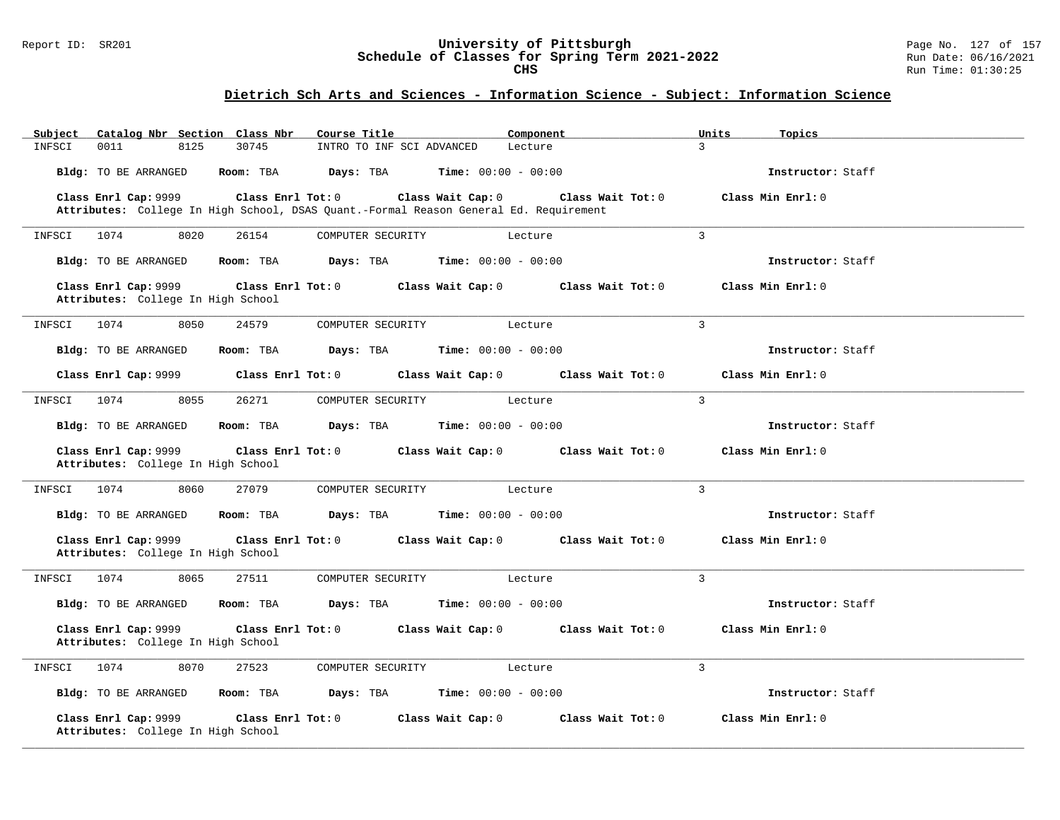## Dietrich Sch Arts and Sciences - Information Science - Subject: Information Science

| Subject | Catalog Nbr | Section | Class Nbr | Course Title | Component | Units | Topics |
|---|---|---|---|---|---|---|---|
| INFSCI | 0011 | 8125 | 30745 | INTRO TO INF SCI ADVANCED | Lecture | 3 | |

**Bldg:** TO BE ARRANGED **Room:** TBA **Days:** TBA **Time:** 00:00 - 00:00 **Instructor:** Staff

**Class Enrl Cap:** 9999 **Class Enrl Tot:** 0 **Class Wait Cap:** 0 **Class Wait Tot:** 0 **Class Min Enrl:** 0
**Attributes:** College In High School, DSAS Quant.-Formal Reason General Ed. Requirement

---

| Subject | Catalog Nbr | Section | Class Nbr | Course Title | Component | Units | Topics |
|---|---|---|---|---|---|---|---|
| INFSCI | 1074 | 8020 | 26154 | COMPUTER SECURITY | Lecture | 3 | |

**Bldg:** TO BE ARRANGED **Room:** TBA **Days:** TBA **Time:** 00:00 - 00:00 **Instructor:** Staff

**Class Enrl Cap:** 9999 **Class Enrl Tot:** 0 **Class Wait Cap:** 0 **Class Wait Tot:** 0 **Class Min Enrl:** 0
**Attributes:** College In High School

---

| Subject | Catalog Nbr | Section | Class Nbr | Course Title | Component | Units | Topics |
|---|---|---|---|---|---|---|---|
| INFSCI | 1074 | 8050 | 24579 | COMPUTER SECURITY | Lecture | 3 | |

**Bldg:** TO BE ARRANGED **Room:** TBA **Days:** TBA **Time:** 00:00 - 00:00 **Instructor:** Staff

**Class Enrl Cap:** 9999 **Class Enrl Tot:** 0 **Class Wait Cap:** 0 **Class Wait Tot:** 0 **Class Min Enrl:** 0

---

| Subject | Catalog Nbr | Section | Class Nbr | Course Title | Component | Units | Topics |
|---|---|---|---|---|---|---|---|
| INFSCI | 1074 | 8055 | 26271 | COMPUTER SECURITY | Lecture | 3 | |

**Bldg:** TO BE ARRANGED **Room:** TBA **Days:** TBA **Time:** 00:00 - 00:00 **Instructor:** Staff

**Class Enrl Cap:** 9999 **Class Enrl Tot:** 0 **Class Wait Cap:** 0 **Class Wait Tot:** 0 **Class Min Enrl:** 0
**Attributes:** College In High School

---

| Subject | Catalog Nbr | Section | Class Nbr | Course Title | Component | Units | Topics |
|---|---|---|---|---|---|---|---|
| INFSCI | 1074 | 8060 | 27079 | COMPUTER SECURITY | Lecture | 3 | |

**Bldg:** TO BE ARRANGED **Room:** TBA **Days:** TBA **Time:** 00:00 - 00:00 **Instructor:** Staff

**Class Enrl Cap:** 9999 **Class Enrl Tot:** 0 **Class Wait Cap:** 0 **Class Wait Tot:** 0 **Class Min Enrl:** 0
**Attributes:** College In High School

---

| Subject | Catalog Nbr | Section | Class Nbr | Course Title | Component | Units | Topics |
|---|---|---|---|---|---|---|---|
| INFSCI | 1074 | 8065 | 27511 | COMPUTER SECURITY | Lecture | 3 | |

**Bldg:** TO BE ARRANGED **Room:** TBA **Days:** TBA **Time:** 00:00 - 00:00 **Instructor:** Staff

**Class Enrl Cap:** 9999 **Class Enrl Tot:** 0 **Class Wait Cap:** 0 **Class Wait Tot:** 0 **Class Min Enrl:** 0
**Attributes:** College In High School

---

| Subject | Catalog Nbr | Section | Class Nbr | Course Title | Component | Units | Topics |
|---|---|---|---|---|---|---|---|
| INFSCI | 1074 | 8070 | 27523 | COMPUTER SECURITY | Lecture | 3 | |

**Bldg:** TO BE ARRANGED **Room:** TBA **Days:** TBA **Time:** 00:00 - 00:00 **Instructor:** Staff

**Class Enrl Cap:** 9999 **Class Enrl Tot:** 0 **Class Wait Cap:** 0 **Class Wait Tot:** 0 **Class Min Enrl:** 0
**Attributes:** College In High School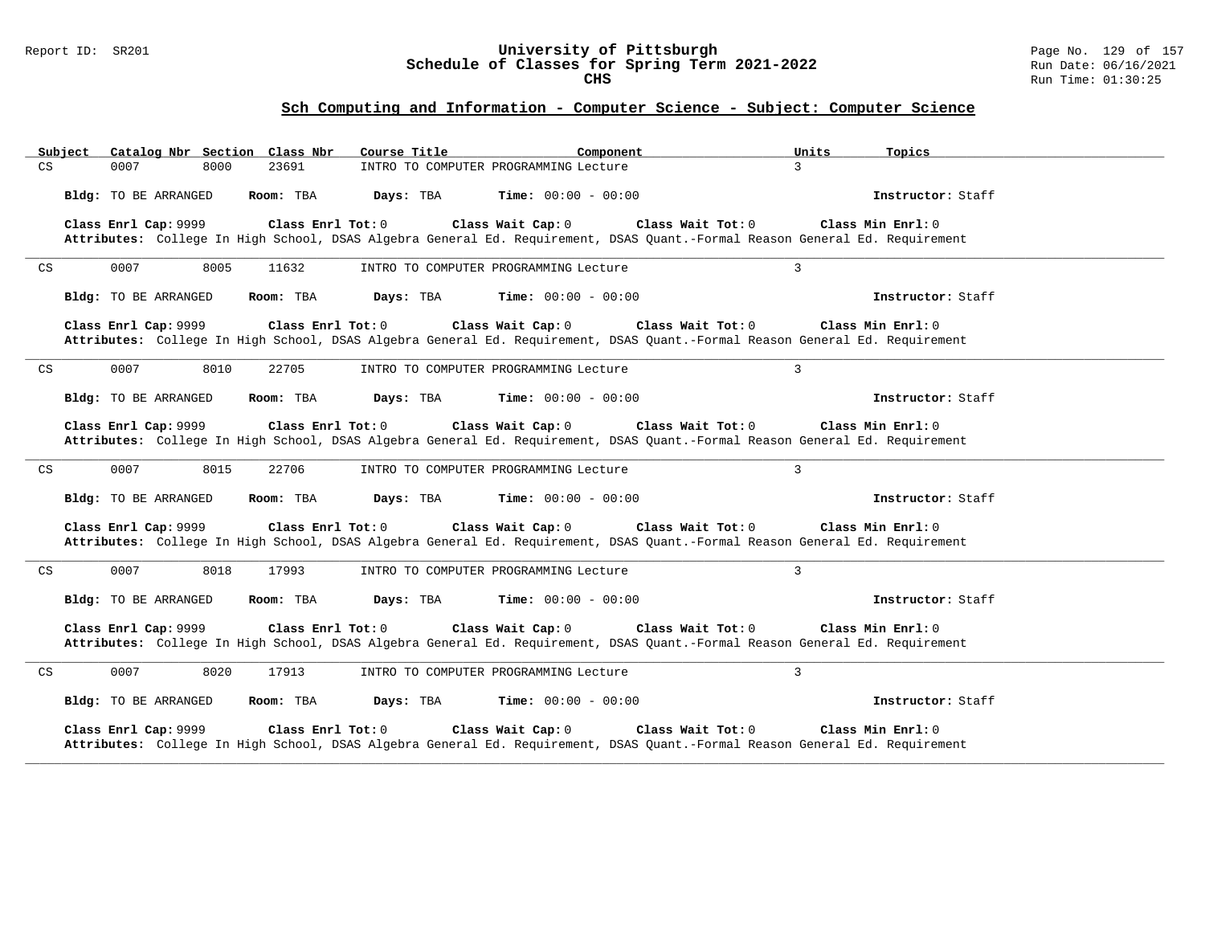## Sch Computing and Information - Computer Science - Subject: Computer Science

| Subject | Catalog Nbr | Section | Class Nbr | Course Title | Component | Units | Topics |
|---|---|---|---|---|---|---|---|
| CS | 0007 | 8000 | 23691 | INTRO TO COMPUTER PROGRAMMING | Lecture | 3 | |

**Bldg:** TO BE ARRANGED **Room:** TBA **Days:** TBA **Time:** 00:00 - 00:00 **Instructor:** Staff

**Class Enrl Cap:** 9999 **Class Enrl Tot:** 0 **Class Wait Cap:** 0 **Class Wait Tot:** 0 **Class Min Enrl:** 0

**Attributes:** College In High School, DSAS Algebra General Ed. Requirement, DSAS Quant.-Formal Reason General Ed. Requirement

---

| Subject | Catalog Nbr | Section | Class Nbr | Course Title | Component | Units | Topics |
|---|---|---|---|---|---|---|---|
| CS | 0007 | 8005 | 11632 | INTRO TO COMPUTER PROGRAMMING | Lecture | 3 | |

**Bldg:** TO BE ARRANGED **Room:** TBA **Days:** TBA **Time:** 00:00 - 00:00 **Instructor:** Staff

**Class Enrl Cap:** 9999 **Class Enrl Tot:** 0 **Class Wait Cap:** 0 **Class Wait Tot:** 0 **Class Min Enrl:** 0

**Attributes:** College In High School, DSAS Algebra General Ed. Requirement, DSAS Quant.-Formal Reason General Ed. Requirement

---

| Subject | Catalog Nbr | Section | Class Nbr | Course Title | Component | Units | Topics |
|---|---|---|---|---|---|---|---|
| CS | 0007 | 8010 | 22705 | INTRO TO COMPUTER PROGRAMMING | Lecture | 3 | |

**Bldg:** TO BE ARRANGED **Room:** TBA **Days:** TBA **Time:** 00:00 - 00:00 **Instructor:** Staff

**Class Enrl Cap:** 9999 **Class Enrl Tot:** 0 **Class Wait Cap:** 0 **Class Wait Tot:** 0 **Class Min Enrl:** 0

**Attributes:** College In High School, DSAS Algebra General Ed. Requirement, DSAS Quant.-Formal Reason General Ed. Requirement

---

| Subject | Catalog Nbr | Section | Class Nbr | Course Title | Component | Units | Topics |
|---|---|---|---|---|---|---|---|
| CS | 0007 | 8015 | 22706 | INTRO TO COMPUTER PROGRAMMING | Lecture | 3 | |

**Bldg:** TO BE ARRANGED **Room:** TBA **Days:** TBA **Time:** 00:00 - 00:00 **Instructor:** Staff

**Class Enrl Cap:** 9999 **Class Enrl Tot:** 0 **Class Wait Cap:** 0 **Class Wait Tot:** 0 **Class Min Enrl:** 0

**Attributes:** College In High School, DSAS Algebra General Ed. Requirement, DSAS Quant.-Formal Reason General Ed. Requirement

---

| Subject | Catalog Nbr | Section | Class Nbr | Course Title | Component | Units | Topics |
|---|---|---|---|---|---|---|---|
| CS | 0007 | 8018 | 17993 | INTRO TO COMPUTER PROGRAMMING | Lecture | 3 | |

**Bldg:** TO BE ARRANGED **Room:** TBA **Days:** TBA **Time:** 00:00 - 00:00 **Instructor:** Staff

**Class Enrl Cap:** 9999 **Class Enrl Tot:** 0 **Class Wait Cap:** 0 **Class Wait Tot:** 0 **Class Min Enrl:** 0

**Attributes:** College In High School, DSAS Algebra General Ed. Requirement, DSAS Quant.-Formal Reason General Ed. Requirement

---

| Subject | Catalog Nbr | Section | Class Nbr | Course Title | Component | Units | Topics |
|---|---|---|---|---|---|---|---|
| CS | 0007 | 8020 | 17913 | INTRO TO COMPUTER PROGRAMMING | Lecture | 3 | |

**Bldg:** TO BE ARRANGED **Room:** TBA **Days:** TBA **Time:** 00:00 - 00:00 **Instructor:** Staff

**Class Enrl Cap:** 9999 **Class Enrl Tot:** 0 **Class Wait Cap:** 0 **Class Wait Tot:** 0 **Class Min Enrl:** 0

**Attributes:** College In High School, DSAS Algebra General Ed. Requirement, DSAS Quant.-Formal Reason General Ed. Requirement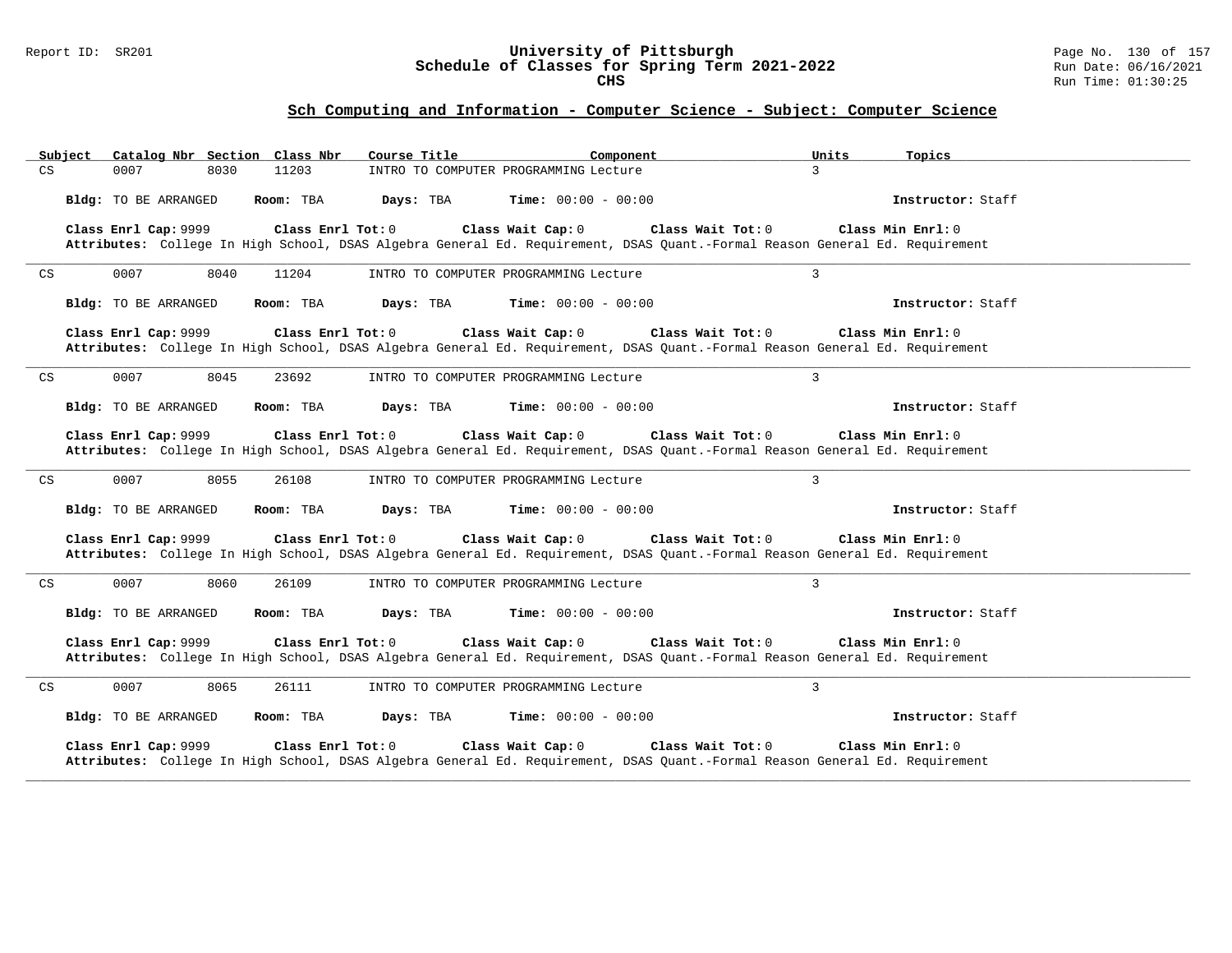## Sch Computing and Information - Computer Science - Subject: Computer Science

| Subject | Catalog Nbr | Section | Class Nbr | Course Title | Component | Units | Topics |
|---|---|---|---|---|---|---|---|
| CS | 0007 | 8030 | 11203 | INTRO TO COMPUTER PROGRAMMING | Lecture | 3 | |

**Bldg:** TO BE ARRANGED **Room:** TBA **Days:** TBA **Time:** 00:00 - 00:00 **Instructor:** Staff

**Class Enrl Cap:** 9999 **Class Enrl Tot:** 0 **Class Wait Cap:** 0 **Class Wait Tot:** 0 **Class Min Enrl:** 0

**Attributes:** College In High School, DSAS Algebra General Ed. Requirement, DSAS Quant.-Formal Reason General Ed. Requirement

---

| Subject | Catalog Nbr | Section | Class Nbr | Course Title | Component | Units | Topics |
|---|---|---|---|---|---|---|---|
| CS | 0007 | 8040 | 11204 | INTRO TO COMPUTER PROGRAMMING | Lecture | 3 | |

**Bldg:** TO BE ARRANGED **Room:** TBA **Days:** TBA **Time:** 00:00 - 00:00 **Instructor:** Staff

**Class Enrl Cap:** 9999 **Class Enrl Tot:** 0 **Class Wait Cap:** 0 **Class Wait Tot:** 0 **Class Min Enrl:** 0

**Attributes:** College In High School, DSAS Algebra General Ed. Requirement, DSAS Quant.-Formal Reason General Ed. Requirement

---

| Subject | Catalog Nbr | Section | Class Nbr | Course Title | Component | Units | Topics |
|---|---|---|---|---|---|---|---|
| CS | 0007 | 8045 | 23692 | INTRO TO COMPUTER PROGRAMMING | Lecture | 3 | |

**Bldg:** TO BE ARRANGED **Room:** TBA **Days:** TBA **Time:** 00:00 - 00:00 **Instructor:** Staff

**Class Enrl Cap:** 9999 **Class Enrl Tot:** 0 **Class Wait Cap:** 0 **Class Wait Tot:** 0 **Class Min Enrl:** 0

**Attributes:** College In High School, DSAS Algebra General Ed. Requirement, DSAS Quant.-Formal Reason General Ed. Requirement

---

| Subject | Catalog Nbr | Section | Class Nbr | Course Title | Component | Units | Topics |
|---|---|---|---|---|---|---|---|
| CS | 0007 | 8055 | 26108 | INTRO TO COMPUTER PROGRAMMING | Lecture | 3 | |

**Bldg:** TO BE ARRANGED **Room:** TBA **Days:** TBA **Time:** 00:00 - 00:00 **Instructor:** Staff

**Class Enrl Cap:** 9999 **Class Enrl Tot:** 0 **Class Wait Cap:** 0 **Class Wait Tot:** 0 **Class Min Enrl:** 0

**Attributes:** College In High School, DSAS Algebra General Ed. Requirement, DSAS Quant.-Formal Reason General Ed. Requirement

---

| Subject | Catalog Nbr | Section | Class Nbr | Course Title | Component | Units | Topics |
|---|---|---|---|---|---|---|---|
| CS | 0007 | 8060 | 26109 | INTRO TO COMPUTER PROGRAMMING | Lecture | 3 | |

**Bldg:** TO BE ARRANGED **Room:** TBA **Days:** TBA **Time:** 00:00 - 00:00 **Instructor:** Staff

**Class Enrl Cap:** 9999 **Class Enrl Tot:** 0 **Class Wait Cap:** 0 **Class Wait Tot:** 0 **Class Min Enrl:** 0

**Attributes:** College In High School, DSAS Algebra General Ed. Requirement, DSAS Quant.-Formal Reason General Ed. Requirement

---

| Subject | Catalog Nbr | Section | Class Nbr | Course Title | Component | Units | Topics |
|---|---|---|---|---|---|---|---|
| CS | 0007 | 8065 | 26111 | INTRO TO COMPUTER PROGRAMMING | Lecture | 3 | |

**Bldg:** TO BE ARRANGED **Room:** TBA **Days:** TBA **Time:** 00:00 - 00:00 **Instructor:** Staff

**Class Enrl Cap:** 9999 **Class Enrl Tot:** 0 **Class Wait Cap:** 0 **Class Wait Tot:** 0 **Class Min Enrl:** 0

**Attributes:** College In High School, DSAS Algebra General Ed. Requirement, DSAS Quant.-Formal Reason General Ed. Requirement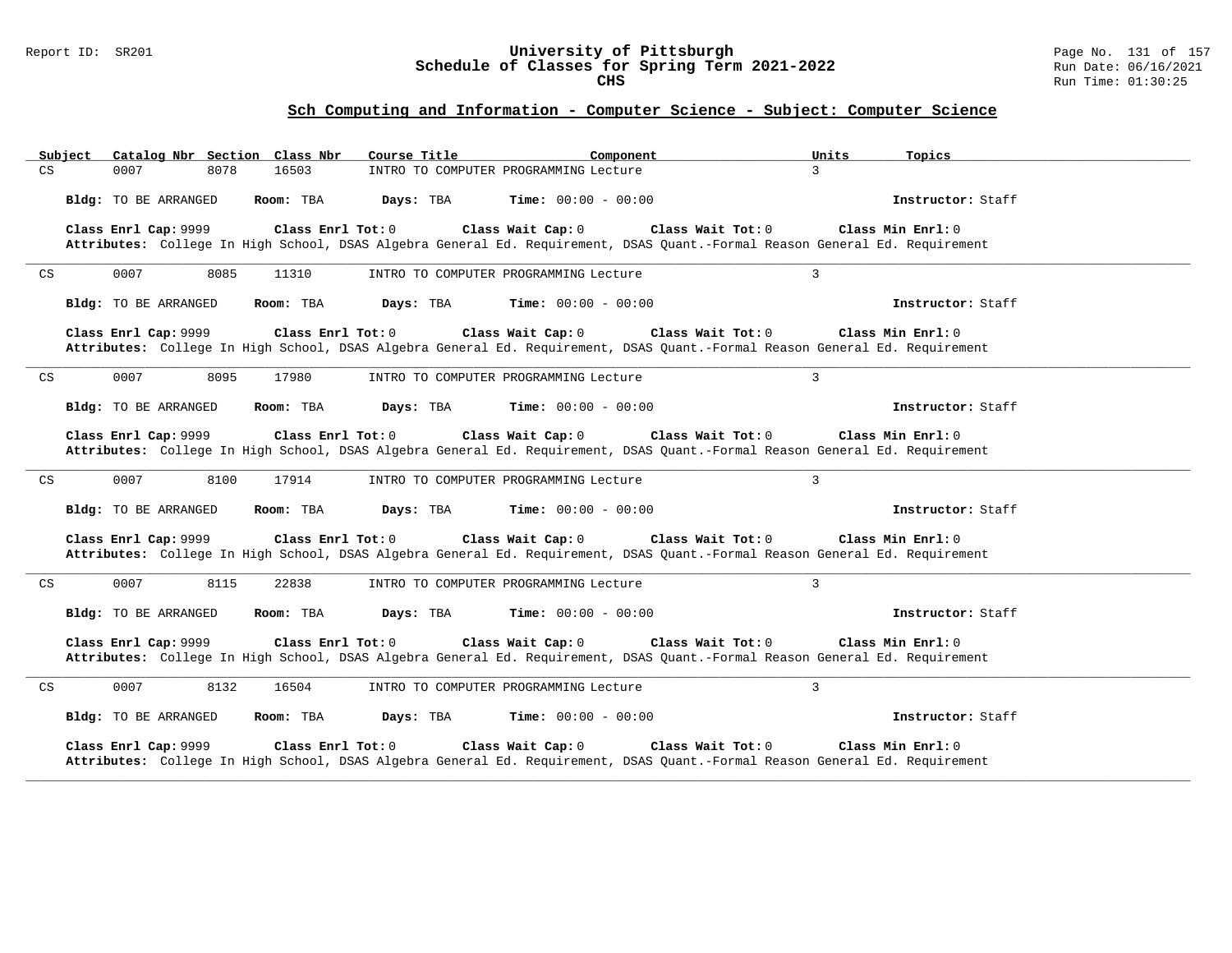## Sch Computing and Information - Computer Science - Subject: Computer Science

| Subject | Catalog Nbr | Section | Class Nbr | Course Title | Component | Units | Topics |
|---|---|---|---|---|---|---|---|
| CS | 0007 | 8078 | 16503 | INTRO TO COMPUTER PROGRAMMING | Lecture | 3 | |

**Bldg:** TO BE ARRANGED **Room:** TBA **Days:** TBA **Time:** 00:00 - 00:00 **Instructor:** Staff

**Class Enrl Cap:** 9999 **Class Enrl Tot:** 0 **Class Wait Cap:** 0 **Class Wait Tot:** 0 **Class Min Enrl:** 0
**Attributes:** College In High School, DSAS Algebra General Ed. Requirement, DSAS Quant.-Formal Reason General Ed. Requirement

---

| Subject | Catalog Nbr | Section | Class Nbr | Course Title | Component | Units | Topics |
|---|---|---|---|---|---|---|---|
| CS | 0007 | 8085 | 11310 | INTRO TO COMPUTER PROGRAMMING | Lecture | 3 | |

**Bldg:** TO BE ARRANGED **Room:** TBA **Days:** TBA **Time:** 00:00 - 00:00 **Instructor:** Staff

**Class Enrl Cap:** 9999 **Class Enrl Tot:** 0 **Class Wait Cap:** 0 **Class Wait Tot:** 0 **Class Min Enrl:** 0
**Attributes:** College In High School, DSAS Algebra General Ed. Requirement, DSAS Quant.-Formal Reason General Ed. Requirement

---

| Subject | Catalog Nbr | Section | Class Nbr | Course Title | Component | Units | Topics |
|---|---|---|---|---|---|---|---|
| CS | 0007 | 8095 | 17980 | INTRO TO COMPUTER PROGRAMMING | Lecture | 3 | |

**Bldg:** TO BE ARRANGED **Room:** TBA **Days:** TBA **Time:** 00:00 - 00:00 **Instructor:** Staff

**Class Enrl Cap:** 9999 **Class Enrl Tot:** 0 **Class Wait Cap:** 0 **Class Wait Tot:** 0 **Class Min Enrl:** 0
**Attributes:** College In High School, DSAS Algebra General Ed. Requirement, DSAS Quant.-Formal Reason General Ed. Requirement

---

| Subject | Catalog Nbr | Section | Class Nbr | Course Title | Component | Units | Topics |
|---|---|---|---|---|---|---|---|
| CS | 0007 | 8100 | 17914 | INTRO TO COMPUTER PROGRAMMING | Lecture | 3 | |

**Bldg:** TO BE ARRANGED **Room:** TBA **Days:** TBA **Time:** 00:00 - 00:00 **Instructor:** Staff

**Class Enrl Cap:** 9999 **Class Enrl Tot:** 0 **Class Wait Cap:** 0 **Class Wait Tot:** 0 **Class Min Enrl:** 0
**Attributes:** College In High School, DSAS Algebra General Ed. Requirement, DSAS Quant.-Formal Reason General Ed. Requirement

---

| Subject | Catalog Nbr | Section | Class Nbr | Course Title | Component | Units | Topics |
|---|---|---|---|---|---|---|---|
| CS | 0007 | 8115 | 22838 | INTRO TO COMPUTER PROGRAMMING | Lecture | 3 | |

**Bldg:** TO BE ARRANGED **Room:** TBA **Days:** TBA **Time:** 00:00 - 00:00 **Instructor:** Staff

**Class Enrl Cap:** 9999 **Class Enrl Tot:** 0 **Class Wait Cap:** 0 **Class Wait Tot:** 0 **Class Min Enrl:** 0
**Attributes:** College In High School, DSAS Algebra General Ed. Requirement, DSAS Quant.-Formal Reason General Ed. Requirement

---

| Subject | Catalog Nbr | Section | Class Nbr | Course Title | Component | Units | Topics |
|---|---|---|---|---|---|---|---|
| CS | 0007 | 8132 | 16504 | INTRO TO COMPUTER PROGRAMMING | Lecture | 3 | |

**Bldg:** TO BE ARRANGED **Room:** TBA **Days:** TBA **Time:** 00:00 - 00:00 **Instructor:** Staff

**Class Enrl Cap:** 9999 **Class Enrl Tot:** 0 **Class Wait Cap:** 0 **Class Wait Tot:** 0 **Class Min Enrl:** 0
**Attributes:** College In High School, DSAS Algebra General Ed. Requirement, DSAS Quant.-Formal Reason General Ed. Requirement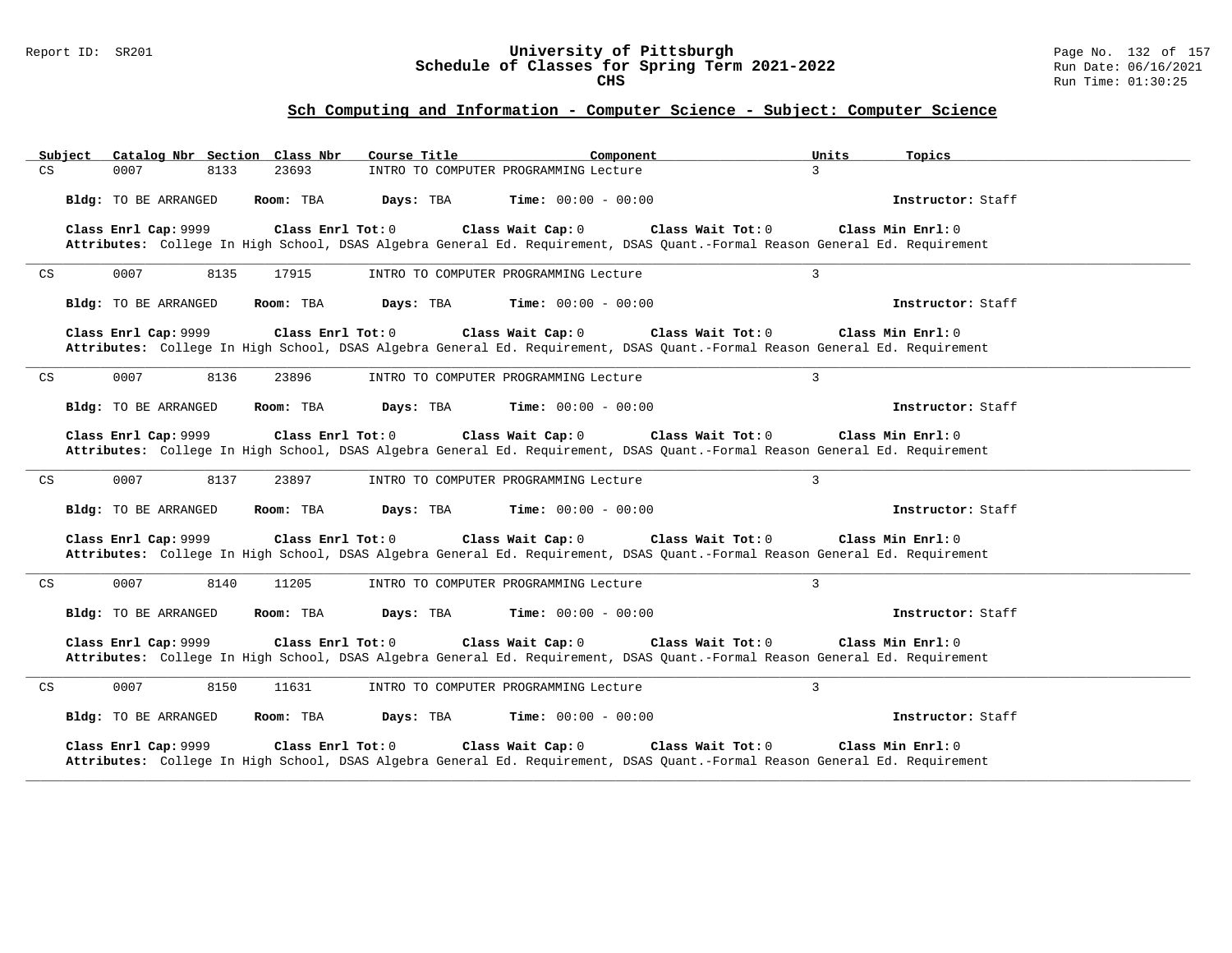## Sch Computing and Information - Computer Science - Subject: Computer Science

| Subject | Catalog Nbr | Section | Class Nbr | Course Title | Component | Units | Topics |
|---|---|---|---|---|---|---|---|
| CS | 0007 | 8133 | 23693 | INTRO TO COMPUTER PROGRAMMING | Lecture | 3 | |

**Bldg:** TO BE ARRANGED **Room:** TBA **Days:** TBA **Time:** 00:00 - 00:00 **Instructor:** Staff

**Class Enrl Cap:** 9999 **Class Enrl Tot:** 0 **Class Wait Cap:** 0 **Class Wait Tot:** 0 **Class Min Enrl:** 0

**Attributes:** College In High School, DSAS Algebra General Ed. Requirement, DSAS Quant.-Formal Reason General Ed. Requirement

---

| Subject | Catalog Nbr | Section | Class Nbr | Course Title | Component | Units | Topics |
|---|---|---|---|---|---|---|---|
| CS | 0007 | 8135 | 17915 | INTRO TO COMPUTER PROGRAMMING | Lecture | 3 | |

**Bldg:** TO BE ARRANGED **Room:** TBA **Days:** TBA **Time:** 00:00 - 00:00 **Instructor:** Staff

**Class Enrl Cap:** 9999 **Class Enrl Tot:** 0 **Class Wait Cap:** 0 **Class Wait Tot:** 0 **Class Min Enrl:** 0

**Attributes:** College In High School, DSAS Algebra General Ed. Requirement, DSAS Quant.-Formal Reason General Ed. Requirement

---

| Subject | Catalog Nbr | Section | Class Nbr | Course Title | Component | Units | Topics |
|---|---|---|---|---|---|---|---|
| CS | 0007 | 8136 | 23896 | INTRO TO COMPUTER PROGRAMMING | Lecture | 3 | |

**Bldg:** TO BE ARRANGED **Room:** TBA **Days:** TBA **Time:** 00:00 - 00:00 **Instructor:** Staff

**Class Enrl Cap:** 9999 **Class Enrl Tot:** 0 **Class Wait Cap:** 0 **Class Wait Tot:** 0 **Class Min Enrl:** 0

**Attributes:** College In High School, DSAS Algebra General Ed. Requirement, DSAS Quant.-Formal Reason General Ed. Requirement

---

| Subject | Catalog Nbr | Section | Class Nbr | Course Title | Component | Units | Topics |
|---|---|---|---|---|---|---|---|
| CS | 0007 | 8137 | 23897 | INTRO TO COMPUTER PROGRAMMING | Lecture | 3 | |

**Bldg:** TO BE ARRANGED **Room:** TBA **Days:** TBA **Time:** 00:00 - 00:00 **Instructor:** Staff

**Class Enrl Cap:** 9999 **Class Enrl Tot:** 0 **Class Wait Cap:** 0 **Class Wait Tot:** 0 **Class Min Enrl:** 0

**Attributes:** College In High School, DSAS Algebra General Ed. Requirement, DSAS Quant.-Formal Reason General Ed. Requirement

---

| Subject | Catalog Nbr | Section | Class Nbr | Course Title | Component | Units | Topics |
|---|---|---|---|---|---|---|---|
| CS | 0007 | 8140 | 11205 | INTRO TO COMPUTER PROGRAMMING | Lecture | 3 | |

**Bldg:** TO BE ARRANGED **Room:** TBA **Days:** TBA **Time:** 00:00 - 00:00 **Instructor:** Staff

**Class Enrl Cap:** 9999 **Class Enrl Tot:** 0 **Class Wait Cap:** 0 **Class Wait Tot:** 0 **Class Min Enrl:** 0

**Attributes:** College In High School, DSAS Algebra General Ed. Requirement, DSAS Quant.-Formal Reason General Ed. Requirement

---

| Subject | Catalog Nbr | Section | Class Nbr | Course Title | Component | Units | Topics |
|---|---|---|---|---|---|---|---|
| CS | 0007 | 8150 | 11631 | INTRO TO COMPUTER PROGRAMMING | Lecture | 3 | |

**Bldg:** TO BE ARRANGED **Room:** TBA **Days:** TBA **Time:** 00:00 - 00:00 **Instructor:** Staff

**Class Enrl Cap:** 9999 **Class Enrl Tot:** 0 **Class Wait Cap:** 0 **Class Wait Tot:** 0 **Class Min Enrl:** 0

**Attributes:** College In High School, DSAS Algebra General Ed. Requirement, DSAS Quant.-Formal Reason General Ed. Requirement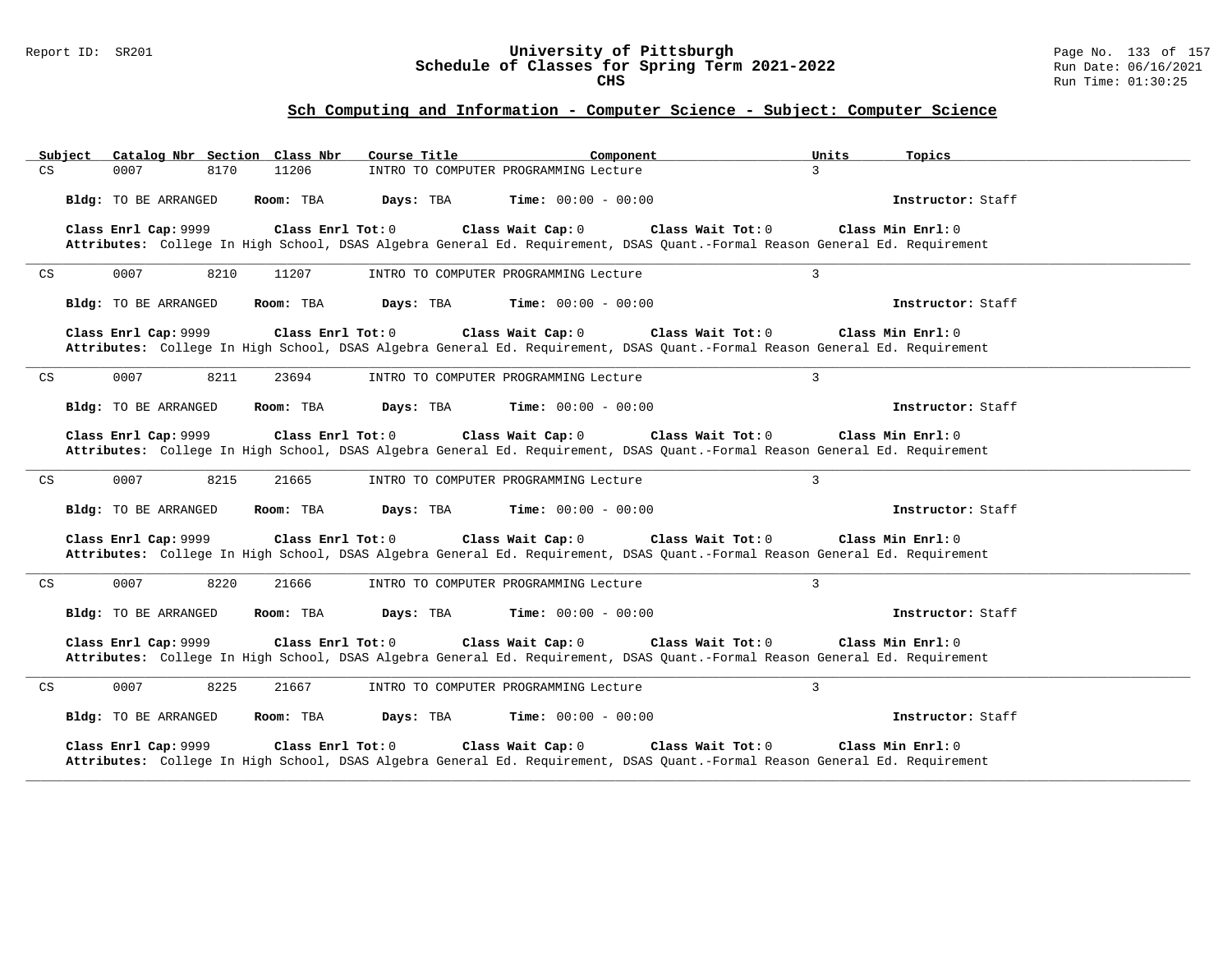## Sch Computing and Information - Computer Science - Subject: Computer Science

| Subject | Catalog Nbr | Section | Class Nbr | Course Title | Component | Units | Topics |
|---|---|---|---|---|---|---|---|
| CS | 0007 | 8170 | 11206 | INTRO TO COMPUTER PROGRAMMING | Lecture | 3 | |

**Bldg:** TO BE ARRANGED **Room:** TBA **Days:** TBA **Time:** 00:00 - 00:00 **Instructor:** Staff

**Class Enrl Cap:** 9999 **Class Enrl Tot:** 0 **Class Wait Cap:** 0 **Class Wait Tot:** 0 **Class Min Enrl:** 0

**Attributes:** College In High School, DSAS Algebra General Ed. Requirement, DSAS Quant.-Formal Reason General Ed. Requirement

---

| Subject | Catalog Nbr | Section | Class Nbr | Course Title | Component | Units | Topics |
|---|---|---|---|---|---|---|---|
| CS | 0007 | 8210 | 11207 | INTRO TO COMPUTER PROGRAMMING | Lecture | 3 | |

**Bldg:** TO BE ARRANGED **Room:** TBA **Days:** TBA **Time:** 00:00 - 00:00 **Instructor:** Staff

**Class Enrl Cap:** 9999 **Class Enrl Tot:** 0 **Class Wait Cap:** 0 **Class Wait Tot:** 0 **Class Min Enrl:** 0

**Attributes:** College In High School, DSAS Algebra General Ed. Requirement, DSAS Quant.-Formal Reason General Ed. Requirement

---

| Subject | Catalog Nbr | Section | Class Nbr | Course Title | Component | Units | Topics |
|---|---|---|---|---|---|---|---|
| CS | 0007 | 8211 | 23694 | INTRO TO COMPUTER PROGRAMMING | Lecture | 3 | |

**Bldg:** TO BE ARRANGED **Room:** TBA **Days:** TBA **Time:** 00:00 - 00:00 **Instructor:** Staff

**Class Enrl Cap:** 9999 **Class Enrl Tot:** 0 **Class Wait Cap:** 0 **Class Wait Tot:** 0 **Class Min Enrl:** 0

**Attributes:** College In High School, DSAS Algebra General Ed. Requirement, DSAS Quant.-Formal Reason General Ed. Requirement

---

| Subject | Catalog Nbr | Section | Class Nbr | Course Title | Component | Units | Topics |
|---|---|---|---|---|---|---|---|
| CS | 0007 | 8215 | 21665 | INTRO TO COMPUTER PROGRAMMING | Lecture | 3 | |

**Bldg:** TO BE ARRANGED **Room:** TBA **Days:** TBA **Time:** 00:00 - 00:00 **Instructor:** Staff

**Class Enrl Cap:** 9999 **Class Enrl Tot:** 0 **Class Wait Cap:** 0 **Class Wait Tot:** 0 **Class Min Enrl:** 0

**Attributes:** College In High School, DSAS Algebra General Ed. Requirement, DSAS Quant.-Formal Reason General Ed. Requirement

---

| Subject | Catalog Nbr | Section | Class Nbr | Course Title | Component | Units | Topics |
|---|---|---|---|---|---|---|---|
| CS | 0007 | 8220 | 21666 | INTRO TO COMPUTER PROGRAMMING | Lecture | 3 | |

**Bldg:** TO BE ARRANGED **Room:** TBA **Days:** TBA **Time:** 00:00 - 00:00 **Instructor:** Staff

**Class Enrl Cap:** 9999 **Class Enrl Tot:** 0 **Class Wait Cap:** 0 **Class Wait Tot:** 0 **Class Min Enrl:** 0

**Attributes:** College In High School, DSAS Algebra General Ed. Requirement, DSAS Quant.-Formal Reason General Ed. Requirement

---

| Subject | Catalog Nbr | Section | Class Nbr | Course Title | Component | Units | Topics |
|---|---|---|---|---|---|---|---|
| CS | 0007 | 8225 | 21667 | INTRO TO COMPUTER PROGRAMMING | Lecture | 3 | |

**Bldg:** TO BE ARRANGED **Room:** TBA **Days:** TBA **Time:** 00:00 - 00:00 **Instructor:** Staff

**Class Enrl Cap:** 9999 **Class Enrl Tot:** 0 **Class Wait Cap:** 0 **Class Wait Tot:** 0 **Class Min Enrl:** 0

**Attributes:** College In High School, DSAS Algebra General Ed. Requirement, DSAS Quant.-Formal Reason General Ed. Requirement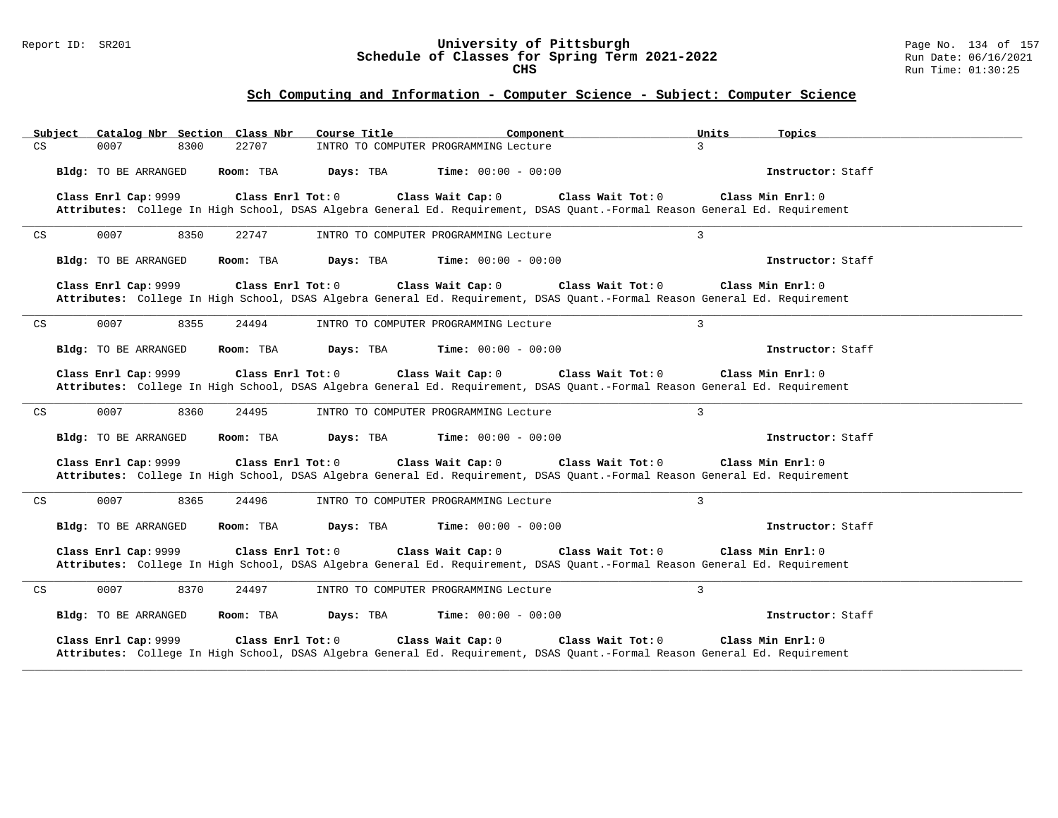## Sch Computing and Information - Computer Science - Subject: Computer Science

| Subject | Catalog Nbr | Section | Class Nbr | Course Title | Component | Units | Topics |
|---|---|---|---|---|---|---|---|
| CS | 0007 | 8300 | 22707 | INTRO TO COMPUTER PROGRAMMING | Lecture | 3 | |

**Bldg:** TO BE ARRANGED **Room:** TBA **Days:** TBA **Time:** 00:00 - 00:00 **Instructor:** Staff

**Class Enrl Cap:** 9999 **Class Enrl Tot:** 0 **Class Wait Cap:** 0 **Class Wait Tot:** 0 **Class Min Enrl:** 0

**Attributes:** College In High School, DSAS Algebra General Ed. Requirement, DSAS Quant.-Formal Reason General Ed. Requirement

---

| Subject | Catalog Nbr | Section | Class Nbr | Course Title | Component | Units | Topics |
|---|---|---|---|---|---|---|---|
| CS | 0007 | 8350 | 22747 | INTRO TO COMPUTER PROGRAMMING | Lecture | 3 | |

**Bldg:** TO BE ARRANGED **Room:** TBA **Days:** TBA **Time:** 00:00 - 00:00 **Instructor:** Staff

**Class Enrl Cap:** 9999 **Class Enrl Tot:** 0 **Class Wait Cap:** 0 **Class Wait Tot:** 0 **Class Min Enrl:** 0

**Attributes:** College In High School, DSAS Algebra General Ed. Requirement, DSAS Quant.-Formal Reason General Ed. Requirement

---

| Subject | Catalog Nbr | Section | Class Nbr | Course Title | Component | Units | Topics |
|---|---|---|---|---|---|---|---|
| CS | 0007 | 8355 | 24494 | INTRO TO COMPUTER PROGRAMMING | Lecture | 3 | |

**Bldg:** TO BE ARRANGED **Room:** TBA **Days:** TBA **Time:** 00:00 - 00:00 **Instructor:** Staff

**Class Enrl Cap:** 9999 **Class Enrl Tot:** 0 **Class Wait Cap:** 0 **Class Wait Tot:** 0 **Class Min Enrl:** 0

**Attributes:** College In High School, DSAS Algebra General Ed. Requirement, DSAS Quant.-Formal Reason General Ed. Requirement

---

| Subject | Catalog Nbr | Section | Class Nbr | Course Title | Component | Units | Topics |
|---|---|---|---|---|---|---|---|
| CS | 0007 | 8360 | 24495 | INTRO TO COMPUTER PROGRAMMING | Lecture | 3 | |

**Bldg:** TO BE ARRANGED **Room:** TBA **Days:** TBA **Time:** 00:00 - 00:00 **Instructor:** Staff

**Class Enrl Cap:** 9999 **Class Enrl Tot:** 0 **Class Wait Cap:** 0 **Class Wait Tot:** 0 **Class Min Enrl:** 0

**Attributes:** College In High School, DSAS Algebra General Ed. Requirement, DSAS Quant.-Formal Reason General Ed. Requirement

---

| Subject | Catalog Nbr | Section | Class Nbr | Course Title | Component | Units | Topics |
|---|---|---|---|---|---|---|---|
| CS | 0007 | 8365 | 24496 | INTRO TO COMPUTER PROGRAMMING | Lecture | 3 | |

**Bldg:** TO BE ARRANGED **Room:** TBA **Days:** TBA **Time:** 00:00 - 00:00 **Instructor:** Staff

**Class Enrl Cap:** 9999 **Class Enrl Tot:** 0 **Class Wait Cap:** 0 **Class Wait Tot:** 0 **Class Min Enrl:** 0

**Attributes:** College In High School, DSAS Algebra General Ed. Requirement, DSAS Quant.-Formal Reason General Ed. Requirement

---

| Subject | Catalog Nbr | Section | Class Nbr | Course Title | Component | Units | Topics |
|---|---|---|---|---|---|---|---|
| CS | 0007 | 8370 | 24497 | INTRO TO COMPUTER PROGRAMMING | Lecture | 3 | |

**Bldg:** TO BE ARRANGED **Room:** TBA **Days:** TBA **Time:** 00:00 - 00:00 **Instructor:** Staff

**Class Enrl Cap:** 9999 **Class Enrl Tot:** 0 **Class Wait Cap:** 0 **Class Wait Tot:** 0 **Class Min Enrl:** 0

**Attributes:** College In High School, DSAS Algebra General Ed. Requirement, DSAS Quant.-Formal Reason General Ed. Requirement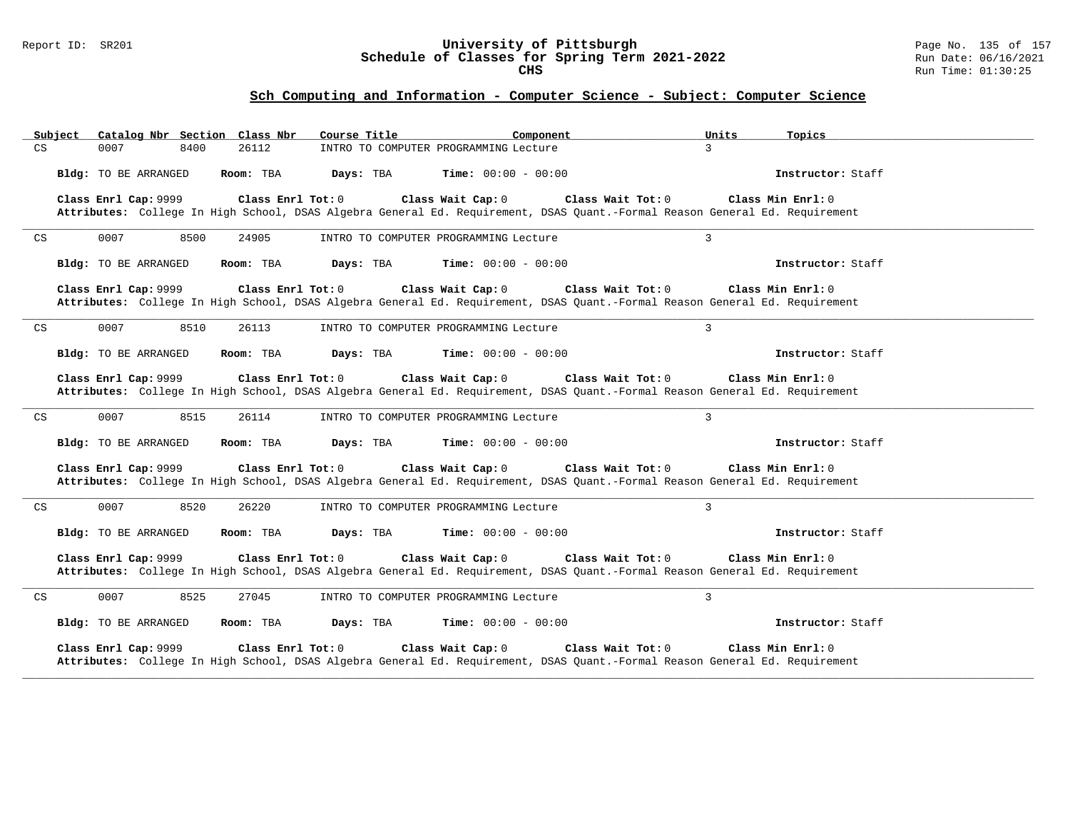# University of Pittsburgh
## Schedule of Classes for Spring Term 2021-2022
### CHS

### Sch Computing and Information - Computer Science - Subject: Computer Science

| Subject | Catalog Nbr | Section | Class Nbr | Course Title | Component | Units | Topics |
|---|---|---|---|---|---|---|---|
| CS | 0007 | 8400 | 26112 | INTRO TO COMPUTER PROGRAMMING | Lecture | 3 | |

**Bldg:** TO BE ARRANGED **Room:** TBA **Days:** TBA **Time:** 00:00 - 00:00 **Instructor:** Staff

**Class Enrl Cap:** 9999 **Class Enrl Tot:** 0 **Class Wait Cap:** 0 **Class Wait Tot:** 0 **Class Min Enrl:** 0
**Attributes:** College In High School, DSAS Algebra General Ed. Requirement, DSAS Quant.-Formal Reason General Ed. Requirement

---

| Subject | Catalog Nbr | Section | Class Nbr | Course Title | Component | Units | Topics |
|---|---|---|---|---|---|---|---|
| CS | 0007 | 8500 | 24905 | INTRO TO COMPUTER PROGRAMMING | Lecture | 3 | |

**Bldg:** TO BE ARRANGED **Room:** TBA **Days:** TBA **Time:** 00:00 - 00:00 **Instructor:** Staff

**Class Enrl Cap:** 9999 **Class Enrl Tot:** 0 **Class Wait Cap:** 0 **Class Wait Tot:** 0 **Class Min Enrl:** 0
**Attributes:** College In High School, DSAS Algebra General Ed. Requirement, DSAS Quant.-Formal Reason General Ed. Requirement

---

| Subject | Catalog Nbr | Section | Class Nbr | Course Title | Component | Units | Topics |
|---|---|---|---|---|---|---|---|
| CS | 0007 | 8510 | 26113 | INTRO TO COMPUTER PROGRAMMING | Lecture | 3 | |

**Bldg:** TO BE ARRANGED **Room:** TBA **Days:** TBA **Time:** 00:00 - 00:00 **Instructor:** Staff

**Class Enrl Cap:** 9999 **Class Enrl Tot:** 0 **Class Wait Cap:** 0 **Class Wait Tot:** 0 **Class Min Enrl:** 0
**Attributes:** College In High School, DSAS Algebra General Ed. Requirement, DSAS Quant.-Formal Reason General Ed. Requirement

---

| Subject | Catalog Nbr | Section | Class Nbr | Course Title | Component | Units | Topics |
|---|---|---|---|---|---|---|---|
| CS | 0007 | 8515 | 26114 | INTRO TO COMPUTER PROGRAMMING | Lecture | 3 | |

**Bldg:** TO BE ARRANGED **Room:** TBA **Days:** TBA **Time:** 00:00 - 00:00 **Instructor:** Staff

**Class Enrl Cap:** 9999 **Class Enrl Tot:** 0 **Class Wait Cap:** 0 **Class Wait Tot:** 0 **Class Min Enrl:** 0
**Attributes:** College In High School, DSAS Algebra General Ed. Requirement, DSAS Quant.-Formal Reason General Ed. Requirement

---

| Subject | Catalog Nbr | Section | Class Nbr | Course Title | Component | Units | Topics |
|---|---|---|---|---|---|---|---|
| CS | 0007 | 8520 | 26220 | INTRO TO COMPUTER PROGRAMMING | Lecture | 3 | |

**Bldg:** TO BE ARRANGED **Room:** TBA **Days:** TBA **Time:** 00:00 - 00:00 **Instructor:** Staff

**Class Enrl Cap:** 9999 **Class Enrl Tot:** 0 **Class Wait Cap:** 0 **Class Wait Tot:** 0 **Class Min Enrl:** 0
**Attributes:** College In High School, DSAS Algebra General Ed. Requirement, DSAS Quant.-Formal Reason General Ed. Requirement

---

| Subject | Catalog Nbr | Section | Class Nbr | Course Title | Component | Units | Topics |
|---|---|---|---|---|---|---|---|
| CS | 0007 | 8525 | 27045 | INTRO TO COMPUTER PROGRAMMING | Lecture | 3 | |

**Bldg:** TO BE ARRANGED **Room:** TBA **Days:** TBA **Time:** 00:00 - 00:00 **Instructor:** Staff

**Class Enrl Cap:** 9999 **Class Enrl Tot:** 0 **Class Wait Cap:** 0 **Class Wait Tot:** 0 **Class Min Enrl:** 0
**Attributes:** College In High School, DSAS Algebra General Ed. Requirement, DSAS Quant.-Formal Reason General Ed. Requirement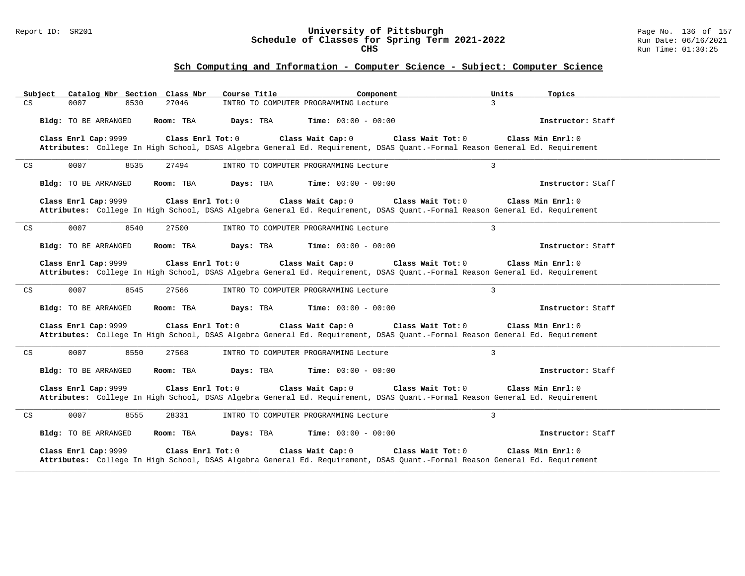## Sch Computing and Information - Computer Science - Subject: Computer Science

| Subject | Catalog Nbr | Section | Class Nbr | Course Title | Component | Units | Topics |
|---|---|---|---|---|---|---|---|
| CS | 0007 | 8530 | 27046 | INTRO TO COMPUTER PROGRAMMING | Lecture | 3 | |

**Bldg:** TO BE ARRANGED **Room:** TBA **Days:** TBA **Time:** 00:00 - 00:00 **Instructor:** Staff

**Class Enrl Cap:** 9999 **Class Enrl Tot:** 0 **Class Wait Cap:** 0 **Class Wait Tot:** 0 **Class Min Enrl:** 0

**Attributes:** College In High School, DSAS Algebra General Ed. Requirement, DSAS Quant.-Formal Reason General Ed. Requirement

---

| Subject | Catalog Nbr | Section | Class Nbr | Course Title | Component | Units | Topics |
|---|---|---|---|---|---|---|---|
| CS | 0007 | 8535 | 27494 | INTRO TO COMPUTER PROGRAMMING | Lecture | 3 | |

**Bldg:** TO BE ARRANGED **Room:** TBA **Days:** TBA **Time:** 00:00 - 00:00 **Instructor:** Staff

**Class Enrl Cap:** 9999 **Class Enrl Tot:** 0 **Class Wait Cap:** 0 **Class Wait Tot:** 0 **Class Min Enrl:** 0

**Attributes:** College In High School, DSAS Algebra General Ed. Requirement, DSAS Quant.-Formal Reason General Ed. Requirement

---

| Subject | Catalog Nbr | Section | Class Nbr | Course Title | Component | Units | Topics |
|---|---|---|---|---|---|---|---|
| CS | 0007 | 8540 | 27500 | INTRO TO COMPUTER PROGRAMMING | Lecture | 3 | |

**Bldg:** TO BE ARRANGED **Room:** TBA **Days:** TBA **Time:** 00:00 - 00:00 **Instructor:** Staff

**Class Enrl Cap:** 9999 **Class Enrl Tot:** 0 **Class Wait Cap:** 0 **Class Wait Tot:** 0 **Class Min Enrl:** 0

**Attributes:** College In High School, DSAS Algebra General Ed. Requirement, DSAS Quant.-Formal Reason General Ed. Requirement

---

| Subject | Catalog Nbr | Section | Class Nbr | Course Title | Component | Units | Topics |
|---|---|---|---|---|---|---|---|
| CS | 0007 | 8545 | 27566 | INTRO TO COMPUTER PROGRAMMING | Lecture | 3 | |

**Bldg:** TO BE ARRANGED **Room:** TBA **Days:** TBA **Time:** 00:00 - 00:00 **Instructor:** Staff

**Class Enrl Cap:** 9999 **Class Enrl Tot:** 0 **Class Wait Cap:** 0 **Class Wait Tot:** 0 **Class Min Enrl:** 0

**Attributes:** College In High School, DSAS Algebra General Ed. Requirement, DSAS Quant.-Formal Reason General Ed. Requirement

---

| Subject | Catalog Nbr | Section | Class Nbr | Course Title | Component | Units | Topics |
|---|---|---|---|---|---|---|---|
| CS | 0007 | 8550 | 27568 | INTRO TO COMPUTER PROGRAMMING | Lecture | 3 | |

**Bldg:** TO BE ARRANGED **Room:** TBA **Days:** TBA **Time:** 00:00 - 00:00 **Instructor:** Staff

**Class Enrl Cap:** 9999 **Class Enrl Tot:** 0 **Class Wait Cap:** 0 **Class Wait Tot:** 0 **Class Min Enrl:** 0

**Attributes:** College In High School, DSAS Algebra General Ed. Requirement, DSAS Quant.-Formal Reason General Ed. Requirement

---

| Subject | Catalog Nbr | Section | Class Nbr | Course Title | Component | Units | Topics |
|---|---|---|---|---|---|---|---|
| CS | 0007 | 8555 | 28331 | INTRO TO COMPUTER PROGRAMMING | Lecture | 3 | |

**Bldg:** TO BE ARRANGED **Room:** TBA **Days:** TBA **Time:** 00:00 - 00:00 **Instructor:** Staff

**Class Enrl Cap:** 9999 **Class Enrl Tot:** 0 **Class Wait Cap:** 0 **Class Wait Tot:** 0 **Class Min Enrl:** 0

**Attributes:** College In High School, DSAS Algebra General Ed. Requirement, DSAS Quant.-Formal Reason General Ed. Requirement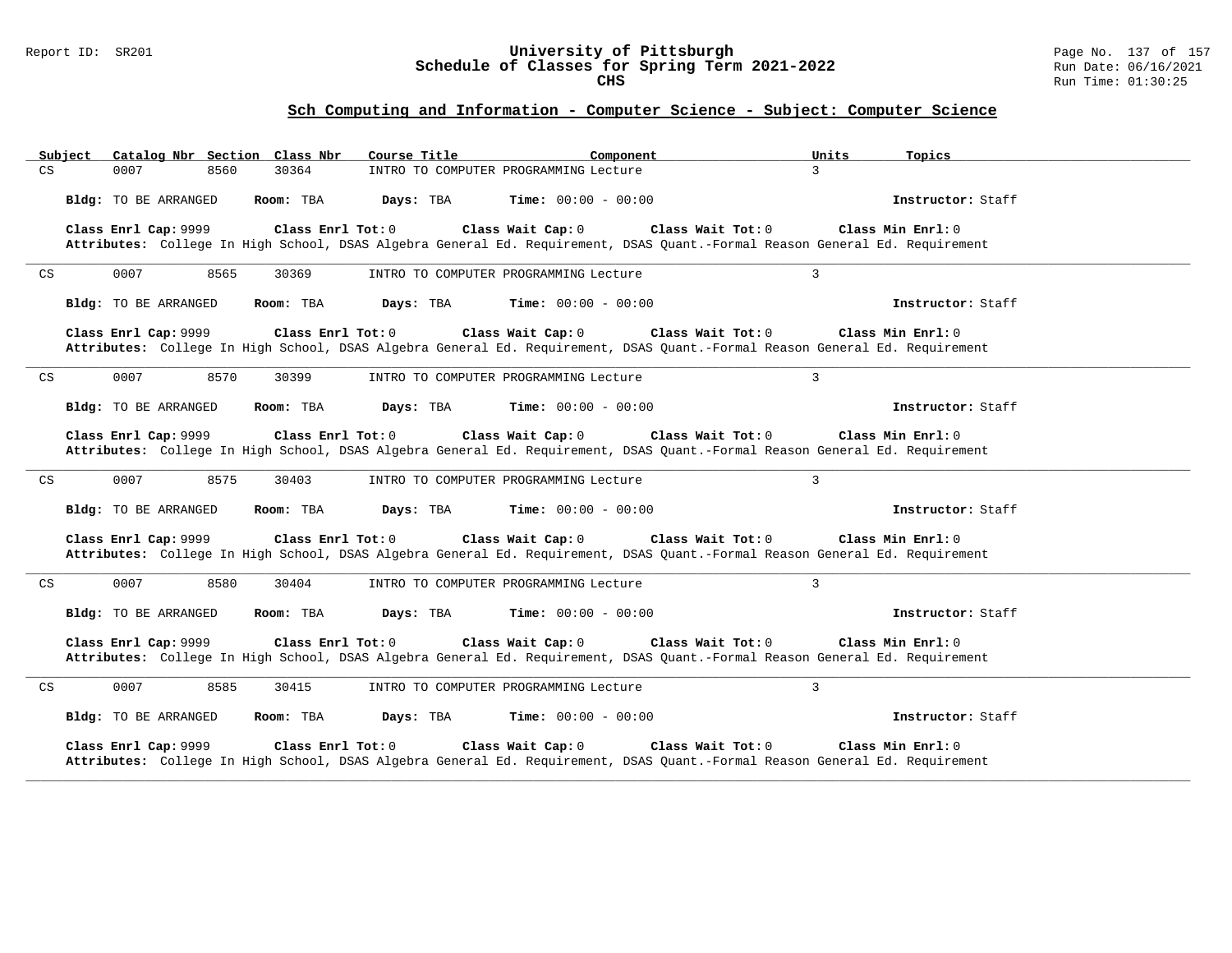## Sch Computing and Information - Computer Science - Subject: Computer Science

| Subject | Catalog Nbr | Section | Class Nbr | Course Title | Component | Units | Topics |
|---|---|---|---|---|---|---|---|
| CS | 0007 | 8560 | 30364 | INTRO TO COMPUTER PROGRAMMING | Lecture | 3 | |

**Bldg:** TO BE ARRANGED **Room:** TBA **Days:** TBA **Time:** 00:00 - 00:00 **Instructor:** Staff

**Class Enrl Cap:** 9999 **Class Enrl Tot:** 0 **Class Wait Cap:** 0 **Class Wait Tot:** 0 **Class Min Enrl:** 0

**Attributes:** College In High School, DSAS Algebra General Ed. Requirement, DSAS Quant.-Formal Reason General Ed. Requirement

---

| Subject | Catalog Nbr | Section | Class Nbr | Course Title | Component | Units | Topics |
|---|---|---|---|---|---|---|---|
| CS | 0007 | 8565 | 30369 | INTRO TO COMPUTER PROGRAMMING | Lecture | 3 | |

**Bldg:** TO BE ARRANGED **Room:** TBA **Days:** TBA **Time:** 00:00 - 00:00 **Instructor:** Staff

**Class Enrl Cap:** 9999 **Class Enrl Tot:** 0 **Class Wait Cap:** 0 **Class Wait Tot:** 0 **Class Min Enrl:** 0

**Attributes:** College In High School, DSAS Algebra General Ed. Requirement, DSAS Quant.-Formal Reason General Ed. Requirement

---

| Subject | Catalog Nbr | Section | Class Nbr | Course Title | Component | Units | Topics |
|---|---|---|---|---|---|---|---|
| CS | 0007 | 8570 | 30399 | INTRO TO COMPUTER PROGRAMMING | Lecture | 3 | |

**Bldg:** TO BE ARRANGED **Room:** TBA **Days:** TBA **Time:** 00:00 - 00:00 **Instructor:** Staff

**Class Enrl Cap:** 9999 **Class Enrl Tot:** 0 **Class Wait Cap:** 0 **Class Wait Tot:** 0 **Class Min Enrl:** 0

**Attributes:** College In High School, DSAS Algebra General Ed. Requirement, DSAS Quant.-Formal Reason General Ed. Requirement

---

| Subject | Catalog Nbr | Section | Class Nbr | Course Title | Component | Units | Topics |
|---|---|---|---|---|---|---|---|
| CS | 0007 | 8575 | 30403 | INTRO TO COMPUTER PROGRAMMING | Lecture | 3 | |

**Bldg:** TO BE ARRANGED **Room:** TBA **Days:** TBA **Time:** 00:00 - 00:00 **Instructor:** Staff

**Class Enrl Cap:** 9999 **Class Enrl Tot:** 0 **Class Wait Cap:** 0 **Class Wait Tot:** 0 **Class Min Enrl:** 0

**Attributes:** College In High School, DSAS Algebra General Ed. Requirement, DSAS Quant.-Formal Reason General Ed. Requirement

---

| Subject | Catalog Nbr | Section | Class Nbr | Course Title | Component | Units | Topics |
|---|---|---|---|---|---|---|---|
| CS | 0007 | 8580 | 30404 | INTRO TO COMPUTER PROGRAMMING | Lecture | 3 | |

**Bldg:** TO BE ARRANGED **Room:** TBA **Days:** TBA **Time:** 00:00 - 00:00 **Instructor:** Staff

**Class Enrl Cap:** 9999 **Class Enrl Tot:** 0 **Class Wait Cap:** 0 **Class Wait Tot:** 0 **Class Min Enrl:** 0

**Attributes:** College In High School, DSAS Algebra General Ed. Requirement, DSAS Quant.-Formal Reason General Ed. Requirement

---

| Subject | Catalog Nbr | Section | Class Nbr | Course Title | Component | Units | Topics |
|---|---|---|---|---|---|---|---|
| CS | 0007 | 8585 | 30415 | INTRO TO COMPUTER PROGRAMMING | Lecture | 3 | |

**Bldg:** TO BE ARRANGED **Room:** TBA **Days:** TBA **Time:** 00:00 - 00:00 **Instructor:** Staff

**Class Enrl Cap:** 9999 **Class Enrl Tot:** 0 **Class Wait Cap:** 0 **Class Wait Tot:** 0 **Class Min Enrl:** 0

**Attributes:** College In High School, DSAS Algebra General Ed. Requirement, DSAS Quant.-Formal Reason General Ed. Requirement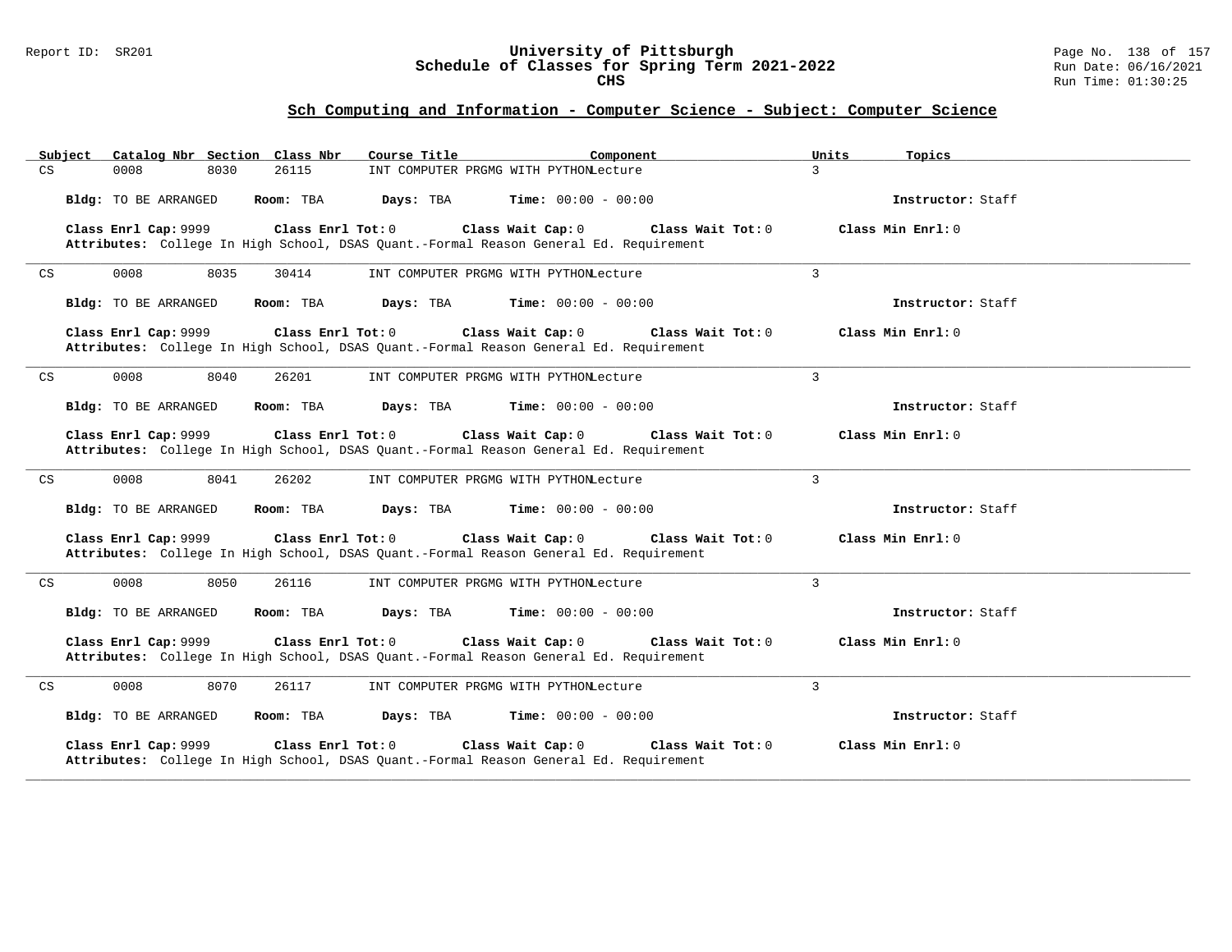## Sch Computing and Information - Computer Science - Subject: Computer Science

| Subject | Catalog Nbr | Section | Class Nbr | Course Title | Component | Units | Topics |
|---|---|---|---|---|---|---|---|
| CS | 0008 | 8030 | 26115 | INT COMPUTER PRGMG WITH PYTHON | Lecture | 3 | |

**Bldg:** TO BE ARRANGED **Room:** TBA **Days:** TBA **Time:** 00:00 - 00:00 **Instructor:** Staff

**Class Enrl Cap:** 9999 **Class Enrl Tot:** 0 **Class Wait Cap:** 0 **Class Wait Tot:** 0 **Class Min Enrl:** 0
**Attributes:** College In High School, DSAS Quant.-Formal Reason General Ed. Requirement

---

| Subject | Catalog Nbr | Section | Class Nbr | Course Title | Component | Units | Topics |
|---|---|---|---|---|---|---|---|
| CS | 0008 | 8035 | 30414 | INT COMPUTER PRGMG WITH PYTHON | Lecture | 3 | |

**Bldg:** TO BE ARRANGED **Room:** TBA **Days:** TBA **Time:** 00:00 - 00:00 **Instructor:** Staff

**Class Enrl Cap:** 9999 **Class Enrl Tot:** 0 **Class Wait Cap:** 0 **Class Wait Tot:** 0 **Class Min Enrl:** 0
**Attributes:** College In High School, DSAS Quant.-Formal Reason General Ed. Requirement

---

| Subject | Catalog Nbr | Section | Class Nbr | Course Title | Component | Units | Topics |
|---|---|---|---|---|---|---|---|
| CS | 0008 | 8040 | 26201 | INT COMPUTER PRGMG WITH PYTHON | Lecture | 3 | |

**Bldg:** TO BE ARRANGED **Room:** TBA **Days:** TBA **Time:** 00:00 - 00:00 **Instructor:** Staff

**Class Enrl Cap:** 9999 **Class Enrl Tot:** 0 **Class Wait Cap:** 0 **Class Wait Tot:** 0 **Class Min Enrl:** 0
**Attributes:** College In High School, DSAS Quant.-Formal Reason General Ed. Requirement

---

| Subject | Catalog Nbr | Section | Class Nbr | Course Title | Component | Units | Topics |
|---|---|---|---|---|---|---|---|
| CS | 0008 | 8041 | 26202 | INT COMPUTER PRGMG WITH PYTHON | Lecture | 3 | |

**Bldg:** TO BE ARRANGED **Room:** TBA **Days:** TBA **Time:** 00:00 - 00:00 **Instructor:** Staff

**Class Enrl Cap:** 9999 **Class Enrl Tot:** 0 **Class Wait Cap:** 0 **Class Wait Tot:** 0 **Class Min Enrl:** 0
**Attributes:** College In High School, DSAS Quant.-Formal Reason General Ed. Requirement

---

| Subject | Catalog Nbr | Section | Class Nbr | Course Title | Component | Units | Topics |
|---|---|---|---|---|---|---|---|
| CS | 0008 | 8050 | 26116 | INT COMPUTER PRGMG WITH PYTHON | Lecture | 3 | |

**Bldg:** TO BE ARRANGED **Room:** TBA **Days:** TBA **Time:** 00:00 - 00:00 **Instructor:** Staff

**Class Enrl Cap:** 9999 **Class Enrl Tot:** 0 **Class Wait Cap:** 0 **Class Wait Tot:** 0 **Class Min Enrl:** 0
**Attributes:** College In High School, DSAS Quant.-Formal Reason General Ed. Requirement

---

| Subject | Catalog Nbr | Section | Class Nbr | Course Title | Component | Units | Topics |
|---|---|---|---|---|---|---|---|
| CS | 0008 | 8070 | 26117 | INT COMPUTER PRGMG WITH PYTHON | Lecture | 3 | |

**Bldg:** TO BE ARRANGED **Room:** TBA **Days:** TBA **Time:** 00:00 - 00:00 **Instructor:** Staff

**Class Enrl Cap:** 9999 **Class Enrl Tot:** 0 **Class Wait Cap:** 0 **Class Wait Tot:** 0 **Class Min Enrl:** 0
**Attributes:** College In High School, DSAS Quant.-Formal Reason General Ed. Requirement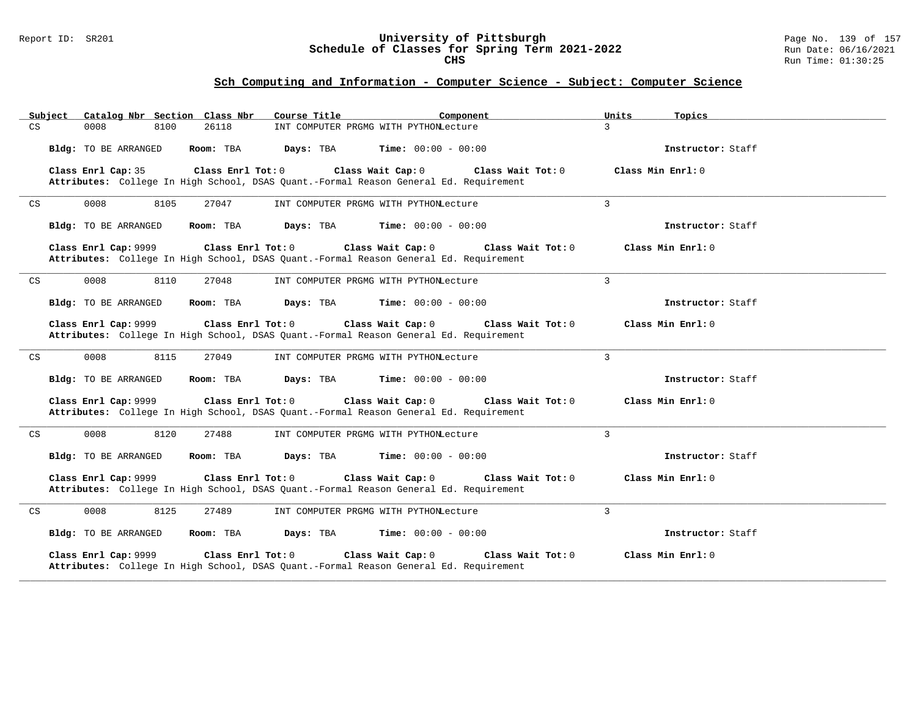## Sch Computing and Information - Computer Science - Subject: Computer Science

| Subject | Catalog Nbr | Section | Class Nbr | Course Title | Component | Units | Topics |
|---|---|---|---|---|---|---|---|
| CS | 0008 | 8100 | 26118 | INT COMPUTER PRGMG WITH PYTHON | Lecture | 3 | |

**Bldg:** TO BE ARRANGED **Room:** TBA **Days:** TBA **Time:** 00:00 - 00:00 **Instructor:** Staff

**Class Enrl Cap:** 35 **Class Enrl Tot:** 0 **Class Wait Cap:** 0 **Class Wait Tot:** 0 **Class Min Enrl:** 0

**Attributes:** College In High School, DSAS Quant.-Formal Reason General Ed. Requirement

---

| Subject | Catalog Nbr | Section | Class Nbr | Course Title | Component | Units | Topics |
|---|---|---|---|---|---|---|---|
| CS | 0008 | 8105 | 27047 | INT COMPUTER PRGMG WITH PYTHON | Lecture | 3 | |

**Bldg:** TO BE ARRANGED **Room:** TBA **Days:** TBA **Time:** 00:00 - 00:00 **Instructor:** Staff

**Class Enrl Cap:** 9999 **Class Enrl Tot:** 0 **Class Wait Cap:** 0 **Class Wait Tot:** 0 **Class Min Enrl:** 0

**Attributes:** College In High School, DSAS Quant.-Formal Reason General Ed. Requirement

---

| Subject | Catalog Nbr | Section | Class Nbr | Course Title | Component | Units | Topics |
|---|---|---|---|---|---|---|---|
| CS | 0008 | 8110 | 27048 | INT COMPUTER PRGMG WITH PYTHON | Lecture | 3 | |

**Bldg:** TO BE ARRANGED **Room:** TBA **Days:** TBA **Time:** 00:00 - 00:00 **Instructor:** Staff

**Class Enrl Cap:** 9999 **Class Enrl Tot:** 0 **Class Wait Cap:** 0 **Class Wait Tot:** 0 **Class Min Enrl:** 0

**Attributes:** College In High School, DSAS Quant.-Formal Reason General Ed. Requirement

---

| Subject | Catalog Nbr | Section | Class Nbr | Course Title | Component | Units | Topics |
|---|---|---|---|---|---|---|---|
| CS | 0008 | 8115 | 27049 | INT COMPUTER PRGMG WITH PYTHON | Lecture | 3 | |

**Bldg:** TO BE ARRANGED **Room:** TBA **Days:** TBA **Time:** 00:00 - 00:00 **Instructor:** Staff

**Class Enrl Cap:** 9999 **Class Enrl Tot:** 0 **Class Wait Cap:** 0 **Class Wait Tot:** 0 **Class Min Enrl:** 0

**Attributes:** College In High School, DSAS Quant.-Formal Reason General Ed. Requirement

---

| Subject | Catalog Nbr | Section | Class Nbr | Course Title | Component | Units | Topics |
|---|---|---|---|---|---|---|---|
| CS | 0008 | 8120 | 27488 | INT COMPUTER PRGMG WITH PYTHON | Lecture | 3 | |

**Bldg:** TO BE ARRANGED **Room:** TBA **Days:** TBA **Time:** 00:00 - 00:00 **Instructor:** Staff

**Class Enrl Cap:** 9999 **Class Enrl Tot:** 0 **Class Wait Cap:** 0 **Class Wait Tot:** 0 **Class Min Enrl:** 0

**Attributes:** College In High School, DSAS Quant.-Formal Reason General Ed. Requirement

---

| Subject | Catalog Nbr | Section | Class Nbr | Course Title | Component | Units | Topics |
|---|---|---|---|---|---|---|---|
| CS | 0008 | 8125 | 27489 | INT COMPUTER PRGMG WITH PYTHON | Lecture | 3 | |

**Bldg:** TO BE ARRANGED **Room:** TBA **Days:** TBA **Time:** 00:00 - 00:00 **Instructor:** Staff

**Class Enrl Cap:** 9999 **Class Enrl Tot:** 0 **Class Wait Cap:** 0 **Class Wait Tot:** 0 **Class Min Enrl:** 0

**Attributes:** College In High School, DSAS Quant.-Formal Reason General Ed. Requirement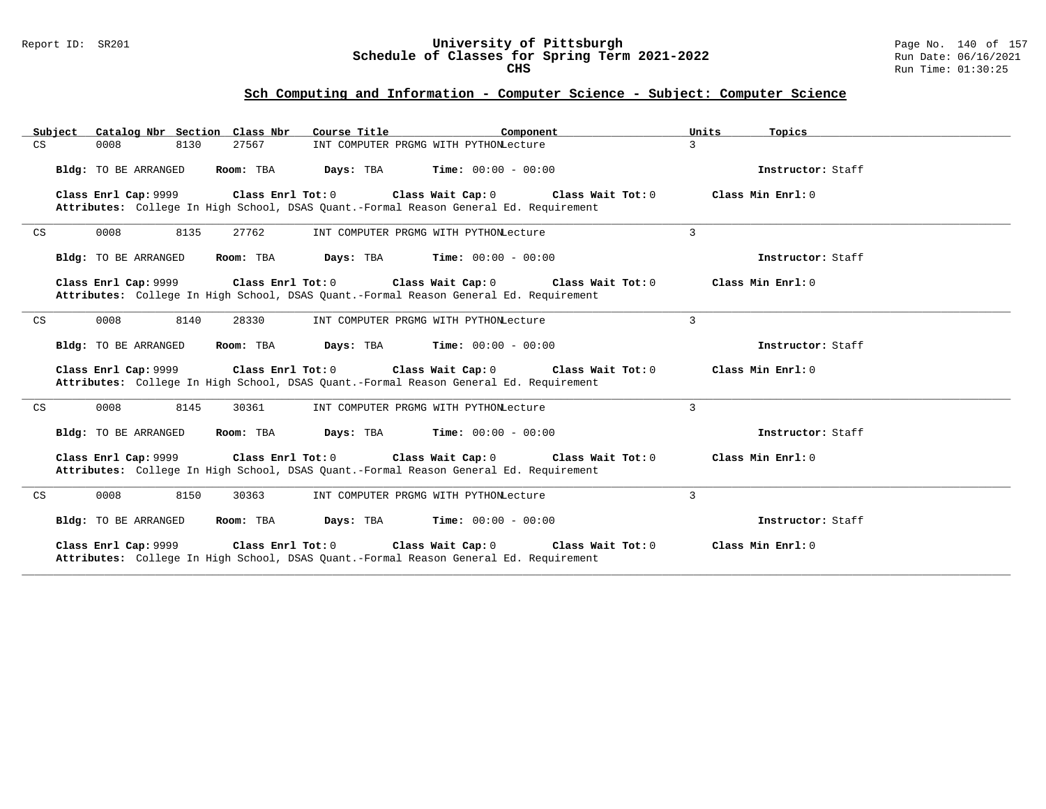## Sch Computing and Information - Computer Science - Subject: Computer Science

| Subject | Catalog Nbr | Section | Class Nbr | Course Title | Component | Units | Topics |
|---|---|---|---|---|---|---|---|
| CS | 0008 | 8130 | 27567 | INT COMPUTER PRGMG WITH PYTHON | Lecture | 3 | |

**Bldg:** TO BE ARRANGED **Room:** TBA **Days:** TBA **Time:** 00:00 - 00:00 **Instructor:** Staff

**Class Enrl Cap:** 9999 **Class Enrl Tot:** 0 **Class Wait Cap:** 0 **Class Wait Tot:** 0 **Class Min Enrl:** 0

**Attributes:** College In High School, DSAS Quant.-Formal Reason General Ed. Requirement

---

| Subject | Catalog Nbr | Section | Class Nbr | Course Title | Component | Units | Topics |
|---|---|---|---|---|---|---|---|
| CS | 0008 | 8135 | 27762 | INT COMPUTER PRGMG WITH PYTHON | Lecture | 3 | |

**Bldg:** TO BE ARRANGED **Room:** TBA **Days:** TBA **Time:** 00:00 - 00:00 **Instructor:** Staff

**Class Enrl Cap:** 9999 **Class Enrl Tot:** 0 **Class Wait Cap:** 0 **Class Wait Tot:** 0 **Class Min Enrl:** 0

**Attributes:** College In High School, DSAS Quant.-Formal Reason General Ed. Requirement

---

| Subject | Catalog Nbr | Section | Class Nbr | Course Title | Component | Units | Topics |
|---|---|---|---|---|---|---|---|
| CS | 0008 | 8140 | 28330 | INT COMPUTER PRGMG WITH PYTHON | Lecture | 3 | |

**Bldg:** TO BE ARRANGED **Room:** TBA **Days:** TBA **Time:** 00:00 - 00:00 **Instructor:** Staff

**Class Enrl Cap:** 9999 **Class Enrl Tot:** 0 **Class Wait Cap:** 0 **Class Wait Tot:** 0 **Class Min Enrl:** 0

**Attributes:** College In High School, DSAS Quant.-Formal Reason General Ed. Requirement

---

| Subject | Catalog Nbr | Section | Class Nbr | Course Title | Component | Units | Topics |
|---|---|---|---|---|---|---|---|
| CS | 0008 | 8145 | 30361 | INT COMPUTER PRGMG WITH PYTHON | Lecture | 3 | |

**Bldg:** TO BE ARRANGED **Room:** TBA **Days:** TBA **Time:** 00:00 - 00:00 **Instructor:** Staff

**Class Enrl Cap:** 9999 **Class Enrl Tot:** 0 **Class Wait Cap:** 0 **Class Wait Tot:** 0 **Class Min Enrl:** 0

**Attributes:** College In High School, DSAS Quant.-Formal Reason General Ed. Requirement

---

| Subject | Catalog Nbr | Section | Class Nbr | Course Title | Component | Units | Topics |
|---|---|---|---|---|---|---|---|
| CS | 0008 | 8150 | 30363 | INT COMPUTER PRGMG WITH PYTHON | Lecture | 3 | |

**Bldg:** TO BE ARRANGED **Room:** TBA **Days:** TBA **Time:** 00:00 - 00:00 **Instructor:** Staff

**Class Enrl Cap:** 9999 **Class Enrl Tot:** 0 **Class Wait Cap:** 0 **Class Wait Tot:** 0 **Class Min Enrl:** 0

**Attributes:** College In High School, DSAS Quant.-Formal Reason General Ed. Requirement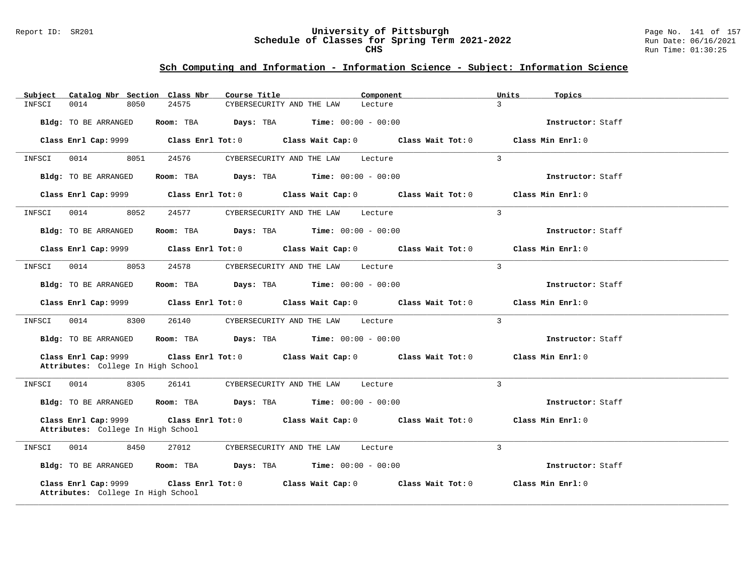# University of Pittsburgh
## Schedule of Classes for Spring Term 2021-2022
### CHS

Report ID: SR201

Run Date: 06/16/2021
Run Time: 01:30:25

## Sch Computing and Information - Information Science - Subject: Information Science

| Subject | Catalog Nbr | Section | Class Nbr | Course Title | Component | Units | Topics |
|---|---|---|---|---|---|---|---|
| INFSCI | 0014 | 8050 | 24575 | CYBERSECURITY AND THE LAW | Lecture | 3 | |

**Bldg:** TO BE ARRANGED **Room:** TBA **Days:** TBA **Time:** 00:00 - 00:00 **Instructor:** Staff

**Class Enrl Cap:** 9999 **Class Enrl Tot:** 0 **Class Wait Cap:** 0 **Class Wait Tot:** 0 **Class Min Enrl:** 0

---

| Subject | Catalog Nbr | Section | Class Nbr | Course Title | Component | Units | Topics |
|---|---|---|---|---|---|---|---|
| INFSCI | 0014 | 8051 | 24576 | CYBERSECURITY AND THE LAW | Lecture | 3 | |

**Bldg:** TO BE ARRANGED **Room:** TBA **Days:** TBA **Time:** 00:00 - 00:00 **Instructor:** Staff

**Class Enrl Cap:** 9999 **Class Enrl Tot:** 0 **Class Wait Cap:** 0 **Class Wait Tot:** 0 **Class Min Enrl:** 0

---

| Subject | Catalog Nbr | Section | Class Nbr | Course Title | Component | Units | Topics |
|---|---|---|---|---|---|---|---|
| INFSCI | 0014 | 8052 | 24577 | CYBERSECURITY AND THE LAW | Lecture | 3 | |

**Bldg:** TO BE ARRANGED **Room:** TBA **Days:** TBA **Time:** 00:00 - 00:00 **Instructor:** Staff

**Class Enrl Cap:** 9999 **Class Enrl Tot:** 0 **Class Wait Cap:** 0 **Class Wait Tot:** 0 **Class Min Enrl:** 0

---

| Subject | Catalog Nbr | Section | Class Nbr | Course Title | Component | Units | Topics |
|---|---|---|---|---|---|---|---|
| INFSCI | 0014 | 8053 | 24578 | CYBERSECURITY AND THE LAW | Lecture | 3 | |

**Bldg:** TO BE ARRANGED **Room:** TBA **Days:** TBA **Time:** 00:00 - 00:00 **Instructor:** Staff

**Class Enrl Cap:** 9999 **Class Enrl Tot:** 0 **Class Wait Cap:** 0 **Class Wait Tot:** 0 **Class Min Enrl:** 0

---

| Subject | Catalog Nbr | Section | Class Nbr | Course Title | Component | Units | Topics |
|---|---|---|---|---|---|---|---|
| INFSCI | 0014 | 8300 | 26140 | CYBERSECURITY AND THE LAW | Lecture | 3 | |

**Bldg:** TO BE ARRANGED **Room:** TBA **Days:** TBA **Time:** 00:00 - 00:00 **Instructor:** Staff

**Class Enrl Cap:** 9999 **Class Enrl Tot:** 0 **Class Wait Cap:** 0 **Class Wait Tot:** 0 **Class Min Enrl:** 0
**Attributes:** College In High School

---

| Subject | Catalog Nbr | Section | Class Nbr | Course Title | Component | Units | Topics |
|---|---|---|---|---|---|---|---|
| INFSCI | 0014 | 8305 | 26141 | CYBERSECURITY AND THE LAW | Lecture | 3 | |

**Bldg:** TO BE ARRANGED **Room:** TBA **Days:** TBA **Time:** 00:00 - 00:00 **Instructor:** Staff

**Class Enrl Cap:** 9999 **Class Enrl Tot:** 0 **Class Wait Cap:** 0 **Class Wait Tot:** 0 **Class Min Enrl:** 0
**Attributes:** College In High School

---

| Subject | Catalog Nbr | Section | Class Nbr | Course Title | Component | Units | Topics |
|---|---|---|---|---|---|---|---|
| INFSCI | 0014 | 8450 | 27012 | CYBERSECURITY AND THE LAW | Lecture | 3 | |

**Bldg:** TO BE ARRANGED **Room:** TBA **Days:** TBA **Time:** 00:00 - 00:00 **Instructor:** Staff

**Class Enrl Cap:** 9999 **Class Enrl Tot:** 0 **Class Wait Cap:** 0 **Class Wait Tot:** 0 **Class Min Enrl:** 0
**Attributes:** College In High School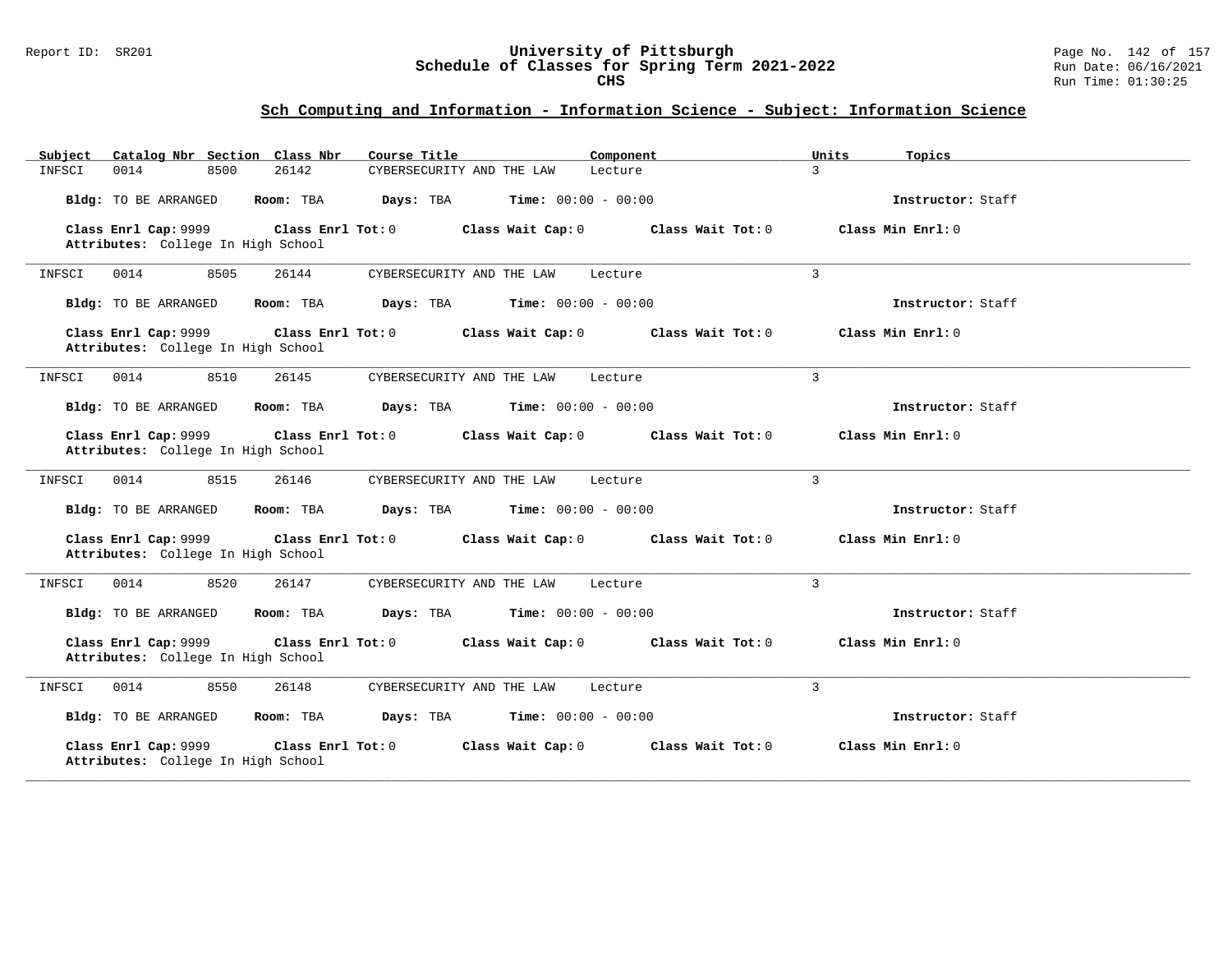## Sch Computing and Information - Information Science - Subject: Information Science

| Subject | Catalog Nbr | Section | Class Nbr | Course Title | Component | Units | Topics |
|---|---|---|---|---|---|---|---|
| INFSCI | 0014 | 8500 | 26142 | CYBERSECURITY AND THE LAW | Lecture | 3 | |

**Bldg:** TO BE ARRANGED **Room:** TBA **Days:** TBA **Time:** 00:00 - 00:00 **Instructor:** Staff

**Class Enrl Cap:** 9999 **Class Enrl Tot:** 0 **Class Wait Cap:** 0 **Class Wait Tot:** 0 **Class Min Enrl:** 0

**Attributes:** College In High School

---

| Subject | Catalog Nbr | Section | Class Nbr | Course Title | Component | Units | Topics |
|---|---|---|---|---|---|---|---|
| INFSCI | 0014 | 8505 | 26144 | CYBERSECURITY AND THE LAW | Lecture | 3 | |

**Bldg:** TO BE ARRANGED **Room:** TBA **Days:** TBA **Time:** 00:00 - 00:00 **Instructor:** Staff

**Class Enrl Cap:** 9999 **Class Enrl Tot:** 0 **Class Wait Cap:** 0 **Class Wait Tot:** 0 **Class Min Enrl:** 0

**Attributes:** College In High School

---

| Subject | Catalog Nbr | Section | Class Nbr | Course Title | Component | Units | Topics |
|---|---|---|---|---|---|---|---|
| INFSCI | 0014 | 8510 | 26145 | CYBERSECURITY AND THE LAW | Lecture | 3 | |

**Bldg:** TO BE ARRANGED **Room:** TBA **Days:** TBA **Time:** 00:00 - 00:00 **Instructor:** Staff

**Class Enrl Cap:** 9999 **Class Enrl Tot:** 0 **Class Wait Cap:** 0 **Class Wait Tot:** 0 **Class Min Enrl:** 0

**Attributes:** College In High School

---

| Subject | Catalog Nbr | Section | Class Nbr | Course Title | Component | Units | Topics |
|---|---|---|---|---|---|---|---|
| INFSCI | 0014 | 8515 | 26146 | CYBERSECURITY AND THE LAW | Lecture | 3 | |

**Bldg:** TO BE ARRANGED **Room:** TBA **Days:** TBA **Time:** 00:00 - 00:00 **Instructor:** Staff

**Class Enrl Cap:** 9999 **Class Enrl Tot:** 0 **Class Wait Cap:** 0 **Class Wait Tot:** 0 **Class Min Enrl:** 0

**Attributes:** College In High School

---

| Subject | Catalog Nbr | Section | Class Nbr | Course Title | Component | Units | Topics |
|---|---|---|---|---|---|---|---|
| INFSCI | 0014 | 8520 | 26147 | CYBERSECURITY AND THE LAW | Lecture | 3 | |

**Bldg:** TO BE ARRANGED **Room:** TBA **Days:** TBA **Time:** 00:00 - 00:00 **Instructor:** Staff

**Class Enrl Cap:** 9999 **Class Enrl Tot:** 0 **Class Wait Cap:** 0 **Class Wait Tot:** 0 **Class Min Enrl:** 0

**Attributes:** College In High School

---

| Subject | Catalog Nbr | Section | Class Nbr | Course Title | Component | Units | Topics |
|---|---|---|---|---|---|---|---|
| INFSCI | 0014 | 8550 | 26148 | CYBERSECURITY AND THE LAW | Lecture | 3 | |

**Bldg:** TO BE ARRANGED **Room:** TBA **Days:** TBA **Time:** 00:00 - 00:00 **Instructor:** Staff

**Class Enrl Cap:** 9999 **Class Enrl Tot:** 0 **Class Wait Cap:** 0 **Class Wait Tot:** 0 **Class Min Enrl:** 0

**Attributes:** College In High School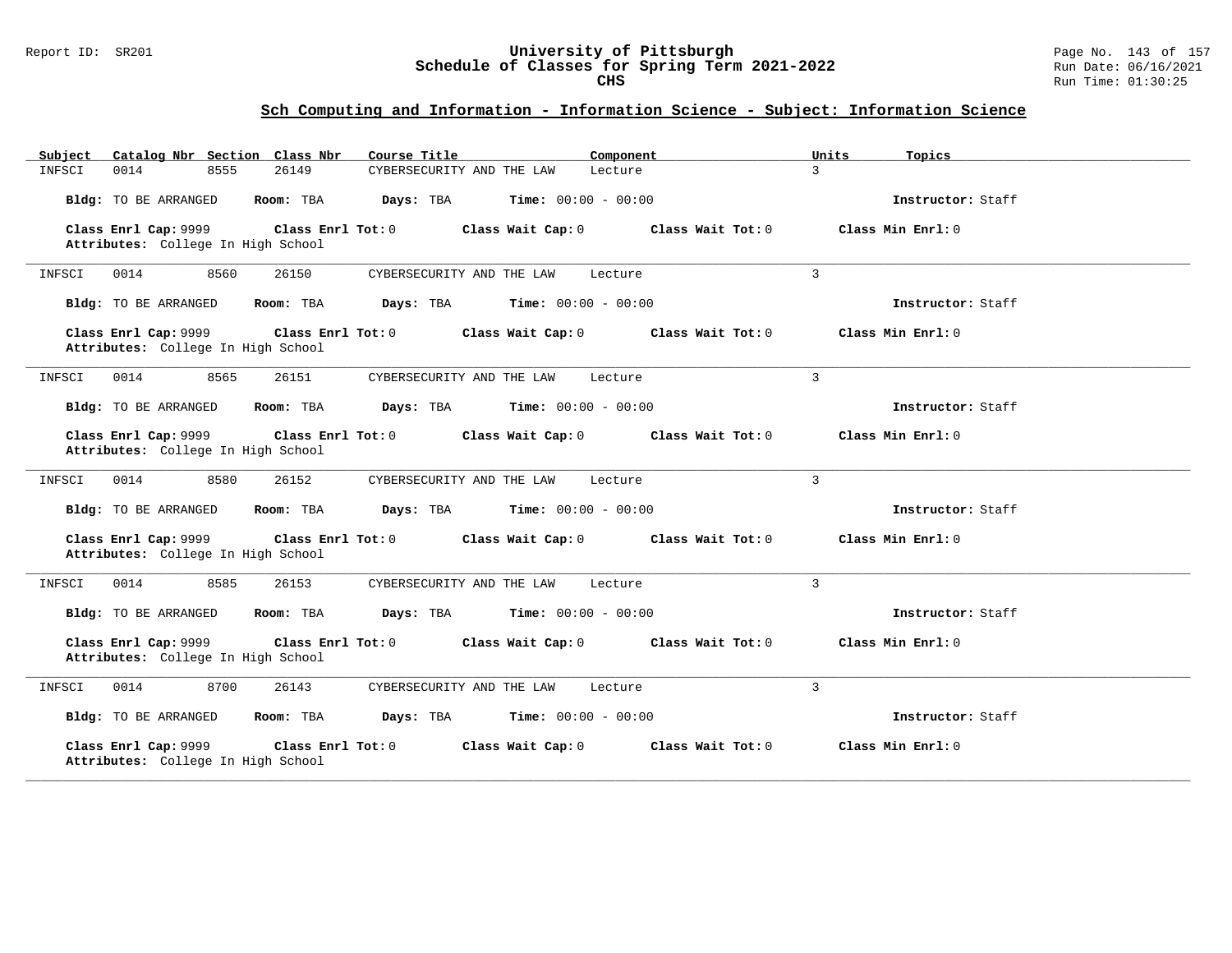## Sch Computing and Information - Information Science - Subject: Information Science

| Subject | Catalog Nbr | Section | Class Nbr | Course Title | Component | Units | Topics |
|---|---|---|---|---|---|---|---|
| INFSCI | 0014 | 8555 | 26149 | CYBERSECURITY AND THE LAW | Lecture | 3 | |

**Bldg:** TO BE ARRANGED **Room:** TBA **Days:** TBA **Time:** 00:00 - 00:00 **Instructor:** Staff

**Class Enrl Cap:** 9999 **Class Enrl Tot:** 0 **Class Wait Cap:** 0 **Class Wait Tot:** 0 **Class Min Enrl:** 0
**Attributes:** College In High School

---

| Subject | Catalog Nbr | Section | Class Nbr | Course Title | Component | Units | Topics |
|---|---|---|---|---|---|---|---|
| INFSCI | 0014 | 8560 | 26150 | CYBERSECURITY AND THE LAW | Lecture | 3 | |

**Bldg:** TO BE ARRANGED **Room:** TBA **Days:** TBA **Time:** 00:00 - 00:00 **Instructor:** Staff

**Class Enrl Cap:** 9999 **Class Enrl Tot:** 0 **Class Wait Cap:** 0 **Class Wait Tot:** 0 **Class Min Enrl:** 0
**Attributes:** College In High School

---

| Subject | Catalog Nbr | Section | Class Nbr | Course Title | Component | Units | Topics |
|---|---|---|---|---|---|---|---|
| INFSCI | 0014 | 8565 | 26151 | CYBERSECURITY AND THE LAW | Lecture | 3 | |

**Bldg:** TO BE ARRANGED **Room:** TBA **Days:** TBA **Time:** 00:00 - 00:00 **Instructor:** Staff

**Class Enrl Cap:** 9999 **Class Enrl Tot:** 0 **Class Wait Cap:** 0 **Class Wait Tot:** 0 **Class Min Enrl:** 0
**Attributes:** College In High School

---

| Subject | Catalog Nbr | Section | Class Nbr | Course Title | Component | Units | Topics |
|---|---|---|---|---|---|---|---|
| INFSCI | 0014 | 8580 | 26152 | CYBERSECURITY AND THE LAW | Lecture | 3 | |

**Bldg:** TO BE ARRANGED **Room:** TBA **Days:** TBA **Time:** 00:00 - 00:00 **Instructor:** Staff

**Class Enrl Cap:** 9999 **Class Enrl Tot:** 0 **Class Wait Cap:** 0 **Class Wait Tot:** 0 **Class Min Enrl:** 0
**Attributes:** College In High School

---

| Subject | Catalog Nbr | Section | Class Nbr | Course Title | Component | Units | Topics |
|---|---|---|---|---|---|---|---|
| INFSCI | 0014 | 8585 | 26153 | CYBERSECURITY AND THE LAW | Lecture | 3 | |

**Bldg:** TO BE ARRANGED **Room:** TBA **Days:** TBA **Time:** 00:00 - 00:00 **Instructor:** Staff

**Class Enrl Cap:** 9999 **Class Enrl Tot:** 0 **Class Wait Cap:** 0 **Class Wait Tot:** 0 **Class Min Enrl:** 0
**Attributes:** College In High School

---

| Subject | Catalog Nbr | Section | Class Nbr | Course Title | Component | Units | Topics |
|---|---|---|---|---|---|---|---|
| INFSCI | 0014 | 8700 | 26143 | CYBERSECURITY AND THE LAW | Lecture | 3 | |

**Bldg:** TO BE ARRANGED **Room:** TBA **Days:** TBA **Time:** 00:00 - 00:00 **Instructor:** Staff

**Class Enrl Cap:** 9999 **Class Enrl Tot:** 0 **Class Wait Cap:** 0 **Class Wait Tot:** 0 **Class Min Enrl:** 0
**Attributes:** College In High School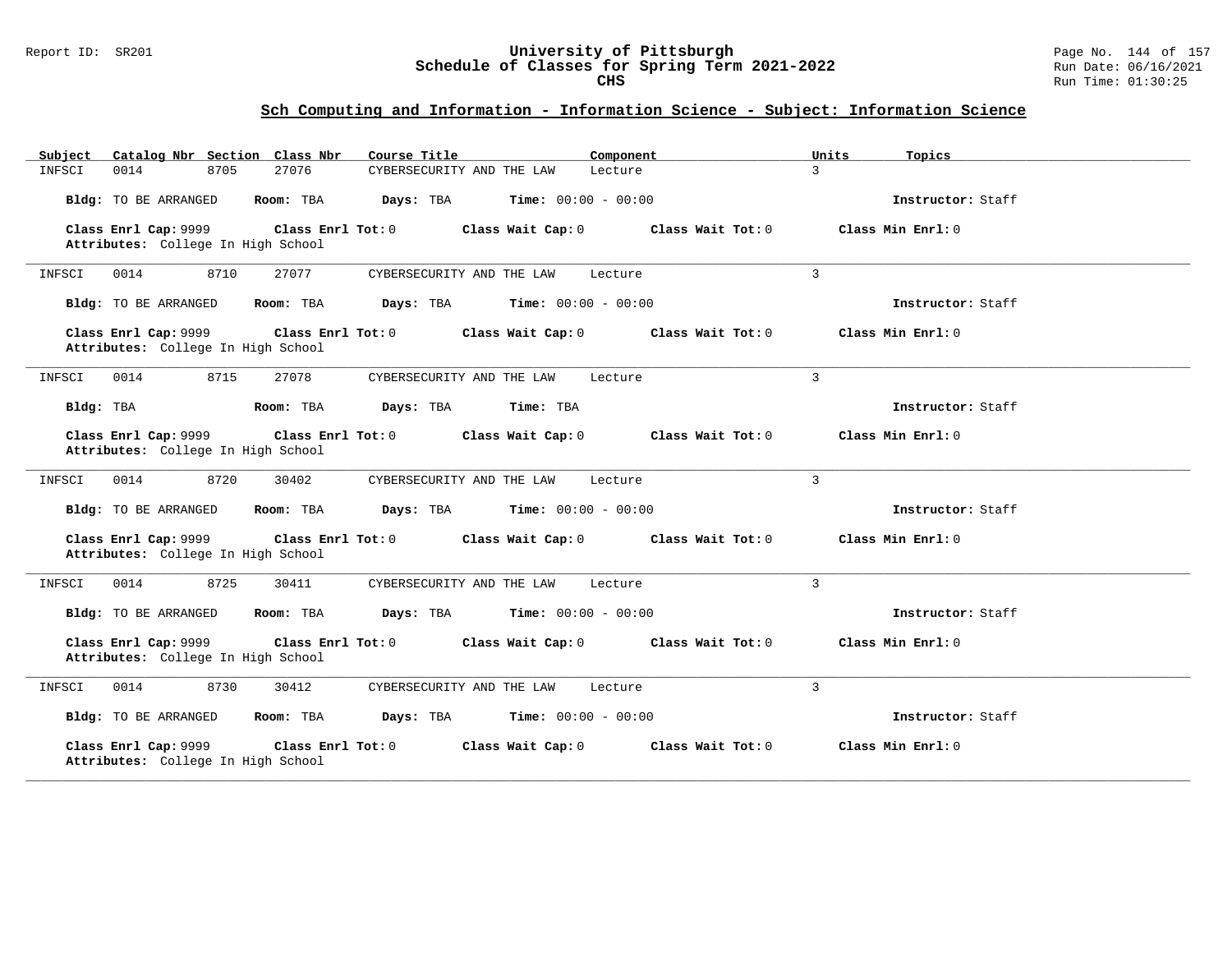## Sch Computing and Information - Information Science - Subject: Information Science

| Subject | Catalog Nbr | Section | Class Nbr | Course Title | Component | Units | Topics |
|---|---|---|---|---|---|---|---|
| INFSCI | 0014 | 8705 | 27076 | CYBERSECURITY AND THE LAW | Lecture | 3 | |

**Bldg:** TO BE ARRANGED **Room:** TBA **Days:** TBA **Time:** 00:00 - 00:00 **Instructor:** Staff

**Class Enrl Cap:** 9999 **Class Enrl Tot:** 0 **Class Wait Cap:** 0 **Class Wait Tot:** 0 **Class Min Enrl:** 0
**Attributes:** College In High School

---

| Subject | Catalog Nbr | Section | Class Nbr | Course Title | Component | Units | Topics |
|---|---|---|---|---|---|---|---|
| INFSCI | 0014 | 8710 | 27077 | CYBERSECURITY AND THE LAW | Lecture | 3 | |

**Bldg:** TO BE ARRANGED **Room:** TBA **Days:** TBA **Time:** 00:00 - 00:00 **Instructor:** Staff

**Class Enrl Cap:** 9999 **Class Enrl Tot:** 0 **Class Wait Cap:** 0 **Class Wait Tot:** 0 **Class Min Enrl:** 0
**Attributes:** College In High School

---

| Subject | Catalog Nbr | Section | Class Nbr | Course Title | Component | Units | Topics |
|---|---|---|---|---|---|---|---|
| INFSCI | 0014 | 8715 | 27078 | CYBERSECURITY AND THE LAW | Lecture | 3 | |

**Bldg:** TBA **Room:** TBA **Days:** TBA **Time:** TBA **Instructor:** Staff

**Class Enrl Cap:** 9999 **Class Enrl Tot:** 0 **Class Wait Cap:** 0 **Class Wait Tot:** 0 **Class Min Enrl:** 0
**Attributes:** College In High School

---

| Subject | Catalog Nbr | Section | Class Nbr | Course Title | Component | Units | Topics |
|---|---|---|---|---|---|---|---|
| INFSCI | 0014 | 8720 | 30402 | CYBERSECURITY AND THE LAW | Lecture | 3 | |

**Bldg:** TO BE ARRANGED **Room:** TBA **Days:** TBA **Time:** 00:00 - 00:00 **Instructor:** Staff

**Class Enrl Cap:** 9999 **Class Enrl Tot:** 0 **Class Wait Cap:** 0 **Class Wait Tot:** 0 **Class Min Enrl:** 0
**Attributes:** College In High School

---

| Subject | Catalog Nbr | Section | Class Nbr | Course Title | Component | Units | Topics |
|---|---|---|---|---|---|---|---|
| INFSCI | 0014 | 8725 | 30411 | CYBERSECURITY AND THE LAW | Lecture | 3 | |

**Bldg:** TO BE ARRANGED **Room:** TBA **Days:** TBA **Time:** 00:00 - 00:00 **Instructor:** Staff

**Class Enrl Cap:** 9999 **Class Enrl Tot:** 0 **Class Wait Cap:** 0 **Class Wait Tot:** 0 **Class Min Enrl:** 0
**Attributes:** College In High School

---

| Subject | Catalog Nbr | Section | Class Nbr | Course Title | Component | Units | Topics |
|---|---|---|---|---|---|---|---|
| INFSCI | 0014 | 8730 | 30412 | CYBERSECURITY AND THE LAW | Lecture | 3 | |

**Bldg:** TO BE ARRANGED **Room:** TBA **Days:** TBA **Time:** 00:00 - 00:00 **Instructor:** Staff

**Class Enrl Cap:** 9999 **Class Enrl Tot:** 0 **Class Wait Cap:** 0 **Class Wait Tot:** 0 **Class Min Enrl:** 0
**Attributes:** College In High School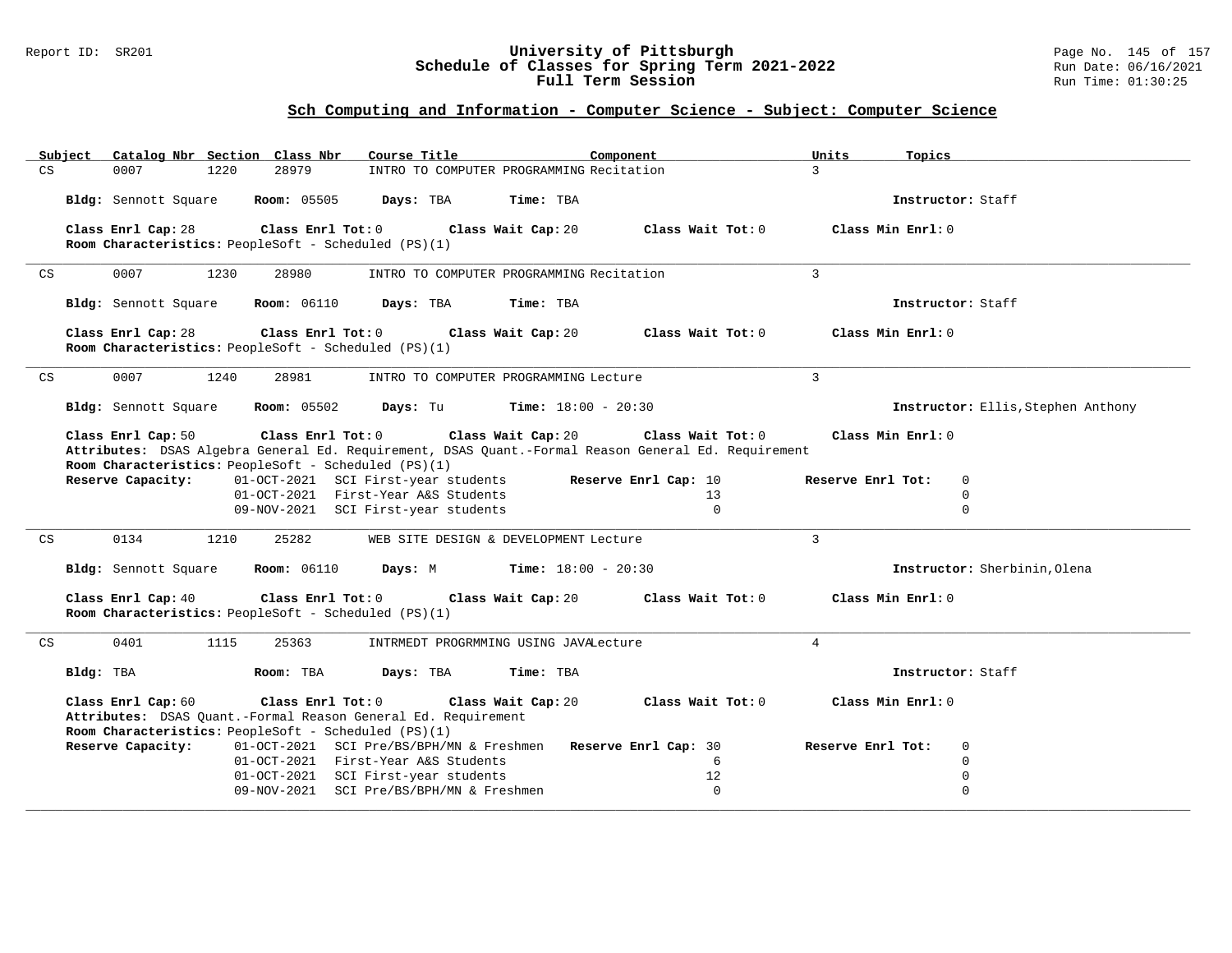## Sch Computing and Information - Computer Science - Subject: Computer Science

| Subject | Catalog Nbr | Section | Class Nbr | Course Title | Component | Units | Topics |
|---|---|---|---|---|---|---|---|
| CS | 0007 | 1220 | 28979 | INTRO TO COMPUTER PROGRAMMING | Recitation | 3 | |

**Bldg:** Sennott Square **Room:** 05505 **Days:** TBA **Time:** TBA **Instructor:** Staff

**Class Enrl Cap:** 28 **Class Enrl Tot:** 0 **Class Wait Cap:** 20 **Class Wait Tot:** 0 **Class Min Enrl:** 0

**Room Characteristics:** PeopleSoft - Scheduled (PS)(1)

---

| Subject | Catalog Nbr | Section | Class Nbr | Course Title | Component | Units | Topics |
|---|---|---|---|---|---|---|---|
| CS | 0007 | 1230 | 28980 | INTRO TO COMPUTER PROGRAMMING | Recitation | 3 | |

**Bldg:** Sennott Square **Room:** 06110 **Days:** TBA **Time:** TBA **Instructor:** Staff

**Class Enrl Cap:** 28 **Class Enrl Tot:** 0 **Class Wait Cap:** 20 **Class Wait Tot:** 0 **Class Min Enrl:** 0

**Room Characteristics:** PeopleSoft - Scheduled (PS)(1)

---

| Subject | Catalog Nbr | Section | Class Nbr | Course Title | Component | Units | Topics |
|---|---|---|---|---|---|---|---|
| CS | 0007 | 1240 | 28981 | INTRO TO COMPUTER PROGRAMMING | Lecture | 3 | |

**Bldg:** Sennott Square **Room:** 05502 **Days:** Tu **Time:** 18:00 - 20:30 **Instructor:** Ellis,Stephen Anthony

**Class Enrl Cap:** 50 **Class Enrl Tot:** 0 **Class Wait Cap:** 20 **Class Wait Tot:** 0 **Class Min Enrl:** 0

**Attributes:** DSAS Algebra General Ed. Requirement, DSAS Quant.-Formal Reason General Ed. Requirement

**Room Characteristics:** PeopleSoft - Scheduled (PS)(1)

| Reserve Capacity: | | Reserve Enrl Cap | Reserve Enrl Tot |
|---|---|---|---|
| 01-OCT-2021 | SCI First-year students | 10 | 0 |
| 01-OCT-2021 | First-Year A&S Students | 13 | 0 |
| 09-NOV-2021 | SCI First-year students | 0 | 0 |

---

| Subject | Catalog Nbr | Section | Class Nbr | Course Title | Component | Units | Topics |
|---|---|---|---|---|---|---|---|
| CS | 0134 | 1210 | 25282 | WEB SITE DESIGN & DEVELOPMENT | Lecture | 3 | |

**Bldg:** Sennott Square **Room:** 06110 **Days:** M **Time:** 18:00 - 20:30 **Instructor:** Sherbinin,Olena

**Class Enrl Cap:** 40 **Class Enrl Tot:** 0 **Class Wait Cap:** 20 **Class Wait Tot:** 0 **Class Min Enrl:** 0

**Room Characteristics:** PeopleSoft - Scheduled (PS)(1)

---

| Subject | Catalog Nbr | Section | Class Nbr | Course Title | Component | Units | Topics |
|---|---|---|---|---|---|---|---|
| CS | 0401 | 1115 | 25363 | INTRMEDT PROGRMMING USING JAVA | Lecture | 4 | |

**Bldg:** TBA **Room:** TBA **Days:** TBA **Time:** TBA **Instructor:** Staff

**Class Enrl Cap:** 60 **Class Enrl Tot:** 0 **Class Wait Cap:** 20 **Class Wait Tot:** 0 **Class Min Enrl:** 0

**Attributes:** DSAS Quant.-Formal Reason General Ed. Requirement

**Room Characteristics:** PeopleSoft - Scheduled (PS)(1)

| Reserve Capacity: | | Reserve Enrl Cap | Reserve Enrl Tot |
|---|---|---|---|
| 01-OCT-2021 | SCI Pre/BS/BPH/MN & Freshmen | 30 | 0 |
| 01-OCT-2021 | First-Year A&S Students | 6 | 0 |
| 01-OCT-2021 | SCI First-year students | 12 | 0 |
| 09-NOV-2021 | SCI Pre/BS/BPH/MN & Freshmen | 0 | 0 |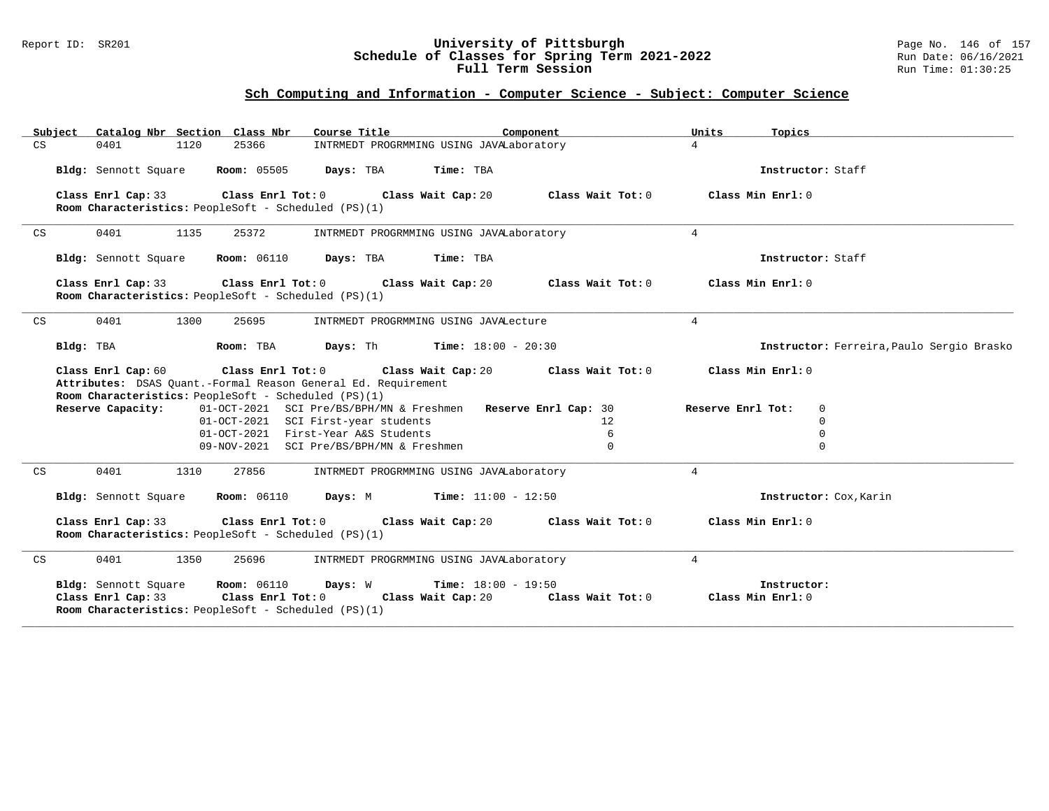## Sch Computing and Information - Computer Science - Subject: Computer Science

| Subject | Catalog Nbr | Section | Class Nbr | Course Title | Component | Units | Topics |
|---|---|---|---|---|---|---|---|
| CS | 0401 | 1120 | 25366 | INTRMEDT PROGRMMING USING JAVA | Laboratory | 4 | |

**Bldg:** Sennott Square **Room:** 05505 **Days:** TBA **Time:** TBA **Instructor:** Staff

**Class Enrl Cap:** 33 **Class Enrl Tot:** 0 **Class Wait Cap:** 20 **Class Wait Tot:** 0 **Class Min Enrl:** 0
**Room Characteristics:** PeopleSoft - Scheduled (PS)(1)

---

| Subject | Catalog Nbr | Section | Class Nbr | Course Title | Component | Units | Topics |
|---|---|---|---|---|---|---|---|
| CS | 0401 | 1135 | 25372 | INTRMEDT PROGRMMING USING JAVA | Laboratory | 4 | |

**Bldg:** Sennott Square **Room:** 06110 **Days:** TBA **Time:** TBA **Instructor:** Staff

**Class Enrl Cap:** 33 **Class Enrl Tot:** 0 **Class Wait Cap:** 20 **Class Wait Tot:** 0 **Class Min Enrl:** 0
**Room Characteristics:** PeopleSoft - Scheduled (PS)(1)

---

| Subject | Catalog Nbr | Section | Class Nbr | Course Title | Component | Units | Topics |
|---|---|---|---|---|---|---|---|
| CS | 0401 | 1300 | 25695 | INTRMEDT PROGRMMING USING JAVA | Lecture | 4 | |

**Bldg:** TBA **Room:** TBA **Days:** Th **Time:** 18:00 - 20:30 **Instructor:** Ferreira,Paulo Sergio Brasko

**Class Enrl Cap:** 60 **Class Enrl Tot:** 0 **Class Wait Cap:** 20 **Class Wait Tot:** 0 **Class Min Enrl:** 0
**Attributes:** DSAS Quant.-Formal Reason General Ed. Requirement
**Room Characteristics:** PeopleSoft - Scheduled (PS)(1)

| Reserve Capacity: | Description | Reserve Enrl Cap | Reserve Enrl Tot |
|---|---|---|---|
| 01-OCT-2021 | SCI Pre/BS/BPH/MN & Freshmen | 30 | 0 |
| 01-OCT-2021 | SCI First-year students | 12 | 0 |
| 01-OCT-2021 | First-Year A&S Students | 6 | 0 |
| 09-NOV-2021 | SCI Pre/BS/BPH/MN & Freshmen | 0 | 0 |

---

| Subject | Catalog Nbr | Section | Class Nbr | Course Title | Component | Units | Topics |
|---|---|---|---|---|---|---|---|
| CS | 0401 | 1310 | 27856 | INTRMEDT PROGRMMING USING JAVA | Laboratory | 4 | |

**Bldg:** Sennott Square **Room:** 06110 **Days:** M **Time:** 11:00 - 12:50 **Instructor:** Cox,Karin

**Class Enrl Cap:** 33 **Class Enrl Tot:** 0 **Class Wait Cap:** 20 **Class Wait Tot:** 0 **Class Min Enrl:** 0
**Room Characteristics:** PeopleSoft - Scheduled (PS)(1)

---

| Subject | Catalog Nbr | Section | Class Nbr | Course Title | Component | Units | Topics |
|---|---|---|---|---|---|---|---|
| CS | 0401 | 1350 | 25696 | INTRMEDT PROGRMMING USING JAVA | Laboratory | 4 | |

**Bldg:** Sennott Square **Room:** 06110 **Days:** W **Time:** 18:00 - 19:50 **Instructor:**
**Class Enrl Cap:** 33 **Class Enrl Tot:** 0 **Class Wait Cap:** 20 **Class Wait Tot:** 0 **Class Min Enrl:** 0
**Room Characteristics:** PeopleSoft - Scheduled (PS)(1)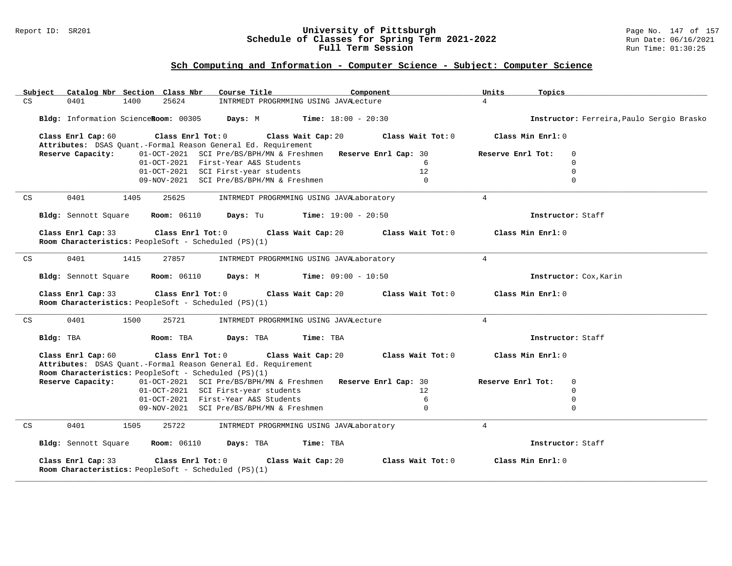## Sch Computing and Information - Computer Science - Subject: Computer Science

| Subject | Catalog Nbr | Section | Class Nbr | Course Title | Component | Units | Topics |
|---|---|---|---|---|---|---|---|
| CS | 0401 | 1400 | 25624 | INTRMEDT PROGRMMING USING JAVA | Lecture | 4 | |

**Bldg:** Information Sciences **Room:** 00305 **Days:** M **Time:** 18:00 - 20:30 **Instructor:** Ferreira,Paulo Sergio Brasko

**Class Enrl Cap:** 60 **Class Enrl Tot:** 0 **Class Wait Cap:** 20 **Class Wait Tot:** 0 **Class Min Enrl:** 0

**Attributes:** DSAS Quant.-Formal Reason General Ed. Requirement

| Reserve Capacity: | Description | Reserve Enrl Cap | Reserve Enrl Tot |
|---|---|---|---|
| 01-OCT-2021 | SCI Pre/BS/BPH/MN & Freshmen | 30 | 0 |
| 01-OCT-2021 | First-Year A&S Students | 6 | 0 |
| 01-OCT-2021 | SCI First-year students | 12 | 0 |
| 09-NOV-2021 | SCI Pre/BS/BPH/MN & Freshmen | 0 | 0 |

---

| Subject | Catalog Nbr | Section | Class Nbr | Course Title | Component | Units | Topics |
|---|---|---|---|---|---|---|---|
| CS | 0401 | 1405 | 25625 | INTRMEDT PROGRMMING USING JAVA | Laboratory | 4 | |

**Bldg:** Sennott Square **Room:** 06110 **Days:** Tu **Time:** 19:00 - 20:50 **Instructor:** Staff

**Class Enrl Cap:** 33 **Class Enrl Tot:** 0 **Class Wait Cap:** 20 **Class Wait Tot:** 0 **Class Min Enrl:** 0

**Room Characteristics:** PeopleSoft - Scheduled (PS)(1)

---

| Subject | Catalog Nbr | Section | Class Nbr | Course Title | Component | Units | Topics |
|---|---|---|---|---|---|---|---|
| CS | 0401 | 1415 | 27857 | INTRMEDT PROGRMMING USING JAVA | Laboratory | 4 | |

**Bldg:** Sennott Square **Room:** 06110 **Days:** M **Time:** 09:00 - 10:50 **Instructor:** Cox,Karin

**Class Enrl Cap:** 33 **Class Enrl Tot:** 0 **Class Wait Cap:** 20 **Class Wait Tot:** 0 **Class Min Enrl:** 0

**Room Characteristics:** PeopleSoft - Scheduled (PS)(1)

---

| Subject | Catalog Nbr | Section | Class Nbr | Course Title | Component | Units | Topics |
|---|---|---|---|---|---|---|---|
| CS | 0401 | 1500 | 25721 | INTRMEDT PROGRMMING USING JAVA | Lecture | 4 | |

**Bldg:** TBA **Room:** TBA **Days:** TBA **Time:** TBA **Instructor:** Staff

**Class Enrl Cap:** 60 **Class Enrl Tot:** 0 **Class Wait Cap:** 20 **Class Wait Tot:** 0 **Class Min Enrl:** 0

**Attributes:** DSAS Quant.-Formal Reason General Ed. Requirement

**Room Characteristics:** PeopleSoft - Scheduled (PS)(1)

| Reserve Capacity: | Description | Reserve Enrl Cap | Reserve Enrl Tot |
|---|---|---|---|
| 01-OCT-2021 | SCI Pre/BS/BPH/MN & Freshmen | 30 | 0 |
| 01-OCT-2021 | SCI First-year students | 12 | 0 |
| 01-OCT-2021 | First-Year A&S Students | 6 | 0 |
| 09-NOV-2021 | SCI Pre/BS/BPH/MN & Freshmen | 0 | 0 |

---

| Subject | Catalog Nbr | Section | Class Nbr | Course Title | Component | Units | Topics |
|---|---|---|---|---|---|---|---|
| CS | 0401 | 1505 | 25722 | INTRMEDT PROGRMMING USING JAVA | Laboratory | 4 | |

**Bldg:** Sennott Square **Room:** 06110 **Days:** TBA **Time:** TBA **Instructor:** Staff

**Class Enrl Cap:** 33 **Class Enrl Tot:** 0 **Class Wait Cap:** 20 **Class Wait Tot:** 0 **Class Min Enrl:** 0

**Room Characteristics:** PeopleSoft - Scheduled (PS)(1)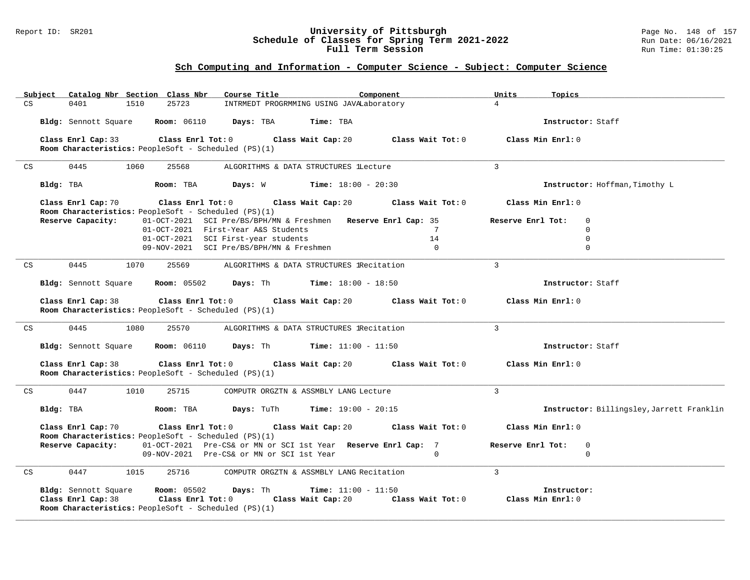## Sch Computing and Information - Computer Science - Subject: Computer Science

| Subject | Catalog Nbr | Section | Class Nbr | Course Title | Component | Units | Topics |
|---|---|---|---|---|---|---|---|
| CS | 0401 | 1510 | 25723 | INTRMEDT PROGRMMING USING JAVA | Laboratory | 4 | |

**Bldg:** Sennott Square **Room:** 06110 **Days:** TBA **Time:** TBA **Instructor:** Staff

**Class Enrl Cap:** 33 **Class Enrl Tot:** 0 **Class Wait Cap:** 20 **Class Wait Tot:** 0 **Class Min Enrl:** 0
**Room Characteristics:** PeopleSoft - Scheduled (PS)(1)

---

| Subject | Catalog Nbr | Section | Class Nbr | Course Title | Component | Units | Topics |
|---|---|---|---|---|---|---|---|
| CS | 0445 | 1060 | 25568 | ALGORITHMS & DATA STRUCTURES 1 | Lecture | 3 | |

**Bldg:** TBA **Room:** TBA **Days:** W **Time:** 18:00 - 20:30 **Instructor:** Hoffman,Timothy L

**Class Enrl Cap:** 70 **Class Enrl Tot:** 0 **Class Wait Cap:** 20 **Class Wait Tot:** 0 **Class Min Enrl:** 0
**Room Characteristics:** PeopleSoft - Scheduled (PS)(1)

| Reserve Capacity: | | Reserve Enrl Cap | Reserve Enrl Tot |
|---|---|---|---|
| 01-OCT-2021 | SCI Pre/BS/BPH/MN & Freshmen | 35 | 0 |
| 01-OCT-2021 | First-Year A&S Students | 7 | 0 |
| 01-OCT-2021 | SCI First-year students | 14 | 0 |
| 09-NOV-2021 | SCI Pre/BS/BPH/MN & Freshmen | 0 | 0 |

---

| Subject | Catalog Nbr | Section | Class Nbr | Course Title | Component | Units | Topics |
|---|---|---|---|---|---|---|---|
| CS | 0445 | 1070 | 25569 | ALGORITHMS & DATA STRUCTURES 1 | Recitation | 3 | |

**Bldg:** Sennott Square **Room:** 05502 **Days:** Th **Time:** 18:00 - 18:50 **Instructor:** Staff

**Class Enrl Cap:** 38 **Class Enrl Tot:** 0 **Class Wait Cap:** 20 **Class Wait Tot:** 0 **Class Min Enrl:** 0
**Room Characteristics:** PeopleSoft - Scheduled (PS)(1)

---

| Subject | Catalog Nbr | Section | Class Nbr | Course Title | Component | Units | Topics |
|---|---|---|---|---|---|---|---|
| CS | 0445 | 1080 | 25570 | ALGORITHMS & DATA STRUCTURES 1 | Recitation | 3 | |

**Bldg:** Sennott Square **Room:** 06110 **Days:** Th **Time:** 11:00 - 11:50 **Instructor:** Staff

**Class Enrl Cap:** 38 **Class Enrl Tot:** 0 **Class Wait Cap:** 20 **Class Wait Tot:** 0 **Class Min Enrl:** 0
**Room Characteristics:** PeopleSoft - Scheduled (PS)(1)

---

| Subject | Catalog Nbr | Section | Class Nbr | Course Title | Component | Units | Topics |
|---|---|---|---|---|---|---|---|
| CS | 0447 | 1010 | 25715 | COMPUTR ORGZTN & ASSMBLY LANG | Lecture | 3 | |

**Bldg:** TBA **Room:** TBA **Days:** TuTh **Time:** 19:00 - 20:15 **Instructor:** Billingsley,Jarrett Franklin

**Class Enrl Cap:** 70 **Class Enrl Tot:** 0 **Class Wait Cap:** 20 **Class Wait Tot:** 0 **Class Min Enrl:** 0
**Room Characteristics:** PeopleSoft - Scheduled (PS)(1)

| Reserve Capacity: | | Reserve Enrl Cap | Reserve Enrl Tot |
|---|---|---|---|
| 01-OCT-2021 | Pre-CS& or MN or SCI 1st Year | 7 | 0 |
| 09-NOV-2021 | Pre-CS& or MN or SCI 1st Year | 0 | 0 |

---

| Subject | Catalog Nbr | Section | Class Nbr | Course Title | Component | Units | Topics |
|---|---|---|---|---|---|---|---|
| CS | 0447 | 1015 | 25716 | COMPUTR ORGZTN & ASSMBLY LANG | Recitation | 3 | |

**Bldg:** Sennott Square **Room:** 05502 **Days:** Th **Time:** 11:00 - 11:50 **Instructor:**
**Class Enrl Cap:** 38 **Class Enrl Tot:** 0 **Class Wait Cap:** 20 **Class Wait Tot:** 0 **Class Min Enrl:** 0
**Room Characteristics:** PeopleSoft - Scheduled (PS)(1)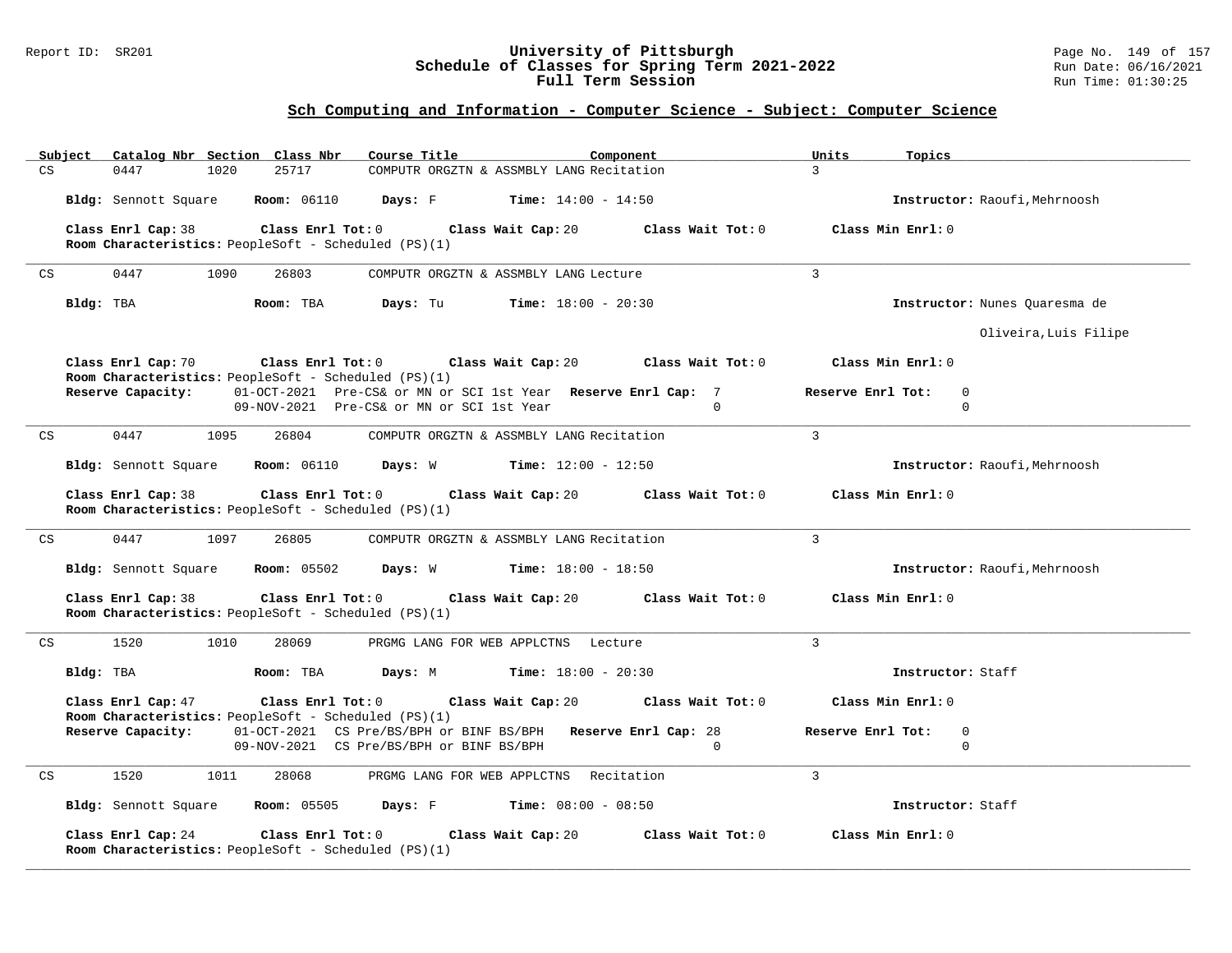## Sch Computing and Information - Computer Science - Subject: Computer Science

| Subject | Catalog Nbr | Section | Class Nbr | Course Title | Component | Units | Topics |
|---|---|---|---|---|---|---|---|
| CS | 0447 | 1020 | 25717 | COMPUTR ORGZTN & ASSMBLY LANG | Recitation | 3 | |

**Bldg:** Sennott Square **Room:** 06110 **Days:** F **Time:** 14:00 - 14:50 **Instructor:** Raoufi,Mehrnoosh

**Class Enrl Cap:** 38 **Class Enrl Tot:** 0 **Class Wait Cap:** 20 **Class Wait Tot:** 0 **Class Min Enrl:** 0
**Room Characteristics:** PeopleSoft - Scheduled (PS)(1)

---

| Subject | Catalog Nbr | Section | Class Nbr | Course Title | Component | Units | Topics |
|---|---|---|---|---|---|---|---|
| CS | 0447 | 1090 | 26803 | COMPUTR ORGZTN & ASSMBLY LANG | Lecture | 3 | |

**Bldg:** TBA **Room:** TBA **Days:** Tu **Time:** 18:00 - 20:30 **Instructor:** Nunes Quaresma de Oliveira,Luis Filipe

**Class Enrl Cap:** 70 **Class Enrl Tot:** 0 **Class Wait Cap:** 20 **Class Wait Tot:** 0 **Class Min Enrl:** 0
**Room Characteristics:** PeopleSoft - Scheduled (PS)(1)

| Reserve Capacity: | Date | Group | Reserve Enrl Cap | Reserve Enrl Tot |
|---|---|---|---|---|
| | 01-OCT-2021 | Pre-CS& or MN or SCI 1st Year | 7 | 0 |
| | 09-NOV-2021 | Pre-CS& or MN or SCI 1st Year | 0 | 0 |

---

| Subject | Catalog Nbr | Section | Class Nbr | Course Title | Component | Units | Topics |
|---|---|---|---|---|---|---|---|
| CS | 0447 | 1095 | 26804 | COMPUTR ORGZTN & ASSMBLY LANG | Recitation | 3 | |

**Bldg:** Sennott Square **Room:** 06110 **Days:** W **Time:** 12:00 - 12:50 **Instructor:** Raoufi,Mehrnoosh

**Class Enrl Cap:** 38 **Class Enrl Tot:** 0 **Class Wait Cap:** 20 **Class Wait Tot:** 0 **Class Min Enrl:** 0
**Room Characteristics:** PeopleSoft - Scheduled (PS)(1)

---

| Subject | Catalog Nbr | Section | Class Nbr | Course Title | Component | Units | Topics |
|---|---|---|---|---|---|---|---|
| CS | 0447 | 1097 | 26805 | COMPUTR ORGZTN & ASSMBLY LANG | Recitation | 3 | |

**Bldg:** Sennott Square **Room:** 05502 **Days:** W **Time:** 18:00 - 18:50 **Instructor:** Raoufi,Mehrnoosh

**Class Enrl Cap:** 38 **Class Enrl Tot:** 0 **Class Wait Cap:** 20 **Class Wait Tot:** 0 **Class Min Enrl:** 0
**Room Characteristics:** PeopleSoft - Scheduled (PS)(1)

---

| Subject | Catalog Nbr | Section | Class Nbr | Course Title | Component | Units | Topics |
|---|---|---|---|---|---|---|---|
| CS | 1520 | 1010 | 28069 | PRGMG LANG FOR WEB APPLCTNS | Lecture | 3 | |

**Bldg:** TBA **Room:** TBA **Days:** M **Time:** 18:00 - 20:30 **Instructor:** Staff

**Class Enrl Cap:** 47 **Class Enrl Tot:** 0 **Class Wait Cap:** 20 **Class Wait Tot:** 0 **Class Min Enrl:** 0
**Room Characteristics:** PeopleSoft - Scheduled (PS)(1)

| Reserve Capacity: | Date | Group | Reserve Enrl Cap | Reserve Enrl Tot |
|---|---|---|---|---|
| | 01-OCT-2021 | CS Pre/BS/BPH or BINF BS/BPH | 28 | 0 |
| | 09-NOV-2021 | CS Pre/BS/BPH or BINF BS/BPH | 0 | 0 |

---

| Subject | Catalog Nbr | Section | Class Nbr | Course Title | Component | Units | Topics |
|---|---|---|---|---|---|---|---|
| CS | 1520 | 1011 | 28068 | PRGMG LANG FOR WEB APPLCTNS | Recitation | 3 | |

**Bldg:** Sennott Square **Room:** 05505 **Days:** F **Time:** 08:00 - 08:50 **Instructor:** Staff

**Class Enrl Cap:** 24 **Class Enrl Tot:** 0 **Class Wait Cap:** 20 **Class Wait Tot:** 0 **Class Min Enrl:** 0
**Room Characteristics:** PeopleSoft - Scheduled (PS)(1)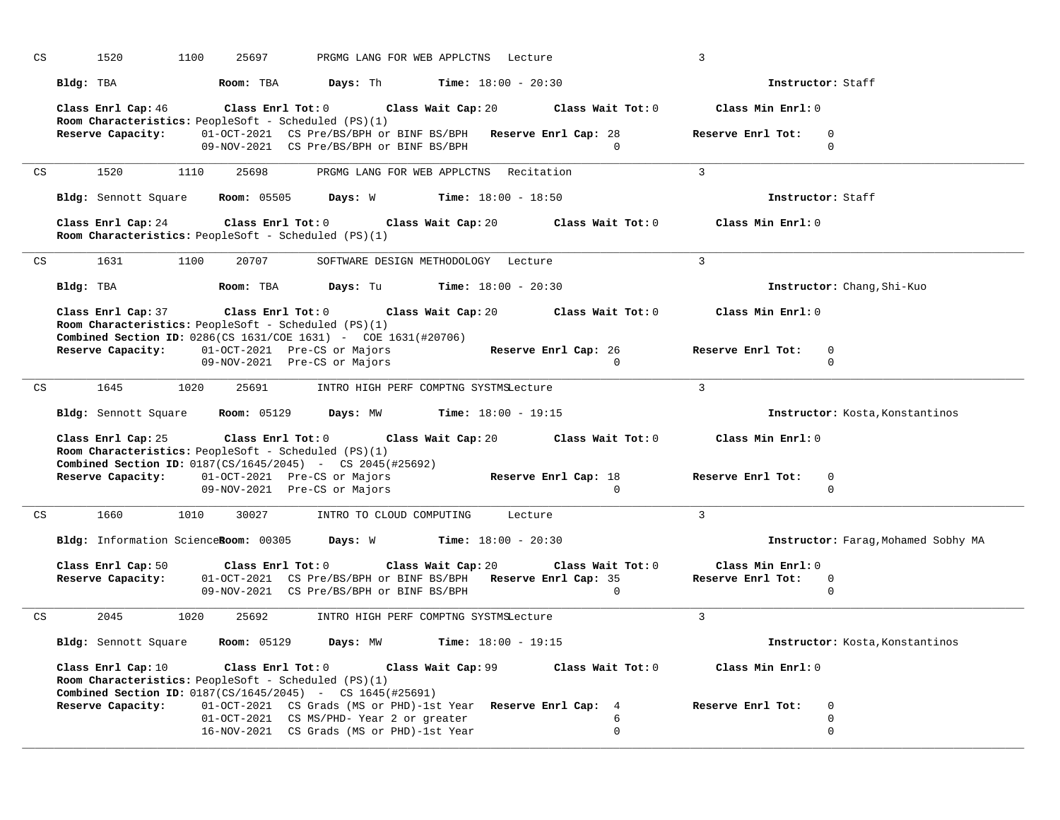CS 1520 1100 25697 PRGMG LANG FOR WEB APPLCTNS Lecture 3

**Bldg:** TBA **Room:** TBA **Days:** Th **Time:** 18:00 - 20:30 **Instructor:** Staff

**Class Enrl Cap:** 46 **Class Enrl Tot:** 0 **Class Wait Cap:** 20 **Class Wait Tot:** 0 **Class Min Enrl:** 0
**Room Characteristics:** PeopleSoft - Scheduled (PS)(1)

| **Reserve Capacity:** | | **Reserve Enrl Cap** | **Reserve Enrl Tot** |
|---|---|---|---|
| 01-OCT-2021 | CS Pre/BS/BPH or BINF BS/BPH | 28 | 0 |
| 09-NOV-2021 | CS Pre/BS/BPH or BINF BS/BPH | 0 | 0 |

---

CS 1520 1110 25698 PRGMG LANG FOR WEB APPLCTNS Recitation 3

**Bldg:** Sennott Square **Room:** 05505 **Days:** W **Time:** 18:00 - 18:50 **Instructor:** Staff

**Class Enrl Cap:** 24 **Class Enrl Tot:** 0 **Class Wait Cap:** 20 **Class Wait Tot:** 0 **Class Min Enrl:** 0
**Room Characteristics:** PeopleSoft - Scheduled (PS)(1)

---

CS 1631 1100 20707 SOFTWARE DESIGN METHODOLOGY Lecture 3

**Bldg:** TBA **Room:** TBA **Days:** Tu **Time:** 18:00 - 20:30 **Instructor:** Chang,Shi-Kuo

**Class Enrl Cap:** 37 **Class Enrl Tot:** 0 **Class Wait Cap:** 20 **Class Wait Tot:** 0 **Class Min Enrl:** 0
**Room Characteristics:** PeopleSoft - Scheduled (PS)(1)
**Combined Section ID:** 0286(CS 1631/COE 1631) - COE 1631(#20706)

| **Reserve Capacity:** | | **Reserve Enrl Cap** | **Reserve Enrl Tot** |
|---|---|---|---|
| 01-OCT-2021 | Pre-CS or Majors | 26 | 0 |
| 09-NOV-2021 | Pre-CS or Majors | 0 | 0 |

---

CS 1645 1020 25691 INTRO HIGH PERF COMPTNG SYSTMS Lecture 3

**Bldg:** Sennott Square **Room:** 05129 **Days:** MW **Time:** 18:00 - 19:15 **Instructor:** Kosta,Konstantinos

**Class Enrl Cap:** 25 **Class Enrl Tot:** 0 **Class Wait Cap:** 20 **Class Wait Tot:** 0 **Class Min Enrl:** 0
**Room Characteristics:** PeopleSoft - Scheduled (PS)(1)
**Combined Section ID:** 0187(CS/1645/2045) - CS 2045(#25692)

| **Reserve Capacity:** | | **Reserve Enrl Cap** | **Reserve Enrl Tot** |
|---|---|---|---|
| 01-OCT-2021 | Pre-CS or Majors | 18 | 0 |
| 09-NOV-2021 | Pre-CS or Majors | 0 | 0 |

---

CS 1660 1010 30027 INTRO TO CLOUD COMPUTING Lecture 3

**Bldg:** Information Science **Room:** 00305 **Days:** W **Time:** 18:00 - 20:30 **Instructor:** Farag,Mohamed Sobhy MA

**Class Enrl Cap:** 50 **Class Enrl Tot:** 0 **Class Wait Cap:** 20 **Class Wait Tot:** 0 **Class Min Enrl:** 0

| **Reserve Capacity:** | | **Reserve Enrl Cap** | **Reserve Enrl Tot** |
|---|---|---|---|
| 01-OCT-2021 | CS Pre/BS/BPH or BINF BS/BPH | 35 | 0 |
| 09-NOV-2021 | CS Pre/BS/BPH or BINF BS/BPH | 0 | 0 |

---

CS 2045 1020 25692 INTRO HIGH PERF COMPTNG SYSTMS Lecture 3

**Bldg:** Sennott Square **Room:** 05129 **Days:** MW **Time:** 18:00 - 19:15 **Instructor:** Kosta,Konstantinos

**Class Enrl Cap:** 10 **Class Enrl Tot:** 0 **Class Wait Cap:** 99 **Class Wait Tot:** 0 **Class Min Enrl:** 0
**Room Characteristics:** PeopleSoft - Scheduled (PS)(1)
**Combined Section ID:** 0187(CS/1645/2045) - CS 1645(#25691)

| **Reserve Capacity:** | | **Reserve Enrl Cap** | **Reserve Enrl Tot** |
|---|---|---|---|
| 01-OCT-2021 | CS Grads (MS or PHD)-1st Year | 4 | 0 |
| 01-OCT-2021 | CS MS/PHD- Year 2 or greater | 6 | 0 |
| 16-NOV-2021 | CS Grads (MS or PHD)-1st Year | 0 | 0 |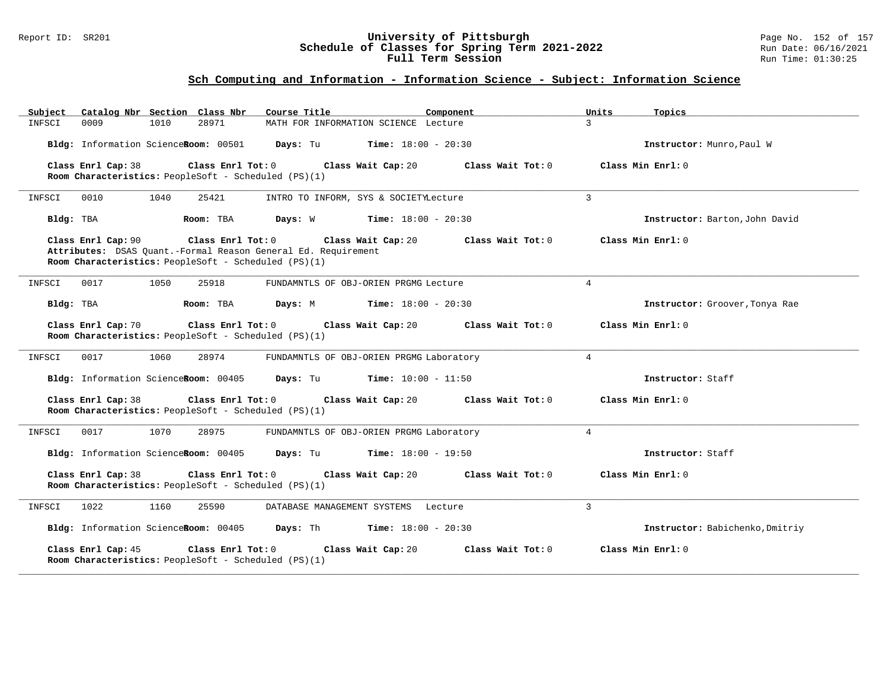## Sch Computing and Information - Information Science - Subject: Information Science

| Subject | Catalog Nbr | Section | Class Nbr | Course Title | Component | Units | Topics |
|---|---|---|---|---|---|---|---|
| INFSCI | 0009 | 1010 | 28971 | MATH FOR INFORMATION SCIENCE | Lecture | 3 | |

**Bldg:** Information Science **Room:** 00501 **Days:** Tu **Time:** 18:00 - 20:30 **Instructor:** Munro,Paul W

**Class Enrl Cap:** 38 **Class Enrl Tot:** 0 **Class Wait Cap:** 20 **Class Wait Tot:** 0 **Class Min Enrl:** 0
**Room Characteristics:** PeopleSoft - Scheduled (PS)(1)

---

| Subject | Catalog Nbr | Section | Class Nbr | Course Title | Component | Units | Topics |
|---|---|---|---|---|---|---|---|
| INFSCI | 0010 | 1040 | 25421 | INTRO TO INFORM, SYS & SOCIETY | Lecture | 3 | |

**Bldg:** TBA **Room:** TBA **Days:** W **Time:** 18:00 - 20:30 **Instructor:** Barton,John David

**Class Enrl Cap:** 90 **Class Enrl Tot:** 0 **Class Wait Cap:** 20 **Class Wait Tot:** 0 **Class Min Enrl:** 0
**Attributes:** DSAS Quant.-Formal Reason General Ed. Requirement
**Room Characteristics:** PeopleSoft - Scheduled (PS)(1)

---

| Subject | Catalog Nbr | Section | Class Nbr | Course Title | Component | Units | Topics |
|---|---|---|---|---|---|---|---|
| INFSCI | 0017 | 1050 | 25918 | FUNDAMNTLS OF OBJ-ORIEN PRGMG | Lecture | 4 | |

**Bldg:** TBA **Room:** TBA **Days:** M **Time:** 18:00 - 20:30 **Instructor:** Groover,Tonya Rae

**Class Enrl Cap:** 70 **Class Enrl Tot:** 0 **Class Wait Cap:** 20 **Class Wait Tot:** 0 **Class Min Enrl:** 0
**Room Characteristics:** PeopleSoft - Scheduled (PS)(1)

---

| Subject | Catalog Nbr | Section | Class Nbr | Course Title | Component | Units | Topics |
|---|---|---|---|---|---|---|---|
| INFSCI | 0017 | 1060 | 28974 | FUNDAMNTLS OF OBJ-ORIEN PRGMG | Laboratory | 4 | |

**Bldg:** Information Science **Room:** 00405 **Days:** Tu **Time:** 10:00 - 11:50 **Instructor:** Staff

**Class Enrl Cap:** 38 **Class Enrl Tot:** 0 **Class Wait Cap:** 20 **Class Wait Tot:** 0 **Class Min Enrl:** 0
**Room Characteristics:** PeopleSoft - Scheduled (PS)(1)

---

| Subject | Catalog Nbr | Section | Class Nbr | Course Title | Component | Units | Topics |
|---|---|---|---|---|---|---|---|
| INFSCI | 0017 | 1070 | 28975 | FUNDAMNTLS OF OBJ-ORIEN PRGMG | Laboratory | 4 | |

**Bldg:** Information Science **Room:** 00405 **Days:** Tu **Time:** 18:00 - 19:50 **Instructor:** Staff

**Class Enrl Cap:** 38 **Class Enrl Tot:** 0 **Class Wait Cap:** 20 **Class Wait Tot:** 0 **Class Min Enrl:** 0
**Room Characteristics:** PeopleSoft - Scheduled (PS)(1)

---

| Subject | Catalog Nbr | Section | Class Nbr | Course Title | Component | Units | Topics |
|---|---|---|---|---|---|---|---|
| INFSCI | 1022 | 1160 | 25590 | DATABASE MANAGEMENT SYSTEMS | Lecture | 3 | |

**Bldg:** Information Science **Room:** 00405 **Days:** Th **Time:** 18:00 - 20:30 **Instructor:** Babichenko,Dmitriy

**Class Enrl Cap:** 45 **Class Enrl Tot:** 0 **Class Wait Cap:** 20 **Class Wait Tot:** 0 **Class Min Enrl:** 0
**Room Characteristics:** PeopleSoft - Scheduled (PS)(1)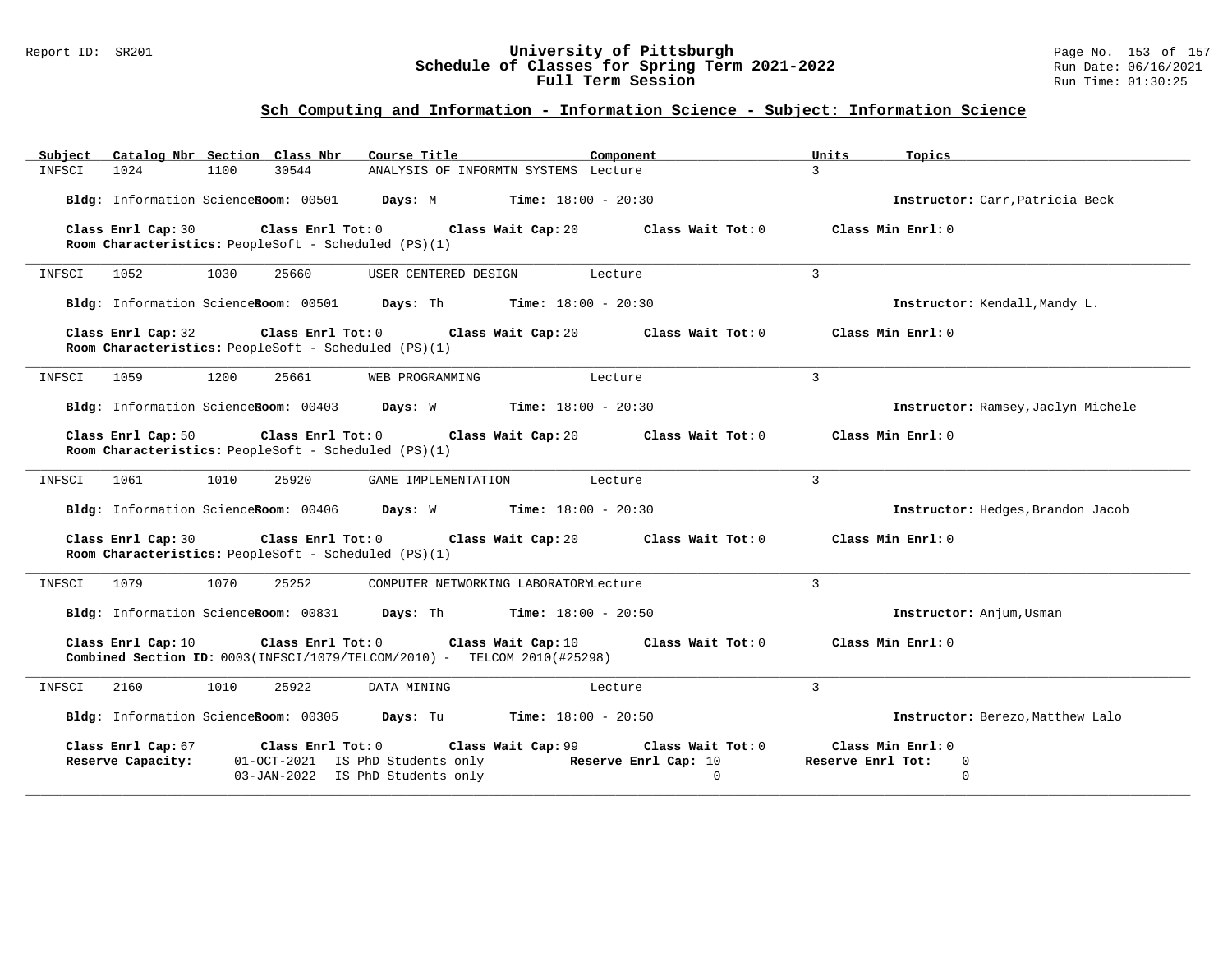## Sch Computing and Information - Information Science - Subject: Information Science

| Subject | Catalog Nbr | Section | Class Nbr | Course Title | Component | Units | Topics |
|---|---|---|---|---|---|---|---|
| INFSCI | 1024 | 1100 | 30544 | ANALYSIS OF INFORMTN SYSTEMS | Lecture | 3 | |

**Bldg:** Information Science **Room:** 00501 **Days:** M **Time:** 18:00 - 20:30 **Instructor:** Carr,Patricia Beck

**Class Enrl Cap:** 30 **Class Enrl Tot:** 0 **Class Wait Cap:** 20 **Class Wait Tot:** 0 **Class Min Enrl:** 0
**Room Characteristics:** PeopleSoft - Scheduled (PS)(1)

---

| Subject | Catalog Nbr | Section | Class Nbr | Course Title | Component | Units | Topics |
|---|---|---|---|---|---|---|---|
| INFSCI | 1052 | 1030 | 25660 | USER CENTERED DESIGN | Lecture | 3 | |

**Bldg:** Information Science **Room:** 00501 **Days:** Th **Time:** 18:00 - 20:30 **Instructor:** Kendall,Mandy L.

**Class Enrl Cap:** 32 **Class Enrl Tot:** 0 **Class Wait Cap:** 20 **Class Wait Tot:** 0 **Class Min Enrl:** 0
**Room Characteristics:** PeopleSoft - Scheduled (PS)(1)

---

| Subject | Catalog Nbr | Section | Class Nbr | Course Title | Component | Units | Topics |
|---|---|---|---|---|---|---|---|
| INFSCI | 1059 | 1200 | 25661 | WEB PROGRAMMING | Lecture | 3 | |

**Bldg:** Information Science **Room:** 00403 **Days:** W **Time:** 18:00 - 20:30 **Instructor:** Ramsey,Jaclyn Michele

**Class Enrl Cap:** 50 **Class Enrl Tot:** 0 **Class Wait Cap:** 20 **Class Wait Tot:** 0 **Class Min Enrl:** 0
**Room Characteristics:** PeopleSoft - Scheduled (PS)(1)

---

| Subject | Catalog Nbr | Section | Class Nbr | Course Title | Component | Units | Topics |
|---|---|---|---|---|---|---|---|
| INFSCI | 1061 | 1010 | 25920 | GAME IMPLEMENTATION | Lecture | 3 | |

**Bldg:** Information Science **Room:** 00406 **Days:** W **Time:** 18:00 - 20:30 **Instructor:** Hedges,Brandon Jacob

**Class Enrl Cap:** 30 **Class Enrl Tot:** 0 **Class Wait Cap:** 20 **Class Wait Tot:** 0 **Class Min Enrl:** 0
**Room Characteristics:** PeopleSoft - Scheduled (PS)(1)

---

| Subject | Catalog Nbr | Section | Class Nbr | Course Title | Component | Units | Topics |
|---|---|---|---|---|---|---|---|
| INFSCI | 1079 | 1070 | 25252 | COMPUTER NETWORKING LABORATORY | Lecture | 3 | |

**Bldg:** Information Science **Room:** 00831 **Days:** Th **Time:** 18:00 - 20:50 **Instructor:** Anjum,Usman

**Class Enrl Cap:** 10 **Class Enrl Tot:** 0 **Class Wait Cap:** 10 **Class Wait Tot:** 0 **Class Min Enrl:** 0
**Combined Section ID:** 0003(INFSCI/1079/TELCOM/2010) - TELCOM 2010(#25298)

---

| Subject | Catalog Nbr | Section | Class Nbr | Course Title | Component | Units | Topics |
|---|---|---|---|---|---|---|---|
| INFSCI | 2160 | 1010 | 25922 | DATA MINING | Lecture | 3 | |

**Bldg:** Information Science **Room:** 00305 **Days:** Tu **Time:** 18:00 - 20:50 **Instructor:** Berezo,Matthew Lalo

**Class Enrl Cap:** 67 **Class Enrl Tot:** 0 **Class Wait Cap:** 99 **Class Wait Tot:** 0 **Class Min Enrl:** 0

| Reserve Capacity: | | Reserve Enrl Cap: | Reserve Enrl Tot: |
|---|---|---|---|
| 01-OCT-2021 | IS PhD Students only | 10 | 0 |
| 03-JAN-2022 | IS PhD Students only | 0 | 0 |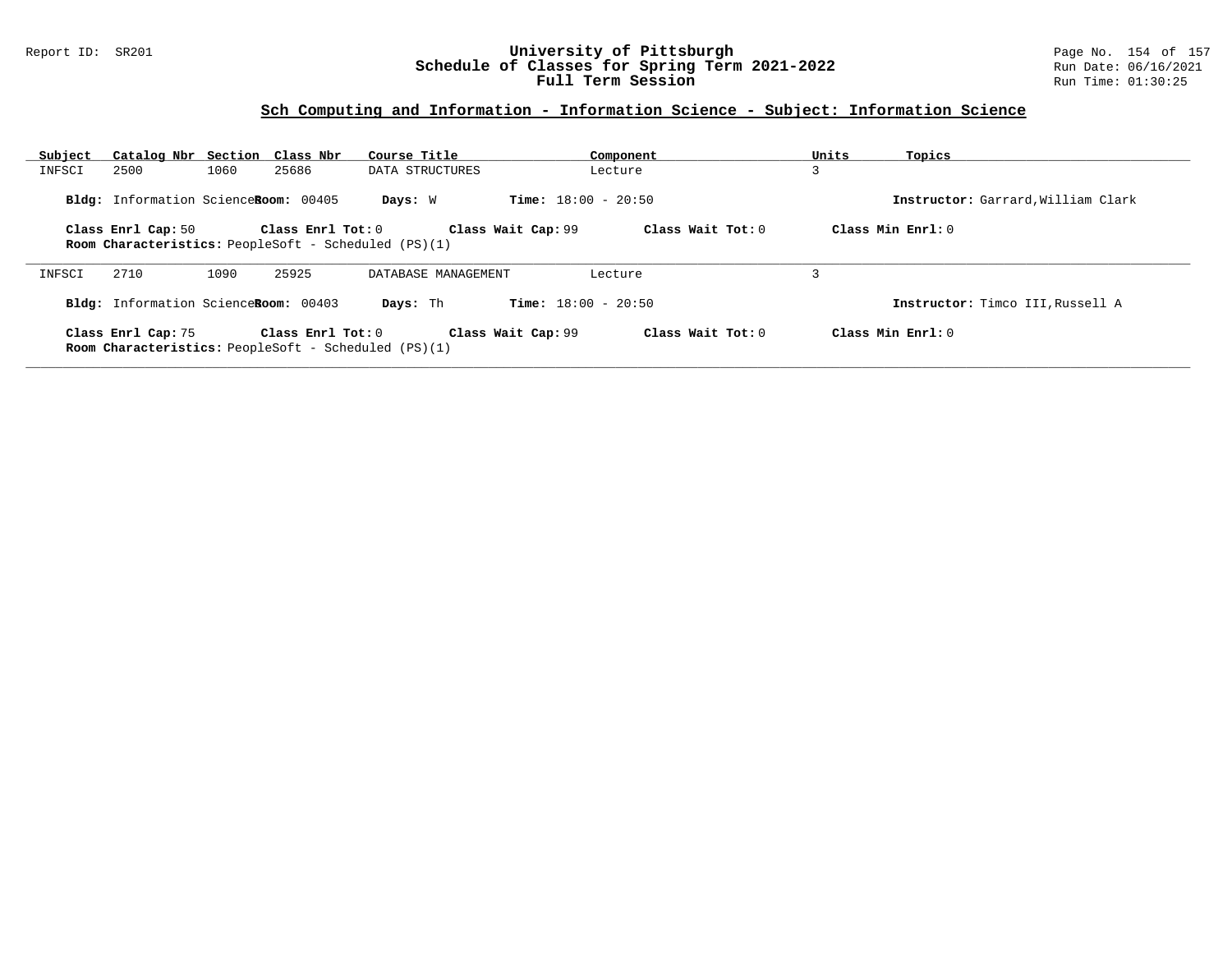## Sch Computing and Information - Information Science - Subject: Information Science

| Subject | Catalog Nbr | Section | Class Nbr | Course Title | Component | Units | Topics |
|---|---|---|---|---|---|---|---|
| INFSCI | 2500 | 1060 | 25686 | DATA STRUCTURES | Lecture | 3 | |

**Bldg:** Information Science **Room:** 00405 **Days:** W **Time:** 18:00 - 20:50 **Instructor:** Garrard,William Clark

**Class Enrl Cap:** 50 **Class Enrl Tot:** 0 **Class Wait Cap:** 99 **Class Wait Tot:** 0 **Class Min Enrl:** 0

**Room Characteristics:** PeopleSoft - Scheduled (PS)(1)

---

| Subject | Catalog Nbr | Section | Class Nbr | Course Title | Component | Units | Topics |
|---|---|---|---|---|---|---|---|
| INFSCI | 2710 | 1090 | 25925 | DATABASE MANAGEMENT | Lecture | 3 | |

**Bldg:** Information Science **Room:** 00403 **Days:** Th **Time:** 18:00 - 20:50 **Instructor:** Timco III,Russell A

**Class Enrl Cap:** 75 **Class Enrl Tot:** 0 **Class Wait Cap:** 99 **Class Wait Tot:** 0 **Class Min Enrl:** 0

**Room Characteristics:** PeopleSoft - Scheduled (PS)(1)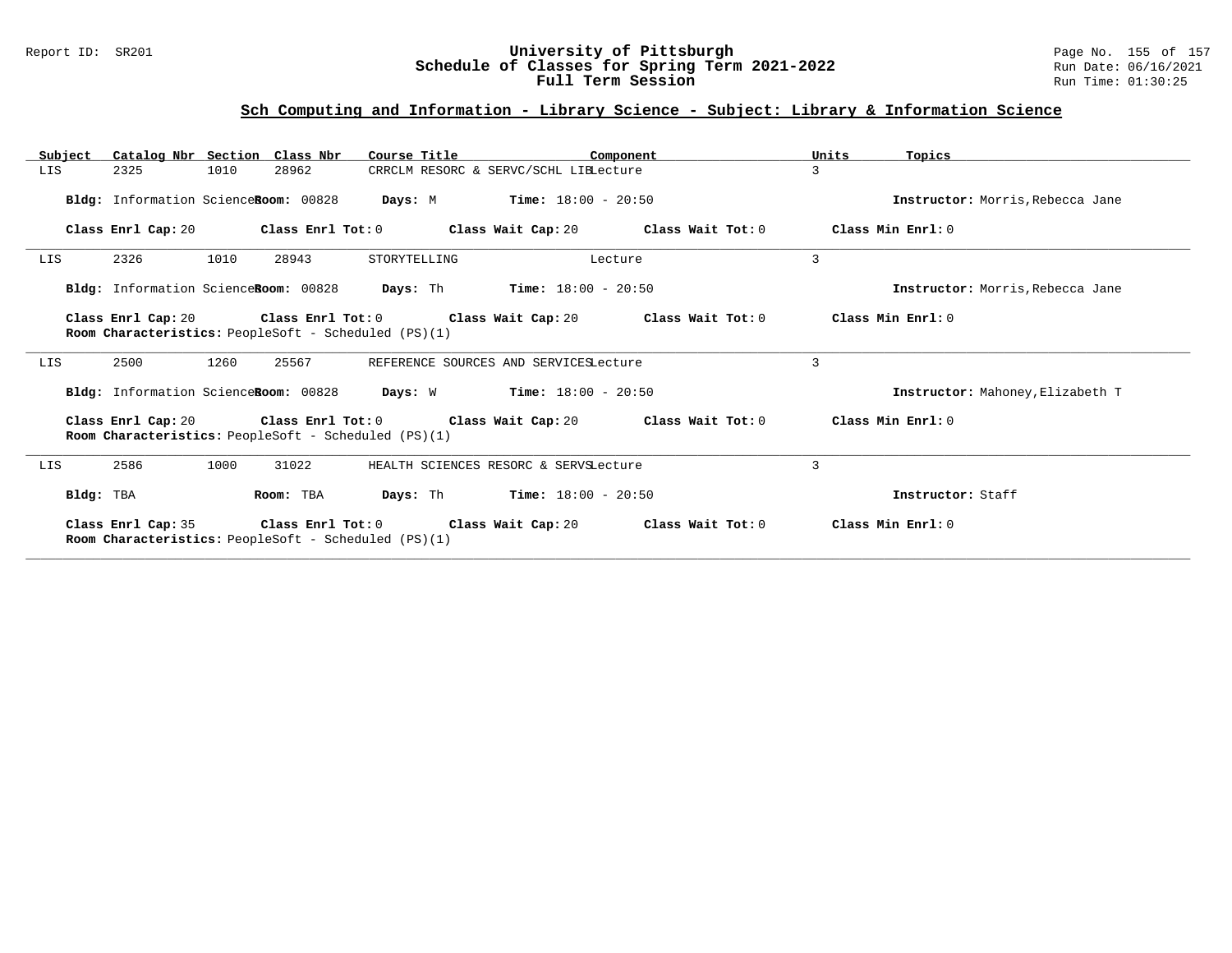## Sch Computing and Information - Library Science - Subject: Library & Information Science

| Subject | Catalog Nbr | Section | Class Nbr | Course Title | Component | Units | Topics |
|---|---|---|---|---|---|---|---|
| LIS | 2325 | 1010 | 28962 | CRRCLM RESORC & SERVC/SCHL LIB | Lecture | 3 | |

**Bldg:** Information Science **Room:** 00828 **Days:** M **Time:** 18:00 - 20:50 **Instructor:** Morris,Rebecca Jane

**Class Enrl Cap:** 20 **Class Enrl Tot:** 0 **Class Wait Cap:** 20 **Class Wait Tot:** 0 **Class Min Enrl:** 0

---

| Subject | Catalog Nbr | Section | Class Nbr | Course Title | Component | Units | Topics |
|---|---|---|---|---|---|---|---|
| LIS | 2326 | 1010 | 28943 | STORYTELLING | Lecture | 3 | |

**Bldg:** Information Science **Room:** 00828 **Days:** Th **Time:** 18:00 - 20:50 **Instructor:** Morris,Rebecca Jane

**Class Enrl Cap:** 20 **Class Enrl Tot:** 0 **Class Wait Cap:** 20 **Class Wait Tot:** 0 **Class Min Enrl:** 0
**Room Characteristics:** PeopleSoft - Scheduled (PS)(1)

---

| Subject | Catalog Nbr | Section | Class Nbr | Course Title | Component | Units | Topics |
|---|---|---|---|---|---|---|---|
| LIS | 2500 | 1260 | 25567 | REFERENCE SOURCES AND SERVICES | Lecture | 3 | |

**Bldg:** Information Science **Room:** 00828 **Days:** W **Time:** 18:00 - 20:50 **Instructor:** Mahoney,Elizabeth T

**Class Enrl Cap:** 20 **Class Enrl Tot:** 0 **Class Wait Cap:** 20 **Class Wait Tot:** 0 **Class Min Enrl:** 0
**Room Characteristics:** PeopleSoft - Scheduled (PS)(1)

---

| Subject | Catalog Nbr | Section | Class Nbr | Course Title | Component | Units | Topics |
|---|---|---|---|---|---|---|---|
| LIS | 2586 | 1000 | 31022 | HEALTH SCIENCES RESORC & SERVS | Lecture | 3 | |

**Bldg:** TBA **Room:** TBA **Days:** Th **Time:** 18:00 - 20:50 **Instructor:** Staff

**Class Enrl Cap:** 35 **Class Enrl Tot:** 0 **Class Wait Cap:** 20 **Class Wait Tot:** 0 **Class Min Enrl:** 0
**Room Characteristics:** PeopleSoft - Scheduled (PS)(1)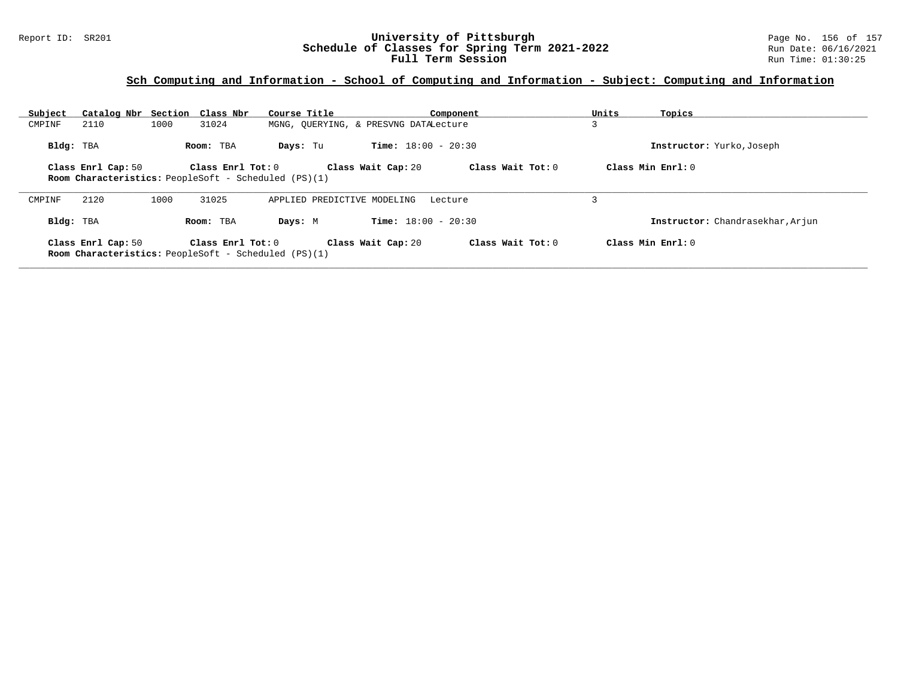## Sch Computing and Information - School of Computing and Information - Subject: Computing and Information

| Subject | Catalog Nbr | Section | Class Nbr | Course Title | Component | Units | Topics |
|---|---|---|---|---|---|---|---|
| CMPINF | 2110 | 1000 | 31024 | MGNG, QUERYING, & PRESVNG DATA | Lecture | 3 | |

**Bldg:** TBA **Room:** TBA **Days:** Tu **Time:** 18:00 - 20:30 **Instructor:** Yurko,Joseph

**Class Enrl Cap:** 50 **Class Enrl Tot:** 0 **Class Wait Cap:** 20 **Class Wait Tot:** 0 **Class Min Enrl:** 0

**Room Characteristics:** PeopleSoft - Scheduled (PS)(1)

| Subject | Catalog Nbr | Section | Class Nbr | Course Title | Component | Units | Topics |
|---|---|---|---|---|---|---|---|
| CMPINF | 2120 | 1000 | 31025 | APPLIED PREDICTIVE MODELING | Lecture | 3 | |

**Bldg:** TBA **Room:** TBA **Days:** M **Time:** 18:00 - 20:30 **Instructor:** Chandrasekhar,Arjun

**Class Enrl Cap:** 50 **Class Enrl Tot:** 0 **Class Wait Cap:** 20 **Class Wait Tot:** 0 **Class Min Enrl:** 0

**Room Characteristics:** PeopleSoft - Scheduled (PS)(1)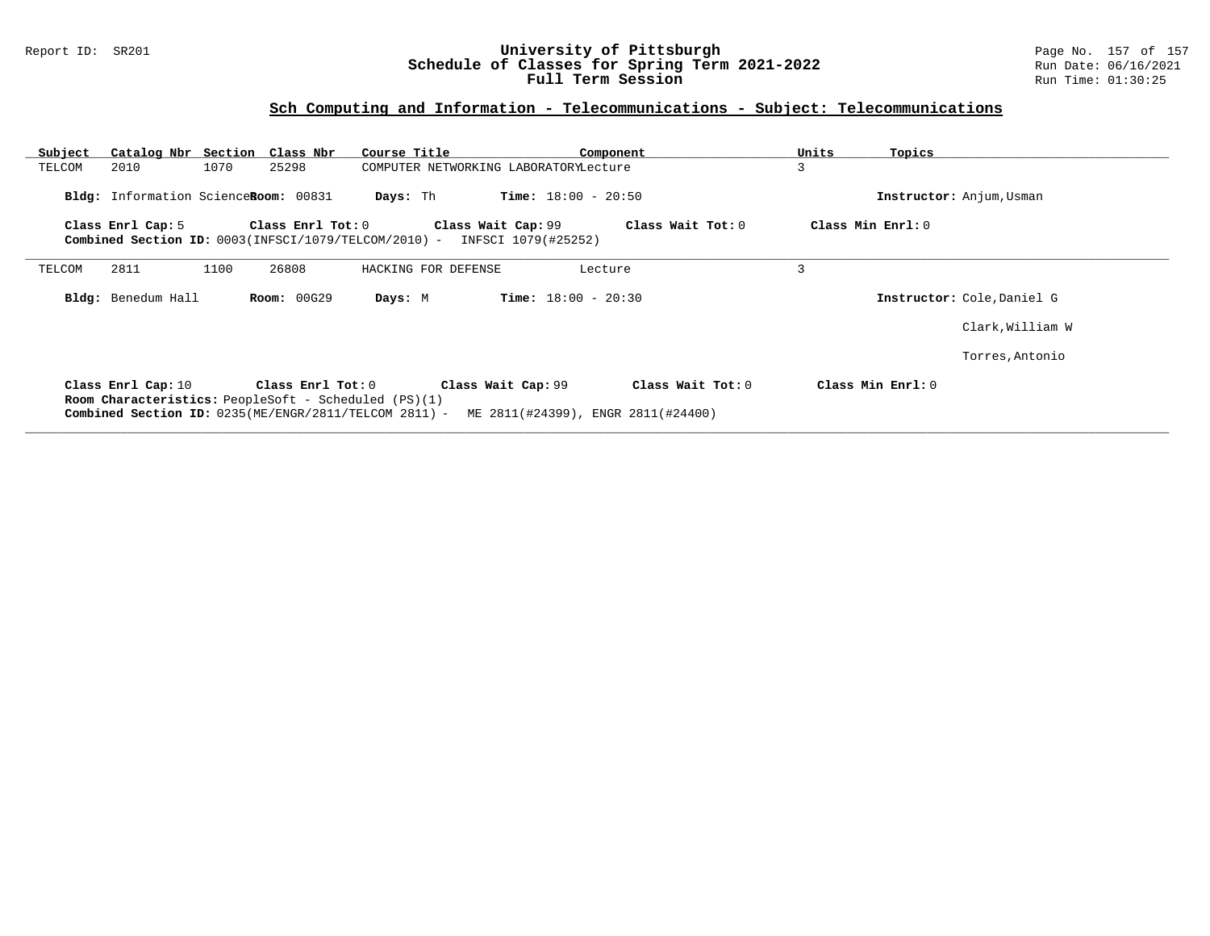# University of Pittsburgh
## Schedule of Classes for Spring Term 2021-2022
### Full Term Session

Report ID: SR201

Run Date: 06/16/2021

Run Time: 01:30:25

## Sch Computing and Information - Telecommunications - Subject: Telecommunications

| Subject | Catalog Nbr | Section | Class Nbr | Course Title | Component | Units | Topics |
|---|---|---|---|---|---|---|---|
| TELCOM | 2010 | 1070 | 25298 | COMPUTER NETWORKING LABORATORY | Lecture | 3 | |

**Bldg:** Information Sciences **Room:** 00831 **Days:** Th **Time:** 18:00 - 20:50 **Instructor:** Anjum,Usman

**Class Enrl Cap:** 5 **Class Enrl Tot:** 0 **Class Wait Cap:** 99 **Class Wait Tot:** 0 **Class Min Enrl:** 0

**Combined Section ID:** 0003(INFSCI/1079/TELCOM/2010) - INFSCI 1079(#25252)

---

| Subject | Catalog Nbr | Section | Class Nbr | Course Title | Component | Units | Topics |
|---|---|---|---|---|---|---|---|
| TELCOM | 2811 | 1100 | 26808 | HACKING FOR DEFENSE | Lecture | 3 | |

**Bldg:** Benedum Hall **Room:** 00G29 **Days:** M **Time:** 18:00 - 20:30 **Instructor:** Cole,Daniel G

Clark,William W

Torres,Antonio

**Class Enrl Cap:** 10 **Class Enrl Tot:** 0 **Class Wait Cap:** 99 **Class Wait Tot:** 0 **Class Min Enrl:** 0

**Room Characteristics:** PeopleSoft - Scheduled (PS)(1)

**Combined Section ID:** 0235(ME/ENGR/2811/TELCOM 2811) - ME 2811(#24399), ENGR 2811(#24400)